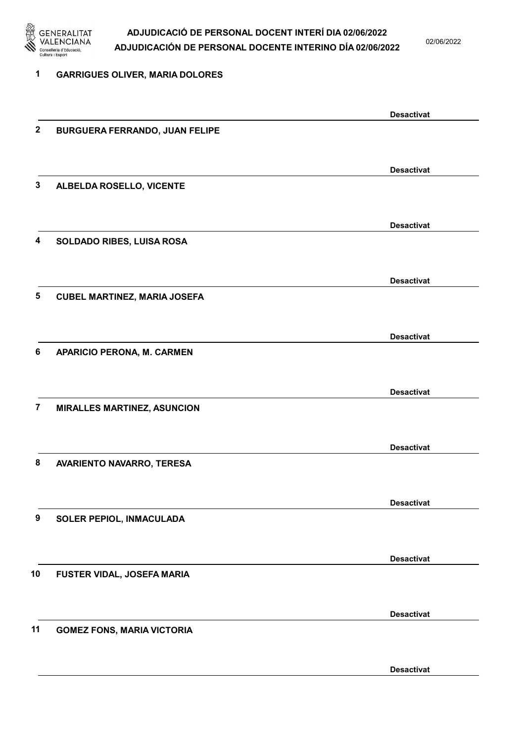# ADJUDICACIÓ DE PERSONAL DOCENT INTERÍ DIA 02/06/2022
# ADJUDICACIÓN DE PERSONAL DOCENTE INTERINO DÍA 02/06/2022

02/06/2022

**1 GARRIGUES OLIVER, MARIA DOLORES**

**Desactivat**

**2 BURGUERA FERRANDO, JUAN FELIPE**

**Desactivat**

**3 ALBELDA ROSELLO, VICENTE**

**Desactivat**

**4 SOLDADO RIBES, LUISA ROSA**

**Desactivat**

**5 CUBEL MARTINEZ, MARIA JOSEFA**

**Desactivat**

**6 APARICIO PERONA, M. CARMEN**

**Desactivat**

**7 MIRALLES MARTINEZ, ASUNCION**

**Desactivat**

**8 AVARIENTO NAVARRO, TERESA**

**Desactivat**

**9 SOLER PEPIOL, INMACULADA**

**Desactivat**

**10 FUSTER VIDAL, JOSEFA MARIA**

**Desactivat**

**11 GOMEZ FONS, MARIA VICTORIA**

**Desactivat**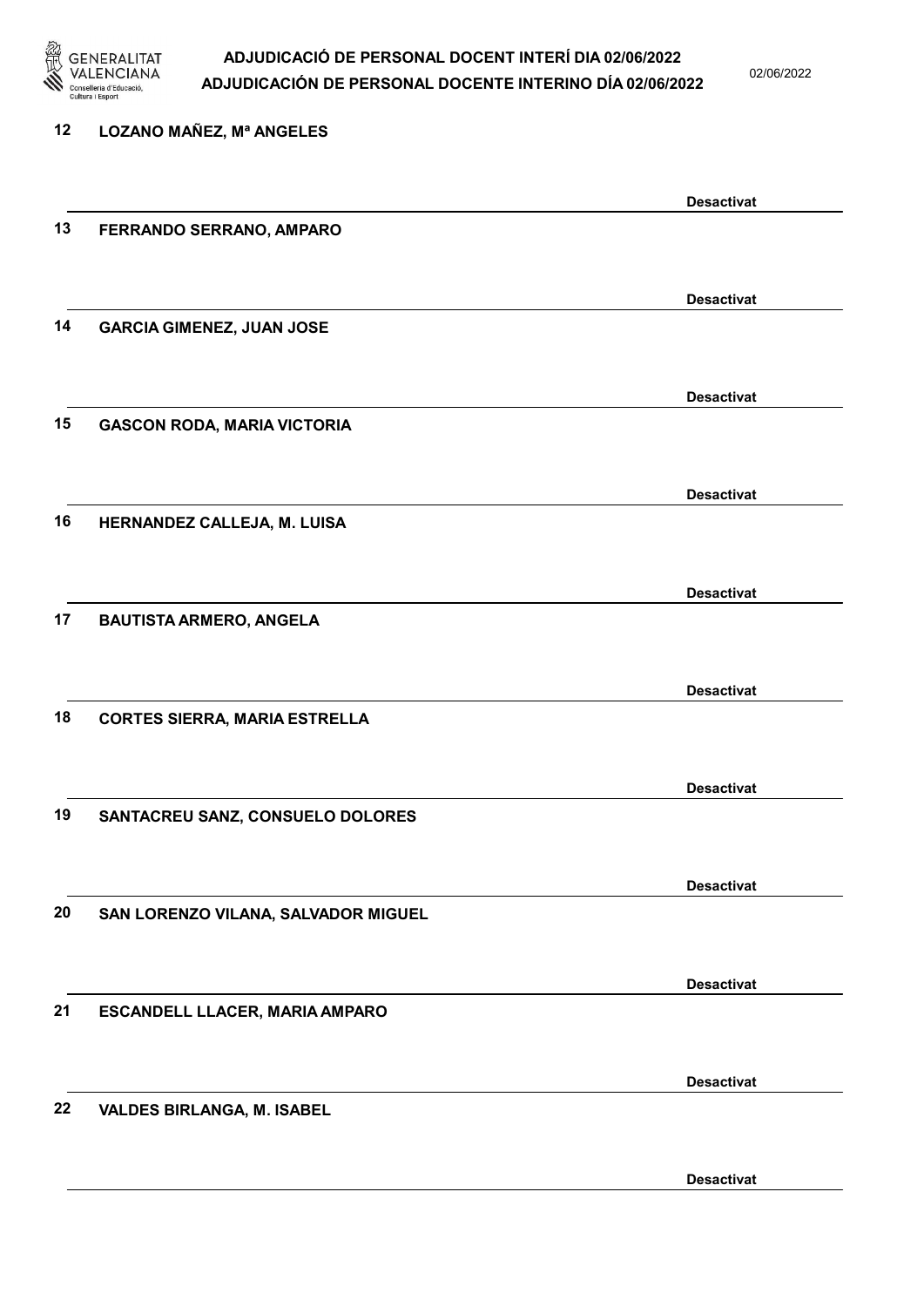12 LOZANO MAÑEZ, Mª ANGELES

Desactivat

13 FERRANDO SERRANO, AMPARO

Desactivat

14 GARCIA GIMENEZ, JUAN JOSE

Desactivat

15 GASCON RODA, MARIA VICTORIA

Desactivat

16 HERNANDEZ CALLEJA, M. LUISA

Desactivat

17 BAUTISTA ARMERO, ANGELA

Desactivat

18 CORTES SIERRA, MARIA ESTRELLA

Desactivat

19 SANTACREU SANZ, CONSUELO DOLORES

Desactivat

20 SAN LORENZO VILANA, SALVADOR MIGUEL

Desactivat

21 ESCANDELL LLACER, MARIA AMPARO

Desactivat

22 VALDES BIRLANGA, M. ISABEL

Desactivat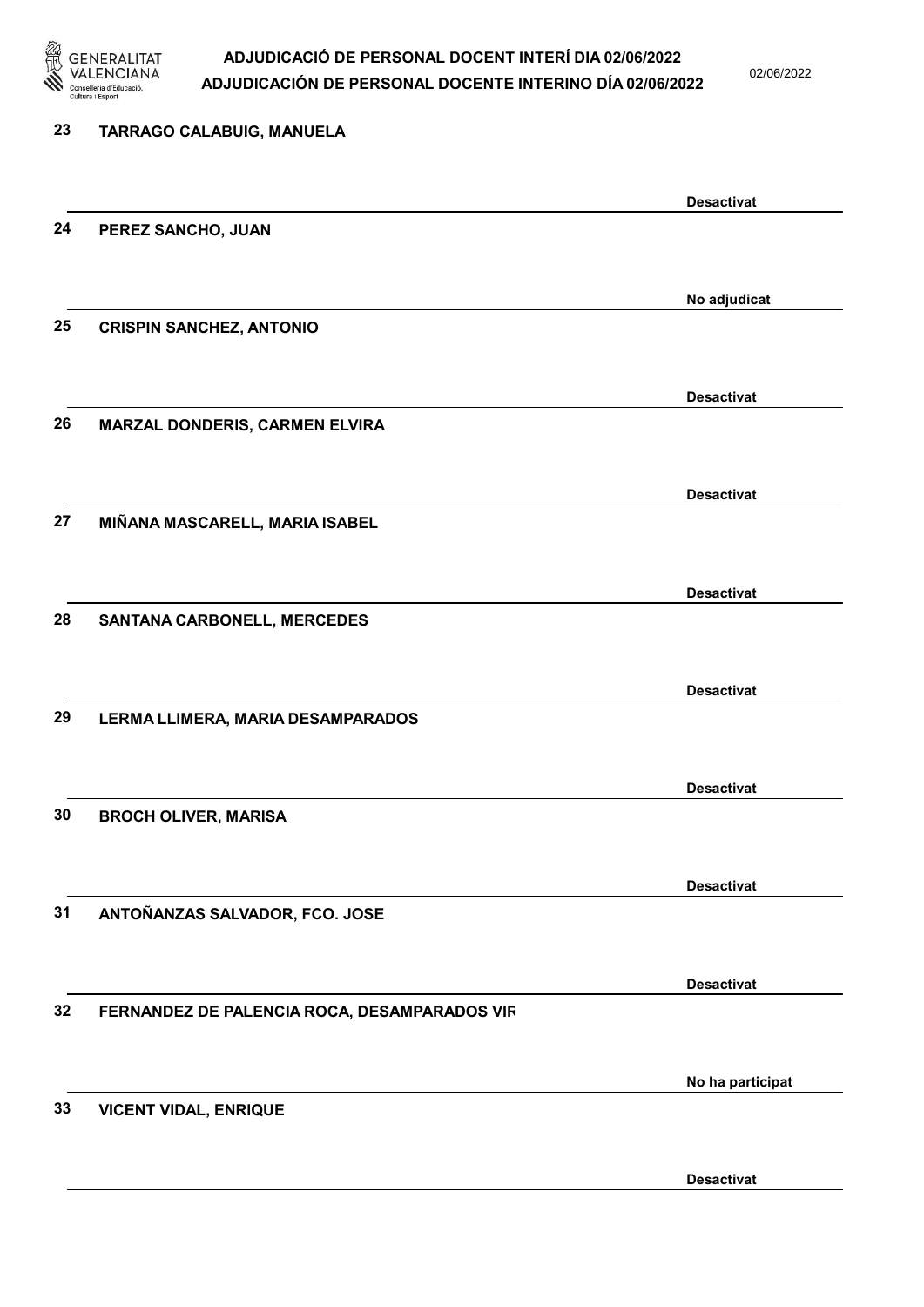23 **TARRAGO CALABUIG, MANUELA**

**Desactivat**

24 **PEREZ SANCHO, JUAN**

**No adjudicat**

25 **CRISPIN SANCHEZ, ANTONIO**

**Desactivat**

26 **MARZAL DONDERIS, CARMEN ELVIRA**

**Desactivat**

27 **MIÑANA MASCARELL, MARIA ISABEL**

**Desactivat**

28 **SANTANA CARBONELL, MERCEDES**

**Desactivat**

29 **LERMA LLIMERA, MARIA DESAMPARADOS**

**Desactivat**

30 **BROCH OLIVER, MARISA**

**Desactivat**

31 **ANTOÑANZAS SALVADOR, FCO. JOSE**

**Desactivat**

32 **FERNANDEZ DE PALENCIA ROCA, DESAMPARADOS VIF**

**No ha participat**

33 **VICENT VIDAL, ENRIQUE**

**Desactivat**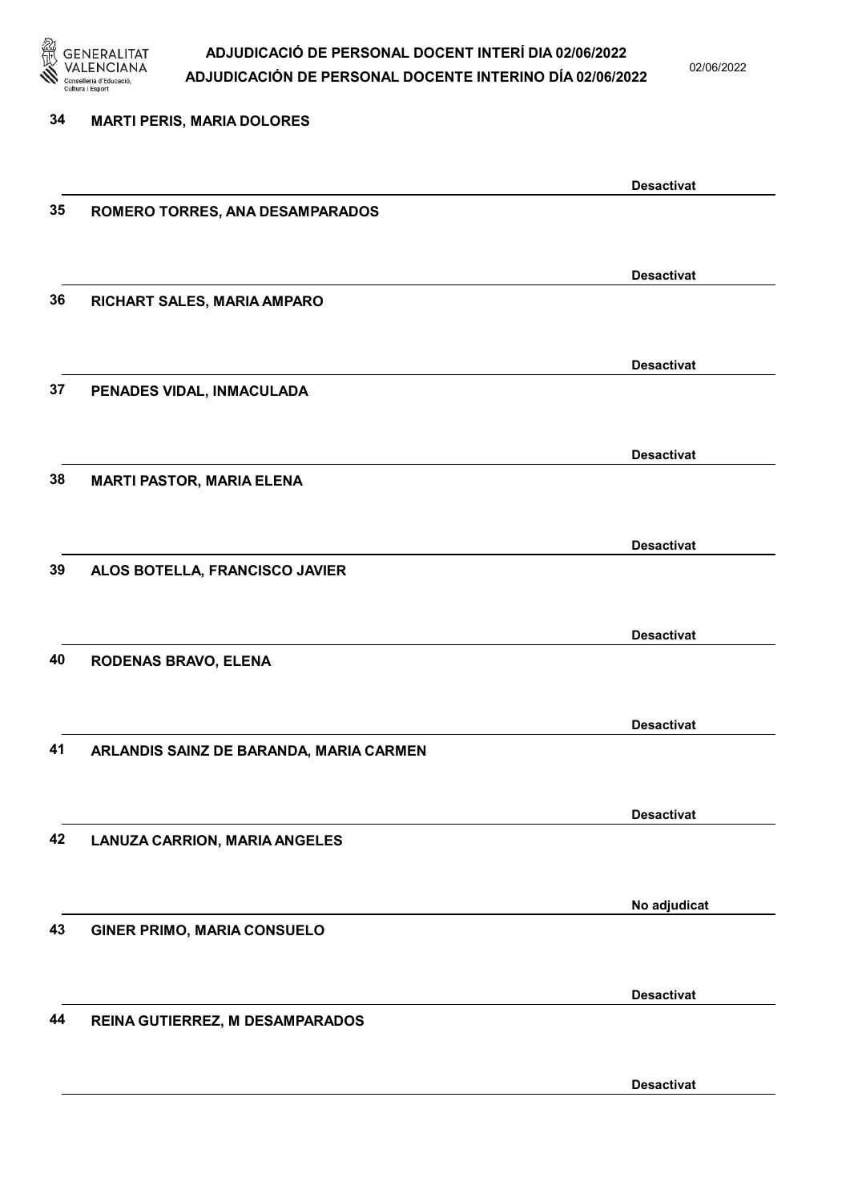34 **MARTI PERIS, MARIA DOLORES**

**Desactivat**

35 **ROMERO TORRES, ANA DESAMPARADOS**

**Desactivat**

36 **RICHART SALES, MARIA AMPARO**

**Desactivat**

37 **PENADES VIDAL, INMACULADA**

**Desactivat**

38 **MARTI PASTOR, MARIA ELENA**

**Desactivat**

39 **ALOS BOTELLA, FRANCISCO JAVIER**

**Desactivat**

40 **RODENAS BRAVO, ELENA**

**Desactivat**

41 **ARLANDIS SAINZ DE BARANDA, MARIA CARMEN**

**Desactivat**

42 **LANUZA CARRION, MARIA ANGELES**

**No adjudicat**

43 **GINER PRIMO, MARIA CONSUELO**

**Desactivat**

44 **REINA GUTIERREZ, M DESAMPARADOS**

**Desactivat**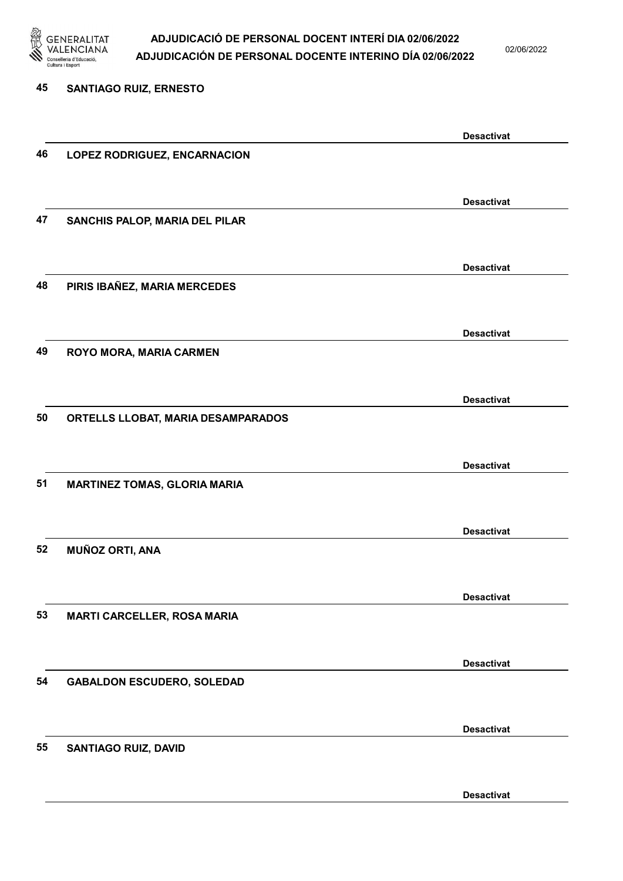45 SANTIAGO RUIZ, ERNESTO

Desactivat

46 LOPEZ RODRIGUEZ, ENCARNACION

Desactivat

47 SANCHIS PALOP, MARIA DEL PILAR

Desactivat

48 PIRIS IBAÑEZ, MARIA MERCEDES

Desactivat

49 ROYO MORA, MARIA CARMEN

Desactivat

50 ORTELLS LLOBAT, MARIA DESAMPARADOS

Desactivat

51 MARTINEZ TOMAS, GLORIA MARIA

Desactivat

52 MUÑOZ ORTI, ANA

Desactivat

53 MARTI CARCELLER, ROSA MARIA

Desactivat

54 GABALDON ESCUDERO, SOLEDAD

Desactivat

55 SANTIAGO RUIZ, DAVID

Desactivat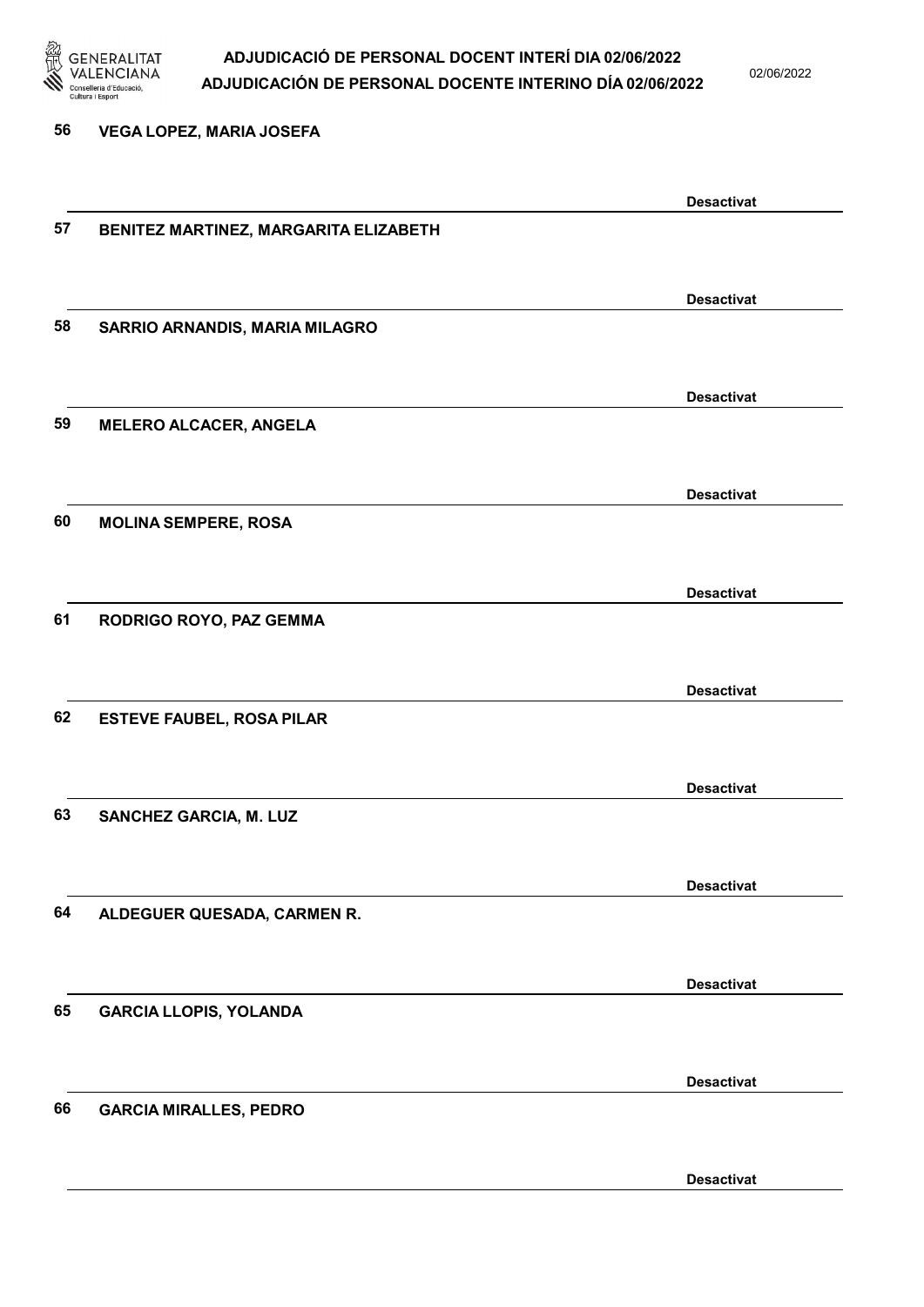56 VEGA LOPEZ, MARIA JOSEFA

Desactivat

57 BENITEZ MARTINEZ, MARGARITA ELIZABETH

Desactivat

58 SARRIO ARNANDIS, MARIA MILAGRO

Desactivat

59 MELERO ALCACER, ANGELA

Desactivat

60 MOLINA SEMPERE, ROSA

Desactivat

61 RODRIGO ROYO, PAZ GEMMA

Desactivat

62 ESTEVE FAUBEL, ROSA PILAR

Desactivat

63 SANCHEZ GARCIA, M. LUZ

Desactivat

64 ALDEGUER QUESADA, CARMEN R.

Desactivat

65 GARCIA LLOPIS, YOLANDA

Desactivat

66 GARCIA MIRALLES, PEDRO

Desactivat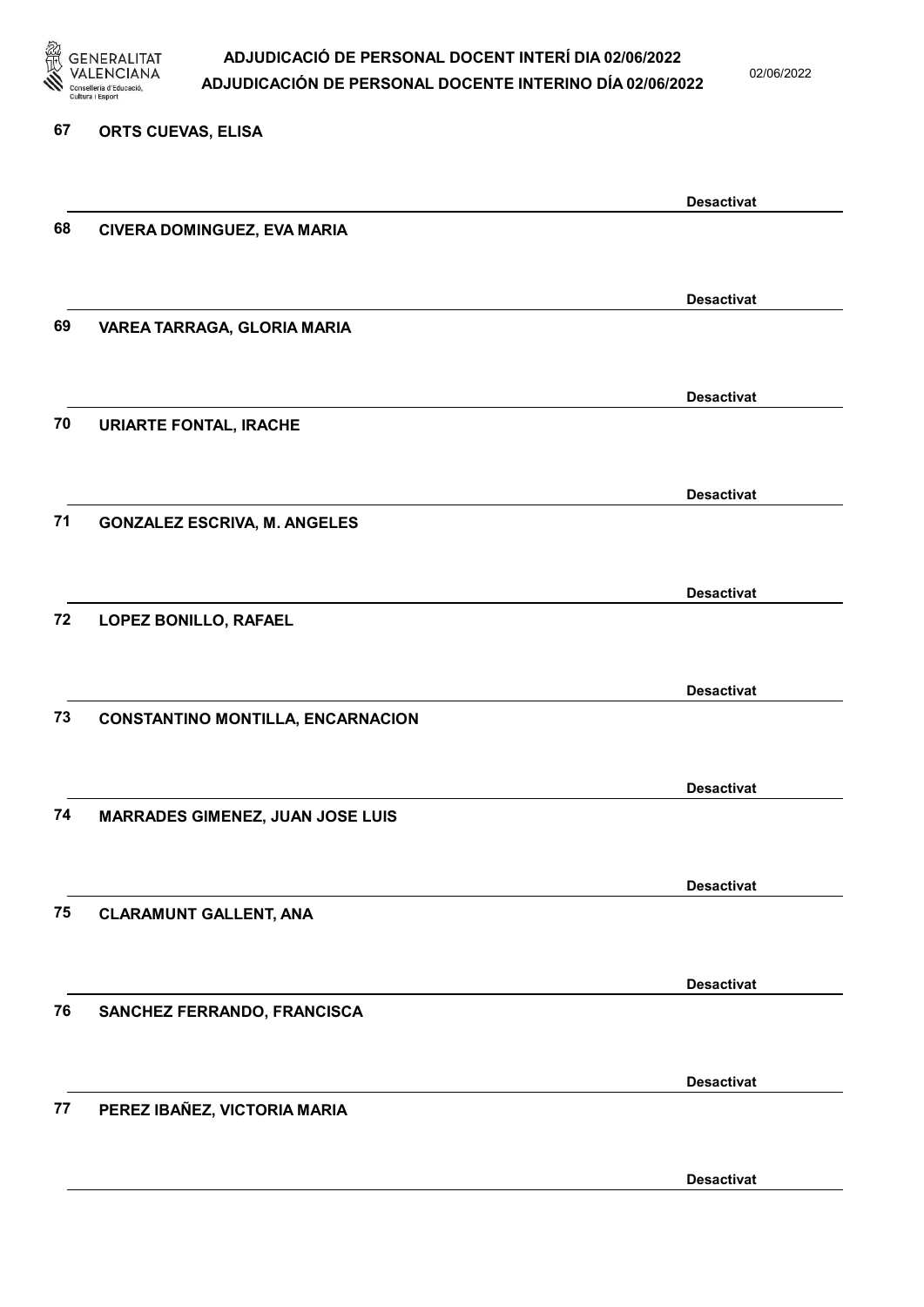67 **ORTS CUEVAS, ELISA**

**Desactivat**

68 **CIVERA DOMINGUEZ, EVA MARIA**

**Desactivat**

69 **VAREA TARRAGA, GLORIA MARIA**

**Desactivat**

70 **URIARTE FONTAL, IRACHE**

**Desactivat**

71 **GONZALEZ ESCRIVA, M. ANGELES**

**Desactivat**

72 **LOPEZ BONILLO, RAFAEL**

**Desactivat**

73 **CONSTANTINO MONTILLA, ENCARNACION**

**Desactivat**

74 **MARRADES GIMENEZ, JUAN JOSE LUIS**

**Desactivat**

75 **CLARAMUNT GALLENT, ANA**

**Desactivat**

76 **SANCHEZ FERRANDO, FRANCISCA**

**Desactivat**

77 **PEREZ IBAÑEZ, VICTORIA MARIA**

**Desactivat**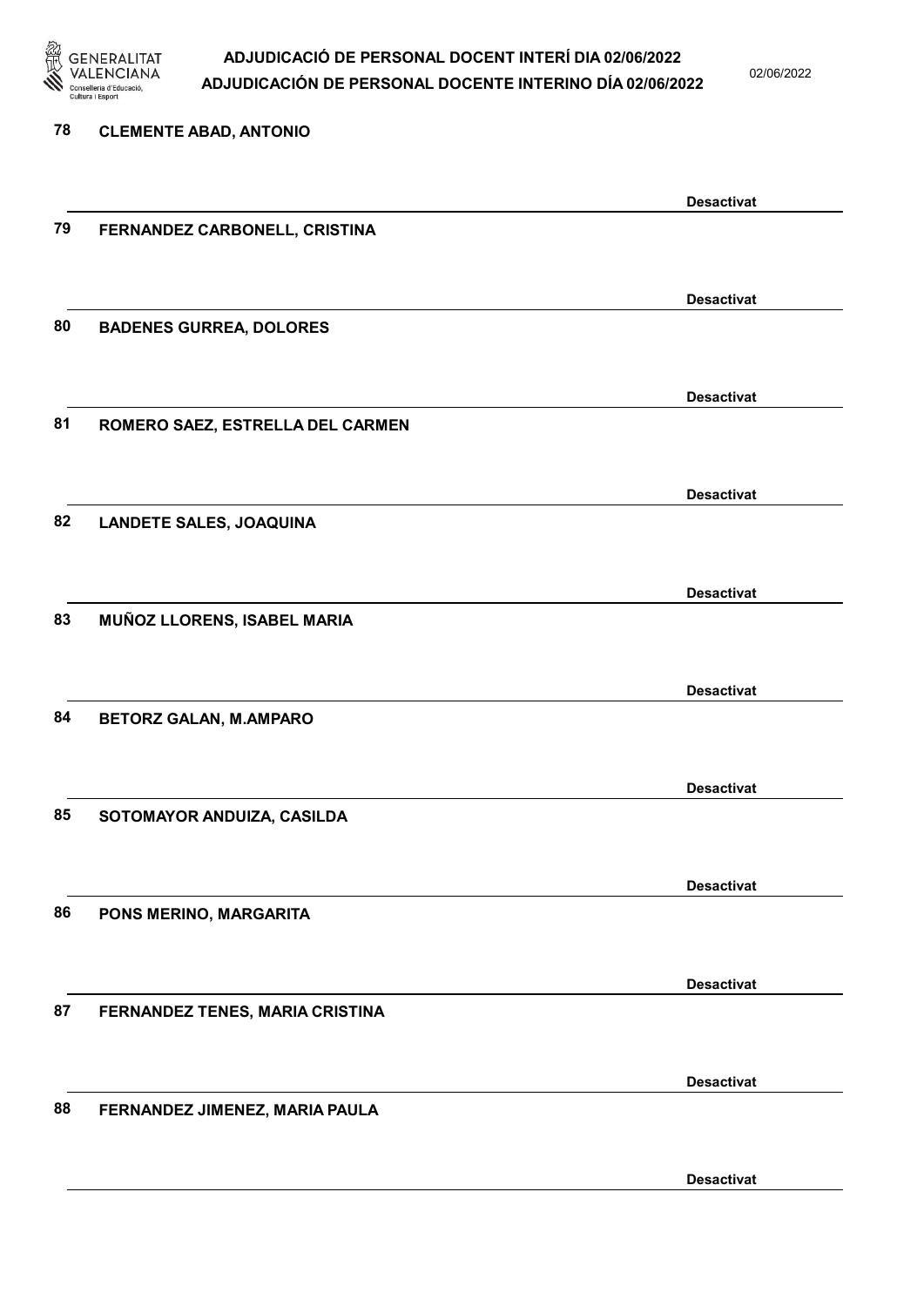78 **CLEMENTE ABAD, ANTONIO**

**Desactivat**

79 **FERNANDEZ CARBONELL, CRISTINA**

**Desactivat**

80 **BADENES GURREA, DOLORES**

**Desactivat**

81 **ROMERO SAEZ, ESTRELLA DEL CARMEN**

**Desactivat**

82 **LANDETE SALES, JOAQUINA**

**Desactivat**

83 **MUÑOZ LLORENS, ISABEL MARIA**

**Desactivat**

84 **BETORZ GALAN, M.AMPARO**

**Desactivat**

85 **SOTOMAYOR ANDUIZA, CASILDA**

**Desactivat**

86 **PONS MERINO, MARGARITA**

**Desactivat**

87 **FERNANDEZ TENES, MARIA CRISTINA**

**Desactivat**

88 **FERNANDEZ JIMENEZ, MARIA PAULA**

**Desactivat**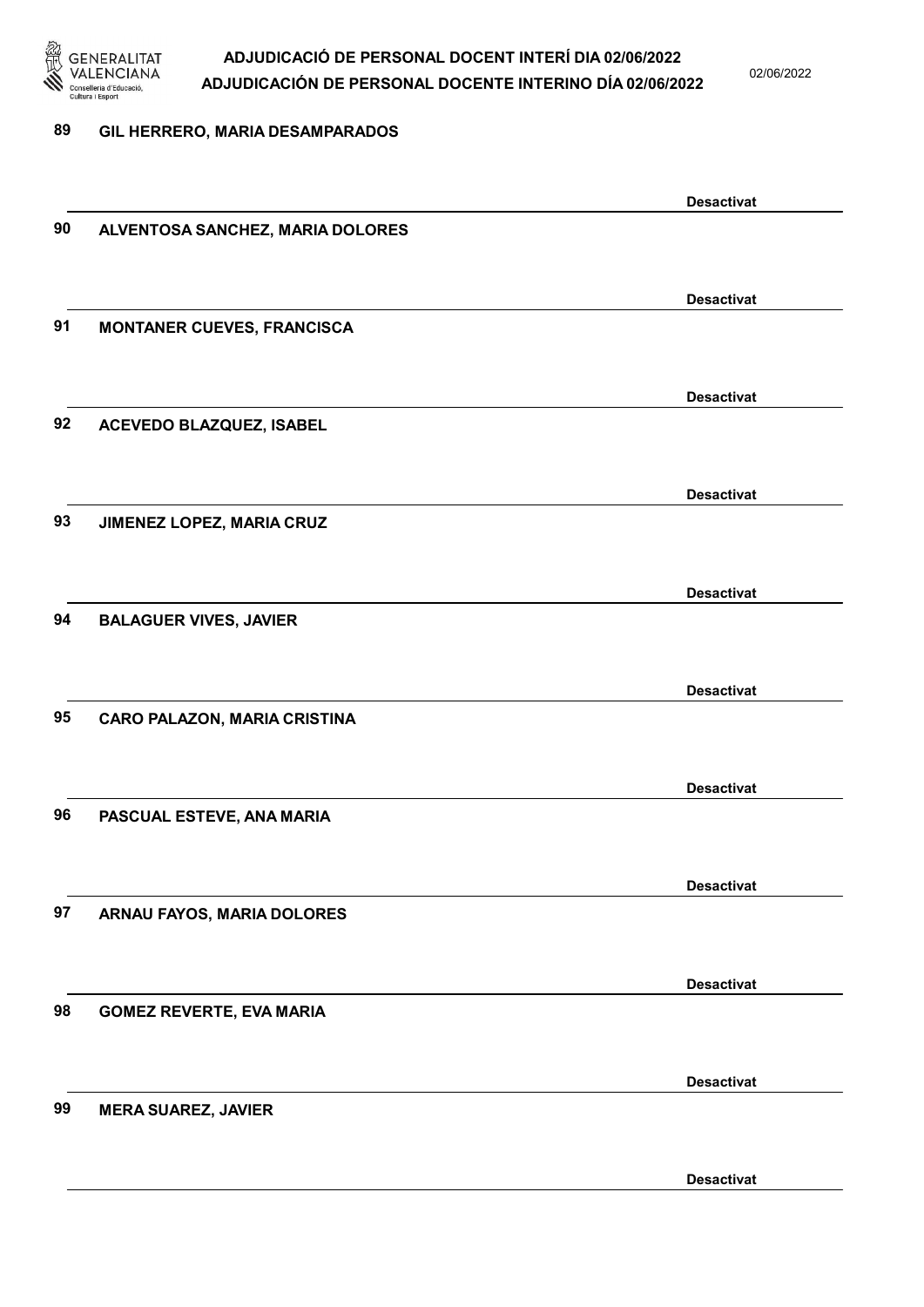89 **GIL HERRERO, MARIA DESAMPARADOS**

**Desactivat**

90 **ALVENTOSA SANCHEZ, MARIA DOLORES**

**Desactivat**

91 **MONTANER CUEVES, FRANCISCA**

**Desactivat**

92 **ACEVEDO BLAZQUEZ, ISABEL**

**Desactivat**

93 **JIMENEZ LOPEZ, MARIA CRUZ**

**Desactivat**

94 **BALAGUER VIVES, JAVIER**

**Desactivat**

95 **CARO PALAZON, MARIA CRISTINA**

**Desactivat**

96 **PASCUAL ESTEVE, ANA MARIA**

**Desactivat**

97 **ARNAU FAYOS, MARIA DOLORES**

**Desactivat**

98 **GOMEZ REVERTE, EVA MARIA**

**Desactivat**

99 **MERA SUAREZ, JAVIER**

**Desactivat**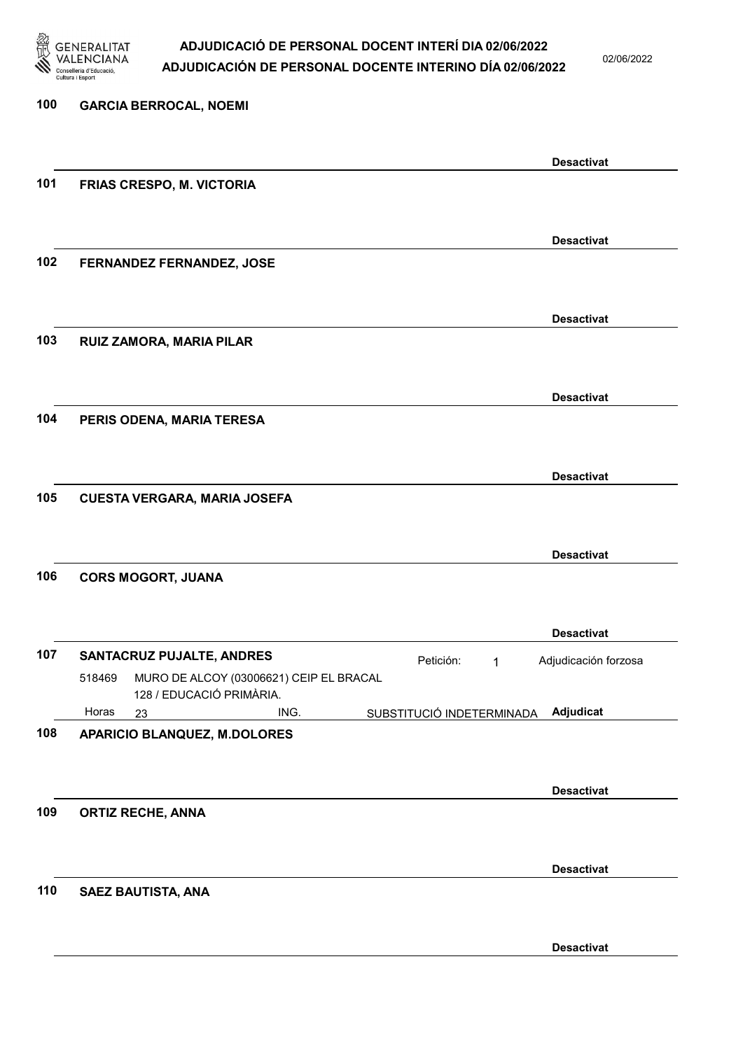**100 GARCIA BERROCAL, NOEMI**

Desactivat

**101 FRIAS CRESPO, M. VICTORIA**

Desactivat

**102 FERNANDEZ FERNANDEZ, JOSE**

Desactivat

**103 RUIZ ZAMORA, MARIA PILAR**

Desactivat

**104 PERIS ODENA, MARIA TERESA**

Desactivat

**105 CUESTA VERGARA, MARIA JOSEFA**

Desactivat

**106 CORS MOGORT, JUANA**

Desactivat

**107 SANTACRUZ PUJALTE, ANDRES** — Petición: 1 — Adjudicación forzosa

518469 MURO DE ALCOY (03006621) CEIP EL BRACAL
128 / EDUCACIÓ PRIMÀRIA.
Horas 23 ING. SUBSTITUCIÓ INDETERMINADA — **Adjudicat**

**108 APARICIO BLANQUEZ, M.DOLORES**

Desactivat

**109 ORTIZ RECHE, ANNA**

Desactivat

**110 SAEZ BAUTISTA, ANA**

Desactivat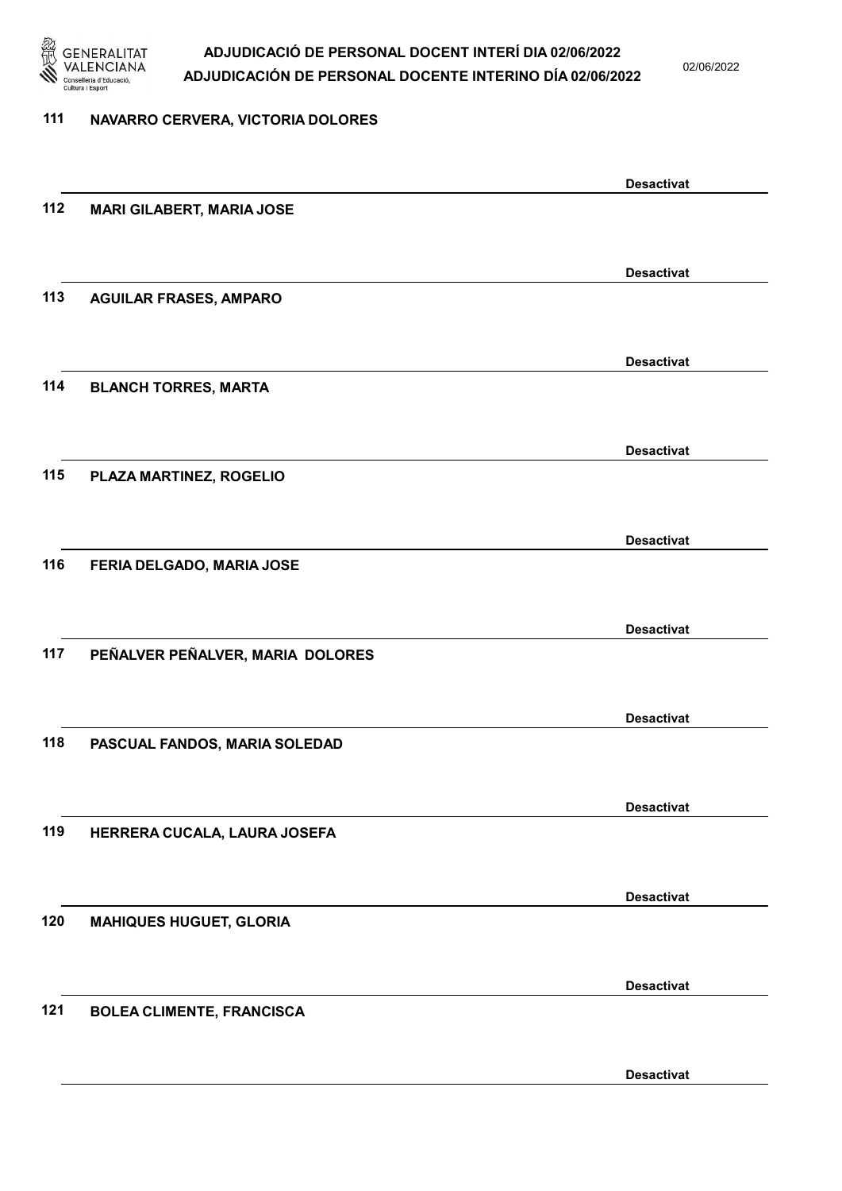111 NAVARRO CERVERA, VICTORIA DOLORES

Desactivat

112 MARI GILABERT, MARIA JOSE

Desactivat

113 AGUILAR FRASES, AMPARO

Desactivat

114 BLANCH TORRES, MARTA

Desactivat

115 PLAZA MARTINEZ, ROGELIO

Desactivat

116 FERIA DELGADO, MARIA JOSE

Desactivat

117 PEÑALVER PEÑALVER, MARIA DOLORES

Desactivat

118 PASCUAL FANDOS, MARIA SOLEDAD

Desactivat

119 HERRERA CUCALA, LAURA JOSEFA

Desactivat

120 MAHIQUES HUGUET, GLORIA

Desactivat

121 BOLEA CLIMENTE, FRANCISCA

Desactivat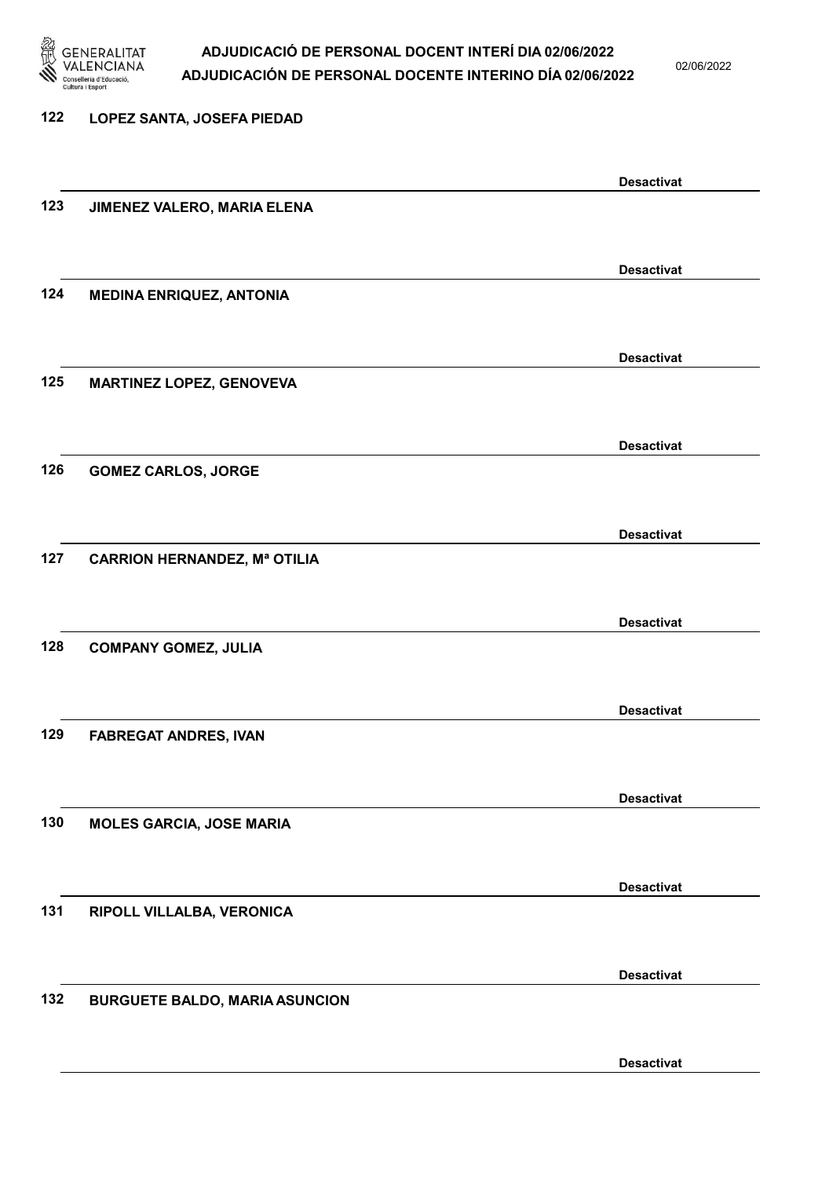122 LOPEZ SANTA, JOSEFA PIEDAD

Desactivat

123 JIMENEZ VALERO, MARIA ELENA

Desactivat

124 MEDINA ENRIQUEZ, ANTONIA

Desactivat

125 MARTINEZ LOPEZ, GENOVEVA

Desactivat

126 GOMEZ CARLOS, JORGE

Desactivat

127 CARRION HERNANDEZ, Mª OTILIA

Desactivat

128 COMPANY GOMEZ, JULIA

Desactivat

129 FABREGAT ANDRES, IVAN

Desactivat

130 MOLES GARCIA, JOSE MARIA

Desactivat

131 RIPOLL VILLALBA, VERONICA

Desactivat

132 BURGUETE BALDO, MARIA ASUNCION

Desactivat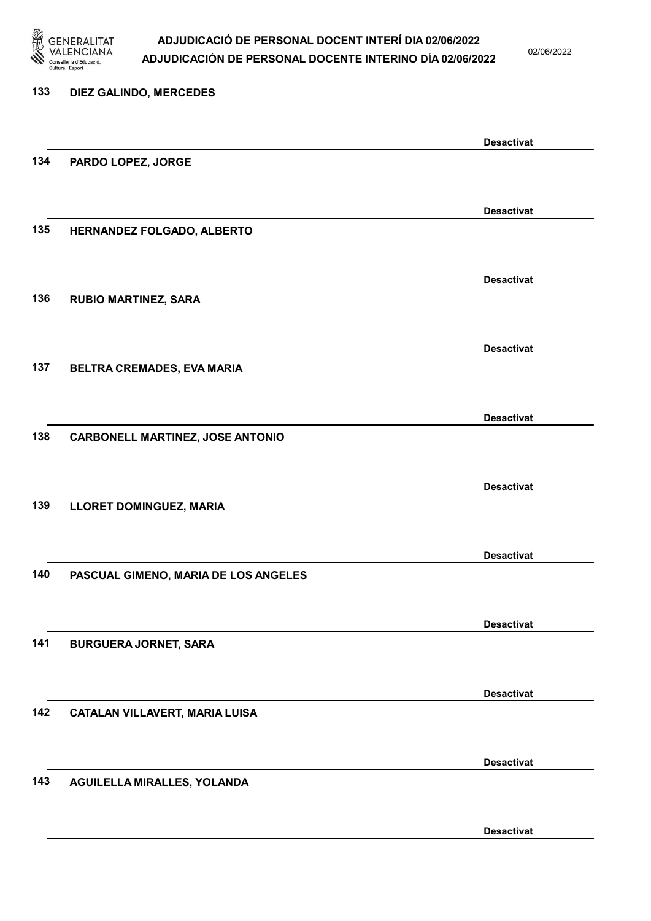133 DIEZ GALINDO, MERCEDES

Desactivat

134 PARDO LOPEZ, JORGE

Desactivat

135 HERNANDEZ FOLGADO, ALBERTO

Desactivat

136 RUBIO MARTINEZ, SARA

Desactivat

137 BELTRA CREMADES, EVA MARIA

Desactivat

138 CARBONELL MARTINEZ, JOSE ANTONIO

Desactivat

139 LLORET DOMINGUEZ, MARIA

Desactivat

140 PASCUAL GIMENO, MARIA DE LOS ANGELES

Desactivat

141 BURGUERA JORNET, SARA

Desactivat

142 CATALAN VILLAVERT, MARIA LUISA

Desactivat

143 AGUILELLA MIRALLES, YOLANDA

Desactivat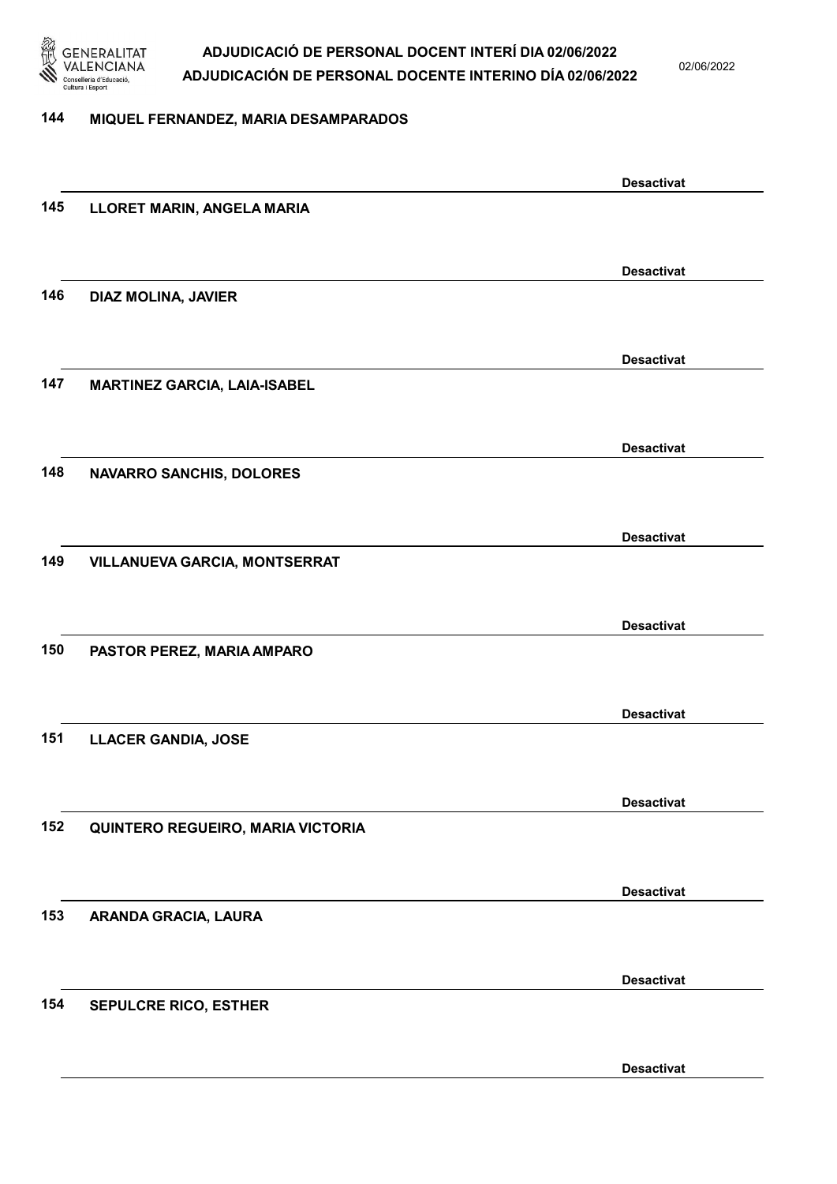144 MIQUEL FERNANDEZ, MARIA DESAMPARADOS

Desactivat

145 LLORET MARIN, ANGELA MARIA

Desactivat

146 DIAZ MOLINA, JAVIER

Desactivat

147 MARTINEZ GARCIA, LAIA-ISABEL

Desactivat

148 NAVARRO SANCHIS, DOLORES

Desactivat

149 VILLANUEVA GARCIA, MONTSERRAT

Desactivat

150 PASTOR PEREZ, MARIA AMPARO

Desactivat

151 LLACER GANDIA, JOSE

Desactivat

152 QUINTERO REGUEIRO, MARIA VICTORIA

Desactivat

153 ARANDA GRACIA, LAURA

Desactivat

154 SEPULCRE RICO, ESTHER

Desactivat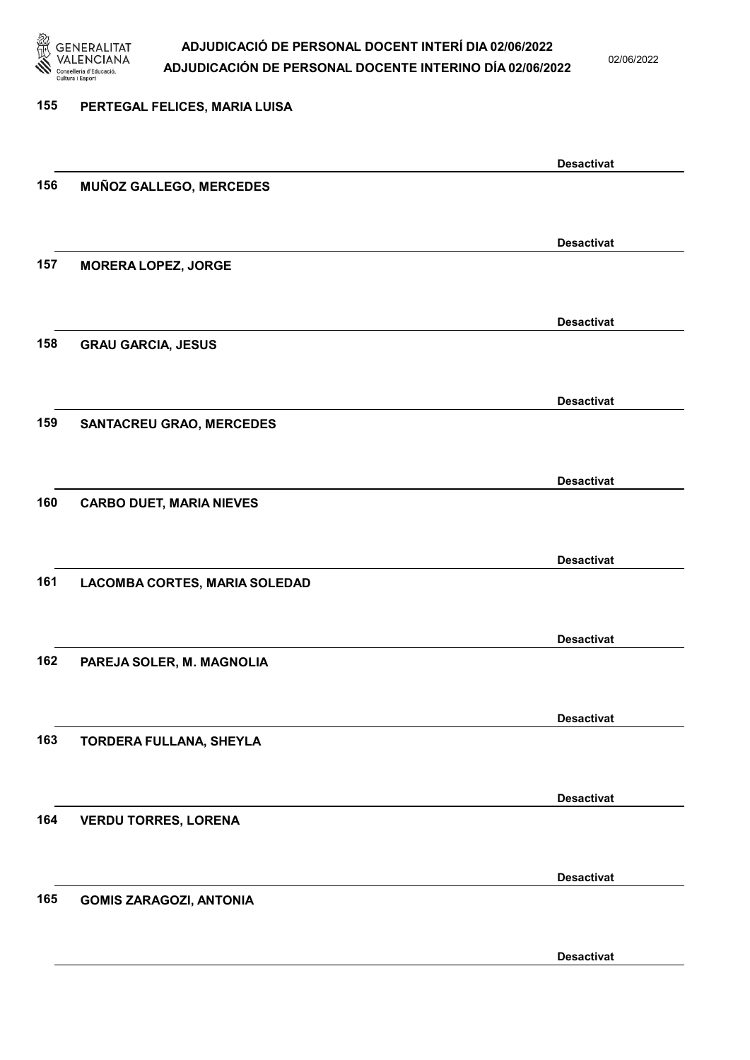155 **PERTEGAL FELICES, MARIA LUISA**

**Desactivat**

156 **MUÑOZ GALLEGO, MERCEDES**

**Desactivat**

157 **MORERA LOPEZ, JORGE**

**Desactivat**

158 **GRAU GARCIA, JESUS**

**Desactivat**

159 **SANTACREU GRAO, MERCEDES**

**Desactivat**

160 **CARBO DUET, MARIA NIEVES**

**Desactivat**

161 **LACOMBA CORTES, MARIA SOLEDAD**

**Desactivat**

162 **PAREJA SOLER, M. MAGNOLIA**

**Desactivat**

163 **TORDERA FULLANA, SHEYLA**

**Desactivat**

164 **VERDU TORRES, LORENA**

**Desactivat**

165 **GOMIS ZARAGOZI, ANTONIA**

**Desactivat**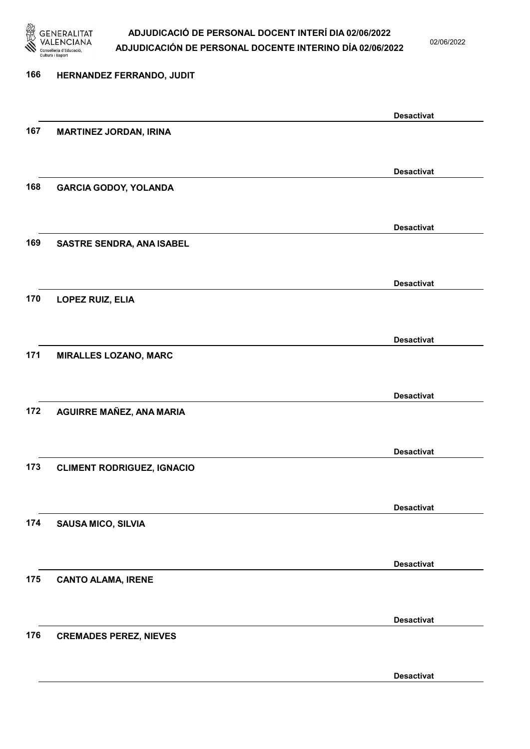166 **HERNANDEZ FERRANDO, JUDIT**

**Desactivat**

167 **MARTINEZ JORDAN, IRINA**

**Desactivat**

168 **GARCIA GODOY, YOLANDA**

**Desactivat**

169 **SASTRE SENDRA, ANA ISABEL**

**Desactivat**

170 **LOPEZ RUIZ, ELIA**

**Desactivat**

171 **MIRALLES LOZANO, MARC**

**Desactivat**

172 **AGUIRRE MAÑEZ, ANA MARIA**

**Desactivat**

173 **CLIMENT RODRIGUEZ, IGNACIO**

**Desactivat**

174 **SAUSA MICO, SILVIA**

**Desactivat**

175 **CANTO ALAMA, IRENE**

**Desactivat**

176 **CREMADES PEREZ, NIEVES**

**Desactivat**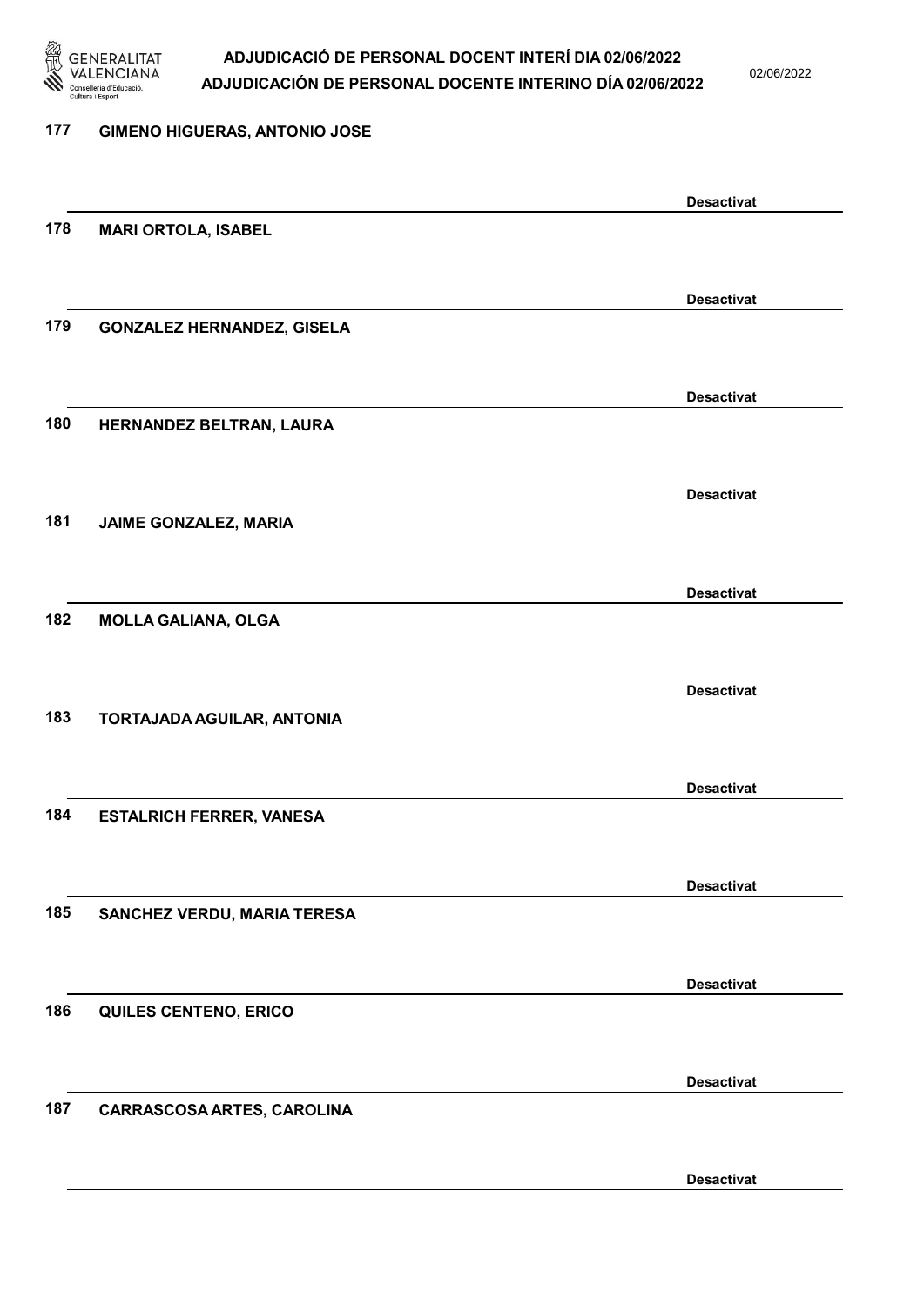177 GIMENO HIGUERAS, ANTONIO JOSE

Desactivat

178 MARI ORTOLA, ISABEL

Desactivat

179 GONZALEZ HERNANDEZ, GISELA

Desactivat

180 HERNANDEZ BELTRAN, LAURA

Desactivat

181 JAIME GONZALEZ, MARIA

Desactivat

182 MOLLA GALIANA, OLGA

Desactivat

183 TORTAJADA AGUILAR, ANTONIA

Desactivat

184 ESTALRICH FERRER, VANESA

Desactivat

185 SANCHEZ VERDU, MARIA TERESA

Desactivat

186 QUILES CENTENO, ERICO

Desactivat

187 CARRASCOSA ARTES, CAROLINA

Desactivat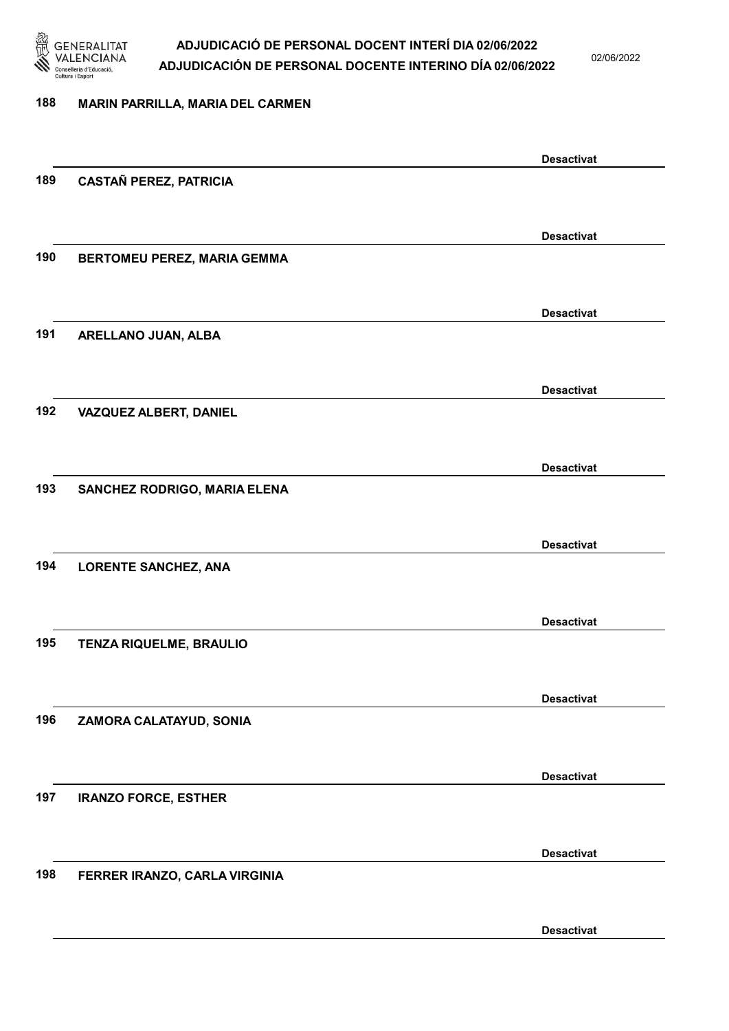188 MARIN PARRILLA, MARIA DEL CARMEN

Desactivat

189 CASTAÑ PEREZ, PATRICIA

Desactivat

190 BERTOMEU PEREZ, MARIA GEMMA

Desactivat

191 ARELLANO JUAN, ALBA

Desactivat

192 VAZQUEZ ALBERT, DANIEL

Desactivat

193 SANCHEZ RODRIGO, MARIA ELENA

Desactivat

194 LORENTE SANCHEZ, ANA

Desactivat

195 TENZA RIQUELME, BRAULIO

Desactivat

196 ZAMORA CALATAYUD, SONIA

Desactivat

197 IRANZO FORCE, ESTHER

Desactivat

198 FERRER IRANZO, CARLA VIRGINIA

Desactivat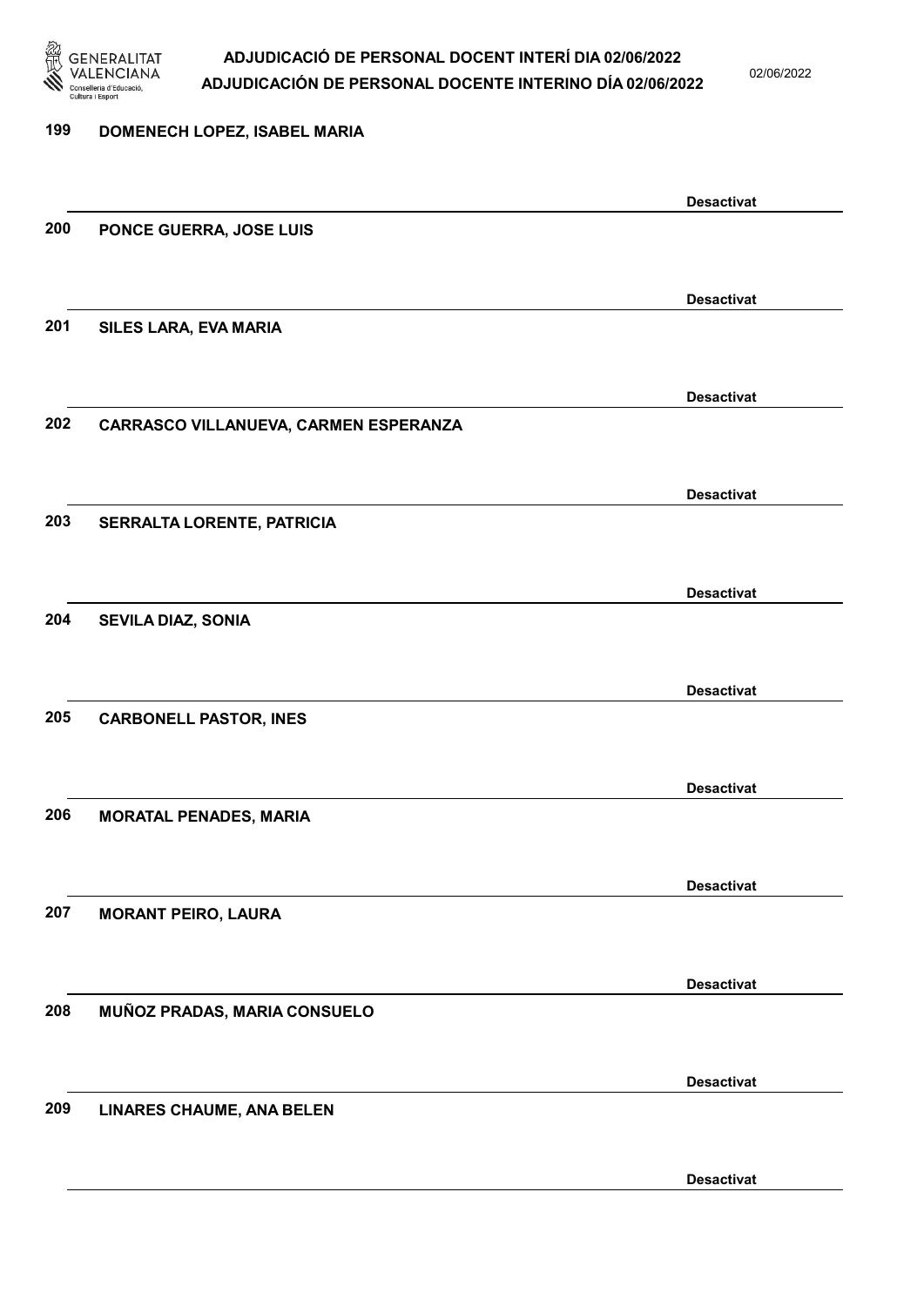199 DOMENECH LOPEZ, ISABEL MARIA

Desactivat

200 PONCE GUERRA, JOSE LUIS

Desactivat

201 SILES LARA, EVA MARIA

Desactivat

202 CARRASCO VILLANUEVA, CARMEN ESPERANZA

Desactivat

203 SERRALTA LORENTE, PATRICIA

Desactivat

204 SEVILA DIAZ, SONIA

Desactivat

205 CARBONELL PASTOR, INES

Desactivat

206 MORATAL PENADES, MARIA

Desactivat

207 MORANT PEIRO, LAURA

Desactivat

208 MUÑOZ PRADAS, MARIA CONSUELO

Desactivat

209 LINARES CHAUME, ANA BELEN

Desactivat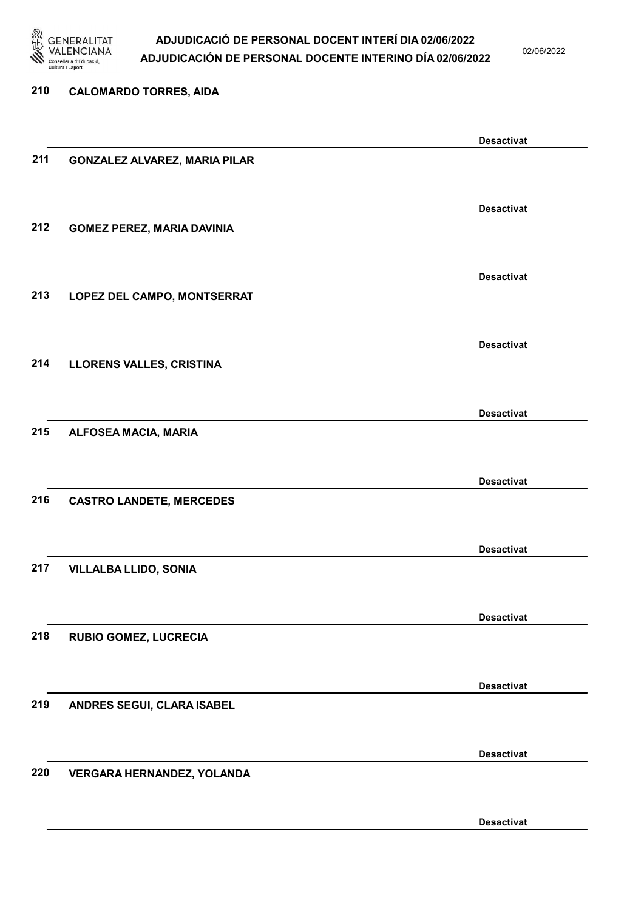| Núm. | Nom | Estat |
| --- | --- | --- |
| 210 | CALOMARDO TORRES, AIDA | Desactivat |
| 211 | GONZALEZ ALVAREZ, MARIA PILAR | Desactivat |
| 212 | GOMEZ PEREZ, MARIA DAVINIA | Desactivat |
| 213 | LOPEZ DEL CAMPO, MONTSERRAT | Desactivat |
| 214 | LLORENS VALLES, CRISTINA | Desactivat |
| 215 | ALFOSEA MACIA, MARIA | Desactivat |
| 216 | CASTRO LANDETE, MERCEDES | Desactivat |
| 217 | VILLALBA LLIDO, SONIA | Desactivat |
| 218 | RUBIO GOMEZ, LUCRECIA | Desactivat |
| 219 | ANDRES SEGUI, CLARA ISABEL | Desactivat |
| 220 | VERGARA HERNANDEZ, YOLANDA | Desactivat |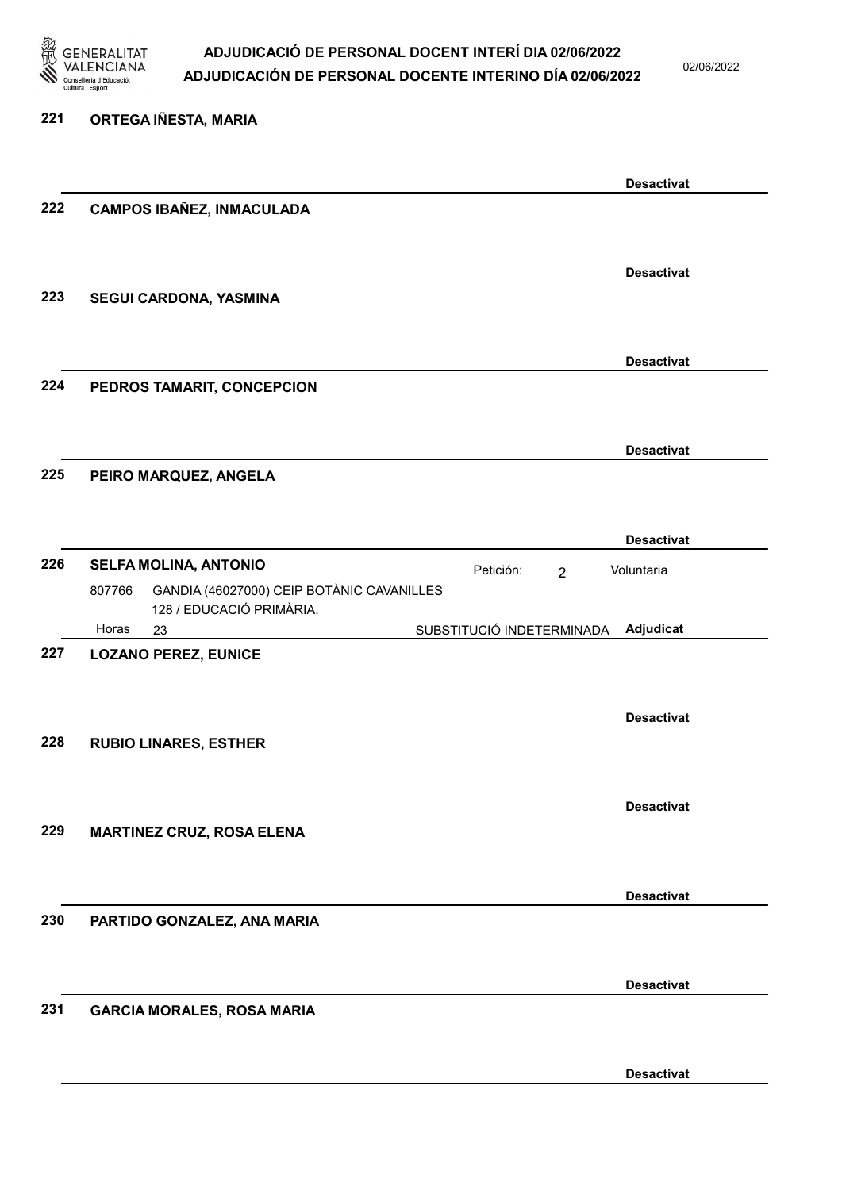**221 ORTEGA IÑESTA, MARIA**

Desactivat

**222 CAMPOS IBAÑEZ, INMACULADA**

Desactivat

**223 SEGUI CARDONA, YASMINA**

Desactivat

**224 PEDROS TAMARIT, CONCEPCION**

Desactivat

**225 PEIRO MARQUEZ, ANGELA**

Desactivat

**226 SELFA MOLINA, ANTONIO** — Petición: 2 — Voluntaria

807766 GANDIA (46027000) CEIP BOTÀNIC CAVANILLES 128 / EDUCACIÓ PRIMÀRIA.

Horas 23 — SUBSTITUCIÓ INDETERMINADA — **Adjudicat**

**227 LOZANO PEREZ, EUNICE**

Desactivat

**228 RUBIO LINARES, ESTHER**

Desactivat

**229 MARTINEZ CRUZ, ROSA ELENA**

Desactivat

**230 PARTIDO GONZALEZ, ANA MARIA**

Desactivat

**231 GARCIA MORALES, ROSA MARIA**

Desactivat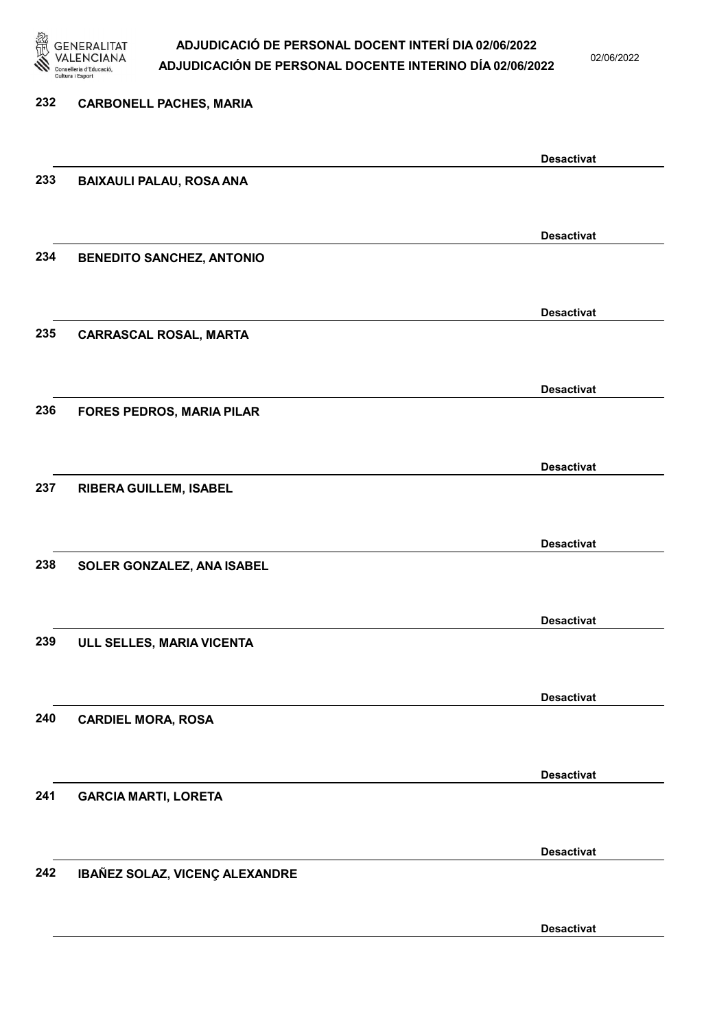232 **CARBONELL PACHES, MARIA**

**Desactivat**

233 **BAIXAULI PALAU, ROSA ANA**

**Desactivat**

234 **BENEDITO SANCHEZ, ANTONIO**

**Desactivat**

235 **CARRASCAL ROSAL, MARTA**

**Desactivat**

236 **FORES PEDROS, MARIA PILAR**

**Desactivat**

237 **RIBERA GUILLEM, ISABEL**

**Desactivat**

238 **SOLER GONZALEZ, ANA ISABEL**

**Desactivat**

239 **ULL SELLES, MARIA VICENTA**

**Desactivat**

240 **CARDIEL MORA, ROSA**

**Desactivat**

241 **GARCIA MARTI, LORETA**

**Desactivat**

242 **IBAÑEZ SOLAZ, VICENÇ ALEXANDRE**

**Desactivat**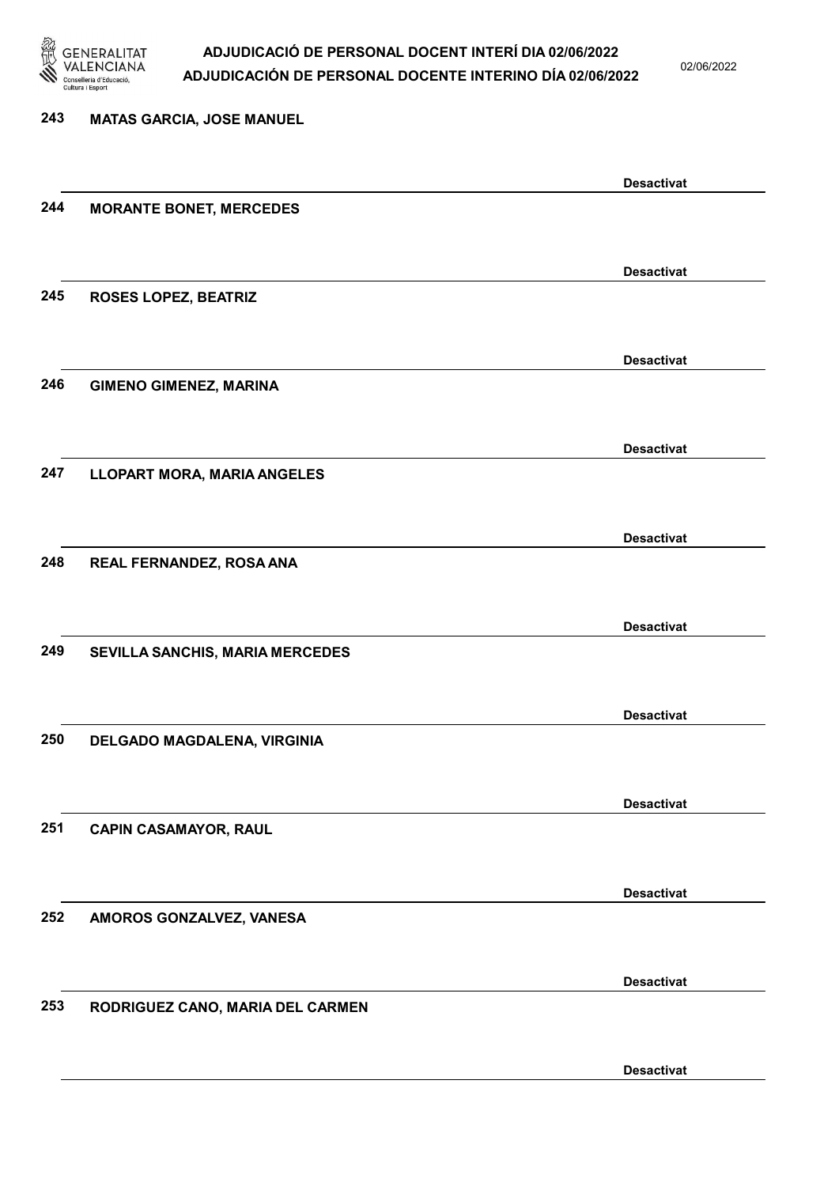243 **MATAS GARCIA, JOSE MANUEL**

**Desactivat**

244 **MORANTE BONET, MERCEDES**

**Desactivat**

245 **ROSES LOPEZ, BEATRIZ**

**Desactivat**

246 **GIMENO GIMENEZ, MARINA**

**Desactivat**

247 **LLOPART MORA, MARIA ANGELES**

**Desactivat**

248 **REAL FERNANDEZ, ROSA ANA**

**Desactivat**

249 **SEVILLA SANCHIS, MARIA MERCEDES**

**Desactivat**

250 **DELGADO MAGDALENA, VIRGINIA**

**Desactivat**

251 **CAPIN CASAMAYOR, RAUL**

**Desactivat**

252 **AMOROS GONZALVEZ, VANESA**

**Desactivat**

253 **RODRIGUEZ CANO, MARIA DEL CARMEN**

**Desactivat**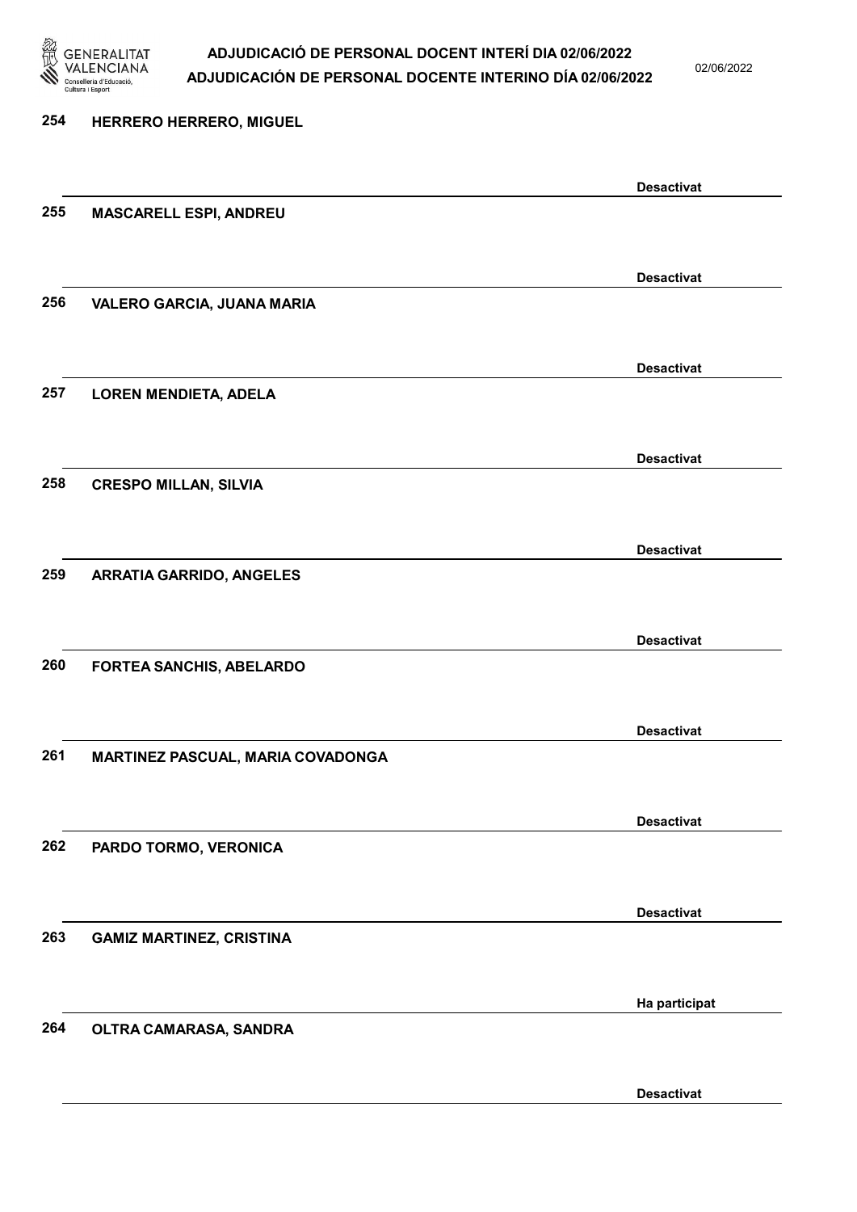254 **HERRERO HERRERO, MIGUEL**

**Desactivat**

255 **MASCARELL ESPI, ANDREU**

**Desactivat**

256 **VALERO GARCIA, JUANA MARIA**

**Desactivat**

257 **LOREN MENDIETA, ADELA**

**Desactivat**

258 **CRESPO MILLAN, SILVIA**

**Desactivat**

259 **ARRATIA GARRIDO, ANGELES**

**Desactivat**

260 **FORTEA SANCHIS, ABELARDO**

**Desactivat**

261 **MARTINEZ PASCUAL, MARIA COVADONGA**

**Desactivat**

262 **PARDO TORMO, VERONICA**

**Desactivat**

263 **GAMIZ MARTINEZ, CRISTINA**

**Ha participat**

264 **OLTRA CAMARASA, SANDRA**

**Desactivat**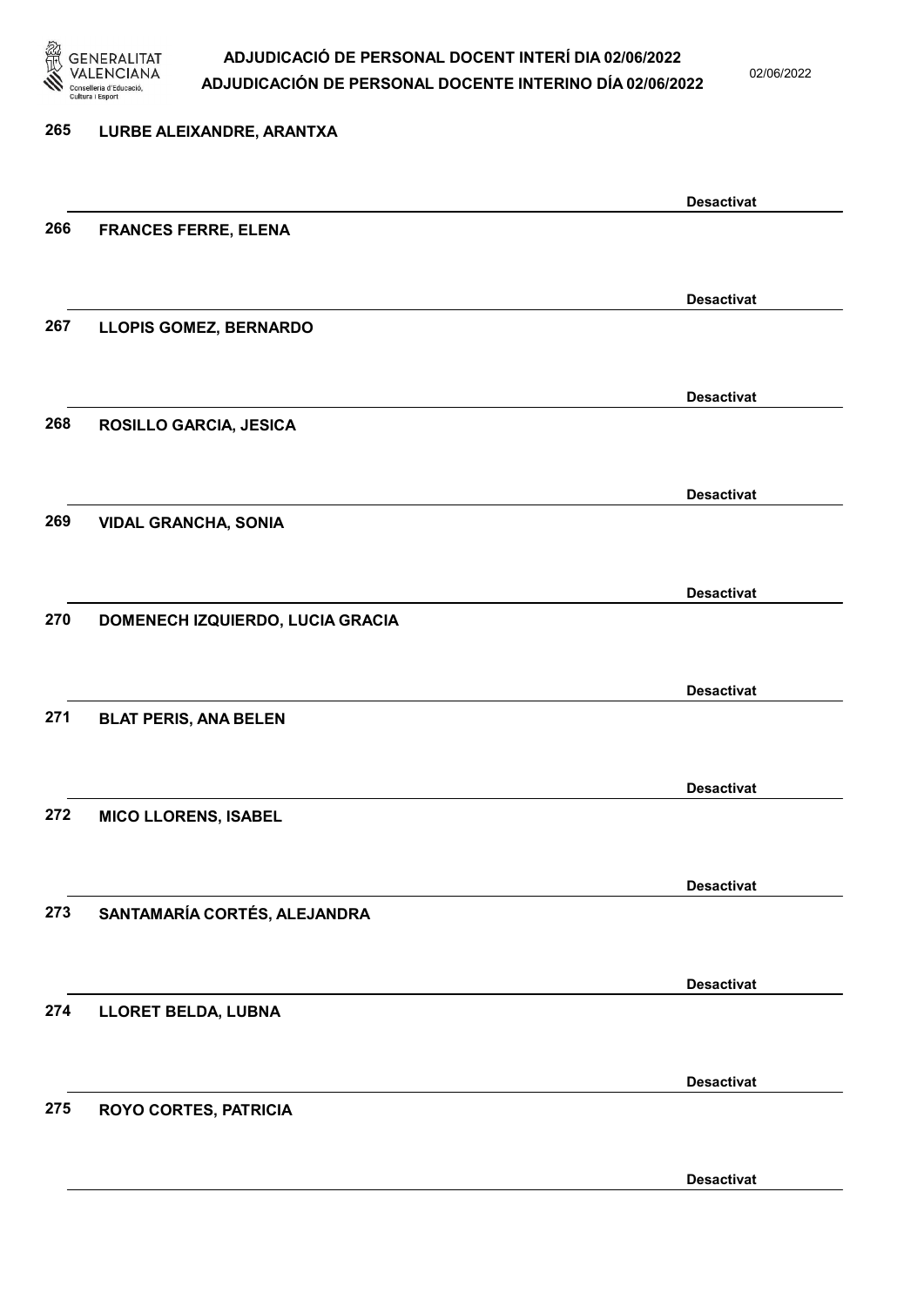265 LURBE ALEIXANDRE, ARANTXA

Desactivat

266 FRANCES FERRE, ELENA

Desactivat

267 LLOPIS GOMEZ, BERNARDO

Desactivat

268 ROSILLO GARCIA, JESICA

Desactivat

269 VIDAL GRANCHA, SONIA

Desactivat

270 DOMENECH IZQUIERDO, LUCIA GRACIA

Desactivat

271 BLAT PERIS, ANA BELEN

Desactivat

272 MICO LLORENS, ISABEL

Desactivat

273 SANTAMARÍA CORTÉS, ALEJANDRA

Desactivat

274 LLORET BELDA, LUBNA

Desactivat

275 ROYO CORTES, PATRICIA

Desactivat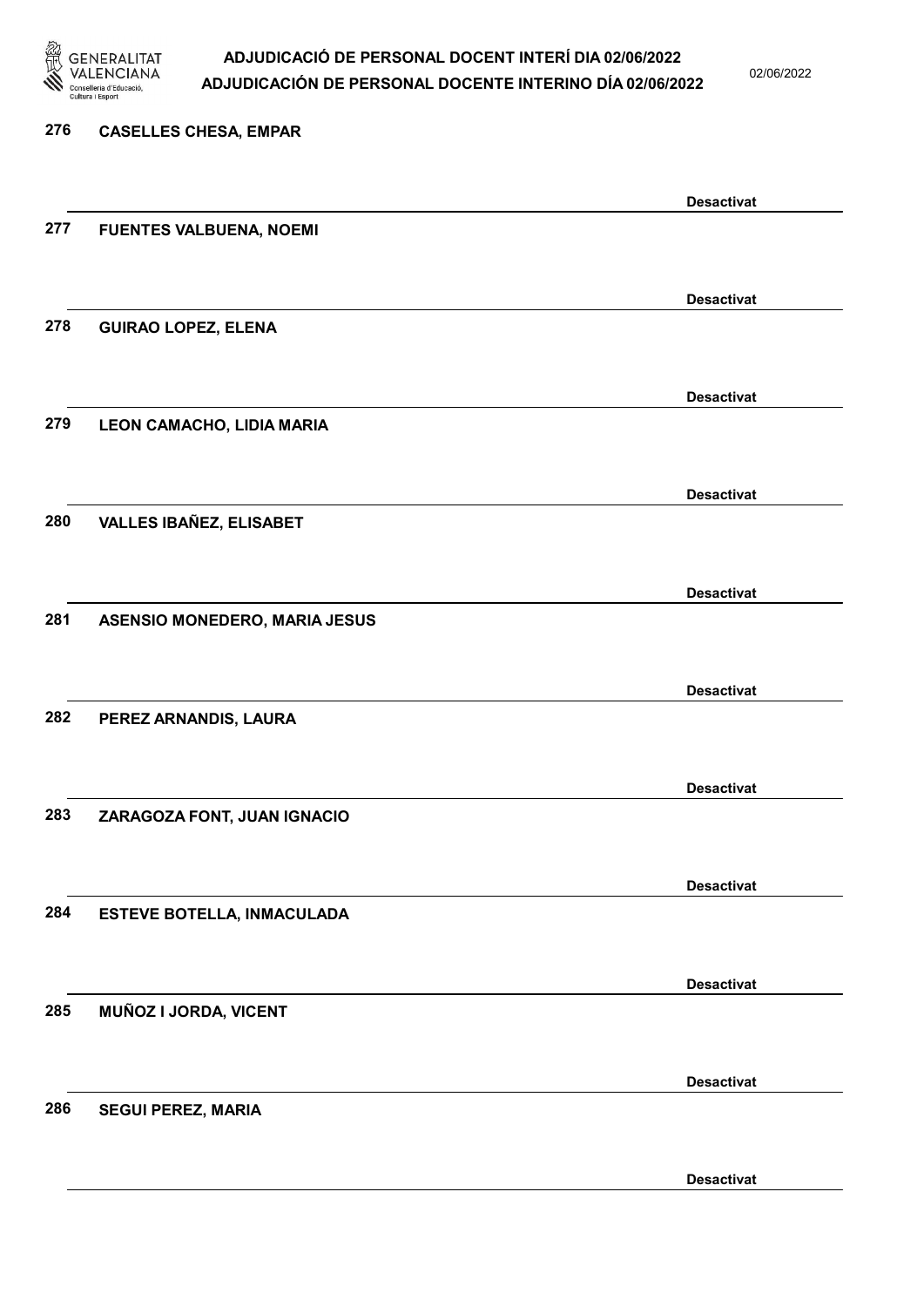276 **CASELLES CHESA, EMPAR**

**Desactivat**

277 **FUENTES VALBUENA, NOEMI**

**Desactivat**

278 **GUIRAO LOPEZ, ELENA**

**Desactivat**

279 **LEON CAMACHO, LIDIA MARIA**

**Desactivat**

280 **VALLES IBAÑEZ, ELISABET**

**Desactivat**

281 **ASENSIO MONEDERO, MARIA JESUS**

**Desactivat**

282 **PEREZ ARNANDIS, LAURA**

**Desactivat**

283 **ZARAGOZA FONT, JUAN IGNACIO**

**Desactivat**

284 **ESTEVE BOTELLA, INMACULADA**

**Desactivat**

285 **MUÑOZ I JORDA, VICENT**

**Desactivat**

286 **SEGUI PEREZ, MARIA**

**Desactivat**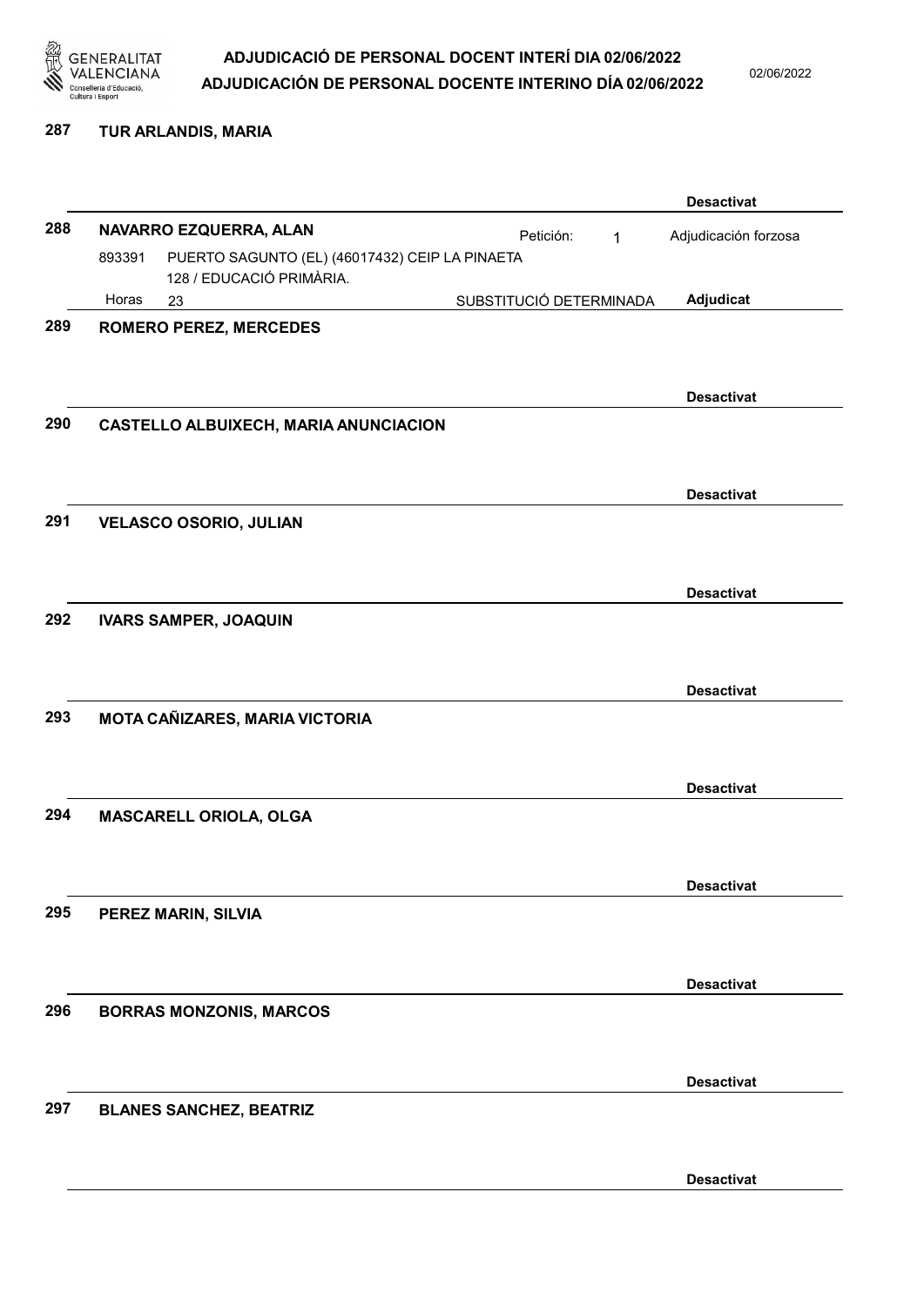**287 TUR ARLANDIS, MARIA**

**Desactivat**

**288 NAVARRO EZQUERRA, ALAN** Petición: 1 Adjudicación forzosa

893391 PUERTO SAGUNTO (EL) (46017432) CEIP LA PINAETA
128 / EDUCACIÓ PRIMÀRIA.

Horas 23 SUBSTITUCIÓ DETERMINADA **Adjudicat**

**289 ROMERO PEREZ, MERCEDES**

**Desactivat**

**290 CASTELLO ALBUIXECH, MARIA ANUNCIACION**

**Desactivat**

**291 VELASCO OSORIO, JULIAN**

**Desactivat**

**292 IVARS SAMPER, JOAQUIN**

**Desactivat**

**293 MOTA CAÑIZARES, MARIA VICTORIA**

**Desactivat**

**294 MASCARELL ORIOLA, OLGA**

**Desactivat**

**295 PEREZ MARIN, SILVIA**

**Desactivat**

**296 BORRAS MONZONIS, MARCOS**

**Desactivat**

**297 BLANES SANCHEZ, BEATRIZ**

**Desactivat**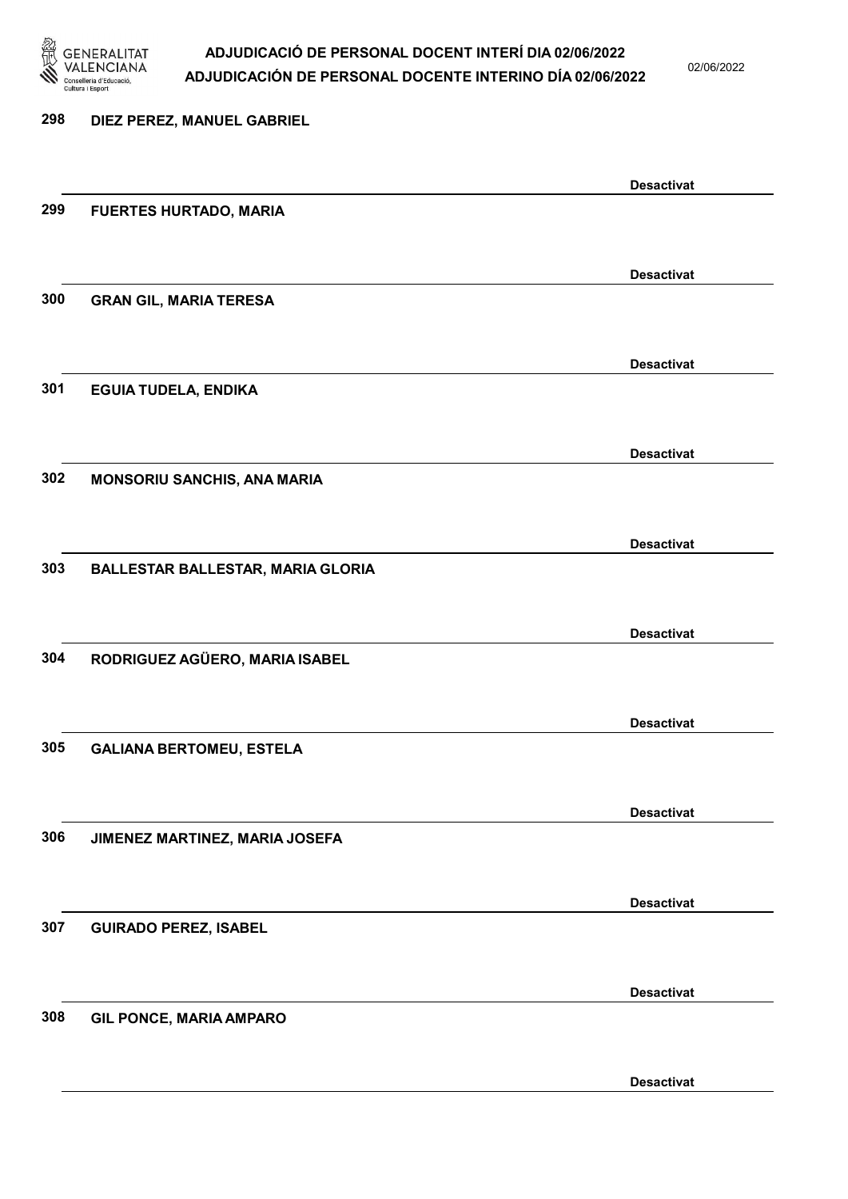298 DIEZ PEREZ, MANUEL GABRIEL

Desactivat

299 FUERTES HURTADO, MARIA

Desactivat

300 GRAN GIL, MARIA TERESA

Desactivat

301 EGUIA TUDELA, ENDIKA

Desactivat

302 MONSORIU SANCHIS, ANA MARIA

Desactivat

303 BALLESTAR BALLESTAR, MARIA GLORIA

Desactivat

304 RODRIGUEZ AGÜERO, MARIA ISABEL

Desactivat

305 GALIANA BERTOMEU, ESTELA

Desactivat

306 JIMENEZ MARTINEZ, MARIA JOSEFA

Desactivat

307 GUIRADO PEREZ, ISABEL

Desactivat

308 GIL PONCE, MARIA AMPARO

Desactivat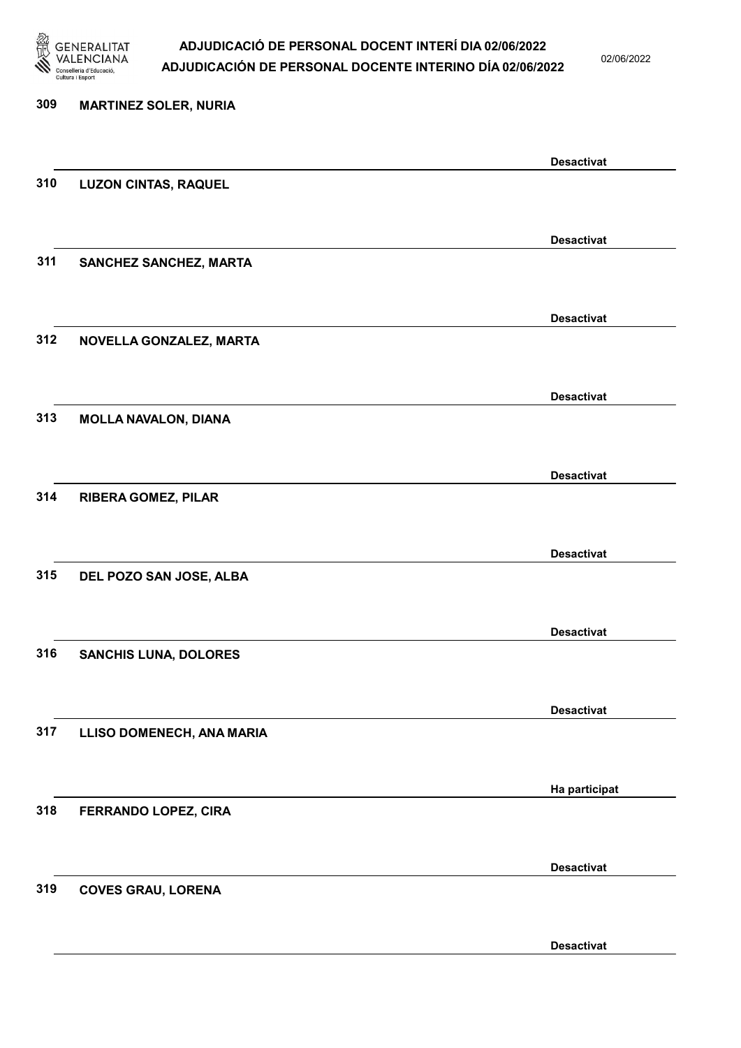309 **MARTINEZ SOLER, NURIA**

**Desactivat**

310 **LUZON CINTAS, RAQUEL**

**Desactivat**

311 **SANCHEZ SANCHEZ, MARTA**

**Desactivat**

312 **NOVELLA GONZALEZ, MARTA**

**Desactivat**

313 **MOLLA NAVALON, DIANA**

**Desactivat**

314 **RIBERA GOMEZ, PILAR**

**Desactivat**

315 **DEL POZO SAN JOSE, ALBA**

**Desactivat**

316 **SANCHIS LUNA, DOLORES**

**Desactivat**

317 **LLISO DOMENECH, ANA MARIA**

**Ha participat**

318 **FERRANDO LOPEZ, CIRA**

**Desactivat**

319 **COVES GRAU, LORENA**

**Desactivat**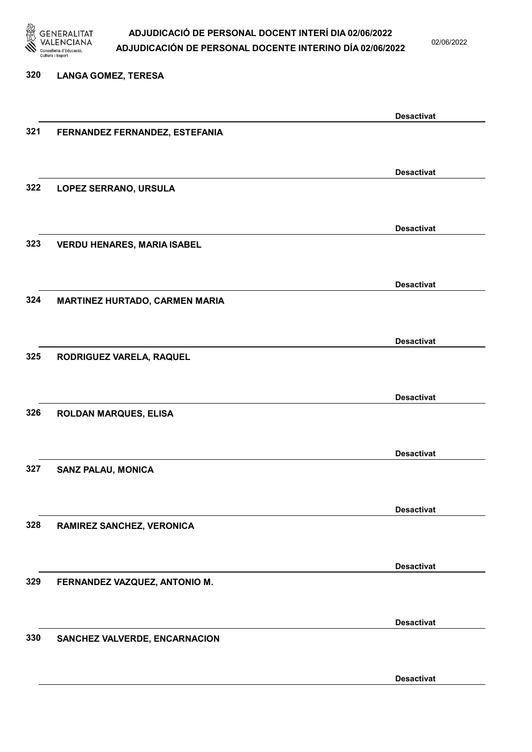320 LANGA GOMEZ, TERESA

Desactivat

321 FERNANDEZ FERNANDEZ, ESTEFANIA

Desactivat

322 LOPEZ SERRANO, URSULA

Desactivat

323 VERDU HENARES, MARIA ISABEL

Desactivat

324 MARTINEZ HURTADO, CARMEN MARIA

Desactivat

325 RODRIGUEZ VARELA, RAQUEL

Desactivat

326 ROLDAN MARQUES, ELISA

Desactivat

327 SANZ PALAU, MONICA

Desactivat

328 RAMIREZ SANCHEZ, VERONICA

Desactivat

329 FERNANDEZ VAZQUEZ, ANTONIO M.

Desactivat

330 SANCHEZ VALVERDE, ENCARNACION

Desactivat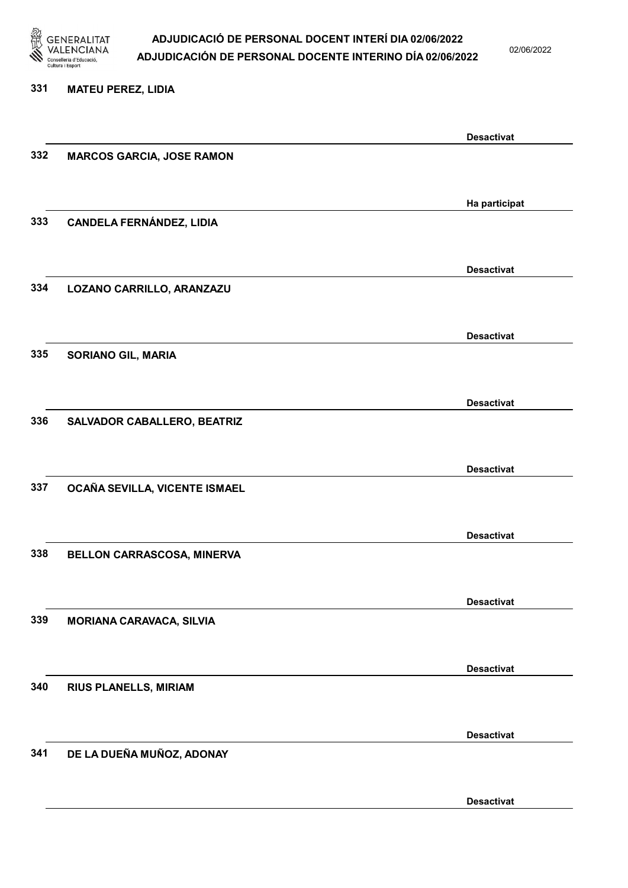| | | |
|---|---|---|
| 331 | MATEU PEREZ, LIDIA | Desactivat |
| 332 | MARCOS GARCIA, JOSE RAMON | Ha participat |
| 333 | CANDELA FERNÁNDEZ, LIDIA | Desactivat |
| 334 | LOZANO CARRILLO, ARANZAZU | Desactivat |
| 335 | SORIANO GIL, MARIA | Desactivat |
| 336 | SALVADOR CABALLERO, BEATRIZ | Desactivat |
| 337 | OCAÑA SEVILLA, VICENTE ISMAEL | Desactivat |
| 338 | BELLON CARRASCOSA, MINERVA | Desactivat |
| 339 | MORIANA CARAVACA, SILVIA | Desactivat |
| 340 | RIUS PLANELLS, MIRIAM | Desactivat |
| 341 | DE LA DUEÑA MUÑOZ, ADONAY | Desactivat |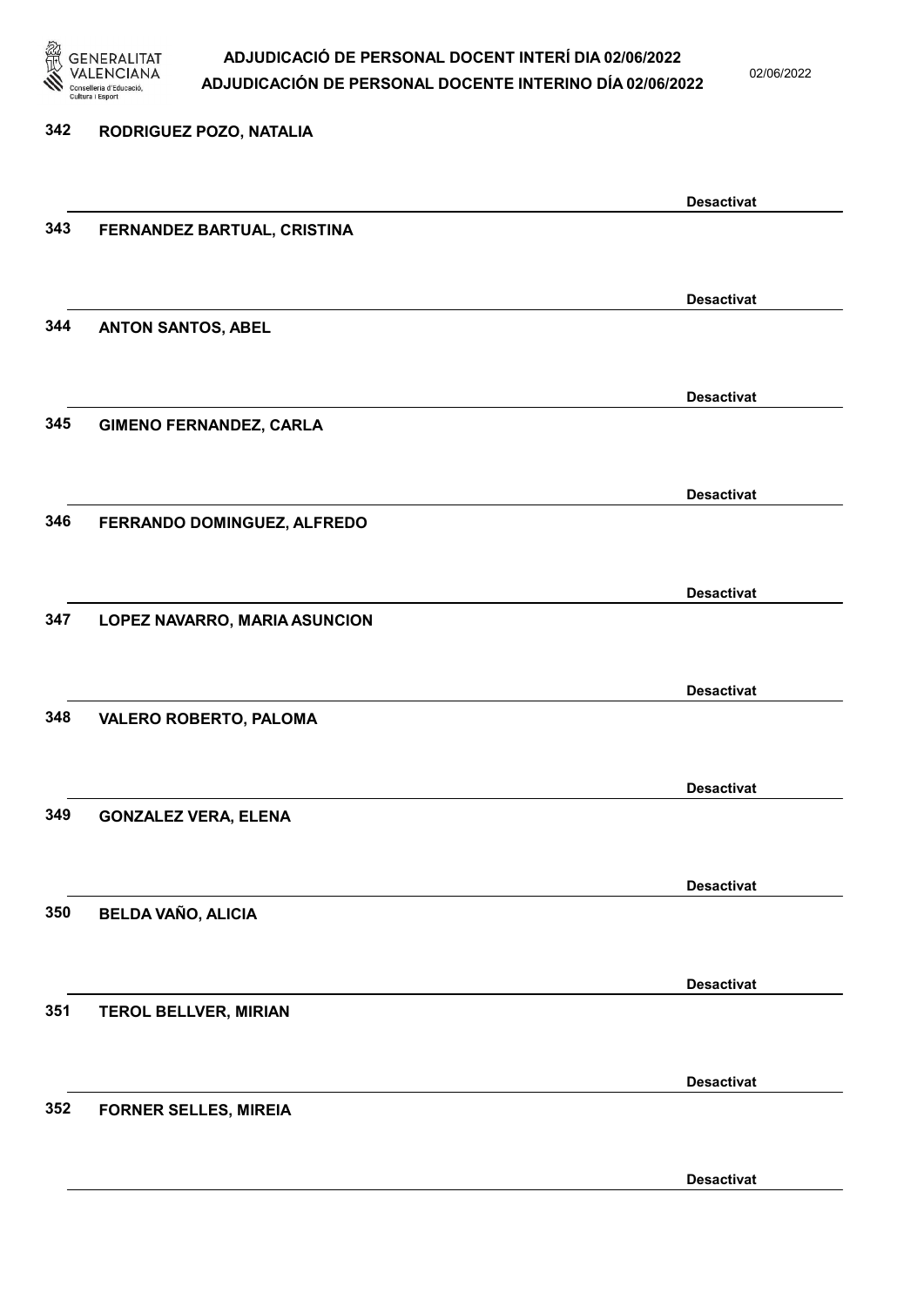342 RODRIGUEZ POZO, NATALIA

Desactivat

343 FERNANDEZ BARTUAL, CRISTINA

Desactivat

344 ANTON SANTOS, ABEL

Desactivat

345 GIMENO FERNANDEZ, CARLA

Desactivat

346 FERRANDO DOMINGUEZ, ALFREDO

Desactivat

347 LOPEZ NAVARRO, MARIA ASUNCION

Desactivat

348 VALERO ROBERTO, PALOMA

Desactivat

349 GONZALEZ VERA, ELENA

Desactivat

350 BELDA VAÑO, ALICIA

Desactivat

351 TEROL BELLVER, MIRIAN

Desactivat

352 FORNER SELLES, MIREIA

Desactivat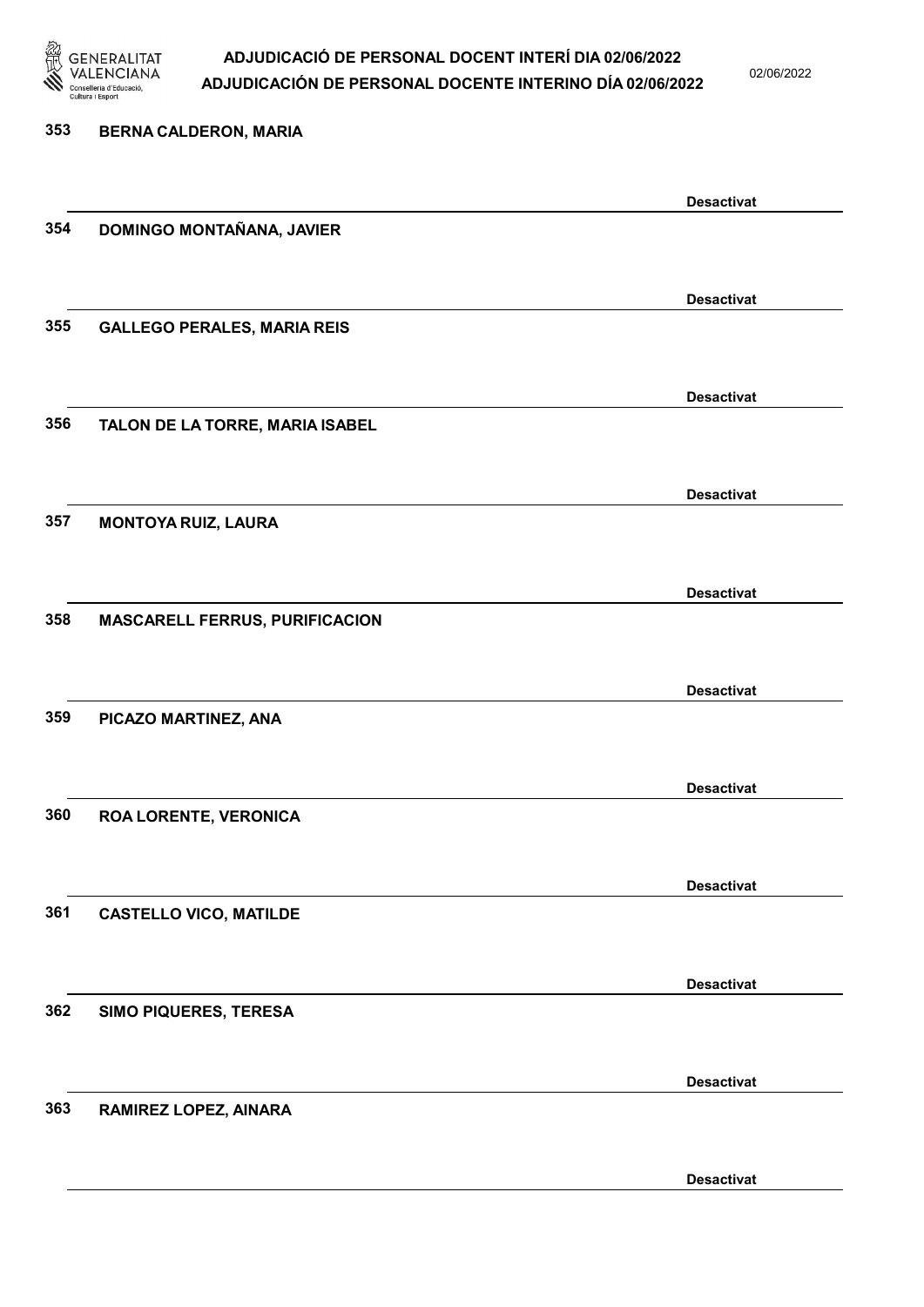353 BERNA CALDERON, MARIA

Desactivat

354 DOMINGO MONTAÑANA, JAVIER

Desactivat

355 GALLEGO PERALES, MARIA REIS

Desactivat

356 TALON DE LA TORRE, MARIA ISABEL

Desactivat

357 MONTOYA RUIZ, LAURA

Desactivat

358 MASCARELL FERRUS, PURIFICACION

Desactivat

359 PICAZO MARTINEZ, ANA

Desactivat

360 ROA LORENTE, VERONICA

Desactivat

361 CASTELLO VICO, MATILDE

Desactivat

362 SIMO PIQUERES, TERESA

Desactivat

363 RAMIREZ LOPEZ, AINARA

Desactivat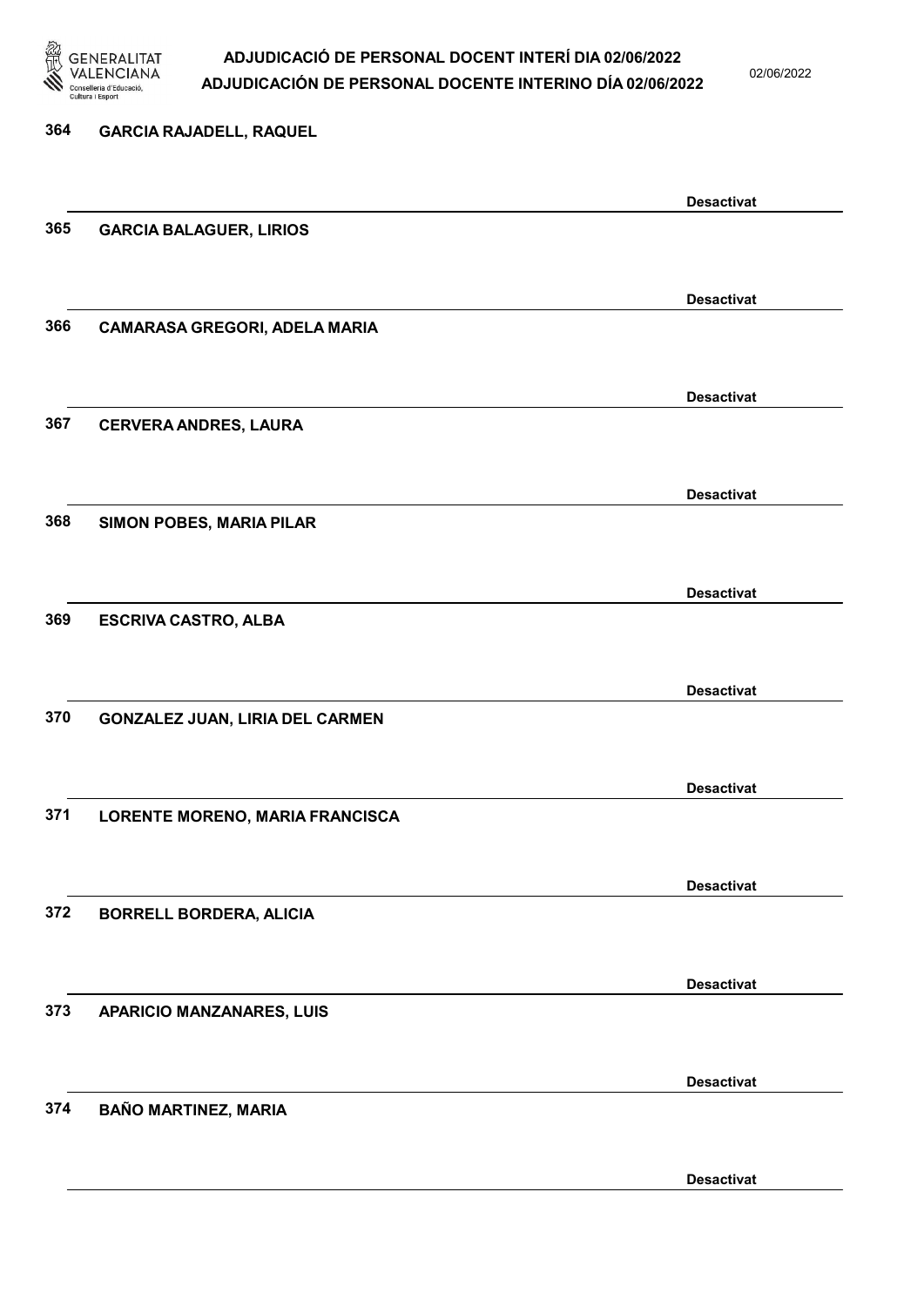364 **GARCIA RAJADELL, RAQUEL**

**Desactivat**

365 **GARCIA BALAGUER, LIRIOS**

**Desactivat**

366 **CAMARASA GREGORI, ADELA MARIA**

**Desactivat**

367 **CERVERA ANDRES, LAURA**

**Desactivat**

368 **SIMON POBES, MARIA PILAR**

**Desactivat**

369 **ESCRIVA CASTRO, ALBA**

**Desactivat**

370 **GONZALEZ JUAN, LIRIA DEL CARMEN**

**Desactivat**

371 **LORENTE MORENO, MARIA FRANCISCA**

**Desactivat**

372 **BORRELL BORDERA, ALICIA**

**Desactivat**

373 **APARICIO MANZANARES, LUIS**

**Desactivat**

374 **BAÑO MARTINEZ, MARIA**

**Desactivat**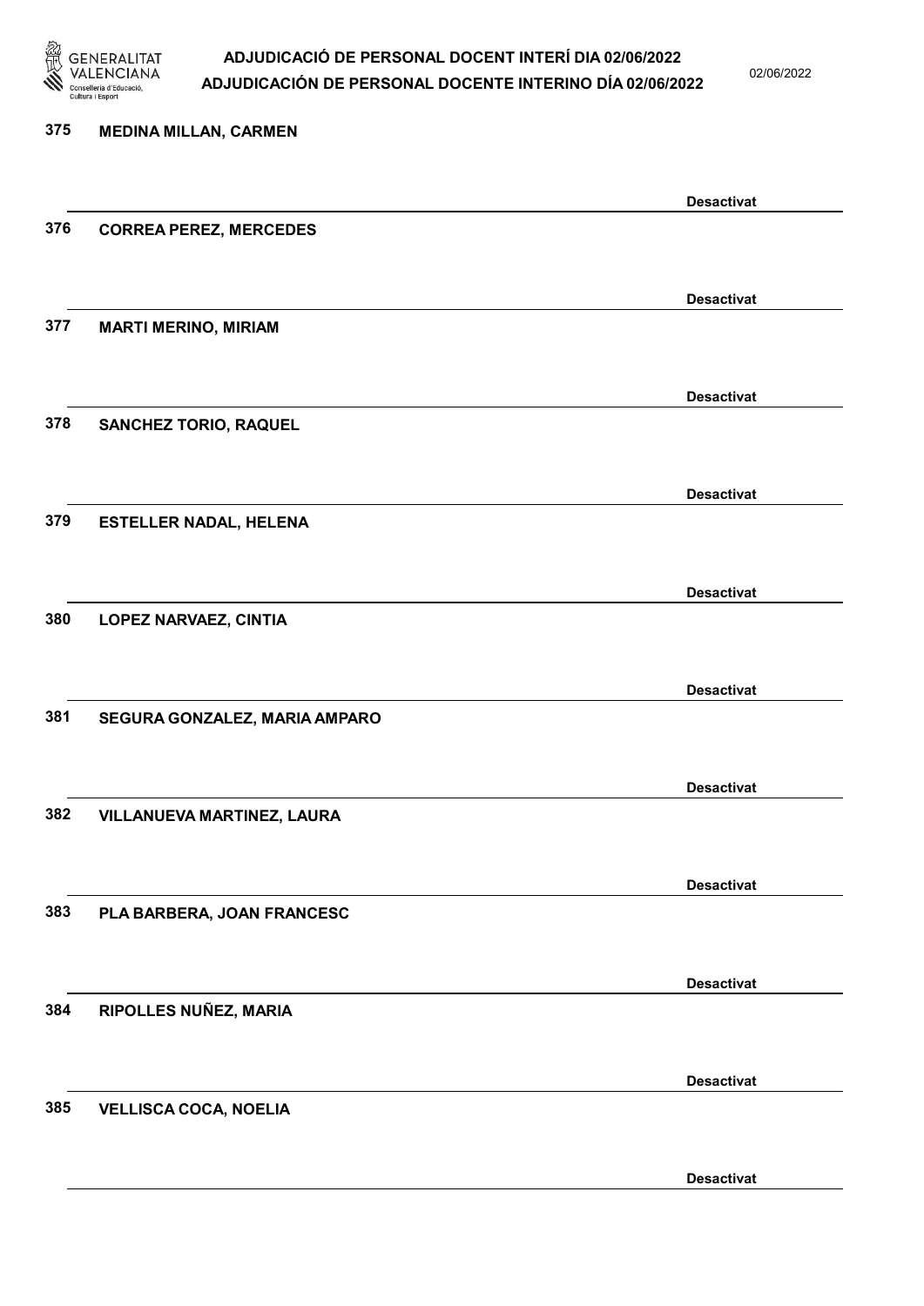375 MEDINA MILLAN, CARMEN

Desactivat

376 CORREA PEREZ, MERCEDES

Desactivat

377 MARTI MERINO, MIRIAM

Desactivat

378 SANCHEZ TORIO, RAQUEL

Desactivat

379 ESTELLER NADAL, HELENA

Desactivat

380 LOPEZ NARVAEZ, CINTIA

Desactivat

381 SEGURA GONZALEZ, MARIA AMPARO

Desactivat

382 VILLANUEVA MARTINEZ, LAURA

Desactivat

383 PLA BARBERA, JOAN FRANCESC

Desactivat

384 RIPOLLES NUÑEZ, MARIA

Desactivat

385 VELLISCA COCA, NOELIA

Desactivat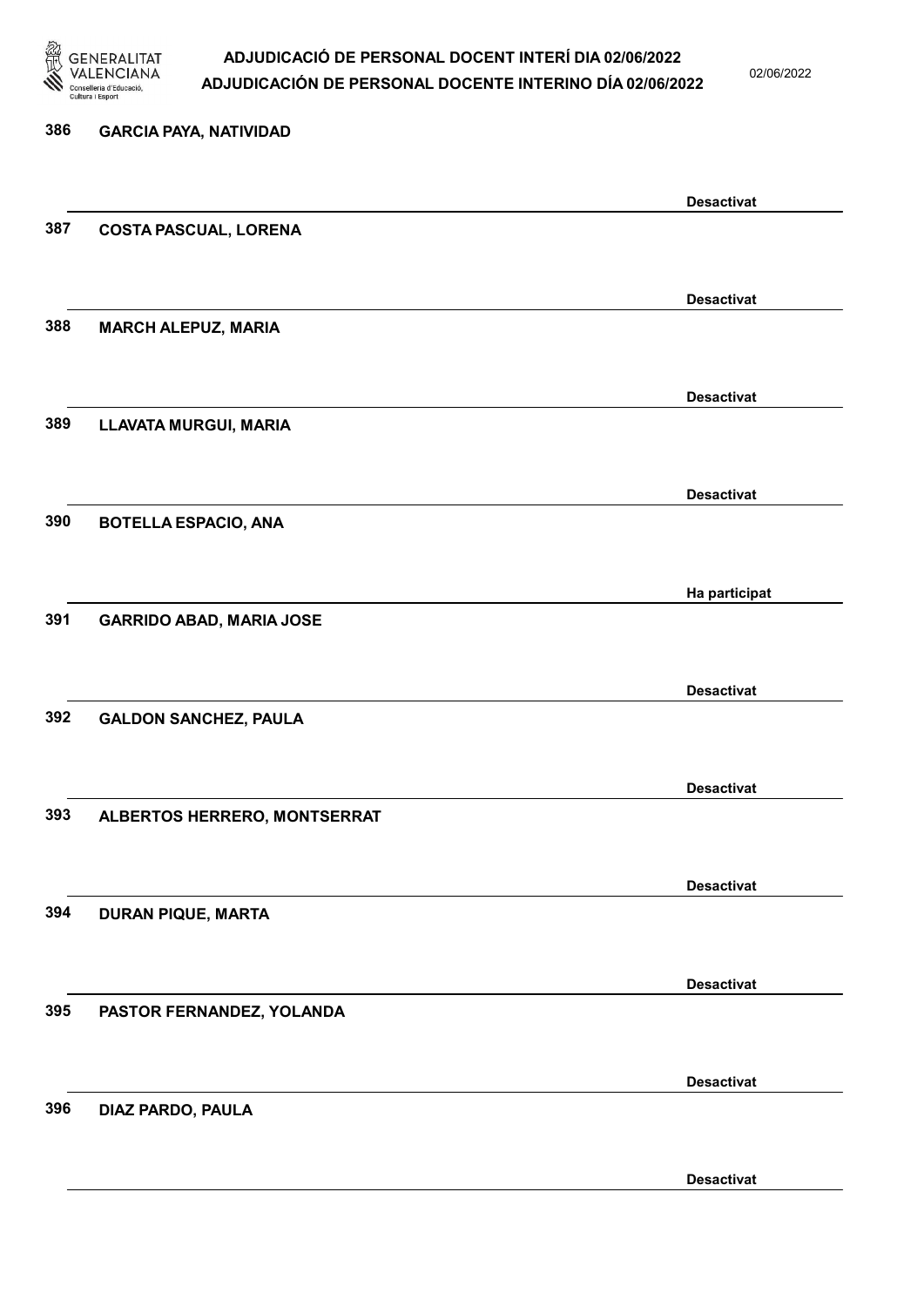386 GARCIA PAYA, NATIVIDAD

Desactivat

387 COSTA PASCUAL, LORENA

Desactivat

388 MARCH ALEPUZ, MARIA

Desactivat

389 LLAVATA MURGUI, MARIA

Desactivat

390 BOTELLA ESPACIO, ANA

Ha participat

391 GARRIDO ABAD, MARIA JOSE

Desactivat

392 GALDON SANCHEZ, PAULA

Desactivat

393 ALBERTOS HERRERO, MONTSERRAT

Desactivat

394 DURAN PIQUE, MARTA

Desactivat

395 PASTOR FERNANDEZ, YOLANDA

Desactivat

396 DIAZ PARDO, PAULA

Desactivat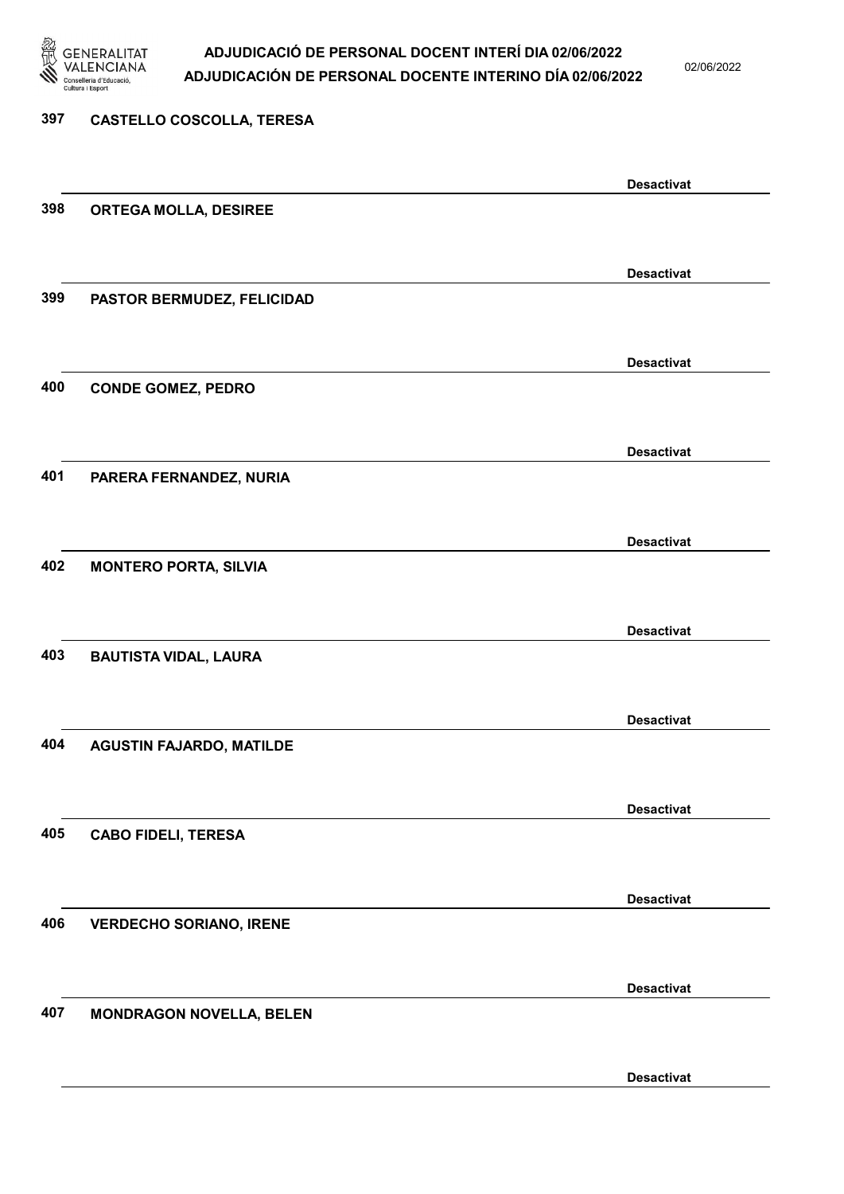397 CASTELLO COSCOLLA, TERESA

Desactivat

398 ORTEGA MOLLA, DESIREE

Desactivat

399 PASTOR BERMUDEZ, FELICIDAD

Desactivat

400 CONDE GOMEZ, PEDRO

Desactivat

401 PARERA FERNANDEZ, NURIA

Desactivat

402 MONTERO PORTA, SILVIA

Desactivat

403 BAUTISTA VIDAL, LAURA

Desactivat

404 AGUSTIN FAJARDO, MATILDE

Desactivat

405 CABO FIDELI, TERESA

Desactivat

406 VERDECHO SORIANO, IRENE

Desactivat

407 MONDRAGON NOVELLA, BELEN

Desactivat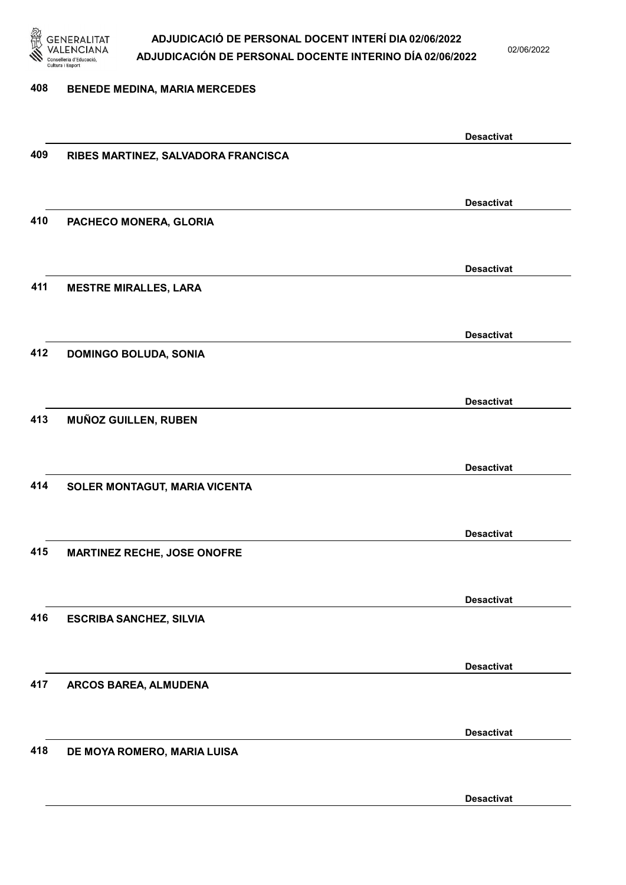408 **BENEDE MEDINA, MARIA MERCEDES**

**Desactivat**

409 **RIBES MARTINEZ, SALVADORA FRANCISCA**

**Desactivat**

410 **PACHECO MONERA, GLORIA**

**Desactivat**

411 **MESTRE MIRALLES, LARA**

**Desactivat**

412 **DOMINGO BOLUDA, SONIA**

**Desactivat**

413 **MUÑOZ GUILLEN, RUBEN**

**Desactivat**

414 **SOLER MONTAGUT, MARIA VICENTA**

**Desactivat**

415 **MARTINEZ RECHE, JOSE ONOFRE**

**Desactivat**

416 **ESCRIBA SANCHEZ, SILVIA**

**Desactivat**

417 **ARCOS BAREA, ALMUDENA**

**Desactivat**

418 **DE MOYA ROMERO, MARIA LUISA**

**Desactivat**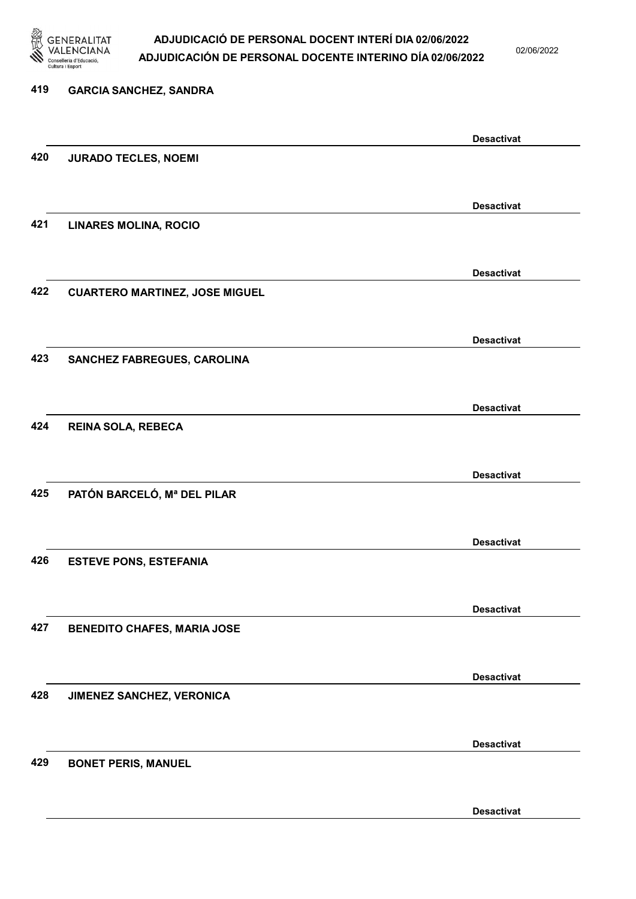419 GARCIA SANCHEZ, SANDRA

Desactivat

420 JURADO TECLES, NOEMI

Desactivat

421 LINARES MOLINA, ROCIO

Desactivat

422 CUARTERO MARTINEZ, JOSE MIGUEL

Desactivat

423 SANCHEZ FABREGUES, CAROLINA

Desactivat

424 REINA SOLA, REBECA

Desactivat

425 PATÓN BARCELÓ, Mª DEL PILAR

Desactivat

426 ESTEVE PONS, ESTEFANIA

Desactivat

427 BENEDITO CHAFES, MARIA JOSE

Desactivat

428 JIMENEZ SANCHEZ, VERONICA

Desactivat

429 BONET PERIS, MANUEL

Desactivat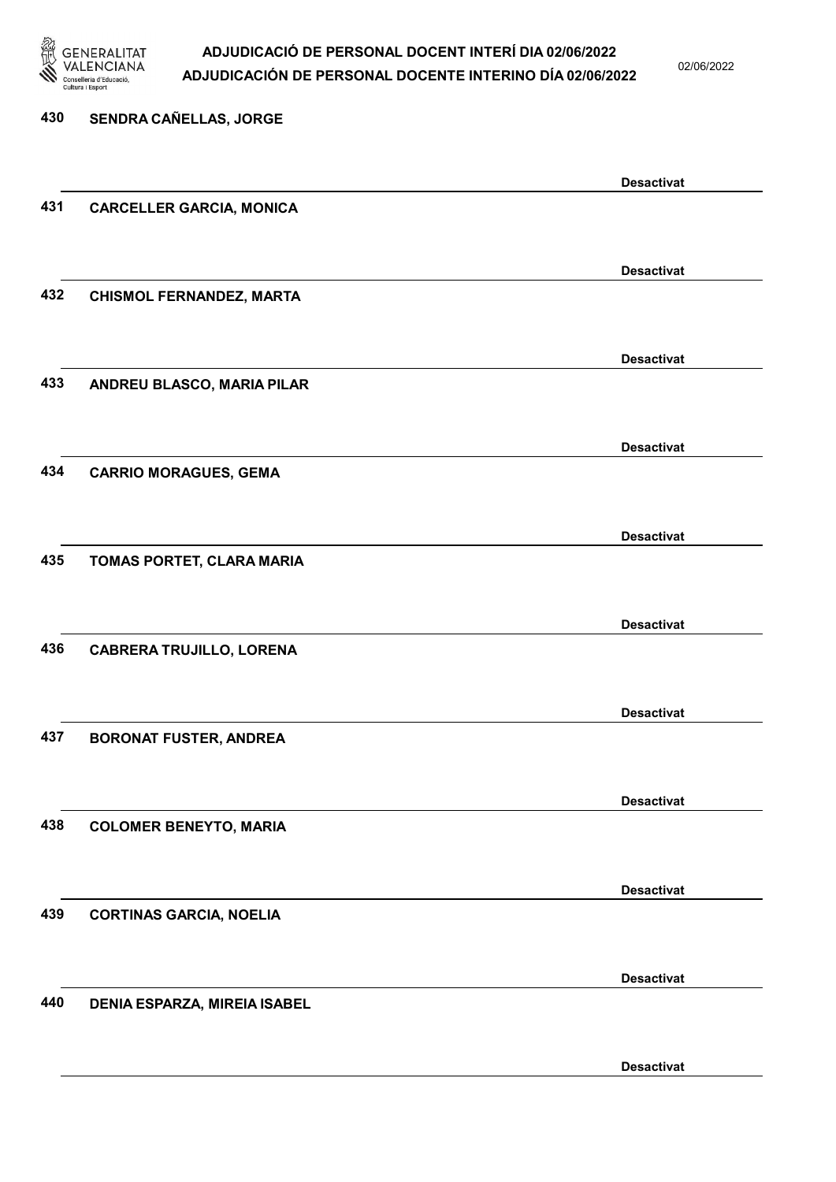430 **SENDRA CAÑELLAS, JORGE**

**Desactivat**

431 **CARCELLER GARCIA, MONICA**

**Desactivat**

432 **CHISMOL FERNANDEZ, MARTA**

**Desactivat**

433 **ANDREU BLASCO, MARIA PILAR**

**Desactivat**

434 **CARRIO MORAGUES, GEMA**

**Desactivat**

435 **TOMAS PORTET, CLARA MARIA**

**Desactivat**

436 **CABRERA TRUJILLO, LORENA**

**Desactivat**

437 **BORONAT FUSTER, ANDREA**

**Desactivat**

438 **COLOMER BENEYTO, MARIA**

**Desactivat**

439 **CORTINAS GARCIA, NOELIA**

**Desactivat**

440 **DENIA ESPARZA, MIREIA ISABEL**

**Desactivat**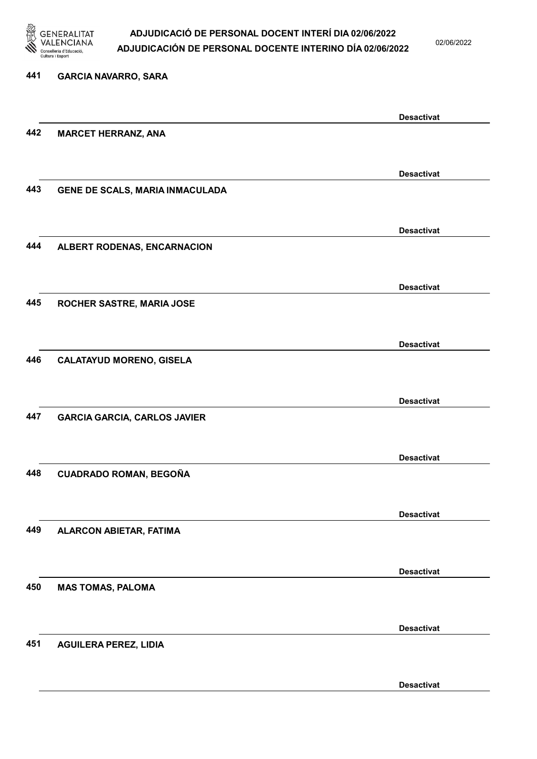441 **GARCIA NAVARRO, SARA**

**Desactivat**

442 **MARCET HERRANZ, ANA**

**Desactivat**

443 **GENE DE SCALS, MARIA INMACULADA**

**Desactivat**

444 **ALBERT RODENAS, ENCARNACION**

**Desactivat**

445 **ROCHER SASTRE, MARIA JOSE**

**Desactivat**

446 **CALATAYUD MORENO, GISELA**

**Desactivat**

447 **GARCIA GARCIA, CARLOS JAVIER**

**Desactivat**

448 **CUADRADO ROMAN, BEGOÑA**

**Desactivat**

449 **ALARCON ABIETAR, FATIMA**

**Desactivat**

450 **MAS TOMAS, PALOMA**

**Desactivat**

451 **AGUILERA PEREZ, LIDIA**

**Desactivat**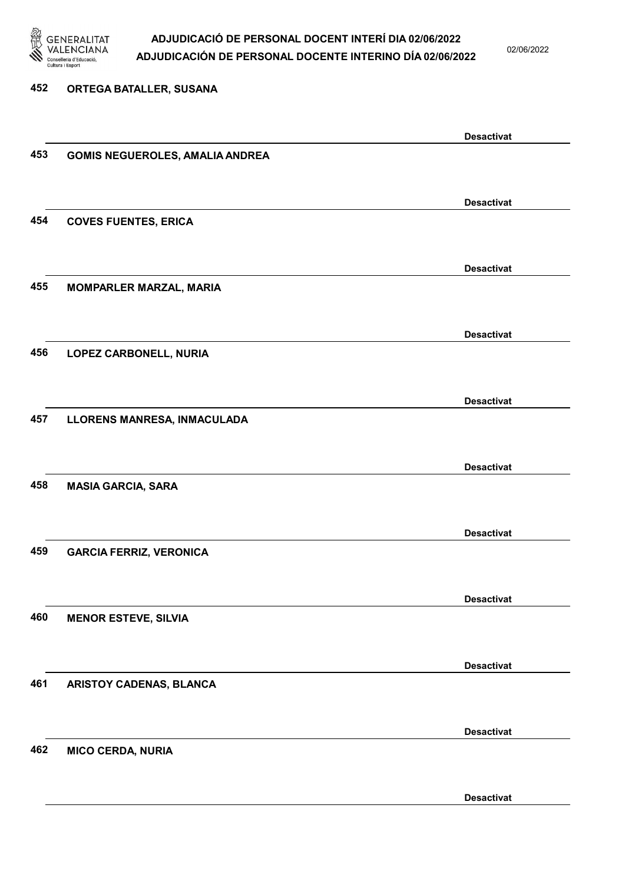452 **ORTEGA BATALLER, SUSANA**

**Desactivat**

453 **GOMIS NEGUEROLES, AMALIA ANDREA**

**Desactivat**

454 **COVES FUENTES, ERICA**

**Desactivat**

455 **MOMPARLER MARZAL, MARIA**

**Desactivat**

456 **LOPEZ CARBONELL, NURIA**

**Desactivat**

457 **LLORENS MANRESA, INMACULADA**

**Desactivat**

458 **MASIA GARCIA, SARA**

**Desactivat**

459 **GARCIA FERRIZ, VERONICA**

**Desactivat**

460 **MENOR ESTEVE, SILVIA**

**Desactivat**

461 **ARISTOY CADENAS, BLANCA**

**Desactivat**

462 **MICO CERDA, NURIA**

**Desactivat**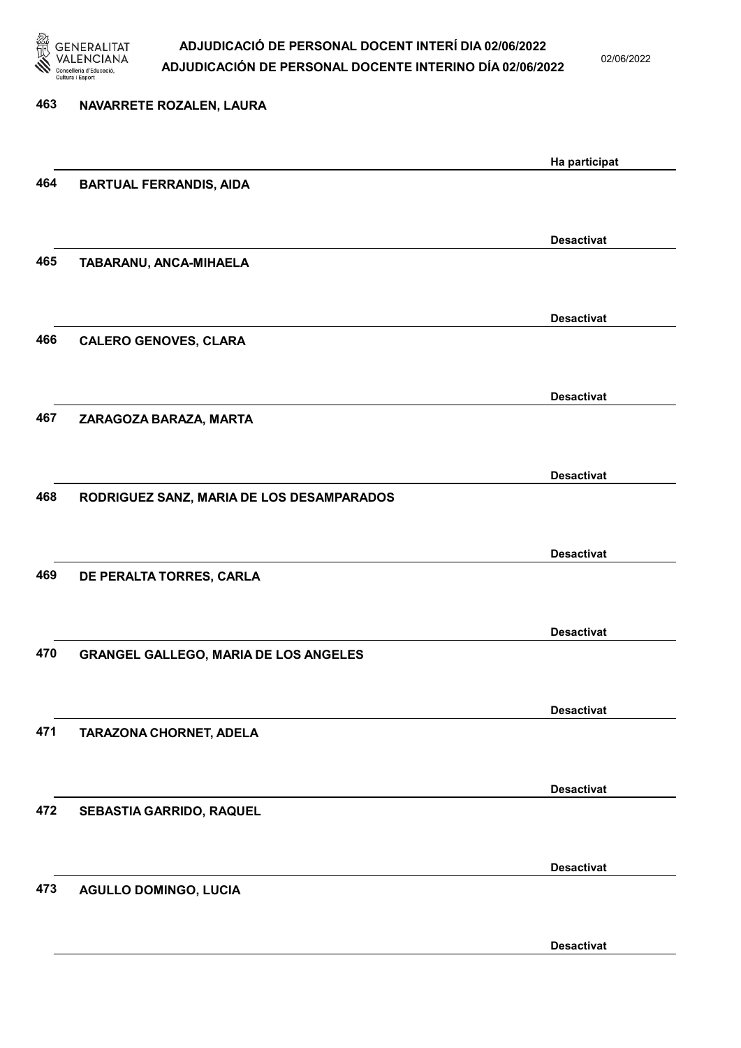463 NAVARRETE ROZALEN, LAURA

Ha participat

464 BARTUAL FERRANDIS, AIDA

Desactivat

465 TABARANU, ANCA-MIHAELA

Desactivat

466 CALERO GENOVES, CLARA

Desactivat

467 ZARAGOZA BARAZA, MARTA

Desactivat

468 RODRIGUEZ SANZ, MARIA DE LOS DESAMPARADOS

Desactivat

469 DE PERALTA TORRES, CARLA

Desactivat

470 GRANGEL GALLEGO, MARIA DE LOS ANGELES

Desactivat

471 TARAZONA CHORNET, ADELA

Desactivat

472 SEBASTIA GARRIDO, RAQUEL

Desactivat

473 AGULLO DOMINGO, LUCIA

Desactivat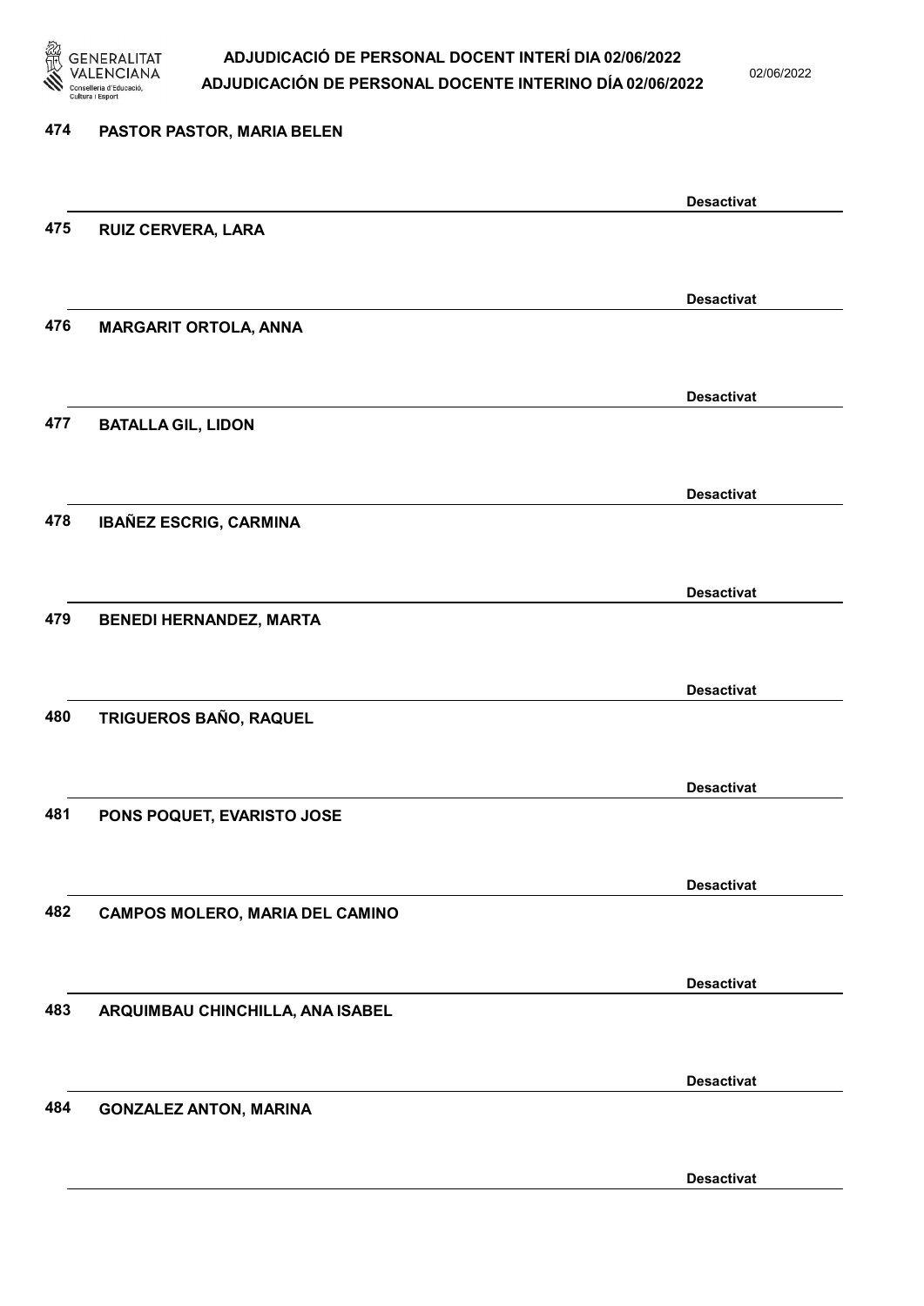474 PASTOR PASTOR, MARIA BELEN

Desactivat

475 RUIZ CERVERA, LARA

Desactivat

476 MARGARIT ORTOLA, ANNA

Desactivat

477 BATALLA GIL, LIDON

Desactivat

478 IBAÑEZ ESCRIG, CARMINA

Desactivat

479 BENEDI HERNANDEZ, MARTA

Desactivat

480 TRIGUEROS BAÑO, RAQUEL

Desactivat

481 PONS POQUET, EVARISTO JOSE

Desactivat

482 CAMPOS MOLERO, MARIA DEL CAMINO

Desactivat

483 ARQUIMBAU CHINCHILLA, ANA ISABEL

Desactivat

484 GONZALEZ ANTON, MARINA

Desactivat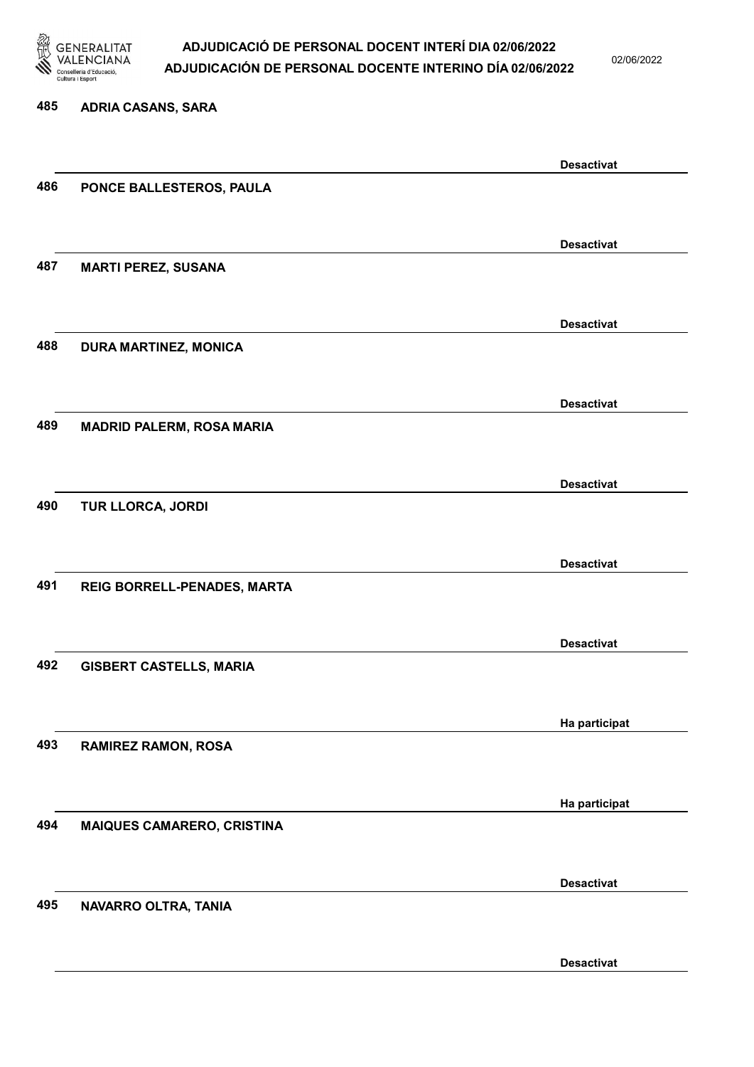485 ADRIA CASANS, SARA

Desactivat

486 PONCE BALLESTEROS, PAULA

Desactivat

487 MARTI PEREZ, SUSANA

Desactivat

488 DURA MARTINEZ, MONICA

Desactivat

489 MADRID PALERM, ROSA MARIA

Desactivat

490 TUR LLORCA, JORDI

Desactivat

491 REIG BORRELL-PENADES, MARTA

Desactivat

492 GISBERT CASTELLS, MARIA

Ha participat

493 RAMIREZ RAMON, ROSA

Ha participat

494 MAIQUES CAMARERO, CRISTINA

Desactivat

495 NAVARRO OLTRA, TANIA

Desactivat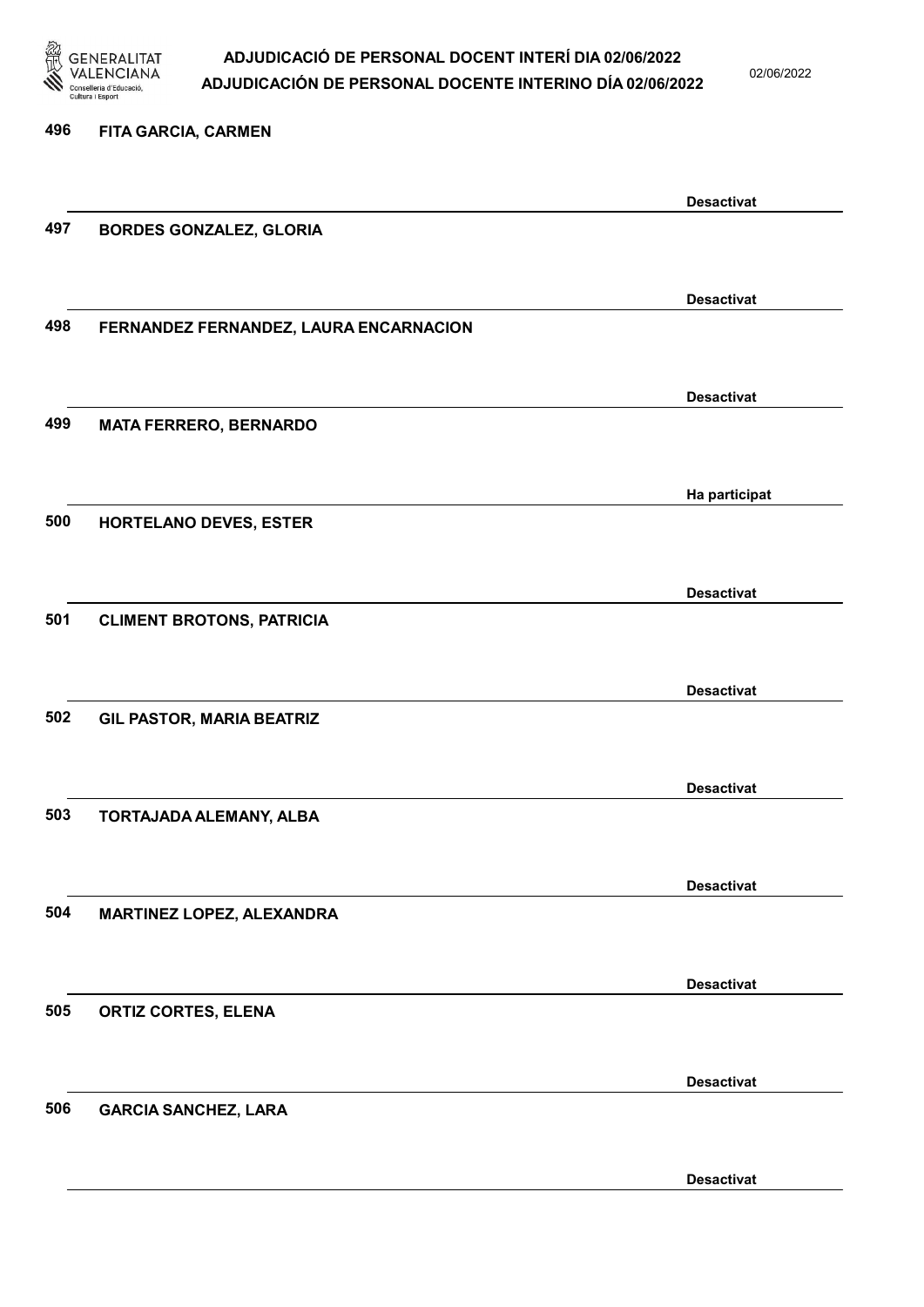| Núm. | Nom | Estat |
|---|---|---|
| 496 | FITA GARCIA, CARMEN | Desactivat |
| 497 | BORDES GONZALEZ, GLORIA | Desactivat |
| 498 | FERNANDEZ FERNANDEZ, LAURA ENCARNACION | Desactivat |
| 499 | MATA FERRERO, BERNARDO | Ha participat |
| 500 | HORTELANO DEVES, ESTER | Desactivat |
| 501 | CLIMENT BROTONS, PATRICIA | Desactivat |
| 502 | GIL PASTOR, MARIA BEATRIZ | Desactivat |
| 503 | TORTAJADA ALEMANY, ALBA | Desactivat |
| 504 | MARTINEZ LOPEZ, ALEXANDRA | Desactivat |
| 505 | ORTIZ CORTES, ELENA | Desactivat |
| 506 | GARCIA SANCHEZ, LARA | Desactivat |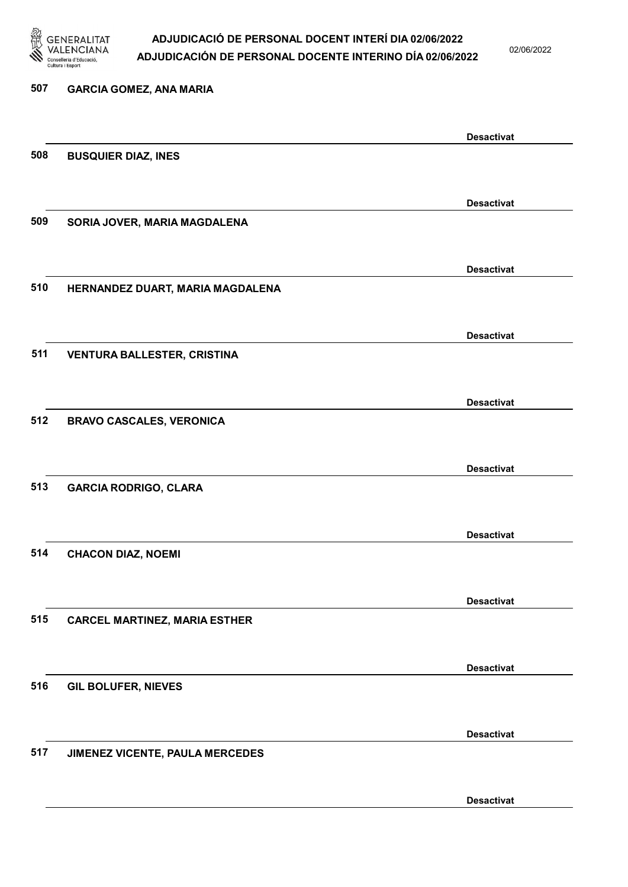507 GARCIA GOMEZ, ANA MARIA

Desactivat

508 BUSQUIER DIAZ, INES

Desactivat

509 SORIA JOVER, MARIA MAGDALENA

Desactivat

510 HERNANDEZ DUART, MARIA MAGDALENA

Desactivat

511 VENTURA BALLESTER, CRISTINA

Desactivat

512 BRAVO CASCALES, VERONICA

Desactivat

513 GARCIA RODRIGO, CLARA

Desactivat

514 CHACON DIAZ, NOEMI

Desactivat

515 CARCEL MARTINEZ, MARIA ESTHER

Desactivat

516 GIL BOLUFER, NIEVES

Desactivat

517 JIMENEZ VICENTE, PAULA MERCEDES

Desactivat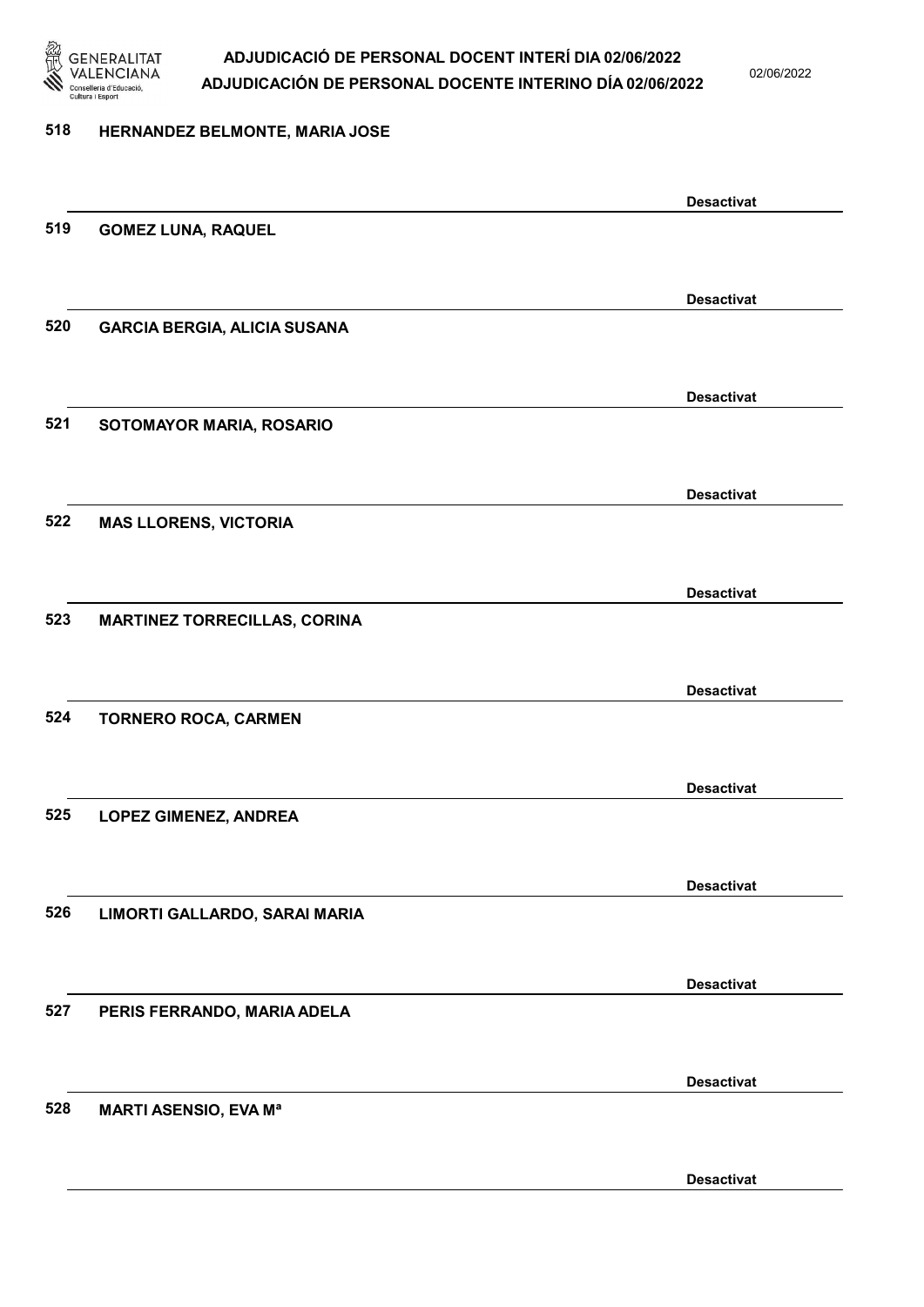518 **HERNANDEZ BELMONTE, MARIA JOSE**

**Desactivat**

519 **GOMEZ LUNA, RAQUEL**

**Desactivat**

520 **GARCIA BERGIA, ALICIA SUSANA**

**Desactivat**

521 **SOTOMAYOR MARIA, ROSARIO**

**Desactivat**

522 **MAS LLORENS, VICTORIA**

**Desactivat**

523 **MARTINEZ TORRECILLAS, CORINA**

**Desactivat**

524 **TORNERO ROCA, CARMEN**

**Desactivat**

525 **LOPEZ GIMENEZ, ANDREA**

**Desactivat**

526 **LIMORTI GALLARDO, SARAI MARIA**

**Desactivat**

527 **PERIS FERRANDO, MARIA ADELA**

**Desactivat**

528 **MARTI ASENSIO, EVA Mª**

**Desactivat**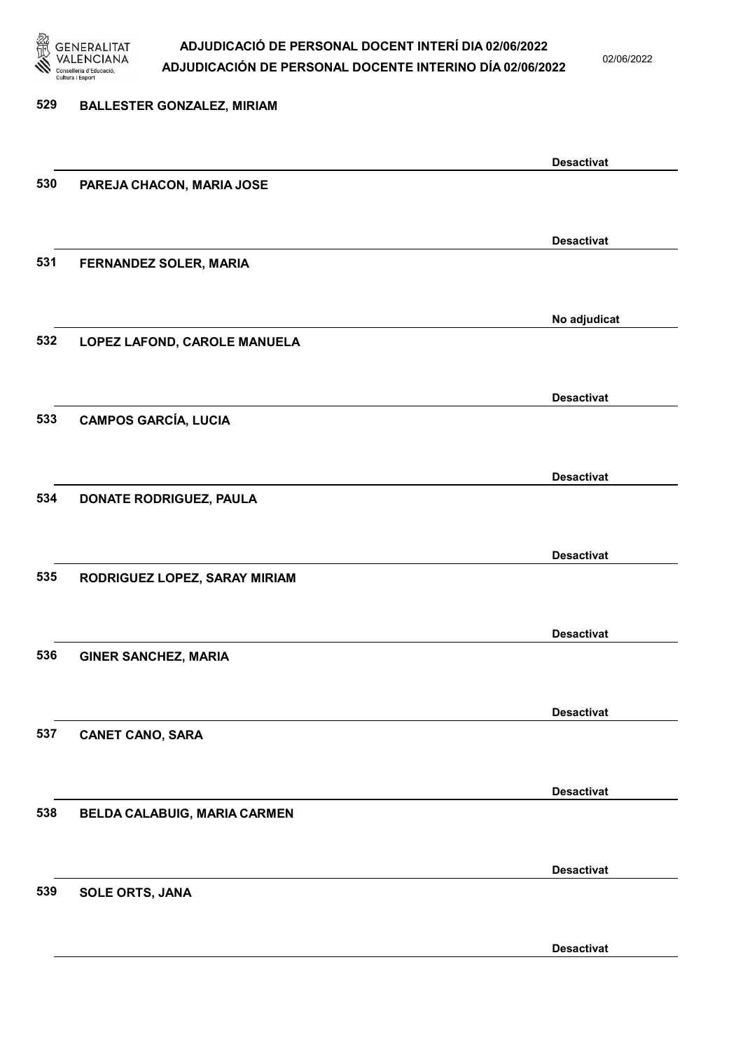529 BALLESTER GONZALEZ, MIRIAM

Desactivat

530 PAREJA CHACON, MARIA JOSE

Desactivat

531 FERNANDEZ SOLER, MARIA

No adjudicat

532 LOPEZ LAFOND, CAROLE MANUELA

Desactivat

533 CAMPOS GARCÍA, LUCIA

Desactivat

534 DONATE RODRIGUEZ, PAULA

Desactivat

535 RODRIGUEZ LOPEZ, SARAY MIRIAM

Desactivat

536 GINER SANCHEZ, MARIA

Desactivat

537 CANET CANO, SARA

Desactivat

538 BELDA CALABUIG, MARIA CARMEN

Desactivat

539 SOLE ORTS, JANA

Desactivat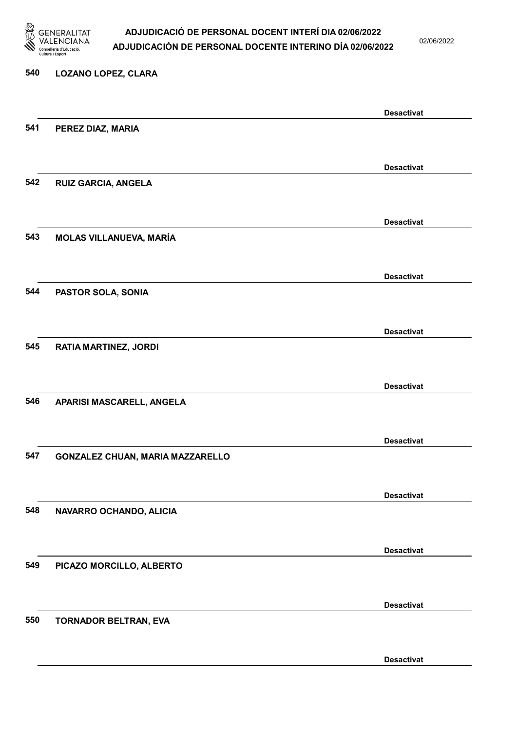540 LOZANO LOPEZ, CLARA

Desactivat

541 PEREZ DIAZ, MARIA

Desactivat

542 RUIZ GARCIA, ANGELA

Desactivat

543 MOLAS VILLANUEVA, MARÍA

Desactivat

544 PASTOR SOLA, SONIA

Desactivat

545 RATIA MARTINEZ, JORDI

Desactivat

546 APARISI MASCARELL, ANGELA

Desactivat

547 GONZALEZ CHUAN, MARIA MAZZARELLO

Desactivat

548 NAVARRO OCHANDO, ALICIA

Desactivat

549 PICAZO MORCILLO, ALBERTO

Desactivat

550 TORNADOR BELTRAN, EVA

Desactivat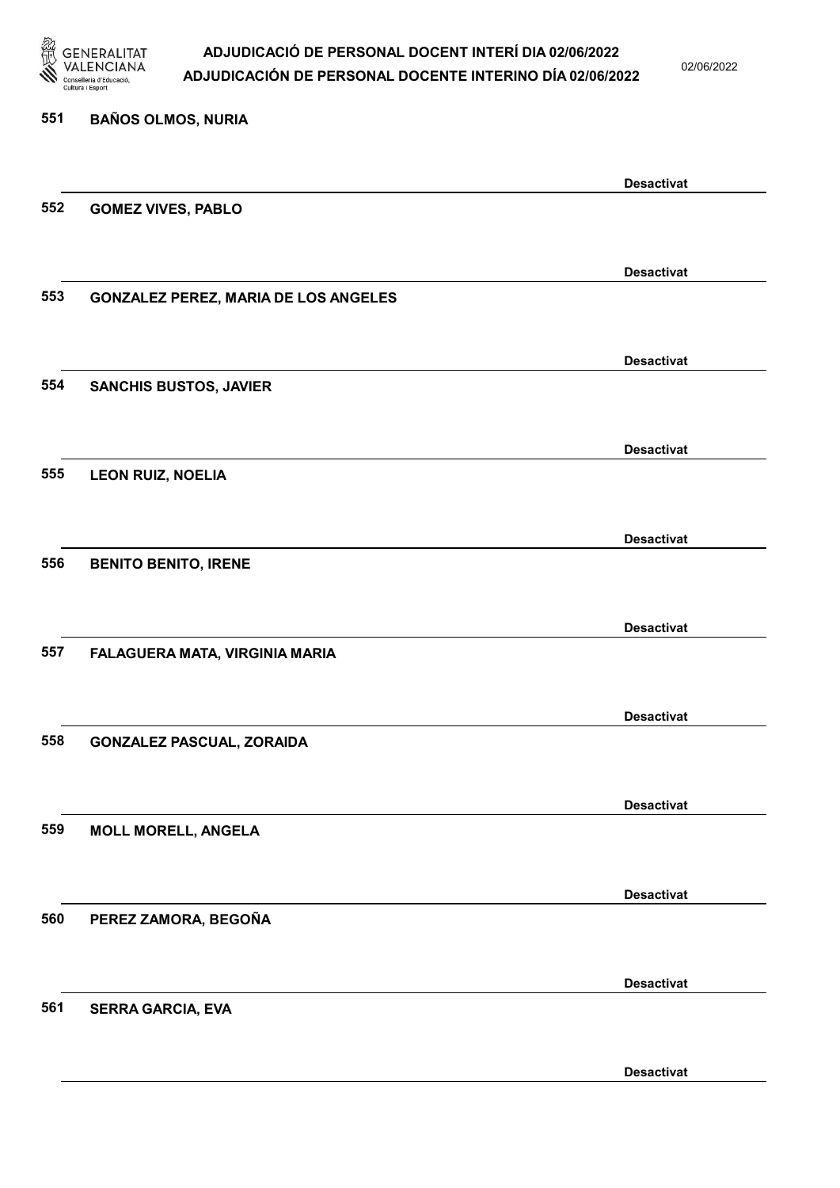551 **BAÑOS OLMOS, NURIA**

**Desactivat**

552 **GOMEZ VIVES, PABLO**

**Desactivat**

553 **GONZALEZ PEREZ, MARIA DE LOS ANGELES**

**Desactivat**

554 **SANCHIS BUSTOS, JAVIER**

**Desactivat**

555 **LEON RUIZ, NOELIA**

**Desactivat**

556 **BENITO BENITO, IRENE**

**Desactivat**

557 **FALAGUERA MATA, VIRGINIA MARIA**

**Desactivat**

558 **GONZALEZ PASCUAL, ZORAIDA**

**Desactivat**

559 **MOLL MORELL, ANGELA**

**Desactivat**

560 **PEREZ ZAMORA, BEGOÑA**

**Desactivat**

561 **SERRA GARCIA, EVA**

**Desactivat**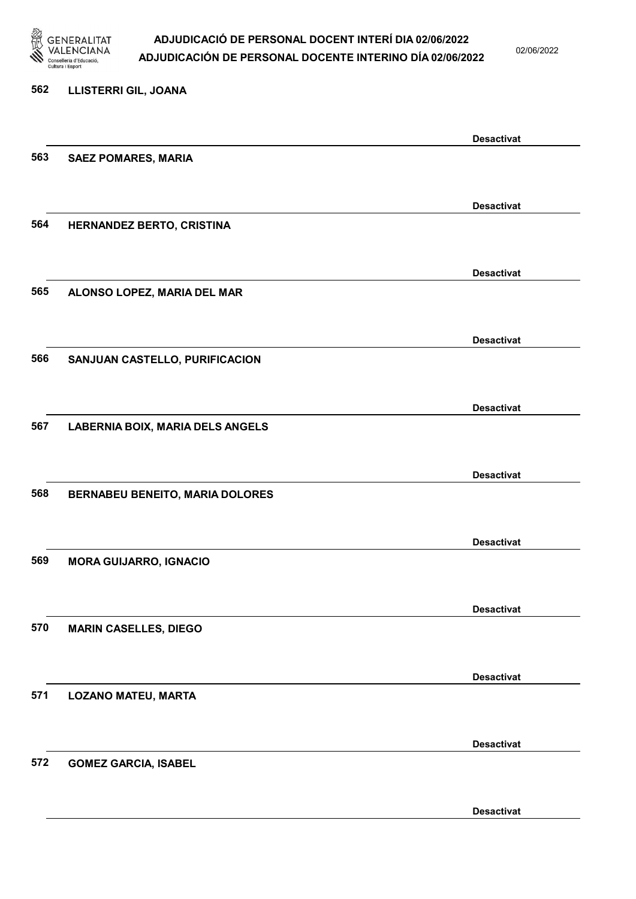562 **LLISTERRI GIL, JOANA**

**Desactivat**

563 **SAEZ POMARES, MARIA**

**Desactivat**

564 **HERNANDEZ BERTO, CRISTINA**

**Desactivat**

565 **ALONSO LOPEZ, MARIA DEL MAR**

**Desactivat**

566 **SANJUAN CASTELLO, PURIFICACION**

**Desactivat**

567 **LABERNIA BOIX, MARIA DELS ANGELS**

**Desactivat**

568 **BERNABEU BENEITO, MARIA DOLORES**

**Desactivat**

569 **MORA GUIJARRO, IGNACIO**

**Desactivat**

570 **MARIN CASELLES, DIEGO**

**Desactivat**

571 **LOZANO MATEU, MARTA**

**Desactivat**

572 **GOMEZ GARCIA, ISABEL**

**Desactivat**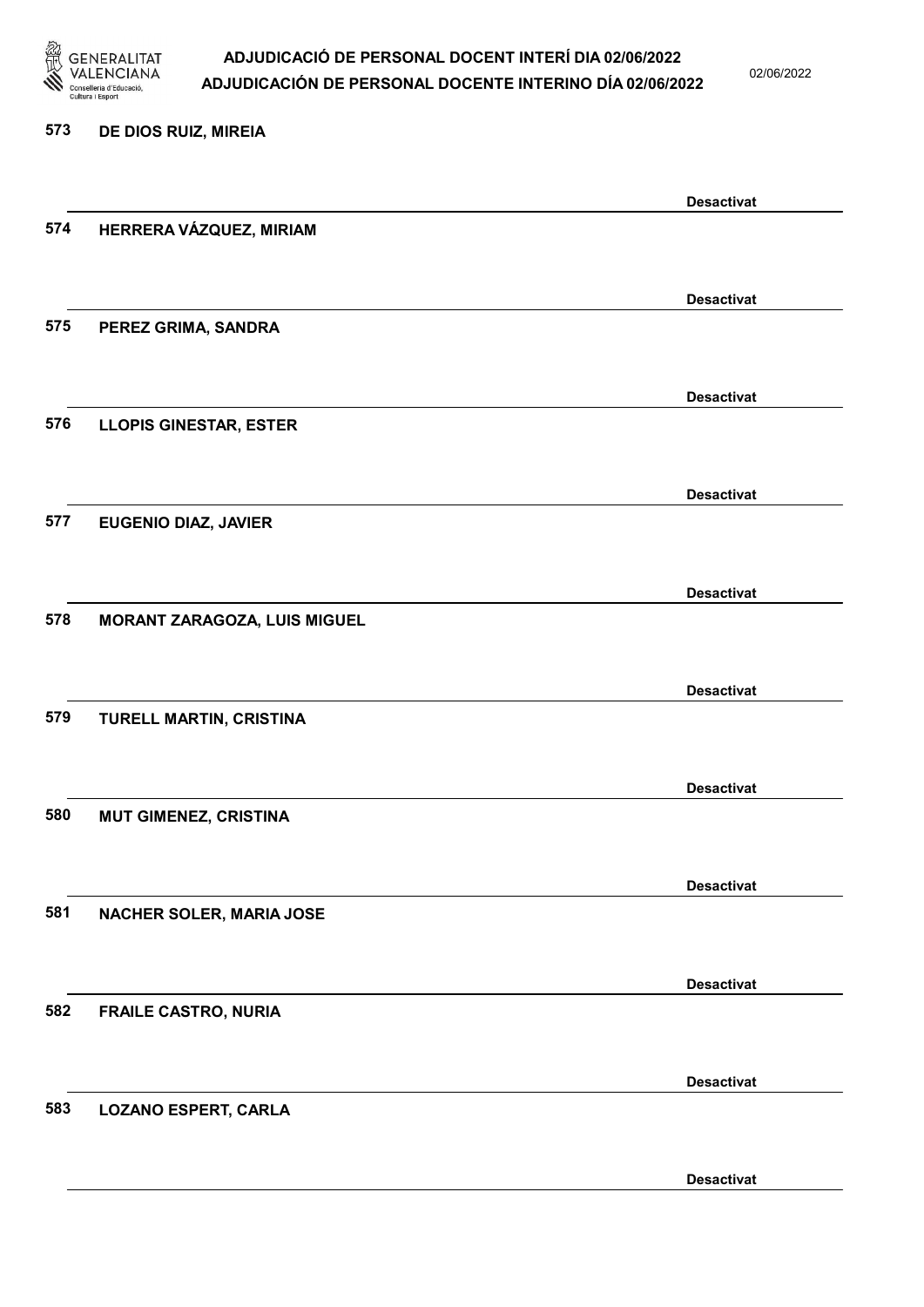573 DE DIOS RUIZ, MIREIA

Desactivat

574 HERRERA VÁZQUEZ, MIRIAM

Desactivat

575 PEREZ GRIMA, SANDRA

Desactivat

576 LLOPIS GINESTAR, ESTER

Desactivat

577 EUGENIO DIAZ, JAVIER

Desactivat

578 MORANT ZARAGOZA, LUIS MIGUEL

Desactivat

579 TURELL MARTIN, CRISTINA

Desactivat

580 MUT GIMENEZ, CRISTINA

Desactivat

581 NACHER SOLER, MARIA JOSE

Desactivat

582 FRAILE CASTRO, NURIA

Desactivat

583 LOZANO ESPERT, CARLA

Desactivat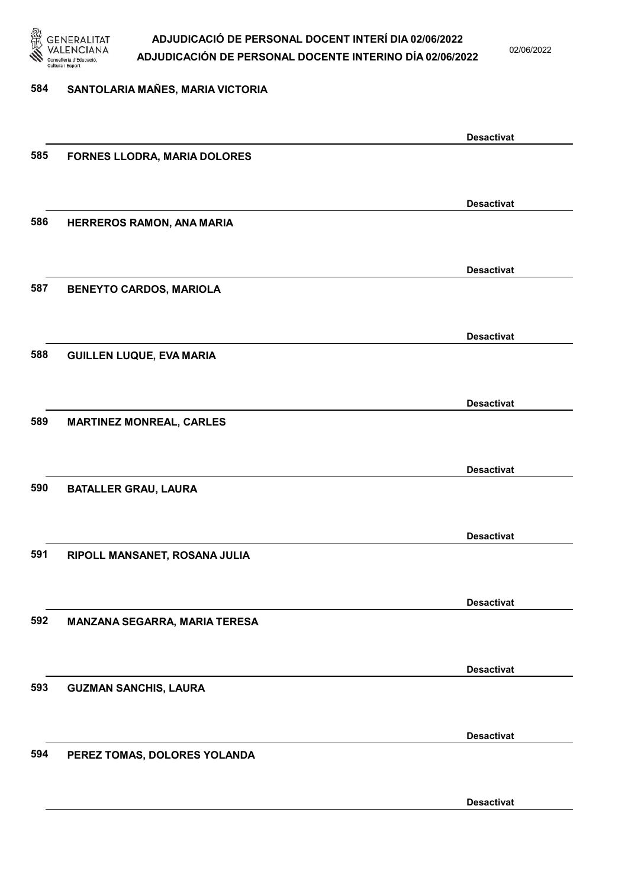584 SANTOLARIA MAÑES, MARIA VICTORIA

Desactivat

585 FORNES LLODRA, MARIA DOLORES

Desactivat

586 HERREROS RAMON, ANA MARIA

Desactivat

587 BENEYTO CARDOS, MARIOLA

Desactivat

588 GUILLEN LUQUE, EVA MARIA

Desactivat

589 MARTINEZ MONREAL, CARLES

Desactivat

590 BATALLER GRAU, LAURA

Desactivat

591 RIPOLL MANSANET, ROSANA JULIA

Desactivat

592 MANZANA SEGARRA, MARIA TERESA

Desactivat

593 GUZMAN SANCHIS, LAURA

Desactivat

594 PEREZ TOMAS, DOLORES YOLANDA

Desactivat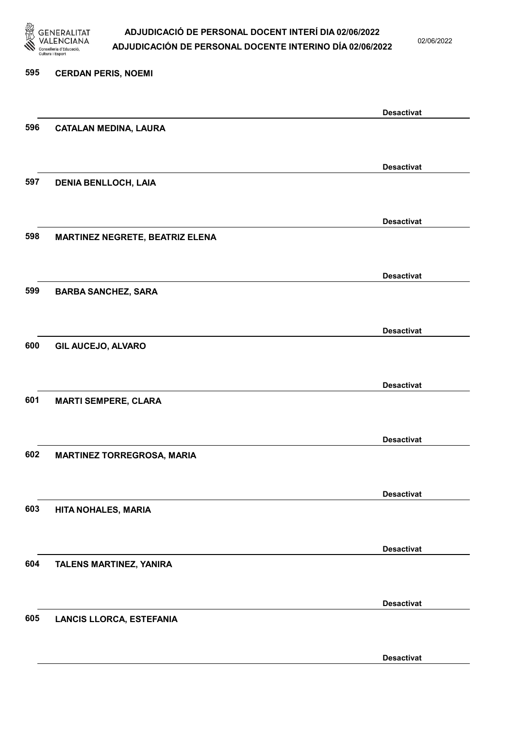595 **CERDAN PERIS, NOEMI**

**Desactivat**

596 **CATALAN MEDINA, LAURA**

**Desactivat**

597 **DENIA BENLLOCH, LAIA**

**Desactivat**

598 **MARTINEZ NEGRETE, BEATRIZ ELENA**

**Desactivat**

599 **BARBA SANCHEZ, SARA**

**Desactivat**

600 **GIL AUCEJO, ALVARO**

**Desactivat**

601 **MARTI SEMPERE, CLARA**

**Desactivat**

602 **MARTINEZ TORREGROSA, MARIA**

**Desactivat**

603 **HITA NOHALES, MARIA**

**Desactivat**

604 **TALENS MARTINEZ, YANIRA**

**Desactivat**

605 **LANCIS LLORCA, ESTEFANIA**

**Desactivat**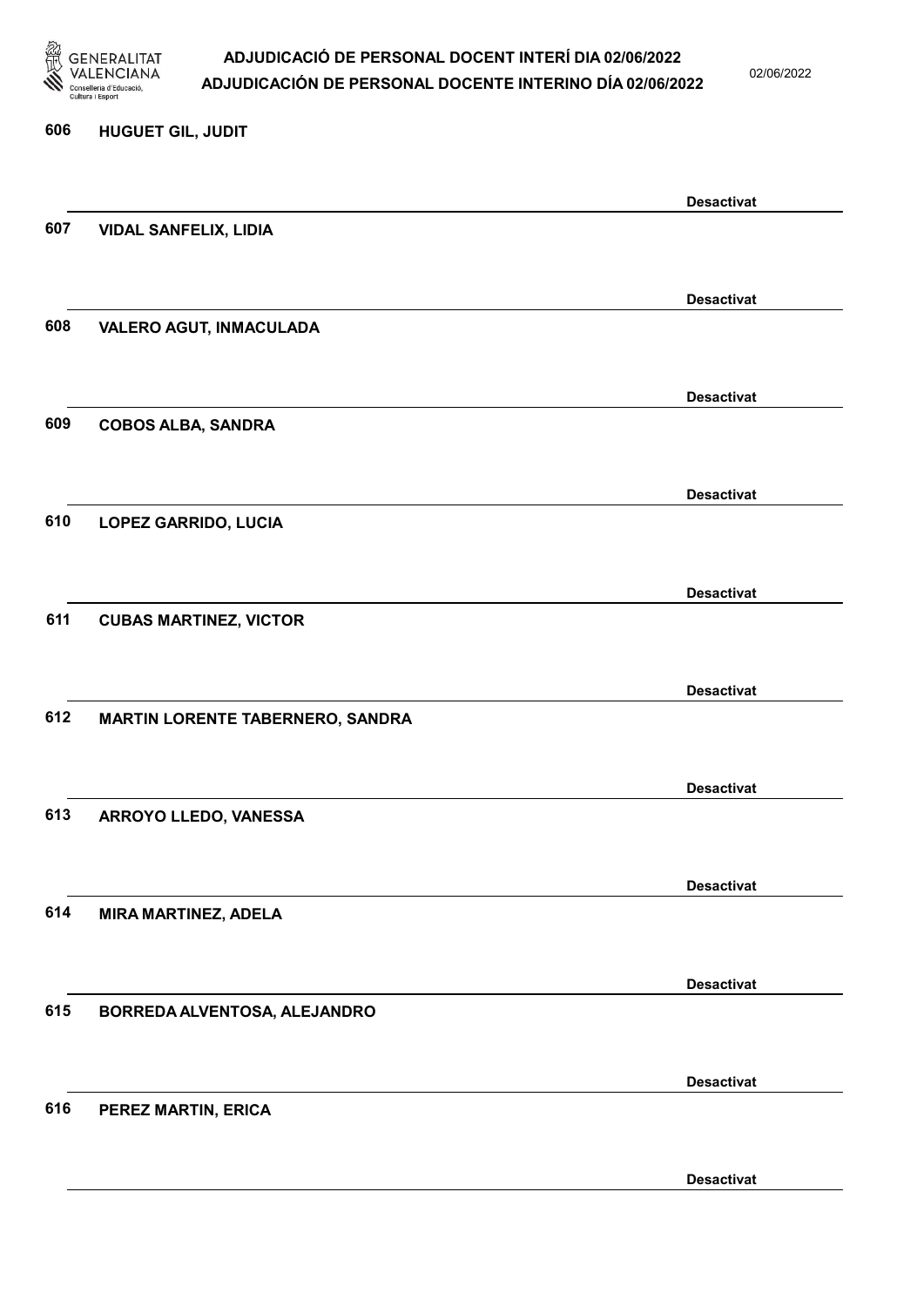606 HUGUET GIL, JUDIT

Desactivat

607 VIDAL SANFELIX, LIDIA

Desactivat

608 VALERO AGUT, INMACULADA

Desactivat

609 COBOS ALBA, SANDRA

Desactivat

610 LOPEZ GARRIDO, LUCIA

Desactivat

611 CUBAS MARTINEZ, VICTOR

Desactivat

612 MARTIN LORENTE TABERNERO, SANDRA

Desactivat

613 ARROYO LLEDO, VANESSA

Desactivat

614 MIRA MARTINEZ, ADELA

Desactivat

615 BORREDA ALVENTOSA, ALEJANDRO

Desactivat

616 PEREZ MARTIN, ERICA

Desactivat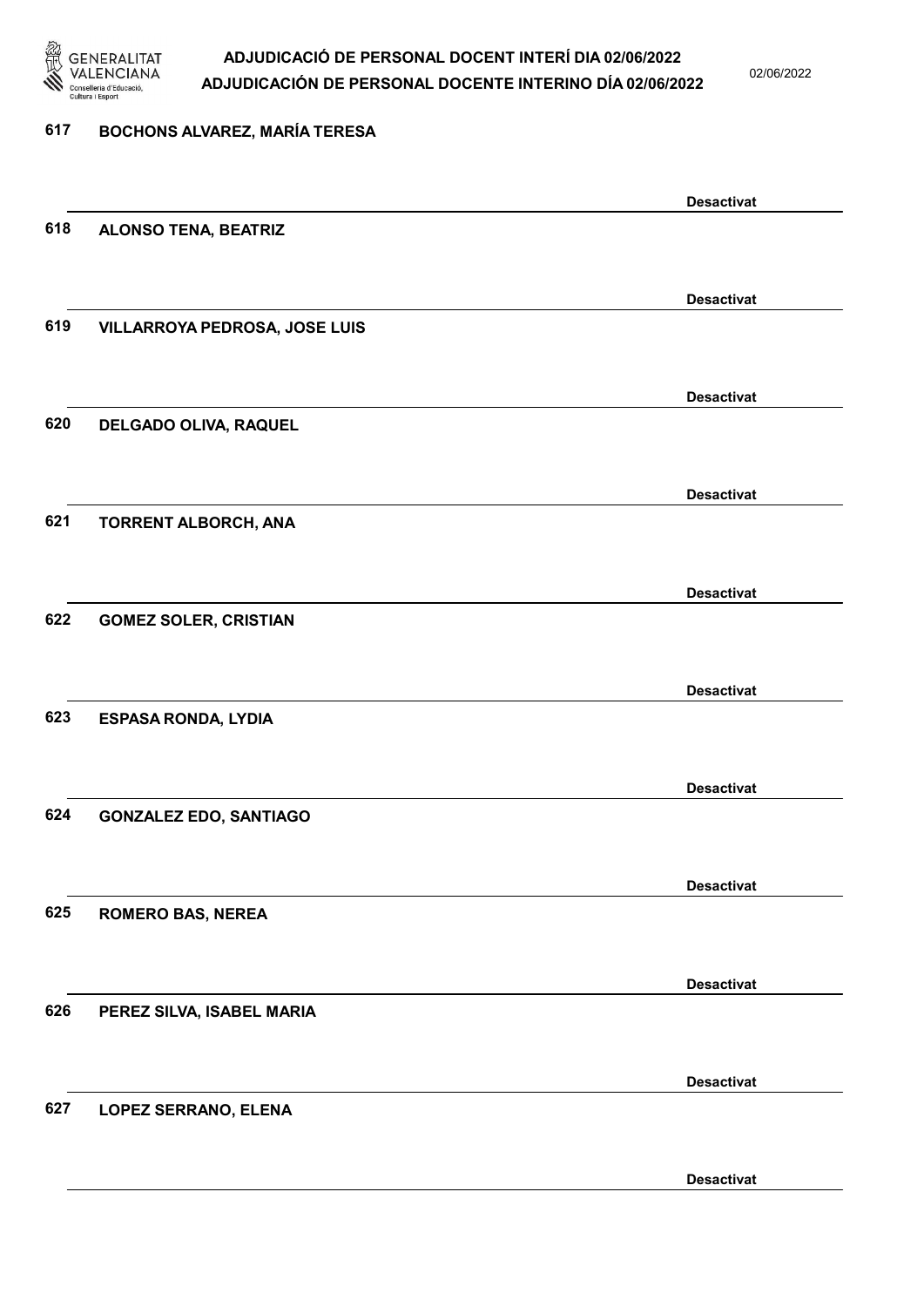617 **BOCHONS ALVAREZ, MARÍA TERESA**

**Desactivat**

618 **ALONSO TENA, BEATRIZ**

**Desactivat**

619 **VILLARROYA PEDROSA, JOSE LUIS**

**Desactivat**

620 **DELGADO OLIVA, RAQUEL**

**Desactivat**

621 **TORRENT ALBORCH, ANA**

**Desactivat**

622 **GOMEZ SOLER, CRISTIAN**

**Desactivat**

623 **ESPASA RONDA, LYDIA**

**Desactivat**

624 **GONZALEZ EDO, SANTIAGO**

**Desactivat**

625 **ROMERO BAS, NEREA**

**Desactivat**

626 **PEREZ SILVA, ISABEL MARIA**

**Desactivat**

627 **LOPEZ SERRANO, ELENA**

**Desactivat**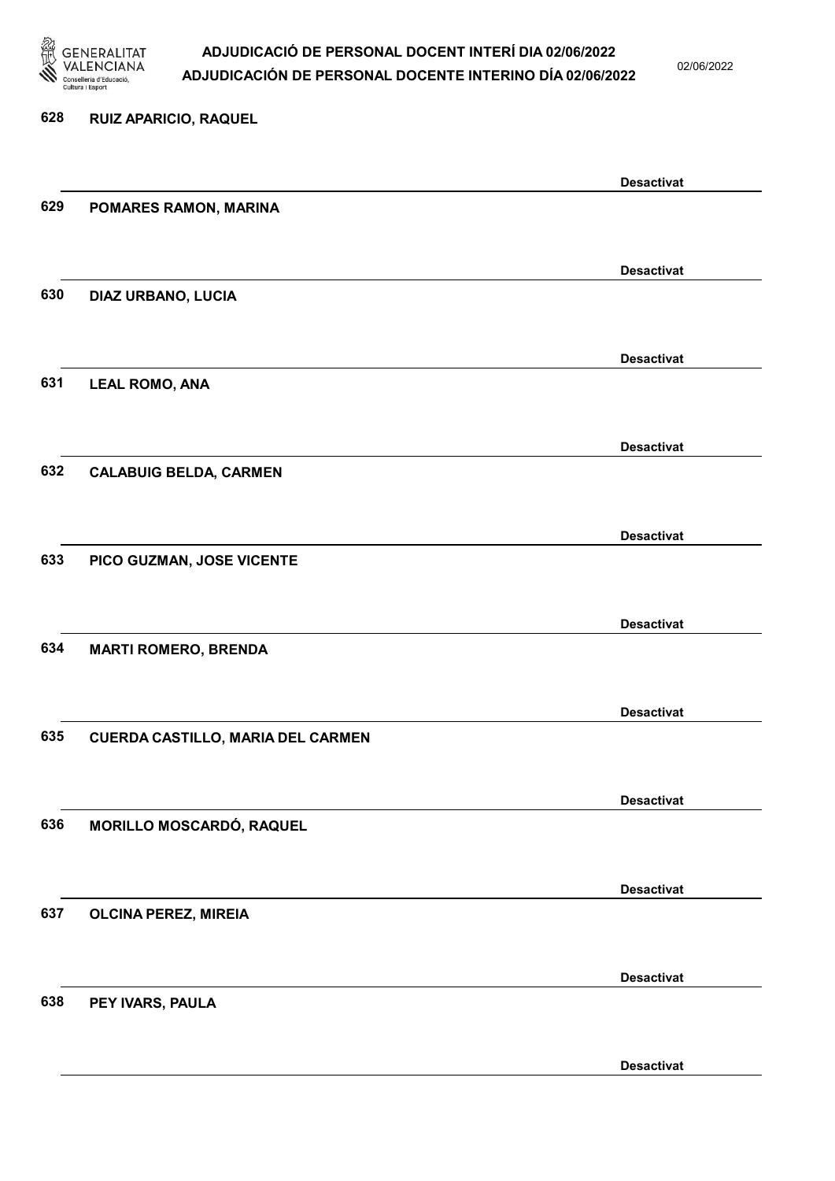628 **RUIZ APARICIO, RAQUEL**

**Desactivat**

629 **POMARES RAMON, MARINA**

**Desactivat**

630 **DIAZ URBANO, LUCIA**

**Desactivat**

631 **LEAL ROMO, ANA**

**Desactivat**

632 **CALABUIG BELDA, CARMEN**

**Desactivat**

633 **PICO GUZMAN, JOSE VICENTE**

**Desactivat**

634 **MARTI ROMERO, BRENDA**

**Desactivat**

635 **CUERDA CASTILLO, MARIA DEL CARMEN**

**Desactivat**

636 **MORILLO MOSCARDÓ, RAQUEL**

**Desactivat**

637 **OLCINA PEREZ, MIREIA**

**Desactivat**

638 **PEY IVARS, PAULA**

**Desactivat**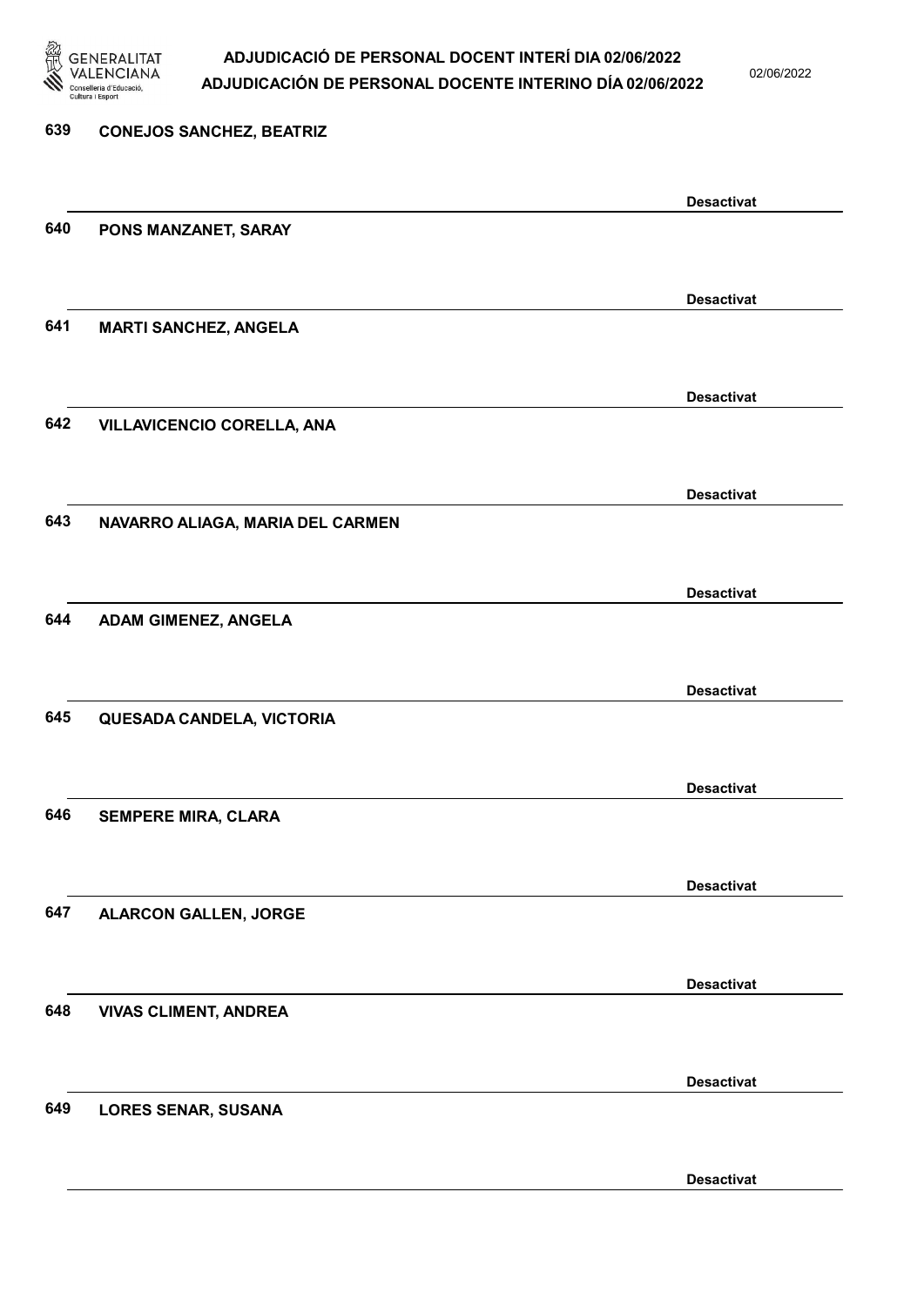639 CONEJOS SANCHEZ, BEATRIZ

Desactivat

640 PONS MANZANET, SARAY

Desactivat

641 MARTI SANCHEZ, ANGELA

Desactivat

642 VILLAVICENCIO CORELLA, ANA

Desactivat

643 NAVARRO ALIAGA, MARIA DEL CARMEN

Desactivat

644 ADAM GIMENEZ, ANGELA

Desactivat

645 QUESADA CANDELA, VICTORIA

Desactivat

646 SEMPERE MIRA, CLARA

Desactivat

647 ALARCON GALLEN, JORGE

Desactivat

648 VIVAS CLIMENT, ANDREA

Desactivat

649 LORES SENAR, SUSANA

Desactivat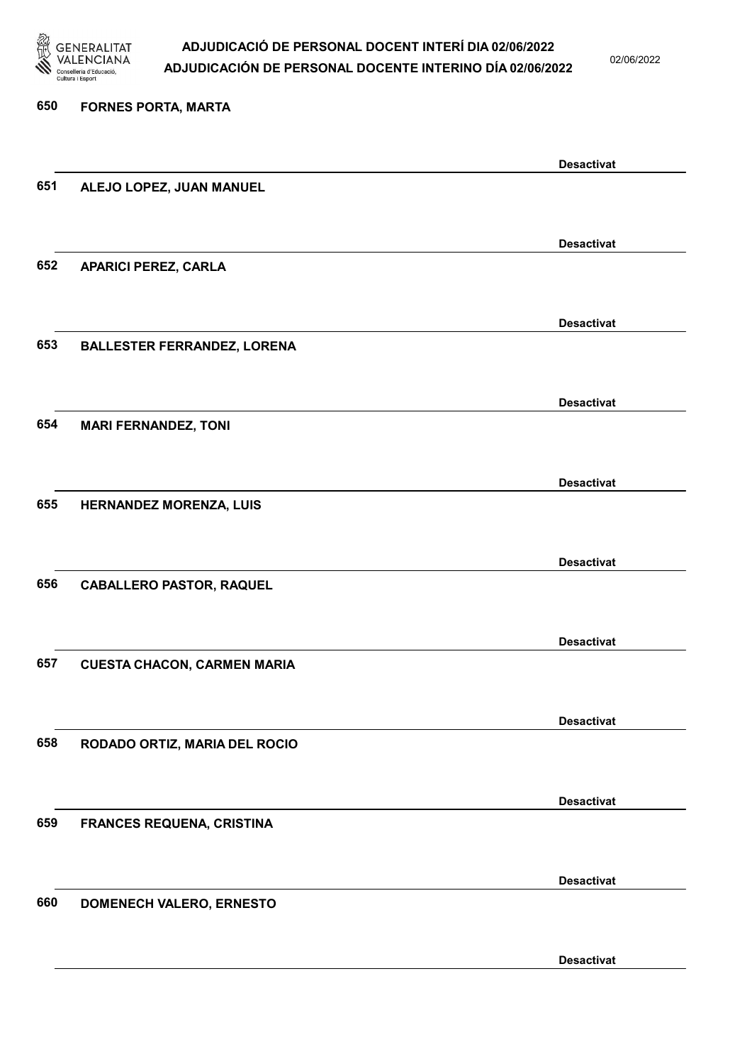650 FORNES PORTA, MARTA

Desactivat

651 ALEJO LOPEZ, JUAN MANUEL

Desactivat

652 APARICI PEREZ, CARLA

Desactivat

653 BALLESTER FERRANDEZ, LORENA

Desactivat

654 MARI FERNANDEZ, TONI

Desactivat

655 HERNANDEZ MORENZA, LUIS

Desactivat

656 CABALLERO PASTOR, RAQUEL

Desactivat

657 CUESTA CHACON, CARMEN MARIA

Desactivat

658 RODADO ORTIZ, MARIA DEL ROCIO

Desactivat

659 FRANCES REQUENA, CRISTINA

Desactivat

660 DOMENECH VALERO, ERNESTO

Desactivat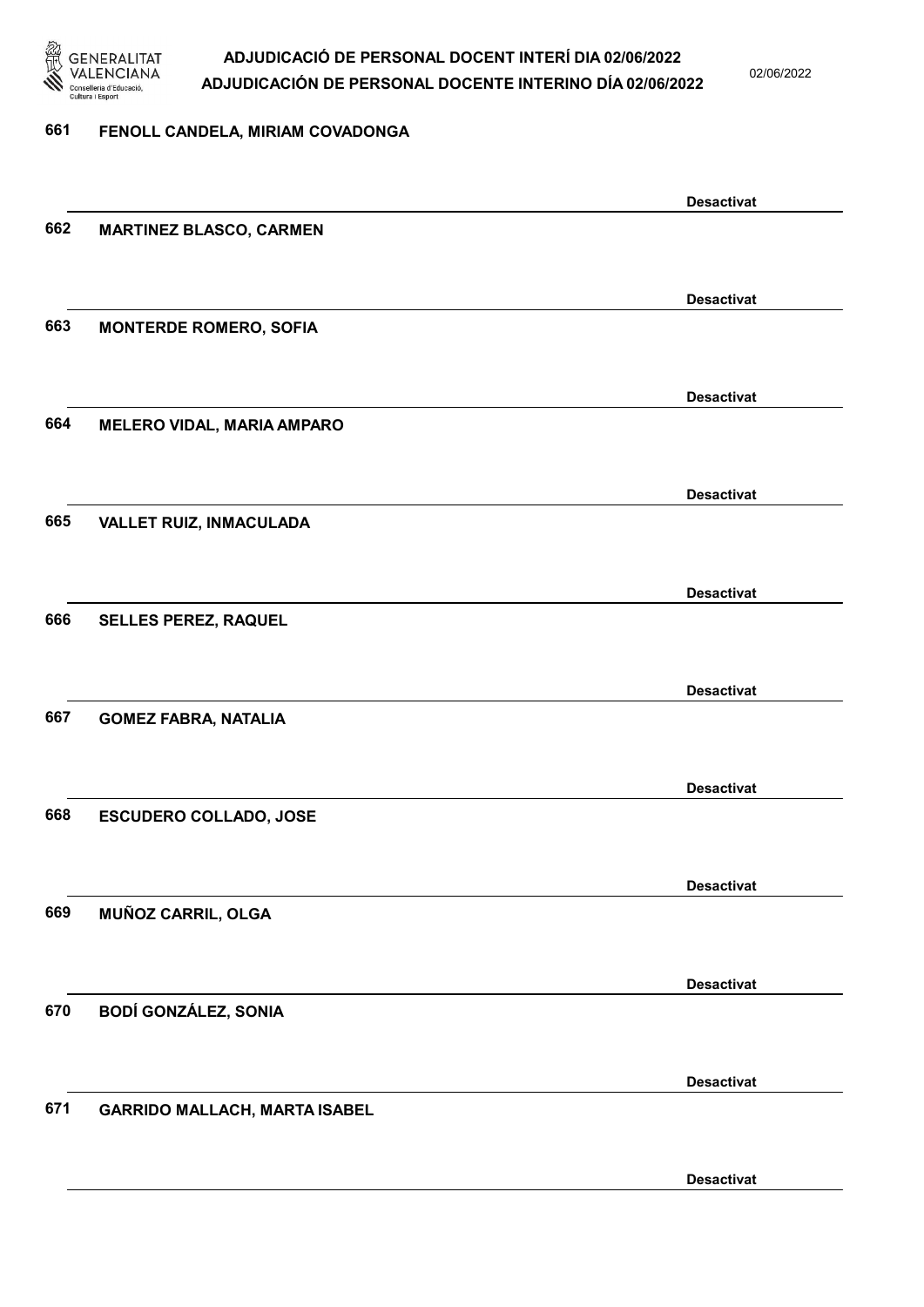661 **FENOLL CANDELA, MIRIAM COVADONGA**

**Desactivat**

662 **MARTINEZ BLASCO, CARMEN**

**Desactivat**

663 **MONTERDE ROMERO, SOFIA**

**Desactivat**

664 **MELERO VIDAL, MARIA AMPARO**

**Desactivat**

665 **VALLET RUIZ, INMACULADA**

**Desactivat**

666 **SELLES PEREZ, RAQUEL**

**Desactivat**

667 **GOMEZ FABRA, NATALIA**

**Desactivat**

668 **ESCUDERO COLLADO, JOSE**

**Desactivat**

669 **MUÑOZ CARRIL, OLGA**

**Desactivat**

670 **BODÍ GONZÁLEZ, SONIA**

**Desactivat**

671 **GARRIDO MALLACH, MARTA ISABEL**

**Desactivat**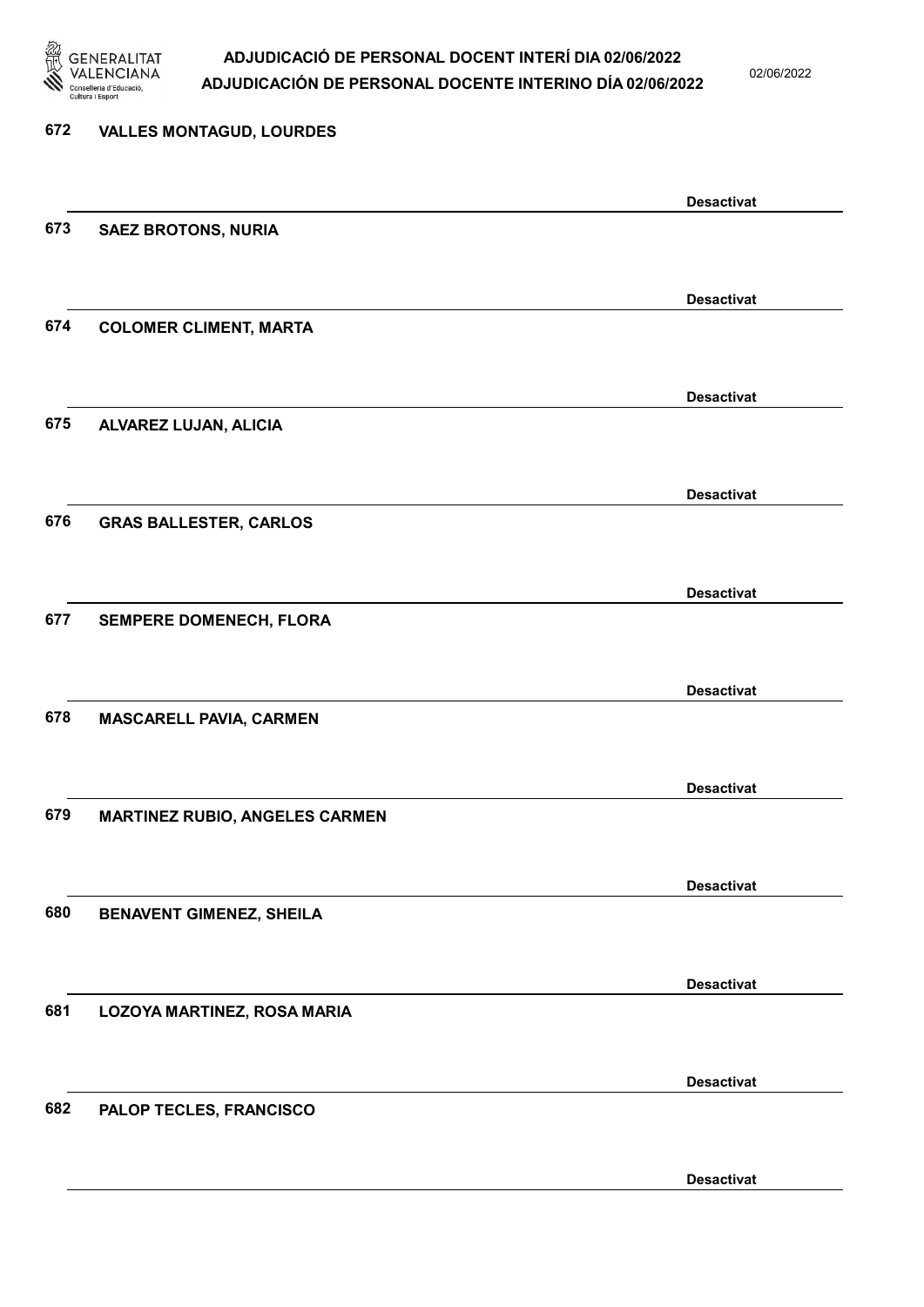672 VALLES MONTAGUD, LOURDES

Desactivat

673 SAEZ BROTONS, NURIA

Desactivat

674 COLOMER CLIMENT, MARTA

Desactivat

675 ALVAREZ LUJAN, ALICIA

Desactivat

676 GRAS BALLESTER, CARLOS

Desactivat

677 SEMPERE DOMENECH, FLORA

Desactivat

678 MASCARELL PAVIA, CARMEN

Desactivat

679 MARTINEZ RUBIO, ANGELES CARMEN

Desactivat

680 BENAVENT GIMENEZ, SHEILA

Desactivat

681 LOZOYA MARTINEZ, ROSA MARIA

Desactivat

682 PALOP TECLES, FRANCISCO

Desactivat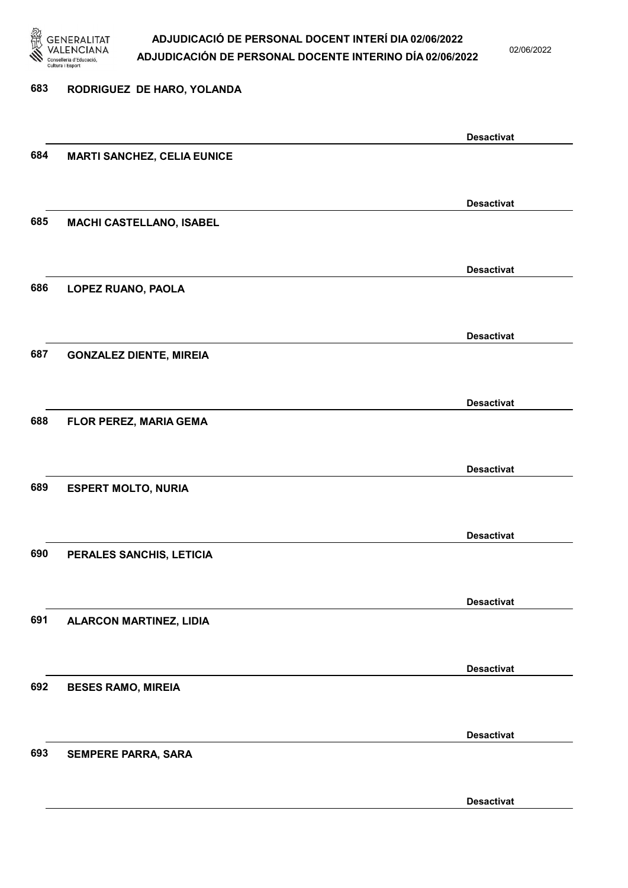683 RODRIGUEZ DE HARO, YOLANDA

Desactivat

684 MARTI SANCHEZ, CELIA EUNICE

Desactivat

685 MACHI CASTELLANO, ISABEL

Desactivat

686 LOPEZ RUANO, PAOLA

Desactivat

687 GONZALEZ DIENTE, MIREIA

Desactivat

688 FLOR PEREZ, MARIA GEMA

Desactivat

689 ESPERT MOLTO, NURIA

Desactivat

690 PERALES SANCHIS, LETICIA

Desactivat

691 ALARCON MARTINEZ, LIDIA

Desactivat

692 BESES RAMO, MIREIA

Desactivat

693 SEMPERE PARRA, SARA

Desactivat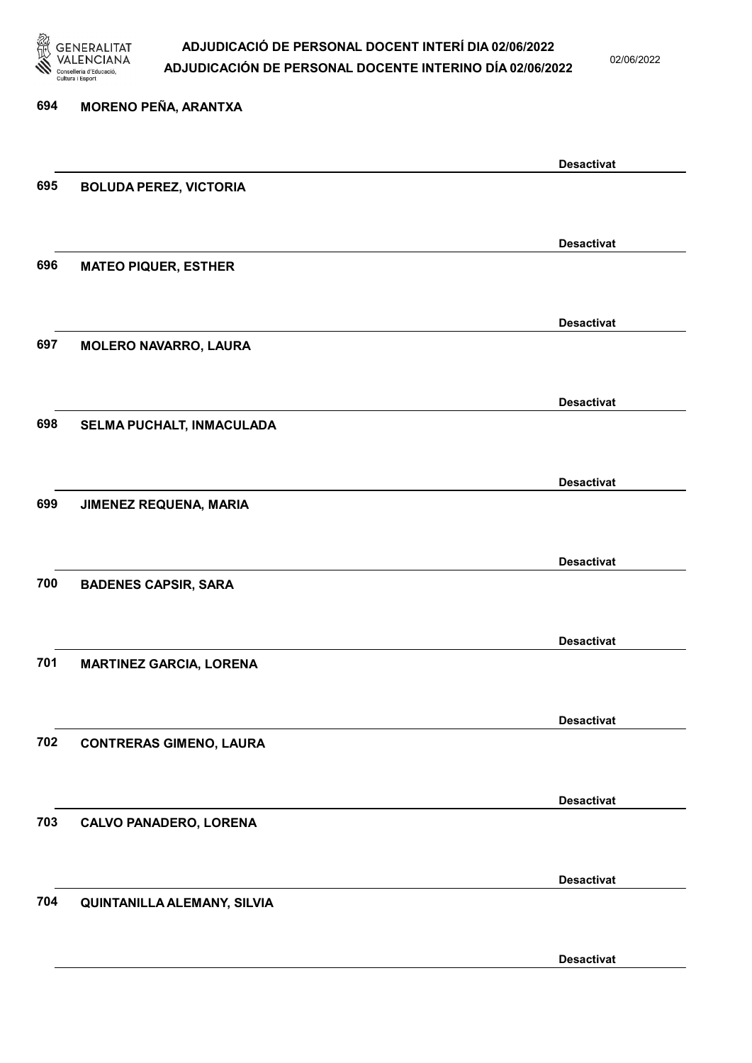694 MORENO PEÑA, ARANTXA

Desactivat

695 BOLUDA PEREZ, VICTORIA

Desactivat

696 MATEO PIQUER, ESTHER

Desactivat

697 MOLERO NAVARRO, LAURA

Desactivat

698 SELMA PUCHALT, INMACULADA

Desactivat

699 JIMENEZ REQUENA, MARIA

Desactivat

700 BADENES CAPSIR, SARA

Desactivat

701 MARTINEZ GARCIA, LORENA

Desactivat

702 CONTRERAS GIMENO, LAURA

Desactivat

703 CALVO PANADERO, LORENA

Desactivat

704 QUINTANILLA ALEMANY, SILVIA

Desactivat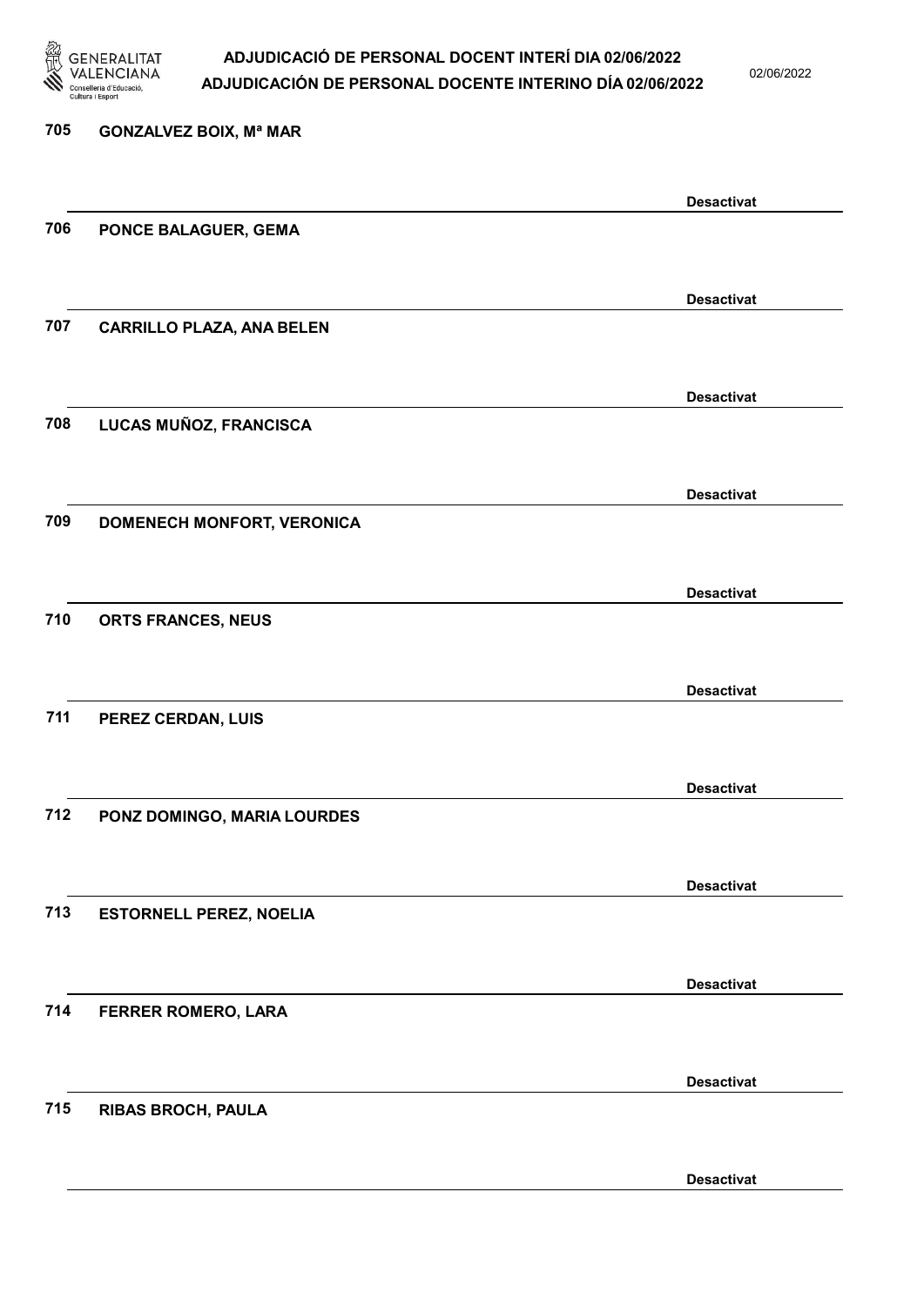705 GONZALVEZ BOIX, Mª MAR

Desactivat

706 PONCE BALAGUER, GEMA

Desactivat

707 CARRILLO PLAZA, ANA BELEN

Desactivat

708 LUCAS MUÑOZ, FRANCISCA

Desactivat

709 DOMENECH MONFORT, VERONICA

Desactivat

710 ORTS FRANCES, NEUS

Desactivat

711 PEREZ CERDAN, LUIS

Desactivat

712 PONZ DOMINGO, MARIA LOURDES

Desactivat

713 ESTORNELL PEREZ, NOELIA

Desactivat

714 FERRER ROMERO, LARA

Desactivat

715 RIBAS BROCH, PAULA

Desactivat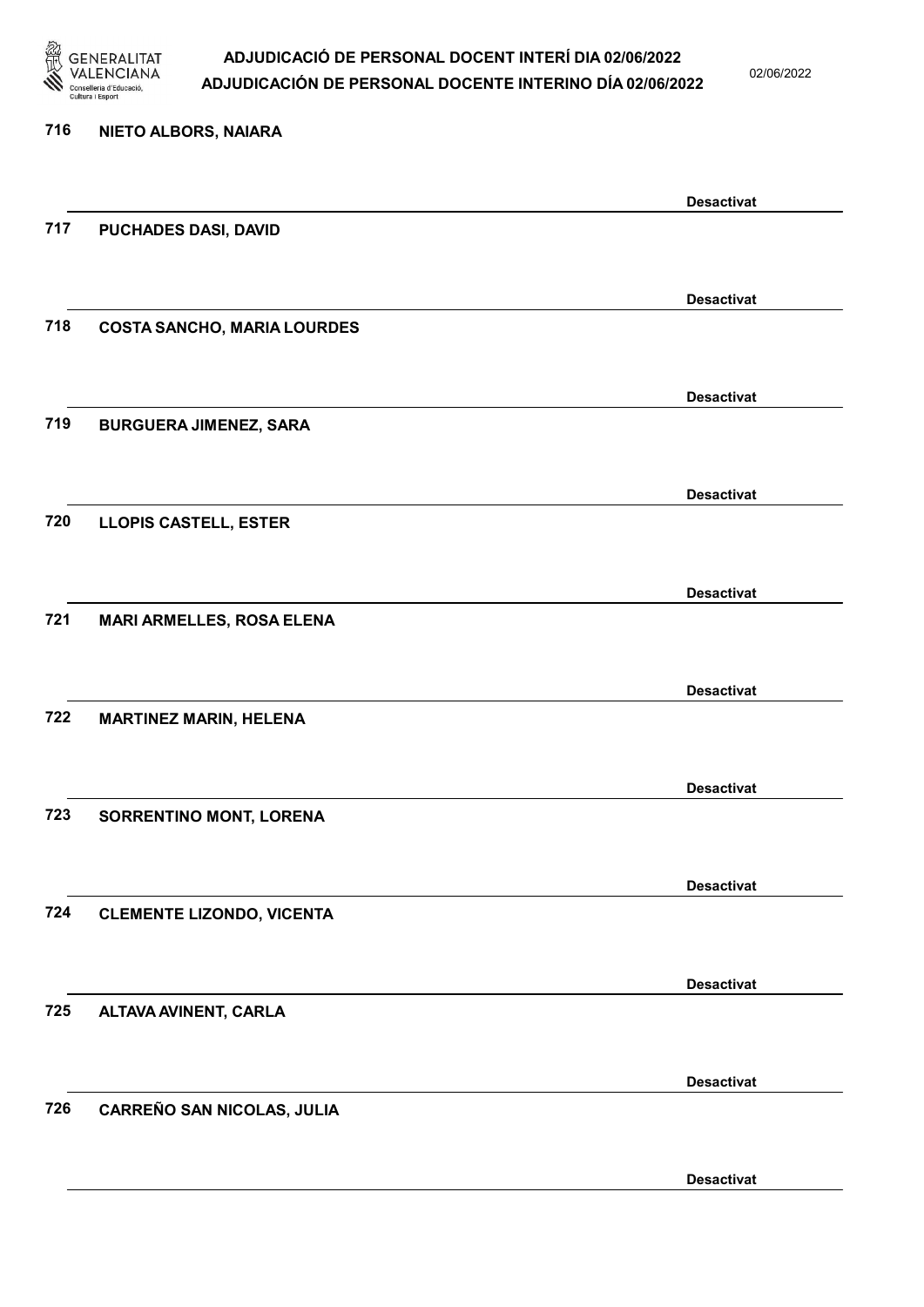716 NIETO ALBORS, NAIARA

Desactivat

717 PUCHADES DASI, DAVID

Desactivat

718 COSTA SANCHO, MARIA LOURDES

Desactivat

719 BURGUERA JIMENEZ, SARA

Desactivat

720 LLOPIS CASTELL, ESTER

Desactivat

721 MARI ARMELLES, ROSA ELENA

Desactivat

722 MARTINEZ MARIN, HELENA

Desactivat

723 SORRENTINO MONT, LORENA

Desactivat

724 CLEMENTE LIZONDO, VICENTA

Desactivat

725 ALTAVA AVINENT, CARLA

Desactivat

726 CARREÑO SAN NICOLAS, JULIA

Desactivat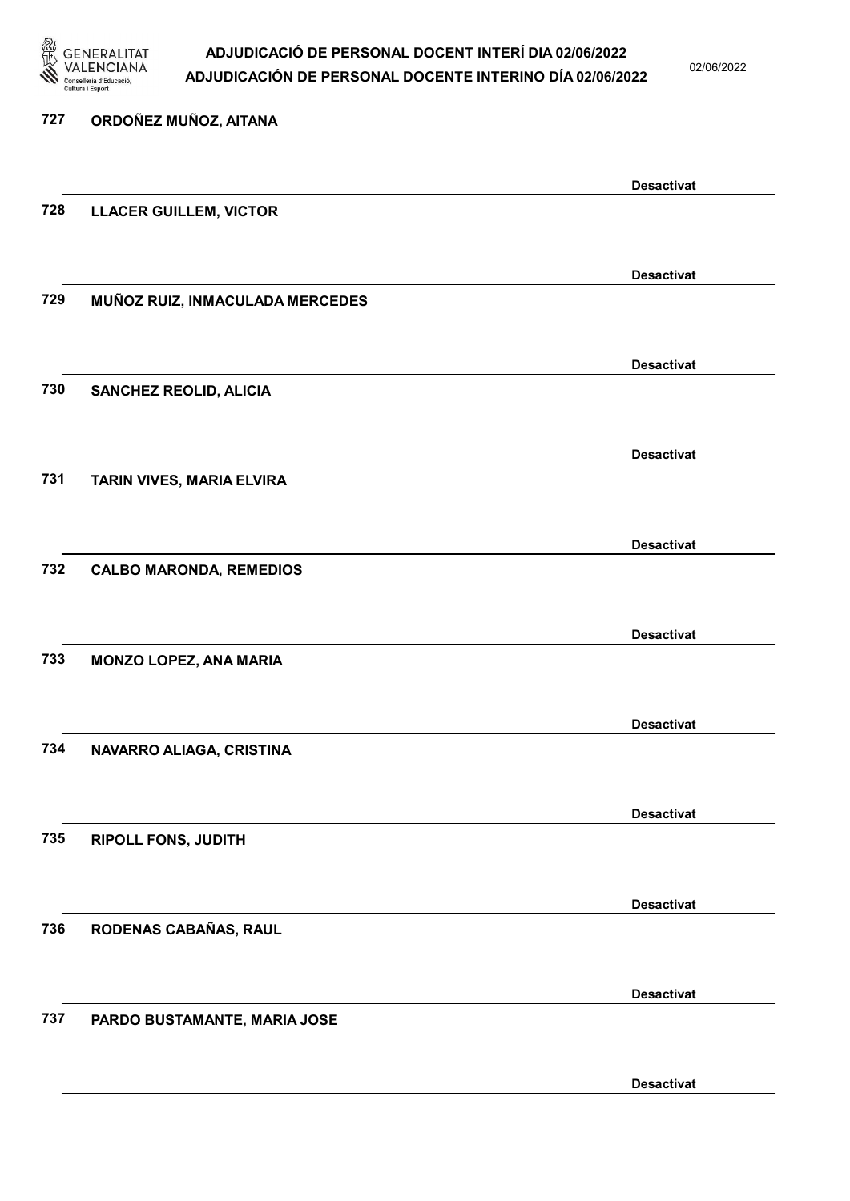727 ORDOÑEZ MUÑOZ, AITANA

Desactivat

728 LLACER GUILLEM, VICTOR

Desactivat

729 MUÑOZ RUIZ, INMACULADA MERCEDES

Desactivat

730 SANCHEZ REOLID, ALICIA

Desactivat

731 TARIN VIVES, MARIA ELVIRA

Desactivat

732 CALBO MARONDA, REMEDIOS

Desactivat

733 MONZO LOPEZ, ANA MARIA

Desactivat

734 NAVARRO ALIAGA, CRISTINA

Desactivat

735 RIPOLL FONS, JUDITH

Desactivat

736 RODENAS CABAÑAS, RAUL

Desactivat

737 PARDO BUSTAMANTE, MARIA JOSE

Desactivat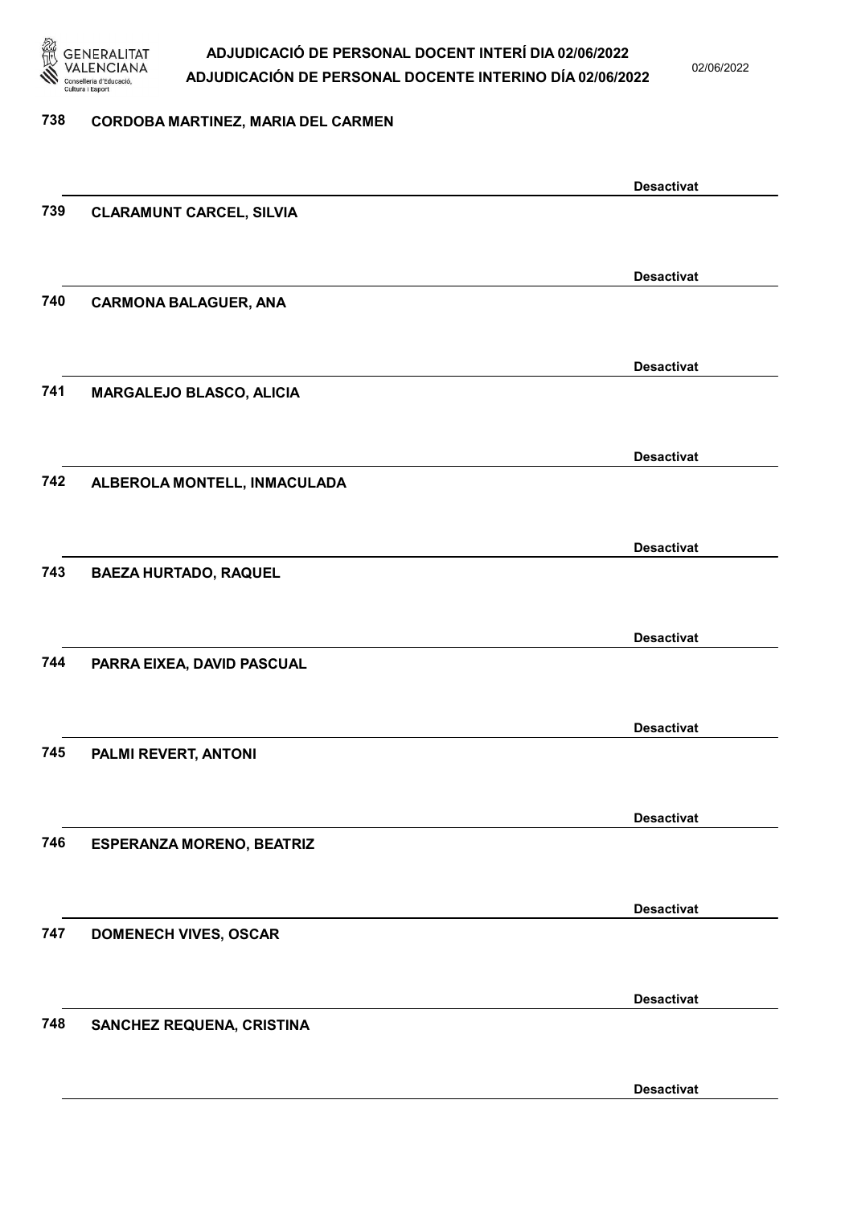738 **CORDOBA MARTINEZ, MARIA DEL CARMEN**

**Desactivat**

739 **CLARAMUNT CARCEL, SILVIA**

**Desactivat**

740 **CARMONA BALAGUER, ANA**

**Desactivat**

741 **MARGALEJO BLASCO, ALICIA**

**Desactivat**

742 **ALBEROLA MONTELL, INMACULADA**

**Desactivat**

743 **BAEZA HURTADO, RAQUEL**

**Desactivat**

744 **PARRA EIXEA, DAVID PASCUAL**

**Desactivat**

745 **PALMI REVERT, ANTONI**

**Desactivat**

746 **ESPERANZA MORENO, BEATRIZ**

**Desactivat**

747 **DOMENECH VIVES, OSCAR**

**Desactivat**

748 **SANCHEZ REQUENA, CRISTINA**

**Desactivat**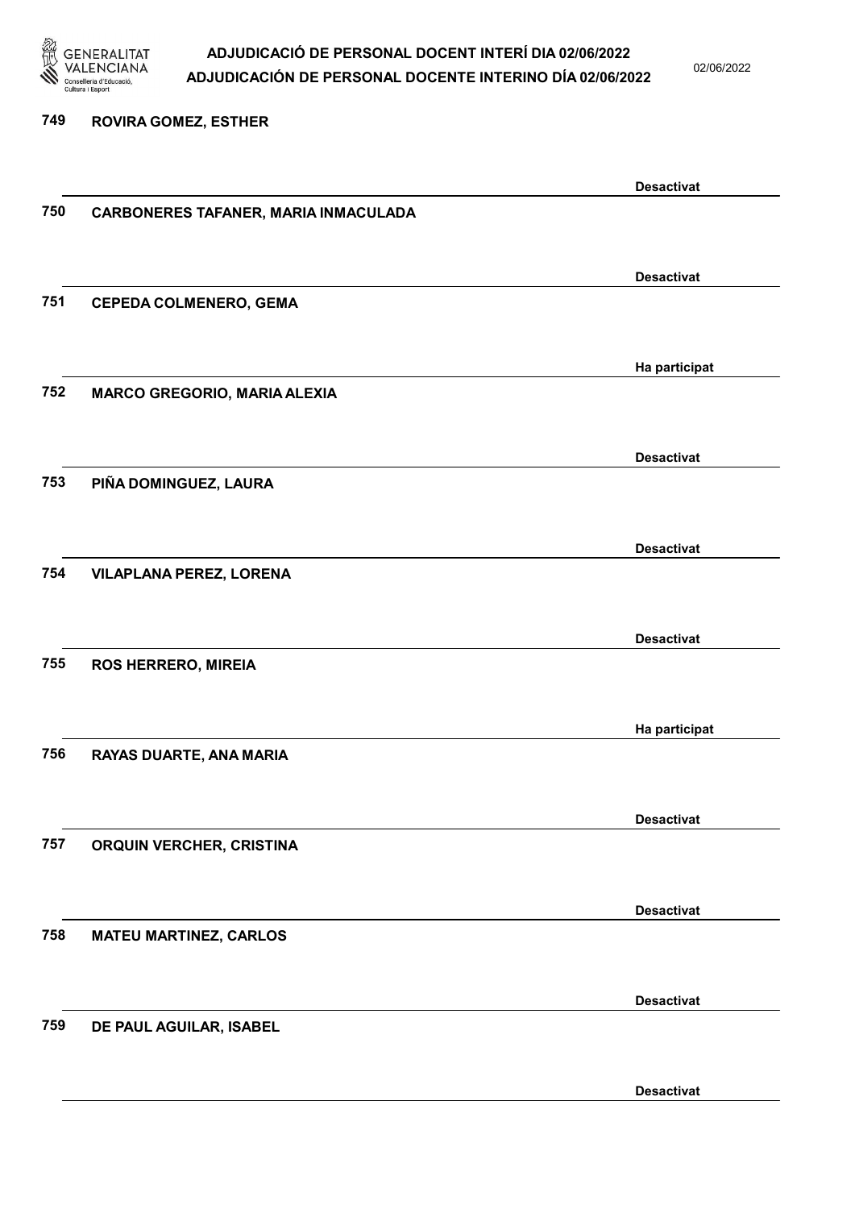749 ROVIRA GOMEZ, ESTHER

Desactivat

750 CARBONERES TAFANER, MARIA INMACULADA

Desactivat

751 CEPEDA COLMENERO, GEMA

Ha participat

752 MARCO GREGORIO, MARIA ALEXIA

Desactivat

753 PIÑA DOMINGUEZ, LAURA

Desactivat

754 VILAPLANA PEREZ, LORENA

Desactivat

755 ROS HERRERO, MIREIA

Ha participat

756 RAYAS DUARTE, ANA MARIA

Desactivat

757 ORQUIN VERCHER, CRISTINA

Desactivat

758 MATEU MARTINEZ, CARLOS

Desactivat

759 DE PAUL AGUILAR, ISABEL

Desactivat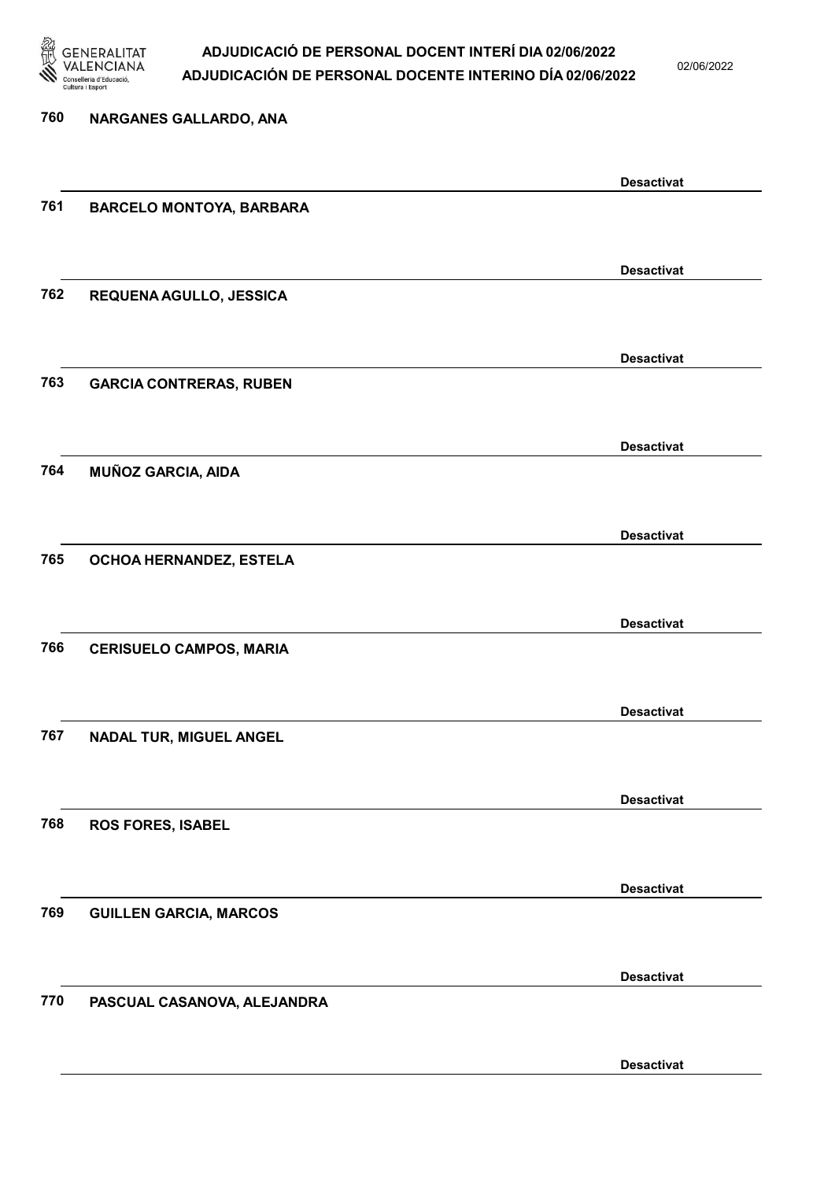760 **NARGANES GALLARDO, ANA**

**Desactivat**

761 **BARCELO MONTOYA, BARBARA**

**Desactivat**

762 **REQUENA AGULLO, JESSICA**

**Desactivat**

763 **GARCIA CONTRERAS, RUBEN**

**Desactivat**

764 **MUÑOZ GARCIA, AIDA**

**Desactivat**

765 **OCHOA HERNANDEZ, ESTELA**

**Desactivat**

766 **CERISUELO CAMPOS, MARIA**

**Desactivat**

767 **NADAL TUR, MIGUEL ANGEL**

**Desactivat**

768 **ROS FORES, ISABEL**

**Desactivat**

769 **GUILLEN GARCIA, MARCOS**

**Desactivat**

770 **PASCUAL CASANOVA, ALEJANDRA**

**Desactivat**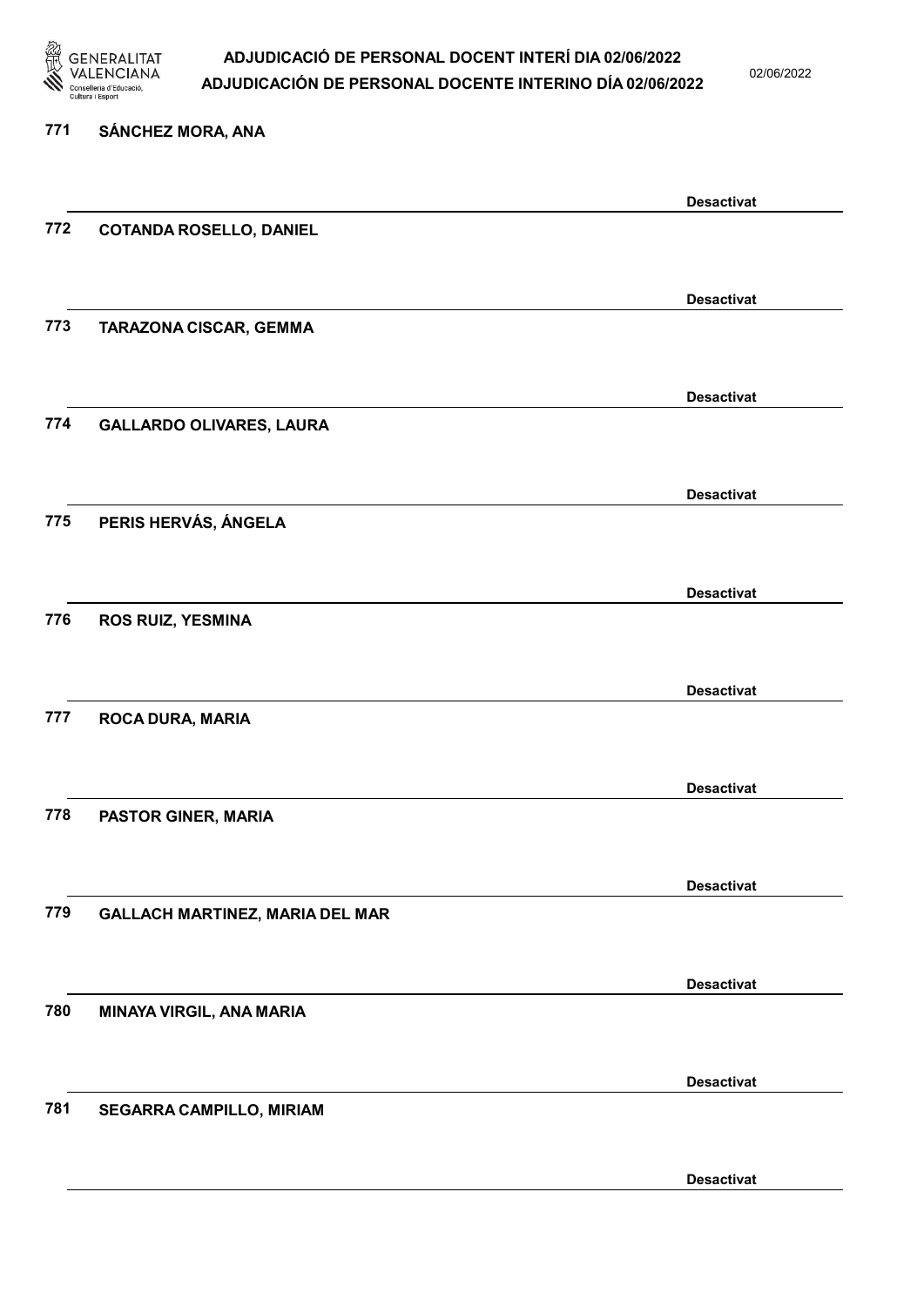771 **SÁNCHEZ MORA, ANA**

**Desactivat**

772 **COTANDA ROSELLO, DANIEL**

**Desactivat**

773 **TARAZONA CISCAR, GEMMA**

**Desactivat**

774 **GALLARDO OLIVARES, LAURA**

**Desactivat**

775 **PERIS HERVÁS, ÁNGELA**

**Desactivat**

776 **ROS RUIZ, YESMINA**

**Desactivat**

777 **ROCA DURA, MARIA**

**Desactivat**

778 **PASTOR GINER, MARIA**

**Desactivat**

779 **GALLACH MARTINEZ, MARIA DEL MAR**

**Desactivat**

780 **MINAYA VIRGIL, ANA MARIA**

**Desactivat**

781 **SEGARRA CAMPILLO, MIRIAM**

**Desactivat**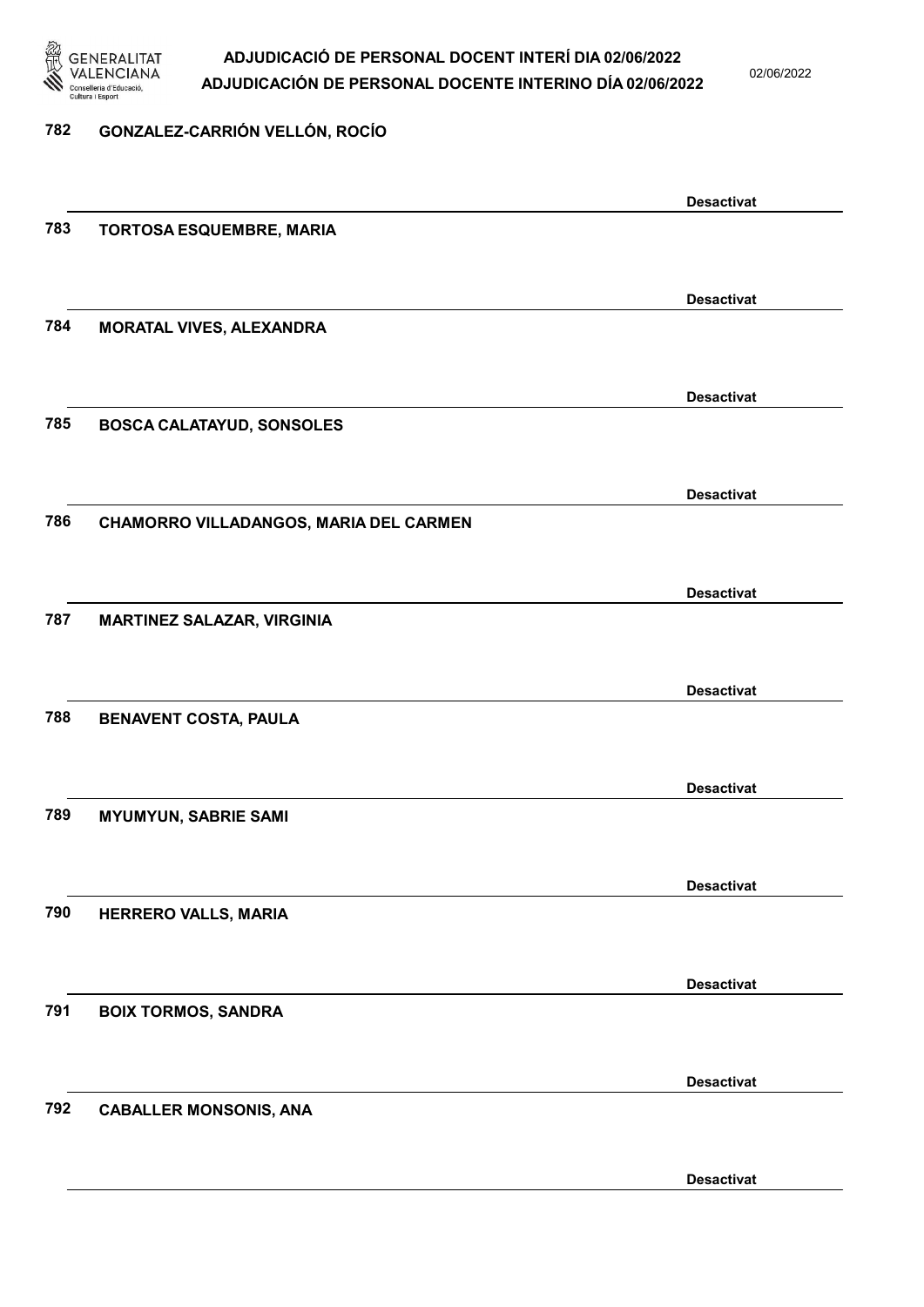782 GONZALEZ-CARRIÓN VELLÓN, ROCÍO

Desactivat

783 TORTOSA ESQUEMBRE, MARIA

Desactivat

784 MORATAL VIVES, ALEXANDRA

Desactivat

785 BOSCA CALATAYUD, SONSOLES

Desactivat

786 CHAMORRO VILLADANGOS, MARIA DEL CARMEN

Desactivat

787 MARTINEZ SALAZAR, VIRGINIA

Desactivat

788 BENAVENT COSTA, PAULA

Desactivat

789 MYUMYUN, SABRIE SAMI

Desactivat

790 HERRERO VALLS, MARIA

Desactivat

791 BOIX TORMOS, SANDRA

Desactivat

792 CABALLER MONSONIS, ANA

Desactivat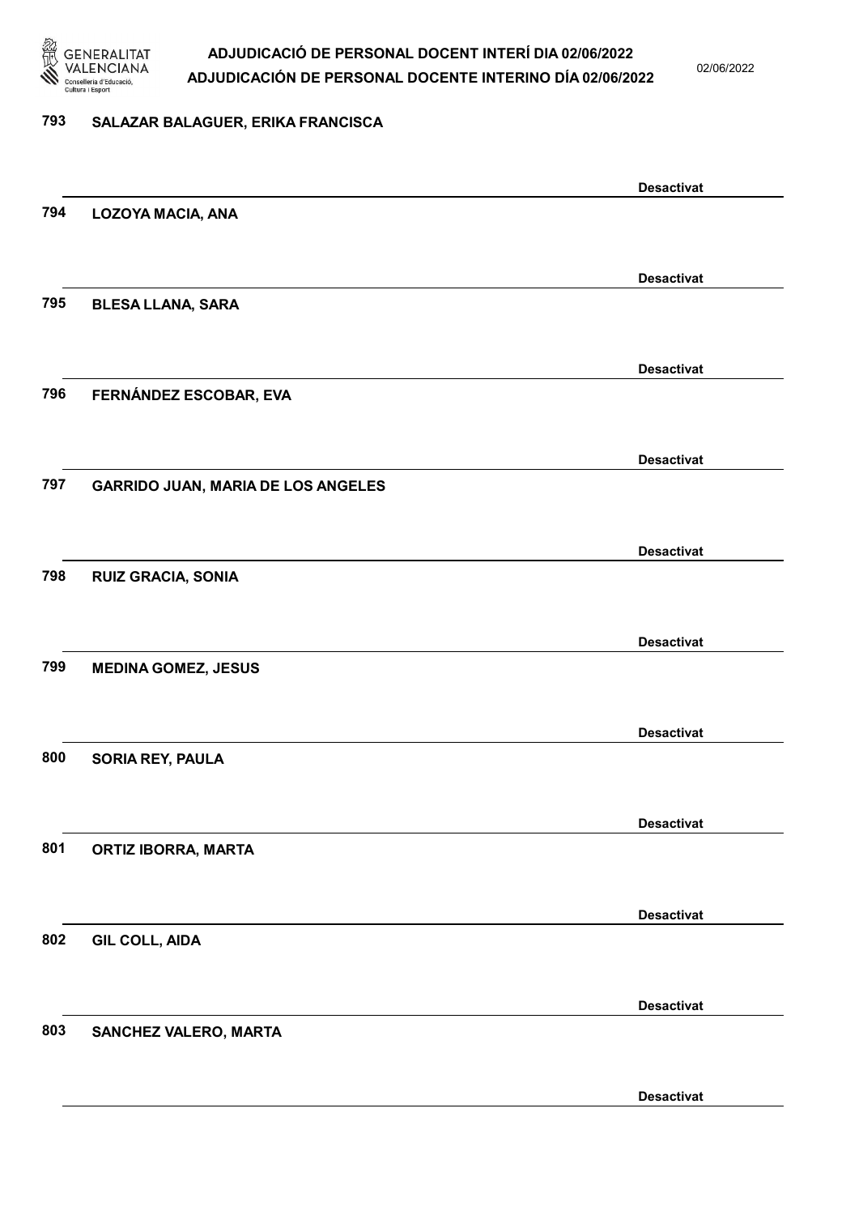793 SALAZAR BALAGUER, ERIKA FRANCISCA

Desactivat

794 LOZOYA MACIA, ANA

Desactivat

795 BLESA LLANA, SARA

Desactivat

796 FERNÁNDEZ ESCOBAR, EVA

Desactivat

797 GARRIDO JUAN, MARIA DE LOS ANGELES

Desactivat

798 RUIZ GRACIA, SONIA

Desactivat

799 MEDINA GOMEZ, JESUS

Desactivat

800 SORIA REY, PAULA

Desactivat

801 ORTIZ IBORRA, MARTA

Desactivat

802 GIL COLL, AIDA

Desactivat

803 SANCHEZ VALERO, MARTA

Desactivat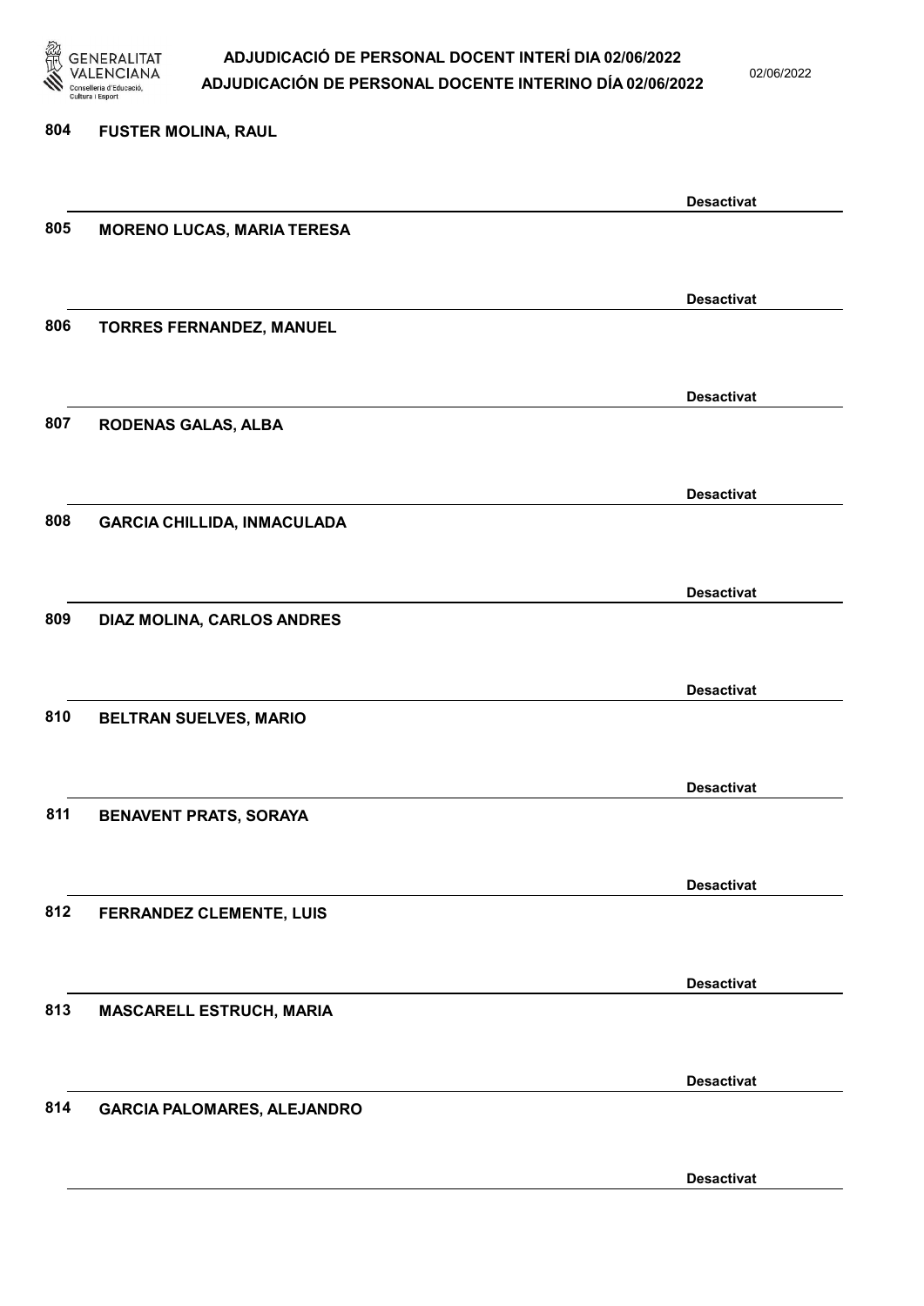804 FUSTER MOLINA, RAUL

Desactivat

805 MORENO LUCAS, MARIA TERESA

Desactivat

806 TORRES FERNANDEZ, MANUEL

Desactivat

807 RODENAS GALAS, ALBA

Desactivat

808 GARCIA CHILLIDA, INMACULADA

Desactivat

809 DIAZ MOLINA, CARLOS ANDRES

Desactivat

810 BELTRAN SUELVES, MARIO

Desactivat

811 BENAVENT PRATS, SORAYA

Desactivat

812 FERRANDEZ CLEMENTE, LUIS

Desactivat

813 MASCARELL ESTRUCH, MARIA

Desactivat

814 GARCIA PALOMARES, ALEJANDRO

Desactivat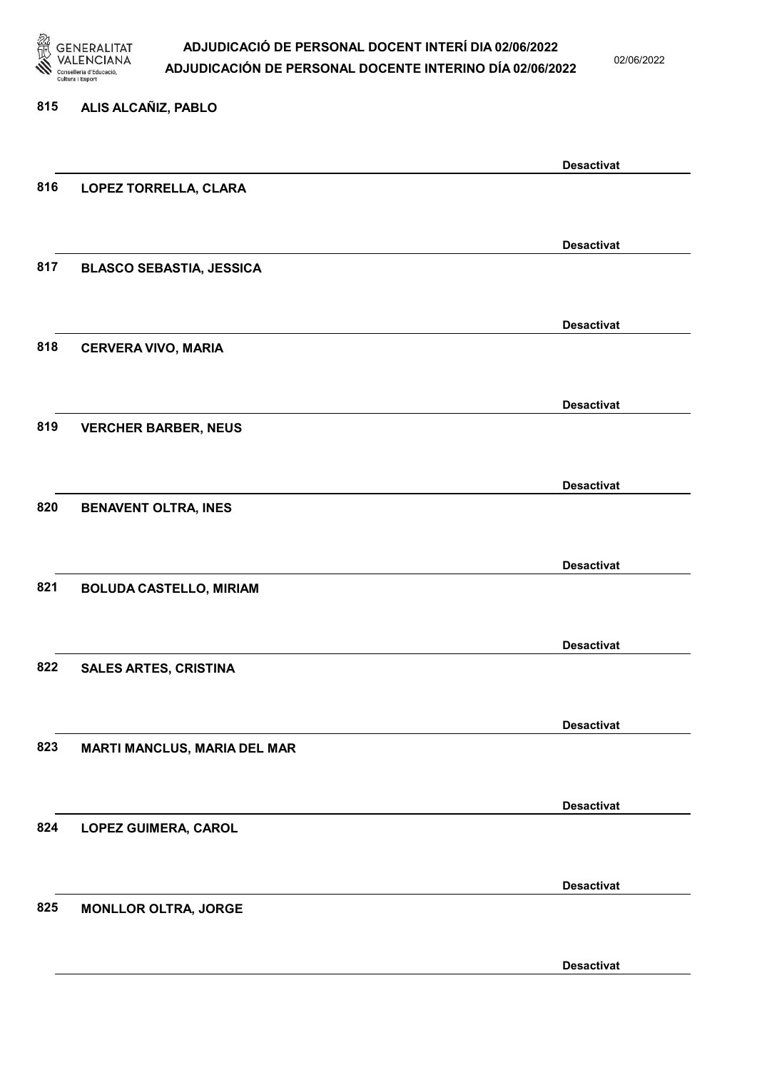815 ALIS ALCAÑIZ, PABLO

Desactivat

816 LOPEZ TORRELLA, CLARA

Desactivat

817 BLASCO SEBASTIA, JESSICA

Desactivat

818 CERVERA VIVO, MARIA

Desactivat

819 VERCHER BARBER, NEUS

Desactivat

820 BENAVENT OLTRA, INES

Desactivat

821 BOLUDA CASTELLO, MIRIAM

Desactivat

822 SALES ARTES, CRISTINA

Desactivat

823 MARTI MANCLUS, MARIA DEL MAR

Desactivat

824 LOPEZ GUIMERA, CAROL

Desactivat

825 MONLLOR OLTRA, JORGE

Desactivat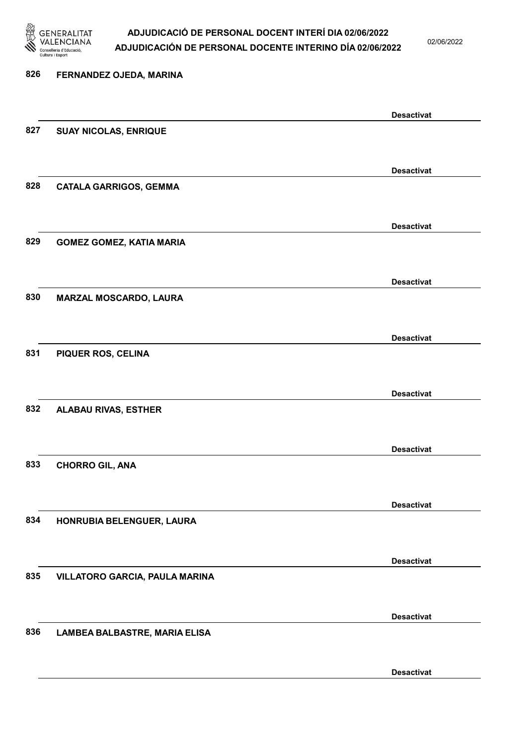826 FERNANDEZ OJEDA, MARINA

Desactivat

827 SUAY NICOLAS, ENRIQUE

Desactivat

828 CATALA GARRIGOS, GEMMA

Desactivat

829 GOMEZ GOMEZ, KATIA MARIA

Desactivat

830 MARZAL MOSCARDO, LAURA

Desactivat

831 PIQUER ROS, CELINA

Desactivat

832 ALABAU RIVAS, ESTHER

Desactivat

833 CHORRO GIL, ANA

Desactivat

834 HONRUBIA BELENGUER, LAURA

Desactivat

835 VILLATORO GARCIA, PAULA MARINA

Desactivat

836 LAMBEA BALBASTRE, MARIA ELISA

Desactivat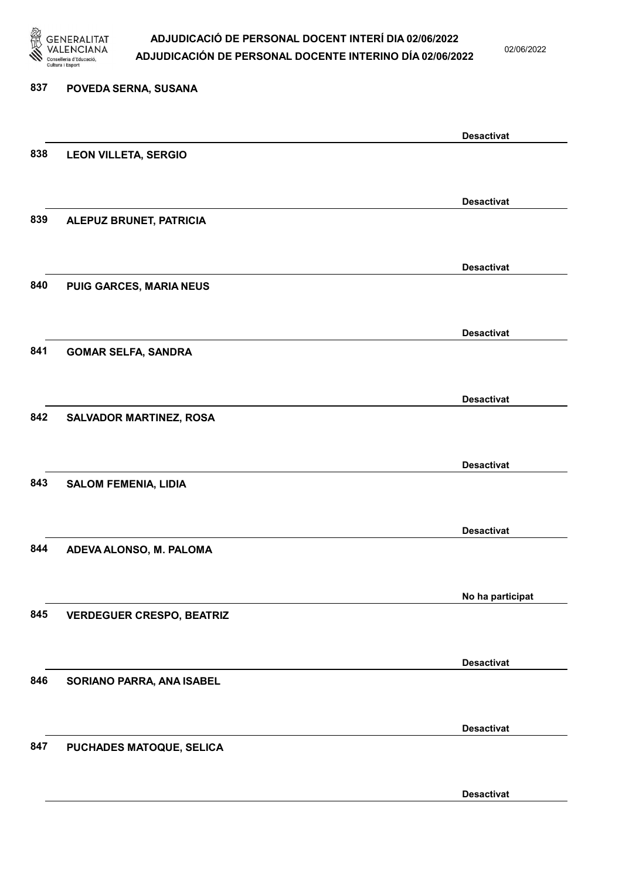837 POVEDA SERNA, SUSANA

Desactivat

838 LEON VILLETA, SERGIO

Desactivat

839 ALEPUZ BRUNET, PATRICIA

Desactivat

840 PUIG GARCES, MARIA NEUS

Desactivat

841 GOMAR SELFA, SANDRA

Desactivat

842 SALVADOR MARTINEZ, ROSA

Desactivat

843 SALOM FEMENIA, LIDIA

Desactivat

844 ADEVA ALONSO, M. PALOMA

No ha participat

845 VERDEGUER CRESPO, BEATRIZ

Desactivat

846 SORIANO PARRA, ANA ISABEL

Desactivat

847 PUCHADES MATOQUE, SELICA

Desactivat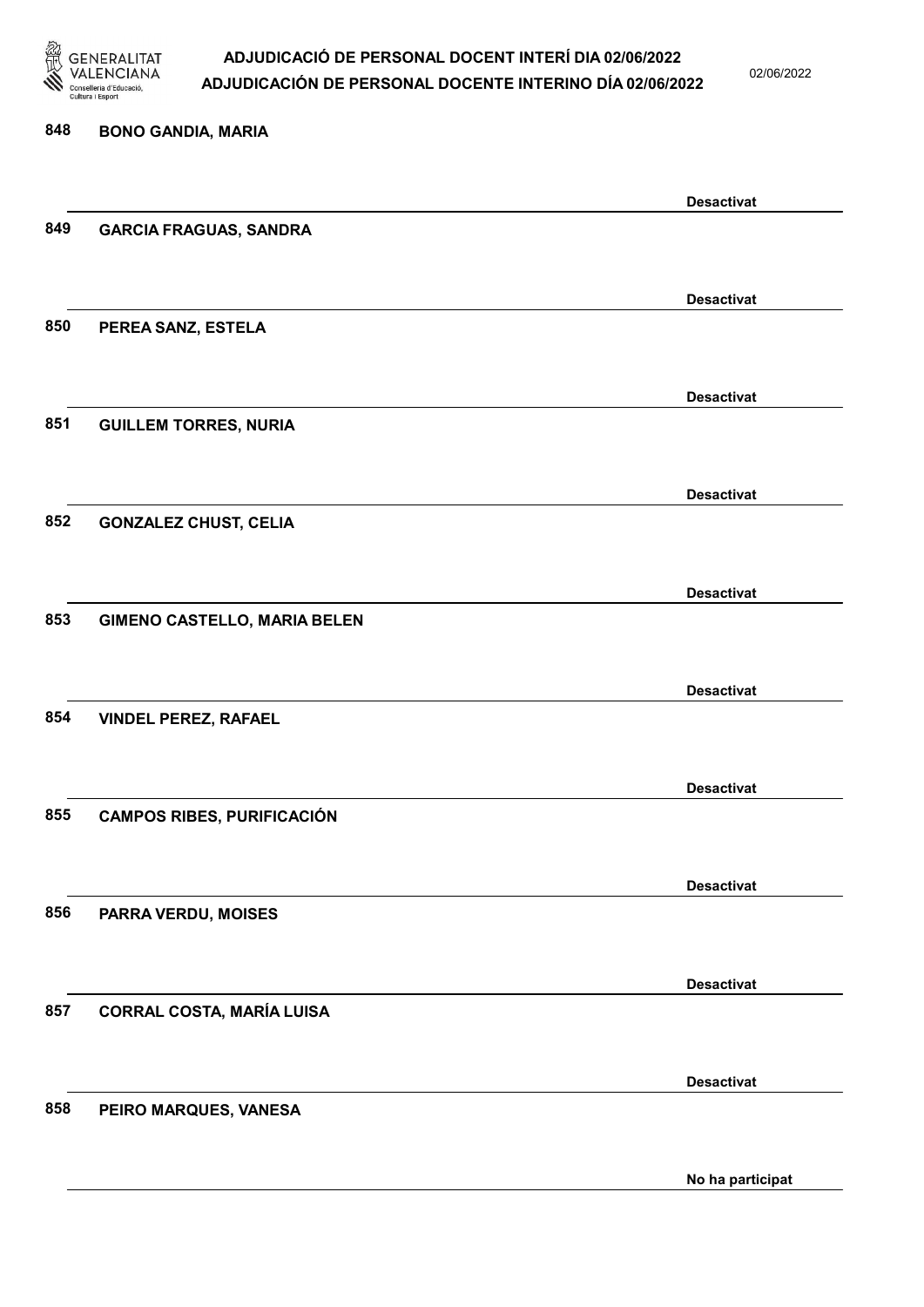| Nº | Nom | Estat |
| --- | --- | --- |
| 848 | BONO GANDIA, MARIA | Desactivat |
| 849 | GARCIA FRAGUAS, SANDRA | Desactivat |
| 850 | PEREA SANZ, ESTELA | Desactivat |
| 851 | GUILLEM TORRES, NURIA | Desactivat |
| 852 | GONZALEZ CHUST, CELIA | Desactivat |
| 853 | GIMENO CASTELLO, MARIA BELEN | Desactivat |
| 854 | VINDEL PEREZ, RAFAEL | Desactivat |
| 855 | CAMPOS RIBES, PURIFICACIÓN | Desactivat |
| 856 | PARRA VERDU, MOISES | Desactivat |
| 857 | CORRAL COSTA, MARÍA LUISA | Desactivat |
| 858 | PEIRO MARQUES, VANESA | No ha participat |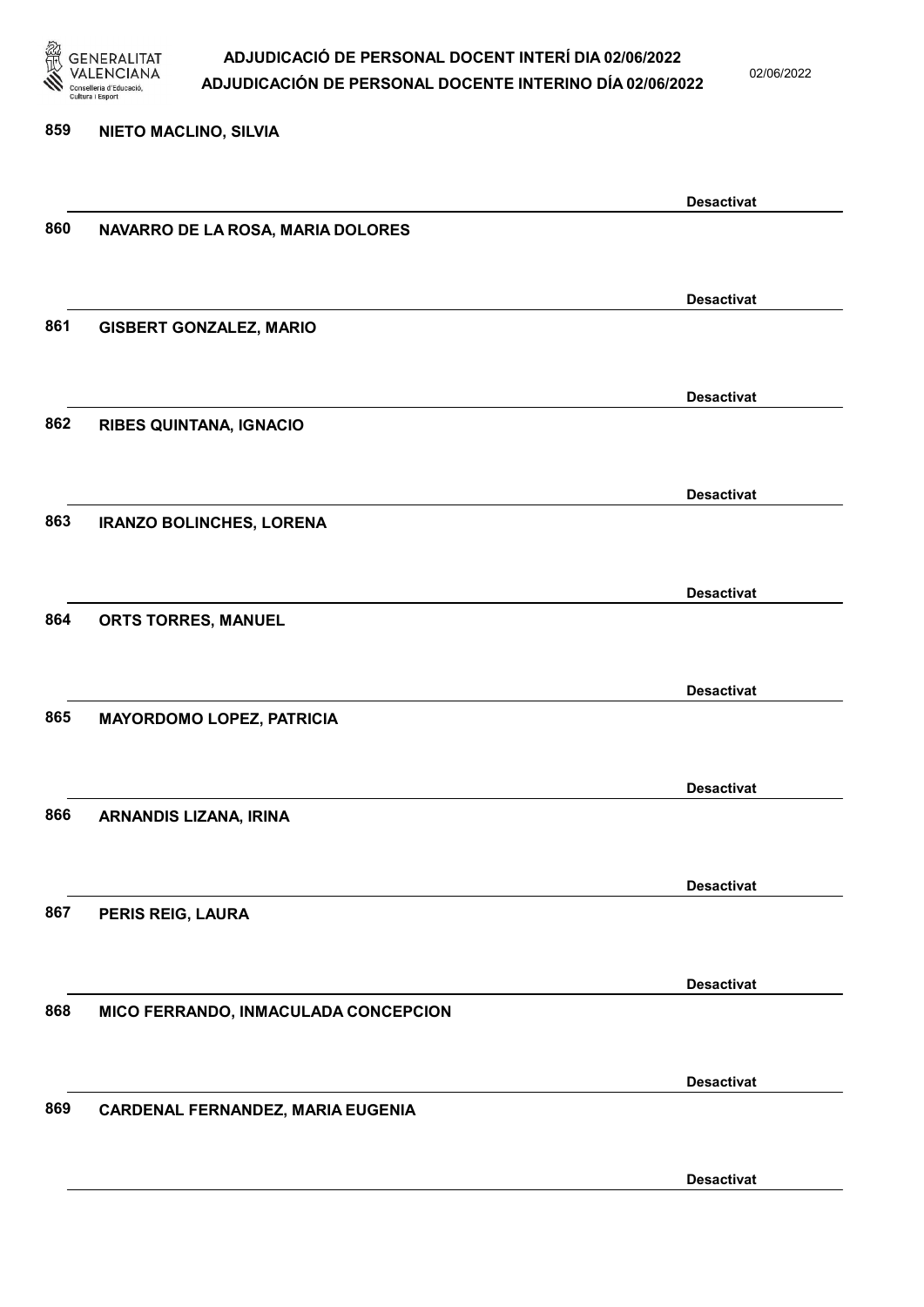859 NIETO MACLINO, SILVIA

Desactivat

860 NAVARRO DE LA ROSA, MARIA DOLORES

Desactivat

861 GISBERT GONZALEZ, MARIO

Desactivat

862 RIBES QUINTANA, IGNACIO

Desactivat

863 IRANZO BOLINCHES, LORENA

Desactivat

864 ORTS TORRES, MANUEL

Desactivat

865 MAYORDOMO LOPEZ, PATRICIA

Desactivat

866 ARNANDIS LIZANA, IRINA

Desactivat

867 PERIS REIG, LAURA

Desactivat

868 MICO FERRANDO, INMACULADA CONCEPCION

Desactivat

869 CARDENAL FERNANDEZ, MARIA EUGENIA

Desactivat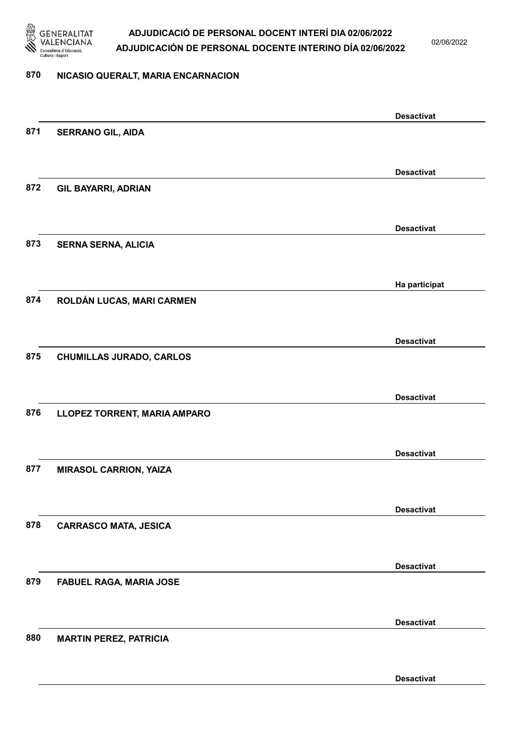870 NICASIO QUERALT, MARIA ENCARNACION

Desactivat

871 SERRANO GIL, AIDA

Desactivat

872 GIL BAYARRI, ADRIAN

Desactivat

873 SERNA SERNA, ALICIA

Ha participat

874 ROLDÁN LUCAS, MARI CARMEN

Desactivat

875 CHUMILLAS JURADO, CARLOS

Desactivat

876 LLOPEZ TORRENT, MARIA AMPARO

Desactivat

877 MIRASOL CARRION, YAIZA

Desactivat

878 CARRASCO MATA, JESICA

Desactivat

879 FABUEL RAGA, MARIA JOSE

Desactivat

880 MARTIN PEREZ, PATRICIA

Desactivat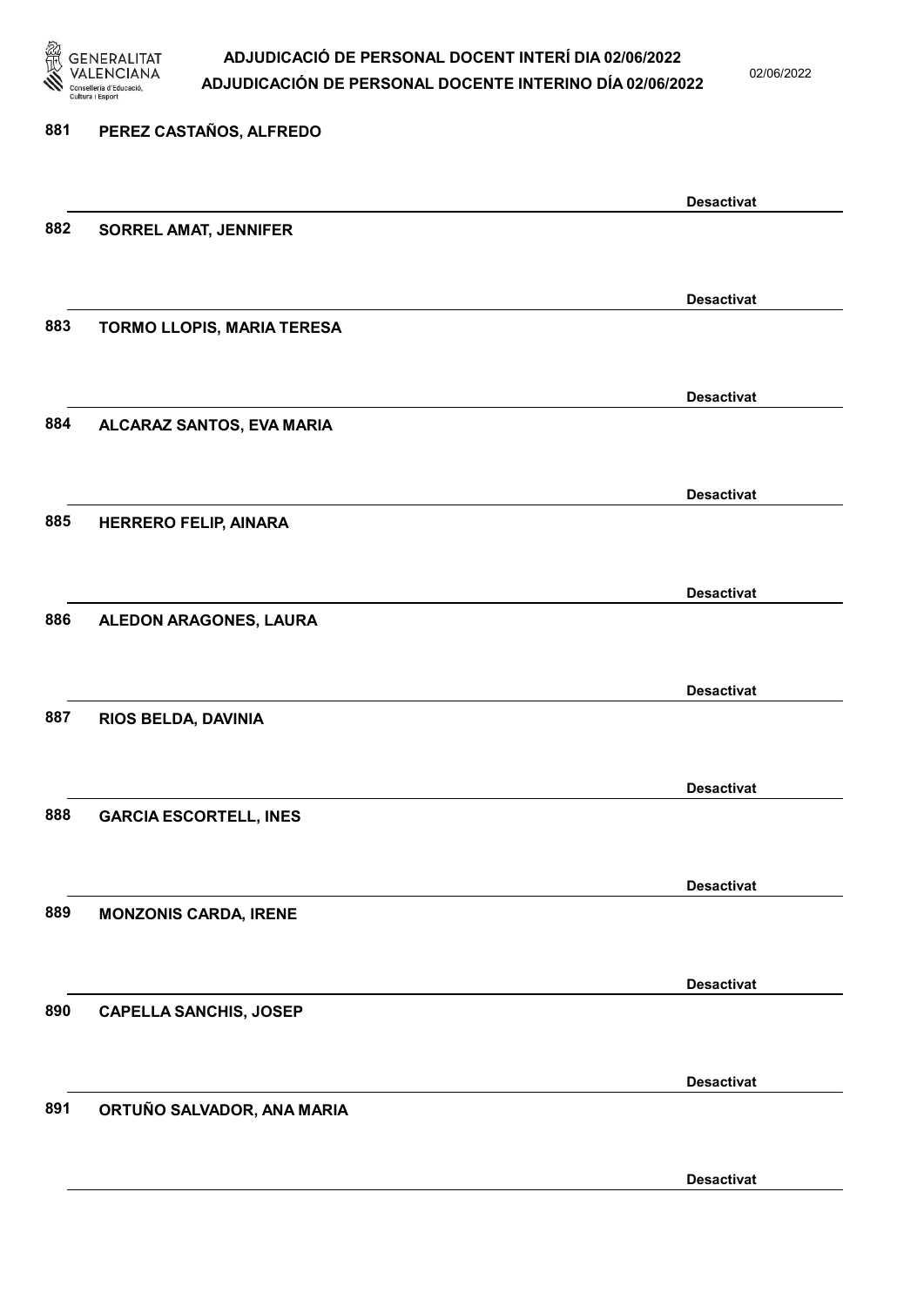881 PEREZ CASTAÑOS, ALFREDO

Desactivat

882 SORREL AMAT, JENNIFER

Desactivat

883 TORMO LLOPIS, MARIA TERESA

Desactivat

884 ALCARAZ SANTOS, EVA MARIA

Desactivat

885 HERRERO FELIP, AINARA

Desactivat

886 ALEDON ARAGONES, LAURA

Desactivat

887 RIOS BELDA, DAVINIA

Desactivat

888 GARCIA ESCORTELL, INES

Desactivat

889 MONZONIS CARDA, IRENE

Desactivat

890 CAPELLA SANCHIS, JOSEP

Desactivat

891 ORTUÑO SALVADOR, ANA MARIA

Desactivat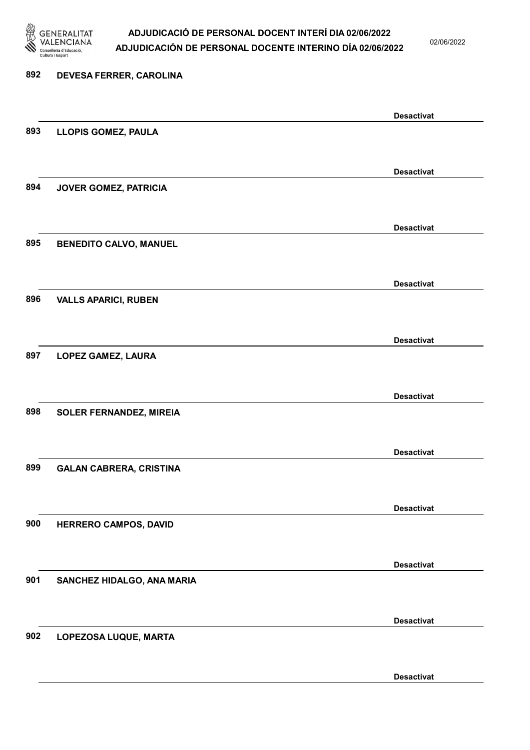892 DEVESA FERRER, CAROLINA

Desactivat

893 LLOPIS GOMEZ, PAULA

Desactivat

894 JOVER GOMEZ, PATRICIA

Desactivat

895 BENEDITO CALVO, MANUEL

Desactivat

896 VALLS APARICI, RUBEN

Desactivat

897 LOPEZ GAMEZ, LAURA

Desactivat

898 SOLER FERNANDEZ, MIREIA

Desactivat

899 GALAN CABRERA, CRISTINA

Desactivat

900 HERRERO CAMPOS, DAVID

Desactivat

901 SANCHEZ HIDALGO, ANA MARIA

Desactivat

902 LOPEZOSA LUQUE, MARTA

Desactivat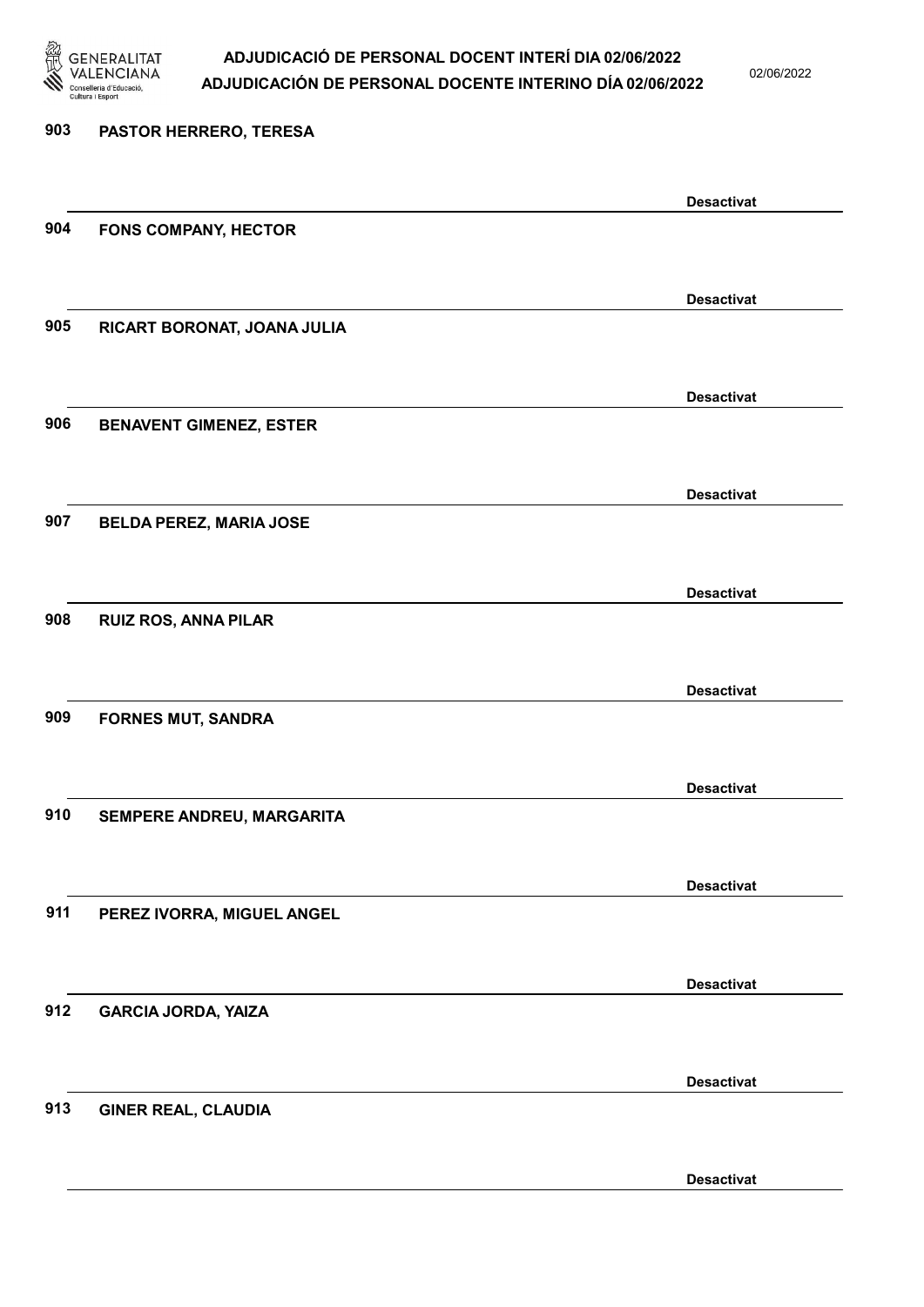903 **PASTOR HERRERO, TERESA**

**Desactivat**

904 **FONS COMPANY, HECTOR**

**Desactivat**

905 **RICART BORONAT, JOANA JULIA**

**Desactivat**

906 **BENAVENT GIMENEZ, ESTER**

**Desactivat**

907 **BELDA PEREZ, MARIA JOSE**

**Desactivat**

908 **RUIZ ROS, ANNA PILAR**

**Desactivat**

909 **FORNES MUT, SANDRA**

**Desactivat**

910 **SEMPERE ANDREU, MARGARITA**

**Desactivat**

911 **PEREZ IVORRA, MIGUEL ANGEL**

**Desactivat**

912 **GARCIA JORDA, YAIZA**

**Desactivat**

913 **GINER REAL, CLAUDIA**

**Desactivat**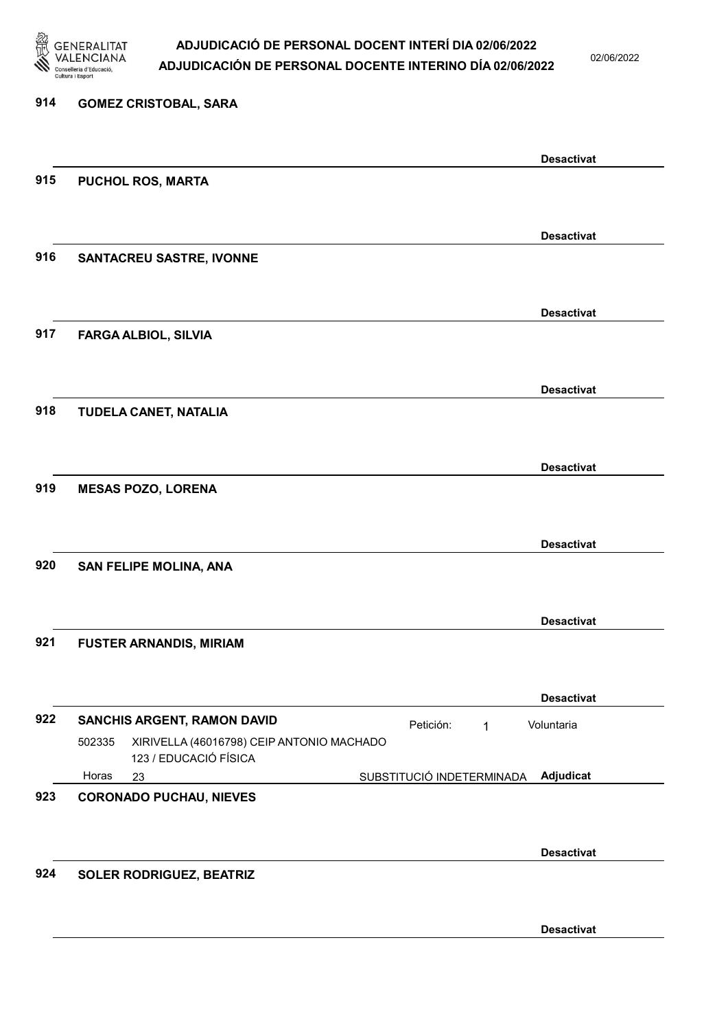**914 GOMEZ CRISTOBAL, SARA**

Desactivat

**915 PUCHOL ROS, MARTA**

Desactivat

**916 SANTACREU SASTRE, IVONNE**

Desactivat

**917 FARGA ALBIOL, SILVIA**

Desactivat

**918 TUDELA CANET, NATALIA**

Desactivat

**919 MESAS POZO, LORENA**

Desactivat

**920 SAN FELIPE MOLINA, ANA**

Desactivat

**921 FUSTER ARNANDIS, MIRIAM**

Desactivat

**922 SANCHIS ARGENT, RAMON DAVID** — Petición: 1 — Voluntaria

502335 XIRIVELLA (46016798) CEIP ANTONIO MACHADO
123 / EDUCACIÓ FÍSICA
Horas 23 — SUBSTITUCIÓ INDETERMINADA — **Adjudicat**

**923 CORONADO PUCHAU, NIEVES**

Desactivat

**924 SOLER RODRIGUEZ, BEATRIZ**

Desactivat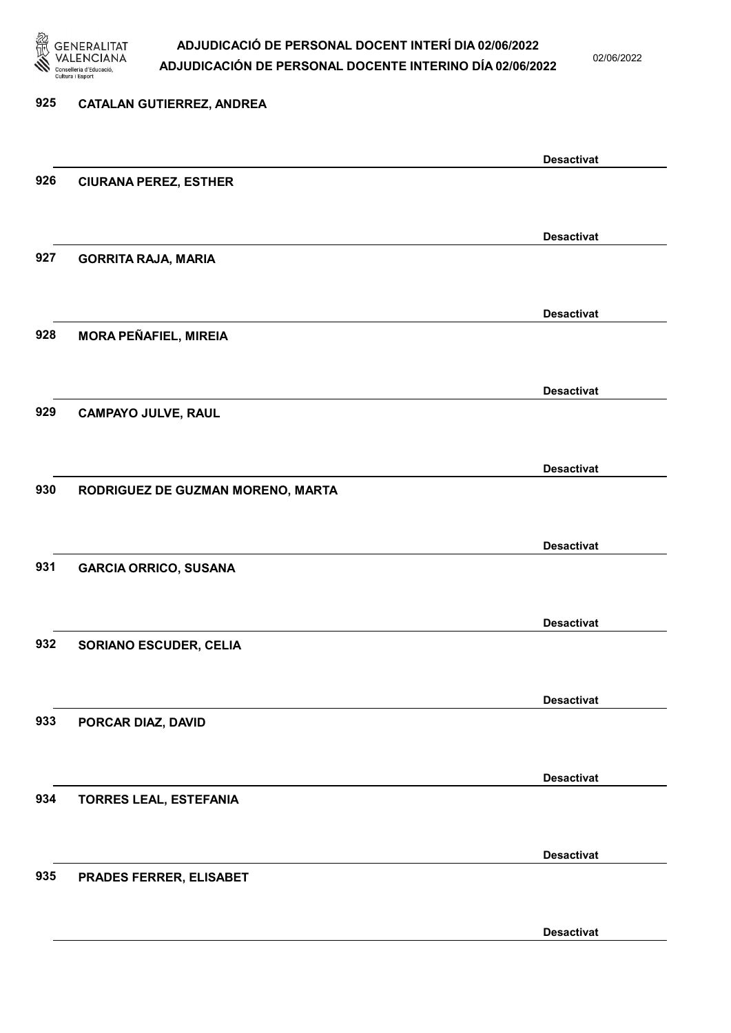925 **CATALAN GUTIERREZ, ANDREA**

**Desactivat**

926 **CIURANA PEREZ, ESTHER**

**Desactivat**

927 **GORRITA RAJA, MARIA**

**Desactivat**

928 **MORA PEÑAFIEL, MIREIA**

**Desactivat**

929 **CAMPAYO JULVE, RAUL**

**Desactivat**

930 **RODRIGUEZ DE GUZMAN MORENO, MARTA**

**Desactivat**

931 **GARCIA ORRICO, SUSANA**

**Desactivat**

932 **SORIANO ESCUDER, CELIA**

**Desactivat**

933 **PORCAR DIAZ, DAVID**

**Desactivat**

934 **TORRES LEAL, ESTEFANIA**

**Desactivat**

935 **PRADES FERRER, ELISABET**

**Desactivat**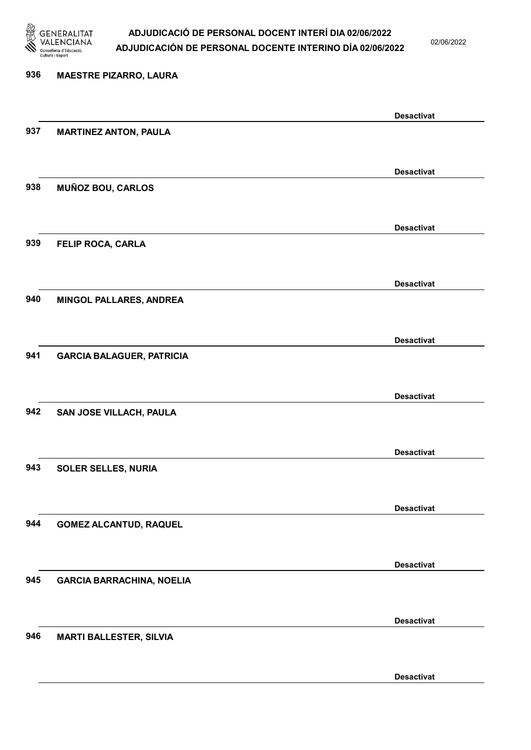936 MAESTRE PIZARRO, LAURA

Desactivat

937 MARTINEZ ANTON, PAULA

Desactivat

938 MUÑOZ BOU, CARLOS

Desactivat

939 FELIP ROCA, CARLA

Desactivat

940 MINGOL PALLARES, ANDREA

Desactivat

941 GARCIA BALAGUER, PATRICIA

Desactivat

942 SAN JOSE VILLACH, PAULA

Desactivat

943 SOLER SELLES, NURIA

Desactivat

944 GOMEZ ALCANTUD, RAQUEL

Desactivat

945 GARCIA BARRACHINA, NOELIA

Desactivat

946 MARTI BALLESTER, SILVIA

Desactivat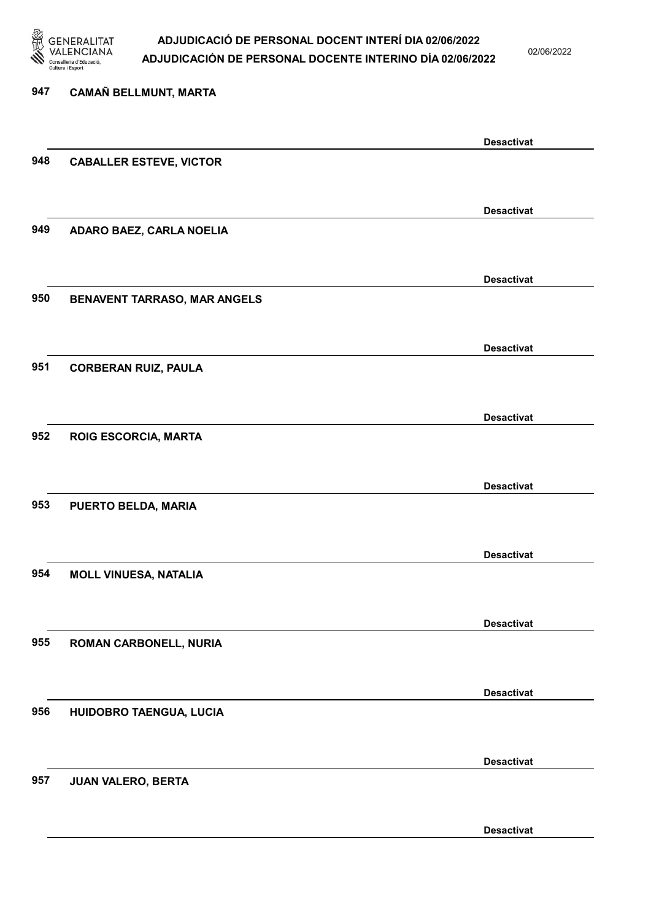947 **CAMAÑ BELLMUNT, MARTA**

**Desactivat**

948 **CABALLER ESTEVE, VICTOR**

**Desactivat**

949 **ADARO BAEZ, CARLA NOELIA**

**Desactivat**

950 **BENAVENT TARRASO, MAR ANGELS**

**Desactivat**

951 **CORBERAN RUIZ, PAULA**

**Desactivat**

952 **ROIG ESCORCIA, MARTA**

**Desactivat**

953 **PUERTO BELDA, MARIA**

**Desactivat**

954 **MOLL VINUESA, NATALIA**

**Desactivat**

955 **ROMAN CARBONELL, NURIA**

**Desactivat**

956 **HUIDOBRO TAENGUA, LUCIA**

**Desactivat**

957 **JUAN VALERO, BERTA**

**Desactivat**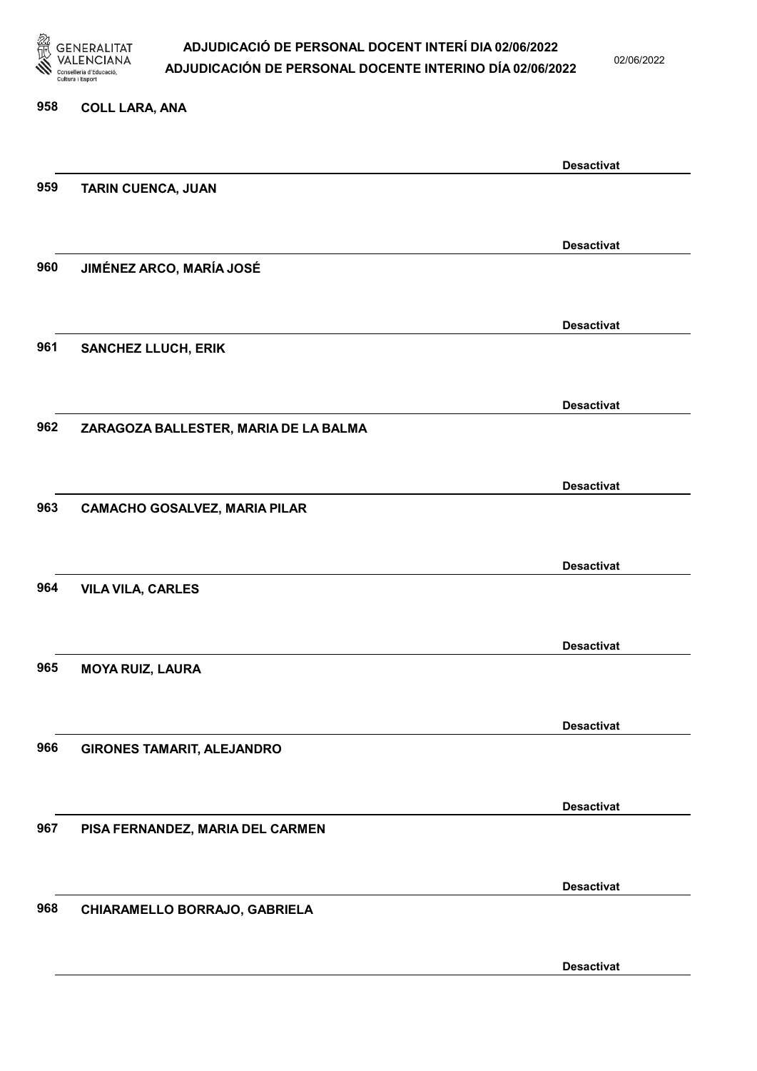958 **COLL LARA, ANA**

**Desactivat**

959 **TARIN CUENCA, JUAN**

**Desactivat**

960 **JIMÉNEZ ARCO, MARÍA JOSÉ**

**Desactivat**

961 **SANCHEZ LLUCH, ERIK**

**Desactivat**

962 **ZARAGOZA BALLESTER, MARIA DE LA BALMA**

**Desactivat**

963 **CAMACHO GOSALVEZ, MARIA PILAR**

**Desactivat**

964 **VILA VILA, CARLES**

**Desactivat**

965 **MOYA RUIZ, LAURA**

**Desactivat**

966 **GIRONES TAMARIT, ALEJANDRO**

**Desactivat**

967 **PISA FERNANDEZ, MARIA DEL CARMEN**

**Desactivat**

968 **CHIARAMELLO BORRAJO, GABRIELA**

**Desactivat**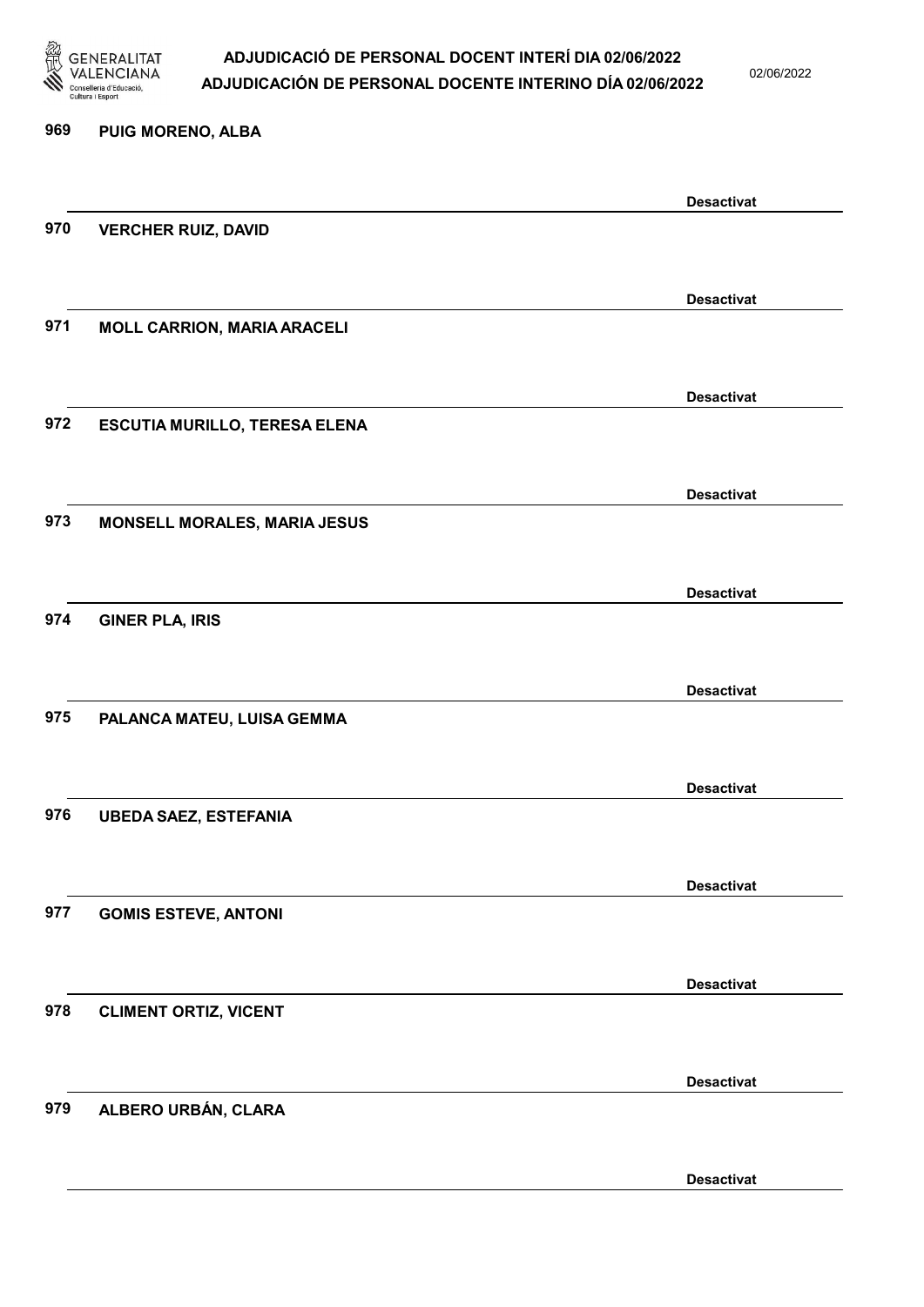969 **PUIG MORENO, ALBA**

**Desactivat**

970 **VERCHER RUIZ, DAVID**

**Desactivat**

971 **MOLL CARRION, MARIA ARACELI**

**Desactivat**

972 **ESCUTIA MURILLO, TERESA ELENA**

**Desactivat**

973 **MONSELL MORALES, MARIA JESUS**

**Desactivat**

974 **GINER PLA, IRIS**

**Desactivat**

975 **PALANCA MATEU, LUISA GEMMA**

**Desactivat**

976 **UBEDA SAEZ, ESTEFANIA**

**Desactivat**

977 **GOMIS ESTEVE, ANTONI**

**Desactivat**

978 **CLIMENT ORTIZ, VICENT**

**Desactivat**

979 **ALBERO URBÁN, CLARA**

**Desactivat**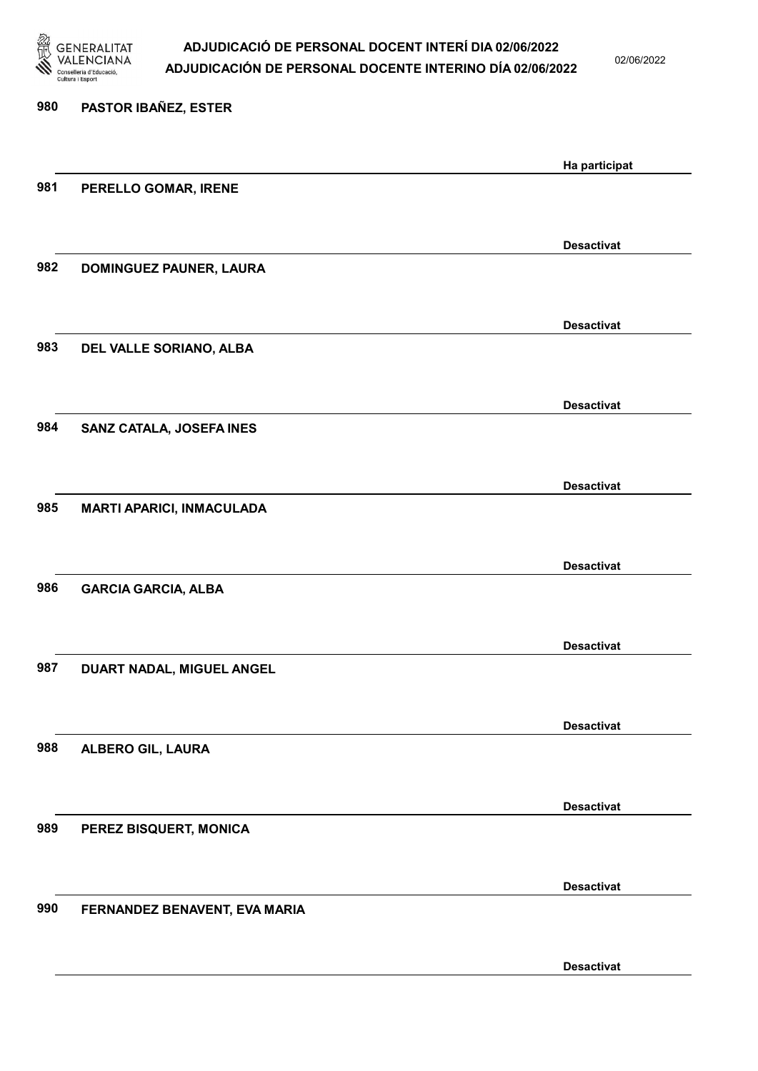980 **PASTOR IBAÑEZ, ESTER**

**Ha participat**

981 **PERELLO GOMAR, IRENE**

**Desactivat**

982 **DOMINGUEZ PAUNER, LAURA**

**Desactivat**

983 **DEL VALLE SORIANO, ALBA**

**Desactivat**

984 **SANZ CATALA, JOSEFA INES**

**Desactivat**

985 **MARTI APARICI, INMACULADA**

**Desactivat**

986 **GARCIA GARCIA, ALBA**

**Desactivat**

987 **DUART NADAL, MIGUEL ANGEL**

**Desactivat**

988 **ALBERO GIL, LAURA**

**Desactivat**

989 **PEREZ BISQUERT, MONICA**

**Desactivat**

990 **FERNANDEZ BENAVENT, EVA MARIA**

**Desactivat**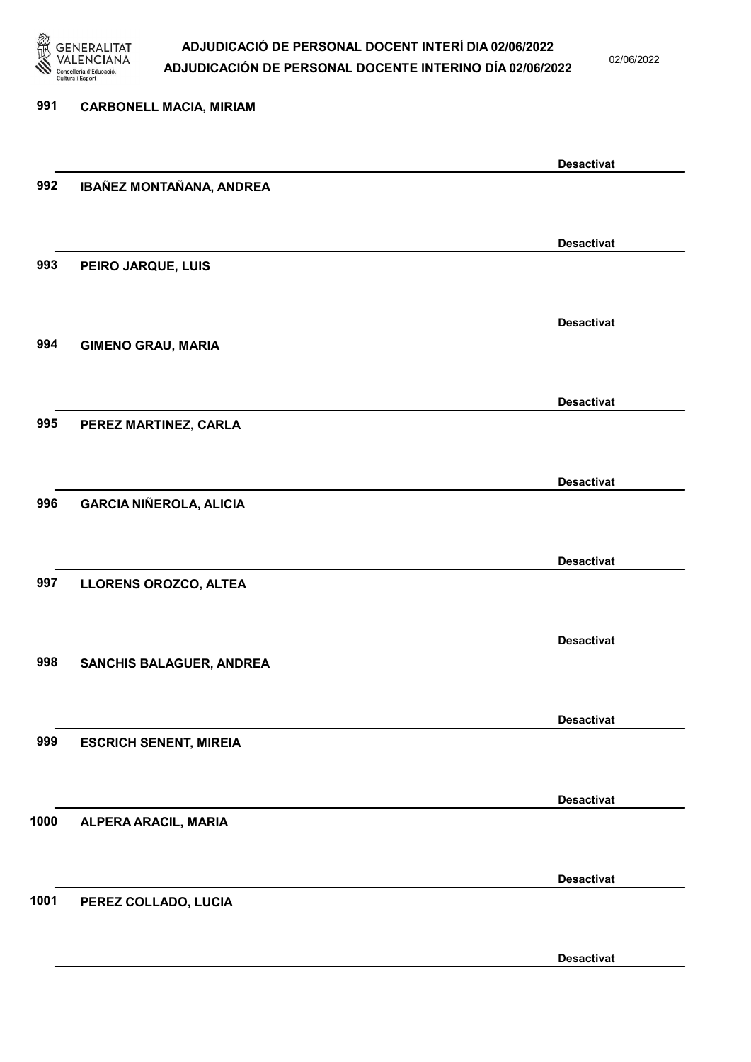991 CARBONELL MACIA, MIRIAM

Desactivat

992 IBAÑEZ MONTAÑANA, ANDREA

Desactivat

993 PEIRO JARQUE, LUIS

Desactivat

994 GIMENO GRAU, MARIA

Desactivat

995 PEREZ MARTINEZ, CARLA

Desactivat

996 GARCIA NIÑEROLA, ALICIA

Desactivat

997 LLORENS OROZCO, ALTEA

Desactivat

998 SANCHIS BALAGUER, ANDREA

Desactivat

999 ESCRICH SENENT, MIREIA

Desactivat

1000 ALPERA ARACIL, MARIA

Desactivat

1001 PEREZ COLLADO, LUCIA

Desactivat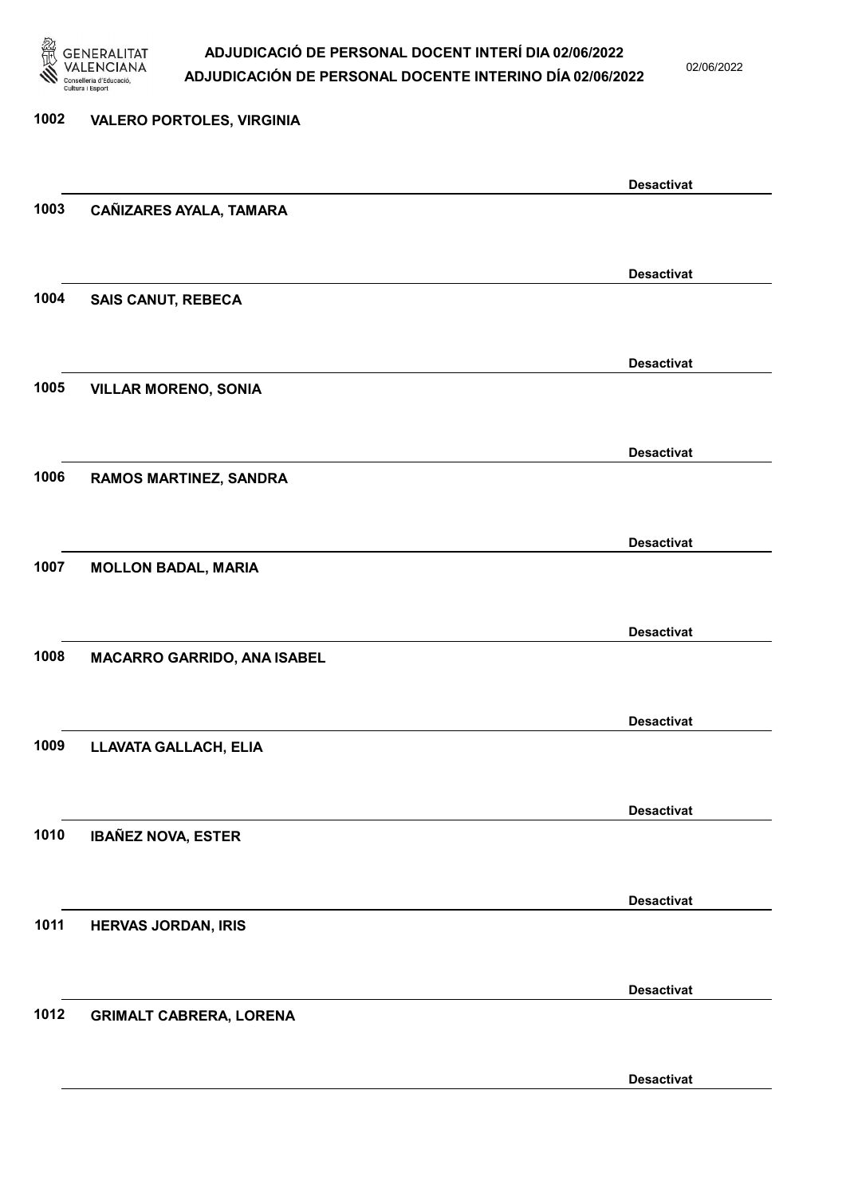1002 **VALERO PORTOLES, VIRGINIA**

**Desactivat**

1003 **CAÑIZARES AYALA, TAMARA**

**Desactivat**

1004 **SAIS CANUT, REBECA**

**Desactivat**

1005 **VILLAR MORENO, SONIA**

**Desactivat**

1006 **RAMOS MARTINEZ, SANDRA**

**Desactivat**

1007 **MOLLON BADAL, MARIA**

**Desactivat**

1008 **MACARRO GARRIDO, ANA ISABEL**

**Desactivat**

1009 **LLAVATA GALLACH, ELIA**

**Desactivat**

1010 **IBAÑEZ NOVA, ESTER**

**Desactivat**

1011 **HERVAS JORDAN, IRIS**

**Desactivat**

1012 **GRIMALT CABRERA, LORENA**

**Desactivat**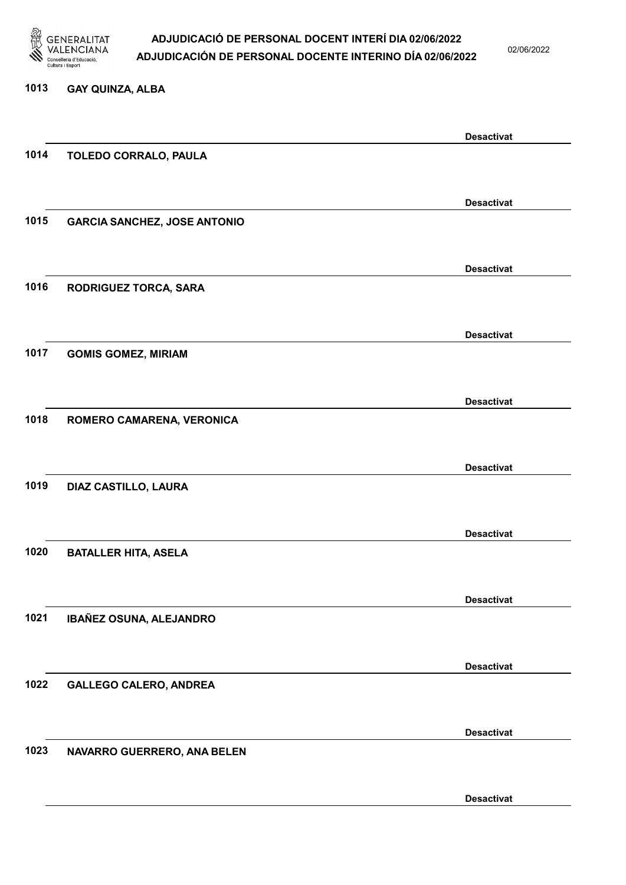1013 GAY QUINZA, ALBA

Desactivat

1014 TOLEDO CORRALO, PAULA

Desactivat

1015 GARCIA SANCHEZ, JOSE ANTONIO

Desactivat

1016 RODRIGUEZ TORCA, SARA

Desactivat

1017 GOMIS GOMEZ, MIRIAM

Desactivat

1018 ROMERO CAMARENA, VERONICA

Desactivat

1019 DIAZ CASTILLO, LAURA

Desactivat

1020 BATALLER HITA, ASELA

Desactivat

1021 IBAÑEZ OSUNA, ALEJANDRO

Desactivat

1022 GALLEGO CALERO, ANDREA

Desactivat

1023 NAVARRO GUERRERO, ANA BELEN

Desactivat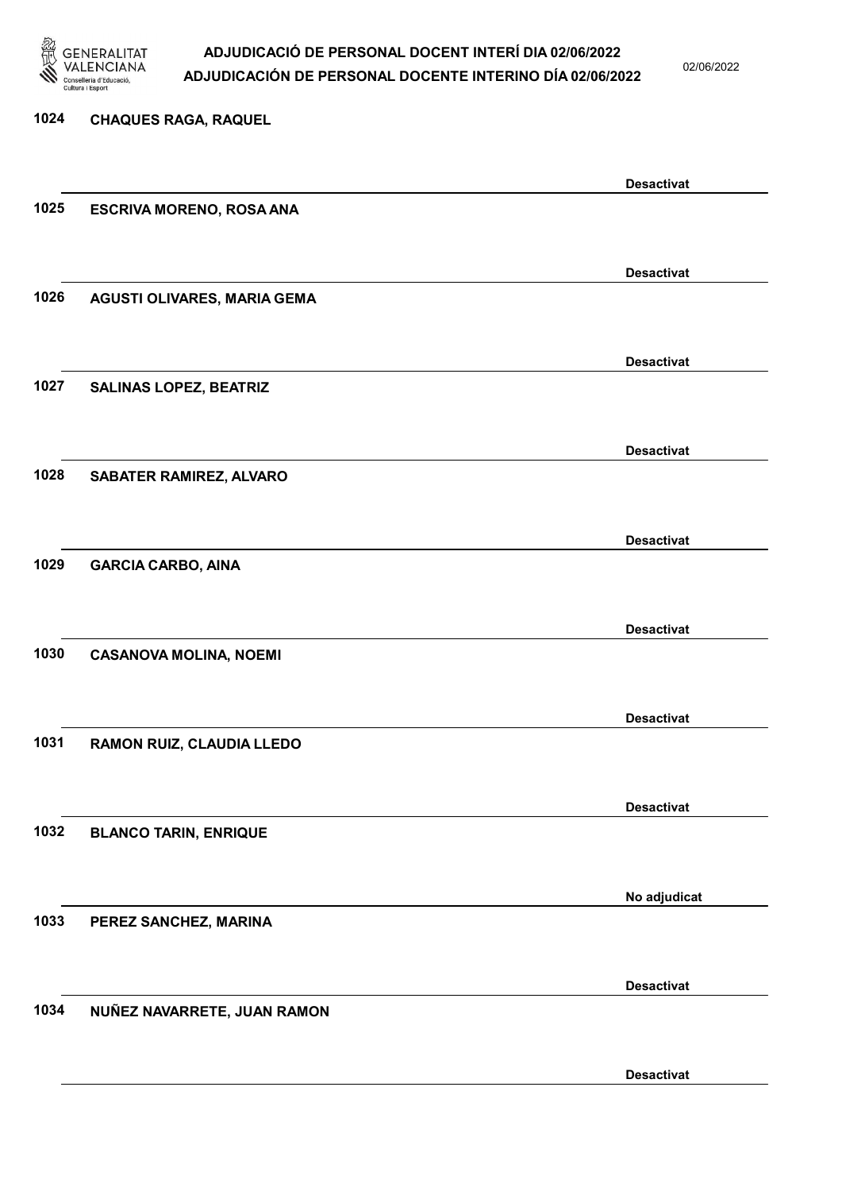1024 **CHAQUES RAGA, RAQUEL**

**Desactivat**

1025 **ESCRIVA MORENO, ROSA ANA**

**Desactivat**

1026 **AGUSTI OLIVARES, MARIA GEMA**

**Desactivat**

1027 **SALINAS LOPEZ, BEATRIZ**

**Desactivat**

1028 **SABATER RAMIREZ, ALVARO**

**Desactivat**

1029 **GARCIA CARBO, AINA**

**Desactivat**

1030 **CASANOVA MOLINA, NOEMI**

**Desactivat**

1031 **RAMON RUIZ, CLAUDIA LLEDO**

**Desactivat**

1032 **BLANCO TARIN, ENRIQUE**

**No adjudicat**

1033 **PEREZ SANCHEZ, MARINA**

**Desactivat**

1034 **NUÑEZ NAVARRETE, JUAN RAMON**

**Desactivat**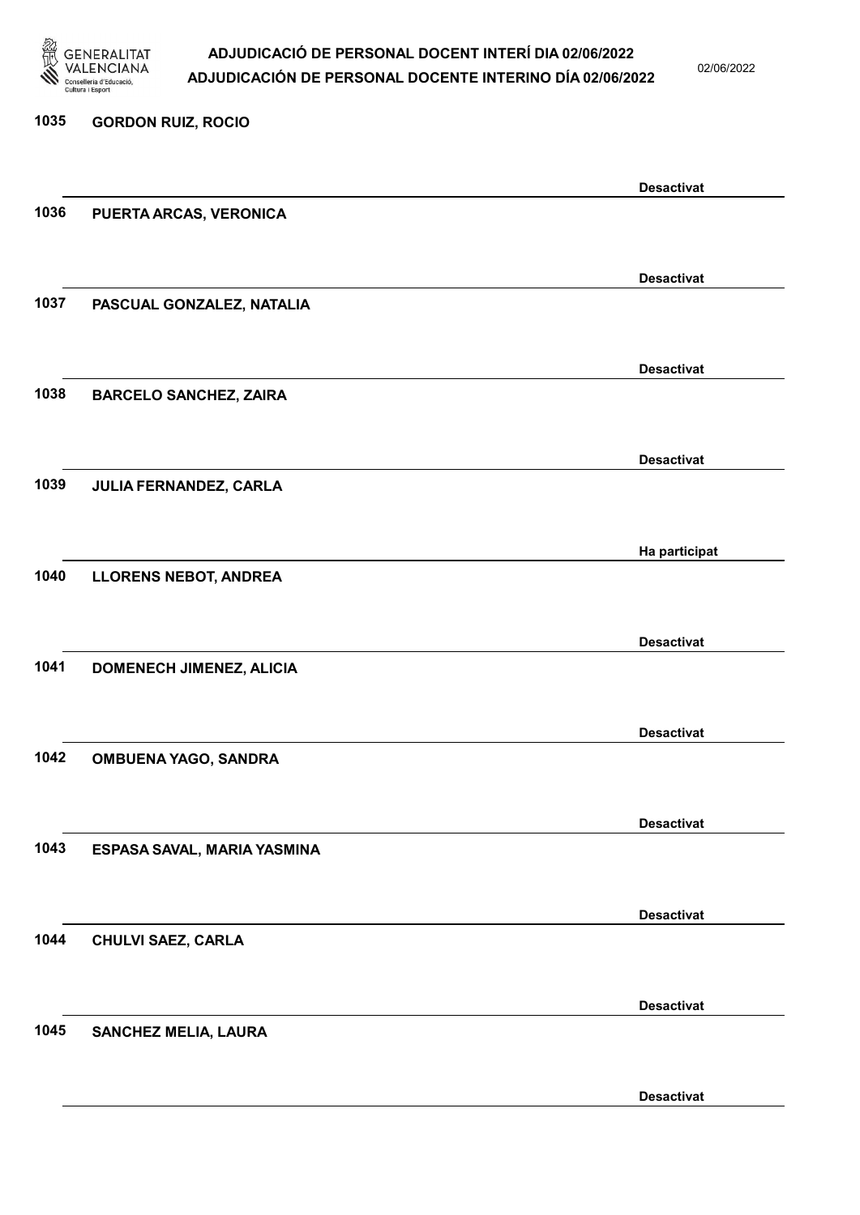1035 **GORDON RUIZ, ROCIO**

**Desactivat**

1036 **PUERTA ARCAS, VERONICA**

**Desactivat**

1037 **PASCUAL GONZALEZ, NATALIA**

**Desactivat**

1038 **BARCELO SANCHEZ, ZAIRA**

**Desactivat**

1039 **JULIA FERNANDEZ, CARLA**

**Ha participat**

1040 **LLORENS NEBOT, ANDREA**

**Desactivat**

1041 **DOMENECH JIMENEZ, ALICIA**

**Desactivat**

1042 **OMBUENA YAGO, SANDRA**

**Desactivat**

1043 **ESPASA SAVAL, MARIA YASMINA**

**Desactivat**

1044 **CHULVI SAEZ, CARLA**

**Desactivat**

1045 **SANCHEZ MELIA, LAURA**

**Desactivat**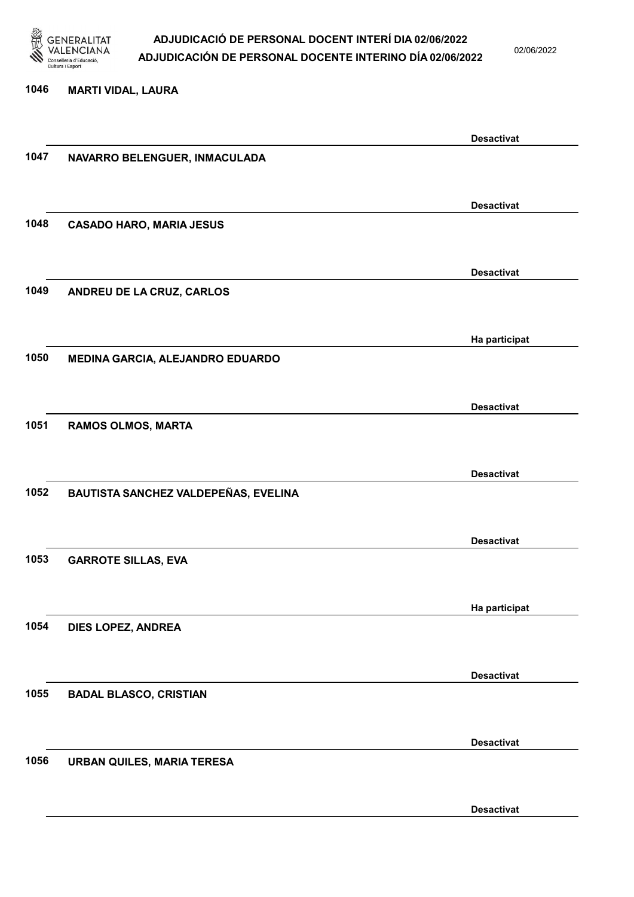| Núm. | Nom | Estat |
| --- | --- | --- |
| 1046 | MARTI VIDAL, LAURA | Desactivat |
| 1047 | NAVARRO BELENGUER, INMACULADA | Desactivat |
| 1048 | CASADO HARO, MARIA JESUS | Desactivat |
| 1049 | ANDREU DE LA CRUZ, CARLOS | Ha participat |
| 1050 | MEDINA GARCIA, ALEJANDRO EDUARDO | Desactivat |
| 1051 | RAMOS OLMOS, MARTA | Desactivat |
| 1052 | BAUTISTA SANCHEZ VALDEPEÑAS, EVELINA | Desactivat |
| 1053 | GARROTE SILLAS, EVA | Ha participat |
| 1054 | DIES LOPEZ, ANDREA | Desactivat |
| 1055 | BADAL BLASCO, CRISTIAN | Desactivat |
| 1056 | URBAN QUILES, MARIA TERESA | Desactivat |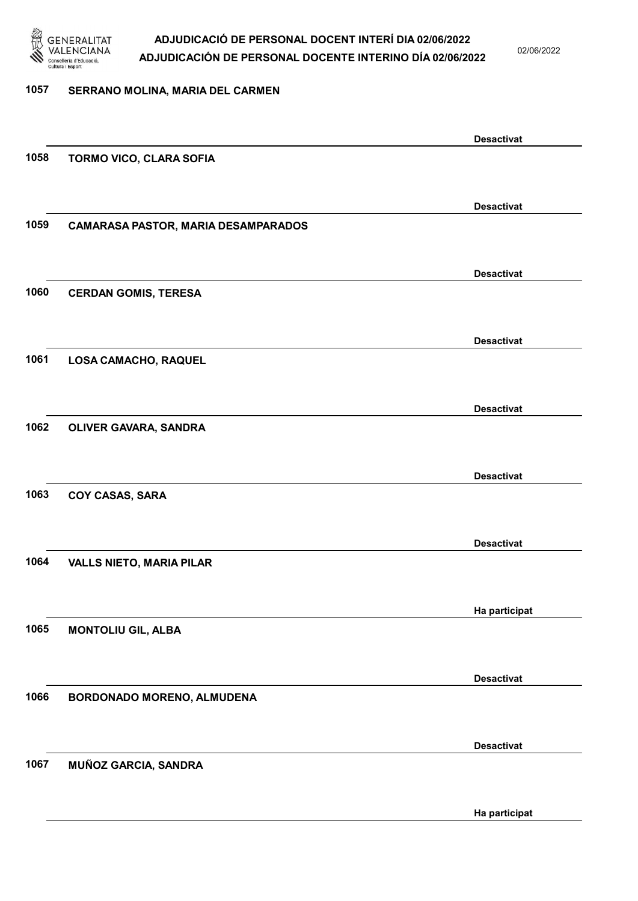1057 SERRANO MOLINA, MARIA DEL CARMEN

Desactivat

1058 TORMO VICO, CLARA SOFIA

Desactivat

1059 CAMARASA PASTOR, MARIA DESAMPARADOS

Desactivat

1060 CERDAN GOMIS, TERESA

Desactivat

1061 LOSA CAMACHO, RAQUEL

Desactivat

1062 OLIVER GAVARA, SANDRA

Desactivat

1063 COY CASAS, SARA

Desactivat

1064 VALLS NIETO, MARIA PILAR

Ha participat

1065 MONTOLIU GIL, ALBA

Desactivat

1066 BORDONADO MORENO, ALMUDENA

Desactivat

1067 MUÑOZ GARCIA, SANDRA

Ha participat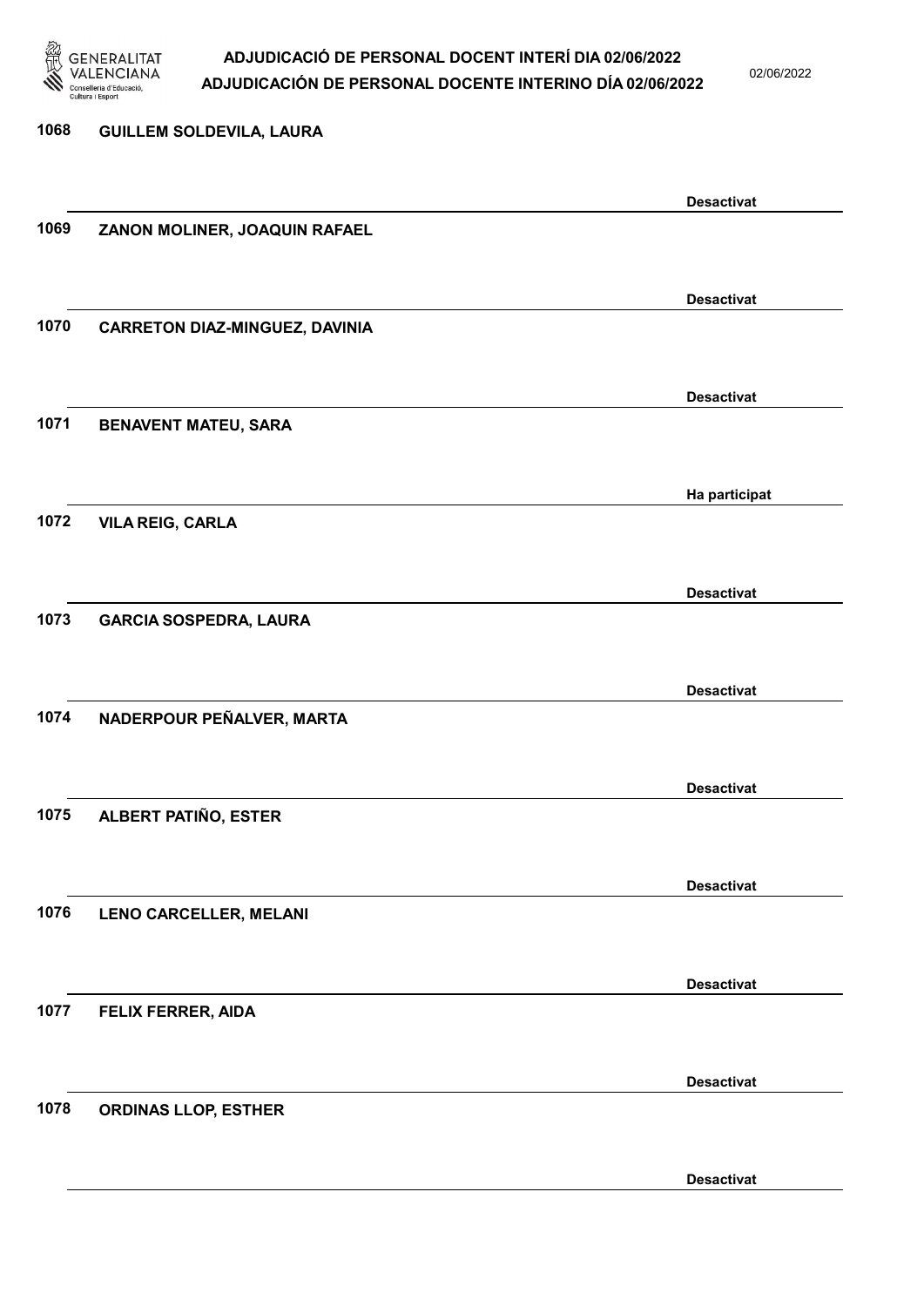1068 **GUILLEM SOLDEVILA, LAURA**

**Desactivat**

1069 **ZANON MOLINER, JOAQUIN RAFAEL**

**Desactivat**

1070 **CARRETON DIAZ-MINGUEZ, DAVINIA**

**Desactivat**

1071 **BENAVENT MATEU, SARA**

**Ha participat**

1072 **VILA REIG, CARLA**

**Desactivat**

1073 **GARCIA SOSPEDRA, LAURA**

**Desactivat**

1074 **NADERPOUR PEÑALVER, MARTA**

**Desactivat**

1075 **ALBERT PATIÑO, ESTER**

**Desactivat**

1076 **LENO CARCELLER, MELANI**

**Desactivat**

1077 **FELIX FERRER, AIDA**

**Desactivat**

1078 **ORDINAS LLOP, ESTHER**

**Desactivat**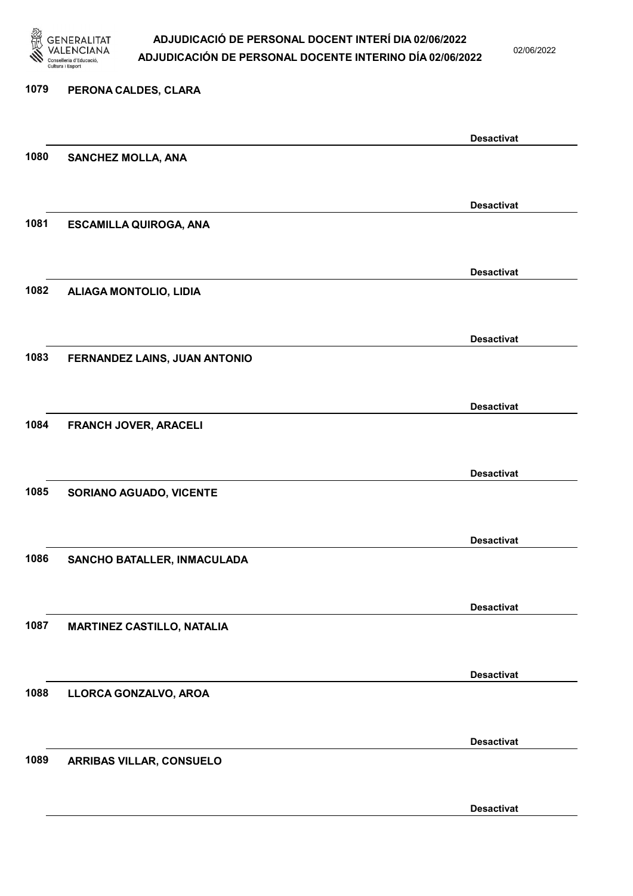1079 PERONA CALDES, CLARA

Desactivat

1080 SANCHEZ MOLLA, ANA

Desactivat

1081 ESCAMILLA QUIROGA, ANA

Desactivat

1082 ALIAGA MONTOLIO, LIDIA

Desactivat

1083 FERNANDEZ LAINS, JUAN ANTONIO

Desactivat

1084 FRANCH JOVER, ARACELI

Desactivat

1085 SORIANO AGUADO, VICENTE

Desactivat

1086 SANCHO BATALLER, INMACULADA

Desactivat

1087 MARTINEZ CASTILLO, NATALIA

Desactivat

1088 LLORCA GONZALVO, AROA

Desactivat

1089 ARRIBAS VILLAR, CONSUELO

Desactivat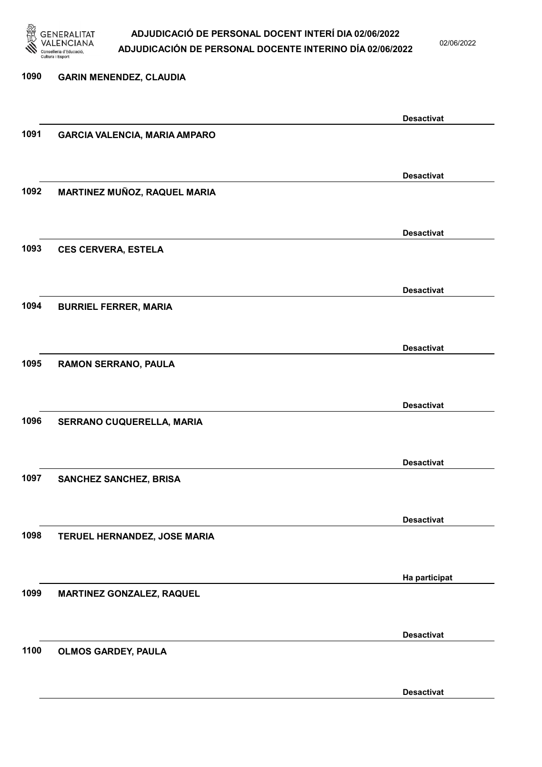| Núm. | Nom | Estat |
| --- | --- | --- |
| 1090 | GARIN MENENDEZ, CLAUDIA | Desactivat |
| 1091 | GARCIA VALENCIA, MARIA AMPARO | Desactivat |
| 1092 | MARTINEZ MUÑOZ, RAQUEL MARIA | Desactivat |
| 1093 | CES CERVERA, ESTELA | Desactivat |
| 1094 | BURRIEL FERRER, MARIA | Desactivat |
| 1095 | RAMON SERRANO, PAULA | Desactivat |
| 1096 | SERRANO CUQUERELLA, MARIA | Desactivat |
| 1097 | SANCHEZ SANCHEZ, BRISA | Desactivat |
| 1098 | TERUEL HERNANDEZ, JOSE MARIA | Ha participat |
| 1099 | MARTINEZ GONZALEZ, RAQUEL | Desactivat |
| 1100 | OLMOS GARDEY, PAULA | Desactivat |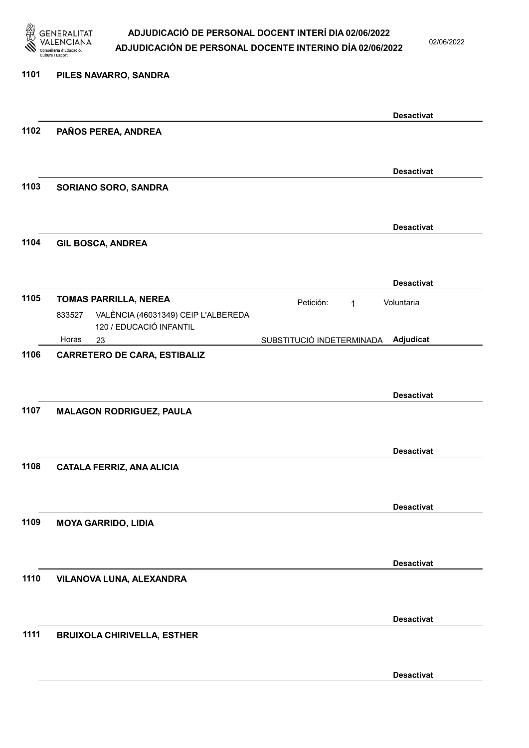**1101 PILES NAVARRO, SANDRA**

Desactivat

**1102 PAÑOS PEREA, ANDREA**

Desactivat

**1103 SORIANO SORO, SANDRA**

Desactivat

**1104 GIL BOSCA, ANDREA**

Desactivat

**1105 TOMAS PARRILLA, NEREA**

Petición: 1 Voluntaria

833527 VALÈNCIA (46031349) CEIP L'ALBEREDA
120 / EDUCACIÓ INFANTIL

Horas 23 SUBSTITUCIÓ INDETERMINADA **Adjudicat**

**1106 CARRETERO DE CARA, ESTIBALIZ**

Desactivat

**1107 MALAGON RODRIGUEZ, PAULA**

Desactivat

**1108 CATALA FERRIZ, ANA ALICIA**

Desactivat

**1109 MOYA GARRIDO, LIDIA**

Desactivat

**1110 VILANOVA LUNA, ALEXANDRA**

Desactivat

**1111 BRUIXOLA CHIRIVELLA, ESTHER**

Desactivat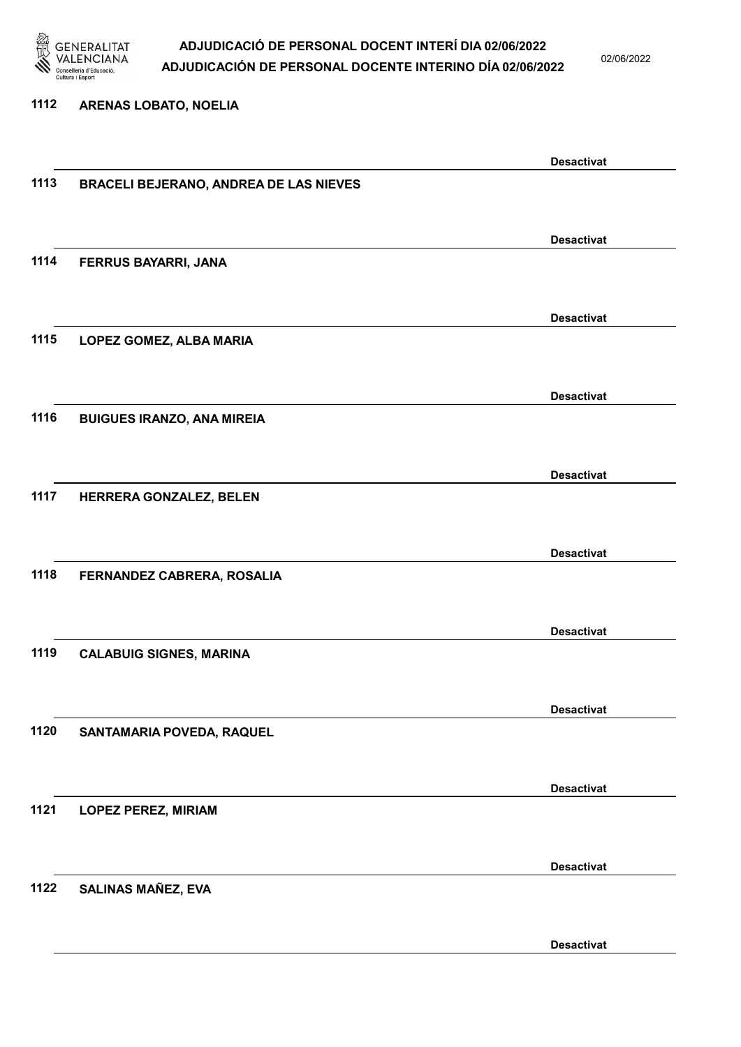1112 ARENAS LOBATO, NOELIA

Desactivat

1113 BRACELI BEJERANO, ANDREA DE LAS NIEVES

Desactivat

1114 FERRUS BAYARRI, JANA

Desactivat

1115 LOPEZ GOMEZ, ALBA MARIA

Desactivat

1116 BUIGUES IRANZO, ANA MIREIA

Desactivat

1117 HERRERA GONZALEZ, BELEN

Desactivat

1118 FERNANDEZ CABRERA, ROSALIA

Desactivat

1119 CALABUIG SIGNES, MARINA

Desactivat

1120 SANTAMARIA POVEDA, RAQUEL

Desactivat

1121 LOPEZ PEREZ, MIRIAM

Desactivat

1122 SALINAS MAÑEZ, EVA

Desactivat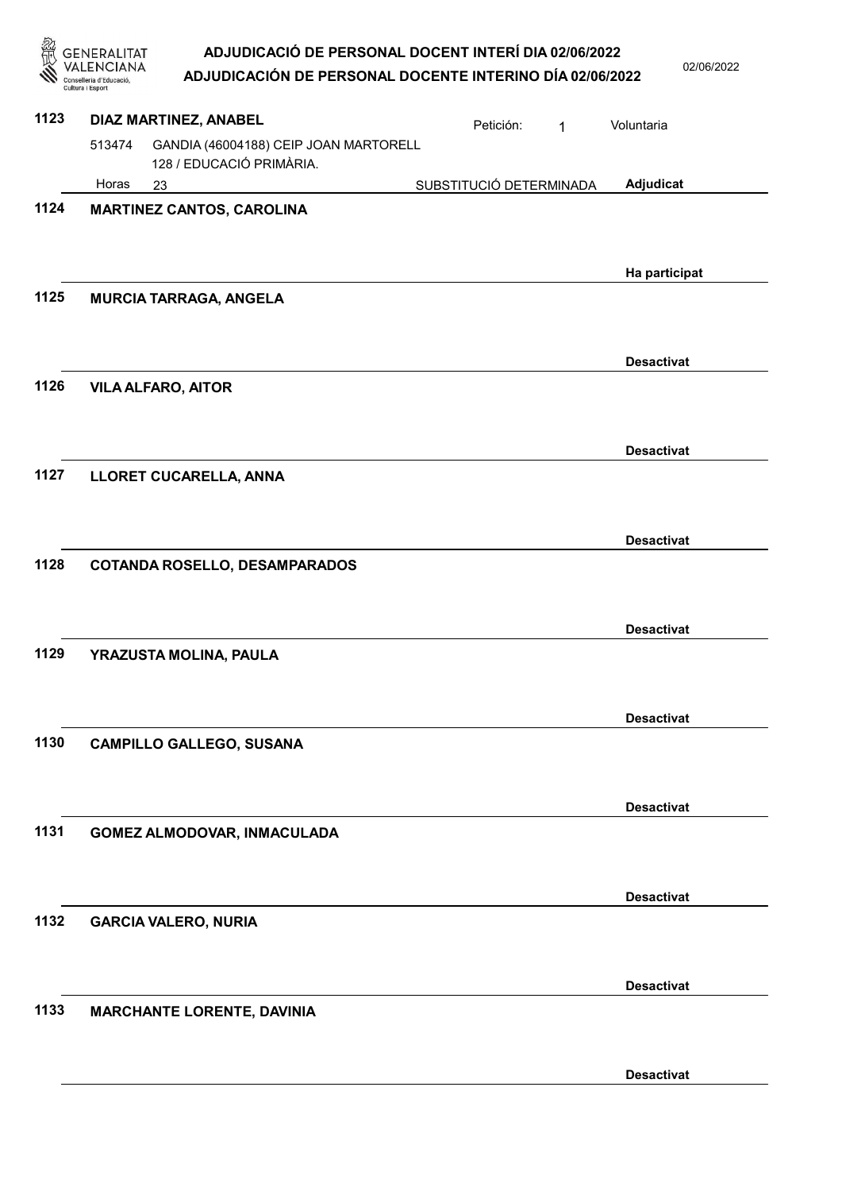**1123** **DIAZ MARTINEZ, ANABEL** Petición: 1 Voluntaria

513474 GANDIA (46004188) CEIP JOAN MARTORELL 128 / EDUCACIÓ PRIMÀRIA.

Horas 23 SUBSTITUCIÓ DETERMINADA **Adjudicat**

**1124** **MARTINEZ CANTOS, CAROLINA**

**Ha participat**

**1125** **MURCIA TARRAGA, ANGELA**

**Desactivat**

**1126** **VILA ALFARO, AITOR**

**Desactivat**

**1127** **LLORET CUCARELLA, ANNA**

**Desactivat**

**1128** **COTANDA ROSELLO, DESAMPARADOS**

**Desactivat**

**1129** **YRAZUSTA MOLINA, PAULA**

**Desactivat**

**1130** **CAMPILLO GALLEGO, SUSANA**

**Desactivat**

**1131** **GOMEZ ALMODOVAR, INMACULADA**

**Desactivat**

**1132** **GARCIA VALERO, NURIA**

**Desactivat**

**1133** **MARCHANTE LORENTE, DAVINIA**

**Desactivat**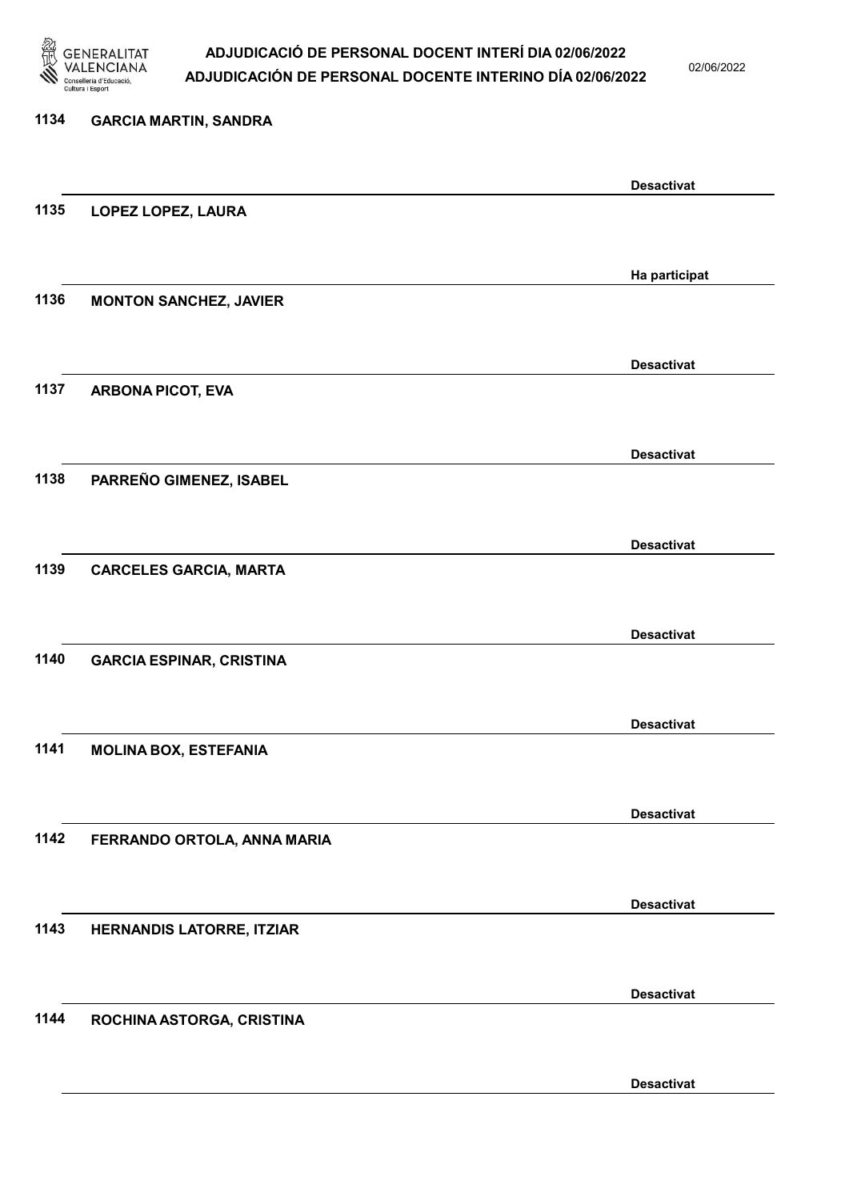| | | |
|---|---|---|
| 1134 | GARCIA MARTIN, SANDRA | Desactivat |
| 1135 | LOPEZ LOPEZ, LAURA | Ha participat |
| 1136 | MONTON SANCHEZ, JAVIER | Desactivat |
| 1137 | ARBONA PICOT, EVA | Desactivat |
| 1138 | PARREÑO GIMENEZ, ISABEL | Desactivat |
| 1139 | CARCELES GARCIA, MARTA | Desactivat |
| 1140 | GARCIA ESPINAR, CRISTINA | Desactivat |
| 1141 | MOLINA BOX, ESTEFANIA | Desactivat |
| 1142 | FERRANDO ORTOLA, ANNA MARIA | Desactivat |
| 1143 | HERNANDIS LATORRE, ITZIAR | Desactivat |
| 1144 | ROCHINA ASTORGA, CRISTINA | Desactivat |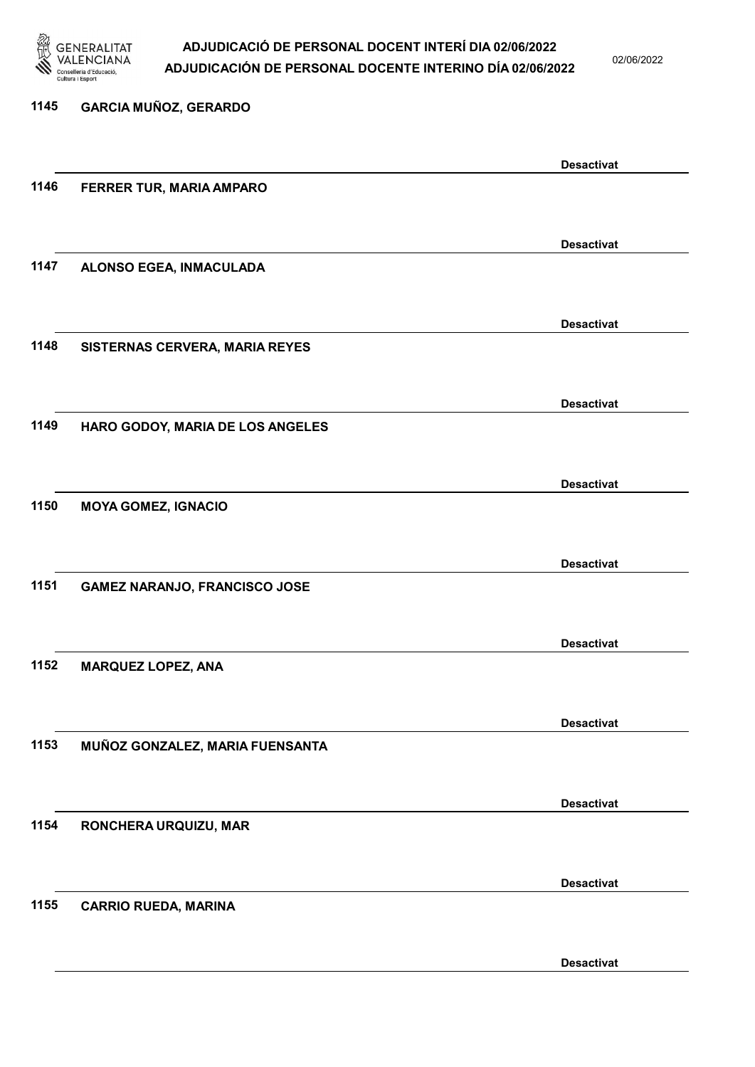1145 GARCIA MUÑOZ, GERARDO

Desactivat

1146 FERRER TUR, MARIA AMPARO

Desactivat

1147 ALONSO EGEA, INMACULADA

Desactivat

1148 SISTERNAS CERVERA, MARIA REYES

Desactivat

1149 HARO GODOY, MARIA DE LOS ANGELES

Desactivat

1150 MOYA GOMEZ, IGNACIO

Desactivat

1151 GAMEZ NARANJO, FRANCISCO JOSE

Desactivat

1152 MARQUEZ LOPEZ, ANA

Desactivat

1153 MUÑOZ GONZALEZ, MARIA FUENSANTA

Desactivat

1154 RONCHERA URQUIZU, MAR

Desactivat

1155 CARRIO RUEDA, MARINA

Desactivat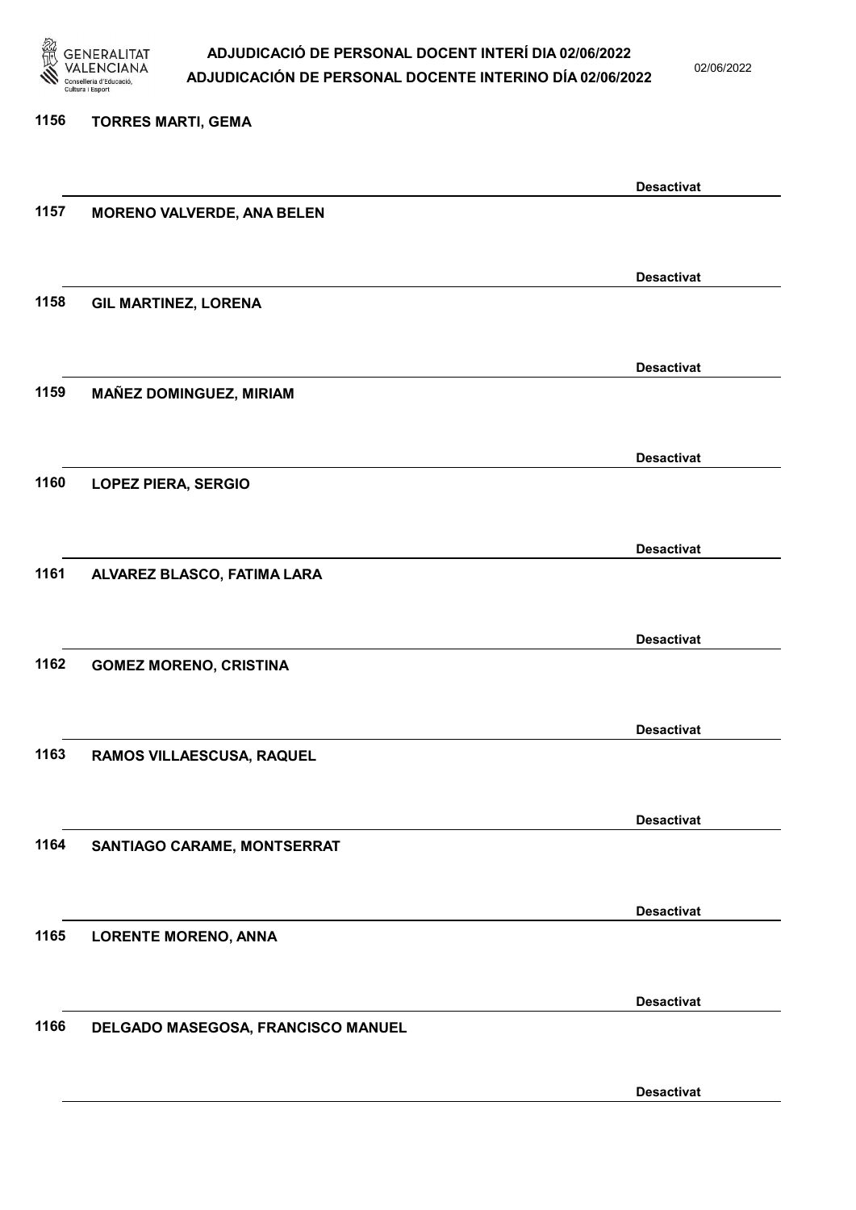1156 **TORRES MARTI, GEMA**

**Desactivat**

1157 **MORENO VALVERDE, ANA BELEN**

**Desactivat**

1158 **GIL MARTINEZ, LORENA**

**Desactivat**

1159 **MAÑEZ DOMINGUEZ, MIRIAM**

**Desactivat**

1160 **LOPEZ PIERA, SERGIO**

**Desactivat**

1161 **ALVAREZ BLASCO, FATIMA LARA**

**Desactivat**

1162 **GOMEZ MORENO, CRISTINA**

**Desactivat**

1163 **RAMOS VILLAESCUSA, RAQUEL**

**Desactivat**

1164 **SANTIAGO CARAME, MONTSERRAT**

**Desactivat**

1165 **LORENTE MORENO, ANNA**

**Desactivat**

1166 **DELGADO MASEGOSA, FRANCISCO MANUEL**

**Desactivat**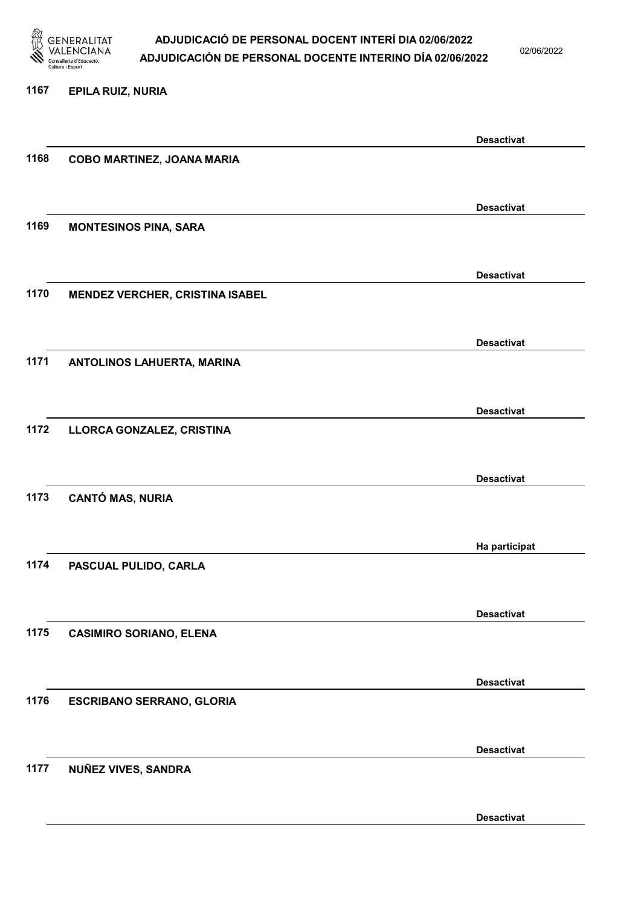1167 EPILA RUIZ, NURIA

Desactivat

1168 COBO MARTINEZ, JOANA MARIA

Desactivat

1169 MONTESINOS PINA, SARA

Desactivat

1170 MENDEZ VERCHER, CRISTINA ISABEL

Desactivat

1171 ANTOLINOS LAHUERTA, MARINA

Desactivat

1172 LLORCA GONZALEZ, CRISTINA

Desactivat

1173 CANTÓ MAS, NURIA

Ha participat

1174 PASCUAL PULIDO, CARLA

Desactivat

1175 CASIMIRO SORIANO, ELENA

Desactivat

1176 ESCRIBANO SERRANO, GLORIA

Desactivat

1177 NUÑEZ VIVES, SANDRA

Desactivat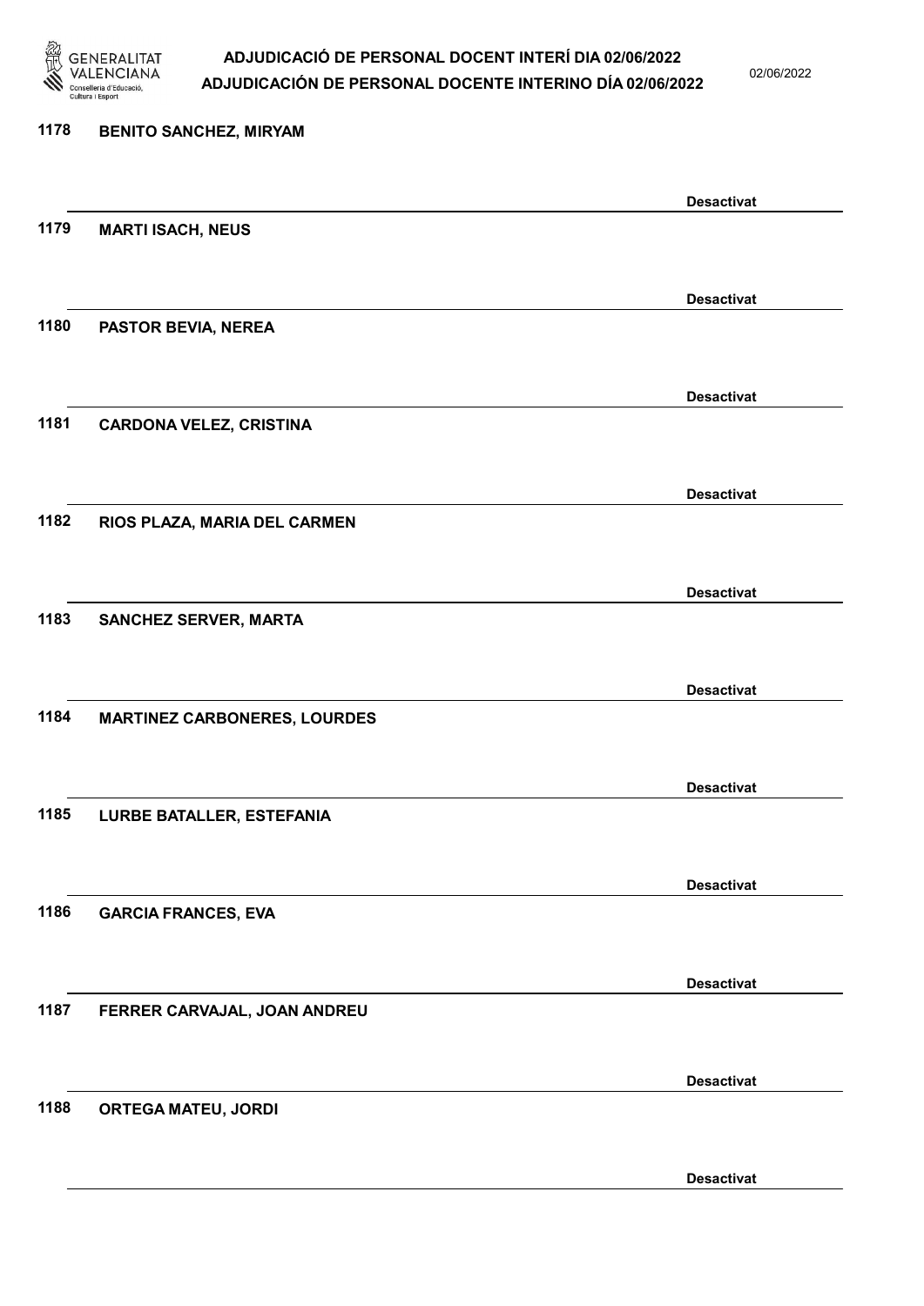1178 BENITO SANCHEZ, MIRYAM

Desactivat

1179 MARTI ISACH, NEUS

Desactivat

1180 PASTOR BEVIA, NEREA

Desactivat

1181 CARDONA VELEZ, CRISTINA

Desactivat

1182 RIOS PLAZA, MARIA DEL CARMEN

Desactivat

1183 SANCHEZ SERVER, MARTA

Desactivat

1184 MARTINEZ CARBONERES, LOURDES

Desactivat

1185 LURBE BATALLER, ESTEFANIA

Desactivat

1186 GARCIA FRANCES, EVA

Desactivat

1187 FERRER CARVAJAL, JOAN ANDREU

Desactivat

1188 ORTEGA MATEU, JORDI

Desactivat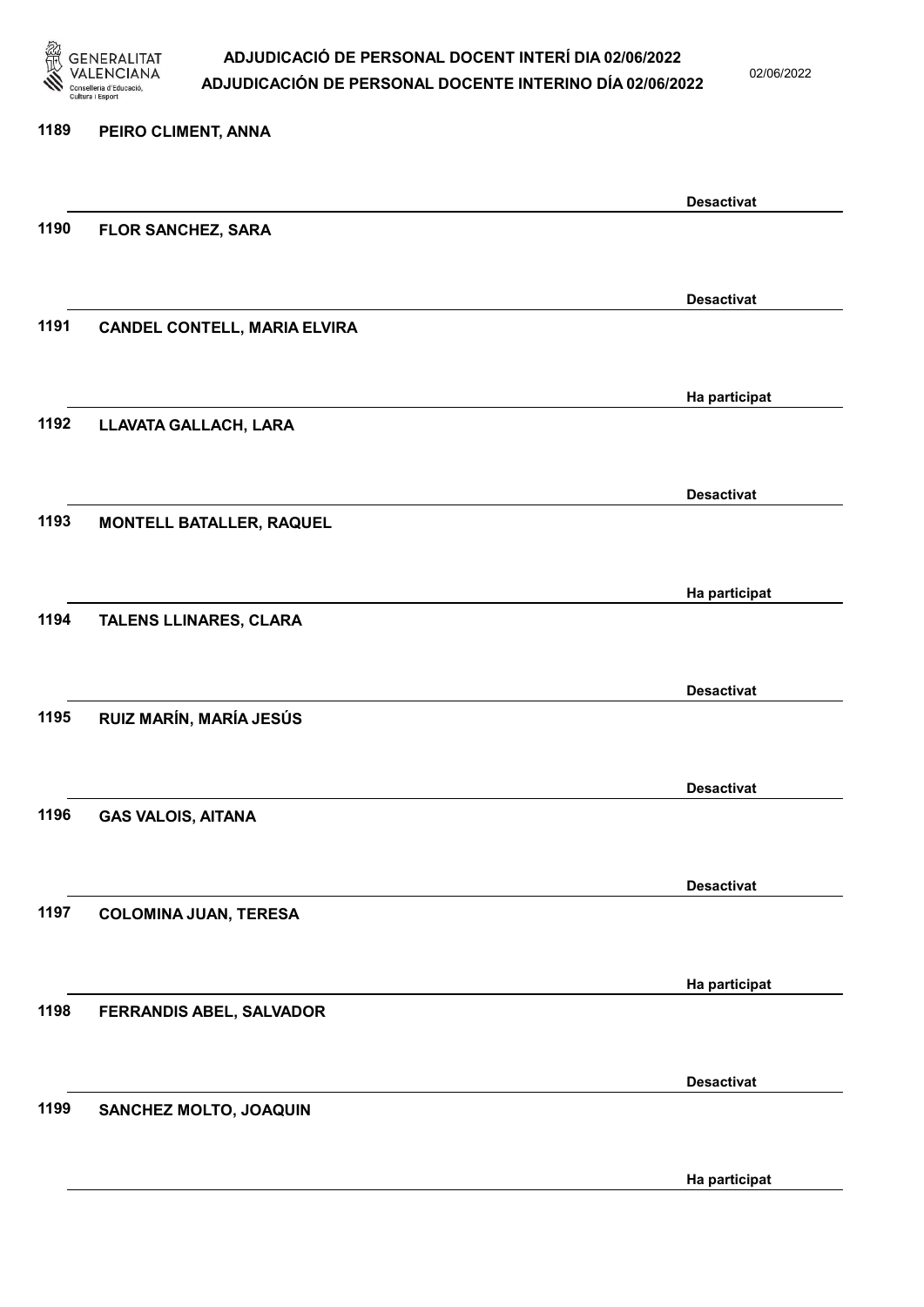| | | |
|---|---|---|
| 1189 | PEIRO CLIMENT, ANNA | Desactivat |
| 1190 | FLOR SANCHEZ, SARA | Desactivat |
| 1191 | CANDEL CONTELL, MARIA ELVIRA | Ha participat |
| 1192 | LLAVATA GALLACH, LARA | Desactivat |
| 1193 | MONTELL BATALLER, RAQUEL | Ha participat |
| 1194 | TALENS LLINARES, CLARA | Desactivat |
| 1195 | RUIZ MARÍN, MARÍA JESÚS | Desactivat |
| 1196 | GAS VALOIS, AITANA | Desactivat |
| 1197 | COLOMINA JUAN, TERESA | Ha participat |
| 1198 | FERRANDIS ABEL, SALVADOR | Desactivat |
| 1199 | SANCHEZ MOLTO, JOAQUIN | Ha participat |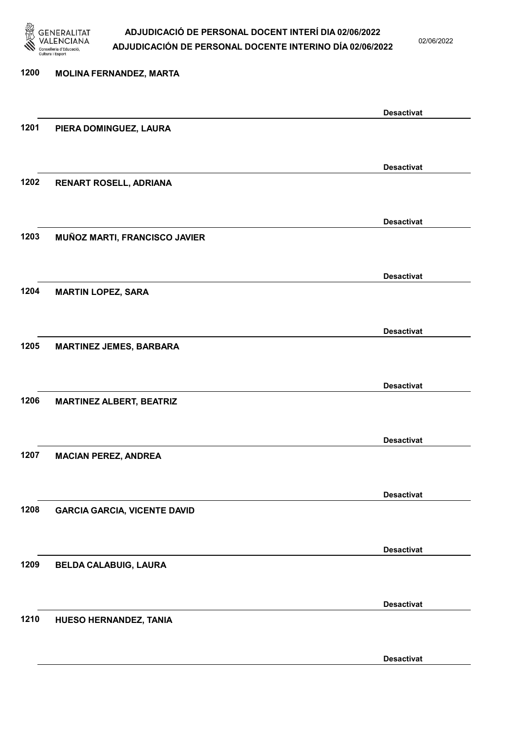1200 MOLINA FERNANDEZ, MARTA

Desactivat

1201 PIERA DOMINGUEZ, LAURA

Desactivat

1202 RENART ROSELL, ADRIANA

Desactivat

1203 MUÑOZ MARTI, FRANCISCO JAVIER

Desactivat

1204 MARTIN LOPEZ, SARA

Desactivat

1205 MARTINEZ JEMES, BARBARA

Desactivat

1206 MARTINEZ ALBERT, BEATRIZ

Desactivat

1207 MACIAN PEREZ, ANDREA

Desactivat

1208 GARCIA GARCIA, VICENTE DAVID

Desactivat

1209 BELDA CALABUIG, LAURA

Desactivat

1210 HUESO HERNANDEZ, TANIA

Desactivat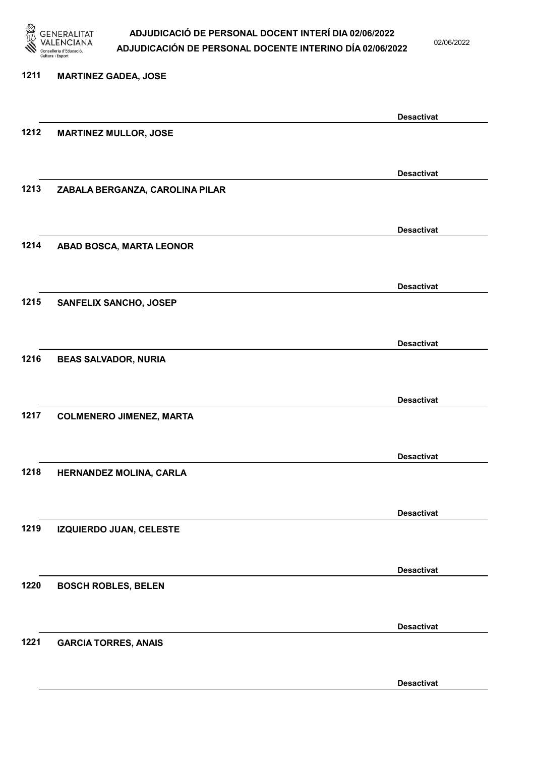1211 **MARTINEZ GADEA, JOSE**

**Desactivat**

1212 **MARTINEZ MULLOR, JOSE**

**Desactivat**

1213 **ZABALA BERGANZA, CAROLINA PILAR**

**Desactivat**

1214 **ABAD BOSCA, MARTA LEONOR**

**Desactivat**

1215 **SANFELIX SANCHO, JOSEP**

**Desactivat**

1216 **BEAS SALVADOR, NURIA**

**Desactivat**

1217 **COLMENERO JIMENEZ, MARTA**

**Desactivat**

1218 **HERNANDEZ MOLINA, CARLA**

**Desactivat**

1219 **IZQUIERDO JUAN, CELESTE**

**Desactivat**

1220 **BOSCH ROBLES, BELEN**

**Desactivat**

1221 **GARCIA TORRES, ANAIS**

**Desactivat**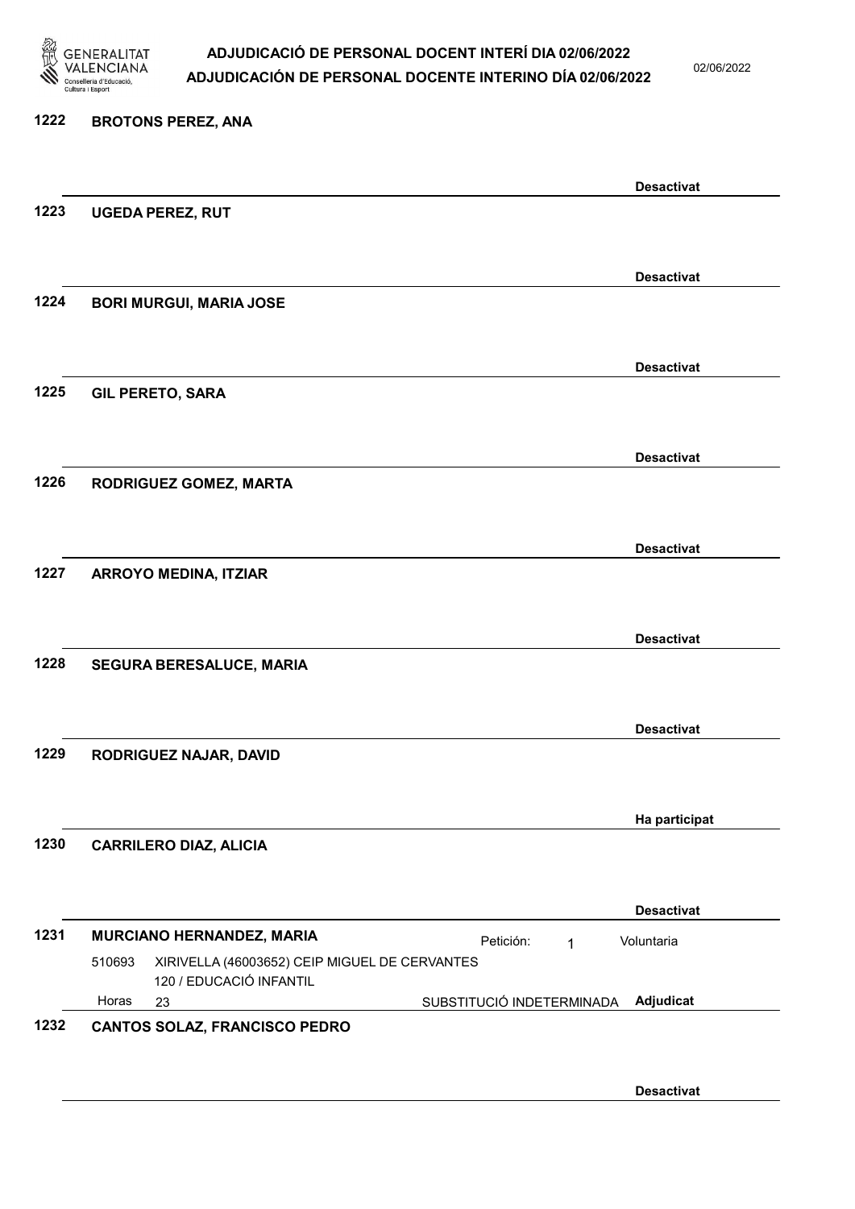**1222 BROTONS PEREZ, ANA**

**Desactivat**

**1223 UGEDA PEREZ, RUT**

**Desactivat**

**1224 BORI MURGUI, MARIA JOSE**

**Desactivat**

**1225 GIL PERETO, SARA**

**Desactivat**

**1226 RODRIGUEZ GOMEZ, MARTA**

**Desactivat**

**1227 ARROYO MEDINA, ITZIAR**

**Desactivat**

**1228 SEGURA BERESALUCE, MARIA**

**Desactivat**

**1229 RODRIGUEZ NAJAR, DAVID**

**Ha participat**

**1230 CARRILERO DIAZ, ALICIA**

**Desactivat**

**1231 MURCIANO HERNANDEZ, MARIA** Petición: 1 Voluntaria

510693 XIRIVELLA (46003652) CEIP MIGUEL DE CERVANTES
120 / EDUCACIÓ INFANTIL
Horas 23 SUBSTITUCIÓ INDETERMINADA **Adjudicat**

**1232 CANTOS SOLAZ, FRANCISCO PEDRO**

**Desactivat**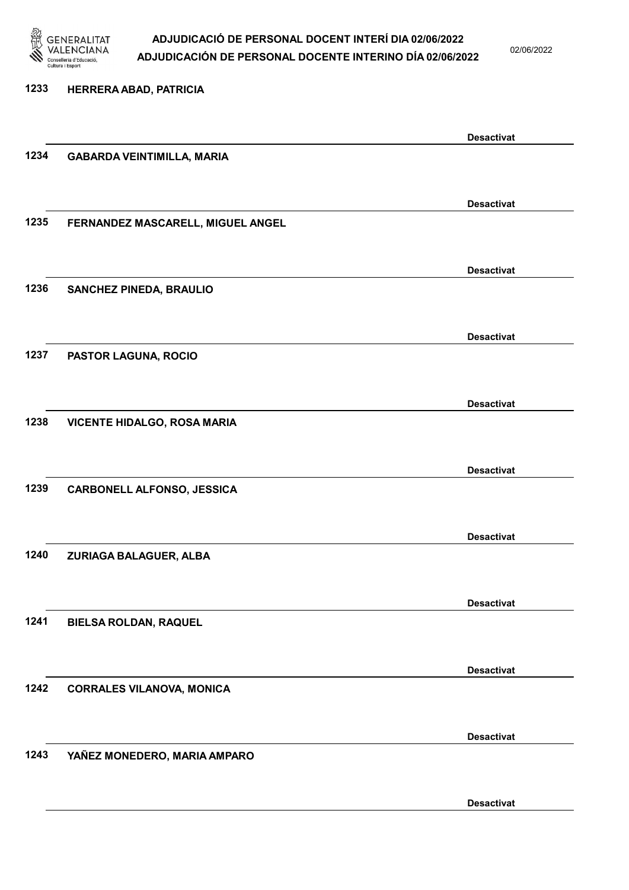1233 HERRERA ABAD, PATRICIA

Desactivat

1234 GABARDA VEINTIMILLA, MARIA

Desactivat

1235 FERNANDEZ MASCARELL, MIGUEL ANGEL

Desactivat

1236 SANCHEZ PINEDA, BRAULIO

Desactivat

1237 PASTOR LAGUNA, ROCIO

Desactivat

1238 VICENTE HIDALGO, ROSA MARIA

Desactivat

1239 CARBONELL ALFONSO, JESSICA

Desactivat

1240 ZURIAGA BALAGUER, ALBA

Desactivat

1241 BIELSA ROLDAN, RAQUEL

Desactivat

1242 CORRALES VILANOVA, MONICA

Desactivat

1243 YAÑEZ MONEDERO, MARIA AMPARO

Desactivat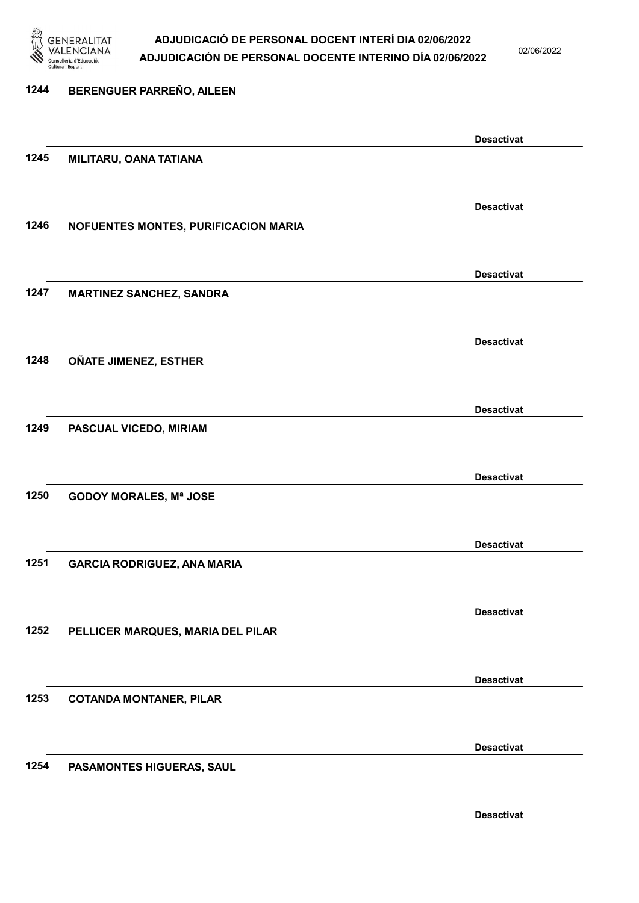1244 BERENGUER PARREÑO, AILEEN

Desactivat

1245 MILITARU, OANA TATIANA

Desactivat

1246 NOFUENTES MONTES, PURIFICACION MARIA

Desactivat

1247 MARTINEZ SANCHEZ, SANDRA

Desactivat

1248 OÑATE JIMENEZ, ESTHER

Desactivat

1249 PASCUAL VICEDO, MIRIAM

Desactivat

1250 GODOY MORALES, Mª JOSE

Desactivat

1251 GARCIA RODRIGUEZ, ANA MARIA

Desactivat

1252 PELLICER MARQUES, MARIA DEL PILAR

Desactivat

1253 COTANDA MONTANER, PILAR

Desactivat

1254 PASAMONTES HIGUERAS, SAUL

Desactivat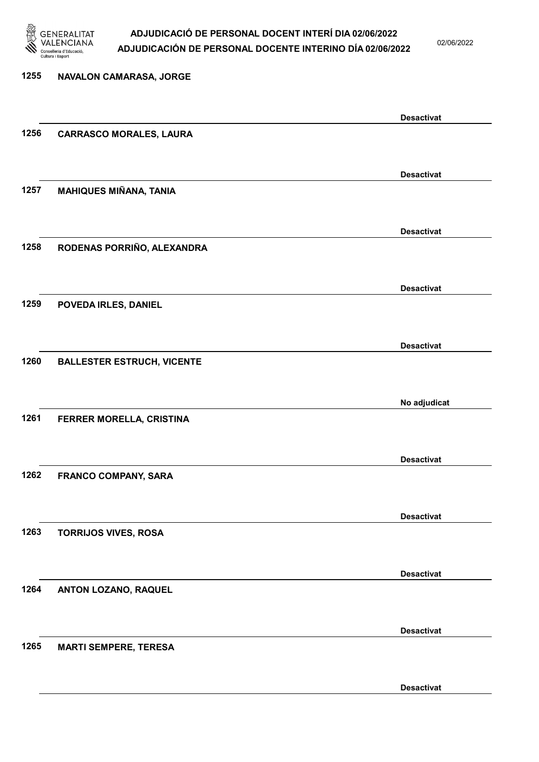| | | |
|---|---|---|
| 1255 | NAVALON CAMARASA, JORGE | Desactivat |
| 1256 | CARRASCO MORALES, LAURA | Desactivat |
| 1257 | MAHIQUES MIÑANA, TANIA | Desactivat |
| 1258 | RODENAS PORRIÑO, ALEXANDRA | Desactivat |
| 1259 | POVEDA IRLES, DANIEL | Desactivat |
| 1260 | BALLESTER ESTRUCH, VICENTE | No adjudicat |
| 1261 | FERRER MORELLA, CRISTINA | Desactivat |
| 1262 | FRANCO COMPANY, SARA | Desactivat |
| 1263 | TORRIJOS VIVES, ROSA | Desactivat |
| 1264 | ANTON LOZANO, RAQUEL | Desactivat |
| 1265 | MARTI SEMPERE, TERESA | Desactivat |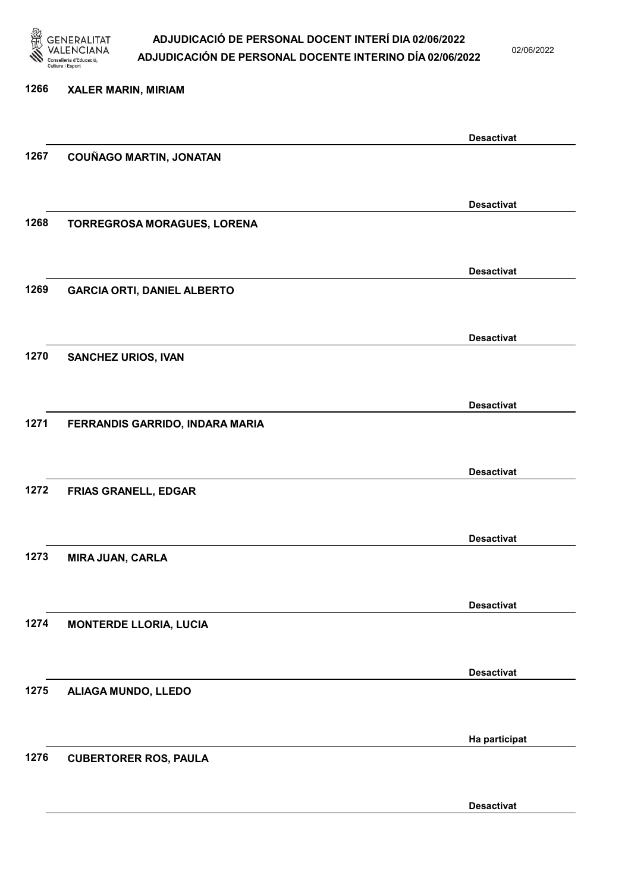1266 XALER MARIN, MIRIAM

Desactivat

1267 COUÑAGO MARTIN, JONATAN

Desactivat

1268 TORREGROSA MORAGUES, LORENA

Desactivat

1269 GARCIA ORTI, DANIEL ALBERTO

Desactivat

1270 SANCHEZ URIOS, IVAN

Desactivat

1271 FERRANDIS GARRIDO, INDARA MARIA

Desactivat

1272 FRIAS GRANELL, EDGAR

Desactivat

1273 MIRA JUAN, CARLA

Desactivat

1274 MONTERDE LLORIA, LUCIA

Desactivat

1275 ALIAGA MUNDO, LLEDO

Ha participat

1276 CUBERTORER ROS, PAULA

Desactivat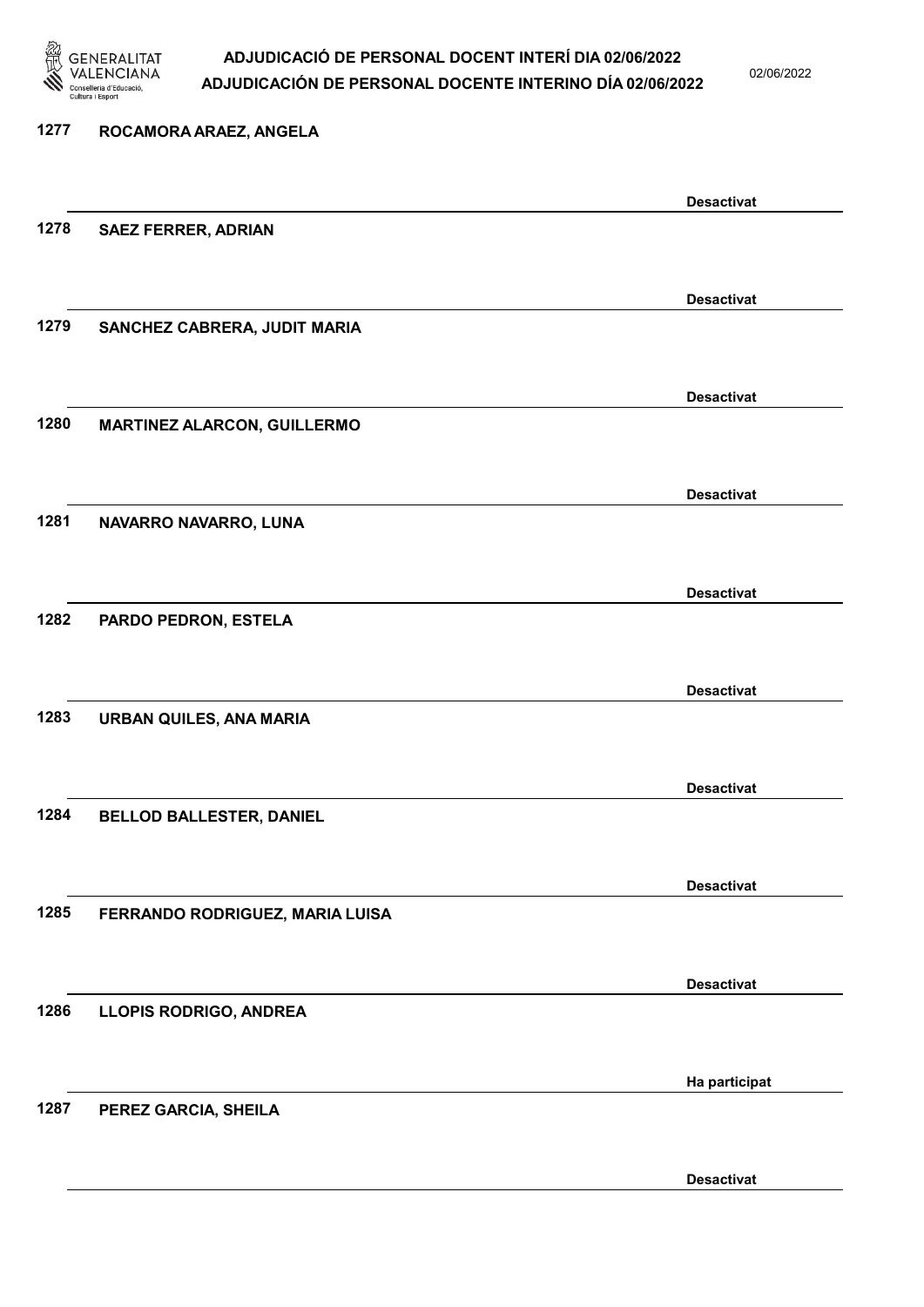| Núm. | Nom | Estat |
|---|---|---|
| 1277 | ROCAMORA ARAEZ, ANGELA | Desactivat |
| 1278 | SAEZ FERRER, ADRIAN | Desactivat |
| 1279 | SANCHEZ CABRERA, JUDIT MARIA | Desactivat |
| 1280 | MARTINEZ ALARCON, GUILLERMO | Desactivat |
| 1281 | NAVARRO NAVARRO, LUNA | Desactivat |
| 1282 | PARDO PEDRON, ESTELA | Desactivat |
| 1283 | URBAN QUILES, ANA MARIA | Desactivat |
| 1284 | BELLOD BALLESTER, DANIEL | Desactivat |
| 1285 | FERRANDO RODRIGUEZ, MARIA LUISA | Desactivat |
| 1286 | LLOPIS RODRIGO, ANDREA | Ha participat |
| 1287 | PEREZ GARCIA, SHEILA | Desactivat |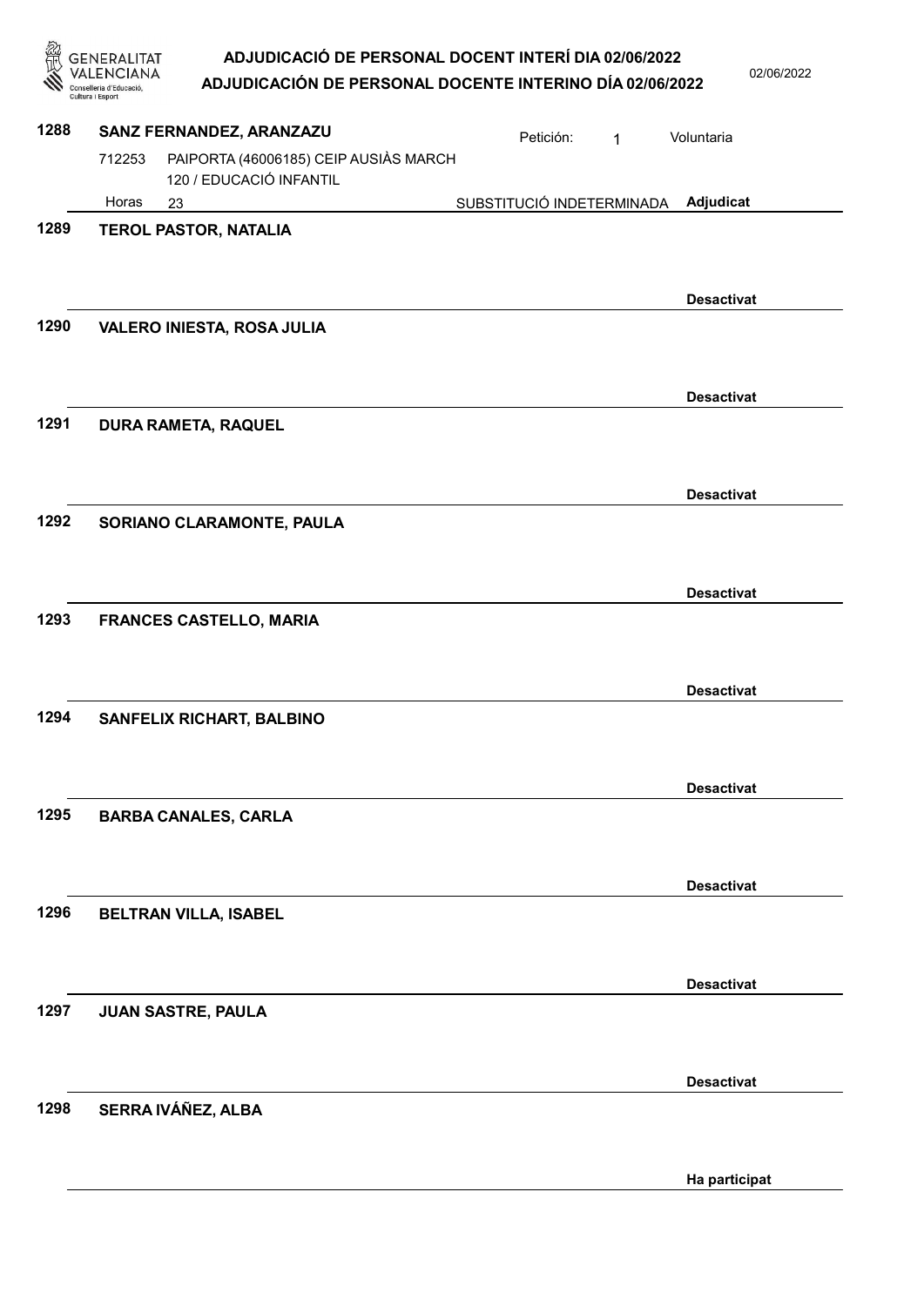**1288 SANZ FERNANDEZ, ARANZAZU**

Petición: 1 — Voluntaria

712253 PAIPORTA (46006185) CEIP AUSIÀS MARCH
120 / EDUCACIÓ INFANTIL

Horas 23 — SUBSTITUCIÓ INDETERMINADA — **Adjudicat**

---

**1289 TEROL PASTOR, NATALIA**

**Desactivat**

---

**1290 VALERO INIESTA, ROSA JULIA**

**Desactivat**

---

**1291 DURA RAMETA, RAQUEL**

**Desactivat**

---

**1292 SORIANO CLARAMONTE, PAULA**

**Desactivat**

---

**1293 FRANCES CASTELLO, MARIA**

**Desactivat**

---

**1294 SANFELIX RICHART, BALBINO**

**Desactivat**

---

**1295 BARBA CANALES, CARLA**

**Desactivat**

---

**1296 BELTRAN VILLA, ISABEL**

**Desactivat**

---

**1297 JUAN SASTRE, PAULA**

**Desactivat**

---

**1298 SERRA IVÁÑEZ, ALBA**

**Ha participat**

---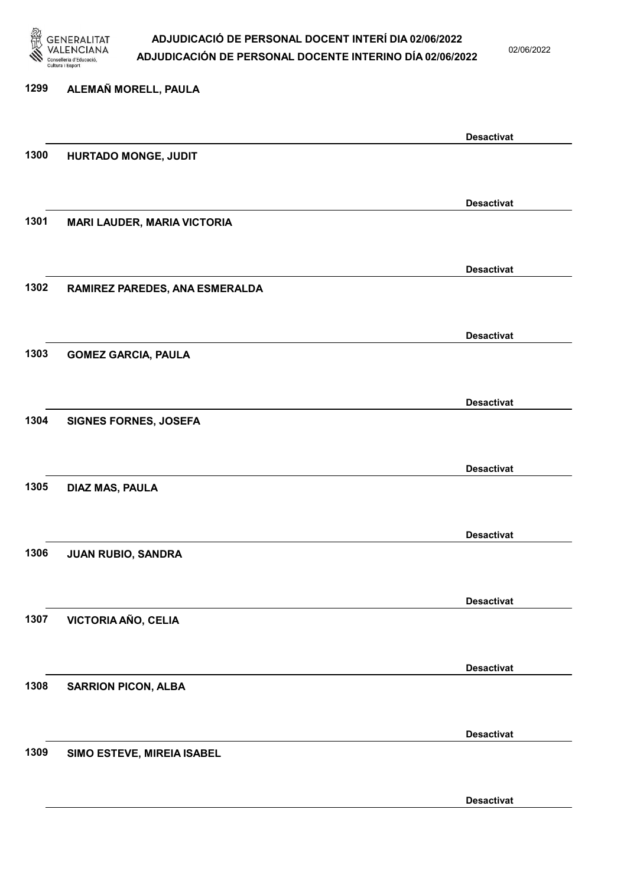1299 ALEMAÑ MORELL, PAULA

Desactivat

1300 HURTADO MONGE, JUDIT

Desactivat

1301 MARI LAUDER, MARIA VICTORIA

Desactivat

1302 RAMIREZ PAREDES, ANA ESMERALDA

Desactivat

1303 GOMEZ GARCIA, PAULA

Desactivat

1304 SIGNES FORNES, JOSEFA

Desactivat

1305 DIAZ MAS, PAULA

Desactivat

1306 JUAN RUBIO, SANDRA

Desactivat

1307 VICTORIA AÑO, CELIA

Desactivat

1308 SARRION PICON, ALBA

Desactivat

1309 SIMO ESTEVE, MIREIA ISABEL

Desactivat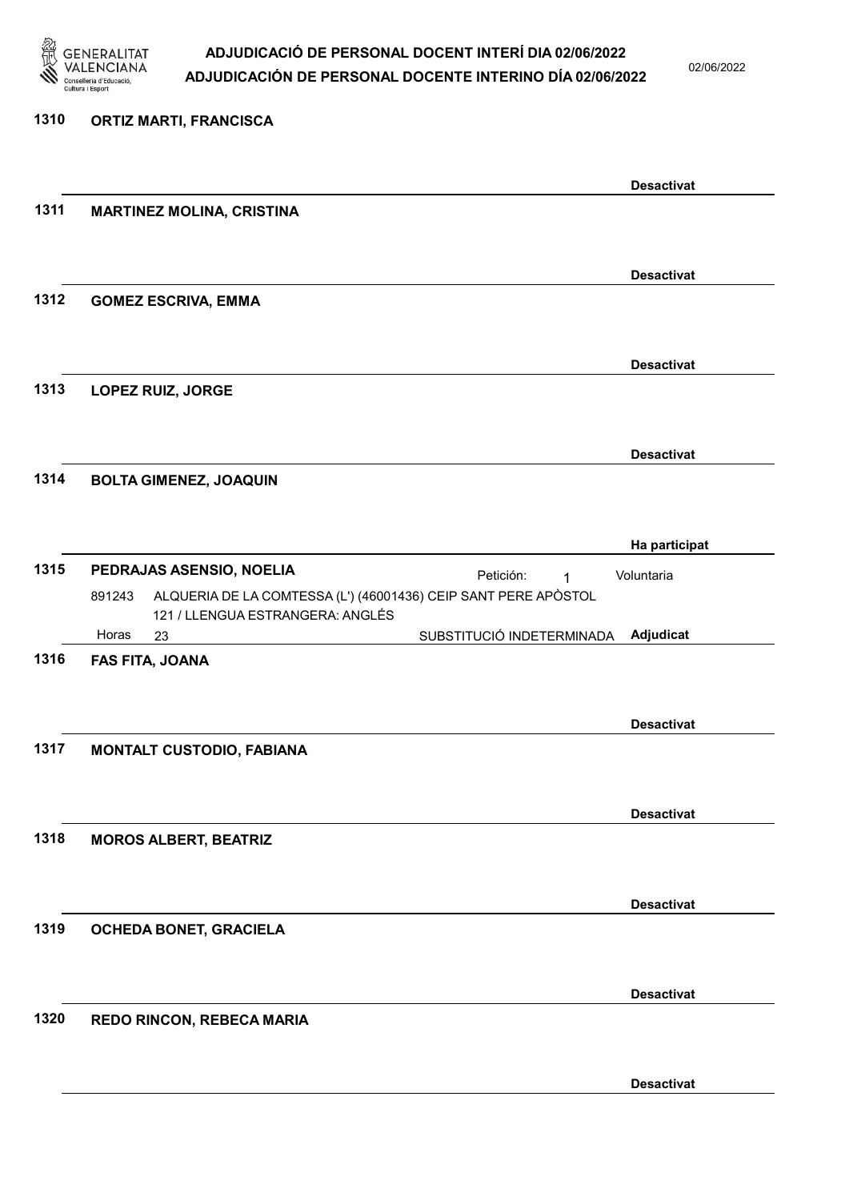**1310 ORTIZ MARTI, FRANCISCA**

Desactivat

**1311 MARTINEZ MOLINA, CRISTINA**

Desactivat

**1312 GOMEZ ESCRIVA, EMMA**

Desactivat

**1313 LOPEZ RUIZ, JORGE**

Desactivat

**1314 BOLTA GIMENEZ, JOAQUIN**

Ha participat

**1315 PEDRAJAS ASENSIO, NOELIA**

Petición: 1 Voluntaria

891243 ALQUERIA DE LA COMTESSA (L') (46001436) CEIP SANT PERE APÒSTOL
121 / LLENGUA ESTRANGERA: ANGLÉS
Horas 23 SUBSTITUCIÓ INDETERMINADA **Adjudicat**

**1316 FAS FITA, JOANA**

Desactivat

**1317 MONTALT CUSTODIO, FABIANA**

Desactivat

**1318 MOROS ALBERT, BEATRIZ**

Desactivat

**1319 OCHEDA BONET, GRACIELA**

Desactivat

**1320 REDO RINCON, REBECA MARIA**

Desactivat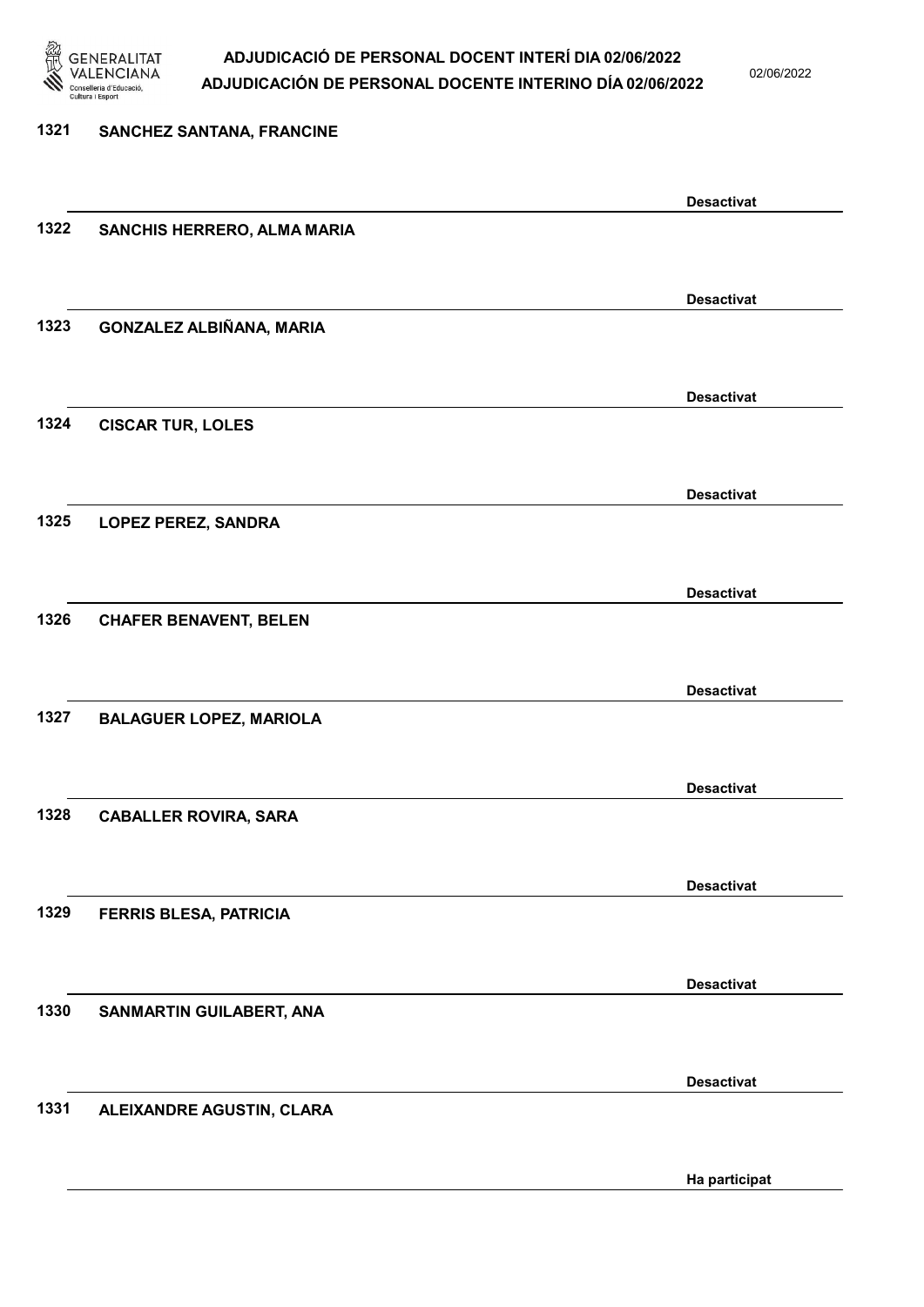1321 SANCHEZ SANTANA, FRANCINE

Desactivat

1322 SANCHIS HERRERO, ALMA MARIA

Desactivat

1323 GONZALEZ ALBIÑANA, MARIA

Desactivat

1324 CISCAR TUR, LOLES

Desactivat

1325 LOPEZ PEREZ, SANDRA

Desactivat

1326 CHAFER BENAVENT, BELEN

Desactivat

1327 BALAGUER LOPEZ, MARIOLA

Desactivat

1328 CABALLER ROVIRA, SARA

Desactivat

1329 FERRIS BLESA, PATRICIA

Desactivat

1330 SANMARTIN GUILABERT, ANA

Desactivat

1331 ALEIXANDRE AGUSTIN, CLARA

Ha participat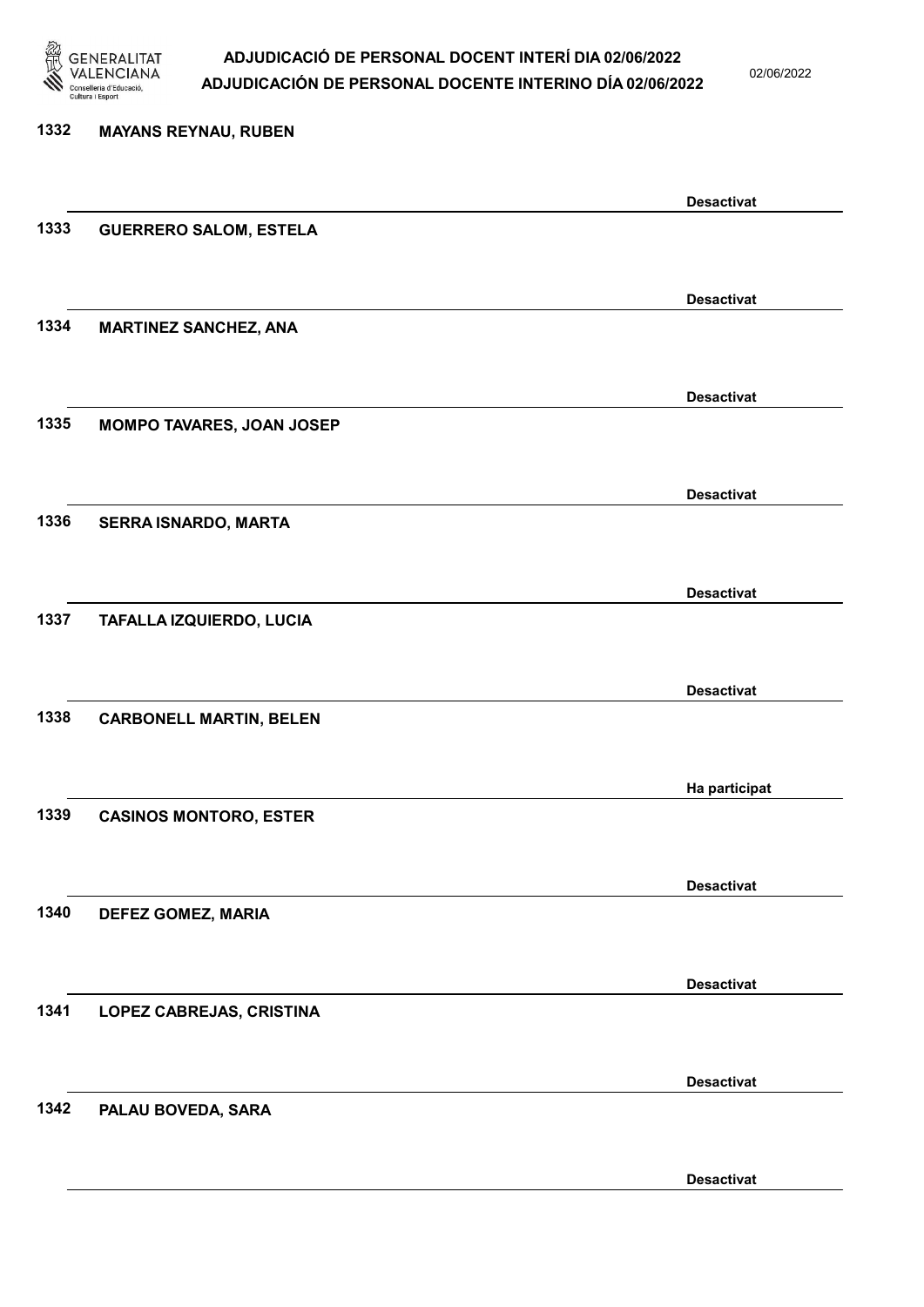| | | |
|---|---|---|
| 1332 | MAYANS REYNAU, RUBEN | Desactivat |
| 1333 | GUERRERO SALOM, ESTELA | Desactivat |
| 1334 | MARTINEZ SANCHEZ, ANA | Desactivat |
| 1335 | MOMPO TAVARES, JOAN JOSEP | Desactivat |
| 1336 | SERRA ISNARDO, MARTA | Desactivat |
| 1337 | TAFALLA IZQUIERDO, LUCIA | Desactivat |
| 1338 | CARBONELL MARTIN, BELEN | Ha participat |
| 1339 | CASINOS MONTORO, ESTER | Desactivat |
| 1340 | DEFEZ GOMEZ, MARIA | Desactivat |
| 1341 | LOPEZ CABREJAS, CRISTINA | Desactivat |
| 1342 | PALAU BOVEDA, SARA | Desactivat |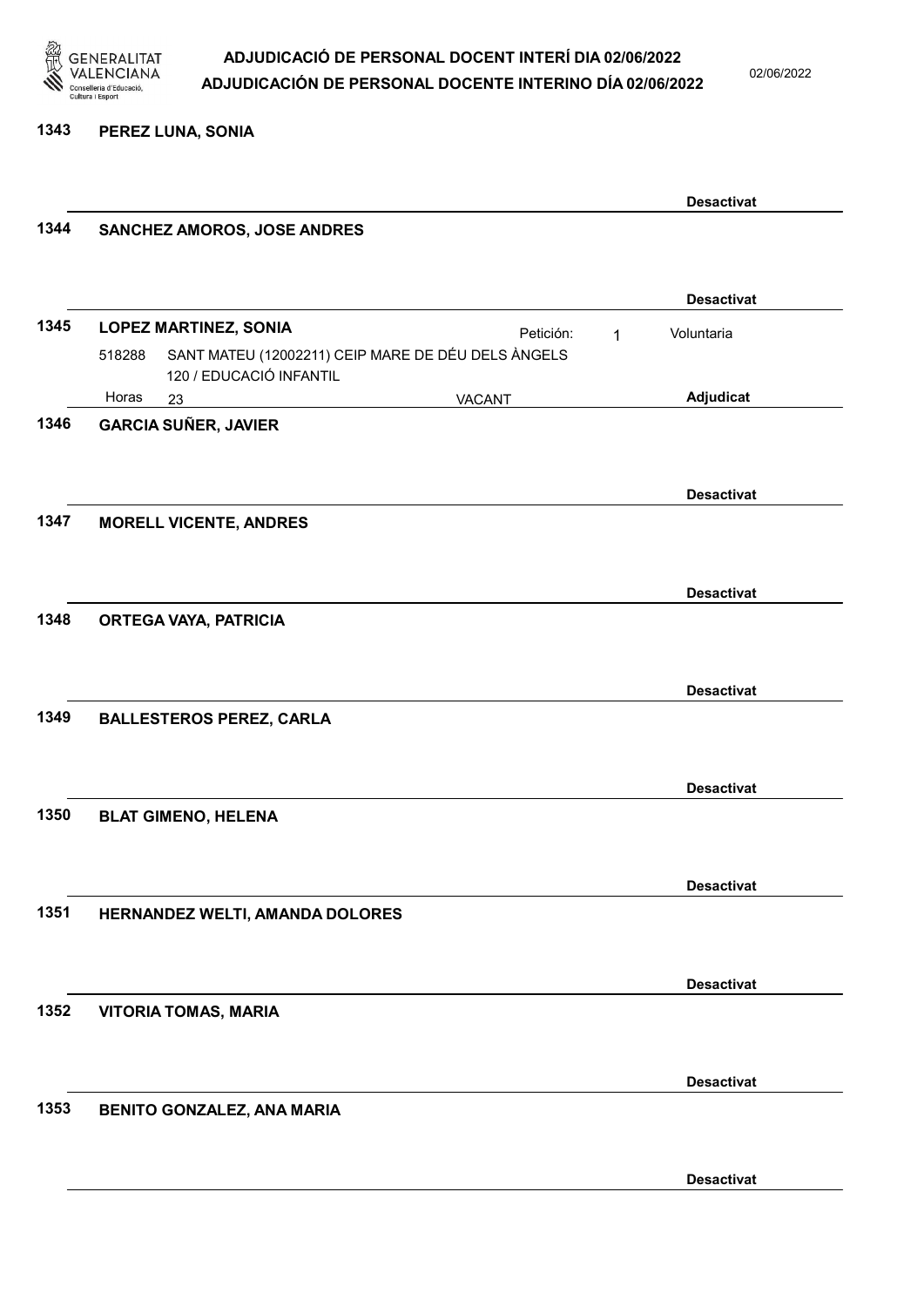**1343 PEREZ LUNA, SONIA**

Desactivat

**1344 SANCHEZ AMOROS, JOSE ANDRES**

Desactivat

**1345 LOPEZ MARTINEZ, SONIA**

Petición: 1 Voluntaria

518288 SANT MATEU (12002211) CEIP MARE DE DÉU DELS ÀNGELS
120 / EDUCACIÓ INFANTIL

Horas 23 VACANT

Adjudicat

**1346 GARCIA SUÑER, JAVIER**

Desactivat

**1347 MORELL VICENTE, ANDRES**

Desactivat

**1348 ORTEGA VAYA, PATRICIA**

Desactivat

**1349 BALLESTEROS PEREZ, CARLA**

Desactivat

**1350 BLAT GIMENO, HELENA**

Desactivat

**1351 HERNANDEZ WELTI, AMANDA DOLORES**

Desactivat

**1352 VITORIA TOMAS, MARIA**

Desactivat

**1353 BENITO GONZALEZ, ANA MARIA**

Desactivat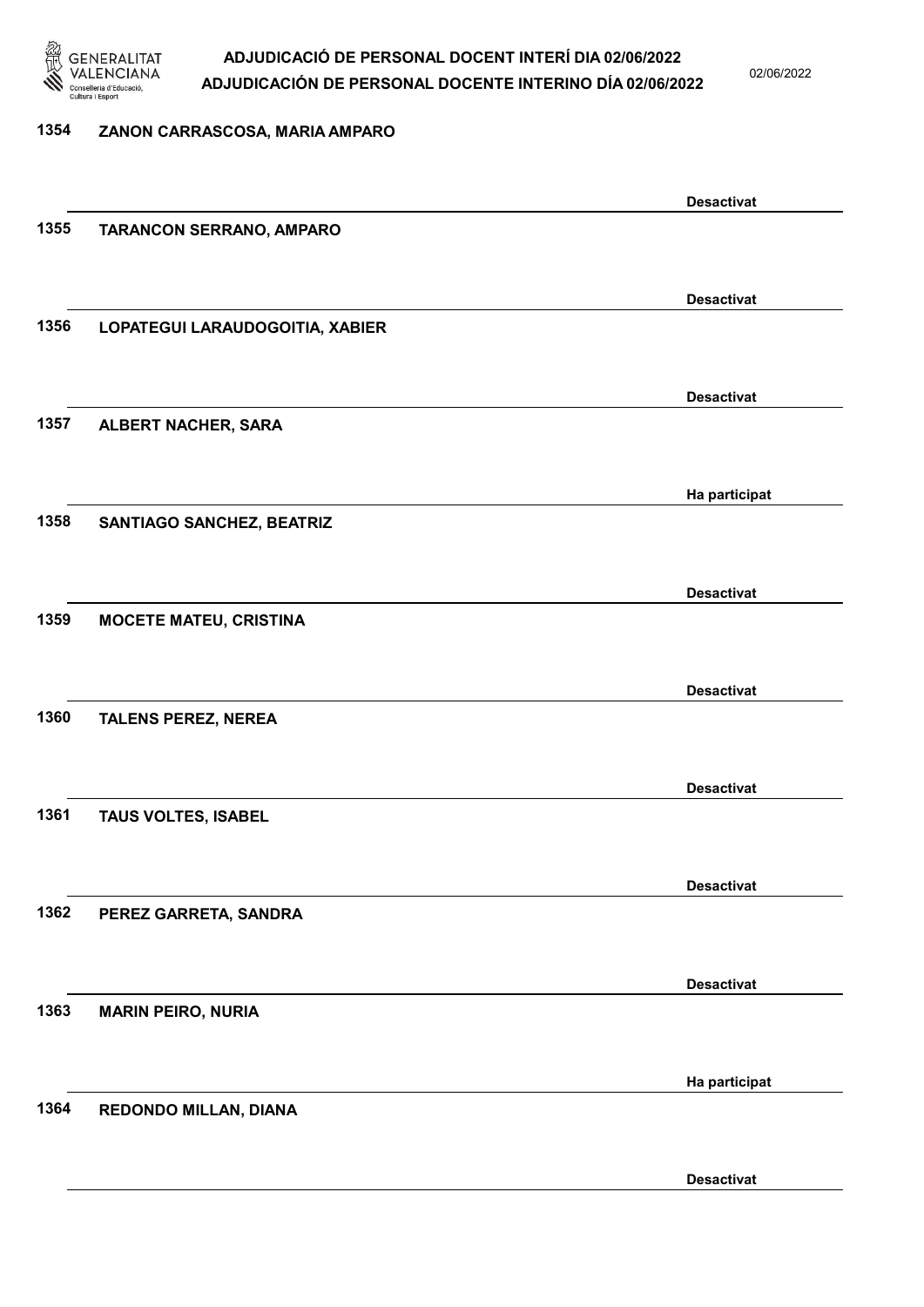1354 ZANON CARRASCOSA, MARIA AMPARO

Desactivat

1355 TARANCON SERRANO, AMPARO

Desactivat

1356 LOPATEGUI LARAUDOGOITIA, XABIER

Desactivat

1357 ALBERT NACHER, SARA

Ha participat

1358 SANTIAGO SANCHEZ, BEATRIZ

Desactivat

1359 MOCETE MATEU, CRISTINA

Desactivat

1360 TALENS PEREZ, NEREA

Desactivat

1361 TAUS VOLTES, ISABEL

Desactivat

1362 PEREZ GARRETA, SANDRA

Desactivat

1363 MARIN PEIRO, NURIA

Ha participat

1364 REDONDO MILLAN, DIANA

Desactivat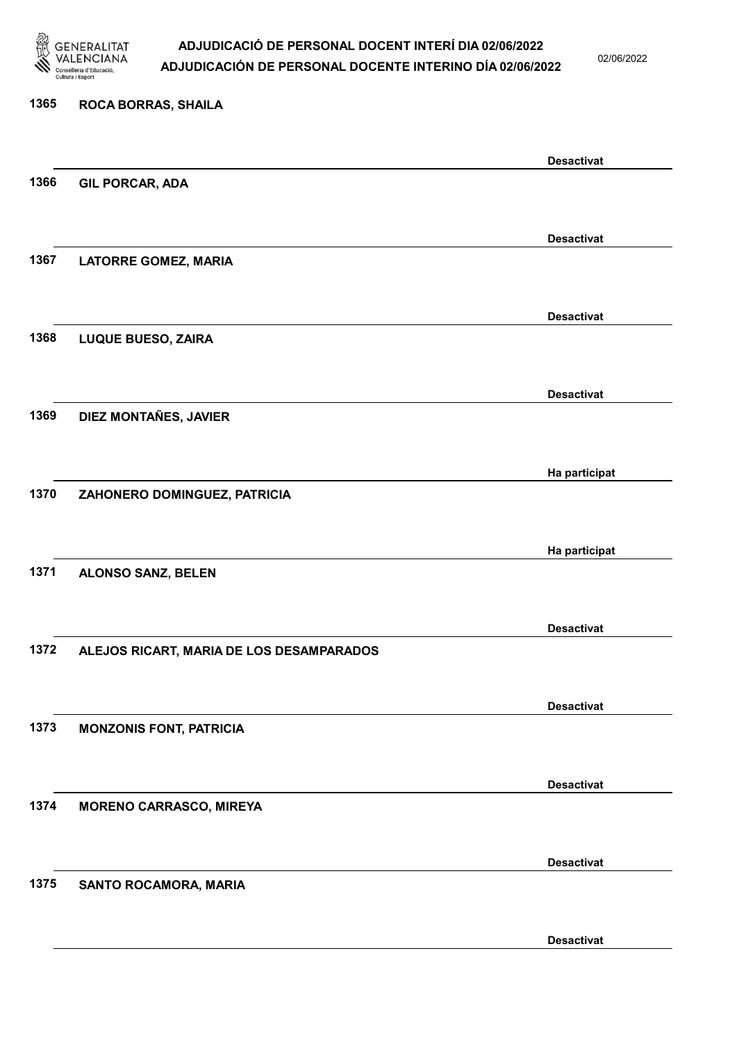1365 ROCA BORRAS, SHAILA

Desactivat

1366 GIL PORCAR, ADA

Desactivat

1367 LATORRE GOMEZ, MARIA

Desactivat

1368 LUQUE BUESO, ZAIRA

Desactivat

1369 DIEZ MONTAÑES, JAVIER

Ha participat

1370 ZAHONERO DOMINGUEZ, PATRICIA

Ha participat

1371 ALONSO SANZ, BELEN

Desactivat

1372 ALEJOS RICART, MARIA DE LOS DESAMPARADOS

Desactivat

1373 MONZONIS FONT, PATRICIA

Desactivat

1374 MORENO CARRASCO, MIREYA

Desactivat

1375 SANTO ROCAMORA, MARIA

Desactivat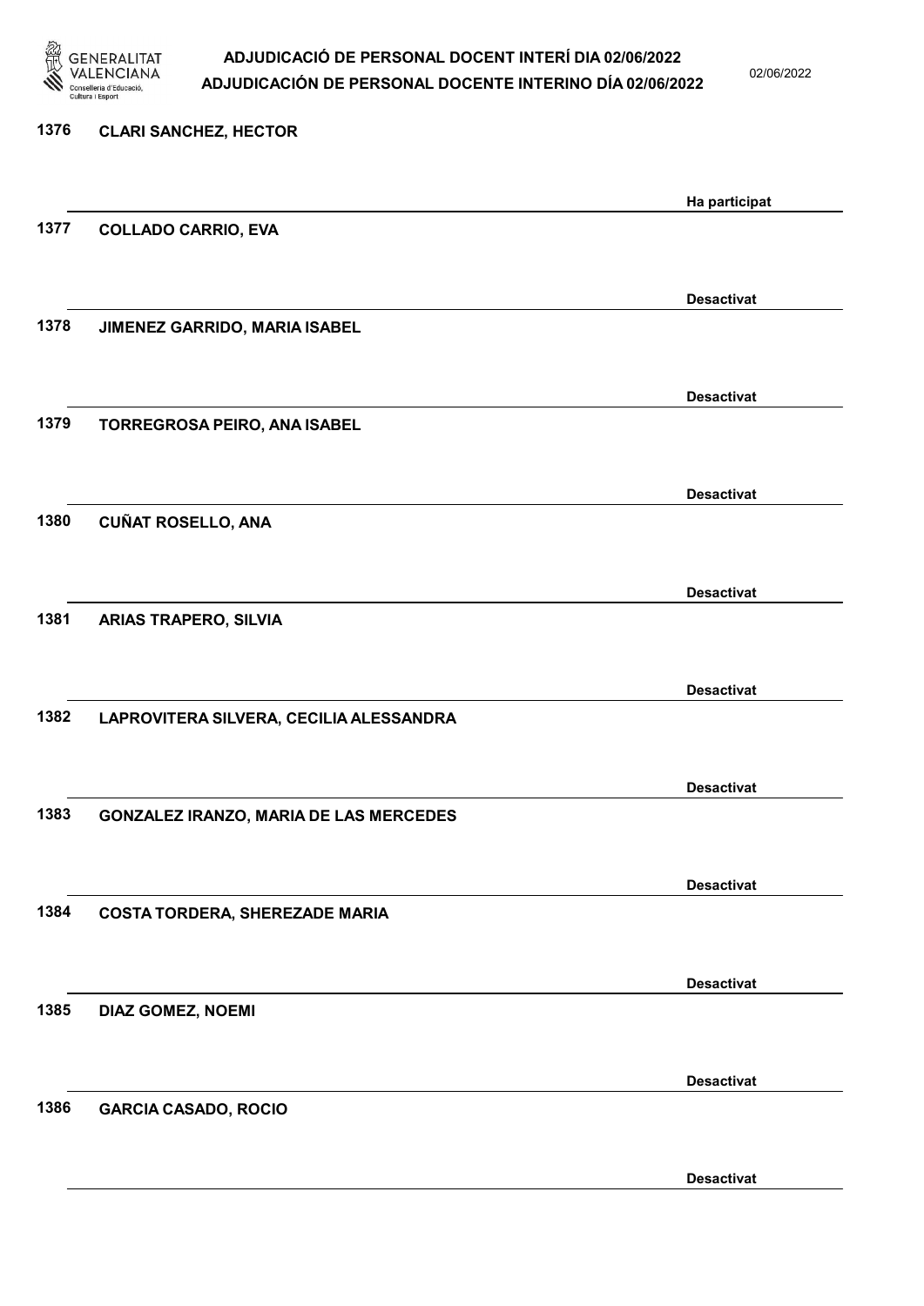| Núm. | Nom | Estat |
| --- | --- | --- |
| 1376 | CLARI SANCHEZ, HECTOR | Ha participat |
| 1377 | COLLADO CARRIO, EVA | Desactivat |
| 1378 | JIMENEZ GARRIDO, MARIA ISABEL | Desactivat |
| 1379 | TORREGROSA PEIRO, ANA ISABEL | Desactivat |
| 1380 | CUÑAT ROSELLO, ANA | Desactivat |
| 1381 | ARIAS TRAPERO, SILVIA | Desactivat |
| 1382 | LAPROVITERA SILVERA, CECILIA ALESSANDRA | Desactivat |
| 1383 | GONZALEZ IRANZO, MARIA DE LAS MERCEDES | Desactivat |
| 1384 | COSTA TORDERA, SHEREZADE MARIA | Desactivat |
| 1385 | DIAZ GOMEZ, NOEMI | Desactivat |
| 1386 | GARCIA CASADO, ROCIO | Desactivat |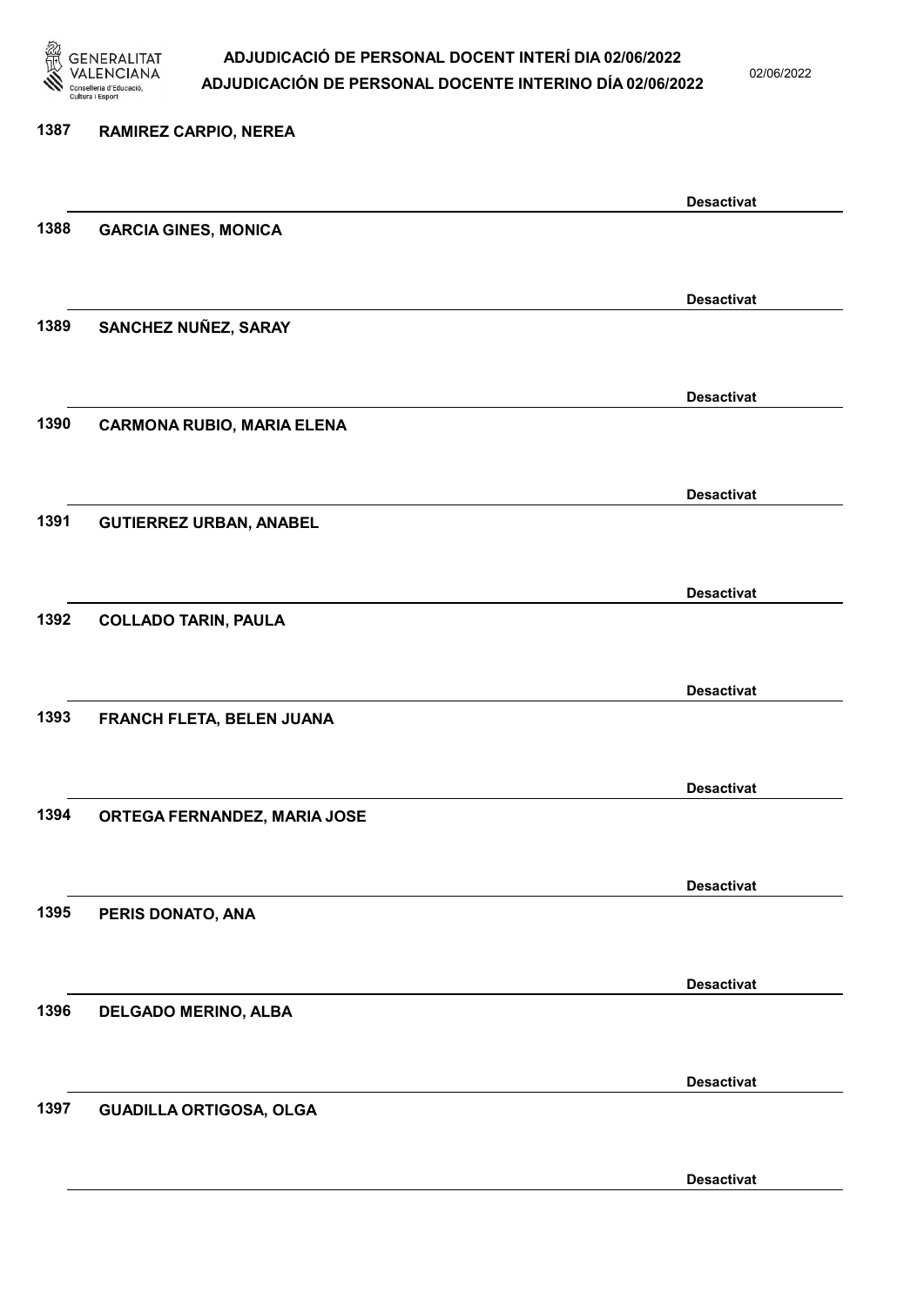1387 **RAMIREZ CARPIO, NEREA**

**Desactivat**

1388 **GARCIA GINES, MONICA**

**Desactivat**

1389 **SANCHEZ NUÑEZ, SARAY**

**Desactivat**

1390 **CARMONA RUBIO, MARIA ELENA**

**Desactivat**

1391 **GUTIERREZ URBAN, ANABEL**

**Desactivat**

1392 **COLLADO TARIN, PAULA**

**Desactivat**

1393 **FRANCH FLETA, BELEN JUANA**

**Desactivat**

1394 **ORTEGA FERNANDEZ, MARIA JOSE**

**Desactivat**

1395 **PERIS DONATO, ANA**

**Desactivat**

1396 **DELGADO MERINO, ALBA**

**Desactivat**

1397 **GUADILLA ORTIGOSA, OLGA**

**Desactivat**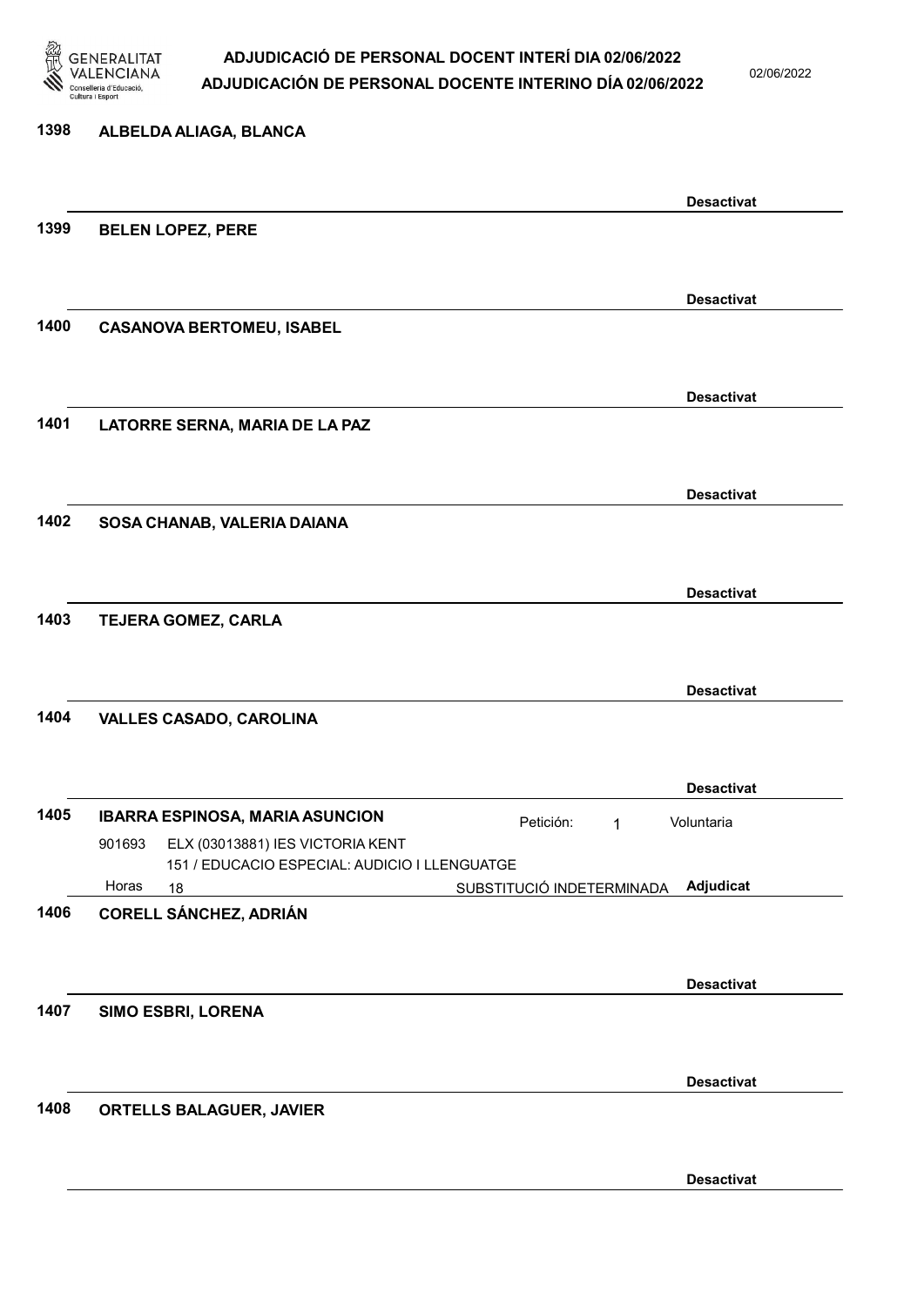1398 **ALBELDA ALIAGA, BLANCA**

**Desactivat**

1399 **BELEN LOPEZ, PERE**

**Desactivat**

1400 **CASANOVA BERTOMEU, ISABEL**

**Desactivat**

1401 **LATORRE SERNA, MARIA DE LA PAZ**

**Desactivat**

1402 **SOSA CHANAB, VALERIA DAIANA**

**Desactivat**

1403 **TEJERA GOMEZ, CARLA**

**Desactivat**

1404 **VALLES CASADO, CAROLINA**

**Desactivat**

1405 **IBARRA ESPINOSA, MARIA ASUNCION** Petición: 1 Voluntaria

901693 ELX (03013881) IES VICTORIA KENT
151 / EDUCACIO ESPECIAL: AUDICIO I LLENGUATGE
Horas 18 SUBSTITUCIÓ INDETERMINADA **Adjudicat**

1406 **CORELL SÁNCHEZ, ADRIÁN**

**Desactivat**

1407 **SIMO ESBRI, LORENA**

**Desactivat**

1408 **ORTELLS BALAGUER, JAVIER**

**Desactivat**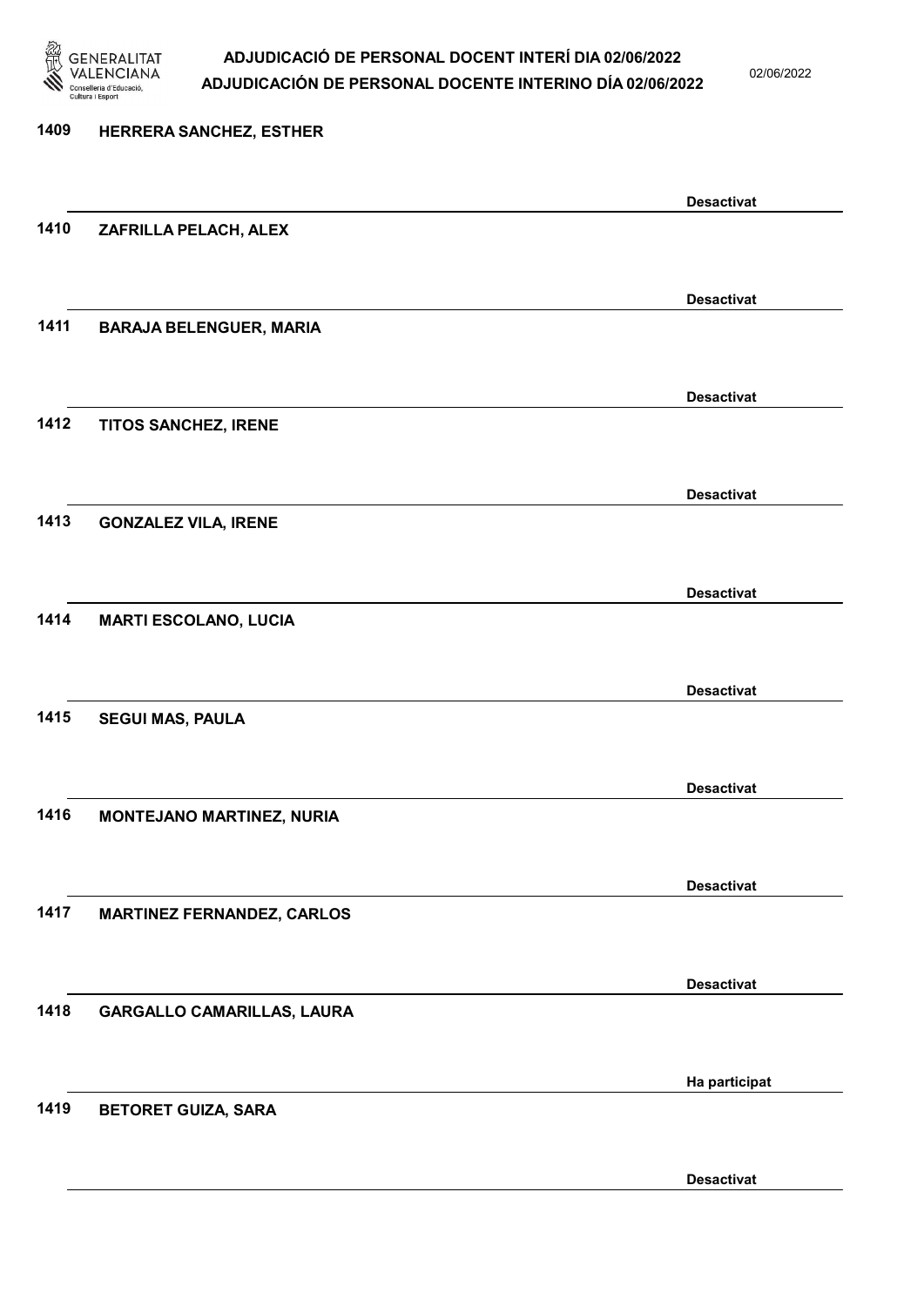1409 **HERRERA SANCHEZ, ESTHER**

**Desactivat**

1410 **ZAFRILLA PELACH, ALEX**

**Desactivat**

1411 **BARAJA BELENGUER, MARIA**

**Desactivat**

1412 **TITOS SANCHEZ, IRENE**

**Desactivat**

1413 **GONZALEZ VILA, IRENE**

**Desactivat**

1414 **MARTI ESCOLANO, LUCIA**

**Desactivat**

1415 **SEGUI MAS, PAULA**

**Desactivat**

1416 **MONTEJANO MARTINEZ, NURIA**

**Desactivat**

1417 **MARTINEZ FERNANDEZ, CARLOS**

**Desactivat**

1418 **GARGALLO CAMARILLAS, LAURA**

**Ha participat**

1419 **BETORET GUIZA, SARA**

**Desactivat**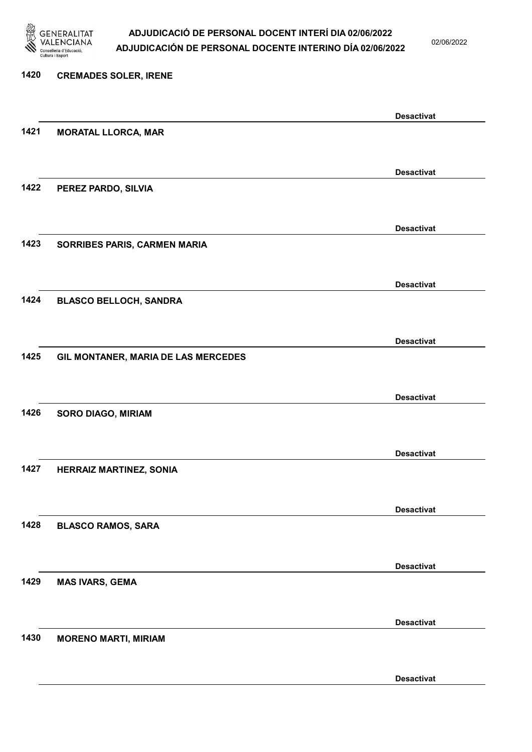1420 **CREMADES SOLER, IRENE**

**Desactivat**

1421 **MORATAL LLORCA, MAR**

**Desactivat**

1422 **PEREZ PARDO, SILVIA**

**Desactivat**

1423 **SORRIBES PARIS, CARMEN MARIA**

**Desactivat**

1424 **BLASCO BELLOCH, SANDRA**

**Desactivat**

1425 **GIL MONTANER, MARIA DE LAS MERCEDES**

**Desactivat**

1426 **SORO DIAGO, MIRIAM**

**Desactivat**

1427 **HERRAIZ MARTINEZ, SONIA**

**Desactivat**

1428 **BLASCO RAMOS, SARA**

**Desactivat**

1429 **MAS IVARS, GEMA**

**Desactivat**

1430 **MORENO MARTI, MIRIAM**

**Desactivat**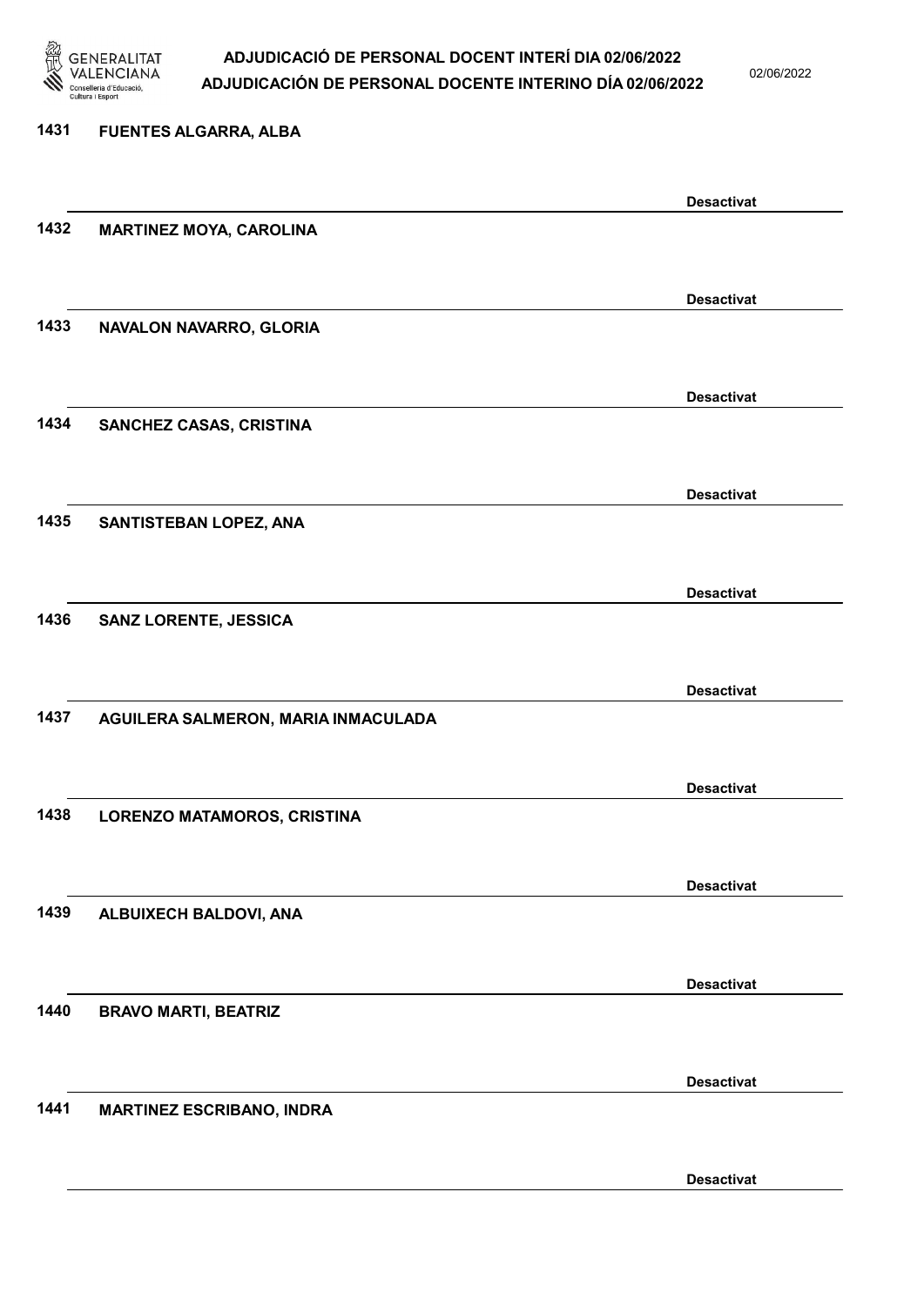1431 FUENTES ALGARRA, ALBA

Desactivat

1432 MARTINEZ MOYA, CAROLINA

Desactivat

1433 NAVALON NAVARRO, GLORIA

Desactivat

1434 SANCHEZ CASAS, CRISTINA

Desactivat

1435 SANTISTEBAN LOPEZ, ANA

Desactivat

1436 SANZ LORENTE, JESSICA

Desactivat

1437 AGUILERA SALMERON, MARIA INMACULADA

Desactivat

1438 LORENZO MATAMOROS, CRISTINA

Desactivat

1439 ALBUIXECH BALDOVI, ANA

Desactivat

1440 BRAVO MARTI, BEATRIZ

Desactivat

1441 MARTINEZ ESCRIBANO, INDRA

Desactivat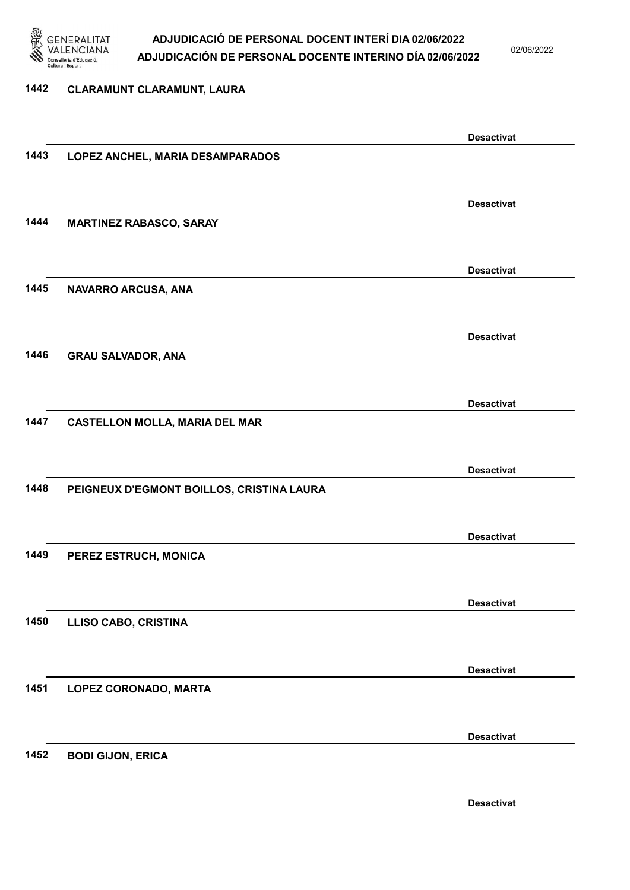1442 CLARAMUNT CLARAMUNT, LAURA

Desactivat

1443 LOPEZ ANCHEL, MARIA DESAMPARADOS

Desactivat

1444 MARTINEZ RABASCO, SARAY

Desactivat

1445 NAVARRO ARCUSA, ANA

Desactivat

1446 GRAU SALVADOR, ANA

Desactivat

1447 CASTELLON MOLLA, MARIA DEL MAR

Desactivat

1448 PEIGNEUX D'EGMONT BOILLOS, CRISTINA LAURA

Desactivat

1449 PEREZ ESTRUCH, MONICA

Desactivat

1450 LLISO CABO, CRISTINA

Desactivat

1451 LOPEZ CORONADO, MARTA

Desactivat

1452 BODI GIJON, ERICA

Desactivat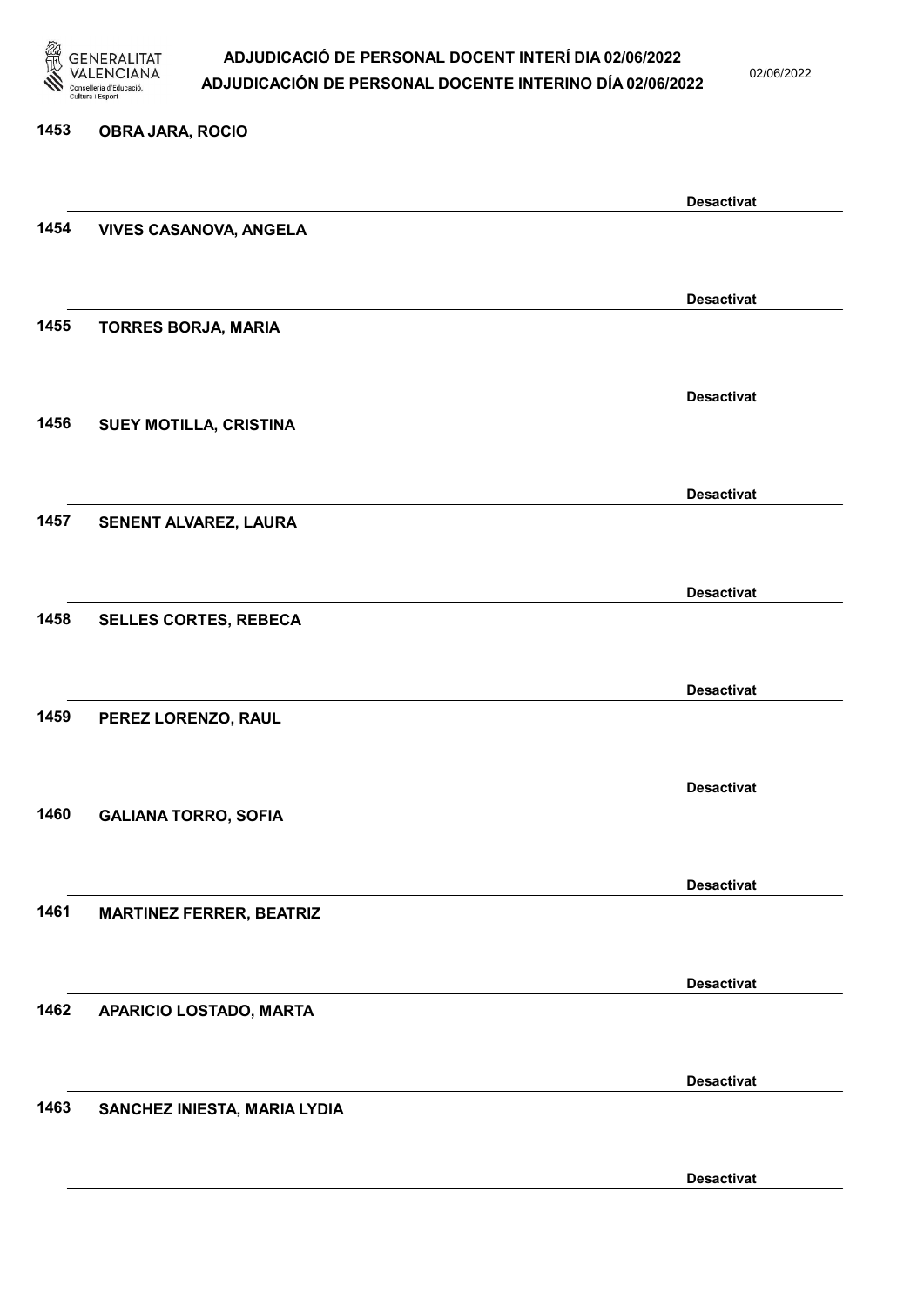1453 OBRA JARA, ROCIO

Desactivat

1454 VIVES CASANOVA, ANGELA

Desactivat

1455 TORRES BORJA, MARIA

Desactivat

1456 SUEY MOTILLA, CRISTINA

Desactivat

1457 SENENT ALVAREZ, LAURA

Desactivat

1458 SELLES CORTES, REBECA

Desactivat

1459 PEREZ LORENZO, RAUL

Desactivat

1460 GALIANA TORRO, SOFIA

Desactivat

1461 MARTINEZ FERRER, BEATRIZ

Desactivat

1462 APARICIO LOSTADO, MARTA

Desactivat

1463 SANCHEZ INIESTA, MARIA LYDIA

Desactivat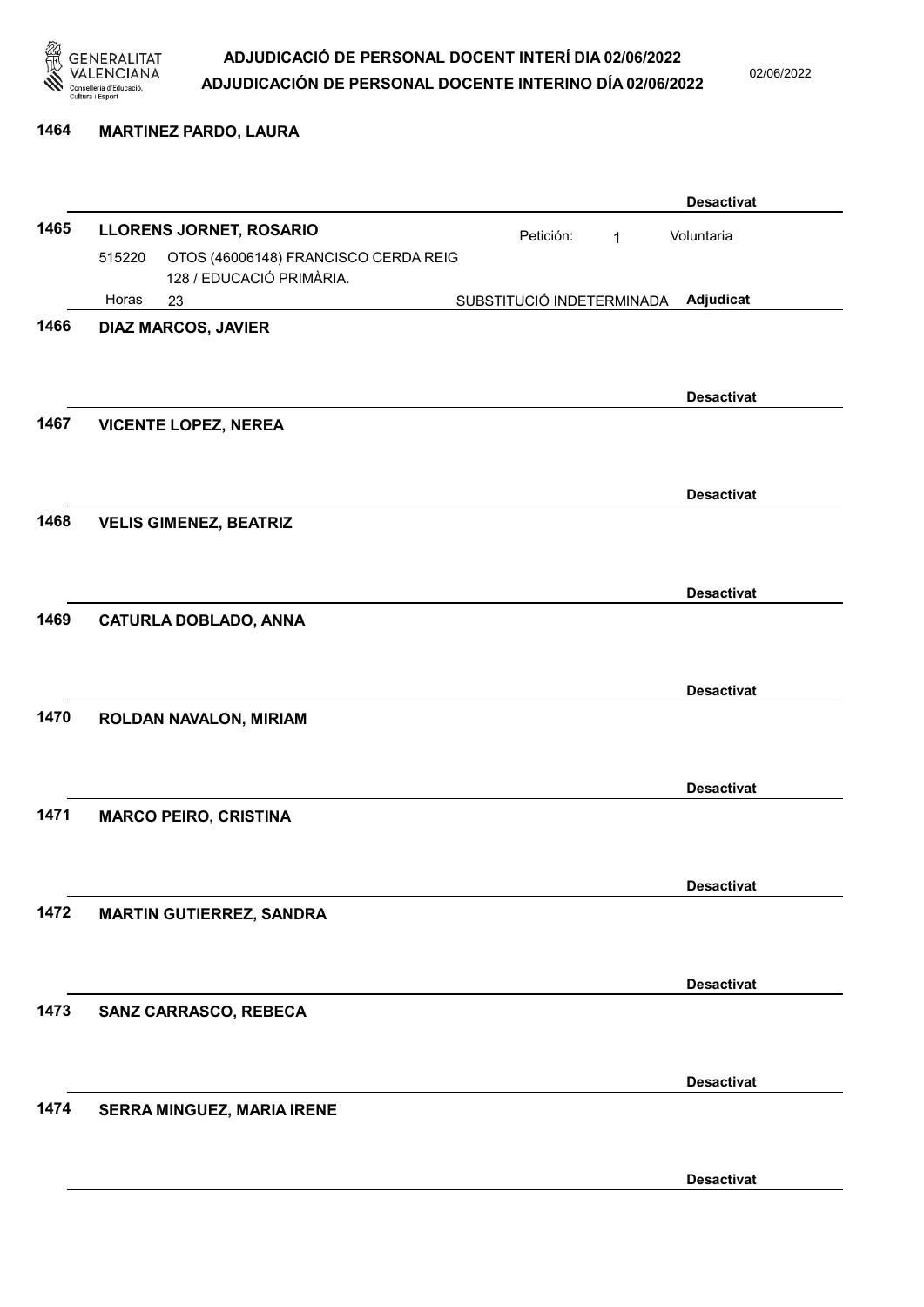**1464 MARTINEZ PARDO, LAURA**

**Desactivat**

**1465 LLORENS JORNET, ROSARIO** Petición: 1 Voluntaria

515220 OTOS (46006148) FRANCISCO CERDA REIG
128 / EDUCACIÓ PRIMÀRIA.

Horas 23 SUBSTITUCIÓ INDETERMINADA **Adjudicat**

**1466 DIAZ MARCOS, JAVIER**

**Desactivat**

**1467 VICENTE LOPEZ, NEREA**

**Desactivat**

**1468 VELIS GIMENEZ, BEATRIZ**

**Desactivat**

**1469 CATURLA DOBLADO, ANNA**

**Desactivat**

**1470 ROLDAN NAVALON, MIRIAM**

**Desactivat**

**1471 MARCO PEIRO, CRISTINA**

**Desactivat**

**1472 MARTIN GUTIERREZ, SANDRA**

**Desactivat**

**1473 SANZ CARRASCO, REBECA**

**Desactivat**

**1474 SERRA MINGUEZ, MARIA IRENE**

**Desactivat**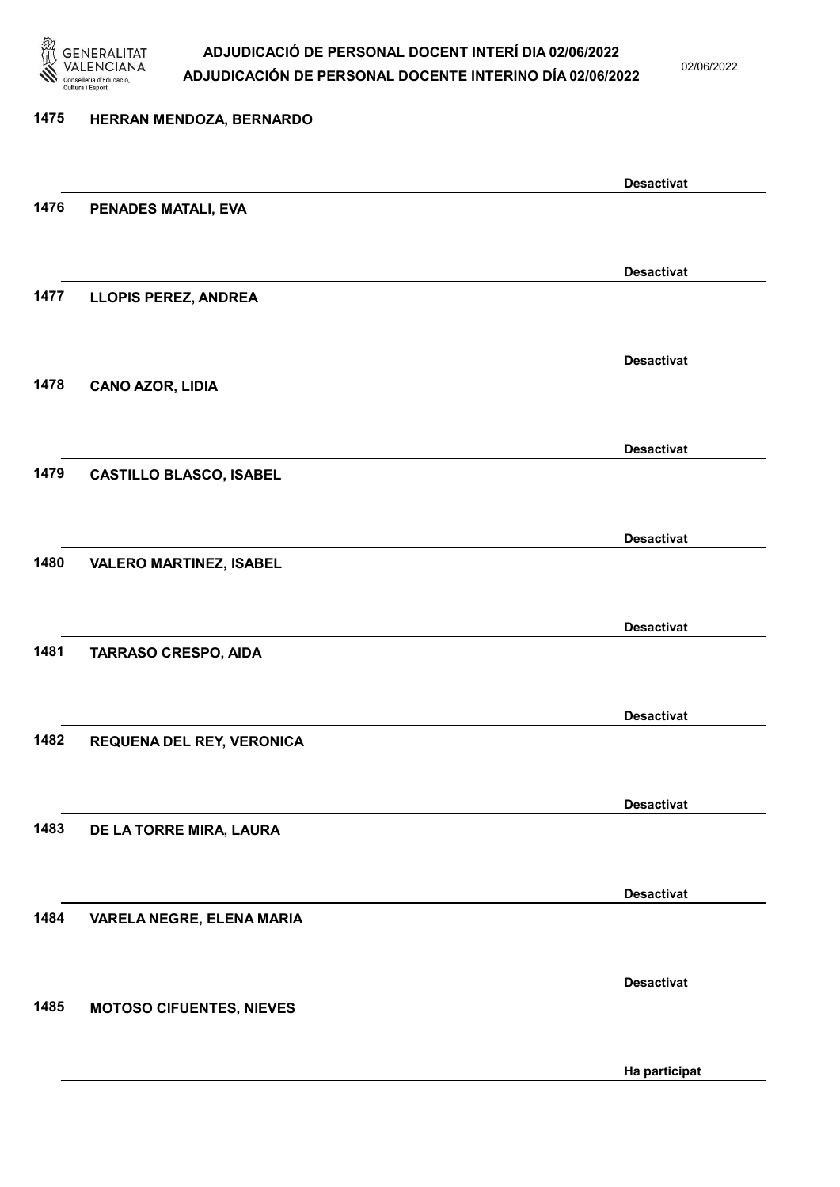1475 HERRAN MENDOZA, BERNARDO

Desactivat

1476 PENADES MATALI, EVA

Desactivat

1477 LLOPIS PEREZ, ANDREA

Desactivat

1478 CANO AZOR, LIDIA

Desactivat

1479 CASTILLO BLASCO, ISABEL

Desactivat

1480 VALERO MARTINEZ, ISABEL

Desactivat

1481 TARRASO CRESPO, AIDA

Desactivat

1482 REQUENA DEL REY, VERONICA

Desactivat

1483 DE LA TORRE MIRA, LAURA

Desactivat

1484 VARELA NEGRE, ELENA MARIA

Desactivat

1485 MOTOSO CIFUENTES, NIEVES

Ha participat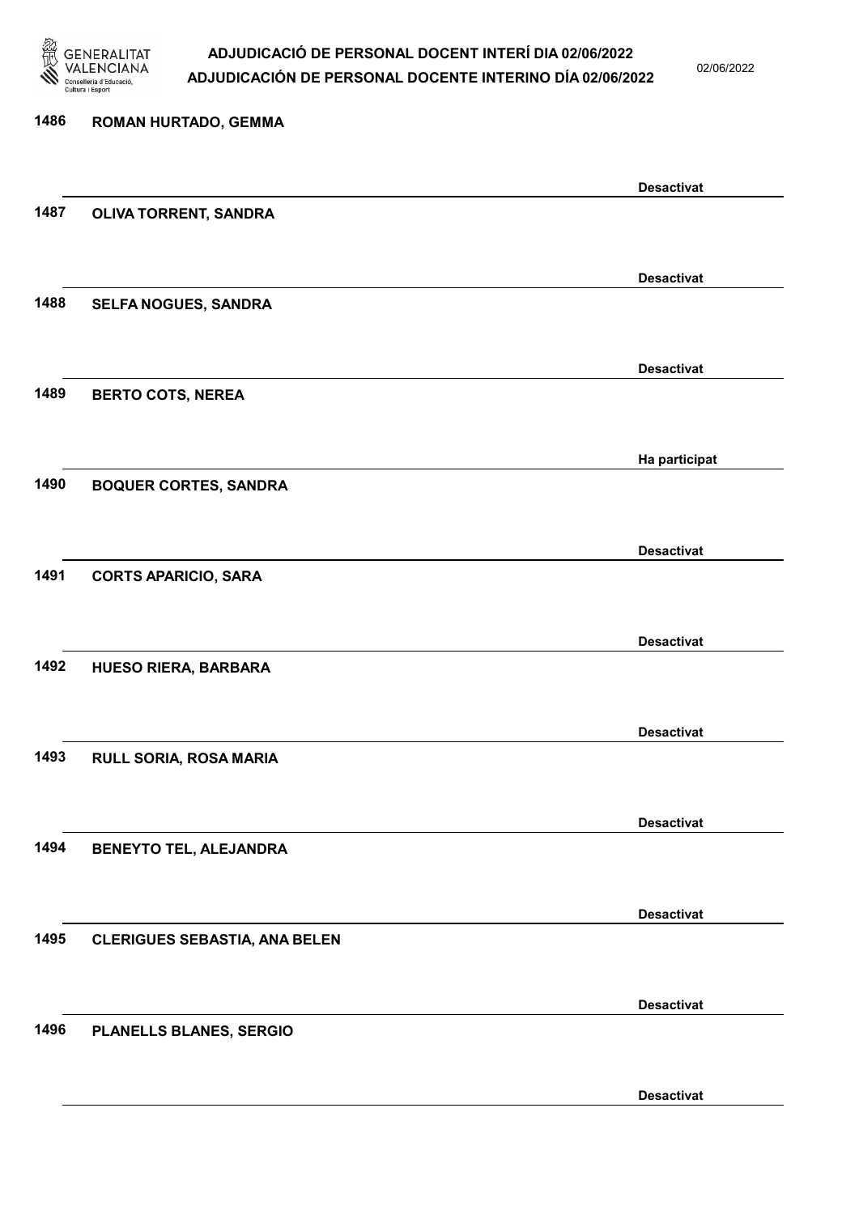1486 ROMAN HURTADO, GEMMA

Desactivat

1487 OLIVA TORRENT, SANDRA

Desactivat

1488 SELFA NOGUES, SANDRA

Desactivat

1489 BERTO COTS, NEREA

Ha participat

1490 BOQUER CORTES, SANDRA

Desactivat

1491 CORTS APARICIO, SARA

Desactivat

1492 HUESO RIERA, BARBARA

Desactivat

1493 RULL SORIA, ROSA MARIA

Desactivat

1494 BENEYTO TEL, ALEJANDRA

Desactivat

1495 CLERIGUES SEBASTIA, ANA BELEN

Desactivat

1496 PLANELLS BLANES, SERGIO

Desactivat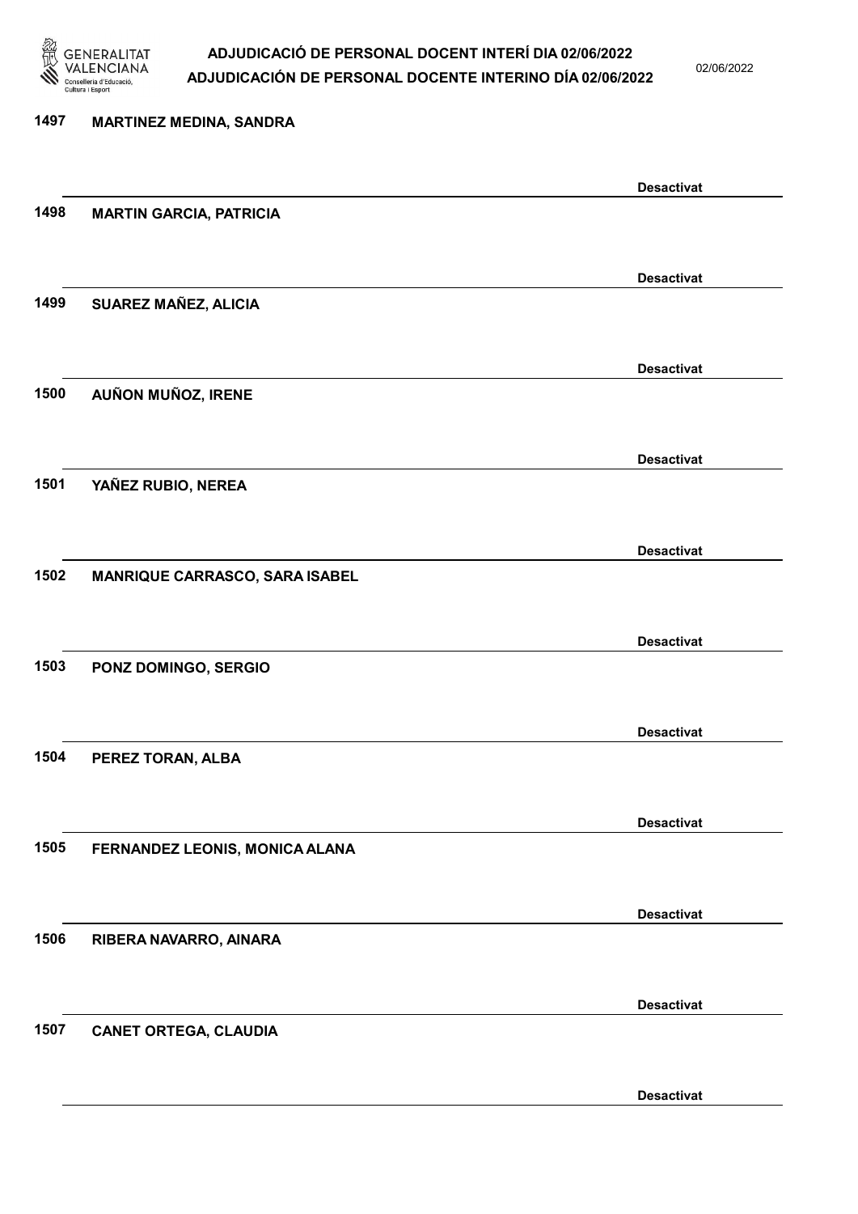1497 **MARTINEZ MEDINA, SANDRA**

**Desactivat**

1498 **MARTIN GARCIA, PATRICIA**

**Desactivat**

1499 **SUAREZ MAÑEZ, ALICIA**

**Desactivat**

1500 **AUÑON MUÑOZ, IRENE**

**Desactivat**

1501 **YAÑEZ RUBIO, NEREA**

**Desactivat**

1502 **MANRIQUE CARRASCO, SARA ISABEL**

**Desactivat**

1503 **PONZ DOMINGO, SERGIO**

**Desactivat**

1504 **PEREZ TORAN, ALBA**

**Desactivat**

1505 **FERNANDEZ LEONIS, MONICA ALANA**

**Desactivat**

1506 **RIBERA NAVARRO, AINARA**

**Desactivat**

1507 **CANET ORTEGA, CLAUDIA**

**Desactivat**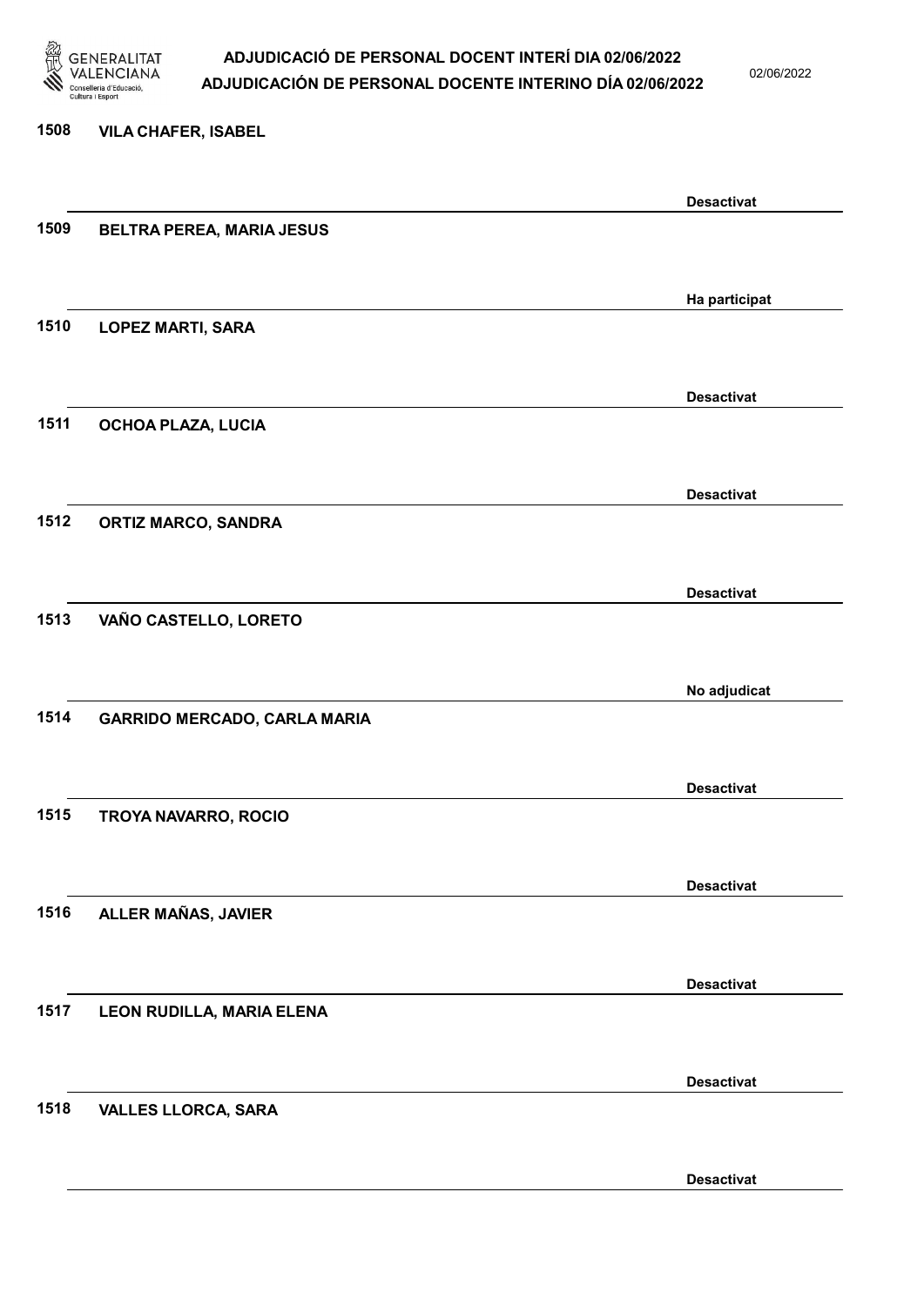| Núm. | Nom | Estat |
|---|---|---|
| 1508 | VILA CHAFER, ISABEL | Desactivat |
| 1509 | BELTRA PEREA, MARIA JESUS | Ha participat |
| 1510 | LOPEZ MARTI, SARA | Desactivat |
| 1511 | OCHOA PLAZA, LUCIA | Desactivat |
| 1512 | ORTIZ MARCO, SANDRA | Desactivat |
| 1513 | VAÑO CASTELLO, LORETO | No adjudicat |
| 1514 | GARRIDO MERCADO, CARLA MARIA | Desactivat |
| 1515 | TROYA NAVARRO, ROCIO | Desactivat |
| 1516 | ALLER MAÑAS, JAVIER | Desactivat |
| 1517 | LEON RUDILLA, MARIA ELENA | Desactivat |
| 1518 | VALLES LLORCA, SARA | Desactivat |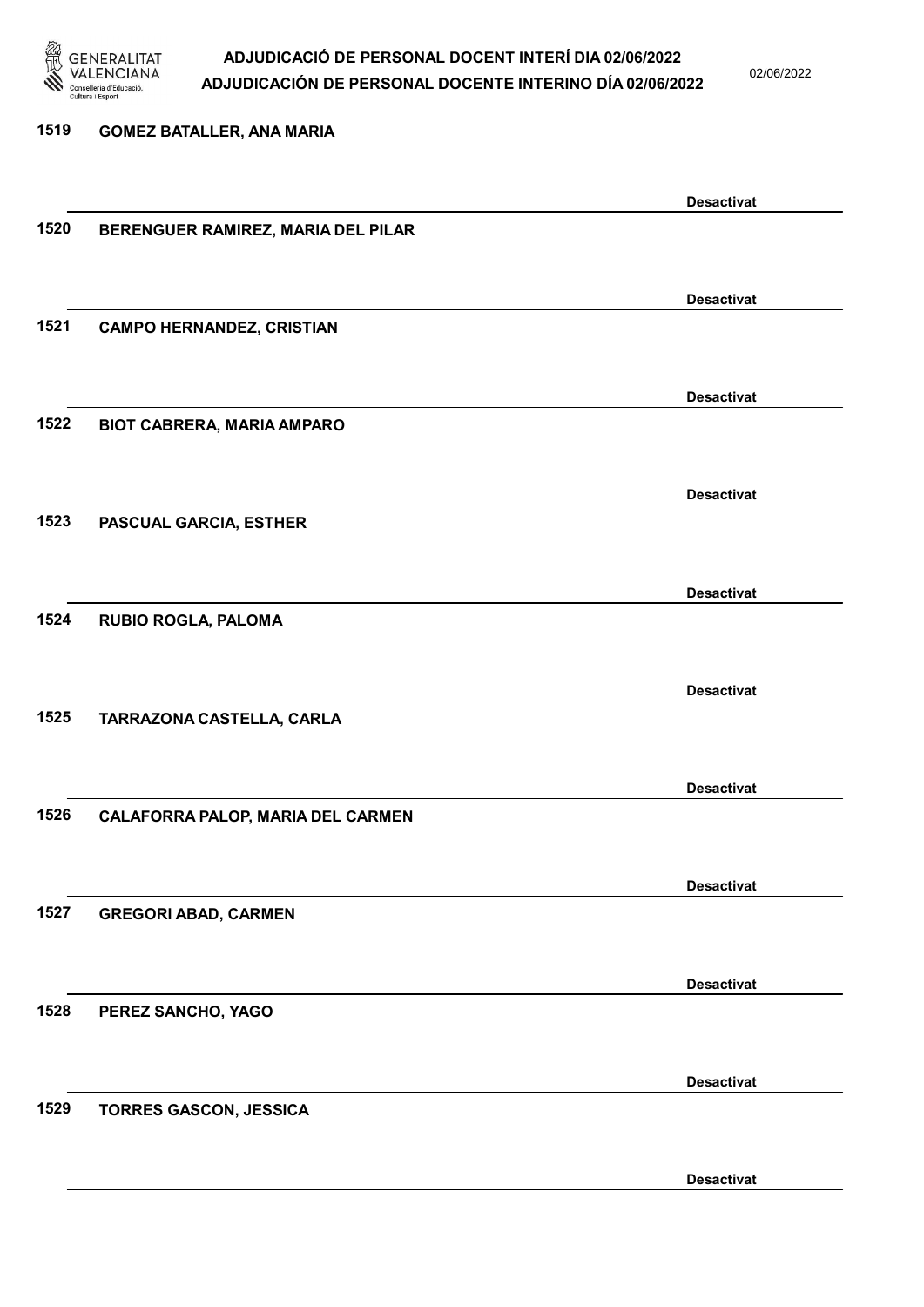1519 GOMEZ BATALLER, ANA MARIA

Desactivat

1520 BERENGUER RAMIREZ, MARIA DEL PILAR

Desactivat

1521 CAMPO HERNANDEZ, CRISTIAN

Desactivat

1522 BIOT CABRERA, MARIA AMPARO

Desactivat

1523 PASCUAL GARCIA, ESTHER

Desactivat

1524 RUBIO ROGLA, PALOMA

Desactivat

1525 TARRAZONA CASTELLA, CARLA

Desactivat

1526 CALAFORRA PALOP, MARIA DEL CARMEN

Desactivat

1527 GREGORI ABAD, CARMEN

Desactivat

1528 PEREZ SANCHO, YAGO

Desactivat

1529 TORRES GASCON, JESSICA

Desactivat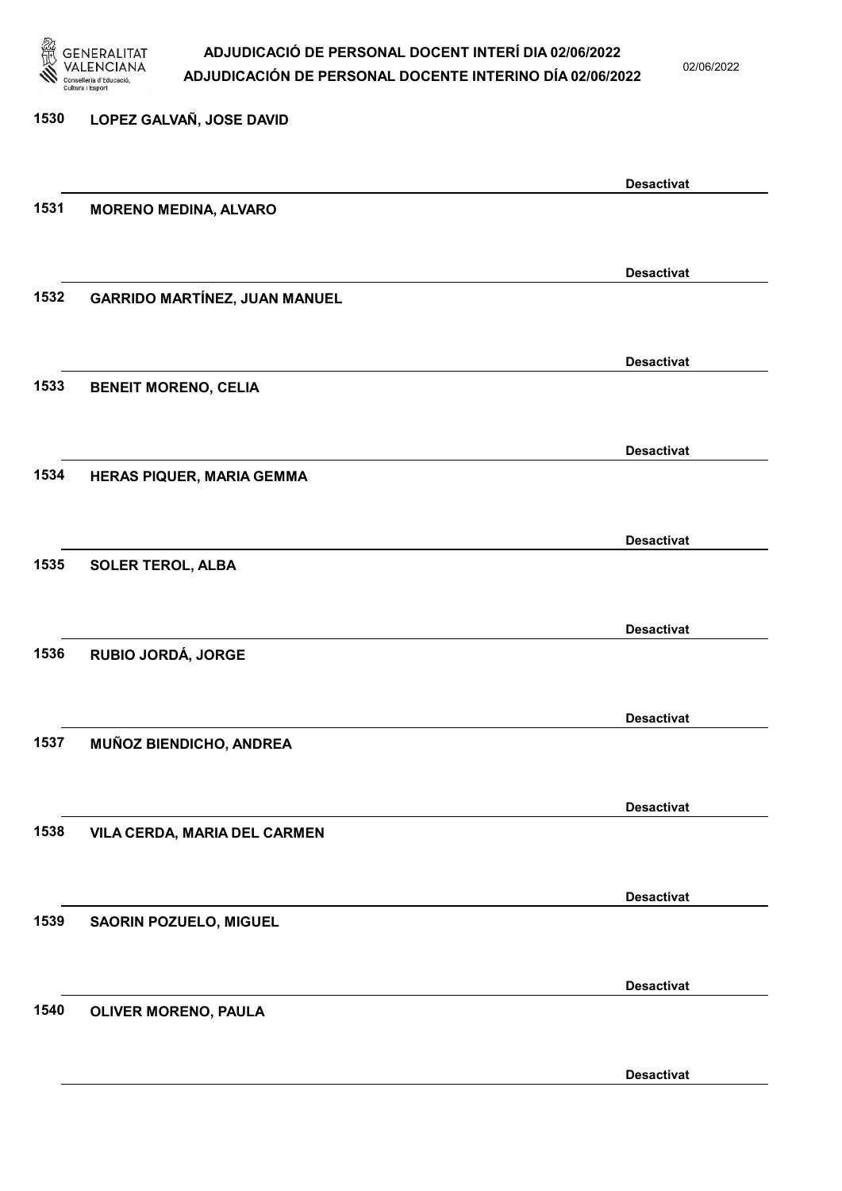1530 LOPEZ GALVAÑ, JOSE DAVID

Desactivat

1531 MORENO MEDINA, ALVARO

Desactivat

1532 GARRIDO MARTÍNEZ, JUAN MANUEL

Desactivat

1533 BENEIT MORENO, CELIA

Desactivat

1534 HERAS PIQUER, MARIA GEMMA

Desactivat

1535 SOLER TEROL, ALBA

Desactivat

1536 RUBIO JORDÁ, JORGE

Desactivat

1537 MUÑOZ BIENDICHO, ANDREA

Desactivat

1538 VILA CERDA, MARIA DEL CARMEN

Desactivat

1539 SAORIN POZUELO, MIGUEL

Desactivat

1540 OLIVER MORENO, PAULA

Desactivat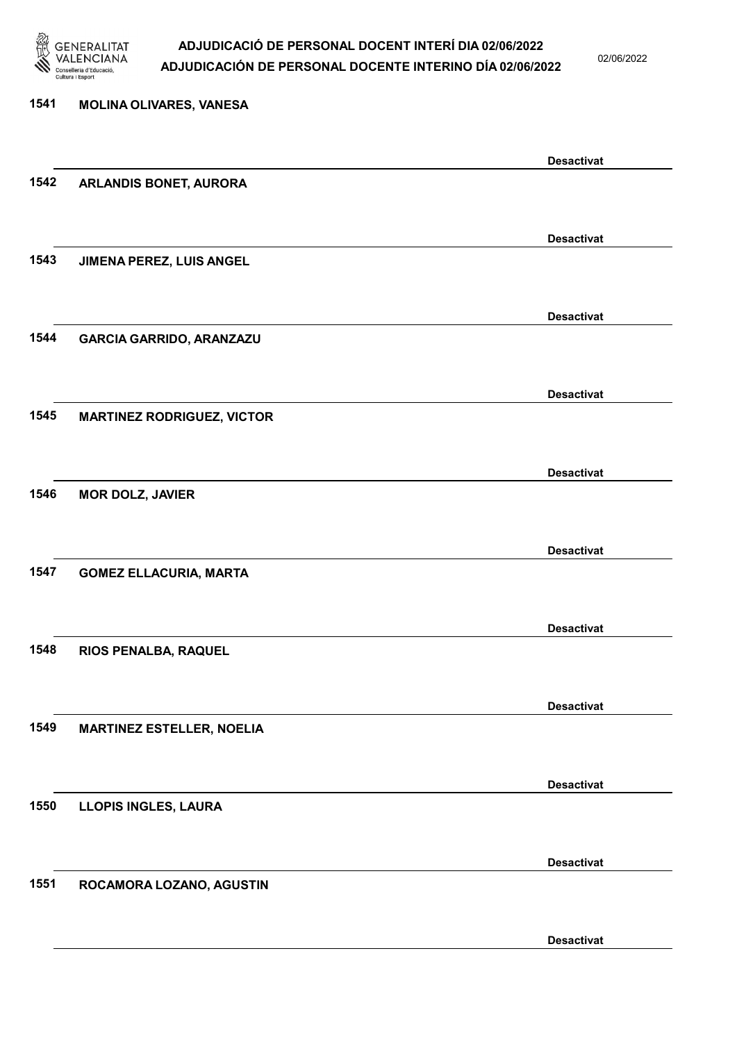1541 MOLINA OLIVARES, VANESA

Desactivat

1542 ARLANDIS BONET, AURORA

Desactivat

1543 JIMENA PEREZ, LUIS ANGEL

Desactivat

1544 GARCIA GARRIDO, ARANZAZU

Desactivat

1545 MARTINEZ RODRIGUEZ, VICTOR

Desactivat

1546 MOR DOLZ, JAVIER

Desactivat

1547 GOMEZ ELLACURIA, MARTA

Desactivat

1548 RIOS PENALBA, RAQUEL

Desactivat

1549 MARTINEZ ESTELLER, NOELIA

Desactivat

1550 LLOPIS INGLES, LAURA

Desactivat

1551 ROCAMORA LOZANO, AGUSTIN

Desactivat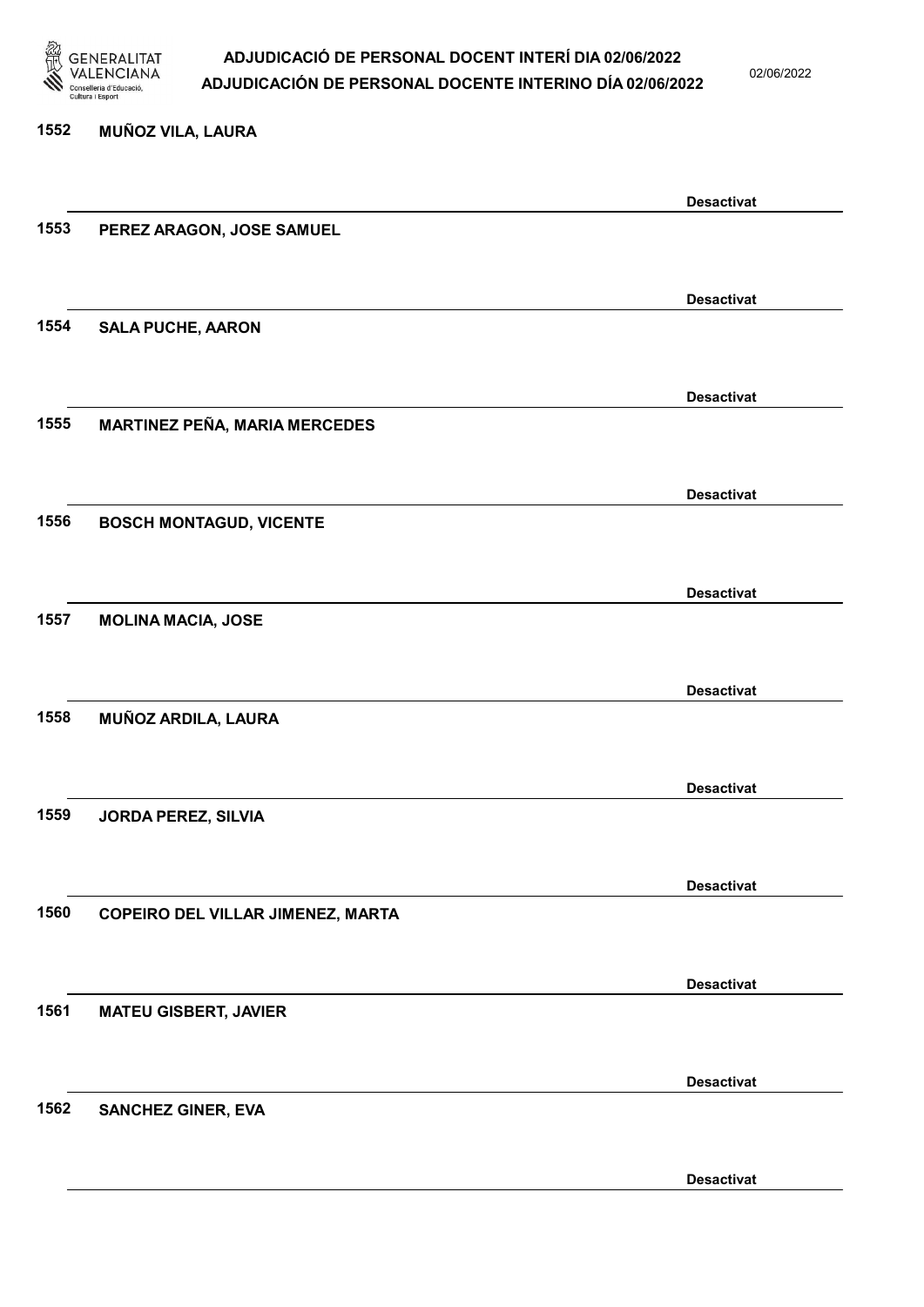1552 MUÑOZ VILA, LAURA

Desactivat

1553 PEREZ ARAGON, JOSE SAMUEL

Desactivat

1554 SALA PUCHE, AARON

Desactivat

1555 MARTINEZ PEÑA, MARIA MERCEDES

Desactivat

1556 BOSCH MONTAGUD, VICENTE

Desactivat

1557 MOLINA MACIA, JOSE

Desactivat

1558 MUÑOZ ARDILA, LAURA

Desactivat

1559 JORDA PEREZ, SILVIA

Desactivat

1560 COPEIRO DEL VILLAR JIMENEZ, MARTA

Desactivat

1561 MATEU GISBERT, JAVIER

Desactivat

1562 SANCHEZ GINER, EVA

Desactivat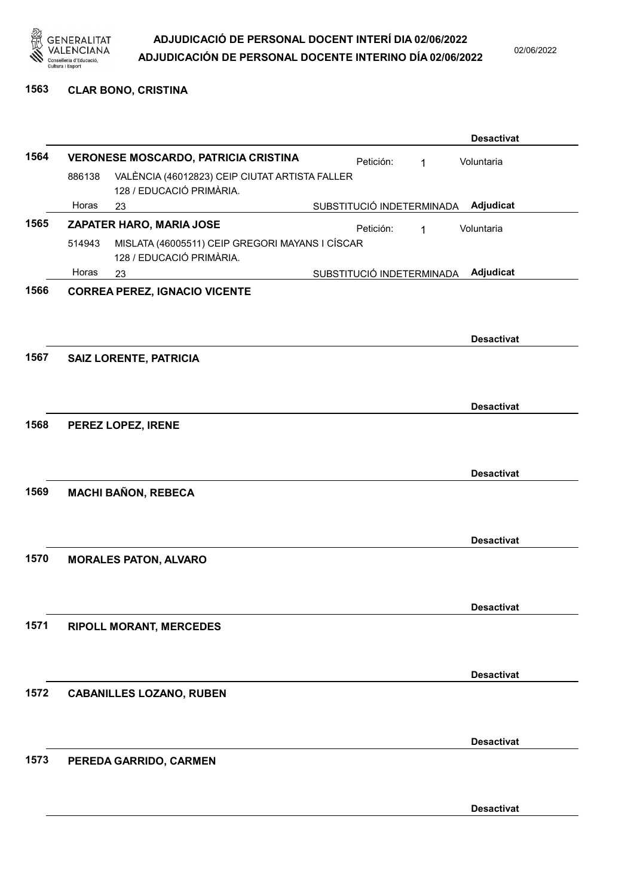**1563 CLAR BONO, CRISTINA**

Desactivat

**1564 VERONESE MOSCARDO, PATRICIA CRISTINA** — Petición: 1 — Voluntaria

886138 VALÈNCIA (46012823) CEIP CIUTAT ARTISTA FALLER
128 / EDUCACIÓ PRIMÀRIA.

Horas 23 — SUBSTITUCIÓ INDETERMINADA — **Adjudicat**

**1565 ZAPATER HARO, MARIA JOSE** — Petición: 1 — Voluntaria

514943 MISLATA (46005511) CEIP GREGORI MAYANS I CÍSCAR
128 / EDUCACIÓ PRIMÀRIA.

Horas 23 — SUBSTITUCIÓ INDETERMINADA — **Adjudicat**

**1566 CORREA PEREZ, IGNACIO VICENTE**

Desactivat

**1567 SAIZ LORENTE, PATRICIA**

Desactivat

**1568 PEREZ LOPEZ, IRENE**

Desactivat

**1569 MACHI BAÑON, REBECA**

Desactivat

**1570 MORALES PATON, ALVARO**

Desactivat

**1571 RIPOLL MORANT, MERCEDES**

Desactivat

**1572 CABANILLES LOZANO, RUBEN**

Desactivat

**1573 PEREDA GARRIDO, CARMEN**

Desactivat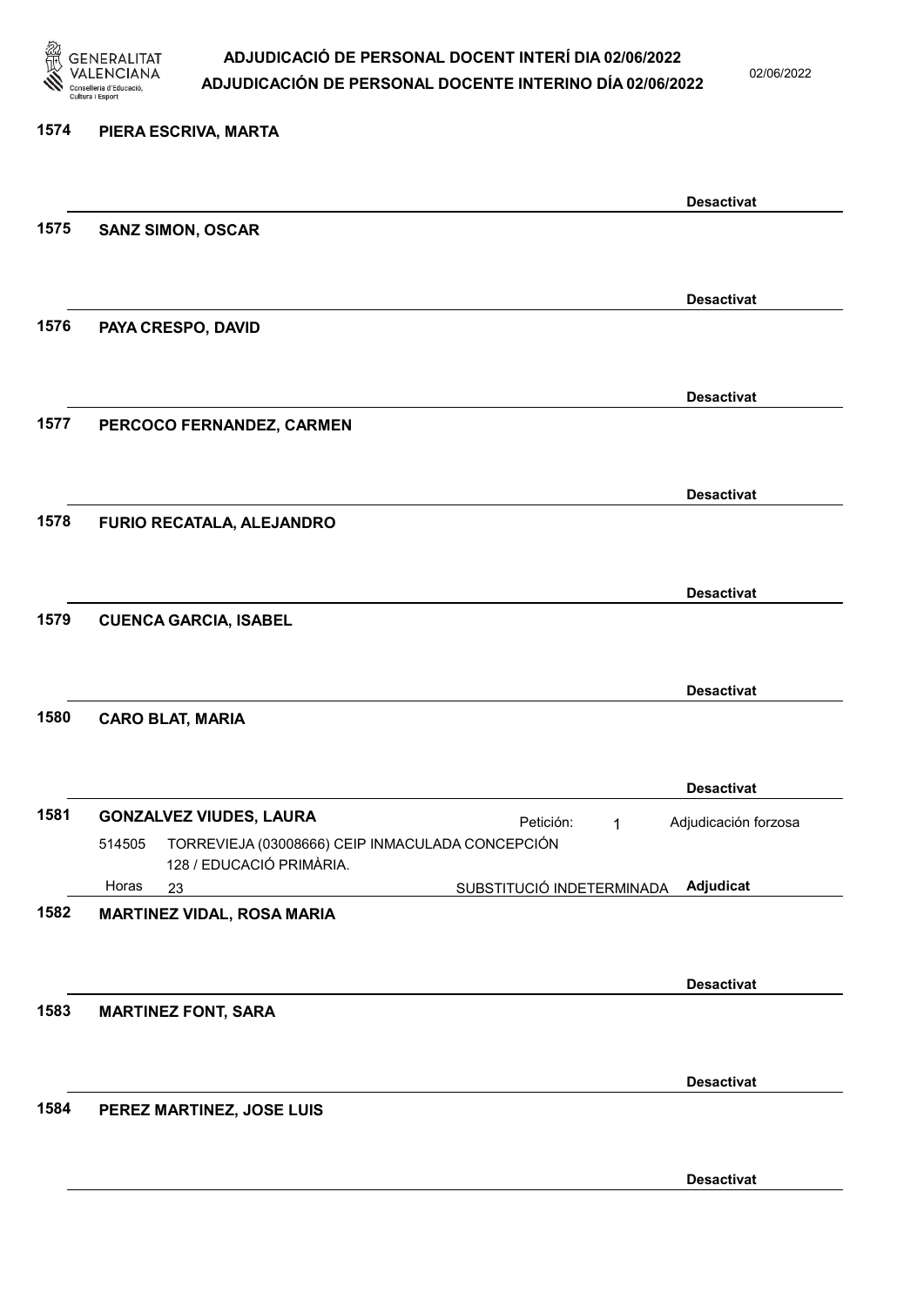**1574** **PIERA ESCRIVA, MARTA**

**Desactivat**

**1575** **SANZ SIMON, OSCAR**

**Desactivat**

**1576** **PAYA CRESPO, DAVID**

**Desactivat**

**1577** **PERCOCO FERNANDEZ, CARMEN**

**Desactivat**

**1578** **FURIO RECATALA, ALEJANDRO**

**Desactivat**

**1579** **CUENCA GARCIA, ISABEL**

**Desactivat**

**1580** **CARO BLAT, MARIA**

**Desactivat**

**1581** **GONZALVEZ VIUDES, LAURA** — Petición: 1 — Adjudicación forzosa

514505 TORREVIEJA (03008666) CEIP INMACULADA CONCEPCIÓN
128 / EDUCACIÓ PRIMÀRIA.

Horas 23 — SUBSTITUCIÓ INDETERMINADA — **Adjudicat**

**1582** **MARTINEZ VIDAL, ROSA MARIA**

**Desactivat**

**1583** **MARTINEZ FONT, SARA**

**Desactivat**

**1584** **PEREZ MARTINEZ, JOSE LUIS**

**Desactivat**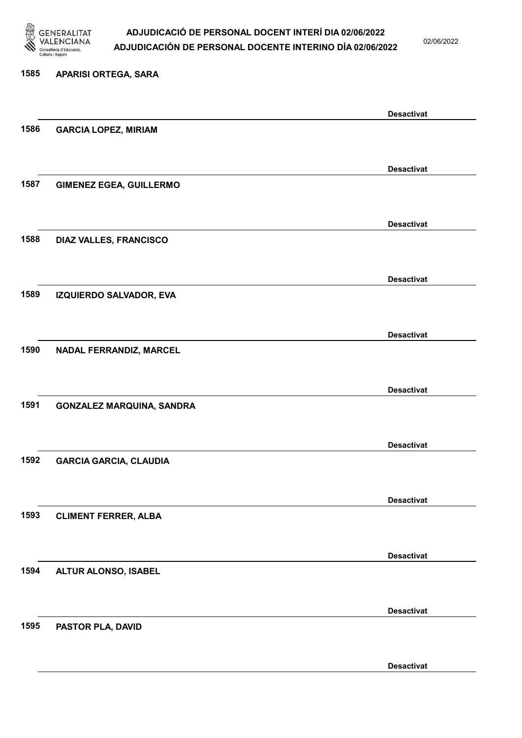1585 APARISI ORTEGA, SARA

Desactivat

1586 GARCIA LOPEZ, MIRIAM

Desactivat

1587 GIMENEZ EGEA, GUILLERMO

Desactivat

1588 DIAZ VALLES, FRANCISCO

Desactivat

1589 IZQUIERDO SALVADOR, EVA

Desactivat

1590 NADAL FERRANDIZ, MARCEL

Desactivat

1591 GONZALEZ MARQUINA, SANDRA

Desactivat

1592 GARCIA GARCIA, CLAUDIA

Desactivat

1593 CLIMENT FERRER, ALBA

Desactivat

1594 ALTUR ALONSO, ISABEL

Desactivat

1595 PASTOR PLA, DAVID

Desactivat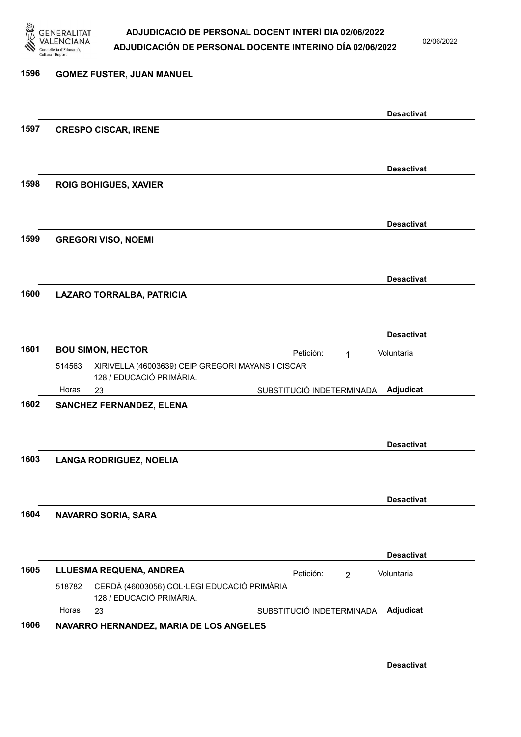**1596 GOMEZ FUSTER, JUAN MANUEL**

**Desactivat**

**1597 CRESPO CISCAR, IRENE**

**Desactivat**

**1598 ROIG BOHIGUES, XAVIER**

**Desactivat**

**1599 GREGORI VISO, NOEMI**

**Desactivat**

**1600 LAZARO TORRALBA, PATRICIA**

**Desactivat**

**1601 BOU SIMON, HECTOR** Petición: 1 Voluntaria

514563 XIRIVELLA (46003639) CEIP GREGORI MAYANS I CISCAR
128 / EDUCACIÓ PRIMÀRIA.
Horas 23 SUBSTITUCIÓ INDETERMINADA **Adjudicat**

**1602 SANCHEZ FERNANDEZ, ELENA**

**Desactivat**

**1603 LANGA RODRIGUEZ, NOELIA**

**Desactivat**

**1604 NAVARRO SORIA, SARA**

**Desactivat**

**1605 LLUESMA REQUENA, ANDREA** Petición: 2 Voluntaria

518782 CERDÀ (46003056) COL·LEGI EDUCACIÓ PRIMÀRIA
128 / EDUCACIÓ PRIMÀRIA.
Horas 23 SUBSTITUCIÓ INDETERMINADA **Adjudicat**

**1606 NAVARRO HERNANDEZ, MARIA DE LOS ANGELES**

**Desactivat**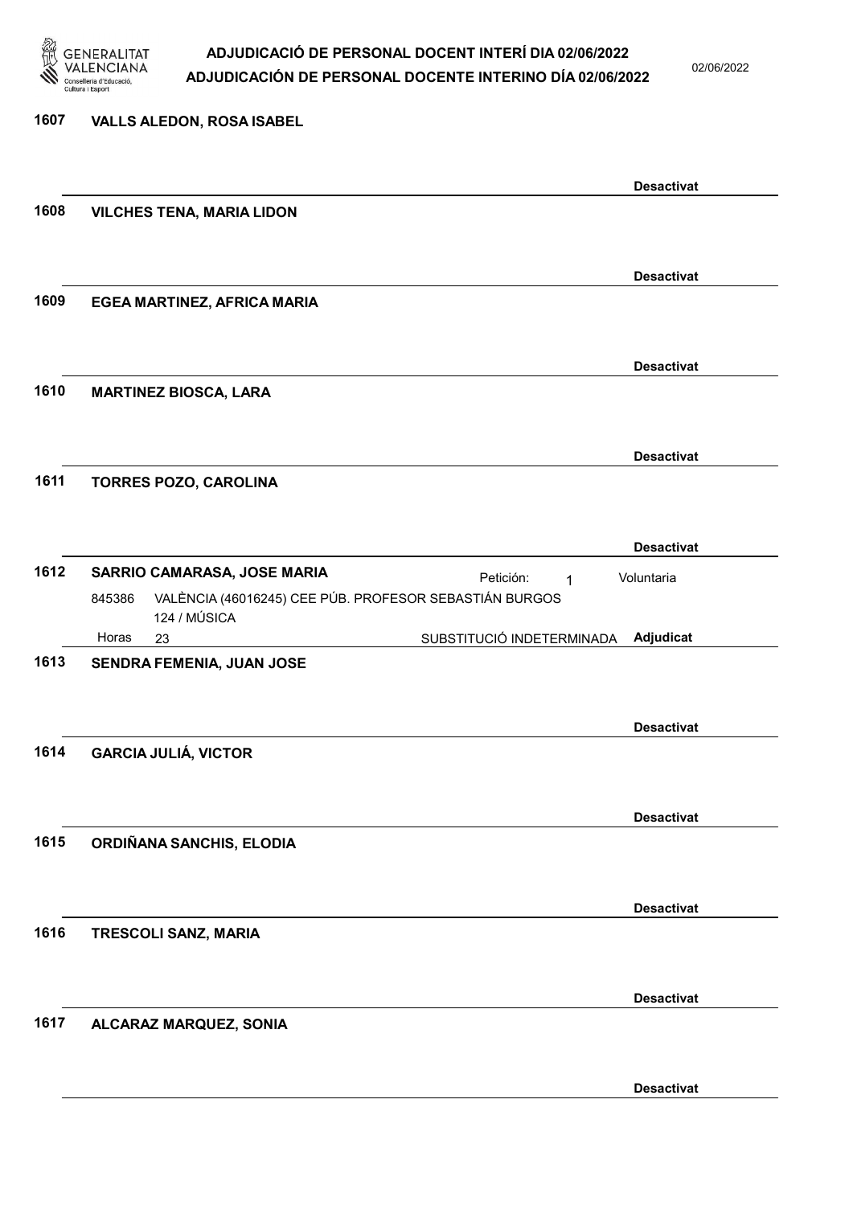**1607 VALLS ALEDON, ROSA ISABEL**

Desactivat

**1608 VILCHES TENA, MARIA LIDON**

Desactivat

**1609 EGEA MARTINEZ, AFRICA MARIA**

Desactivat

**1610 MARTINEZ BIOSCA, LARA**

Desactivat

**1611 TORRES POZO, CAROLINA**

Desactivat

**1612 SARRIO CAMARASA, JOSE MARIA** Petición: 1 Voluntaria

845386 VALÈNCIA (46016245) CEE PÚB. PROFESOR SEBASTIÁN BURGOS
124 / MÚSICA
Horas 23 SUBSTITUCIÓ INDETERMINADA **Adjudicat**

**1613 SENDRA FEMENIA, JUAN JOSE**

Desactivat

**1614 GARCIA JULIÁ, VICTOR**

Desactivat

**1615 ORDIÑANA SANCHIS, ELODIA**

Desactivat

**1616 TRESCOLI SANZ, MARIA**

Desactivat

**1617 ALCARAZ MARQUEZ, SONIA**

Desactivat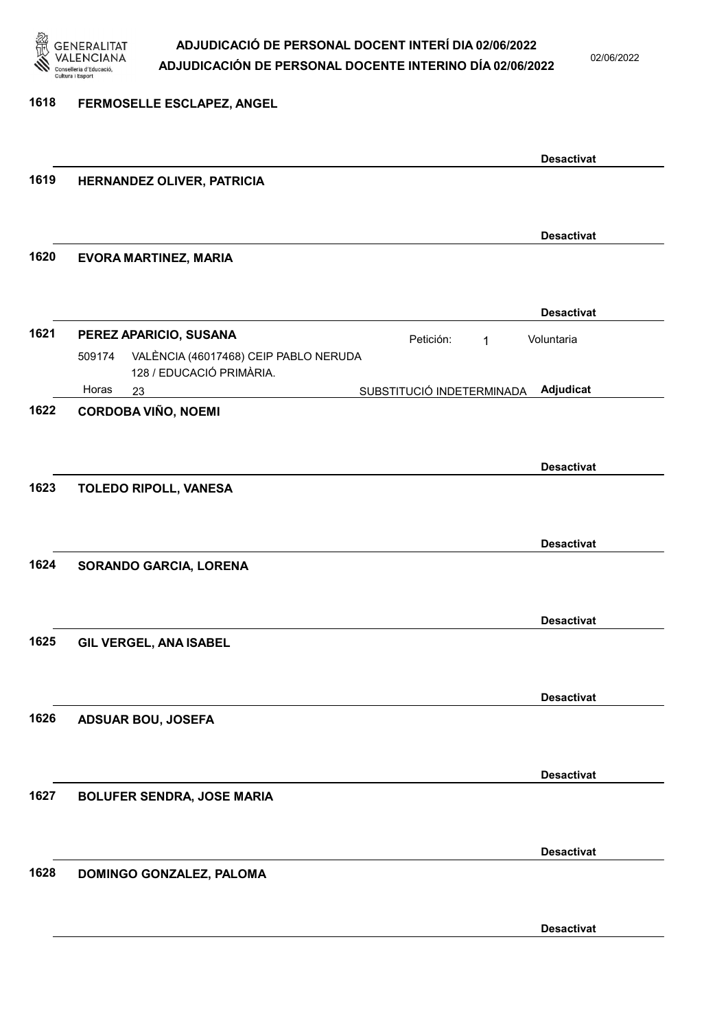**1618 FERMOSELLE ESCLAPEZ, ANGEL**

**Desactivat**

**1619 HERNANDEZ OLIVER, PATRICIA**

**Desactivat**

**1620 EVORA MARTINEZ, MARIA**

**Desactivat**

**1621 PEREZ APARICIO, SUSANA** — Petición: 1 — Voluntaria

509174 VALÈNCIA (46017468) CEIP PABLO NERUDA 128 / EDUCACIÓ PRIMÀRIA.

Horas 23 — SUBSTITUCIÓ INDETERMINADA — **Adjudicat**

**1622 CORDOBA VIÑO, NOEMI**

**Desactivat**

**1623 TOLEDO RIPOLL, VANESA**

**Desactivat**

**1624 SORANDO GARCIA, LORENA**

**Desactivat**

**1625 GIL VERGEL, ANA ISABEL**

**Desactivat**

**1626 ADSUAR BOU, JOSEFA**

**Desactivat**

**1627 BOLUFER SENDRA, JOSE MARIA**

**Desactivat**

**1628 DOMINGO GONZALEZ, PALOMA**

**Desactivat**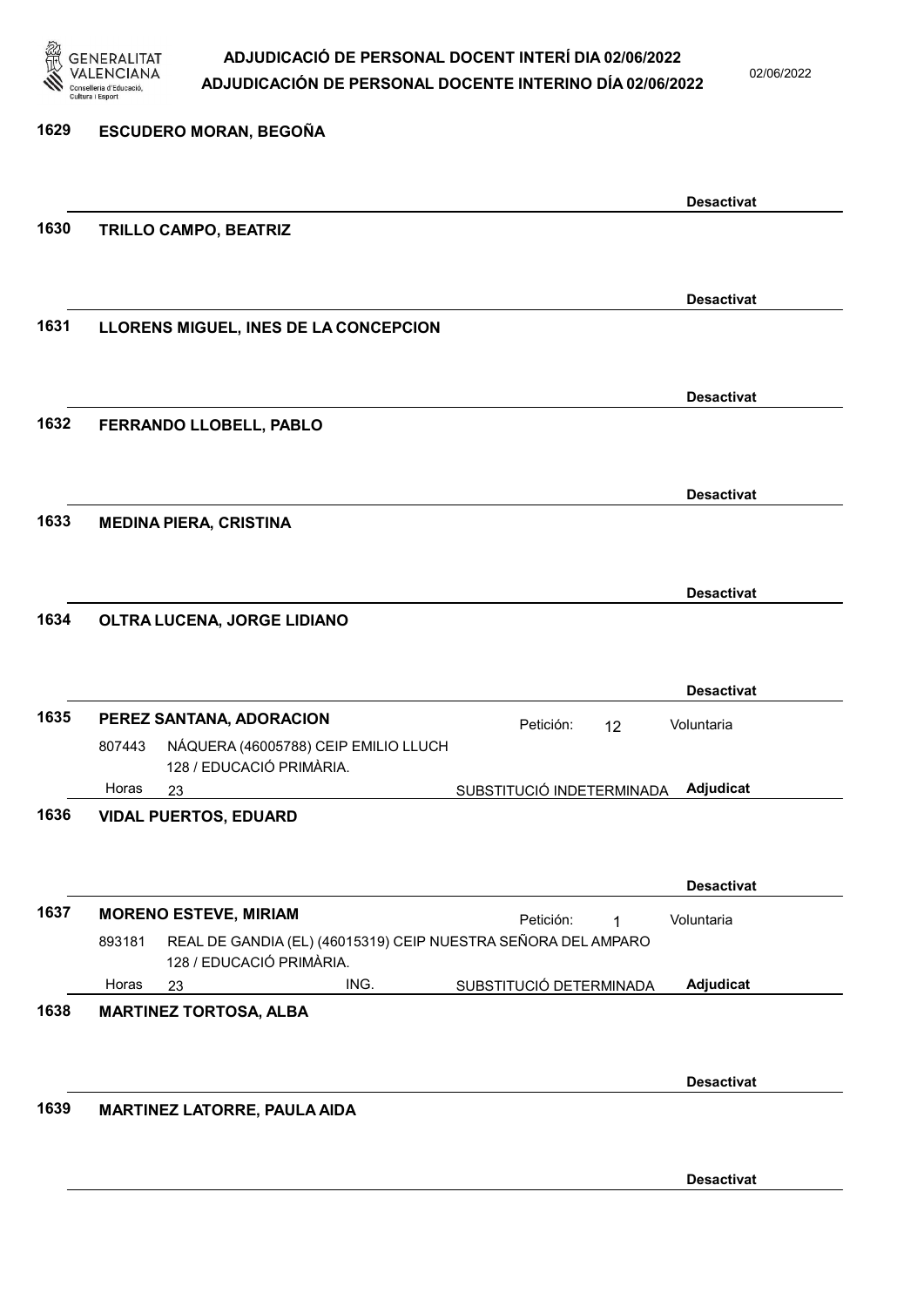1629 **ESCUDERO MORAN, BEGOÑA**

**Desactivat**

1630 **TRILLO CAMPO, BEATRIZ**

**Desactivat**

1631 **LLORENS MIGUEL, INES DE LA CONCEPCION**

**Desactivat**

1632 **FERRANDO LLOBELL, PABLO**

**Desactivat**

1633 **MEDINA PIERA, CRISTINA**

**Desactivat**

1634 **OLTRA LUCENA, JORGE LIDIANO**

**Desactivat**

1635 **PEREZ SANTANA, ADORACION** — Petición: 12 — Voluntaria

807443 NÁQUERA (46005788) CEIP EMILIO LLUCH
128 / EDUCACIÓ PRIMÀRIA.
Horas 23 — SUBSTITUCIÓ INDETERMINADA — **Adjudicat**

1636 **VIDAL PUERTOS, EDUARD**

**Desactivat**

1637 **MORENO ESTEVE, MIRIAM** — Petición: 1 — Voluntaria

893181 REAL DE GANDIA (EL) (46015319) CEIP NUESTRA SEÑORA DEL AMPARO
128 / EDUCACIÓ PRIMÀRIA.
Horas 23 ING. — SUBSTITUCIÓ DETERMINADA — **Adjudicat**

1638 **MARTINEZ TORTOSA, ALBA**

**Desactivat**

1639 **MARTINEZ LATORRE, PAULA AIDA**

**Desactivat**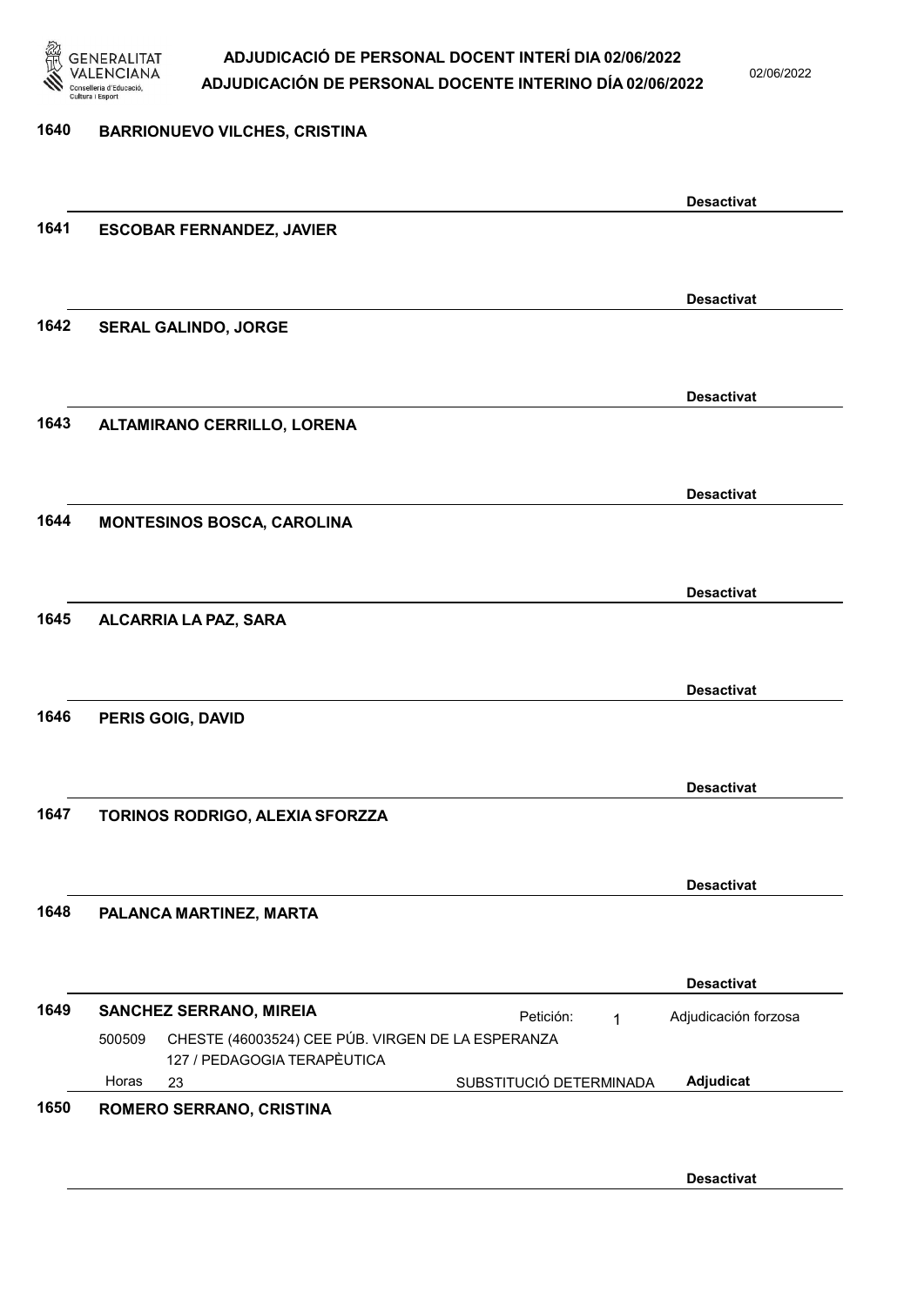# ADJUDICACIÓ DE PERSONAL DOCENT INTERÍ DIA 02/06/2022
# ADJUDICACIÓN DE PERSONAL DOCENTE INTERINO DÍA 02/06/2022

02/06/2022

**1640 BARRIONUEVO VILCHES, CRISTINA**

**Desactivat**

**1641 ESCOBAR FERNANDEZ, JAVIER**

**Desactivat**

**1642 SERAL GALINDO, JORGE**

**Desactivat**

**1643 ALTAMIRANO CERRILLO, LORENA**

**Desactivat**

**1644 MONTESINOS BOSCA, CAROLINA**

**Desactivat**

**1645 ALCARRIA LA PAZ, SARA**

**Desactivat**

**1646 PERIS GOIG, DAVID**

**Desactivat**

**1647 TORINOS RODRIGO, ALEXIA SFORZZA**

**Desactivat**

**1648 PALANCA MARTINEZ, MARTA**

**Desactivat**

**1649 SANCHEZ SERRANO, MIREIA** — Petición: 1 — Adjudicación forzosa

500509 CHESTE (46003524) CEE PÚB. VIRGEN DE LA ESPERANZA
127 / PEDAGOGIA TERAPÈUTICA
Horas 23 — SUBSTITUCIÓ DETERMINADA — **Adjudicat**

**1650 ROMERO SERRANO, CRISTINA**

**Desactivat**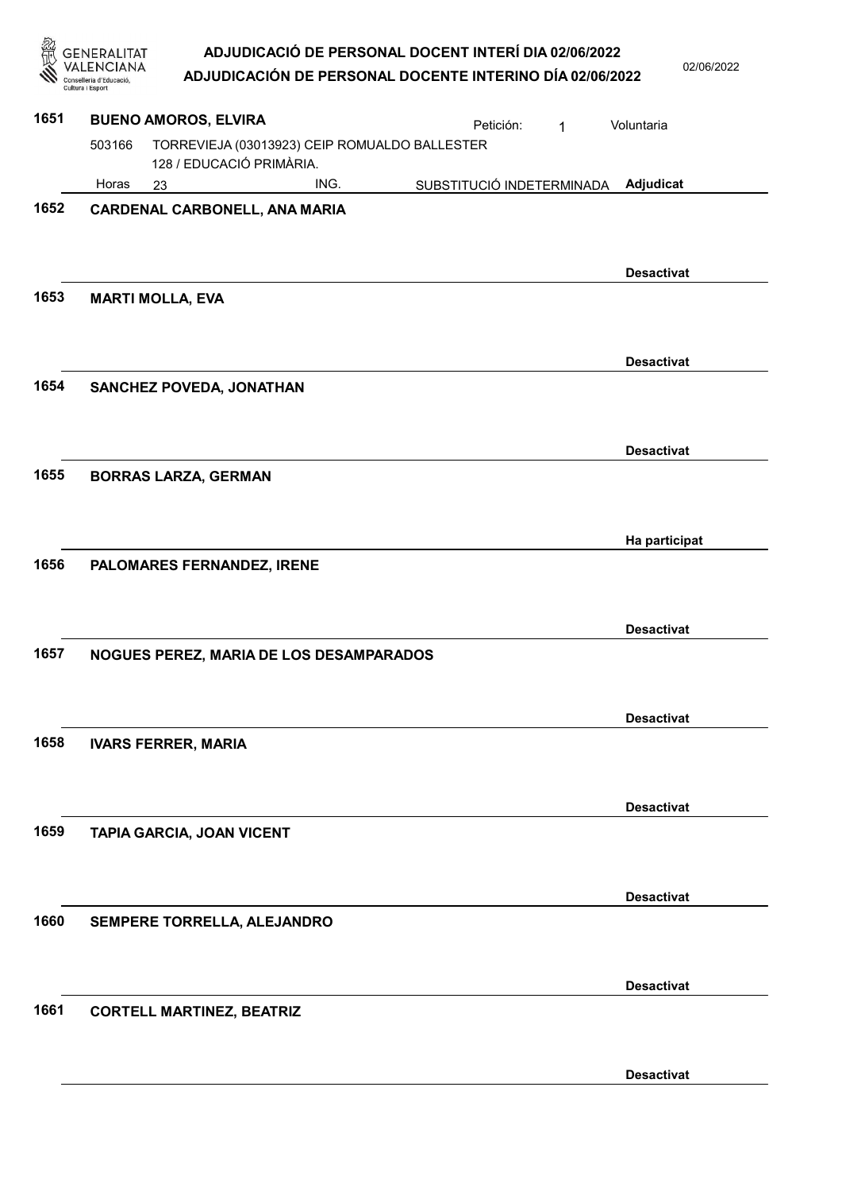**1651 BUENO AMOROS, ELVIRA** — Petición: 1 — Voluntaria

503166 TORREVIEJA (03013923) CEIP ROMUALDO BALLESTER
128 / EDUCACIÓ PRIMÀRIA.

Horas 23 — ING. — SUBSTITUCIÓ INDETERMINADA — **Adjudicat**

---

**1652 CARDENAL CARBONELL, ANA MARIA**

**Desactivat**

---

**1653 MARTI MOLLA, EVA**

**Desactivat**

---

**1654 SANCHEZ POVEDA, JONATHAN**

**Desactivat**

---

**1655 BORRAS LARZA, GERMAN**

**Ha participat**

---

**1656 PALOMARES FERNANDEZ, IRENE**

**Desactivat**

---

**1657 NOGUES PEREZ, MARIA DE LOS DESAMPARADOS**

**Desactivat**

---

**1658 IVARS FERRER, MARIA**

**Desactivat**

---

**1659 TAPIA GARCIA, JOAN VICENT**

**Desactivat**

---

**1660 SEMPERE TORRELLA, ALEJANDRO**

**Desactivat**

---

**1661 CORTELL MARTINEZ, BEATRIZ**

**Desactivat**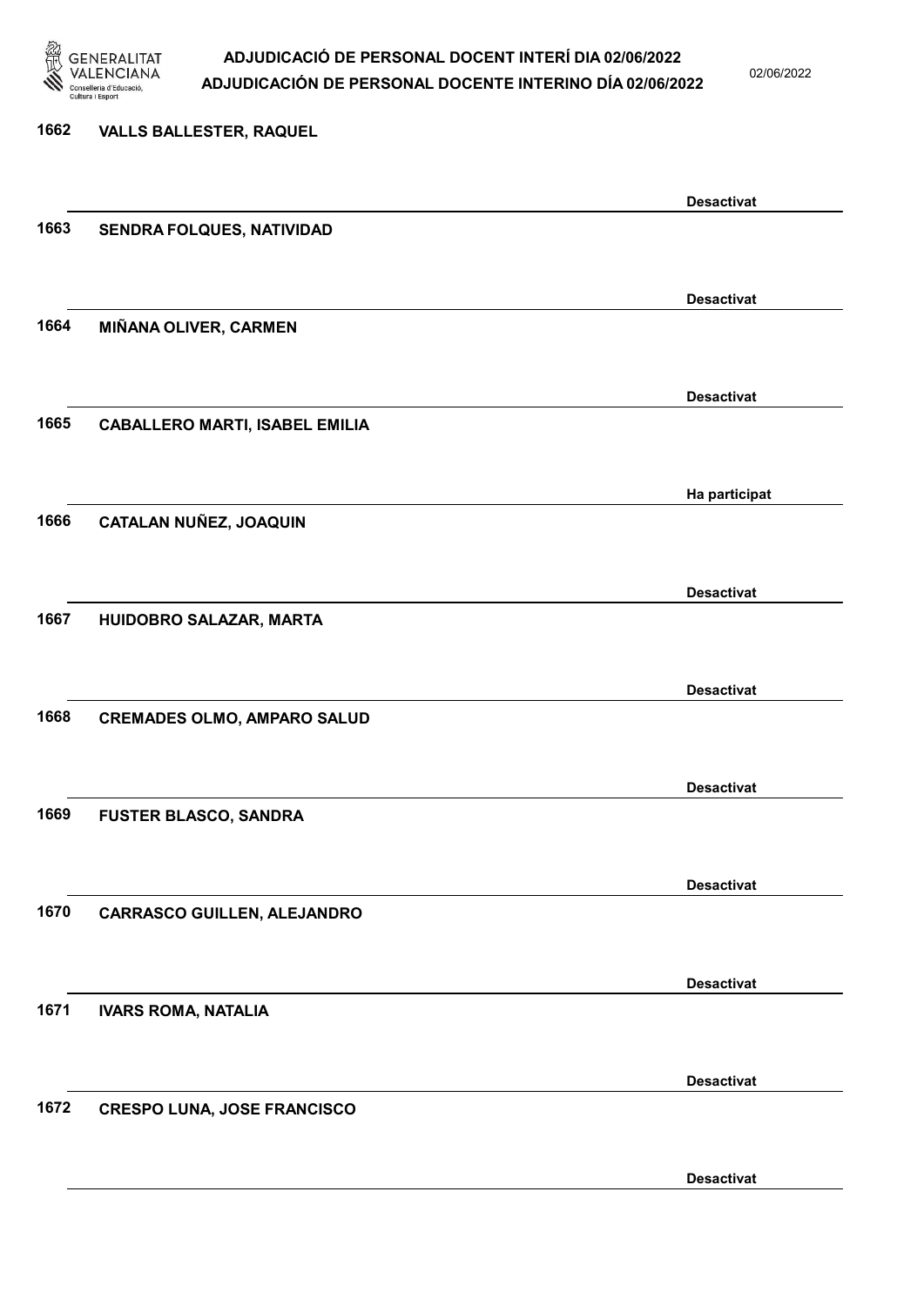1662 VALLS BALLESTER, RAQUEL

Desactivat

1663 SENDRA FOLQUES, NATIVIDAD

Desactivat

1664 MIÑANA OLIVER, CARMEN

Desactivat

1665 CABALLERO MARTI, ISABEL EMILIA

Ha participat

1666 CATALAN NUÑEZ, JOAQUIN

Desactivat

1667 HUIDOBRO SALAZAR, MARTA

Desactivat

1668 CREMADES OLMO, AMPARO SALUD

Desactivat

1669 FUSTER BLASCO, SANDRA

Desactivat

1670 CARRASCO GUILLEN, ALEJANDRO

Desactivat

1671 IVARS ROMA, NATALIA

Desactivat

1672 CRESPO LUNA, JOSE FRANCISCO

Desactivat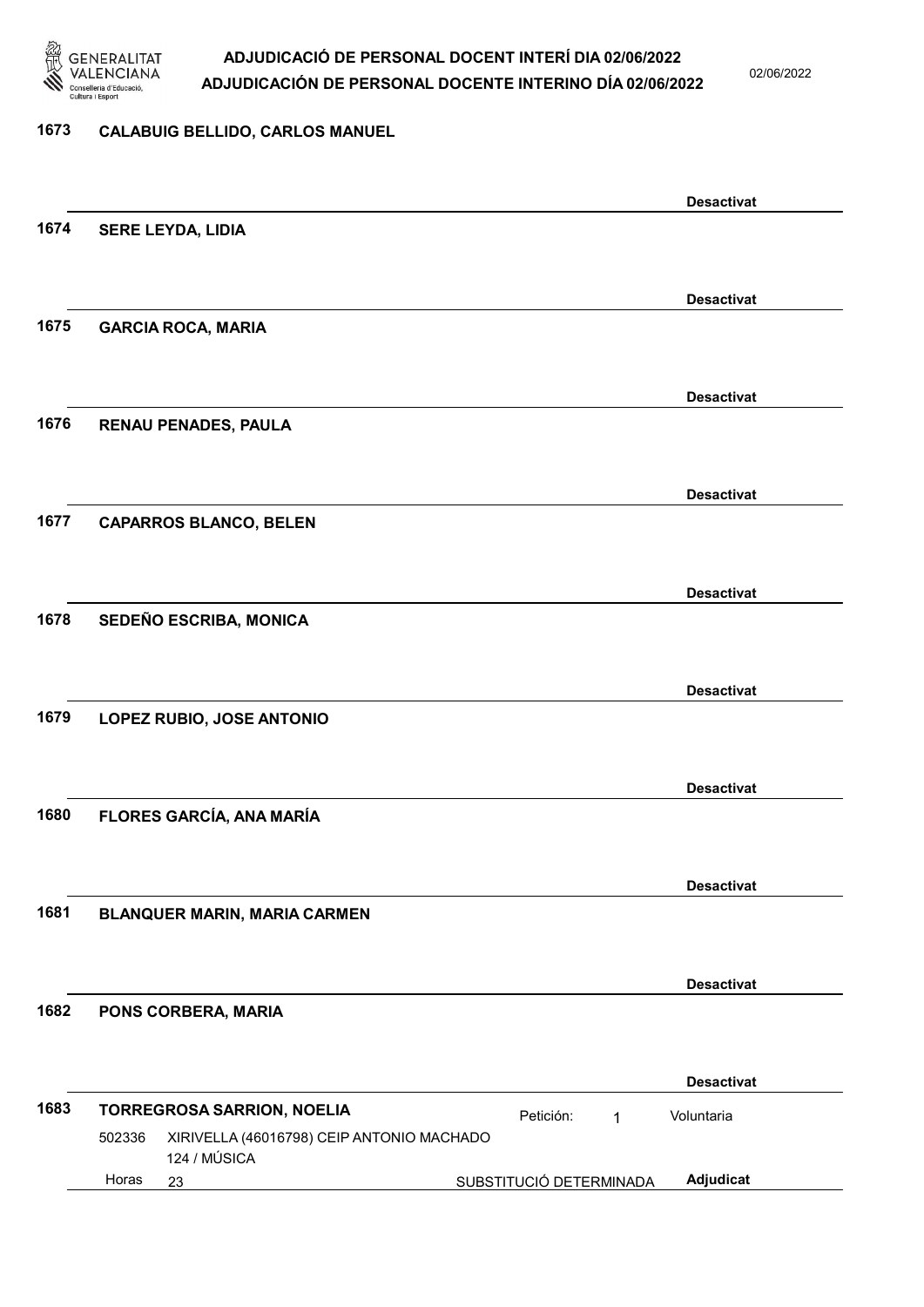**1673 CALABUIG BELLIDO, CARLOS MANUEL**

Desactivat

**1674 SERE LEYDA, LIDIA**

Desactivat

**1675 GARCIA ROCA, MARIA**

Desactivat

**1676 RENAU PENADES, PAULA**

Desactivat

**1677 CAPARROS BLANCO, BELEN**

Desactivat

**1678 SEDEÑO ESCRIBA, MONICA**

Desactivat

**1679 LOPEZ RUBIO, JOSE ANTONIO**

Desactivat

**1680 FLORES GARCÍA, ANA MARÍA**

Desactivat

**1681 BLANQUER MARIN, MARIA CARMEN**

Desactivat

**1682 PONS CORBERA, MARIA**

Desactivat

**1683 TORREGROSA SARRION, NOELIA** — Petición: 1 — Voluntaria

502336 XIRIVELLA (46016798) CEIP ANTONIO MACHADO
124 / MÚSICA
Horas 23 — SUBSTITUCIÓ DETERMINADA — **Adjudicat**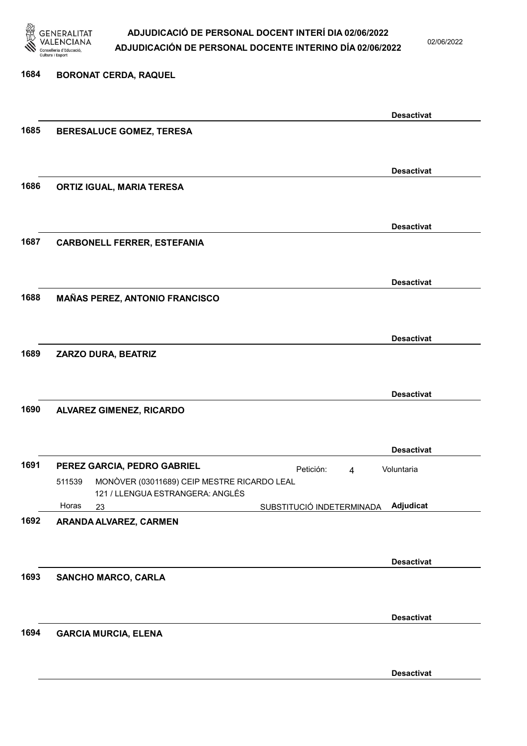1684 BORONAT CERDA, RAQUEL

Desactivat

1685 BERESALUCE GOMEZ, TERESA

Desactivat

1686 ORTIZ IGUAL, MARIA TERESA

Desactivat

1687 CARBONELL FERRER, ESTEFANIA

Desactivat

1688 MAÑAS PEREZ, ANTONIO FRANCISCO

Desactivat

1689 ZARZO DURA, BEATRIZ

Desactivat

1690 ALVAREZ GIMENEZ, RICARDO

Desactivat

1691 PEREZ GARCIA, PEDRO GABRIEL — Petición: 4 — Voluntaria

511539 MONÒVER (03011689) CEIP MESTRE RICARDO LEAL
121 / LLENGUA ESTRANGERA: ANGLÉS
Horas 23 — SUBSTITUCIÓ INDETERMINADA — Adjudicat

1692 ARANDA ALVAREZ, CARMEN

Desactivat

1693 SANCHO MARCO, CARLA

Desactivat

1694 GARCIA MURCIA, ELENA

Desactivat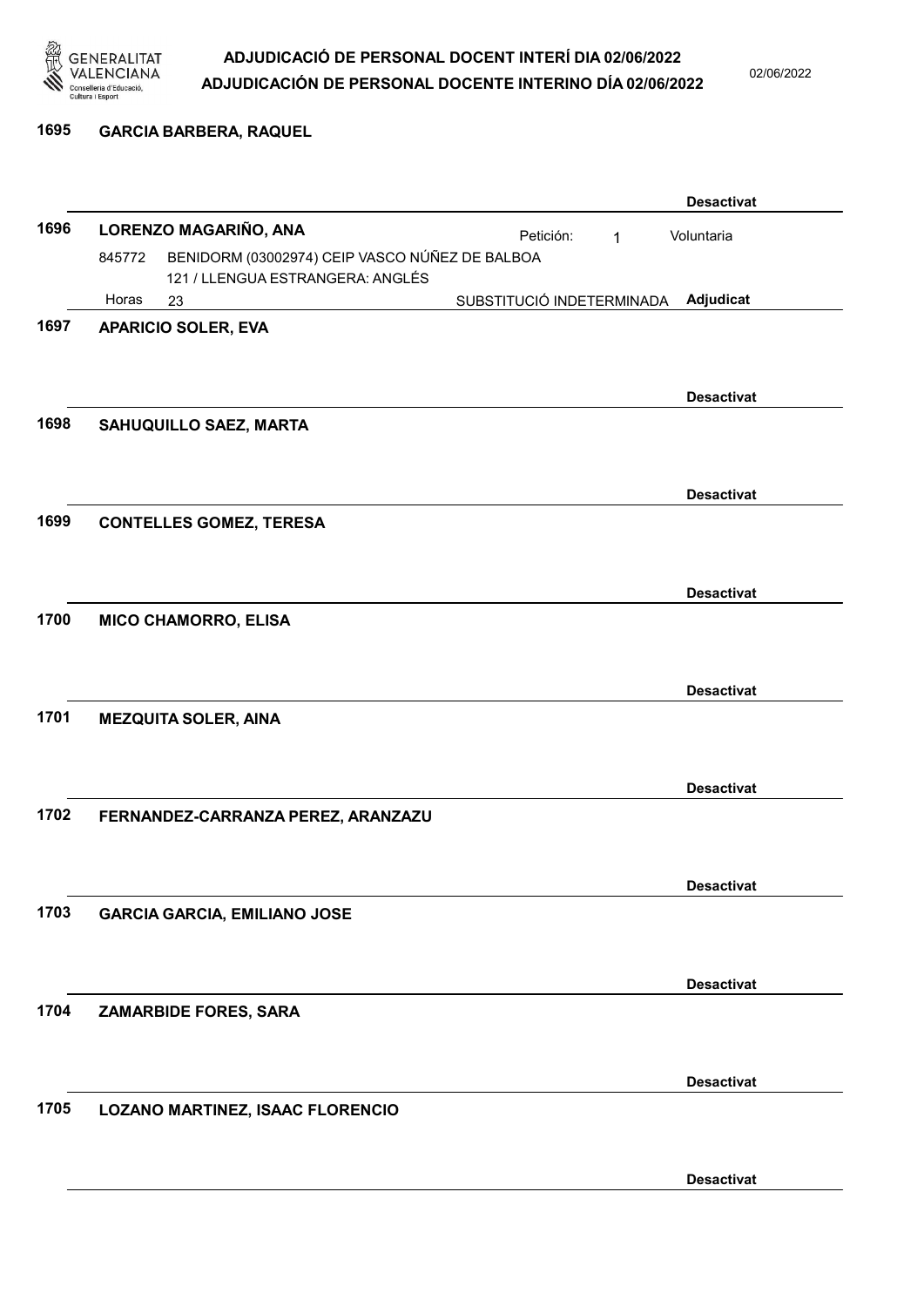**1695** **GARCIA BARBERA, RAQUEL**

**Desactivat**

**1696** **LORENZO MAGARIÑO, ANA** Petición: 1 Voluntaria

845772 BENIDORM (03002974) CEIP VASCO NÚÑEZ DE BALBOA
121 / LLENGUA ESTRANGERA: ANGLÉS
Horas 23 SUBSTITUCIÓ INDETERMINADA **Adjudicat**

**1697** **APARICIO SOLER, EVA**

**Desactivat**

**1698** **SAHUQUILLO SAEZ, MARTA**

**Desactivat**

**1699** **CONTELLES GOMEZ, TERESA**

**Desactivat**

**1700** **MICO CHAMORRO, ELISA**

**Desactivat**

**1701** **MEZQUITA SOLER, AINA**

**Desactivat**

**1702** **FERNANDEZ-CARRANZA PEREZ, ARANZAZU**

**Desactivat**

**1703** **GARCIA GARCIA, EMILIANO JOSE**

**Desactivat**

**1704** **ZAMARBIDE FORES, SARA**

**Desactivat**

**1705** **LOZANO MARTINEZ, ISAAC FLORENCIO**

**Desactivat**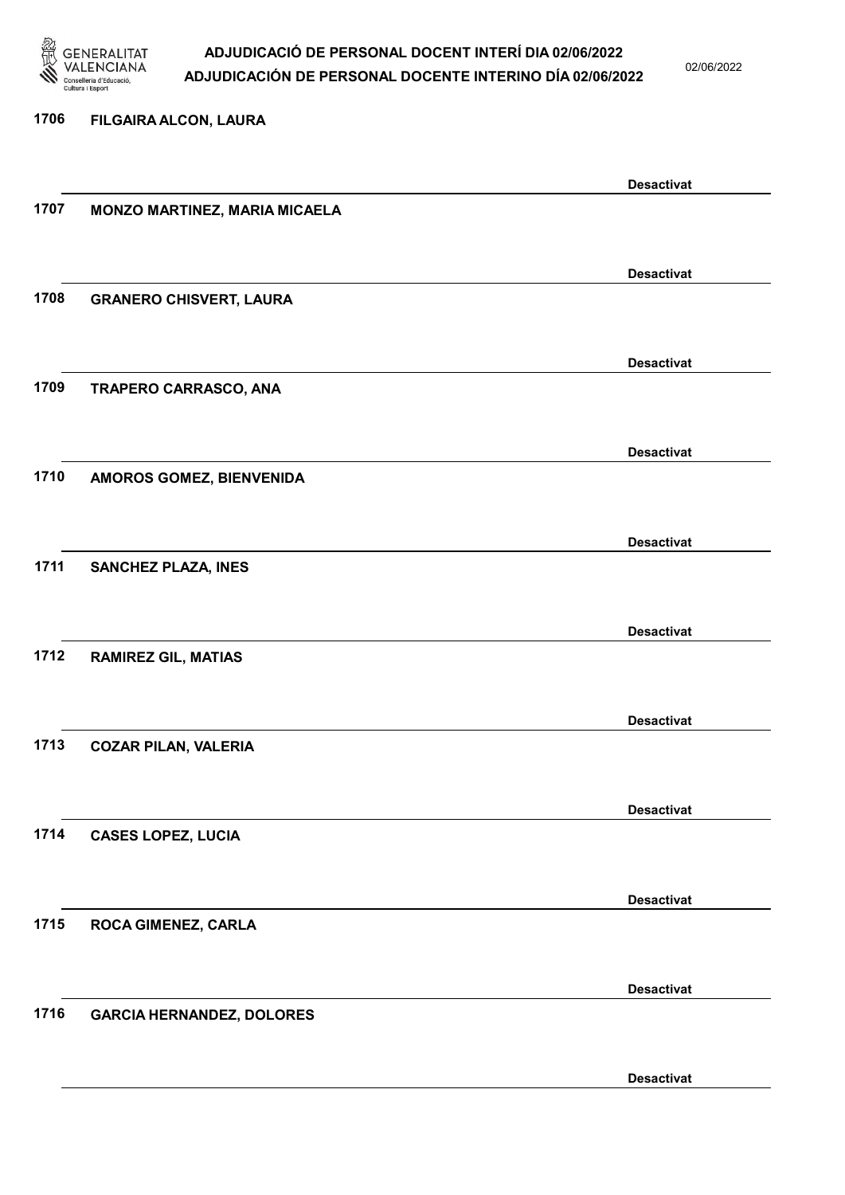1706 FILGAIRA ALCON, LAURA

Desactivat

1707 MONZO MARTINEZ, MARIA MICAELA

Desactivat

1708 GRANERO CHISVERT, LAURA

Desactivat

1709 TRAPERO CARRASCO, ANA

Desactivat

1710 AMOROS GOMEZ, BIENVENIDA

Desactivat

1711 SANCHEZ PLAZA, INES

Desactivat

1712 RAMIREZ GIL, MATIAS

Desactivat

1713 COZAR PILAN, VALERIA

Desactivat

1714 CASES LOPEZ, LUCIA

Desactivat

1715 ROCA GIMENEZ, CARLA

Desactivat

1716 GARCIA HERNANDEZ, DOLORES

Desactivat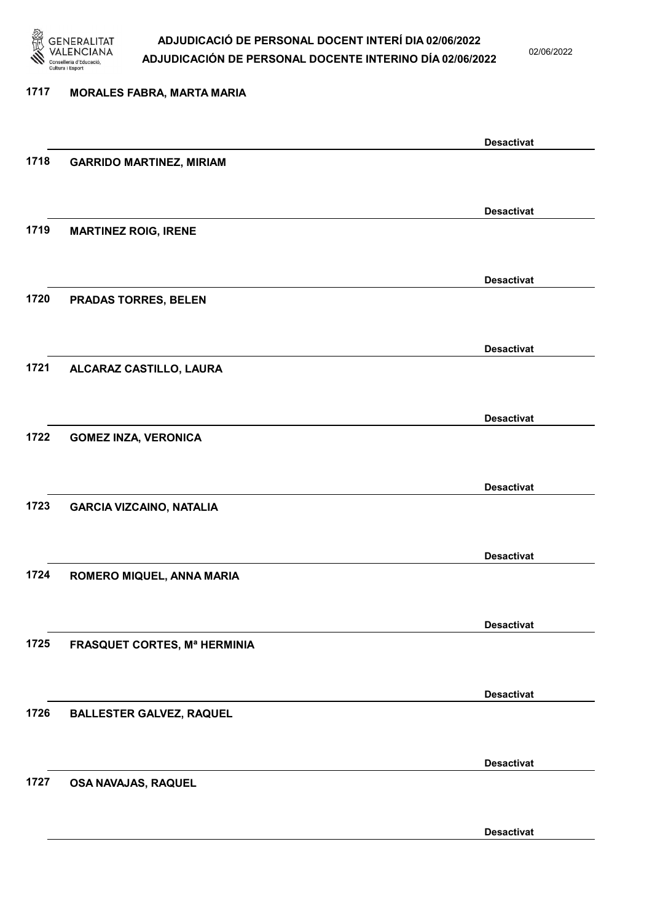1717 **MORALES FABRA, MARTA MARIA**

**Desactivat**

1718 **GARRIDO MARTINEZ, MIRIAM**

**Desactivat**

1719 **MARTINEZ ROIG, IRENE**

**Desactivat**

1720 **PRADAS TORRES, BELEN**

**Desactivat**

1721 **ALCARAZ CASTILLO, LAURA**

**Desactivat**

1722 **GOMEZ INZA, VERONICA**

**Desactivat**

1723 **GARCIA VIZCAINO, NATALIA**

**Desactivat**

1724 **ROMERO MIQUEL, ANNA MARIA**

**Desactivat**

1725 **FRASQUET CORTES, Mª HERMINIA**

**Desactivat**

1726 **BALLESTER GALVEZ, RAQUEL**

**Desactivat**

1727 **OSA NAVAJAS, RAQUEL**

**Desactivat**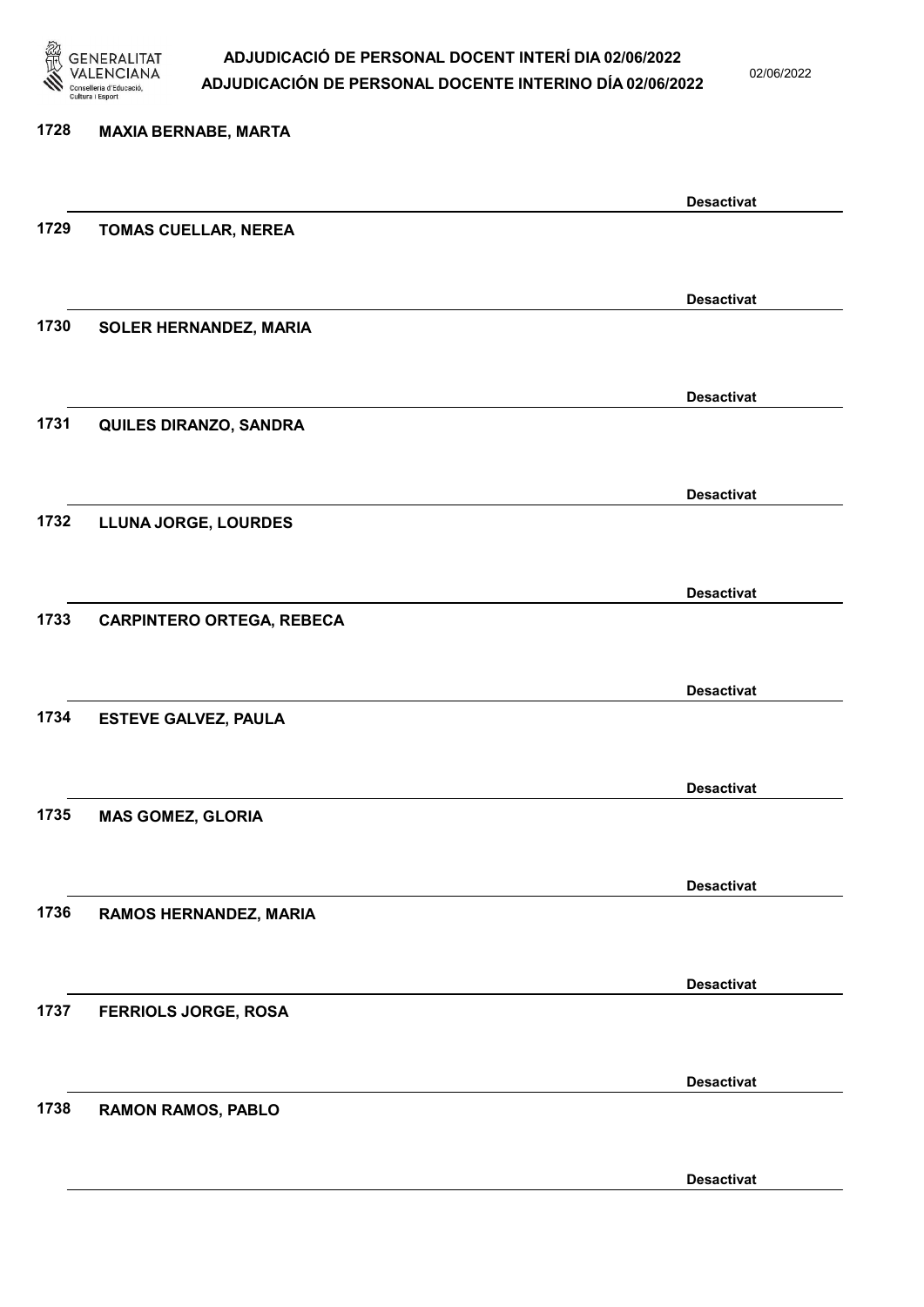1728 MAXIA BERNABE, MARTA

Desactivat

1729 TOMAS CUELLAR, NEREA

Desactivat

1730 SOLER HERNANDEZ, MARIA

Desactivat

1731 QUILES DIRANZO, SANDRA

Desactivat

1732 LLUNA JORGE, LOURDES

Desactivat

1733 CARPINTERO ORTEGA, REBECA

Desactivat

1734 ESTEVE GALVEZ, PAULA

Desactivat

1735 MAS GOMEZ, GLORIA

Desactivat

1736 RAMOS HERNANDEZ, MARIA

Desactivat

1737 FERRIOLS JORGE, ROSA

Desactivat

1738 RAMON RAMOS, PABLO

Desactivat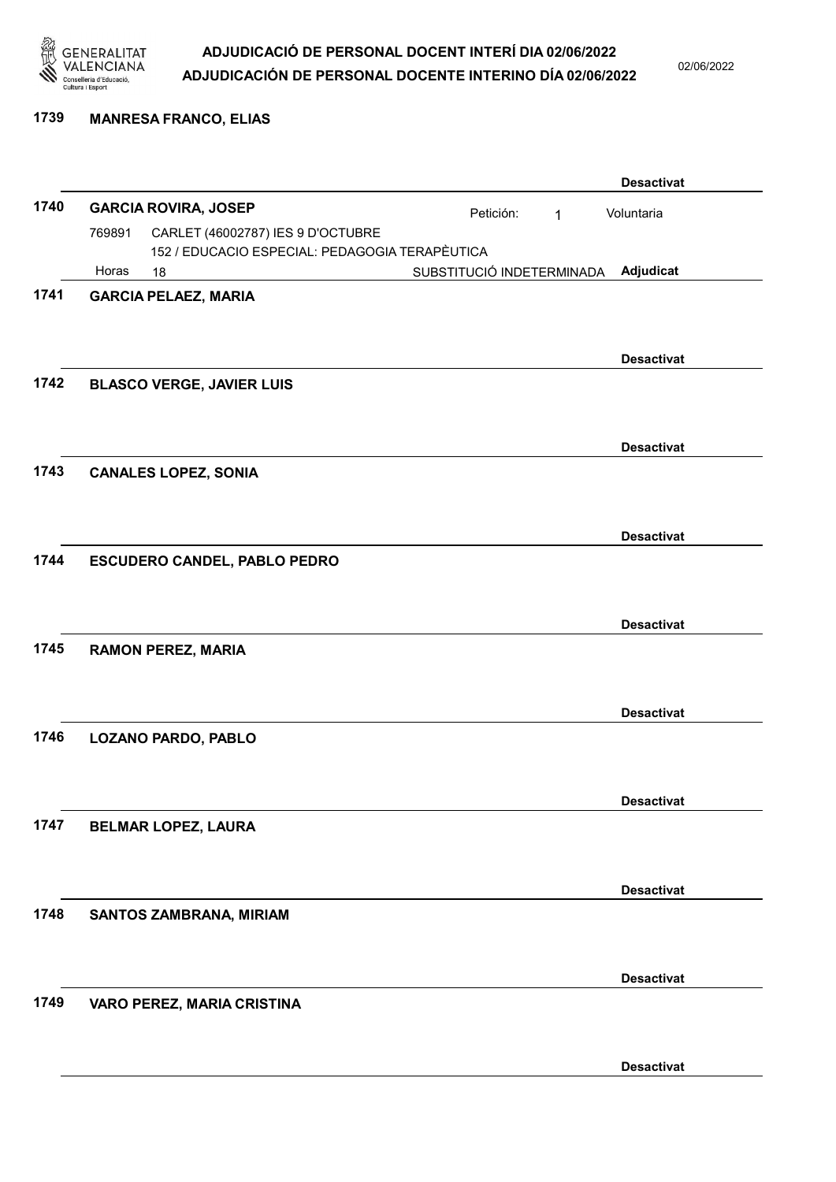**1739 MANRESA FRANCO, ELIAS**

Desactivat

**1740 GARCIA ROVIRA, JOSEP**

Petición: 1 — Voluntaria

769891 CARLET (46002787) IES 9 D'OCTUBRE
152 / EDUCACIO ESPECIAL: PEDAGOGIA TERAPÈUTICA
Horas 18 — SUBSTITUCIÓ INDETERMINADA — **Adjudicat**

**1741 GARCIA PELAEZ, MARIA**

Desactivat

**1742 BLASCO VERGE, JAVIER LUIS**

Desactivat

**1743 CANALES LOPEZ, SONIA**

Desactivat

**1744 ESCUDERO CANDEL, PABLO PEDRO**

Desactivat

**1745 RAMON PEREZ, MARIA**

Desactivat

**1746 LOZANO PARDO, PABLO**

Desactivat

**1747 BELMAR LOPEZ, LAURA**

Desactivat

**1748 SANTOS ZAMBRANA, MIRIAM**

Desactivat

**1749 VARO PEREZ, MARIA CRISTINA**

Desactivat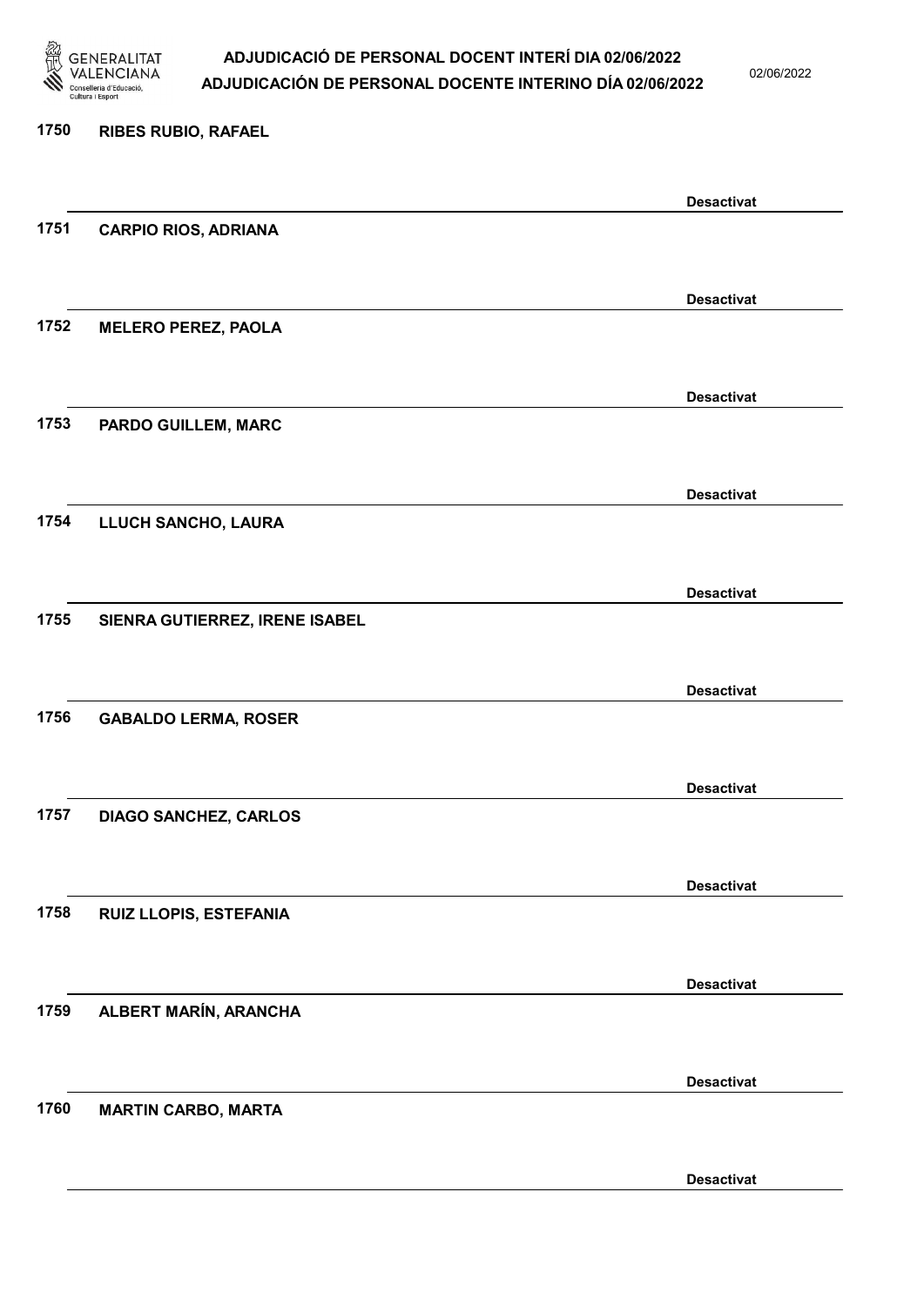1750 **RIBES RUBIO, RAFAEL**

**Desactivat**

1751 **CARPIO RIOS, ADRIANA**

**Desactivat**

1752 **MELERO PEREZ, PAOLA**

**Desactivat**

1753 **PARDO GUILLEM, MARC**

**Desactivat**

1754 **LLUCH SANCHO, LAURA**

**Desactivat**

1755 **SIENRA GUTIERREZ, IRENE ISABEL**

**Desactivat**

1756 **GABALDO LERMA, ROSER**

**Desactivat**

1757 **DIAGO SANCHEZ, CARLOS**

**Desactivat**

1758 **RUIZ LLOPIS, ESTEFANIA**

**Desactivat**

1759 **ALBERT MARÍN, ARANCHA**

**Desactivat**

1760 **MARTIN CARBO, MARTA**

**Desactivat**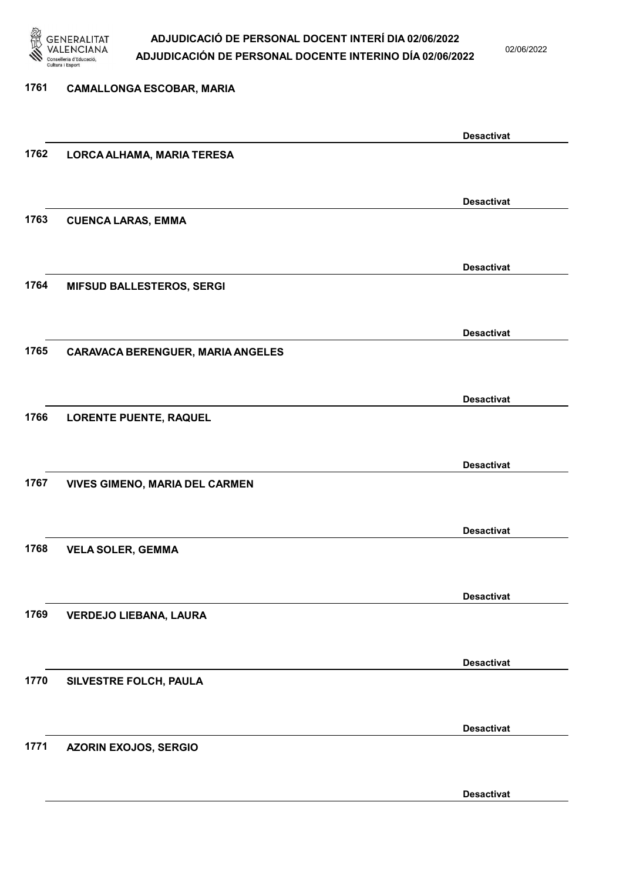1761 CAMALLONGA ESCOBAR, MARIA

Desactivat

1762 LORCA ALHAMA, MARIA TERESA

Desactivat

1763 CUENCA LARAS, EMMA

Desactivat

1764 MIFSUD BALLESTEROS, SERGI

Desactivat

1765 CARAVACA BERENGUER, MARIA ANGELES

Desactivat

1766 LORENTE PUENTE, RAQUEL

Desactivat

1767 VIVES GIMENO, MARIA DEL CARMEN

Desactivat

1768 VELA SOLER, GEMMA

Desactivat

1769 VERDEJO LIEBANA, LAURA

Desactivat

1770 SILVESTRE FOLCH, PAULA

Desactivat

1771 AZORIN EXOJOS, SERGIO

Desactivat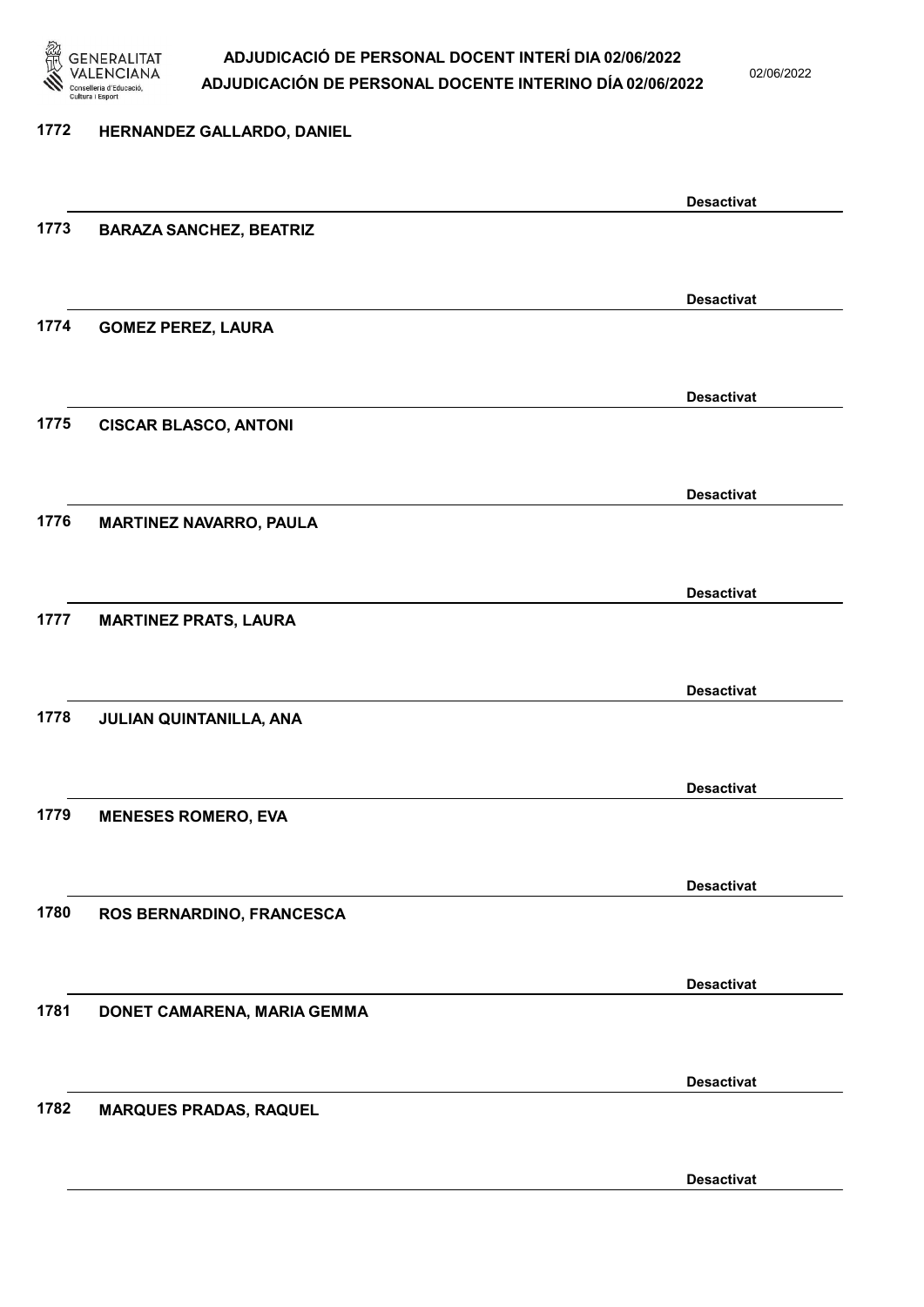1772 HERNANDEZ GALLARDO, DANIEL

Desactivat

1773 BARAZA SANCHEZ, BEATRIZ

Desactivat

1774 GOMEZ PEREZ, LAURA

Desactivat

1775 CISCAR BLASCO, ANTONI

Desactivat

1776 MARTINEZ NAVARRO, PAULA

Desactivat

1777 MARTINEZ PRATS, LAURA

Desactivat

1778 JULIAN QUINTANILLA, ANA

Desactivat

1779 MENESES ROMERO, EVA

Desactivat

1780 ROS BERNARDINO, FRANCESCA

Desactivat

1781 DONET CAMARENA, MARIA GEMMA

Desactivat

1782 MARQUES PRADAS, RAQUEL

Desactivat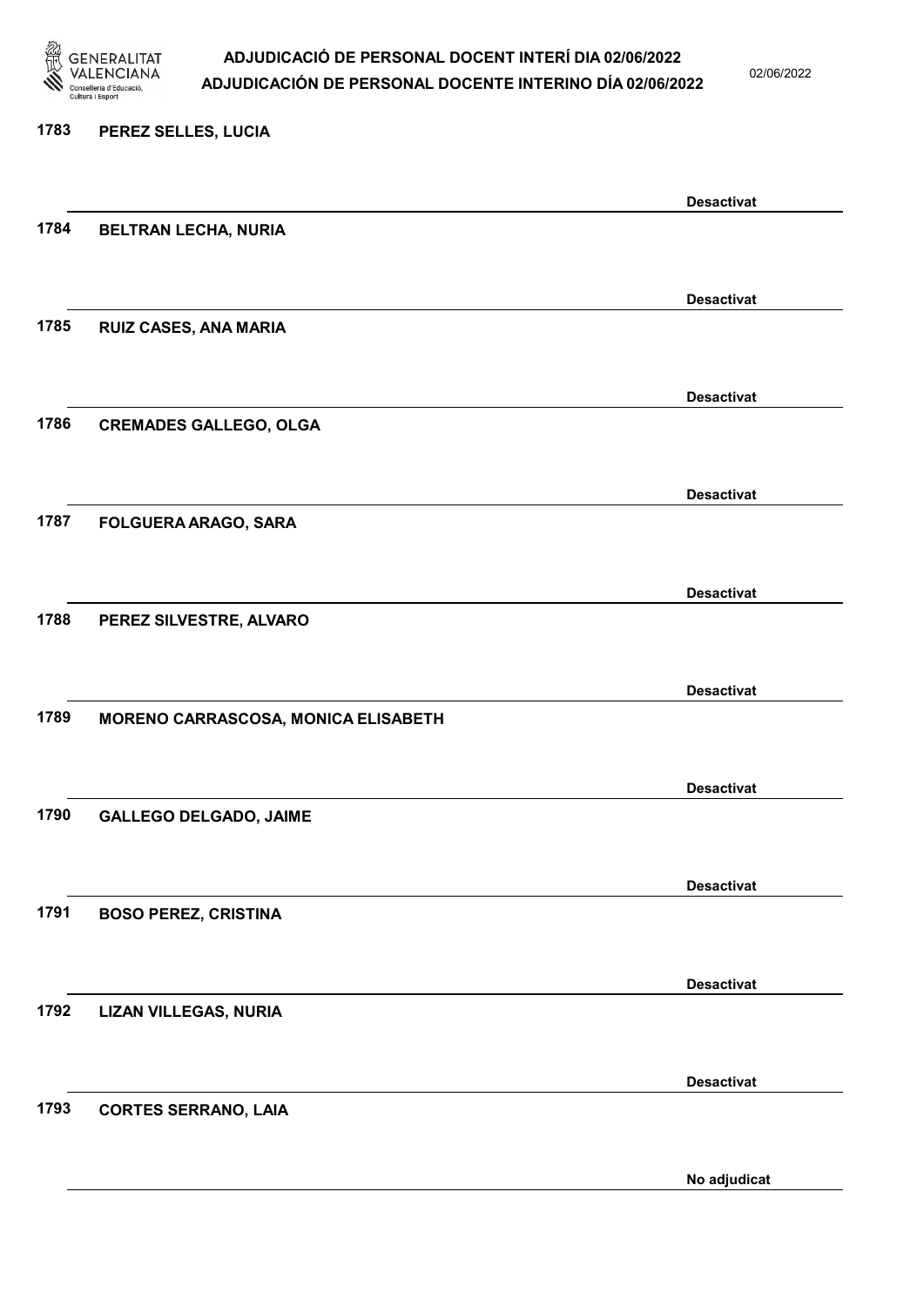1783 PEREZ SELLES, LUCIA

Desactivat

1784 BELTRAN LECHA, NURIA

Desactivat

1785 RUIZ CASES, ANA MARIA

Desactivat

1786 CREMADES GALLEGO, OLGA

Desactivat

1787 FOLGUERA ARAGO, SARA

Desactivat

1788 PEREZ SILVESTRE, ALVARO

Desactivat

1789 MORENO CARRASCOSA, MONICA ELISABETH

Desactivat

1790 GALLEGO DELGADO, JAIME

Desactivat

1791 BOSO PEREZ, CRISTINA

Desactivat

1792 LIZAN VILLEGAS, NURIA

Desactivat

1793 CORTES SERRANO, LAIA

No adjudicat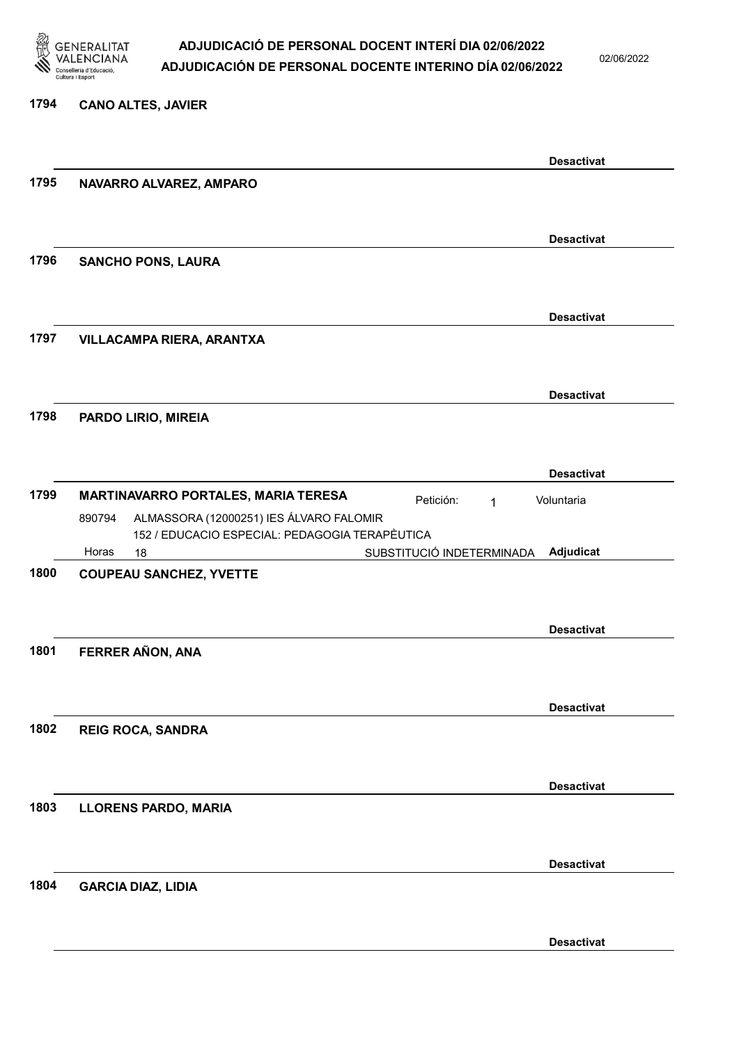1794 **CANO ALTES, JAVIER**

**Desactivat**

1795 **NAVARRO ALVAREZ, AMPARO**

**Desactivat**

1796 **SANCHO PONS, LAURA**

**Desactivat**

1797 **VILLACAMPA RIERA, ARANTXA**

**Desactivat**

1798 **PARDO LIRIO, MIREIA**

**Desactivat**

1799 **MARTINAVARRO PORTALES, MARIA TERESA** Petición: 1 Voluntaria

890794 ALMASSORA (12000251) IES ÁLVARO FALOMIR
152 / EDUCACIO ESPECIAL: PEDAGOGIA TERAPÈUTICA
Horas 18 SUBSTITUCIÓ INDETERMINADA **Adjudicat**

1800 **COUPEAU SANCHEZ, YVETTE**

**Desactivat**

1801 **FERRER AÑON, ANA**

**Desactivat**

1802 **REIG ROCA, SANDRA**

**Desactivat**

1803 **LLORENS PARDO, MARIA**

**Desactivat**

1804 **GARCIA DIAZ, LIDIA**

**Desactivat**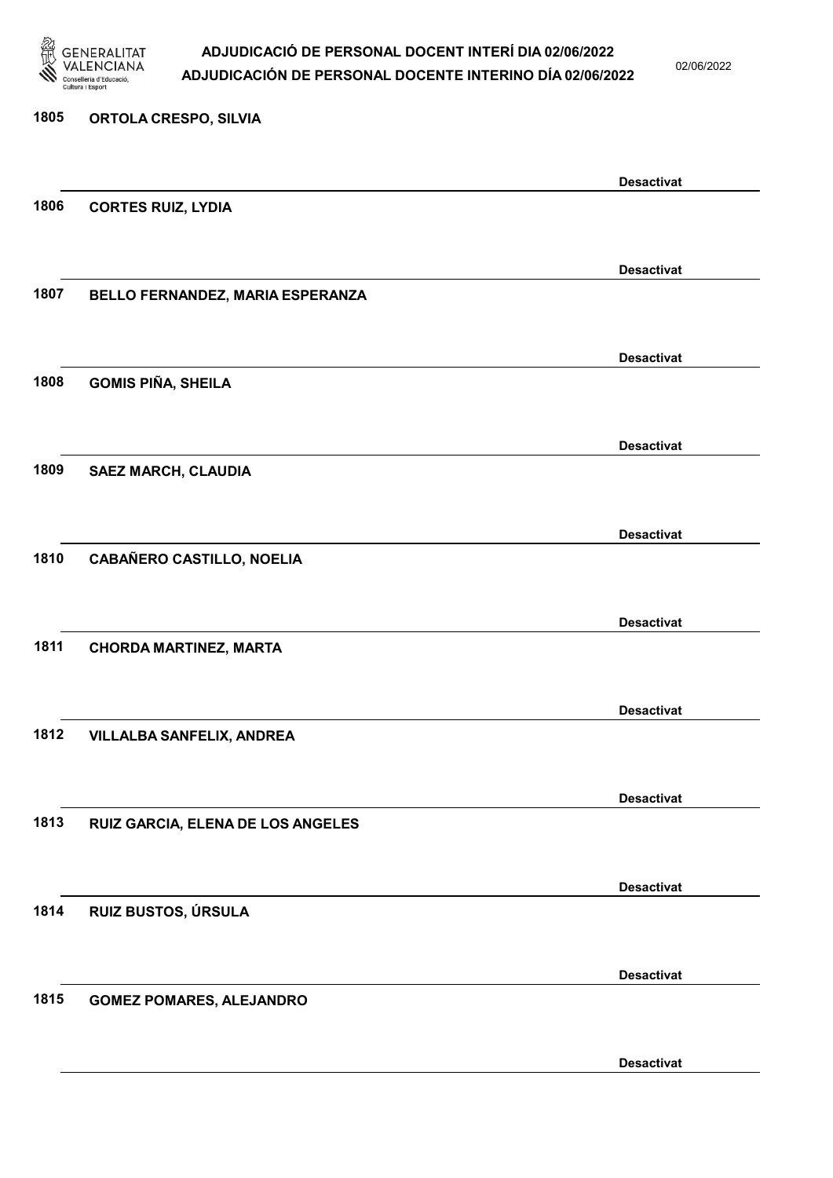1805 ORTOLA CRESPO, SILVIA

Desactivat

1806 CORTES RUIZ, LYDIA

Desactivat

1807 BELLO FERNANDEZ, MARIA ESPERANZA

Desactivat

1808 GOMIS PIÑA, SHEILA

Desactivat

1809 SAEZ MARCH, CLAUDIA

Desactivat

1810 CABAÑERO CASTILLO, NOELIA

Desactivat

1811 CHORDA MARTINEZ, MARTA

Desactivat

1812 VILLALBA SANFELIX, ANDREA

Desactivat

1813 RUIZ GARCIA, ELENA DE LOS ANGELES

Desactivat

1814 RUIZ BUSTOS, ÚRSULA

Desactivat

1815 GOMEZ POMARES, ALEJANDRO

Desactivat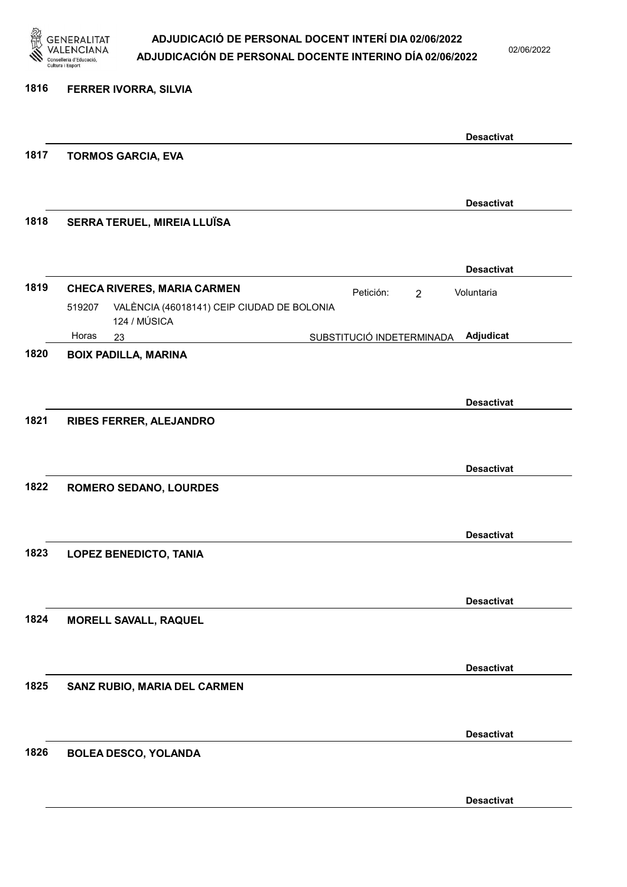**1816 FERRER IVORRA, SILVIA**

Desactivat

**1817 TORMOS GARCIA, EVA**

Desactivat

**1818 SERRA TERUEL, MIREIA LLUÏSA**

Desactivat

**1819 CHECA RIVERES, MARIA CARMEN**

Petición: 2 Voluntaria

519207 VALÈNCIA (46018141) CEIP CIUDAD DE BOLONIA
124 / MÚSICA

Horas 23 SUBSTITUCIÓ INDETERMINADA **Adjudicat**

**1820 BOIX PADILLA, MARINA**

Desactivat

**1821 RIBES FERRER, ALEJANDRO**

Desactivat

**1822 ROMERO SEDANO, LOURDES**

Desactivat

**1823 LOPEZ BENEDICTO, TANIA**

Desactivat

**1824 MORELL SAVALL, RAQUEL**

Desactivat

**1825 SANZ RUBIO, MARIA DEL CARMEN**

Desactivat

**1826 BOLEA DESCO, YOLANDA**

Desactivat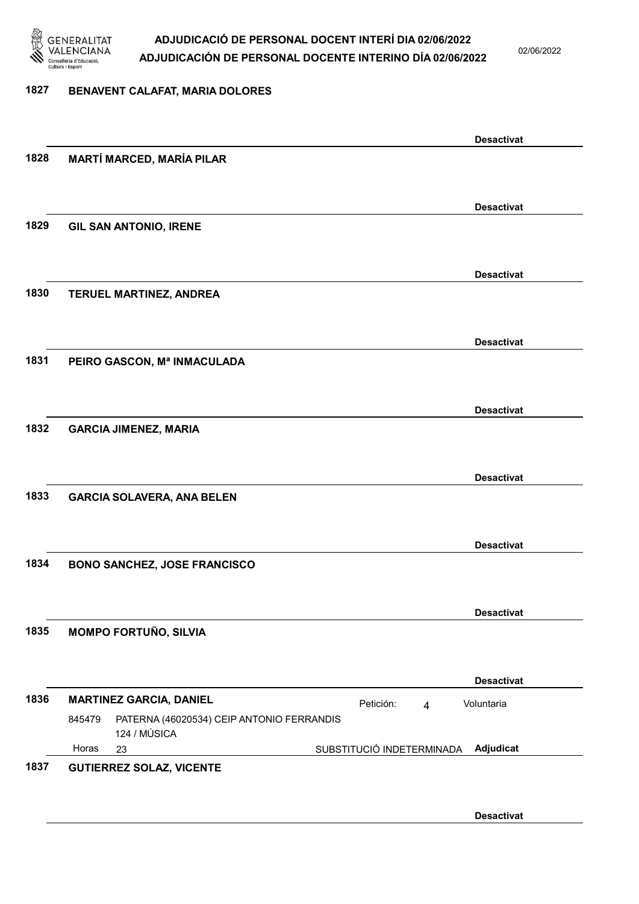1827 **BENAVENT CALAFAT, MARIA DOLORES**

**Desactivat**

1828 **MARTÍ MARCED, MARÍA PILAR**

**Desactivat**

1829 **GIL SAN ANTONIO, IRENE**

**Desactivat**

1830 **TERUEL MARTINEZ, ANDREA**

**Desactivat**

1831 **PEIRO GASCON, Mª INMACULADA**

**Desactivat**

1832 **GARCIA JIMENEZ, MARIA**

**Desactivat**

1833 **GARCIA SOLAVERA, ANA BELEN**

**Desactivat**

1834 **BONO SANCHEZ, JOSE FRANCISCO**

**Desactivat**

1835 **MOMPO FORTUÑO, SILVIA**

**Desactivat**

1836 **MARTINEZ GARCIA, DANIEL** Petición: 4 Voluntaria

845479 PATERNA (46020534) CEIP ANTONIO FERRANDIS
124 / MÚSICA
Horas 23 SUBSTITUCIÓ INDETERMINADA **Adjudicat**

1837 **GUTIERREZ SOLAZ, VICENTE**

**Desactivat**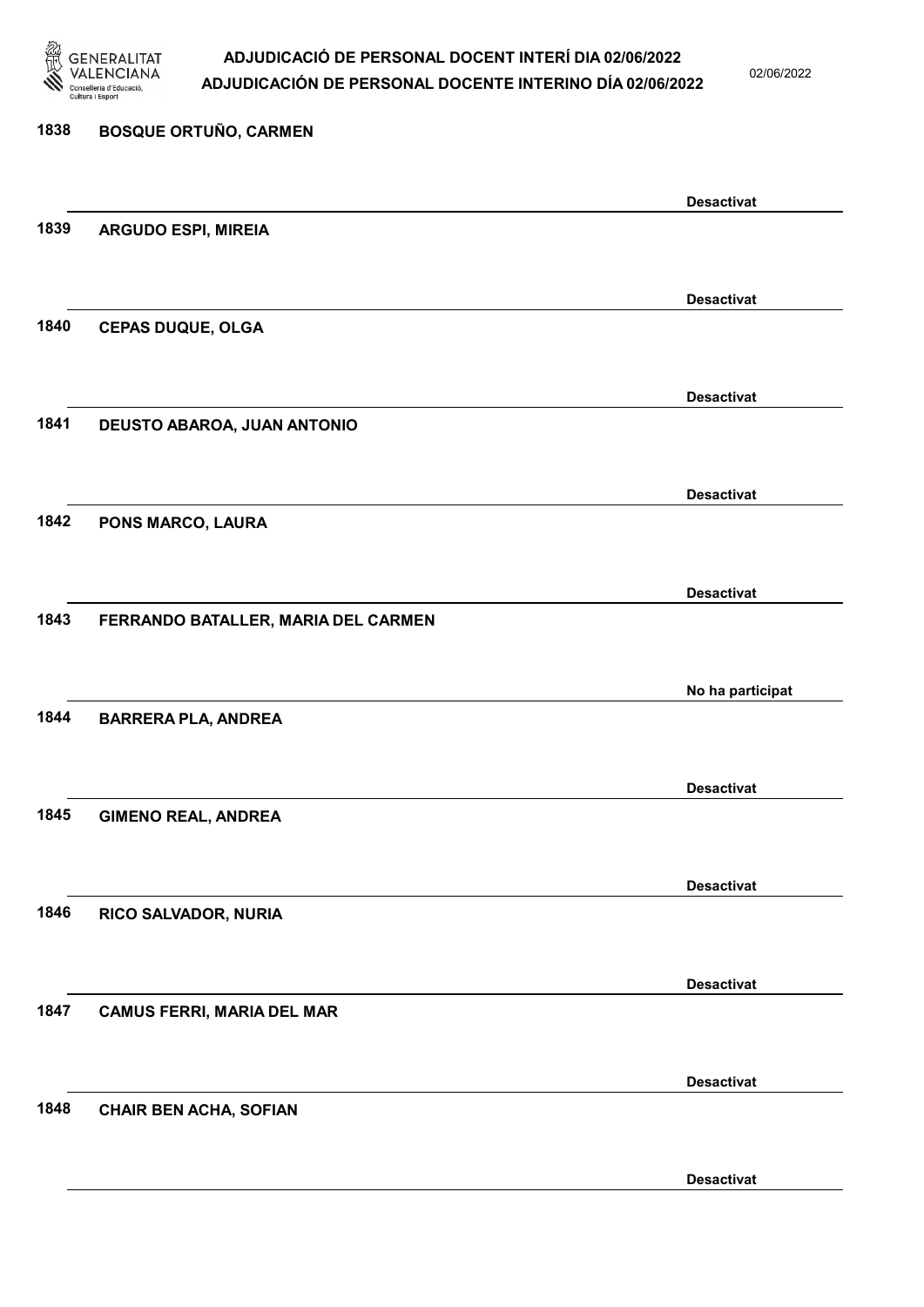| | | |
|---|---|---|
| 1838 | BOSQUE ORTUÑO, CARMEN | Desactivat |
| 1839 | ARGUDO ESPI, MIREIA | Desactivat |
| 1840 | CEPAS DUQUE, OLGA | Desactivat |
| 1841 | DEUSTO ABAROA, JUAN ANTONIO | Desactivat |
| 1842 | PONS MARCO, LAURA | Desactivat |
| 1843 | FERRANDO BATALLER, MARIA DEL CARMEN | No ha participat |
| 1844 | BARRERA PLA, ANDREA | Desactivat |
| 1845 | GIMENO REAL, ANDREA | Desactivat |
| 1846 | RICO SALVADOR, NURIA | Desactivat |
| 1847 | CAMUS FERRI, MARIA DEL MAR | Desactivat |
| 1848 | CHAIR BEN ACHA, SOFIAN | Desactivat |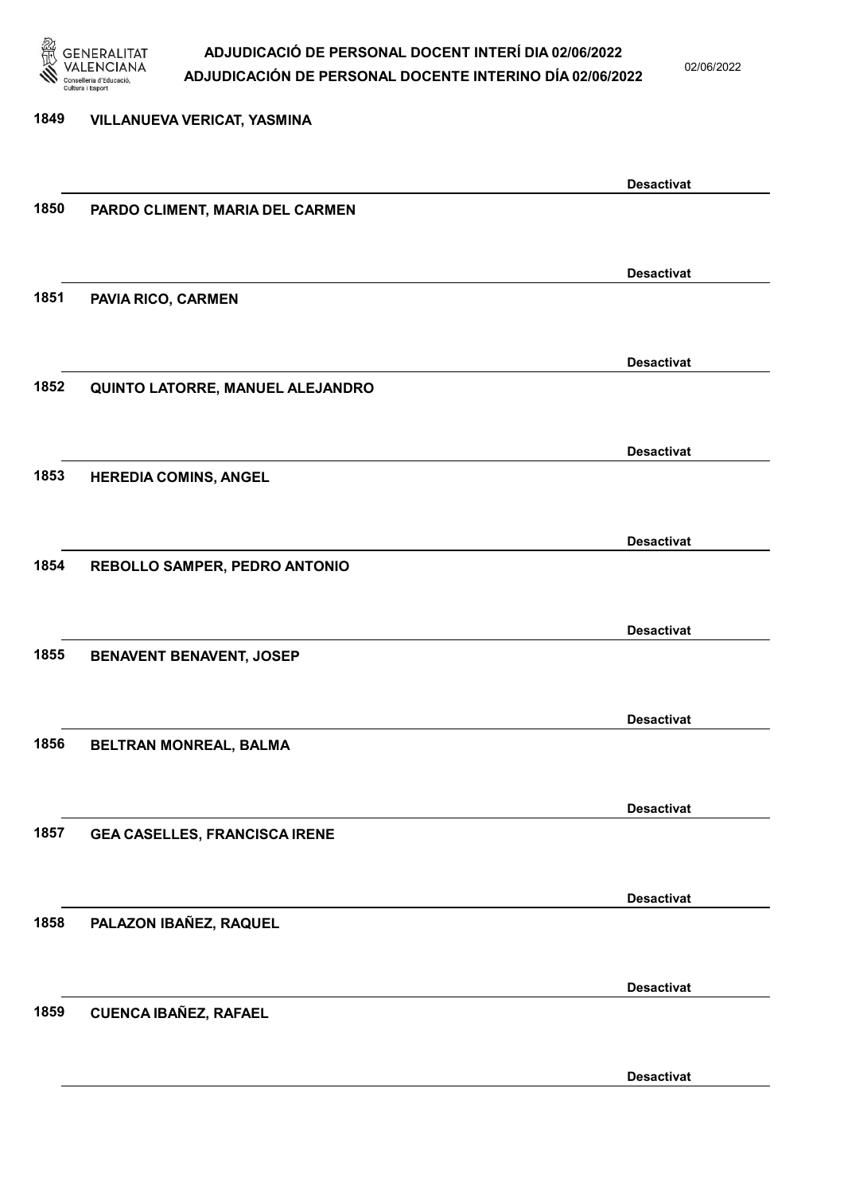1849 VILLANUEVA VERICAT, YASMINA

Desactivat

1850 PARDO CLIMENT, MARIA DEL CARMEN

Desactivat

1851 PAVIA RICO, CARMEN

Desactivat

1852 QUINTO LATORRE, MANUEL ALEJANDRO

Desactivat

1853 HEREDIA COMINS, ANGEL

Desactivat

1854 REBOLLO SAMPER, PEDRO ANTONIO

Desactivat

1855 BENAVENT BENAVENT, JOSEP

Desactivat

1856 BELTRAN MONREAL, BALMA

Desactivat

1857 GEA CASELLES, FRANCISCA IRENE

Desactivat

1858 PALAZON IBAÑEZ, RAQUEL

Desactivat

1859 CUENCA IBAÑEZ, RAFAEL

Desactivat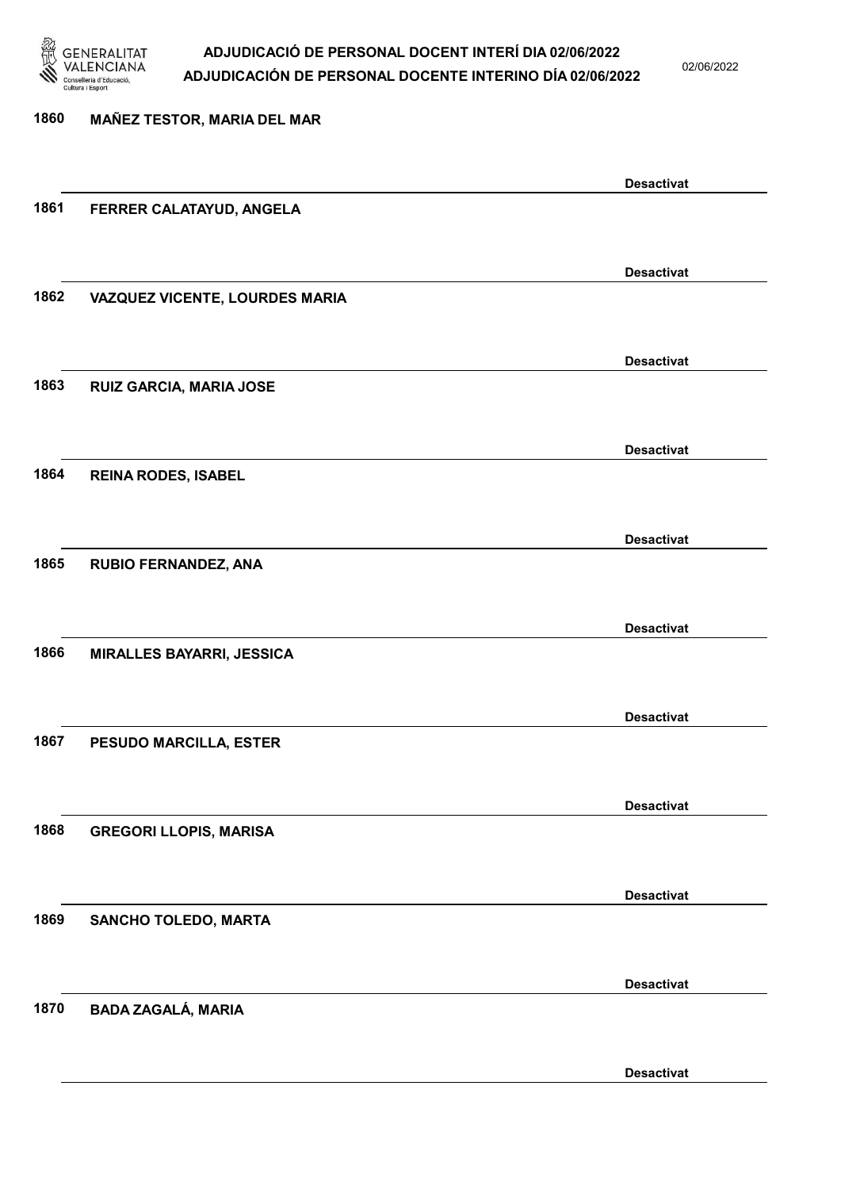1860 MAÑEZ TESTOR, MARIA DEL MAR

Desactivat

1861 FERRER CALATAYUD, ANGELA

Desactivat

1862 VAZQUEZ VICENTE, LOURDES MARIA

Desactivat

1863 RUIZ GARCIA, MARIA JOSE

Desactivat

1864 REINA RODES, ISABEL

Desactivat

1865 RUBIO FERNANDEZ, ANA

Desactivat

1866 MIRALLES BAYARRI, JESSICA

Desactivat

1867 PESUDO MARCILLA, ESTER

Desactivat

1868 GREGORI LLOPIS, MARISA

Desactivat

1869 SANCHO TOLEDO, MARTA

Desactivat

1870 BADA ZAGALÁ, MARIA

Desactivat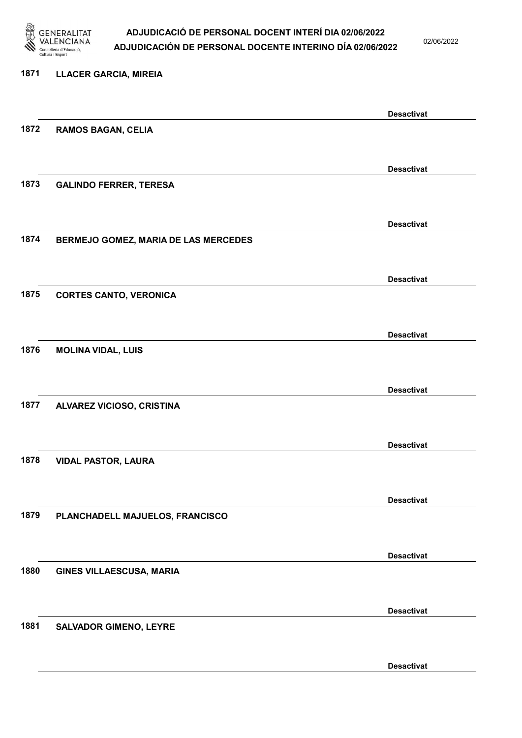1871 LLACER GARCIA, MIREIA

Desactivat

1872 RAMOS BAGAN, CELIA

Desactivat

1873 GALINDO FERRER, TERESA

Desactivat

1874 BERMEJO GOMEZ, MARIA DE LAS MERCEDES

Desactivat

1875 CORTES CANTO, VERONICA

Desactivat

1876 MOLINA VIDAL, LUIS

Desactivat

1877 ALVAREZ VICIOSO, CRISTINA

Desactivat

1878 VIDAL PASTOR, LAURA

Desactivat

1879 PLANCHADELL MAJUELOS, FRANCISCO

Desactivat

1880 GINES VILLAESCUSA, MARIA

Desactivat

1881 SALVADOR GIMENO, LEYRE

Desactivat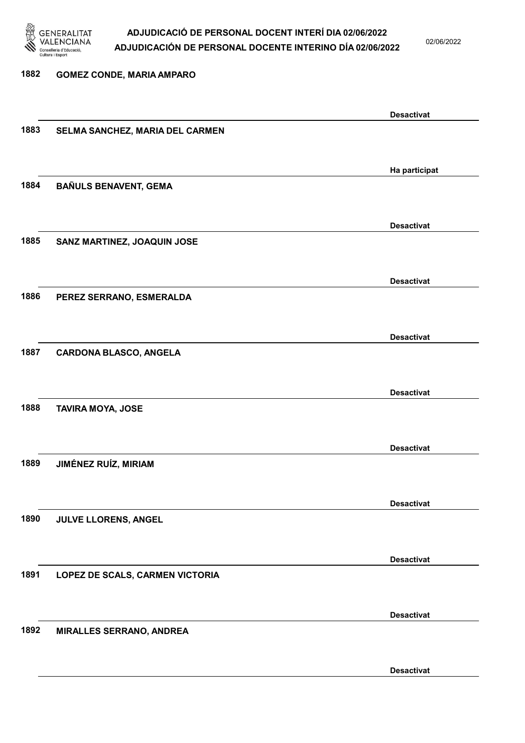1882 GOMEZ CONDE, MARIA AMPARO

Desactivat

1883 SELMA SANCHEZ, MARIA DEL CARMEN

Ha participat

1884 BAÑULS BENAVENT, GEMA

Desactivat

1885 SANZ MARTINEZ, JOAQUIN JOSE

Desactivat

1886 PEREZ SERRANO, ESMERALDA

Desactivat

1887 CARDONA BLASCO, ANGELA

Desactivat

1888 TAVIRA MOYA, JOSE

Desactivat

1889 JIMÉNEZ RUÍZ, MIRIAM

Desactivat

1890 JULVE LLORENS, ANGEL

Desactivat

1891 LOPEZ DE SCALS, CARMEN VICTORIA

Desactivat

1892 MIRALLES SERRANO, ANDREA

Desactivat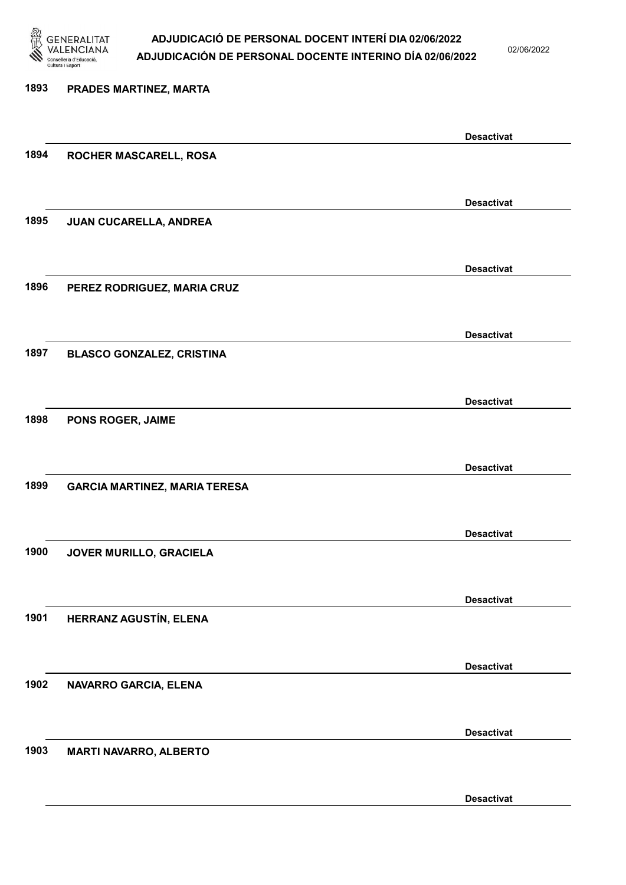1893 PRADES MARTINEZ, MARTA

Desactivat

1894 ROCHER MASCARELL, ROSA

Desactivat

1895 JUAN CUCARELLA, ANDREA

Desactivat

1896 PEREZ RODRIGUEZ, MARIA CRUZ

Desactivat

1897 BLASCO GONZALEZ, CRISTINA

Desactivat

1898 PONS ROGER, JAIME

Desactivat

1899 GARCIA MARTINEZ, MARIA TERESA

Desactivat

1900 JOVER MURILLO, GRACIELA

Desactivat

1901 HERRANZ AGUSTÍN, ELENA

Desactivat

1902 NAVARRO GARCIA, ELENA

Desactivat

1903 MARTI NAVARRO, ALBERTO

Desactivat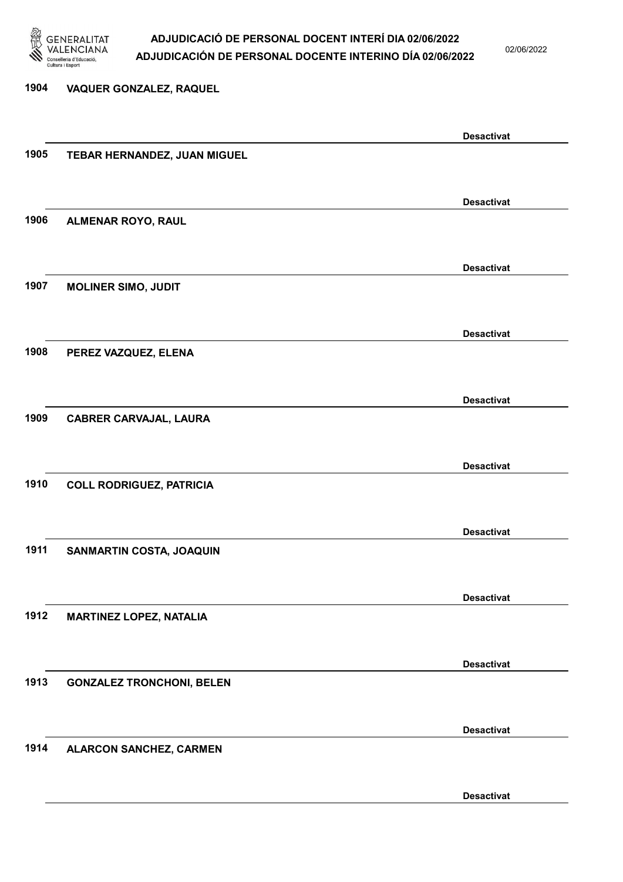1904 VAQUER GONZALEZ, RAQUEL

Desactivat

1905 TEBAR HERNANDEZ, JUAN MIGUEL

Desactivat

1906 ALMENAR ROYO, RAUL

Desactivat

1907 MOLINER SIMO, JUDIT

Desactivat

1908 PEREZ VAZQUEZ, ELENA

Desactivat

1909 CABRER CARVAJAL, LAURA

Desactivat

1910 COLL RODRIGUEZ, PATRICIA

Desactivat

1911 SANMARTIN COSTA, JOAQUIN

Desactivat

1912 MARTINEZ LOPEZ, NATALIA

Desactivat

1913 GONZALEZ TRONCHONI, BELEN

Desactivat

1914 ALARCON SANCHEZ, CARMEN

Desactivat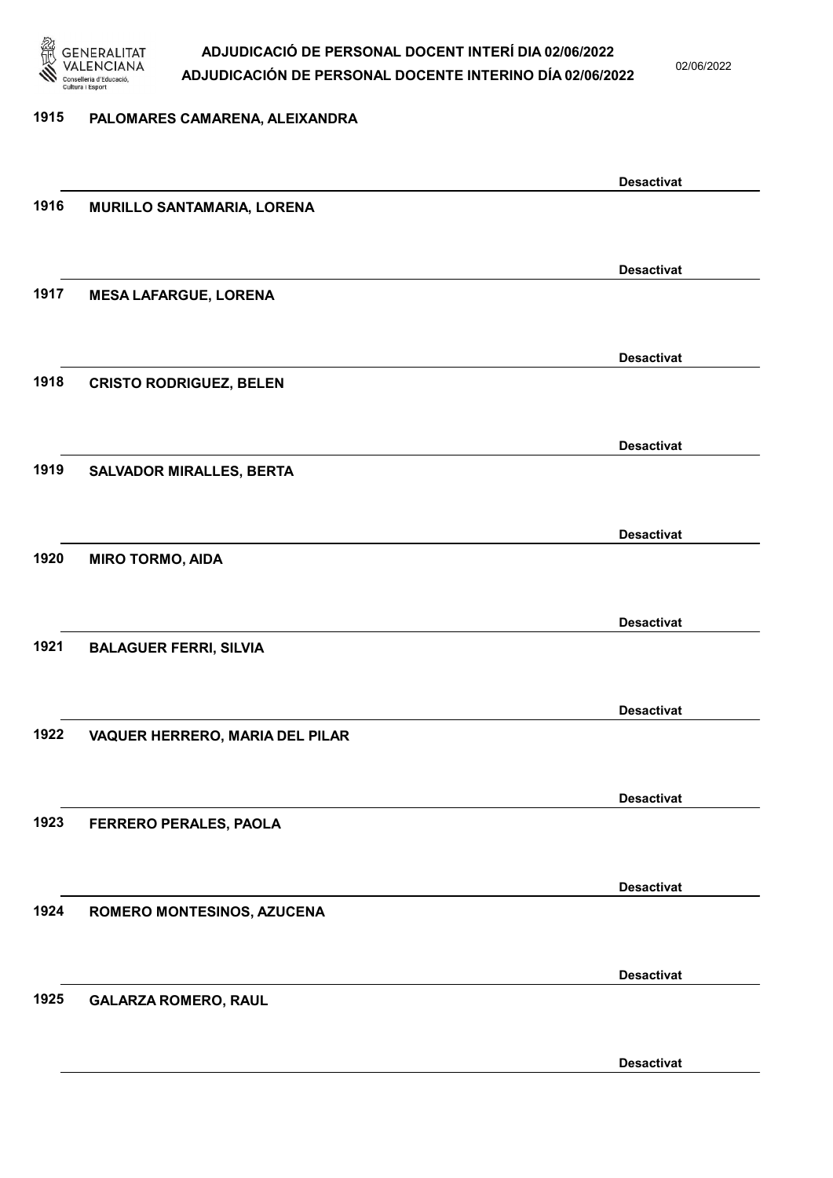1915 **PALOMARES CAMARENA, ALEIXANDRA**

**Desactivat**

1916 **MURILLO SANTAMARIA, LORENA**

**Desactivat**

1917 **MESA LAFARGUE, LORENA**

**Desactivat**

1918 **CRISTO RODRIGUEZ, BELEN**

**Desactivat**

1919 **SALVADOR MIRALLES, BERTA**

**Desactivat**

1920 **MIRO TORMO, AIDA**

**Desactivat**

1921 **BALAGUER FERRI, SILVIA**

**Desactivat**

1922 **VAQUER HERRERO, MARIA DEL PILAR**

**Desactivat**

1923 **FERRERO PERALES, PAOLA**

**Desactivat**

1924 **ROMERO MONTESINOS, AZUCENA**

**Desactivat**

1925 **GALARZA ROMERO, RAUL**

**Desactivat**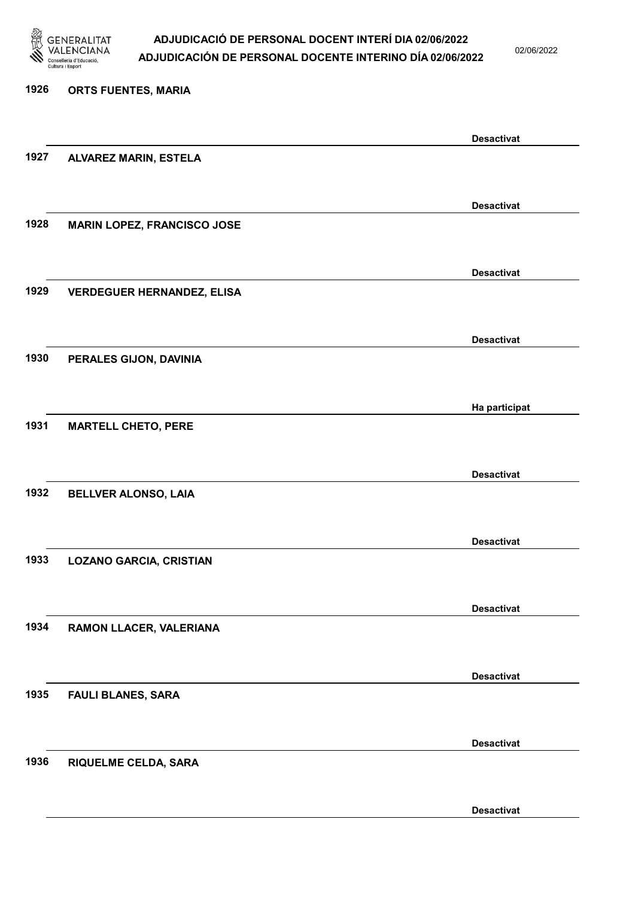1926 ORTS FUENTES, MARIA

Desactivat

1927 ALVAREZ MARIN, ESTELA

Desactivat

1928 MARIN LOPEZ, FRANCISCO JOSE

Desactivat

1929 VERDEGUER HERNANDEZ, ELISA

Desactivat

1930 PERALES GIJON, DAVINIA

Ha participat

1931 MARTELL CHETO, PERE

Desactivat

1932 BELLVER ALONSO, LAIA

Desactivat

1933 LOZANO GARCIA, CRISTIAN

Desactivat

1934 RAMON LLACER, VALERIANA

Desactivat

1935 FAULI BLANES, SARA

Desactivat

1936 RIQUELME CELDA, SARA

Desactivat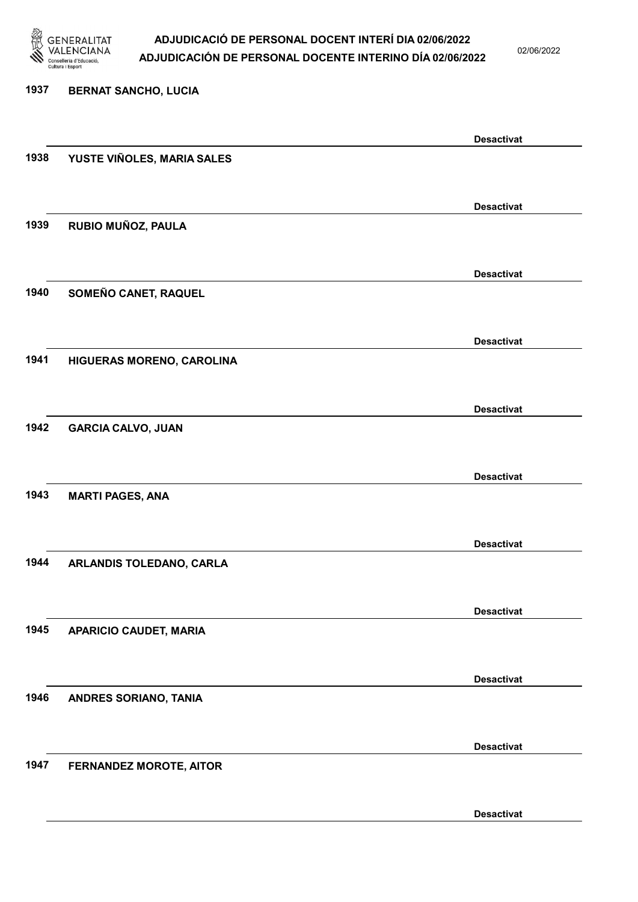1937 BERNAT SANCHO, LUCIA

Desactivat

1938 YUSTE VIÑOLES, MARIA SALES

Desactivat

1939 RUBIO MUÑOZ, PAULA

Desactivat

1940 SOMEÑO CANET, RAQUEL

Desactivat

1941 HIGUERAS MORENO, CAROLINA

Desactivat

1942 GARCIA CALVO, JUAN

Desactivat

1943 MARTI PAGES, ANA

Desactivat

1944 ARLANDIS TOLEDANO, CARLA

Desactivat

1945 APARICIO CAUDET, MARIA

Desactivat

1946 ANDRES SORIANO, TANIA

Desactivat

1947 FERNANDEZ MOROTE, AITOR

Desactivat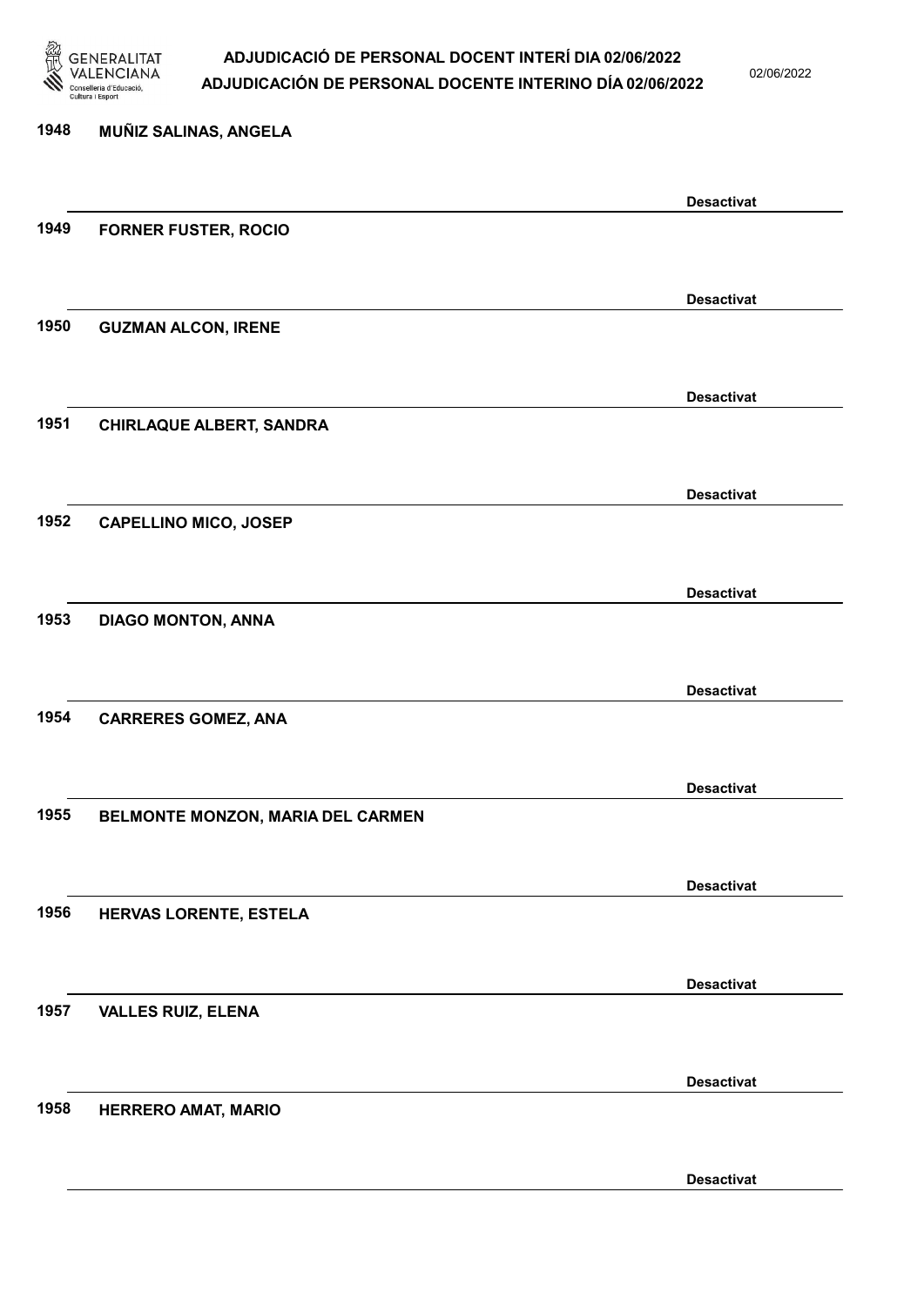1948 MUÑIZ SALINAS, ANGELA

Desactivat

1949 FORNER FUSTER, ROCIO

Desactivat

1950 GUZMAN ALCON, IRENE

Desactivat

1951 CHIRLAQUE ALBERT, SANDRA

Desactivat

1952 CAPELLINO MICO, JOSEP

Desactivat

1953 DIAGO MONTON, ANNA

Desactivat

1954 CARRERES GOMEZ, ANA

Desactivat

1955 BELMONTE MONZON, MARIA DEL CARMEN

Desactivat

1956 HERVAS LORENTE, ESTELA

Desactivat

1957 VALLES RUIZ, ELENA

Desactivat

1958 HERRERO AMAT, MARIO

Desactivat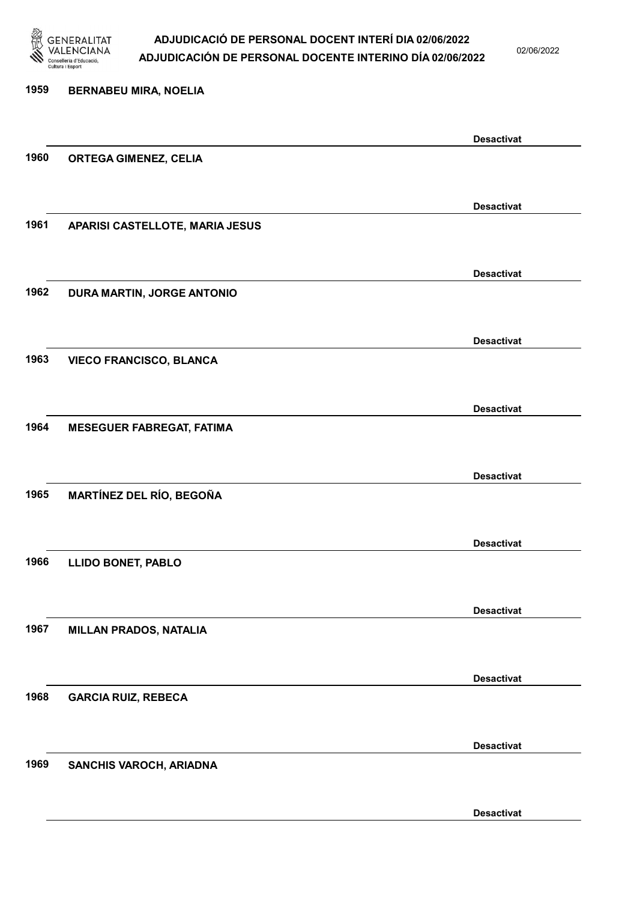| | | |
|---|---|---|
| 1959 | BERNABEU MIRA, NOELIA | Desactivat |
| 1960 | ORTEGA GIMENEZ, CELIA | Desactivat |
| 1961 | APARISI CASTELLOTE, MARIA JESUS | Desactivat |
| 1962 | DURA MARTIN, JORGE ANTONIO | Desactivat |
| 1963 | VIECO FRANCISCO, BLANCA | Desactivat |
| 1964 | MESEGUER FABREGAT, FATIMA | Desactivat |
| 1965 | MARTÍNEZ DEL RÍO, BEGOÑA | Desactivat |
| 1966 | LLIDO BONET, PABLO | Desactivat |
| 1967 | MILLAN PRADOS, NATALIA | Desactivat |
| 1968 | GARCIA RUIZ, REBECA | Desactivat |
| 1969 | SANCHIS VAROCH, ARIADNA | Desactivat |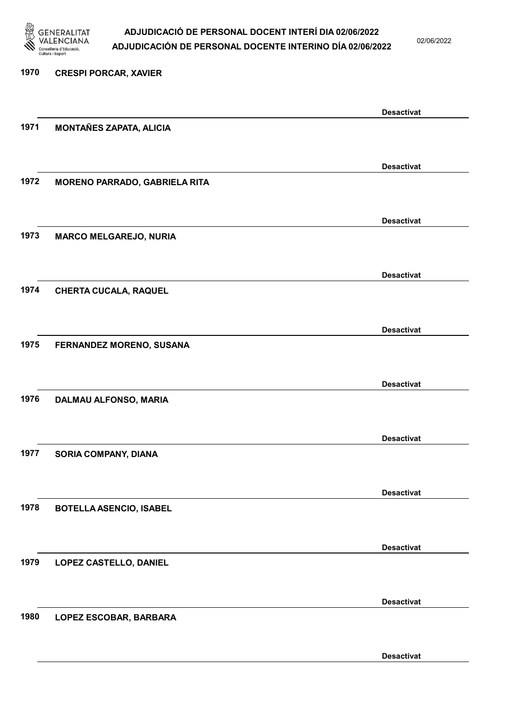1970 CRESPI PORCAR, XAVIER

Desactivat

1971 MONTAÑES ZAPATA, ALICIA

Desactivat

1972 MORENO PARRADO, GABRIELA RITA

Desactivat

1973 MARCO MELGAREJO, NURIA

Desactivat

1974 CHERTA CUCALA, RAQUEL

Desactivat

1975 FERNANDEZ MORENO, SUSANA

Desactivat

1976 DALMAU ALFONSO, MARIA

Desactivat

1977 SORIA COMPANY, DIANA

Desactivat

1978 BOTELLA ASENCIO, ISABEL

Desactivat

1979 LOPEZ CASTELLO, DANIEL

Desactivat

1980 LOPEZ ESCOBAR, BARBARA

Desactivat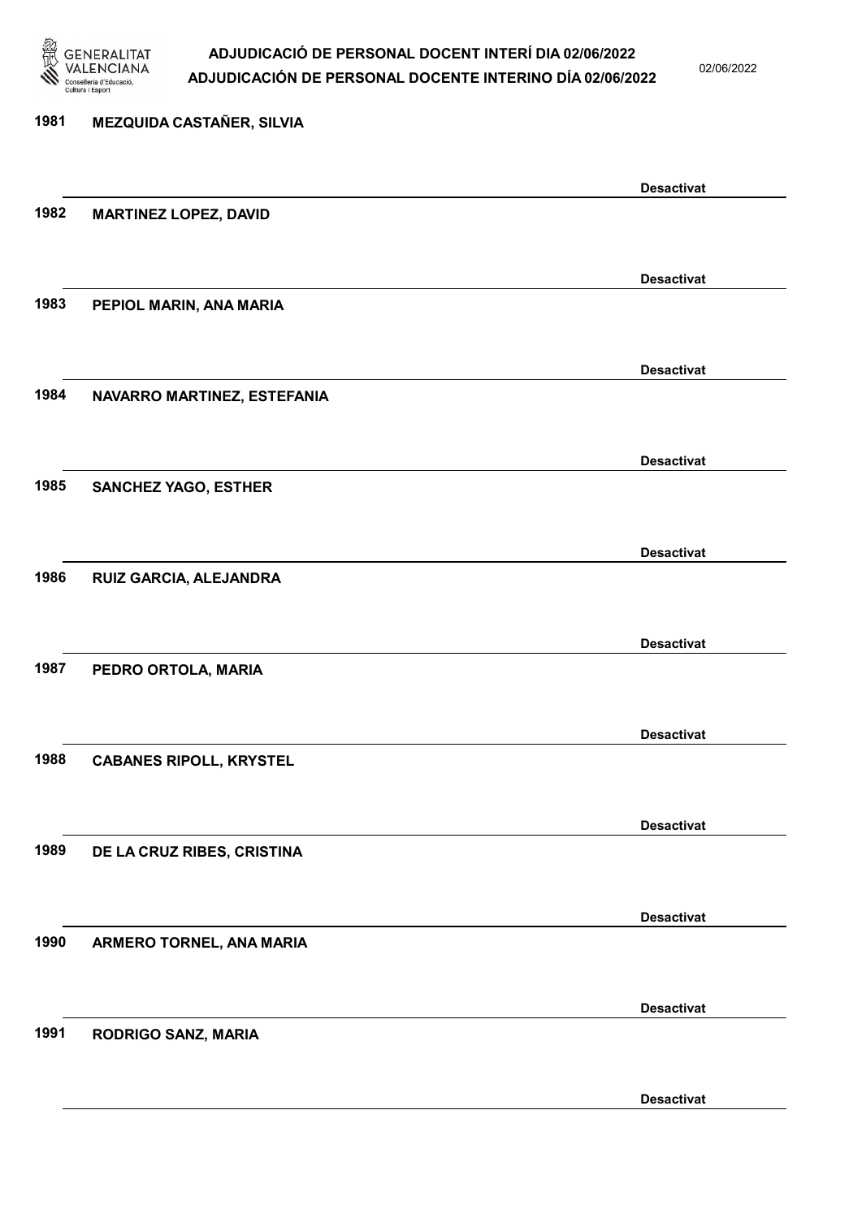1981 **MEZQUIDA CASTAÑER, SILVIA**

**Desactivat**

1982 **MARTINEZ LOPEZ, DAVID**

**Desactivat**

1983 **PEPIOL MARIN, ANA MARIA**

**Desactivat**

1984 **NAVARRO MARTINEZ, ESTEFANIA**

**Desactivat**

1985 **SANCHEZ YAGO, ESTHER**

**Desactivat**

1986 **RUIZ GARCIA, ALEJANDRA**

**Desactivat**

1987 **PEDRO ORTOLA, MARIA**

**Desactivat**

1988 **CABANES RIPOLL, KRYSTEL**

**Desactivat**

1989 **DE LA CRUZ RIBES, CRISTINA**

**Desactivat**

1990 **ARMERO TORNEL, ANA MARIA**

**Desactivat**

1991 **RODRIGO SANZ, MARIA**

**Desactivat**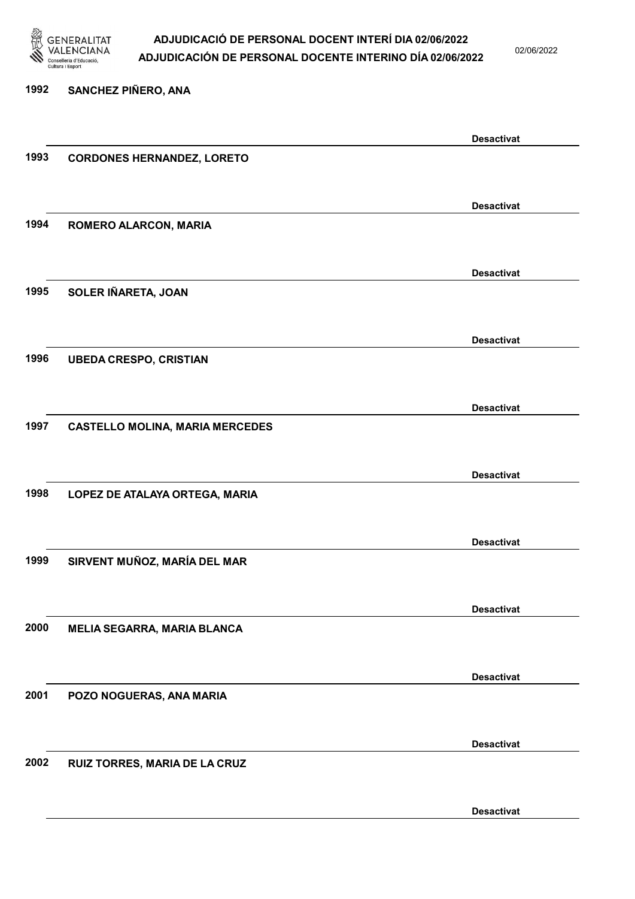1992 SANCHEZ PIÑERO, ANA

Desactivat

1993 CORDONES HERNANDEZ, LORETO

Desactivat

1994 ROMERO ALARCON, MARIA

Desactivat

1995 SOLER IÑARETA, JOAN

Desactivat

1996 UBEDA CRESPO, CRISTIAN

Desactivat

1997 CASTELLO MOLINA, MARIA MERCEDES

Desactivat

1998 LOPEZ DE ATALAYA ORTEGA, MARIA

Desactivat

1999 SIRVENT MUÑOZ, MARÍA DEL MAR

Desactivat

2000 MELIA SEGARRA, MARIA BLANCA

Desactivat

2001 POZO NOGUERAS, ANA MARIA

Desactivat

2002 RUIZ TORRES, MARIA DE LA CRUZ

Desactivat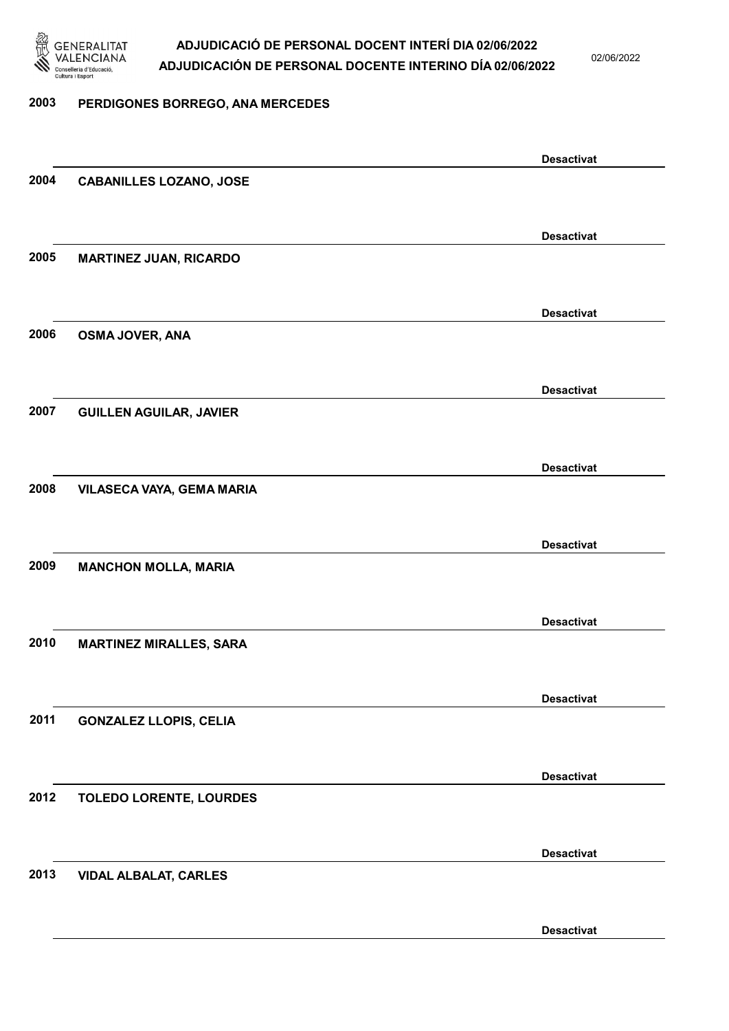2003 **PERDIGONES BORREGO, ANA MERCEDES**

**Desactivat**

2004 **CABANILLES LOZANO, JOSE**

**Desactivat**

2005 **MARTINEZ JUAN, RICARDO**

**Desactivat**

2006 **OSMA JOVER, ANA**

**Desactivat**

2007 **GUILLEN AGUILAR, JAVIER**

**Desactivat**

2008 **VILASECA VAYA, GEMA MARIA**

**Desactivat**

2009 **MANCHON MOLLA, MARIA**

**Desactivat**

2010 **MARTINEZ MIRALLES, SARA**

**Desactivat**

2011 **GONZALEZ LLOPIS, CELIA**

**Desactivat**

2012 **TOLEDO LORENTE, LOURDES**

**Desactivat**

2013 **VIDAL ALBALAT, CARLES**

**Desactivat**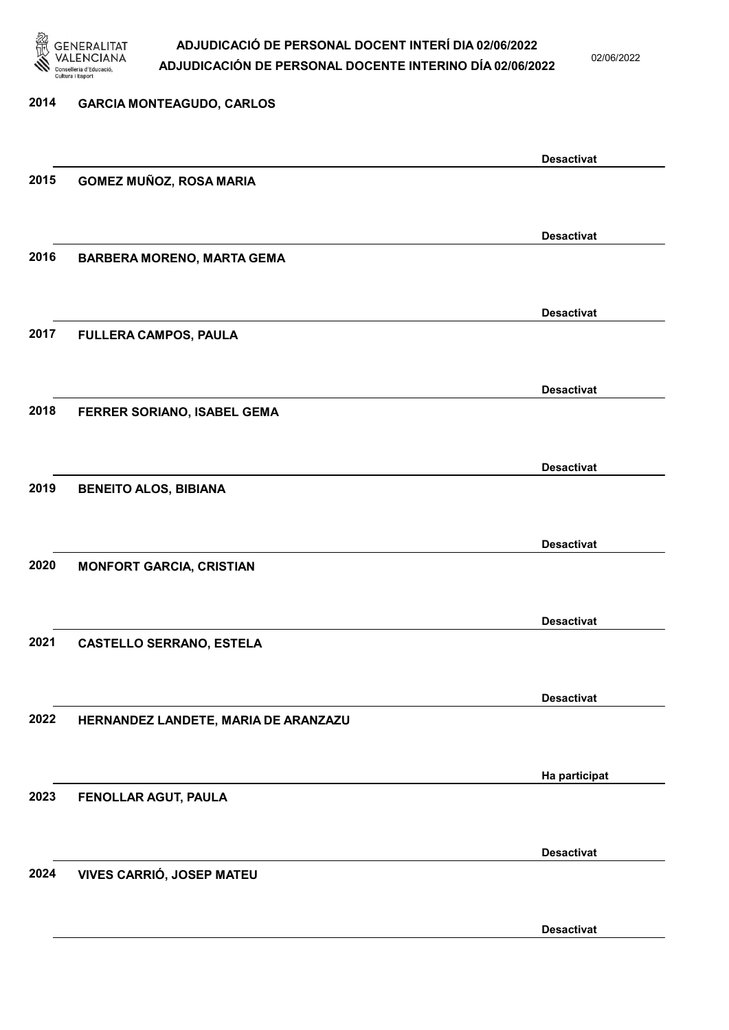| Núm. | Nom | Estat |
| --- | --- | --- |
| 2014 | GARCIA MONTEAGUDO, CARLOS | Desactivat |
| 2015 | GOMEZ MUÑOZ, ROSA MARIA | Desactivat |
| 2016 | BARBERA MORENO, MARTA GEMA | Desactivat |
| 2017 | FULLERA CAMPOS, PAULA | Desactivat |
| 2018 | FERRER SORIANO, ISABEL GEMA | Desactivat |
| 2019 | BENEITO ALOS, BIBIANA | Desactivat |
| 2020 | MONFORT GARCIA, CRISTIAN | Desactivat |
| 2021 | CASTELLO SERRANO, ESTELA | Desactivat |
| 2022 | HERNANDEZ LANDETE, MARIA DE ARANZAZU | Ha participat |
| 2023 | FENOLLAR AGUT, PAULA | Desactivat |
| 2024 | VIVES CARRIÓ, JOSEP MATEU | Desactivat |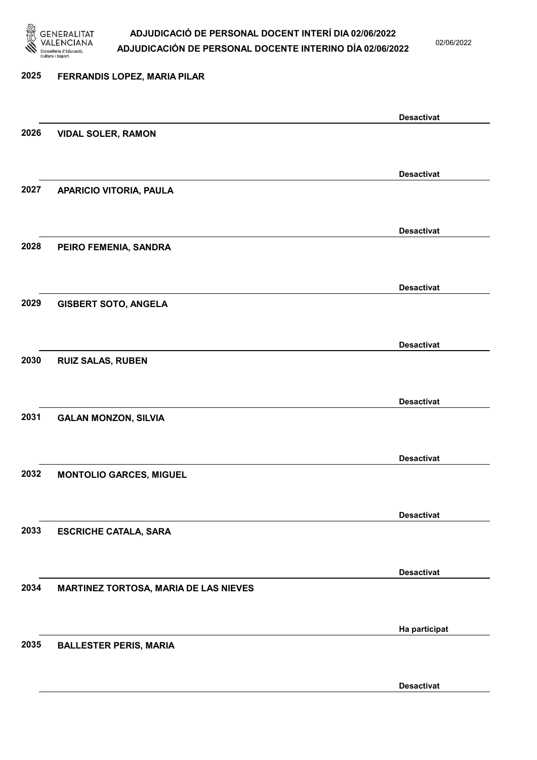2025 **FERRANDIS LOPEZ, MARIA PILAR**

**Desactivat**

2026 **VIDAL SOLER, RAMON**

**Desactivat**

2027 **APARICIO VITORIA, PAULA**

**Desactivat**

2028 **PEIRO FEMENIA, SANDRA**

**Desactivat**

2029 **GISBERT SOTO, ANGELA**

**Desactivat**

2030 **RUIZ SALAS, RUBEN**

**Desactivat**

2031 **GALAN MONZON, SILVIA**

**Desactivat**

2032 **MONTOLIO GARCES, MIGUEL**

**Desactivat**

2033 **ESCRICHE CATALA, SARA**

**Desactivat**

2034 **MARTINEZ TORTOSA, MARIA DE LAS NIEVES**

**Ha participat**

2035 **BALLESTER PERIS, MARIA**

**Desactivat**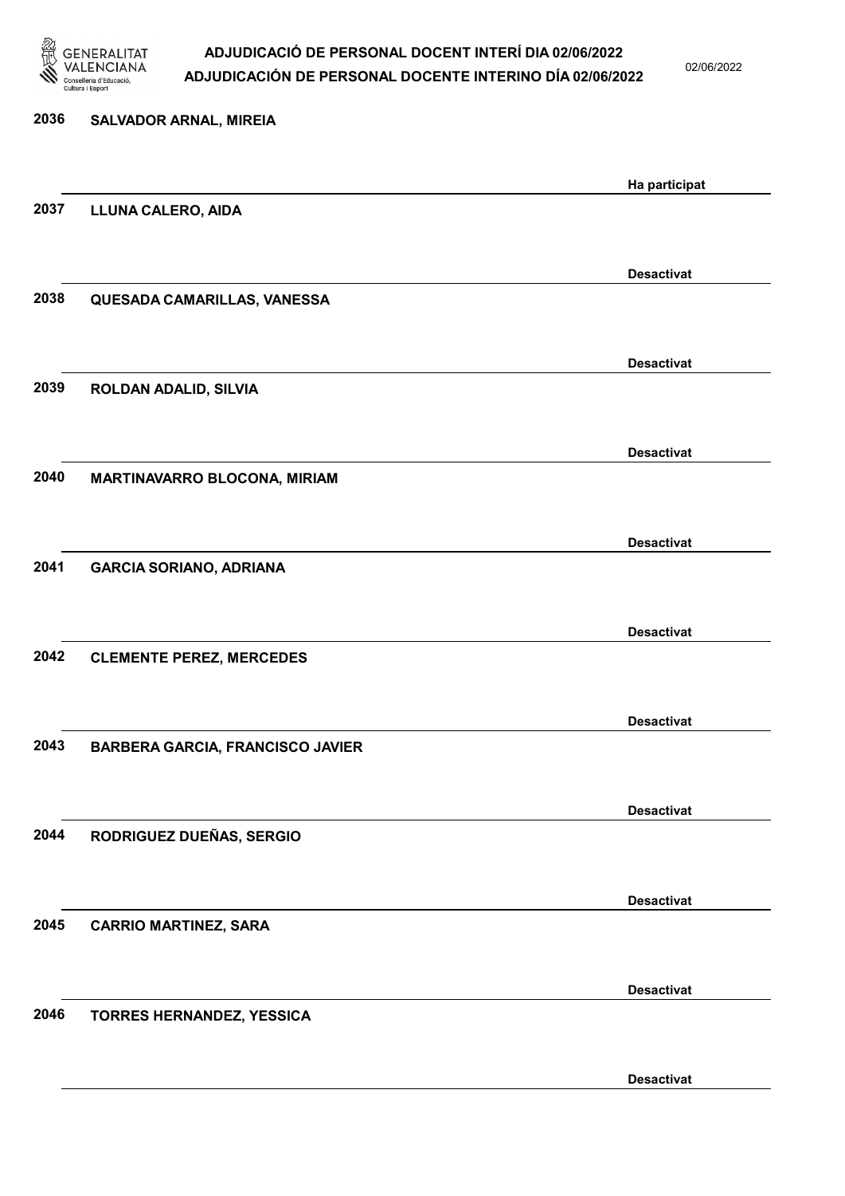| | | |
|---|---|---|
| 2036 | SALVADOR ARNAL, MIREIA | Ha participat |
| 2037 | LLUNA CALERO, AIDA | Desactivat |
| 2038 | QUESADA CAMARILLAS, VANESSA | Desactivat |
| 2039 | ROLDAN ADALID, SILVIA | Desactivat |
| 2040 | MARTINAVARRO BLOCONA, MIRIAM | Desactivat |
| 2041 | GARCIA SORIANO, ADRIANA | Desactivat |
| 2042 | CLEMENTE PEREZ, MERCEDES | Desactivat |
| 2043 | BARBERA GARCIA, FRANCISCO JAVIER | Desactivat |
| 2044 | RODRIGUEZ DUEÑAS, SERGIO | Desactivat |
| 2045 | CARRIO MARTINEZ, SARA | Desactivat |
| 2046 | TORRES HERNANDEZ, YESSICA | Desactivat |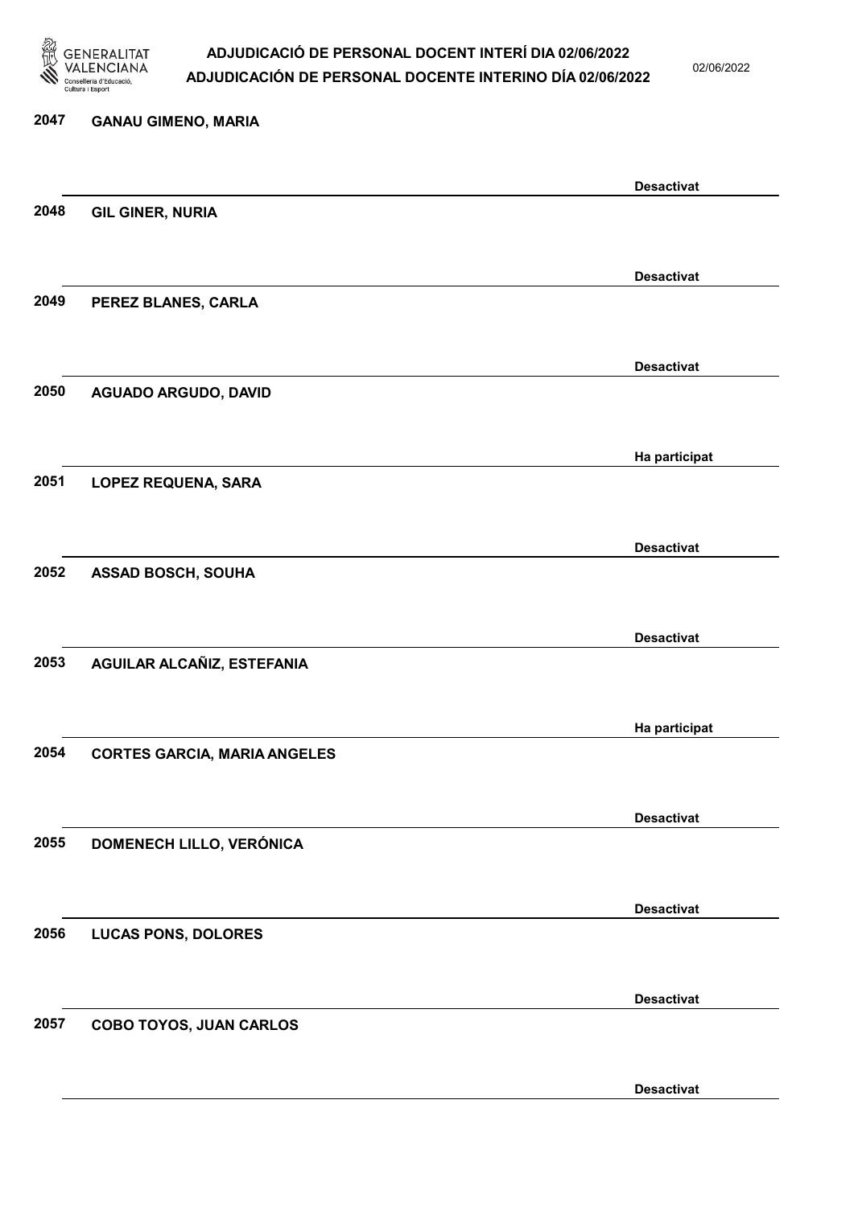2047 **GANAU GIMENO, MARIA**

**Desactivat**

2048 **GIL GINER, NURIA**

**Desactivat**

2049 **PEREZ BLANES, CARLA**

**Desactivat**

2050 **AGUADO ARGUDO, DAVID**

**Ha participat**

2051 **LOPEZ REQUENA, SARA**

**Desactivat**

2052 **ASSAD BOSCH, SOUHA**

**Desactivat**

2053 **AGUILAR ALCAÑIZ, ESTEFANIA**

**Ha participat**

2054 **CORTES GARCIA, MARIA ANGELES**

**Desactivat**

2055 **DOMENECH LILLO, VERÓNICA**

**Desactivat**

2056 **LUCAS PONS, DOLORES**

**Desactivat**

2057 **COBO TOYOS, JUAN CARLOS**

**Desactivat**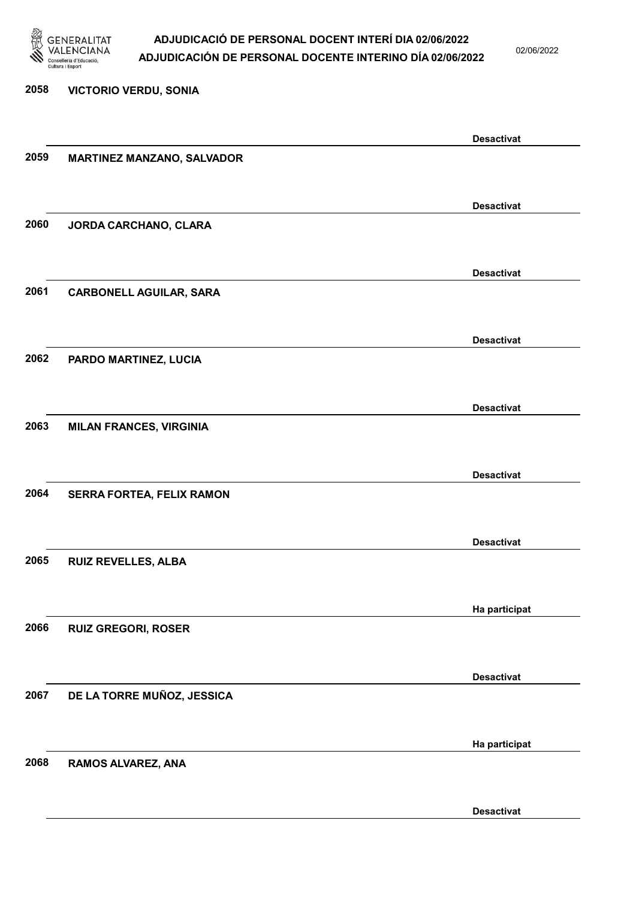2058 VICTORIO VERDU, SONIA

Desactivat

2059 MARTINEZ MANZANO, SALVADOR

Desactivat

2060 JORDA CARCHANO, CLARA

Desactivat

2061 CARBONELL AGUILAR, SARA

Desactivat

2062 PARDO MARTINEZ, LUCIA

Desactivat

2063 MILAN FRANCES, VIRGINIA

Desactivat

2064 SERRA FORTEA, FELIX RAMON

Desactivat

2065 RUIZ REVELLES, ALBA

Ha participat

2066 RUIZ GREGORI, ROSER

Desactivat

2067 DE LA TORRE MUÑOZ, JESSICA

Ha participat

2068 RAMOS ALVAREZ, ANA

Desactivat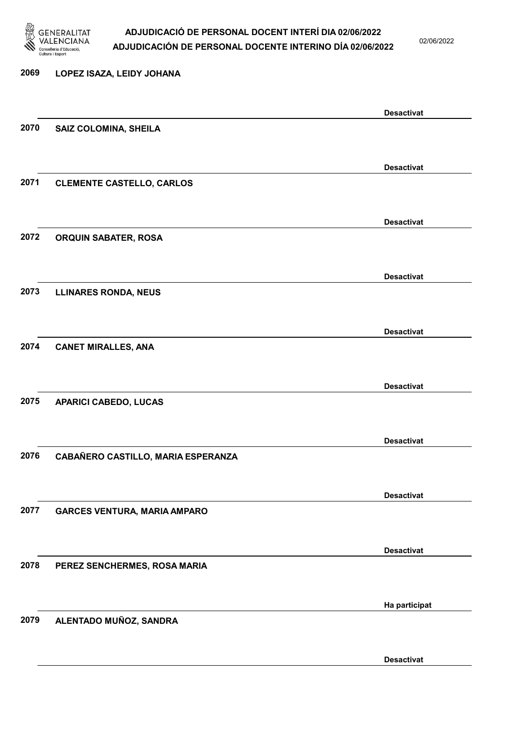2069 LOPEZ ISAZA, LEIDY JOHANA

Desactivat

2070 SAIZ COLOMINA, SHEILA

Desactivat

2071 CLEMENTE CASTELLO, CARLOS

Desactivat

2072 ORQUIN SABATER, ROSA

Desactivat

2073 LLINARES RONDA, NEUS

Desactivat

2074 CANET MIRALLES, ANA

Desactivat

2075 APARICI CABEDO, LUCAS

Desactivat

2076 CABAÑERO CASTILLO, MARIA ESPERANZA

Desactivat

2077 GARCES VENTURA, MARIA AMPARO

Desactivat

2078 PEREZ SENCHERMES, ROSA MARIA

Ha participat

2079 ALENTADO MUÑOZ, SANDRA

Desactivat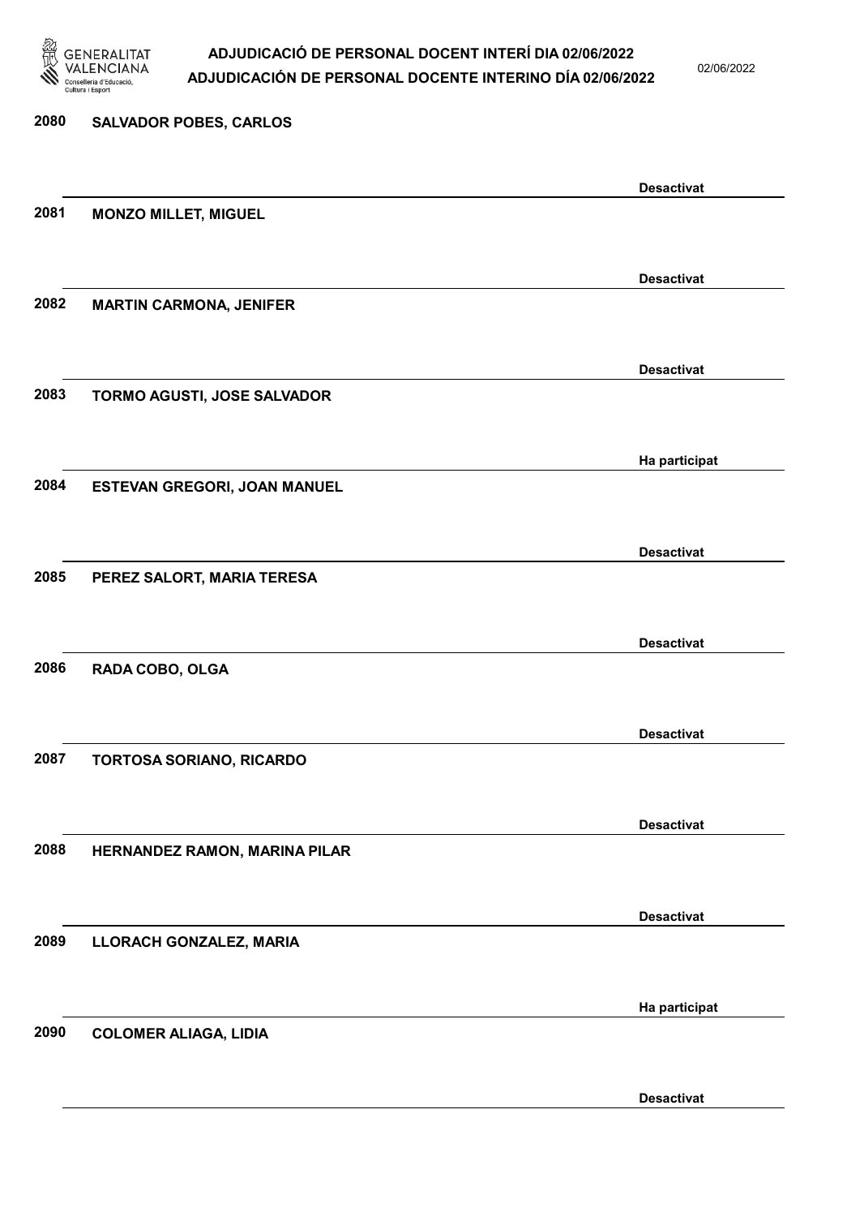| Núm. | Nom | Estat |
| --- | --- | --- |
| 2080 | SALVADOR POBES, CARLOS | Desactivat |
| 2081 | MONZO MILLET, MIGUEL | Desactivat |
| 2082 | MARTIN CARMONA, JENIFER | Desactivat |
| 2083 | TORMO AGUSTI, JOSE SALVADOR | Ha participat |
| 2084 | ESTEVAN GREGORI, JOAN MANUEL | Desactivat |
| 2085 | PEREZ SALORT, MARIA TERESA | Desactivat |
| 2086 | RADA COBO, OLGA | Desactivat |
| 2087 | TORTOSA SORIANO, RICARDO | Desactivat |
| 2088 | HERNANDEZ RAMON, MARINA PILAR | Desactivat |
| 2089 | LLORACH GONZALEZ, MARIA | Ha participat |
| 2090 | COLOMER ALIAGA, LIDIA | Desactivat |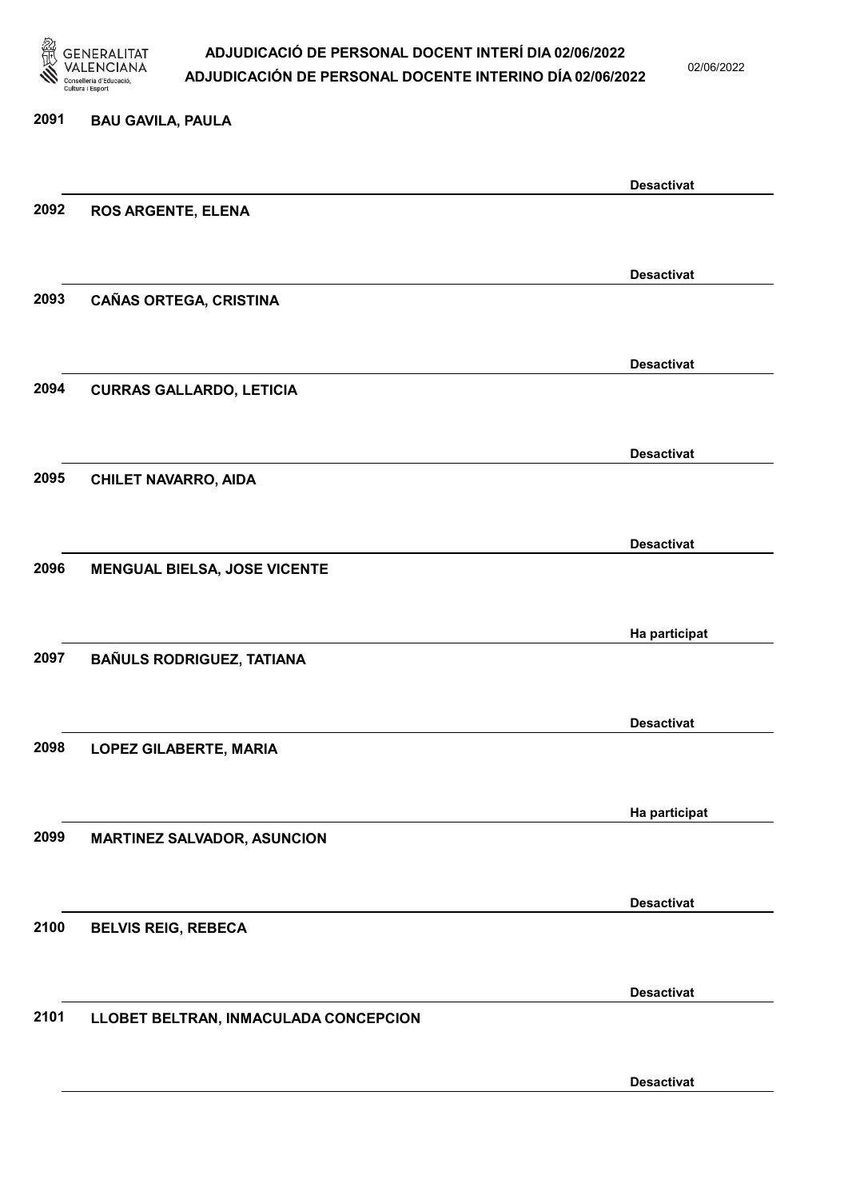2091 BAU GAVILA, PAULA

Desactivat

2092 ROS ARGENTE, ELENA

Desactivat

2093 CAÑAS ORTEGA, CRISTINA

Desactivat

2094 CURRAS GALLARDO, LETICIA

Desactivat

2095 CHILET NAVARRO, AIDA

Desactivat

2096 MENGUAL BIELSA, JOSE VICENTE

Ha participat

2097 BAÑULS RODRIGUEZ, TATIANA

Desactivat

2098 LOPEZ GILABERTE, MARIA

Ha participat

2099 MARTINEZ SALVADOR, ASUNCION

Desactivat

2100 BELVIS REIG, REBECA

Desactivat

2101 LLOBET BELTRAN, INMACULADA CONCEPCION

Desactivat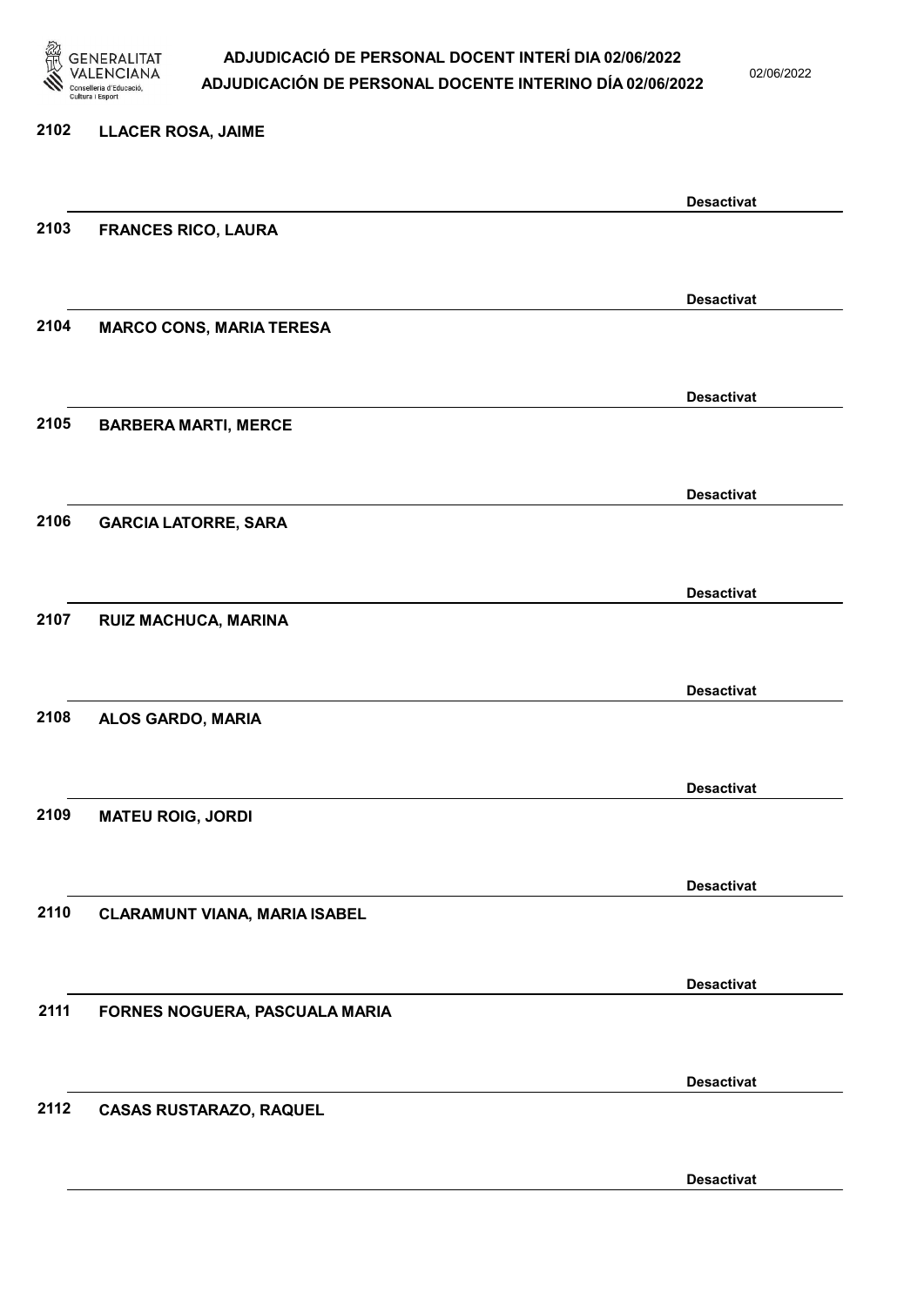2102 LLACER ROSA, JAIME

Desactivat

2103 FRANCES RICO, LAURA

Desactivat

2104 MARCO CONS, MARIA TERESA

Desactivat

2105 BARBERA MARTI, MERCE

Desactivat

2106 GARCIA LATORRE, SARA

Desactivat

2107 RUIZ MACHUCA, MARINA

Desactivat

2108 ALOS GARDO, MARIA

Desactivat

2109 MATEU ROIG, JORDI

Desactivat

2110 CLARAMUNT VIANA, MARIA ISABEL

Desactivat

2111 FORNES NOGUERA, PASCUALA MARIA

Desactivat

2112 CASAS RUSTARAZO, RAQUEL

Desactivat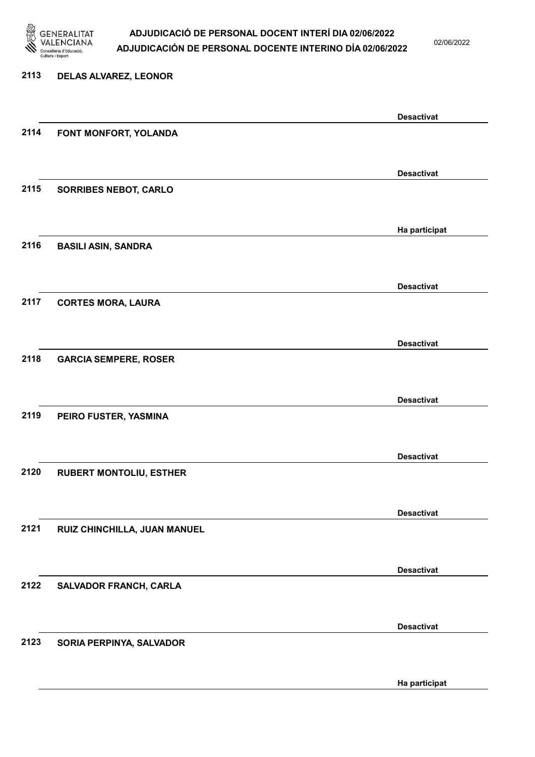2113 DELAS ALVAREZ, LEONOR

Desactivat

2114 FONT MONFORT, YOLANDA

Desactivat

2115 SORRIBES NEBOT, CARLO

Ha participat

2116 BASILI ASIN, SANDRA

Desactivat

2117 CORTES MORA, LAURA

Desactivat

2118 GARCIA SEMPERE, ROSER

Desactivat

2119 PEIRO FUSTER, YASMINA

Desactivat

2120 RUBERT MONTOLIU, ESTHER

Desactivat

2121 RUIZ CHINCHILLA, JUAN MANUEL

Desactivat

2122 SALVADOR FRANCH, CARLA

Desactivat

2123 SORIA PERPINYA, SALVADOR

Ha participat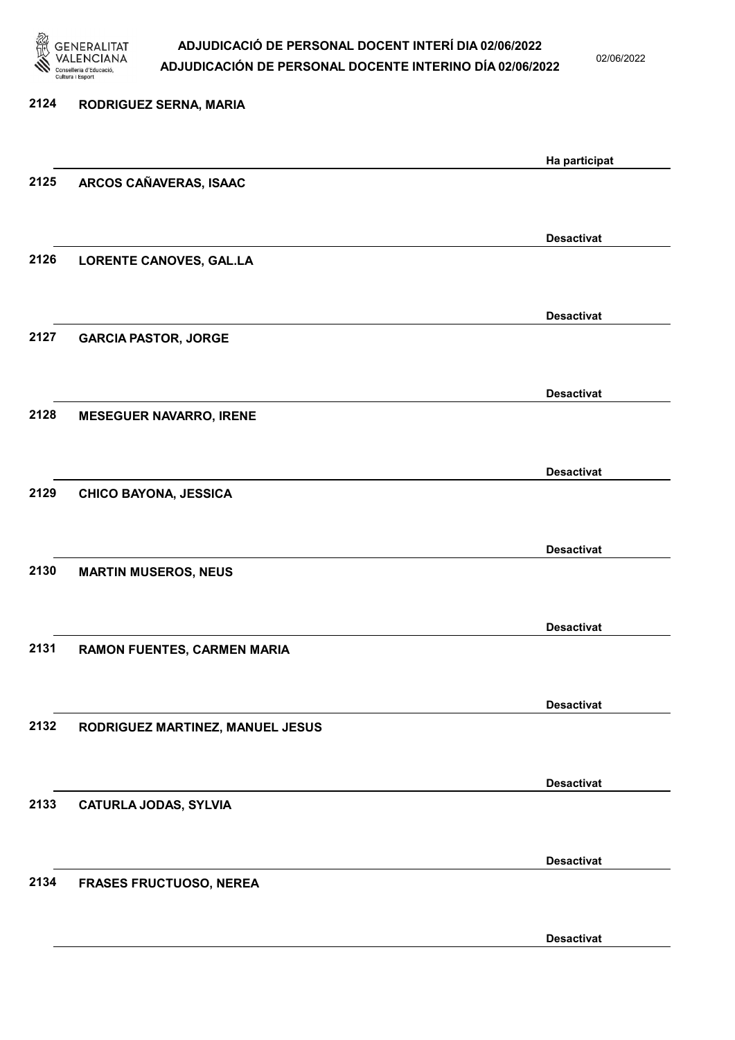2124 RODRIGUEZ SERNA, MARIA

Ha participat

2125 ARCOS CAÑAVERAS, ISAAC

Desactivat

2126 LORENTE CANOVES, GAL.LA

Desactivat

2127 GARCIA PASTOR, JORGE

Desactivat

2128 MESEGUER NAVARRO, IRENE

Desactivat

2129 CHICO BAYONA, JESSICA

Desactivat

2130 MARTIN MUSEROS, NEUS

Desactivat

2131 RAMON FUENTES, CARMEN MARIA

Desactivat

2132 RODRIGUEZ MARTINEZ, MANUEL JESUS

Desactivat

2133 CATURLA JODAS, SYLVIA

Desactivat

2134 FRASES FRUCTUOSO, NEREA

Desactivat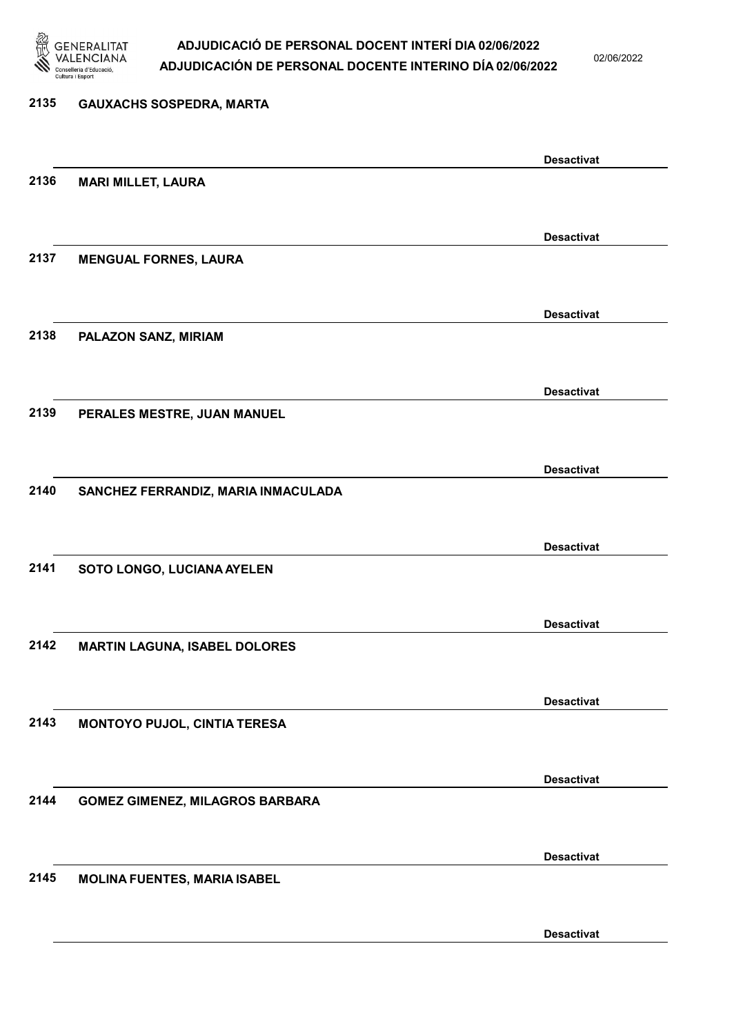2135 GAUXACHS SOSPEDRA, MARTA

Desactivat

2136 MARI MILLET, LAURA

Desactivat

2137 MENGUAL FORNES, LAURA

Desactivat

2138 PALAZON SANZ, MIRIAM

Desactivat

2139 PERALES MESTRE, JUAN MANUEL

Desactivat

2140 SANCHEZ FERRANDIZ, MARIA INMACULADA

Desactivat

2141 SOTO LONGO, LUCIANA AYELEN

Desactivat

2142 MARTIN LAGUNA, ISABEL DOLORES

Desactivat

2143 MONTOYO PUJOL, CINTIA TERESA

Desactivat

2144 GOMEZ GIMENEZ, MILAGROS BARBARA

Desactivat

2145 MOLINA FUENTES, MARIA ISABEL

Desactivat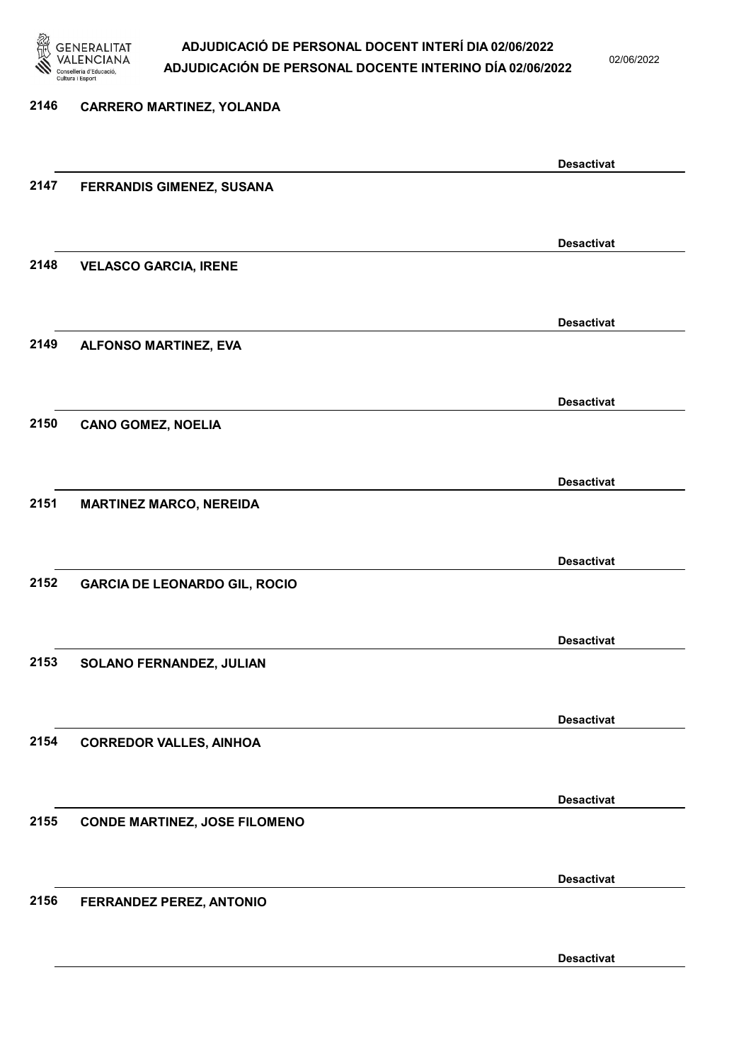2146 **CARRERO MARTINEZ, YOLANDA**

**Desactivat**

2147 **FERRANDIS GIMENEZ, SUSANA**

**Desactivat**

2148 **VELASCO GARCIA, IRENE**

**Desactivat**

2149 **ALFONSO MARTINEZ, EVA**

**Desactivat**

2150 **CANO GOMEZ, NOELIA**

**Desactivat**

2151 **MARTINEZ MARCO, NEREIDA**

**Desactivat**

2152 **GARCIA DE LEONARDO GIL, ROCIO**

**Desactivat**

2153 **SOLANO FERNANDEZ, JULIAN**

**Desactivat**

2154 **CORREDOR VALLES, AINHOA**

**Desactivat**

2155 **CONDE MARTINEZ, JOSE FILOMENO**

**Desactivat**

2156 **FERRANDEZ PEREZ, ANTONIO**

**Desactivat**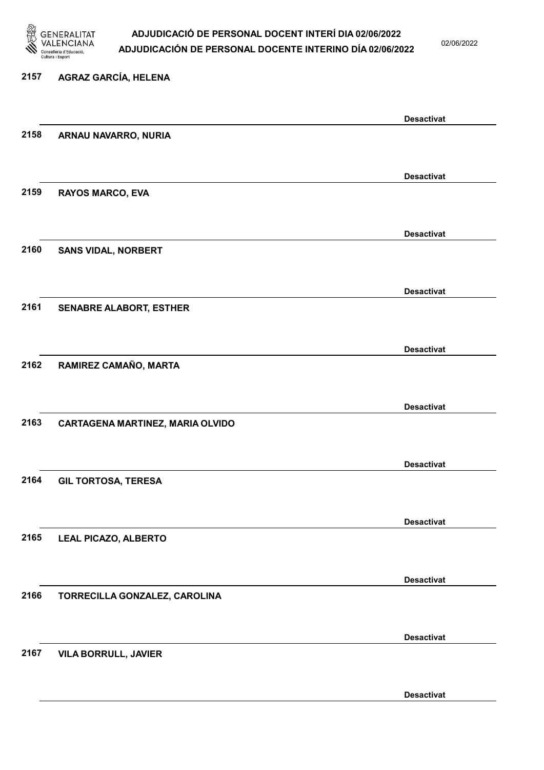2157 **AGRAZ GARCÍA, HELENA**

**Desactivat**

2158 **ARNAU NAVARRO, NURIA**

**Desactivat**

2159 **RAYOS MARCO, EVA**

**Desactivat**

2160 **SANS VIDAL, NORBERT**

**Desactivat**

2161 **SENABRE ALABORT, ESTHER**

**Desactivat**

2162 **RAMIREZ CAMAÑO, MARTA**

**Desactivat**

2163 **CARTAGENA MARTINEZ, MARIA OLVIDO**

**Desactivat**

2164 **GIL TORTOSA, TERESA**

**Desactivat**

2165 **LEAL PICAZO, ALBERTO**

**Desactivat**

2166 **TORRECILLA GONZALEZ, CAROLINA**

**Desactivat**

2167 **VILA BORRULL, JAVIER**

**Desactivat**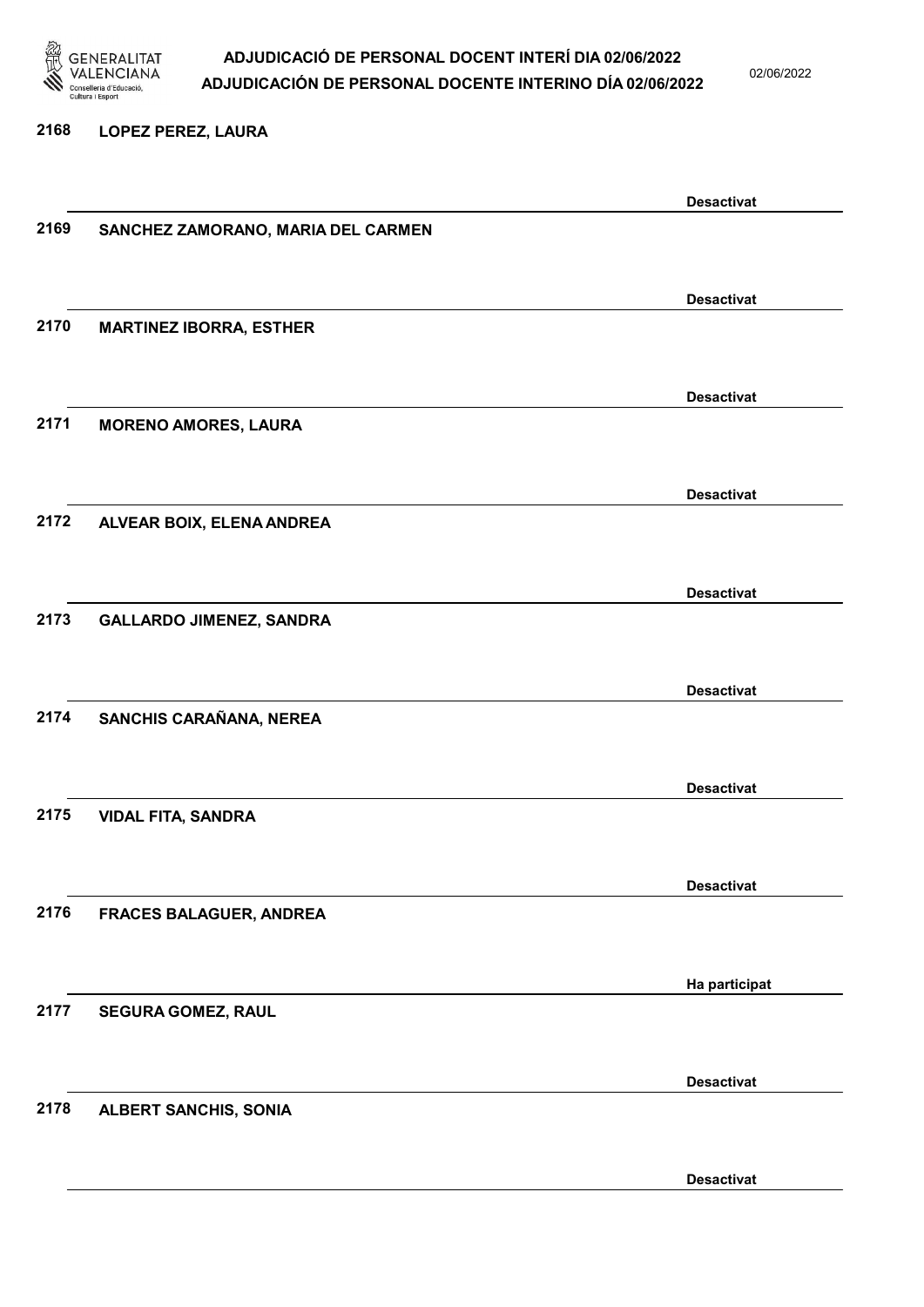2168 LOPEZ PEREZ, LAURA

Desactivat

2169 SANCHEZ ZAMORANO, MARIA DEL CARMEN

Desactivat

2170 MARTINEZ IBORRA, ESTHER

Desactivat

2171 MORENO AMORES, LAURA

Desactivat

2172 ALVEAR BOIX, ELENA ANDREA

Desactivat

2173 GALLARDO JIMENEZ, SANDRA

Desactivat

2174 SANCHIS CARAÑANA, NEREA

Desactivat

2175 VIDAL FITA, SANDRA

Desactivat

2176 FRACES BALAGUER, ANDREA

Ha participat

2177 SEGURA GOMEZ, RAUL

Desactivat

2178 ALBERT SANCHIS, SONIA

Desactivat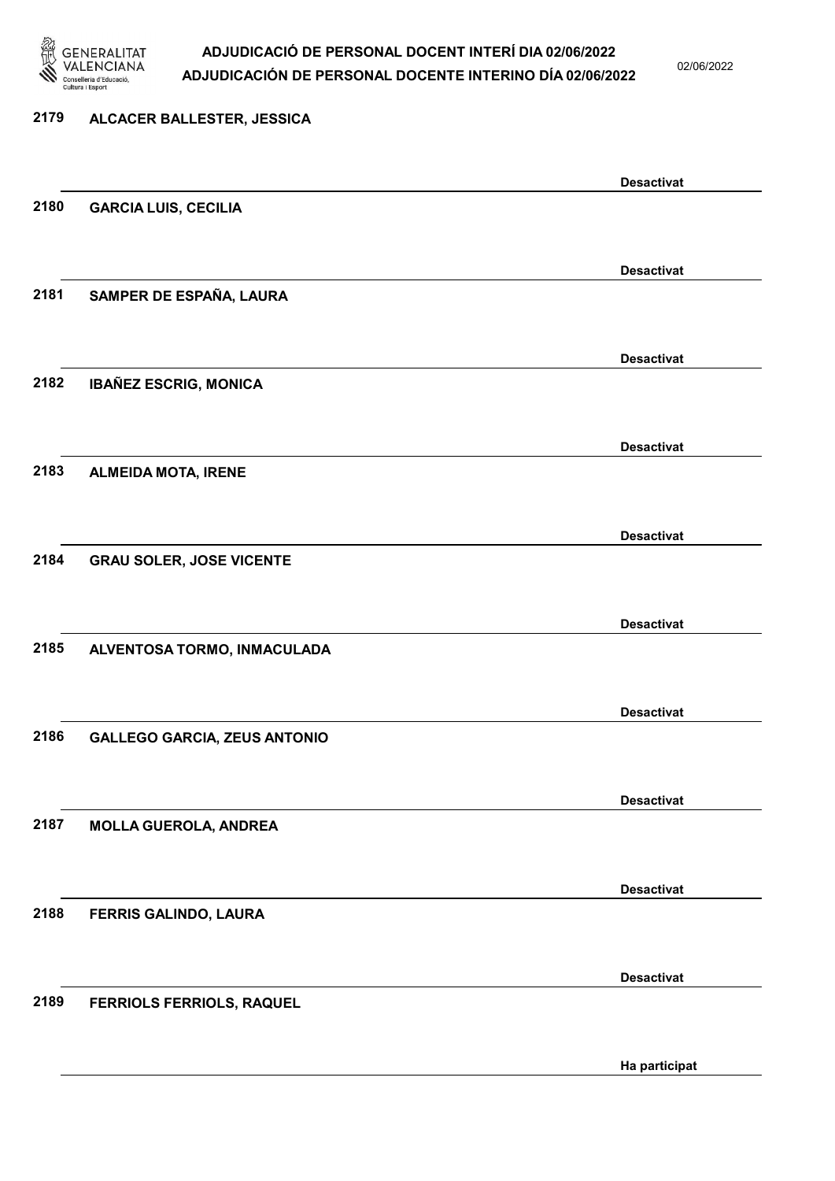2179 **ALCACER BALLESTER, JESSICA**

**Desactivat**

2180 **GARCIA LUIS, CECILIA**

**Desactivat**

2181 **SAMPER DE ESPAÑA, LAURA**

**Desactivat**

2182 **IBAÑEZ ESCRIG, MONICA**

**Desactivat**

2183 **ALMEIDA MOTA, IRENE**

**Desactivat**

2184 **GRAU SOLER, JOSE VICENTE**

**Desactivat**

2185 **ALVENTOSA TORMO, INMACULADA**

**Desactivat**

2186 **GALLEGO GARCIA, ZEUS ANTONIO**

**Desactivat**

2187 **MOLLA GUEROLA, ANDREA**

**Desactivat**

2188 **FERRIS GALINDO, LAURA**

**Desactivat**

2189 **FERRIOLS FERRIOLS, RAQUEL**

**Ha participat**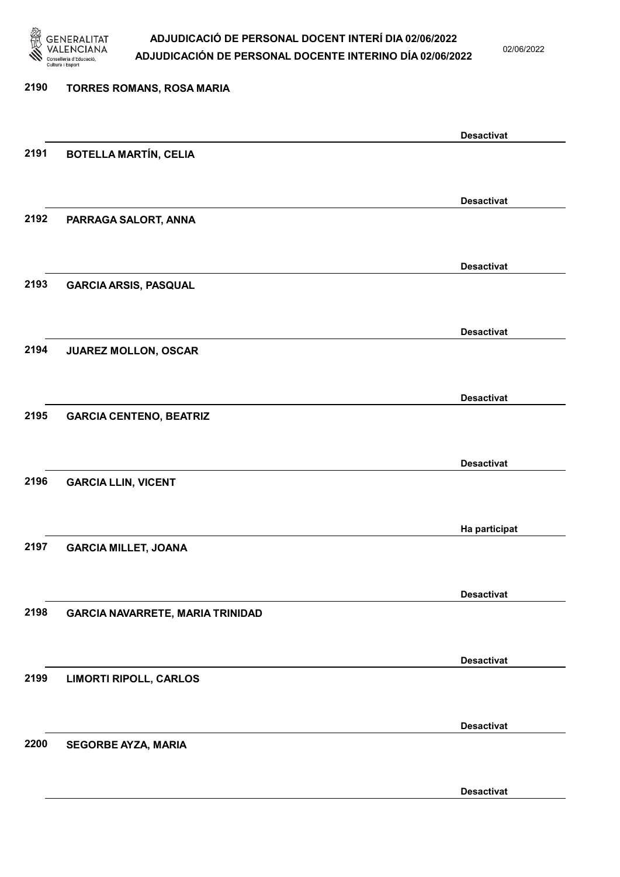2190 **TORRES ROMANS, ROSA MARIA**

Desactivat

2191 **BOTELLA MARTÍN, CELIA**

Desactivat

2192 **PARRAGA SALORT, ANNA**

Desactivat

2193 **GARCIA ARSIS, PASQUAL**

Desactivat

2194 **JUAREZ MOLLON, OSCAR**

Desactivat

2195 **GARCIA CENTENO, BEATRIZ**

Desactivat

2196 **GARCIA LLIN, VICENT**

Ha participat

2197 **GARCIA MILLET, JOANA**

Desactivat

2198 **GARCIA NAVARRETE, MARIA TRINIDAD**

Desactivat

2199 **LIMORTI RIPOLL, CARLOS**

Desactivat

2200 **SEGORBE AYZA, MARIA**

Desactivat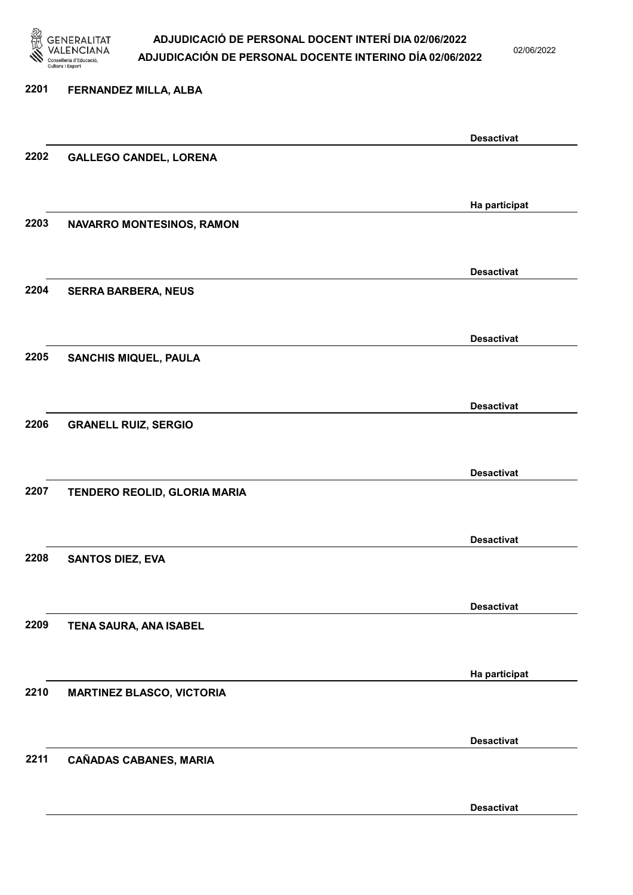| | | |
|---|---|---|
| 2201 | FERNANDEZ MILLA, ALBA | Desactivat |
| 2202 | GALLEGO CANDEL, LORENA | Ha participat |
| 2203 | NAVARRO MONTESINOS, RAMON | Desactivat |
| 2204 | SERRA BARBERA, NEUS | Desactivat |
| 2205 | SANCHIS MIQUEL, PAULA | Desactivat |
| 2206 | GRANELL RUIZ, SERGIO | Desactivat |
| 2207 | TENDERO REOLID, GLORIA MARIA | Desactivat |
| 2208 | SANTOS DIEZ, EVA | Desactivat |
| 2209 | TENA SAURA, ANA ISABEL | Ha participat |
| 2210 | MARTINEZ BLASCO, VICTORIA | Desactivat |
| 2211 | CAÑADAS CABANES, MARIA | Desactivat |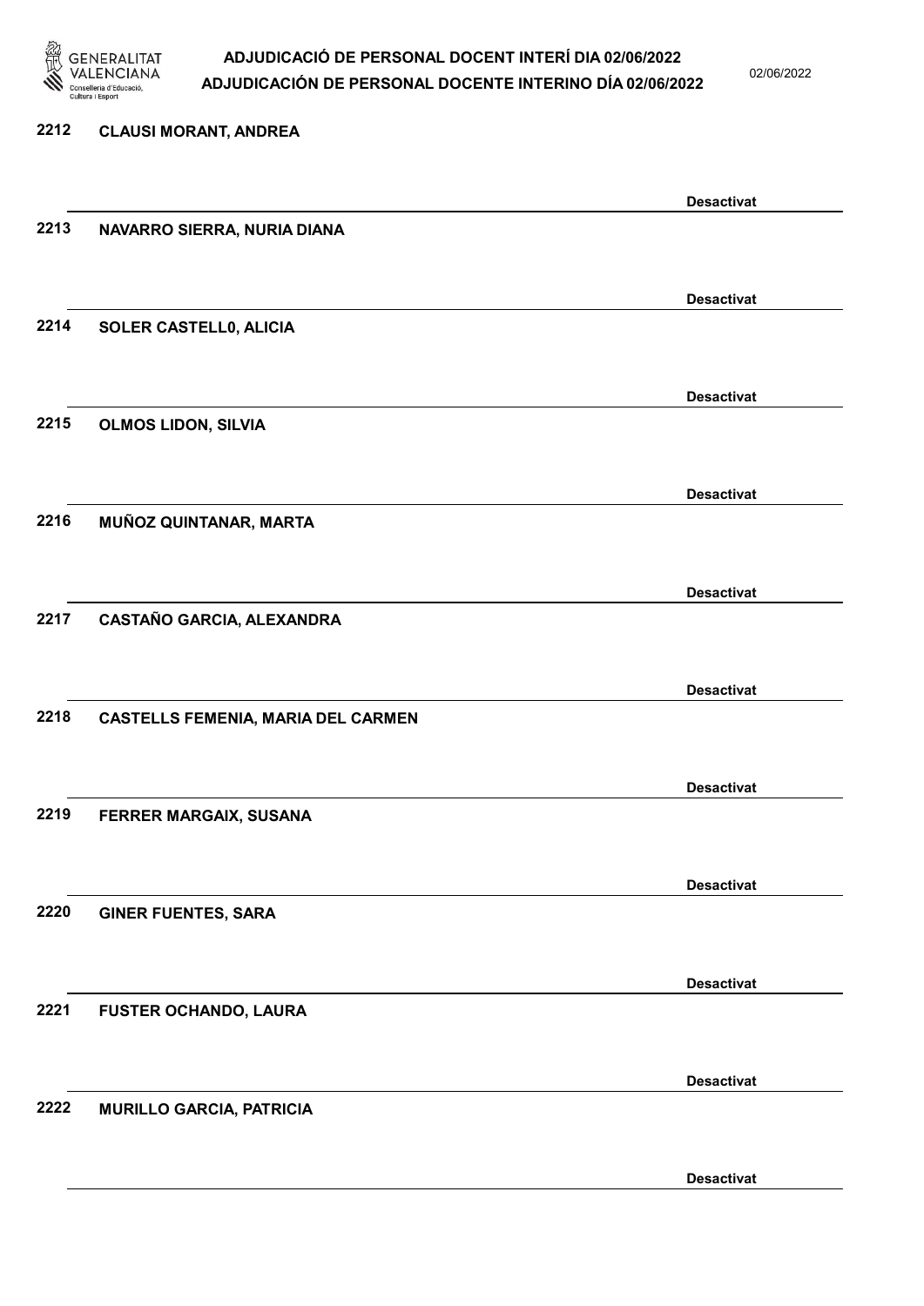2212 CLAUSI MORANT, ANDREA

Desactivat

2213 NAVARRO SIERRA, NURIA DIANA

Desactivat

2214 SOLER CASTELL0, ALICIA

Desactivat

2215 OLMOS LIDON, SILVIA

Desactivat

2216 MUÑOZ QUINTANAR, MARTA

Desactivat

2217 CASTAÑO GARCIA, ALEXANDRA

Desactivat

2218 CASTELLS FEMENIA, MARIA DEL CARMEN

Desactivat

2219 FERRER MARGAIX, SUSANA

Desactivat

2220 GINER FUENTES, SARA

Desactivat

2221 FUSTER OCHANDO, LAURA

Desactivat

2222 MURILLO GARCIA, PATRICIA

Desactivat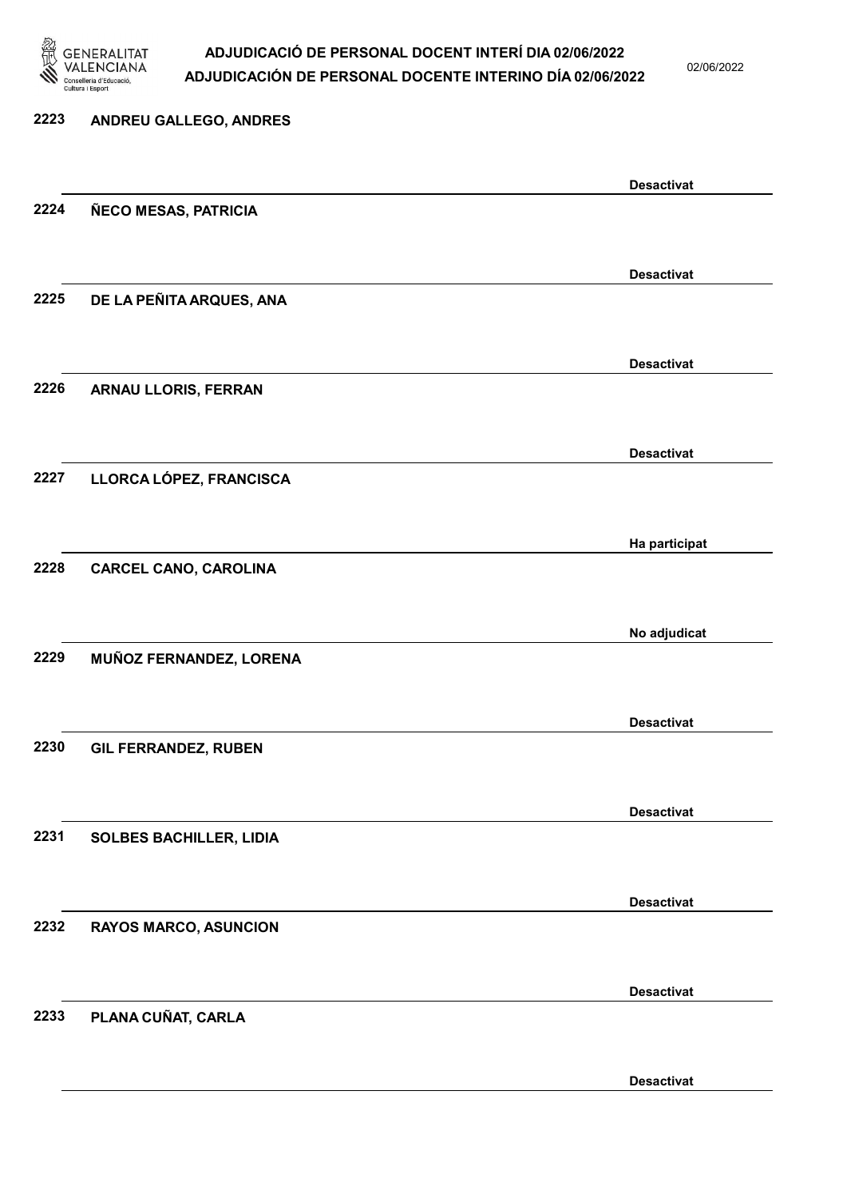2223 ANDREU GALLEGO, ANDRES

Desactivat

2224 ÑECO MESAS, PATRICIA

Desactivat

2225 DE LA PEÑITA ARQUES, ANA

Desactivat

2226 ARNAU LLORIS, FERRAN

Desactivat

2227 LLORCA LÓPEZ, FRANCISCA

Ha participat

2228 CARCEL CANO, CAROLINA

No adjudicat

2229 MUÑOZ FERNANDEZ, LORENA

Desactivat

2230 GIL FERRANDEZ, RUBEN

Desactivat

2231 SOLBES BACHILLER, LIDIA

Desactivat

2232 RAYOS MARCO, ASUNCION

Desactivat

2233 PLANA CUÑAT, CARLA

Desactivat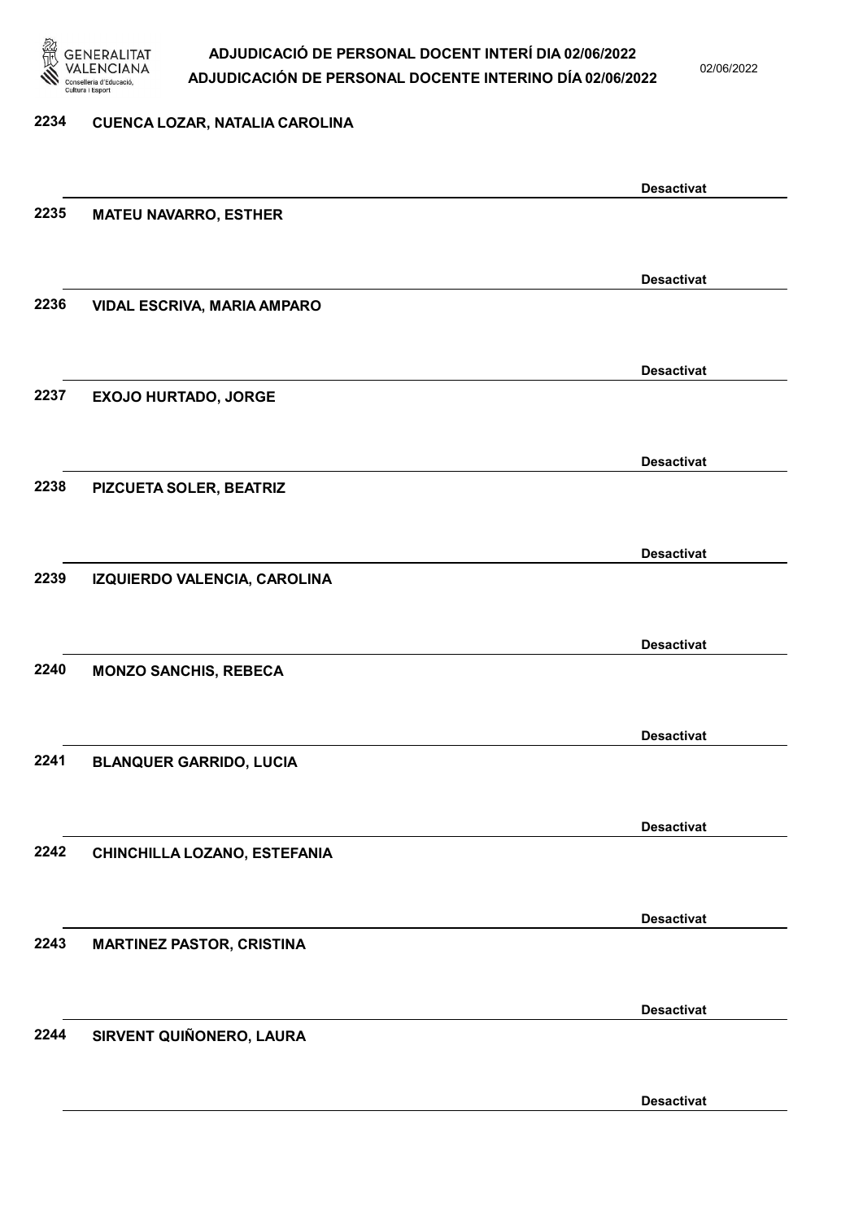2234 CUENCA LOZAR, NATALIA CAROLINA

Desactivat

2235 MATEU NAVARRO, ESTHER

Desactivat

2236 VIDAL ESCRIVA, MARIA AMPARO

Desactivat

2237 EXOJO HURTADO, JORGE

Desactivat

2238 PIZCUETA SOLER, BEATRIZ

Desactivat

2239 IZQUIERDO VALENCIA, CAROLINA

Desactivat

2240 MONZO SANCHIS, REBECA

Desactivat

2241 BLANQUER GARRIDO, LUCIA

Desactivat

2242 CHINCHILLA LOZANO, ESTEFANIA

Desactivat

2243 MARTINEZ PASTOR, CRISTINA

Desactivat

2244 SIRVENT QUIÑONERO, LAURA

Desactivat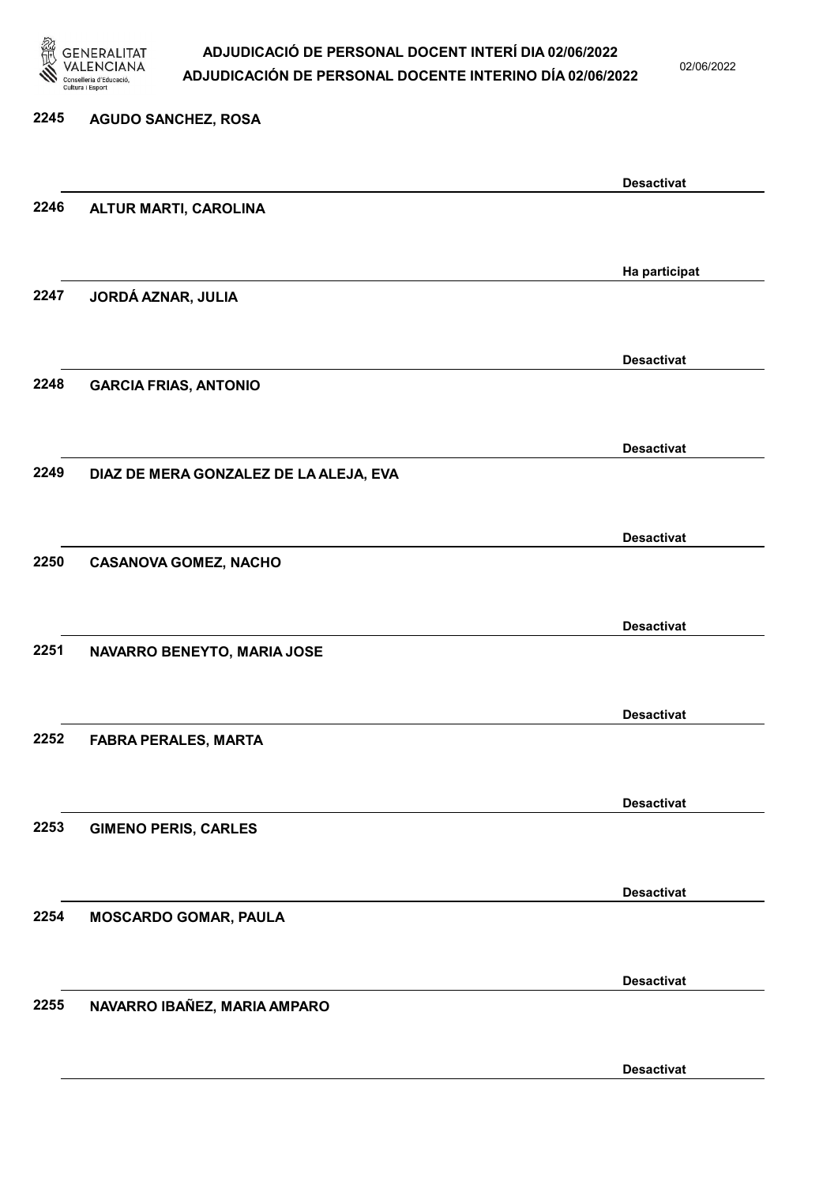2245 AGUDO SANCHEZ, ROSA

Desactivat

2246 ALTUR MARTI, CAROLINA

Ha participat

2247 JORDÁ AZNAR, JULIA

Desactivat

2248 GARCIA FRIAS, ANTONIO

Desactivat

2249 DIAZ DE MERA GONZALEZ DE LA ALEJA, EVA

Desactivat

2250 CASANOVA GOMEZ, NACHO

Desactivat

2251 NAVARRO BENEYTO, MARIA JOSE

Desactivat

2252 FABRA PERALES, MARTA

Desactivat

2253 GIMENO PERIS, CARLES

Desactivat

2254 MOSCARDO GOMAR, PAULA

Desactivat

2255 NAVARRO IBAÑEZ, MARIA AMPARO

Desactivat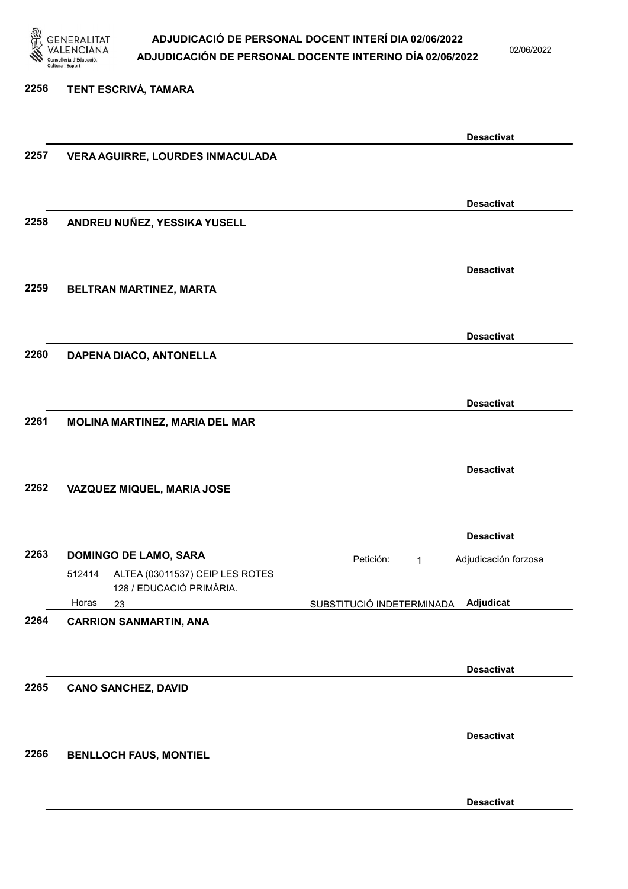**2256** **TENT ESCRIVÀ, TAMARA**

**Desactivat**

**2257** **VERA AGUIRRE, LOURDES INMACULADA**

**Desactivat**

**2258** **ANDREU NUÑEZ, YESSIKA YUSELL**

**Desactivat**

**2259** **BELTRAN MARTINEZ, MARTA**

**Desactivat**

**2260** **DAPENA DIACO, ANTONELLA**

**Desactivat**

**2261** **MOLINA MARTINEZ, MARIA DEL MAR**

**Desactivat**

**2262** **VAZQUEZ MIQUEL, MARIA JOSE**

**Desactivat**

**2263** **DOMINGO DE LAMO, SARA** — Petición: 1 — Adjudicación forzosa

512414 ALTEA (03011537) CEIP LES ROTES 128 / EDUCACIÓ PRIMÀRIA.

Horas 23 — SUBSTITUCIÓ INDETERMINADA — **Adjudicat**

**2264** **CARRION SANMARTIN, ANA**

**Desactivat**

**2265** **CANO SANCHEZ, DAVID**

**Desactivat**

**2266** **BENLLOCH FAUS, MONTIEL**

**Desactivat**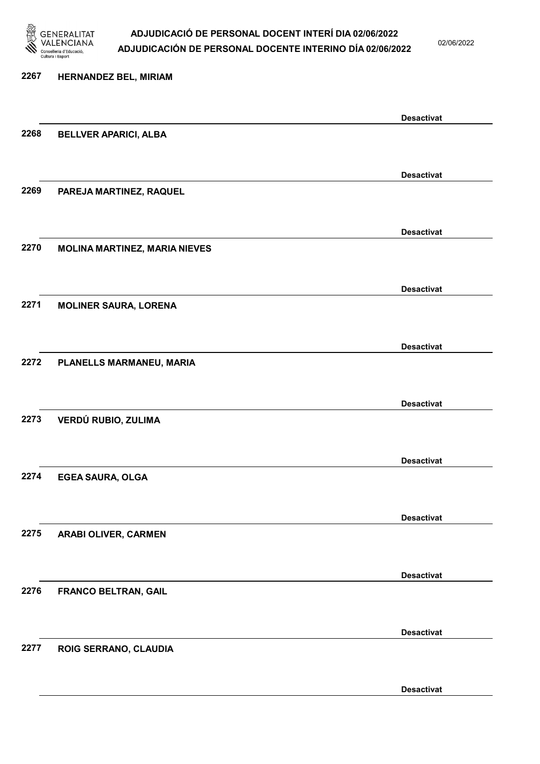2267 HERNANDEZ BEL, MIRIAM

Desactivat

2268 BELLVER APARICI, ALBA

Desactivat

2269 PAREJA MARTINEZ, RAQUEL

Desactivat

2270 MOLINA MARTINEZ, MARIA NIEVES

Desactivat

2271 MOLINER SAURA, LORENA

Desactivat

2272 PLANELLS MARMANEU, MARIA

Desactivat

2273 VERDÚ RUBIO, ZULIMA

Desactivat

2274 EGEA SAURA, OLGA

Desactivat

2275 ARABI OLIVER, CARMEN

Desactivat

2276 FRANCO BELTRAN, GAIL

Desactivat

2277 ROIG SERRANO, CLAUDIA

Desactivat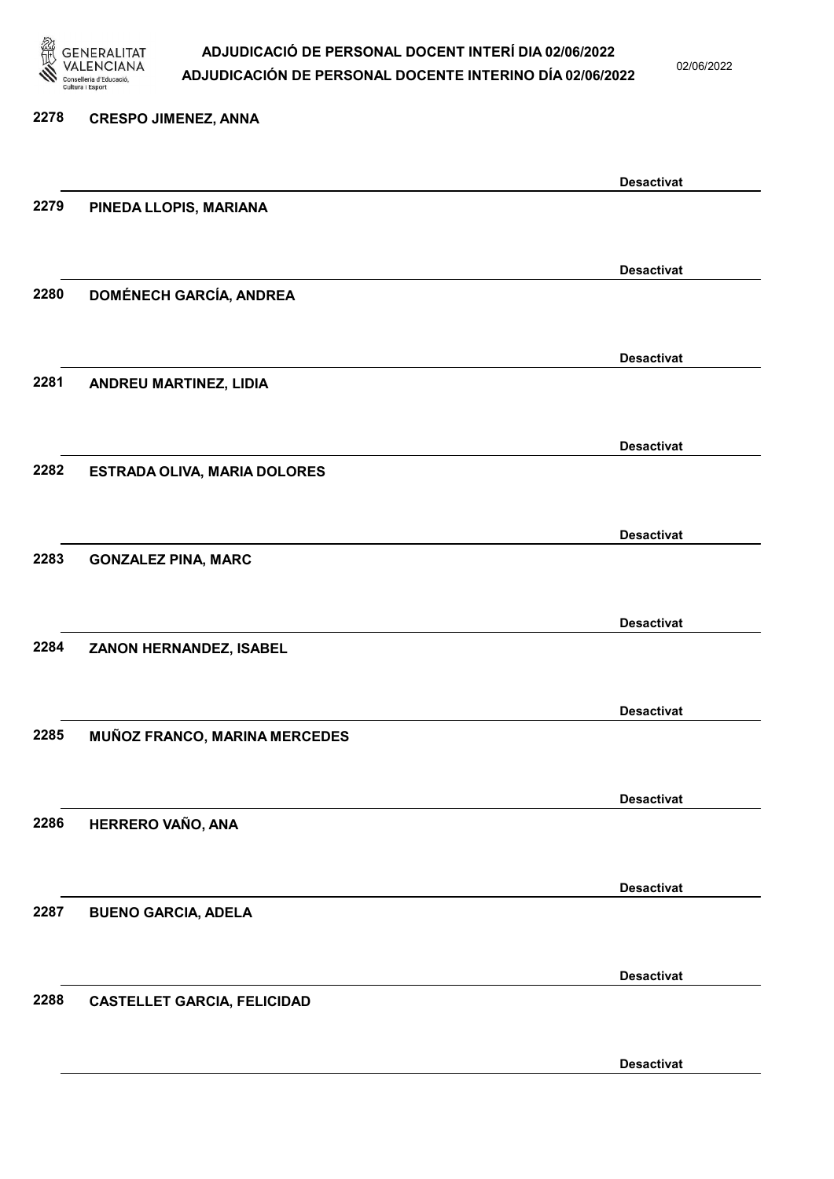2278 CRESPO JIMENEZ, ANNA

Desactivat

2279 PINEDA LLOPIS, MARIANA

Desactivat

2280 DOMÉNECH GARCÍA, ANDREA

Desactivat

2281 ANDREU MARTINEZ, LIDIA

Desactivat

2282 ESTRADA OLIVA, MARIA DOLORES

Desactivat

2283 GONZALEZ PINA, MARC

Desactivat

2284 ZANON HERNANDEZ, ISABEL

Desactivat

2285 MUÑOZ FRANCO, MARINA MERCEDES

Desactivat

2286 HERRERO VAÑO, ANA

Desactivat

2287 BUENO GARCIA, ADELA

Desactivat

2288 CASTELLET GARCIA, FELICIDAD

Desactivat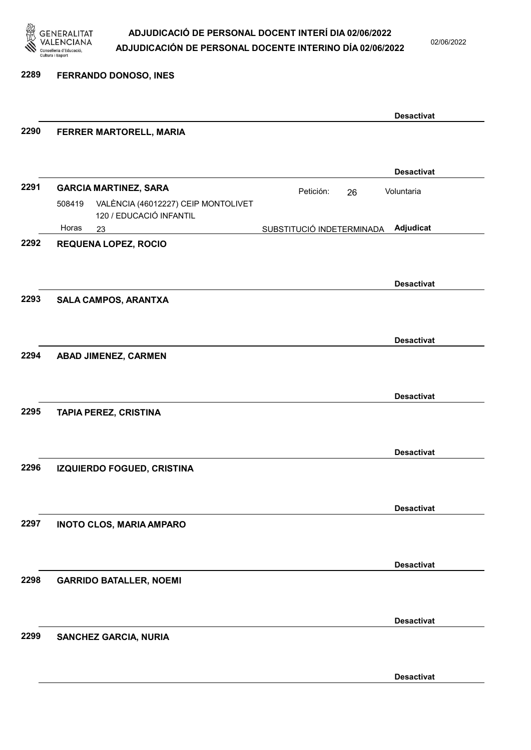**2289 FERRANDO DONOSO, INES**

**Desactivat**

**2290 FERRER MARTORELL, MARIA**

**Desactivat**

**2291 GARCIA MARTINEZ, SARA**

Petición: 26 — Voluntaria

508419 — VALÈNCIA (46012227) CEIP MONTOLIVET
120 / EDUCACIÓ INFANTIL

Horas 23 — SUBSTITUCIÓ INDETERMINADA — **Adjudicat**

**2292 REQUENA LOPEZ, ROCIO**

**Desactivat**

**2293 SALA CAMPOS, ARANTXA**

**Desactivat**

**2294 ABAD JIMENEZ, CARMEN**

**Desactivat**

**2295 TAPIA PEREZ, CRISTINA**

**Desactivat**

**2296 IZQUIERDO FOGUED, CRISTINA**

**Desactivat**

**2297 INOTO CLOS, MARIA AMPARO**

**Desactivat**

**2298 GARRIDO BATALLER, NOEMI**

**Desactivat**

**2299 SANCHEZ GARCIA, NURIA**

**Desactivat**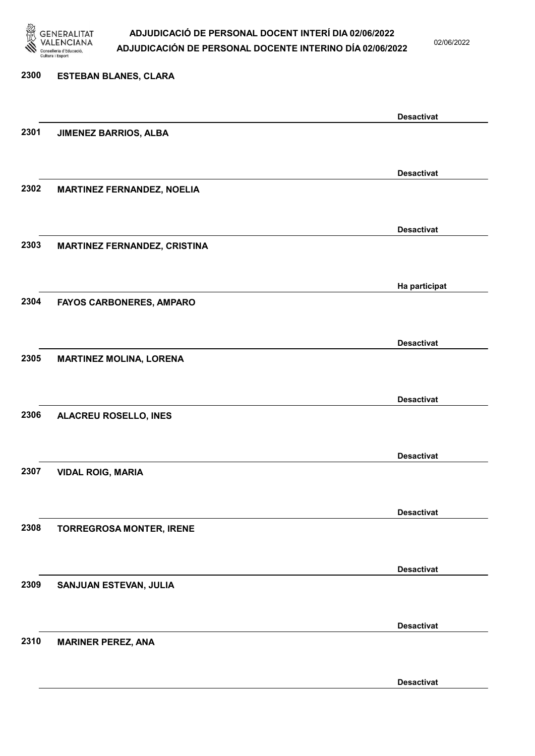| Núm. | Nom | Estat |
| --- | --- | --- |
| 2300 | ESTEBAN BLANES, CLARA | Desactivat |
| 2301 | JIMENEZ BARRIOS, ALBA | Desactivat |
| 2302 | MARTINEZ FERNANDEZ, NOELIA | Desactivat |
| 2303 | MARTINEZ FERNANDEZ, CRISTINA | Ha participat |
| 2304 | FAYOS CARBONERES, AMPARO | Desactivat |
| 2305 | MARTINEZ MOLINA, LORENA | Desactivat |
| 2306 | ALACREU ROSELLO, INES | Desactivat |
| 2307 | VIDAL ROIG, MARIA | Desactivat |
| 2308 | TORREGROSA MONTER, IRENE | Desactivat |
| 2309 | SANJUAN ESTEVAN, JULIA | Desactivat |
| 2310 | MARINER PEREZ, ANA | Desactivat |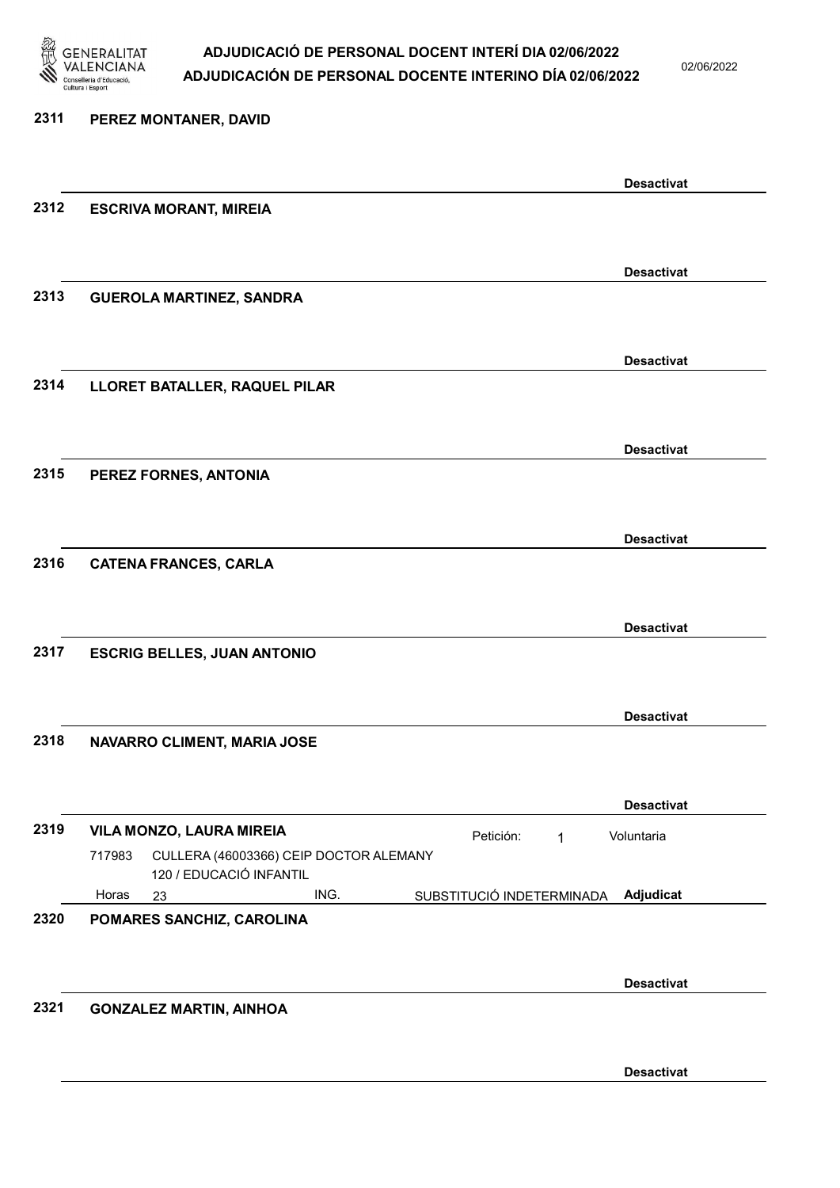2311 **PEREZ MONTANER, DAVID**

**Desactivat**

2312 **ESCRIVA MORANT, MIREIA**

**Desactivat**

2313 **GUEROLA MARTINEZ, SANDRA**

**Desactivat**

2314 **LLORET BATALLER, RAQUEL PILAR**

**Desactivat**

2315 **PEREZ FORNES, ANTONIA**

**Desactivat**

2316 **CATENA FRANCES, CARLA**

**Desactivat**

2317 **ESCRIG BELLES, JUAN ANTONIO**

**Desactivat**

2318 **NAVARRO CLIMENT, MARIA JOSE**

**Desactivat**

2319 **VILA MONZO, LAURA MIREIA** Petición: 1 Voluntaria

717983 CULLERA (46003366) CEIP DOCTOR ALEMANY
120 / EDUCACIÓ INFANTIL
Horas 23 ING. SUBSTITUCIÓ INDETERMINADA **Adjudicat**

2320 **POMARES SANCHIZ, CAROLINA**

**Desactivat**

2321 **GONZALEZ MARTIN, AINHOA**

**Desactivat**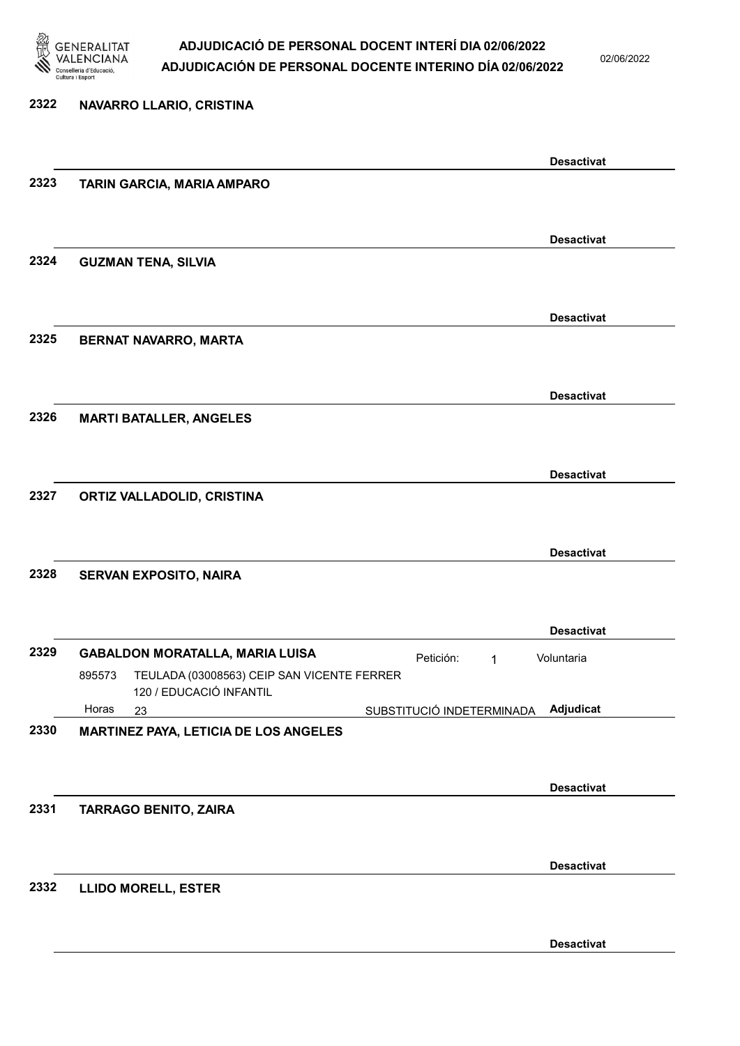**2322** **NAVARRO LLARIO, CRISTINA**

**Desactivat**

**2323** **TARIN GARCIA, MARIA AMPARO**

**Desactivat**

**2324** **GUZMAN TENA, SILVIA**

**Desactivat**

**2325** **BERNAT NAVARRO, MARTA**

**Desactivat**

**2326** **MARTI BATALLER, ANGELES**

**Desactivat**

**2327** **ORTIZ VALLADOLID, CRISTINA**

**Desactivat**

**2328** **SERVAN EXPOSITO, NAIRA**

**Desactivat**

**2329** **GABALDON MORATALLA, MARIA LUISA** Petición: 1 Voluntaria

895573 TEULADA (03008563) CEIP SAN VICENTE FERRER
120 / EDUCACIÓ INFANTIL

Horas 23 SUBSTITUCIÓ INDETERMINADA **Adjudicat**

**2330** **MARTINEZ PAYA, LETICIA DE LOS ANGELES**

**Desactivat**

**2331** **TARRAGO BENITO, ZAIRA**

**Desactivat**

**2332** **LLIDO MORELL, ESTER**

**Desactivat**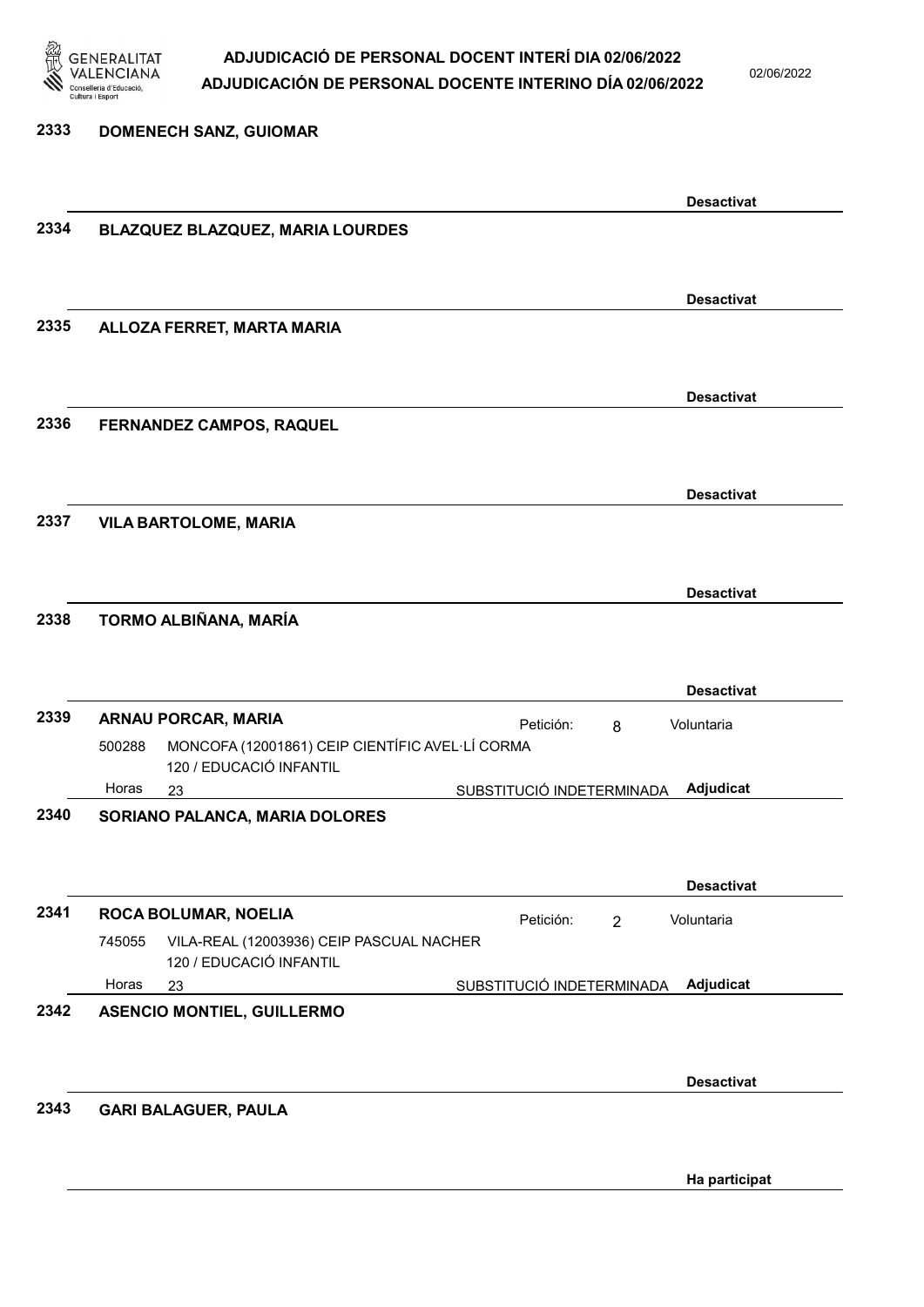**2333 DOMENECH SANZ, GUIOMAR**

Desactivat

---

**2334 BLAZQUEZ BLAZQUEZ, MARIA LOURDES**

Desactivat

---

**2335 ALLOZA FERRET, MARTA MARIA**

Desactivat

---

**2336 FERNANDEZ CAMPOS, RAQUEL**

Desactivat

---

**2337 VILA BARTOLOME, MARIA**

Desactivat

---

**2338 TORMO ALBIÑANA, MARÍA**

Desactivat

---

**2339 ARNAU PORCAR, MARIA** Petición: 8 Voluntaria

500288 MONCOFA (12001861) CEIP CIENTÍFIC AVEL·LÍ CORMA
120 / EDUCACIÓ INFANTIL

Horas 23 SUBSTITUCIÓ INDETERMINADA **Adjudicat**

---

**2340 SORIANO PALANCA, MARIA DOLORES**

Desactivat

---

**2341 ROCA BOLUMAR, NOELIA** Petición: 2 Voluntaria

745055 VILA-REAL (12003936) CEIP PASCUAL NACHER
120 / EDUCACIÓ INFANTIL

Horas 23 SUBSTITUCIÓ INDETERMINADA **Adjudicat**

---

**2342 ASENCIO MONTIEL, GUILLERMO**

Desactivat

---

**2343 GARI BALAGUER, PAULA**

Ha participat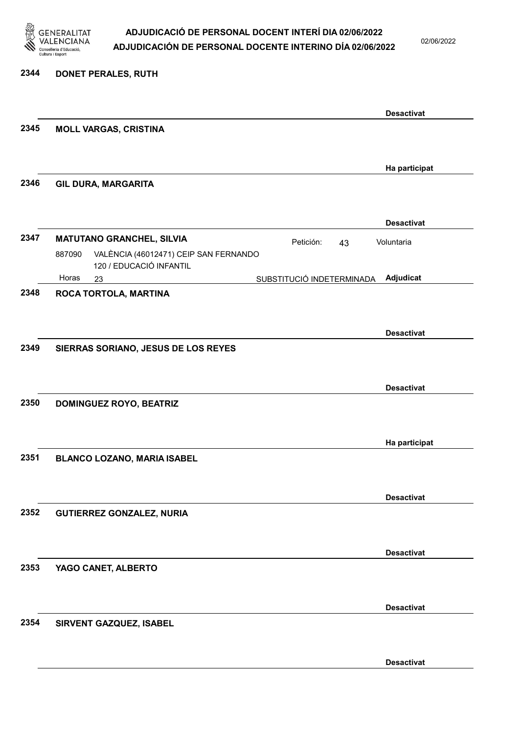**2344 DONET PERALES, RUTH**

Desactivat

**2345 MOLL VARGAS, CRISTINA**

Ha participat

**2346 GIL DURA, MARGARITA**

Desactivat

**2347 MATUTANO GRANCHEL, SILVIA** — Petición: 43 — Voluntaria

887090 VALÈNCIA (46012471) CEIP SAN FERNANDO
120 / EDUCACIÓ INFANTIL
Horas 23 — SUBSTITUCIÓ INDETERMINADA — **Adjudicat**

**2348 ROCA TORTOLA, MARTINA**

Desactivat

**2349 SIERRAS SORIANO, JESUS DE LOS REYES**

Desactivat

**2350 DOMINGUEZ ROYO, BEATRIZ**

Ha participat

**2351 BLANCO LOZANO, MARIA ISABEL**

Desactivat

**2352 GUTIERREZ GONZALEZ, NURIA**

Desactivat

**2353 YAGO CANET, ALBERTO**

Desactivat

**2354 SIRVENT GAZQUEZ, ISABEL**

Desactivat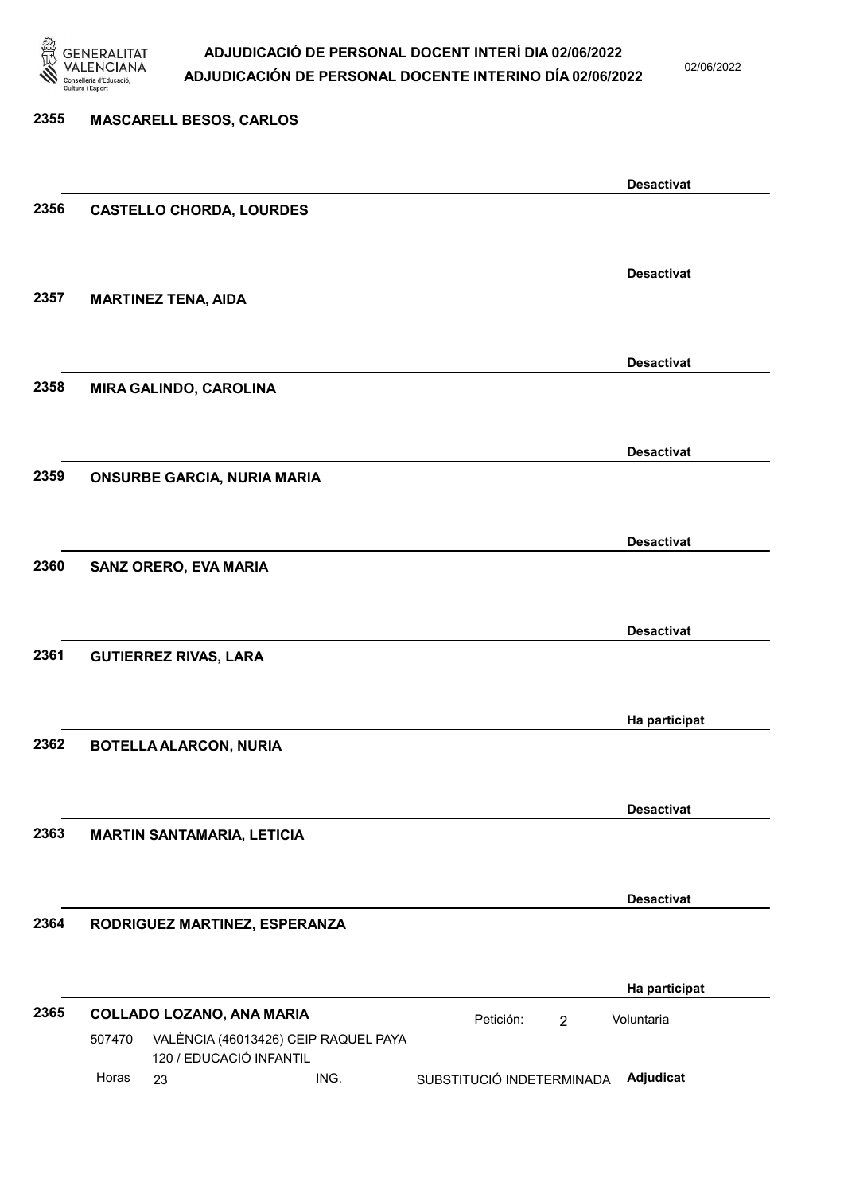**2355** **MASCARELL BESOS, CARLOS**

**Desactivat**

**2356** **CASTELLO CHORDA, LOURDES**

**Desactivat**

**2357** **MARTINEZ TENA, AIDA**

**Desactivat**

**2358** **MIRA GALINDO, CAROLINA**

**Desactivat**

**2359** **ONSURBE GARCIA, NURIA MARIA**

**Desactivat**

**2360** **SANZ ORERO, EVA MARIA**

**Desactivat**

**2361** **GUTIERREZ RIVAS, LARA**

**Ha participat**

**2362** **BOTELLA ALARCON, NURIA**

**Desactivat**

**2363** **MARTIN SANTAMARIA, LETICIA**

**Desactivat**

**2364** **RODRIGUEZ MARTINEZ, ESPERANZA**

**Ha participat**

**2365** **COLLADO LOZANO, ANA MARIA** Petición: 2 Voluntaria

507470 VALÈNCIA (46013426) CEIP RAQUEL PAYA
120 / EDUCACIÓ INFANTIL
Horas 23 ING. SUBSTITUCIÓ INDETERMINADA **Adjudicat**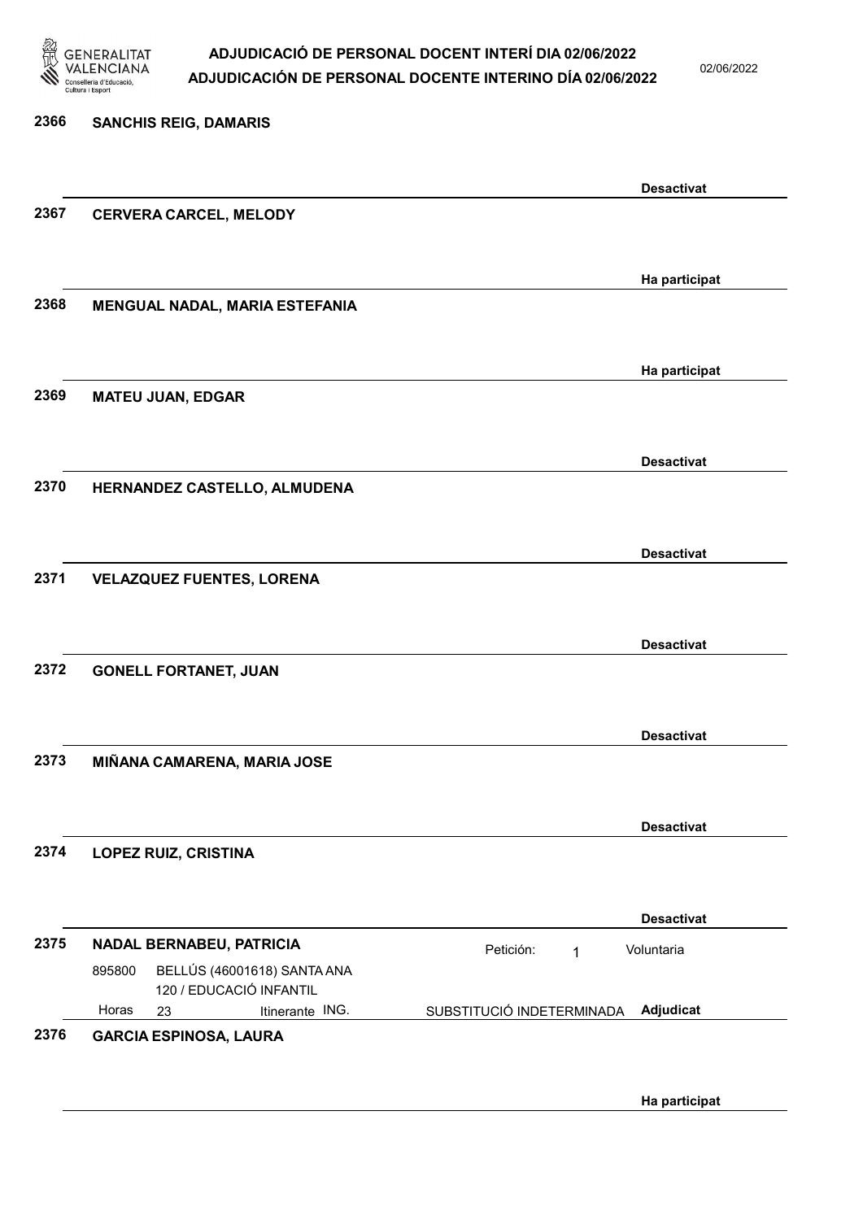**2366 SANCHIS REIG, DAMARIS**

Desactivat

**2367 CERVERA CARCEL, MELODY**

Ha participat

**2368 MENGUAL NADAL, MARIA ESTEFANIA**

Ha participat

**2369 MATEU JUAN, EDGAR**

Desactivat

**2370 HERNANDEZ CASTELLO, ALMUDENA**

Desactivat

**2371 VELAZQUEZ FUENTES, LORENA**

Desactivat

**2372 GONELL FORTANET, JUAN**

Desactivat

**2373 MIÑANA CAMARENA, MARIA JOSE**

Desactivat

**2374 LOPEZ RUIZ, CRISTINA**

Desactivat

**2375 NADAL BERNABEU, PATRICIA**

Petición: 1 Voluntaria

895800 BELLÚS (46001618) SANTA ANA
120 / EDUCACIÓ INFANTIL
Horas 23 Itinerante ING. SUBSTITUCIÓ INDETERMINADA **Adjudicat**

**2376 GARCIA ESPINOSA, LAURA**

Ha participat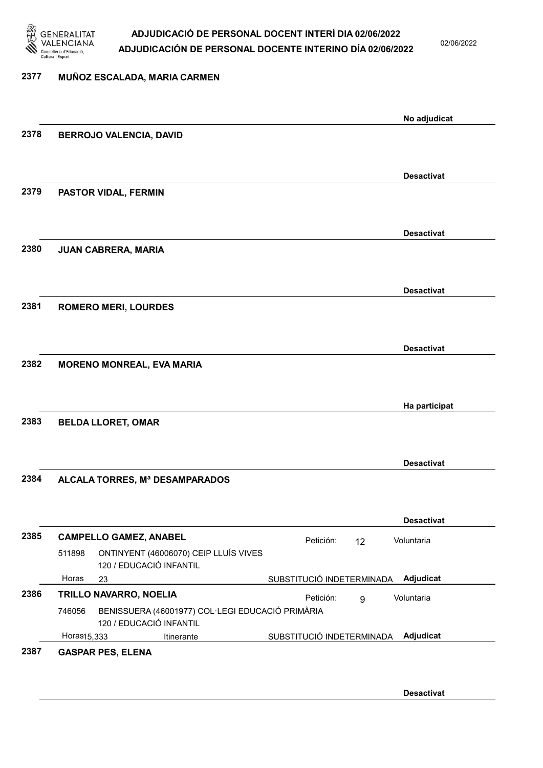**2377** **MUÑOZ ESCALADA, MARIA CARMEN**

**No adjudicat**

**2378** **BERROJO VALENCIA, DAVID**

**Desactivat**

**2379** **PASTOR VIDAL, FERMIN**

**Desactivat**

**2380** **JUAN CABRERA, MARIA**

**Desactivat**

**2381** **ROMERO MERI, LOURDES**

**Desactivat**

**2382** **MORENO MONREAL, EVA MARIA**

**Ha participat**

**2383** **BELDA LLORET, OMAR**

**Desactivat**

**2384** **ALCALA TORRES, Mª DESAMPARADOS**

**Desactivat**

**2385** **CAMPELLO GAMEZ, ANABEL** — Petición: 12 — Voluntaria

511898 ONTINYENT (46006070) CEIP LLUÍS VIVES
120 / EDUCACIÓ INFANTIL

Horas 23 — SUBSTITUCIÓ INDETERMINADA — **Adjudicat**

**2386** **TRILLO NAVARRO, NOELIA** — Petición: 9 — Voluntaria

746056 BENISSUERA (46001977) COL·LEGI EDUCACIÓ PRIMÀRIA
120 / EDUCACIÓ INFANTIL

Horas 15,333 — Itinerante — SUBSTITUCIÓ INDETERMINADA — **Adjudicat**

**2387** **GASPAR PES, ELENA**

**Desactivat**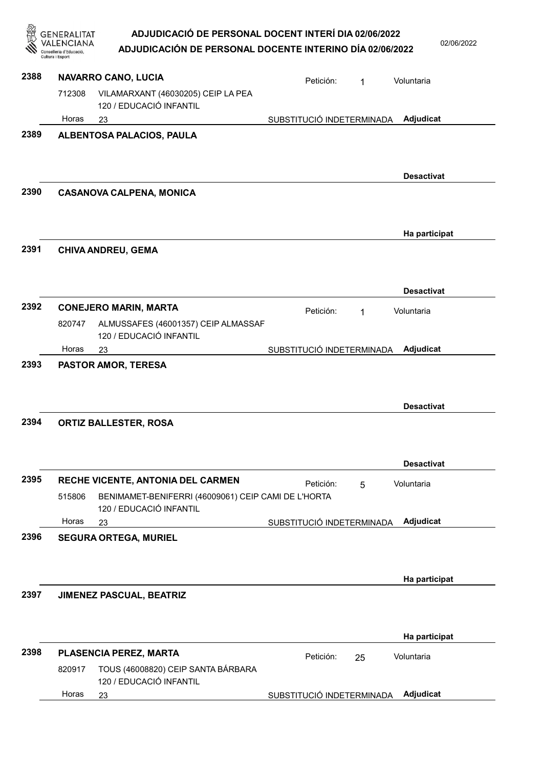**2388 NAVARRO CANO, LUCIA** — Petición: 1 — Voluntaria

712308 VILAMARXANT (46030205) CEIP LA PEA
120 / EDUCACIÓ INFANTIL
Horas 23 — SUBSTITUCIÓ INDETERMINADA — **Adjudicat**

**2389 ALBENTOSA PALACIOS, PAULA**

**Desactivat**

**2390 CASANOVA CALPENA, MONICA**

**Ha participat**

**2391 CHIVA ANDREU, GEMA**

**Desactivat**

**2392 CONEJERO MARIN, MARTA** — Petición: 1 — Voluntaria

820747 ALMUSSAFES (46001357) CEIP ALMASSAF
120 / EDUCACIÓ INFANTIL
Horas 23 — SUBSTITUCIÓ INDETERMINADA — **Adjudicat**

**2393 PASTOR AMOR, TERESA**

**Desactivat**

**2394 ORTIZ BALLESTER, ROSA**

**Desactivat**

**2395 RECHE VICENTE, ANTONIA DEL CARMEN** — Petición: 5 — Voluntaria

515806 BENIMAMET-BENIFERRI (46009061) CEIP CAMI DE L'HORTA
120 / EDUCACIÓ INFANTIL
Horas 23 — SUBSTITUCIÓ INDETERMINADA — **Adjudicat**

**2396 SEGURA ORTEGA, MURIEL**

**Ha participat**

**2397 JIMENEZ PASCUAL, BEATRIZ**

**Ha participat**

**2398 PLASENCIA PEREZ, MARTA** — Petición: 25 — Voluntaria

820917 TOUS (46008820) CEIP SANTA BÁRBARA
120 / EDUCACIÓ INFANTIL
Horas 23 — SUBSTITUCIÓ INDETERMINADA — **Adjudicat**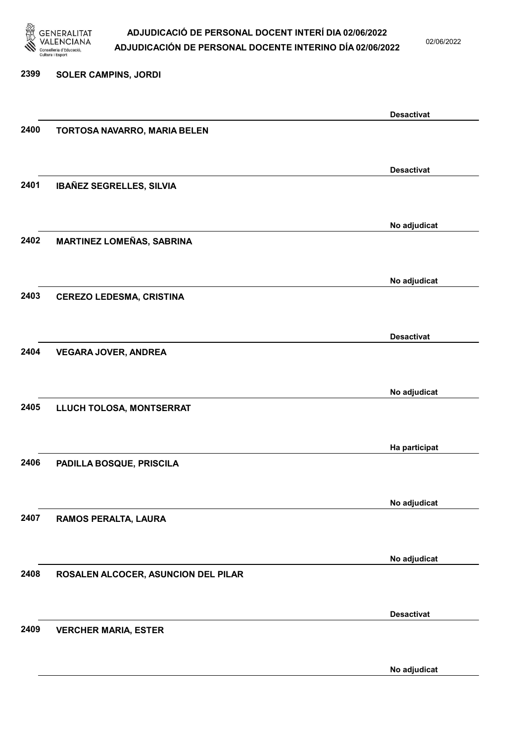2399 SOLER CAMPINS, JORDI

Desactivat

2400 TORTOSA NAVARRO, MARIA BELEN

Desactivat

2401 IBAÑEZ SEGRELLES, SILVIA

No adjudicat

2402 MARTINEZ LOMEÑAS, SABRINA

No adjudicat

2403 CEREZO LEDESMA, CRISTINA

Desactivat

2404 VEGARA JOVER, ANDREA

No adjudicat

2405 LLUCH TOLOSA, MONTSERRAT

Ha participat

2406 PADILLA BOSQUE, PRISCILA

No adjudicat

2407 RAMOS PERALTA, LAURA

No adjudicat

2408 ROSALEN ALCOCER, ASUNCION DEL PILAR

Desactivat

2409 VERCHER MARIA, ESTER

No adjudicat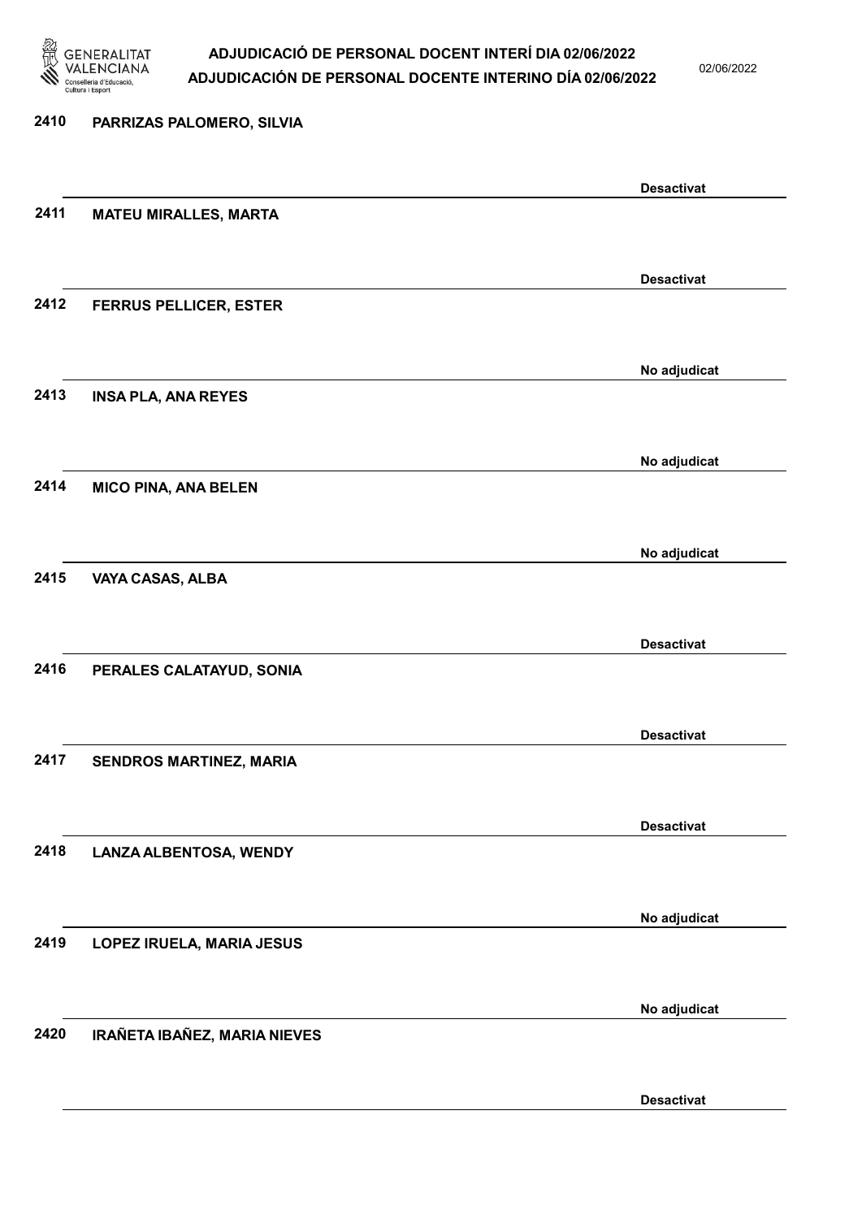2410 PARRIZAS PALOMERO, SILVIA

Desactivat

2411 MATEU MIRALLES, MARTA

Desactivat

2412 FERRUS PELLICER, ESTER

No adjudicat

2413 INSA PLA, ANA REYES

No adjudicat

2414 MICO PINA, ANA BELEN

No adjudicat

2415 VAYA CASAS, ALBA

Desactivat

2416 PERALES CALATAYUD, SONIA

Desactivat

2417 SENDROS MARTINEZ, MARIA

Desactivat

2418 LANZA ALBENTOSA, WENDY

No adjudicat

2419 LOPEZ IRUELA, MARIA JESUS

No adjudicat

2420 IRAÑETA IBAÑEZ, MARIA NIEVES

Desactivat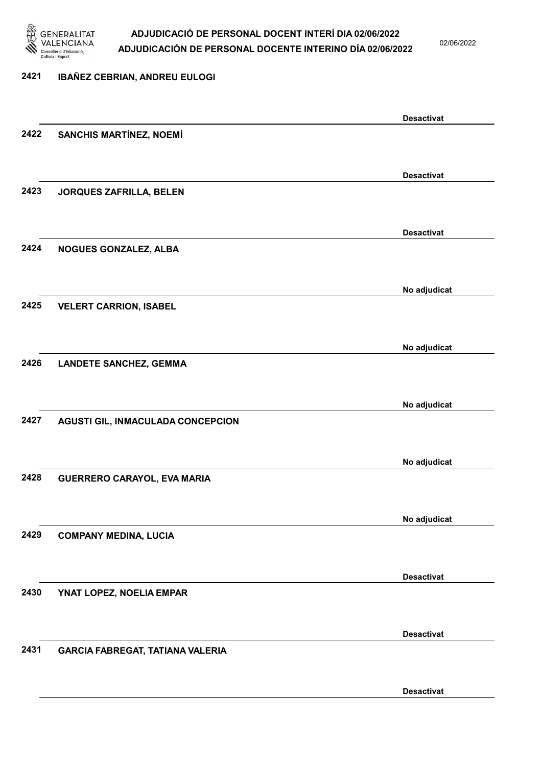2421 IBAÑEZ CEBRIAN, ANDREU EULOGI

Desactivat

2422 SANCHIS MARTÍNEZ, NOEMÍ

Desactivat

2423 JORQUES ZAFRILLA, BELEN

Desactivat

2424 NOGUES GONZALEZ, ALBA

No adjudicat

2425 VELERT CARRION, ISABEL

No adjudicat

2426 LANDETE SANCHEZ, GEMMA

No adjudicat

2427 AGUSTI GIL, INMACULADA CONCEPCION

No adjudicat

2428 GUERRERO CARAYOL, EVA MARIA

No adjudicat

2429 COMPANY MEDINA, LUCIA

Desactivat

2430 YNAT LOPEZ, NOELIA EMPAR

Desactivat

2431 GARCIA FABREGAT, TATIANA VALERIA

Desactivat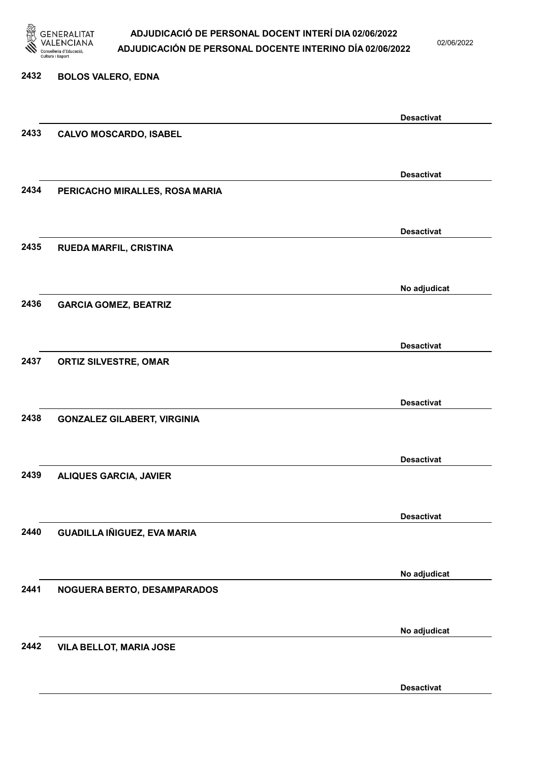2432 **BOLOS VALERO, EDNA**

**Desactivat**

2433 **CALVO MOSCARDO, ISABEL**

**Desactivat**

2434 **PERICACHO MIRALLES, ROSA MARIA**

**Desactivat**

2435 **RUEDA MARFIL, CRISTINA**

**No adjudicat**

2436 **GARCIA GOMEZ, BEATRIZ**

**Desactivat**

2437 **ORTIZ SILVESTRE, OMAR**

**Desactivat**

2438 **GONZALEZ GILABERT, VIRGINIA**

**Desactivat**

2439 **ALIQUES GARCIA, JAVIER**

**Desactivat**

2440 **GUADILLA IÑIGUEZ, EVA MARIA**

**No adjudicat**

2441 **NOGUERA BERTO, DESAMPARADOS**

**No adjudicat**

2442 **VILA BELLOT, MARIA JOSE**

**Desactivat**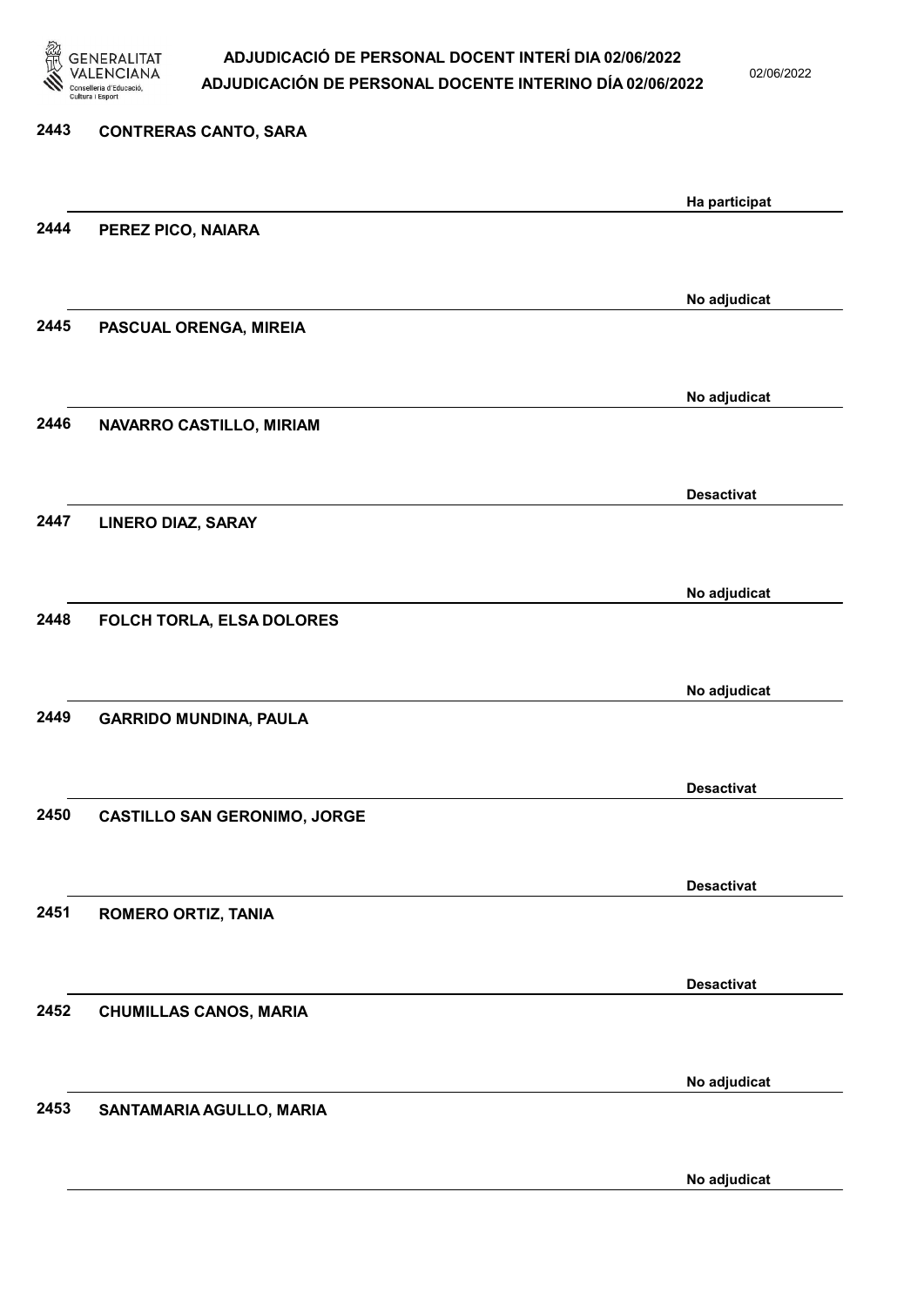| Núm. | Nom | Estat |
|---|---|---|
| 2443 | CONTRERAS CANTO, SARA | Ha participat |
| 2444 | PEREZ PICO, NAIARA | No adjudicat |
| 2445 | PASCUAL ORENGA, MIREIA | No adjudicat |
| 2446 | NAVARRO CASTILLO, MIRIAM | Desactivat |
| 2447 | LINERO DIAZ, SARAY | No adjudicat |
| 2448 | FOLCH TORLA, ELSA DOLORES | No adjudicat |
| 2449 | GARRIDO MUNDINA, PAULA | Desactivat |
| 2450 | CASTILLO SAN GERONIMO, JORGE | Desactivat |
| 2451 | ROMERO ORTIZ, TANIA | Desactivat |
| 2452 | CHUMILLAS CANOS, MARIA | No adjudicat |
| 2453 | SANTAMARIA AGULLO, MARIA | No adjudicat |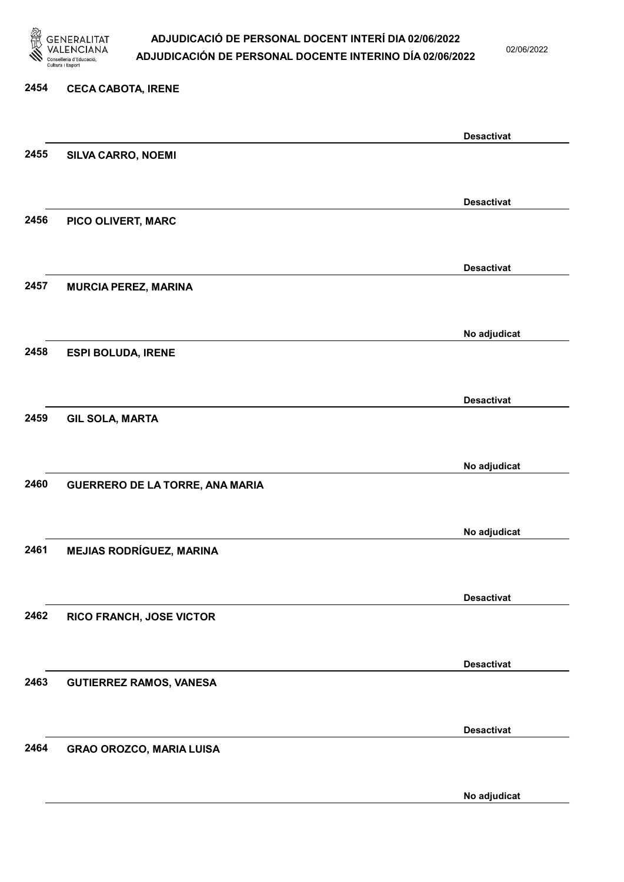| | | |
|---|---|---|
| 2454 | CECA CABOTA, IRENE | Desactivat |
| 2455 | SILVA CARRO, NOEMI | Desactivat |
| 2456 | PICO OLIVERT, MARC | Desactivat |
| 2457 | MURCIA PEREZ, MARINA | No adjudicat |
| 2458 | ESPI BOLUDA, IRENE | Desactivat |
| 2459 | GIL SOLA, MARTA | No adjudicat |
| 2460 | GUERRERO DE LA TORRE, ANA MARIA | No adjudicat |
| 2461 | MEJIAS RODRÍGUEZ, MARINA | Desactivat |
| 2462 | RICO FRANCH, JOSE VICTOR | Desactivat |
| 2463 | GUTIERREZ RAMOS, VANESA | Desactivat |
| 2464 | GRAO OROZCO, MARIA LUISA | No adjudicat |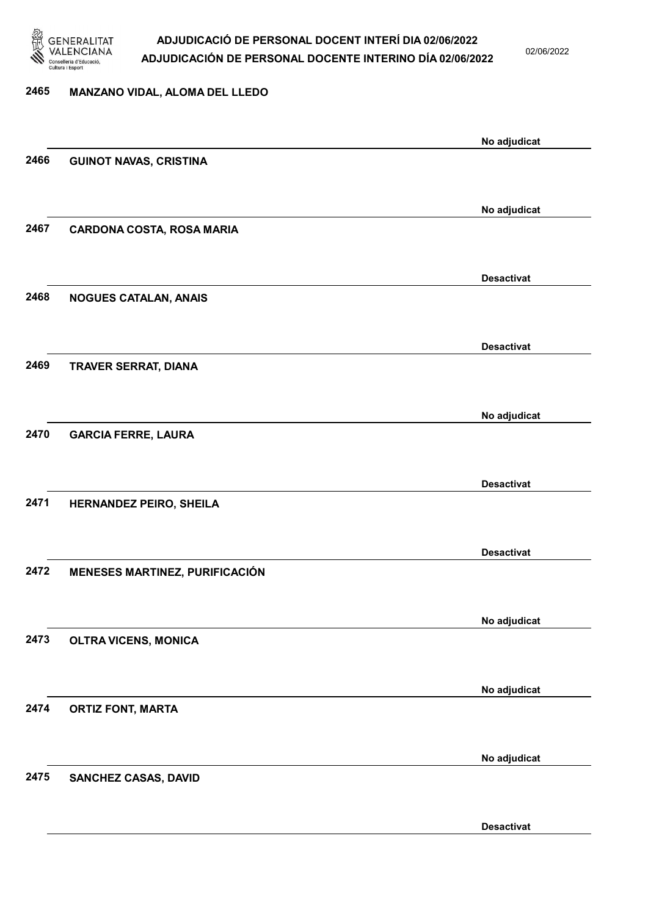2465 **MANZANO VIDAL, ALOMA DEL LLEDO**

No adjudicat

2466 **GUINOT NAVAS, CRISTINA**

No adjudicat

2467 **CARDONA COSTA, ROSA MARIA**

Desactivat

2468 **NOGUES CATALAN, ANAIS**

Desactivat

2469 **TRAVER SERRAT, DIANA**

No adjudicat

2470 **GARCIA FERRE, LAURA**

Desactivat

2471 **HERNANDEZ PEIRO, SHEILA**

Desactivat

2472 **MENESES MARTINEZ, PURIFICACIÓN**

No adjudicat

2473 **OLTRA VICENS, MONICA**

No adjudicat

2474 **ORTIZ FONT, MARTA**

No adjudicat

2475 **SANCHEZ CASAS, DAVID**

Desactivat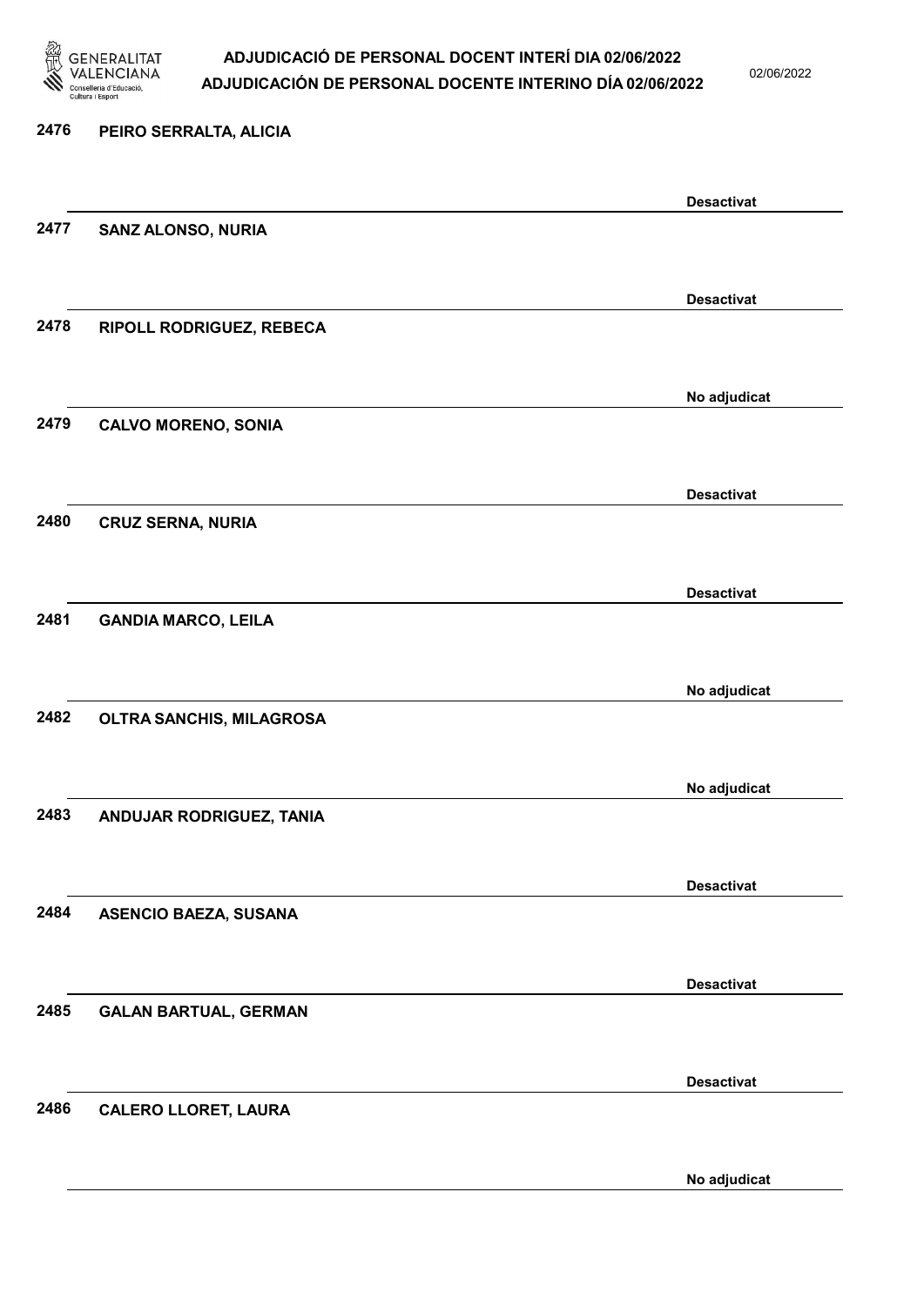| Núm. | Nom | Estat |
|---|---|---|
| 2476 | PEIRO SERRALTA, ALICIA | Desactivat |
| 2477 | SANZ ALONSO, NURIA | Desactivat |
| 2478 | RIPOLL RODRIGUEZ, REBECA | No adjudicat |
| 2479 | CALVO MORENO, SONIA | Desactivat |
| 2480 | CRUZ SERNA, NURIA | Desactivat |
| 2481 | GANDIA MARCO, LEILA | No adjudicat |
| 2482 | OLTRA SANCHIS, MILAGROSA | No adjudicat |
| 2483 | ANDUJAR RODRIGUEZ, TANIA | Desactivat |
| 2484 | ASENCIO BAEZA, SUSANA | Desactivat |
| 2485 | GALAN BARTUAL, GERMAN | Desactivat |
| 2486 | CALERO LLORET, LAURA | No adjudicat |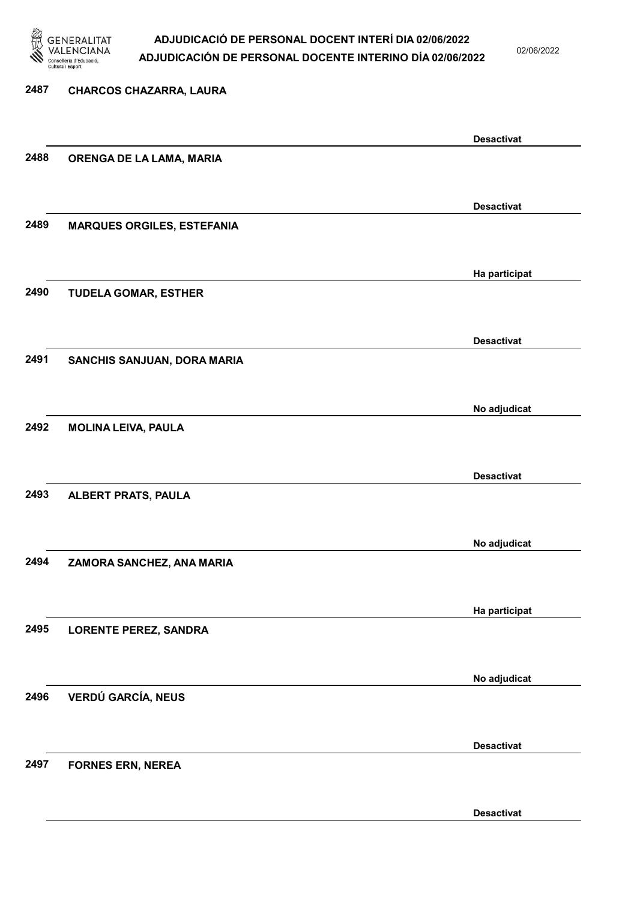2487 CHARCOS CHAZARRA, LAURA

Desactivat

2488 ORENGA DE LA LAMA, MARIA

Desactivat

2489 MARQUES ORGILES, ESTEFANIA

Ha participat

2490 TUDELA GOMAR, ESTHER

Desactivat

2491 SANCHIS SANJUAN, DORA MARIA

No adjudicat

2492 MOLINA LEIVA, PAULA

Desactivat

2493 ALBERT PRATS, PAULA

No adjudicat

2494 ZAMORA SANCHEZ, ANA MARIA

Ha participat

2495 LORENTE PEREZ, SANDRA

No adjudicat

2496 VERDÚ GARCÍA, NEUS

Desactivat

2497 FORNES ERN, NEREA

Desactivat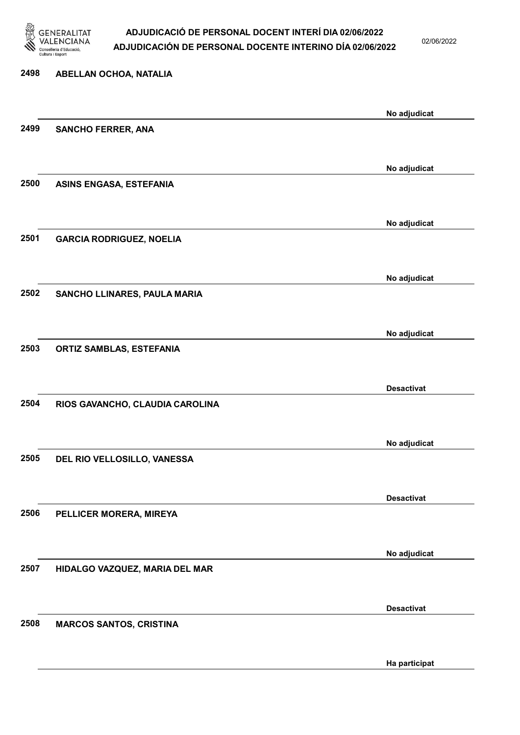| | | |
|---|---|---|
| 2498 | ABELLAN OCHOA, NATALIA | No adjudicat |
| 2499 | SANCHO FERRER, ANA | No adjudicat |
| 2500 | ASINS ENGASA, ESTEFANIA | No adjudicat |
| 2501 | GARCIA RODRIGUEZ, NOELIA | No adjudicat |
| 2502 | SANCHO LLINARES, PAULA MARIA | No adjudicat |
| 2503 | ORTIZ SAMBLAS, ESTEFANIA | Desactivat |
| 2504 | RIOS GAVANCHO, CLAUDIA CAROLINA | No adjudicat |
| 2505 | DEL RIO VELLOSILLO, VANESSA | Desactivat |
| 2506 | PELLICER MORERA, MIREYA | No adjudicat |
| 2507 | HIDALGO VAZQUEZ, MARIA DEL MAR | Desactivat |
| 2508 | MARCOS SANTOS, CRISTINA | Ha participat |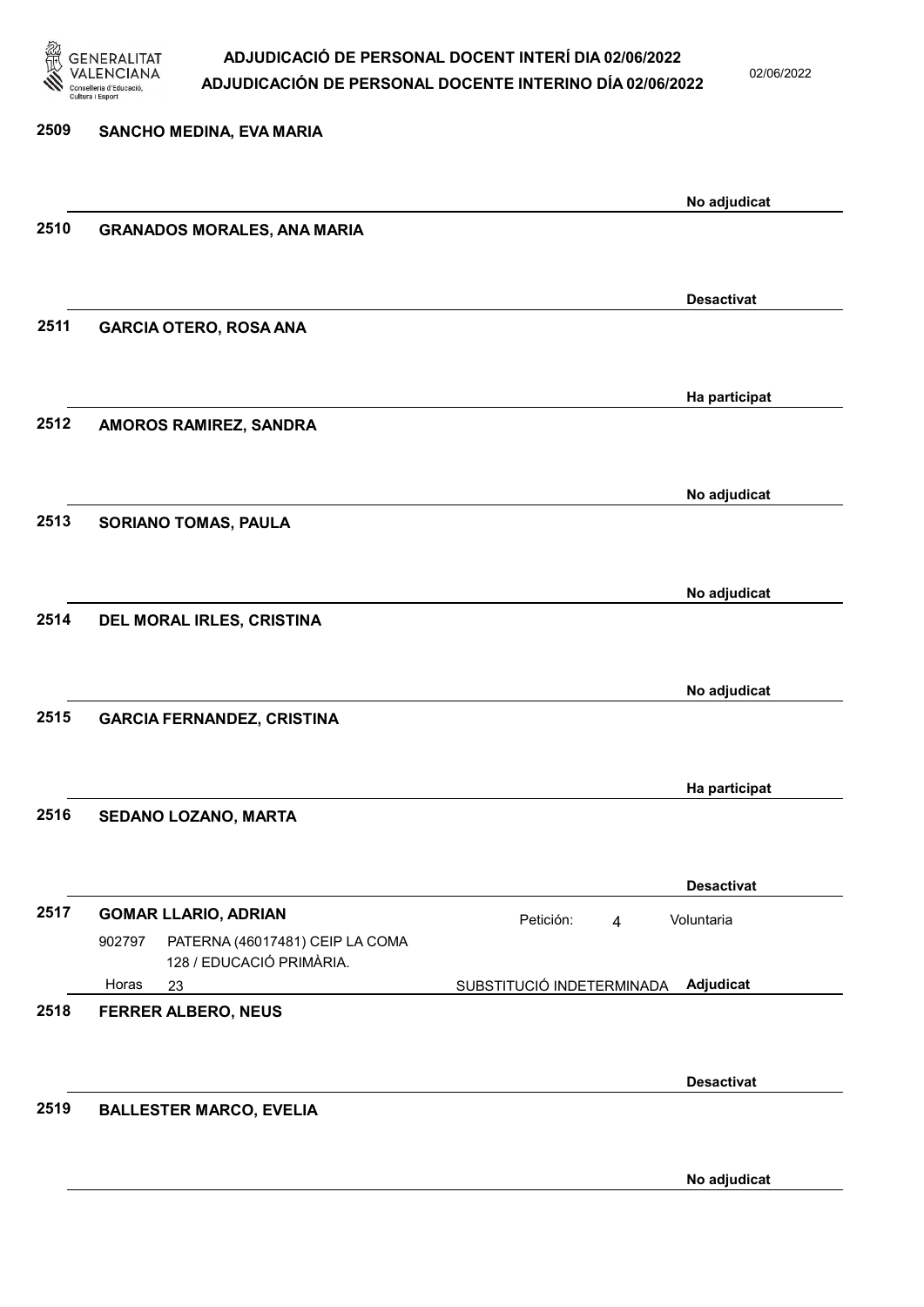**2509** **SANCHO MEDINA, EVA MARIA**

**No adjudicat**

**2510** **GRANADOS MORALES, ANA MARIA**

**Desactivat**

**2511** **GARCIA OTERO, ROSA ANA**

**Ha participat**

**2512** **AMOROS RAMIREZ, SANDRA**

**No adjudicat**

**2513** **SORIANO TOMAS, PAULA**

**No adjudicat**

**2514** **DEL MORAL IRLES, CRISTINA**

**No adjudicat**

**2515** **GARCIA FERNANDEZ, CRISTINA**

**Ha participat**

**2516** **SEDANO LOZANO, MARTA**

**Desactivat**

**2517** **GOMAR LLARIO, ADRIAN** — Petición: 4 — Voluntaria

902797 PATERNA (46017481) CEIP LA COMA 128 / EDUCACIÓ PRIMÀRIA.

Horas 23 — SUBSTITUCIÓ INDETERMINADA — **Adjudicat**

**2518** **FERRER ALBERO, NEUS**

**Desactivat**

**2519** **BALLESTER MARCO, EVELIA**

**No adjudicat**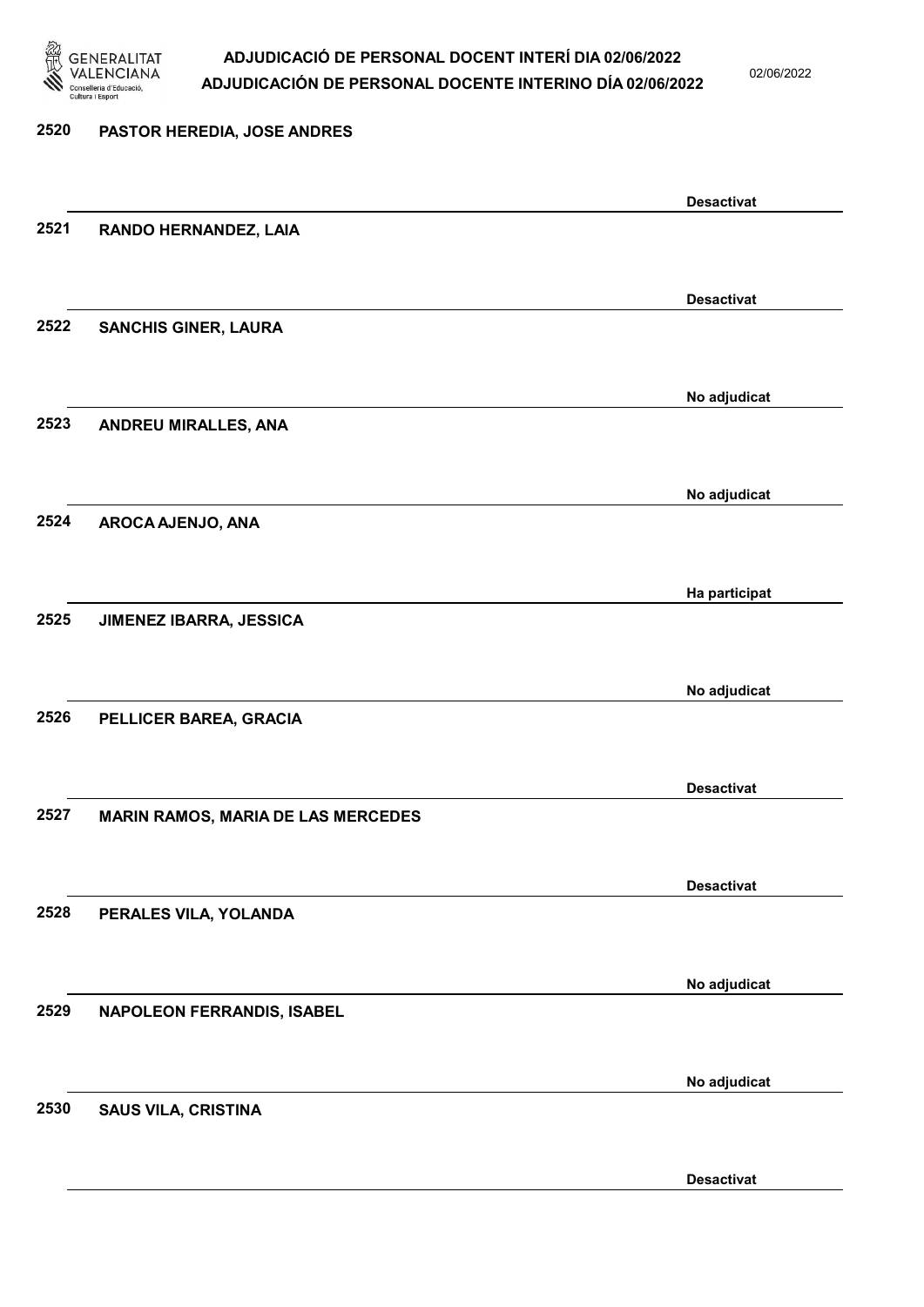| Núm. | Nom | Estat |
|---|---|---|
| 2520 | PASTOR HEREDIA, JOSE ANDRES | Desactivat |
| 2521 | RANDO HERNANDEZ, LAIA | Desactivat |
| 2522 | SANCHIS GINER, LAURA | No adjudicat |
| 2523 | ANDREU MIRALLES, ANA | No adjudicat |
| 2524 | AROCA AJENJO, ANA | Ha participat |
| 2525 | JIMENEZ IBARRA, JESSICA | No adjudicat |
| 2526 | PELLICER BAREA, GRACIA | Desactivat |
| 2527 | MARIN RAMOS, MARIA DE LAS MERCEDES | Desactivat |
| 2528 | PERALES VILA, YOLANDA | No adjudicat |
| 2529 | NAPOLEON FERRANDIS, ISABEL | No adjudicat |
| 2530 | SAUS VILA, CRISTINA | Desactivat |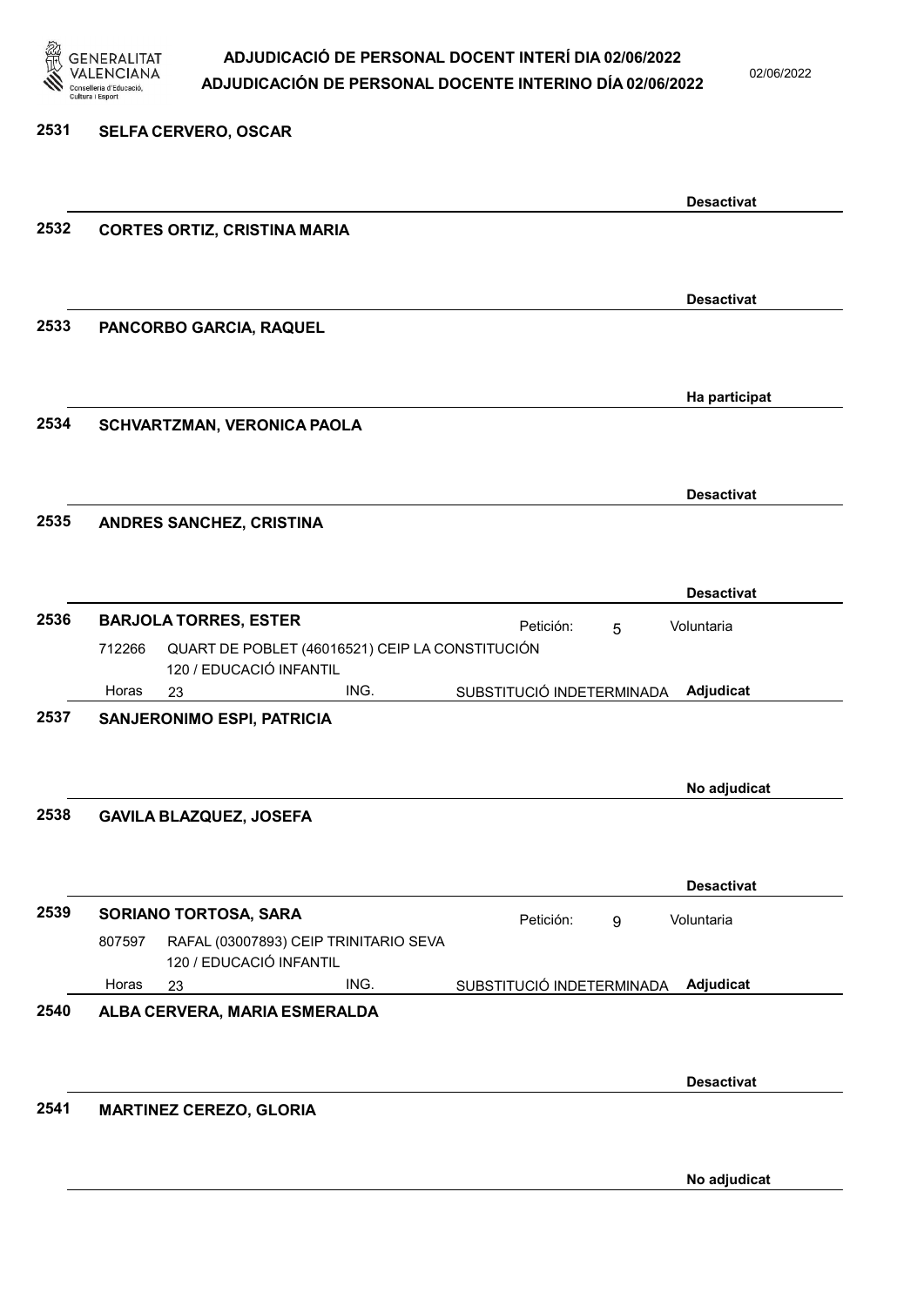**2531 SELFA CERVERO, OSCAR**

Desactivat

**2532 CORTES ORTIZ, CRISTINA MARIA**

Desactivat

**2533 PANCORBO GARCIA, RAQUEL**

Ha participat

**2534 SCHVARTZMAN, VERONICA PAOLA**

Desactivat

**2535 ANDRES SANCHEZ, CRISTINA**

Desactivat

**2536 BARJOLA TORRES, ESTER** — Petición: 5 — Voluntaria

712266 QUART DE POBLET (46016521) CEIP LA CONSTITUCIÓN
120 / EDUCACIÓ INFANTIL
Horas 23 — ING. — SUBSTITUCIÓ INDETERMINADA — **Adjudicat**

**2537 SANJERONIMO ESPI, PATRICIA**

No adjudicat

**2538 GAVILA BLAZQUEZ, JOSEFA**

Desactivat

**2539 SORIANO TORTOSA, SARA** — Petición: 9 — Voluntaria

807597 RAFAL (03007893) CEIP TRINITARIO SEVA
120 / EDUCACIÓ INFANTIL
Horas 23 — ING. — SUBSTITUCIÓ INDETERMINADA — **Adjudicat**

**2540 ALBA CERVERA, MARIA ESMERALDA**

Desactivat

**2541 MARTINEZ CEREZO, GLORIA**

No adjudicat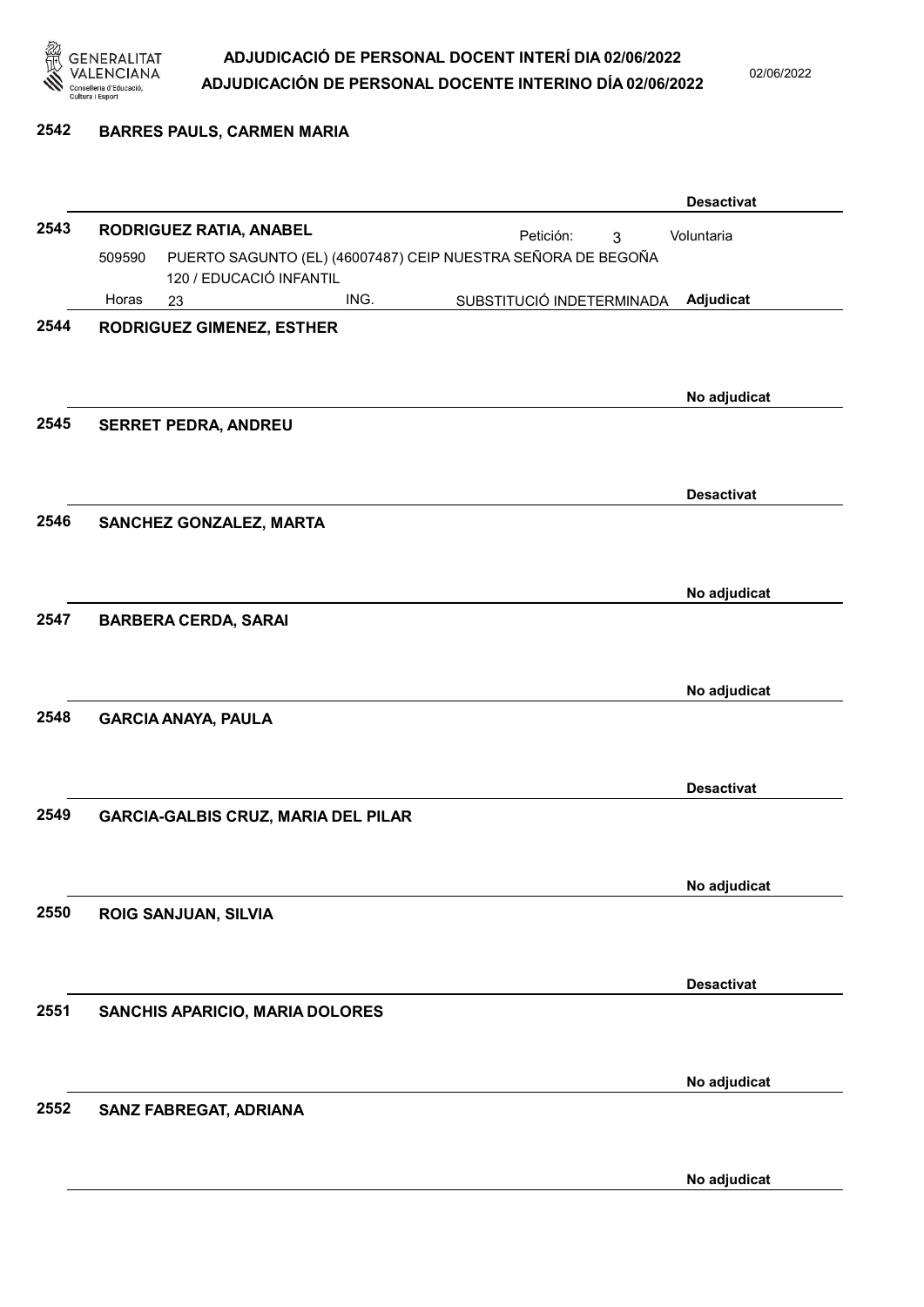**2542 BARRES PAULS, CARMEN MARIA**

Desactivat

**2543 RODRIGUEZ RATIA, ANABEL**

Petición: 3 — Voluntaria

509590 PUERTO SAGUNTO (EL) (46007487) CEIP NUESTRA SEÑORA DE BEGOÑA
120 / EDUCACIÓ INFANTIL

Horas 23 ING. SUBSTITUCIÓ INDETERMINADA — Adjudicat

**2544 RODRIGUEZ GIMENEZ, ESTHER**

No adjudicat

**2545 SERRET PEDRA, ANDREU**

Desactivat

**2546 SANCHEZ GONZALEZ, MARTA**

No adjudicat

**2547 BARBERA CERDA, SARAI**

No adjudicat

**2548 GARCIA ANAYA, PAULA**

Desactivat

**2549 GARCIA-GALBIS CRUZ, MARIA DEL PILAR**

No adjudicat

**2550 ROIG SANJUAN, SILVIA**

Desactivat

**2551 SANCHIS APARICIO, MARIA DOLORES**

No adjudicat

**2552 SANZ FABREGAT, ADRIANA**

No adjudicat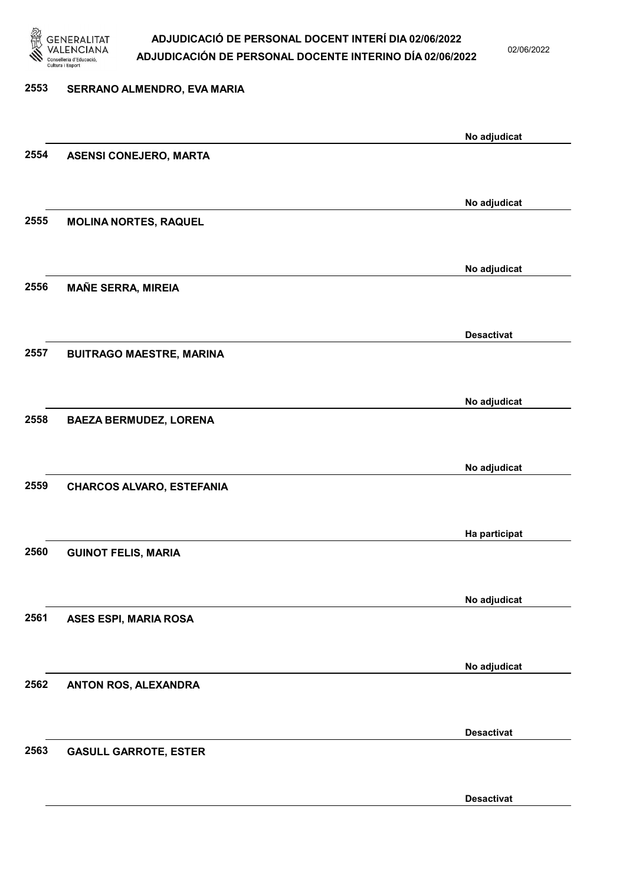2553 SERRANO ALMENDRO, EVA MARIA

No adjudicat

2554 ASENSI CONEJERO, MARTA

No adjudicat

2555 MOLINA NORTES, RAQUEL

No adjudicat

2556 MAÑE SERRA, MIREIA

Desactivat

2557 BUITRAGO MAESTRE, MARINA

No adjudicat

2558 BAEZA BERMUDEZ, LORENA

No adjudicat

2559 CHARCOS ALVARO, ESTEFANIA

Ha participat

2560 GUINOT FELIS, MARIA

No adjudicat

2561 ASES ESPI, MARIA ROSA

No adjudicat

2562 ANTON ROS, ALEXANDRA

Desactivat

2563 GASULL GARROTE, ESTER

Desactivat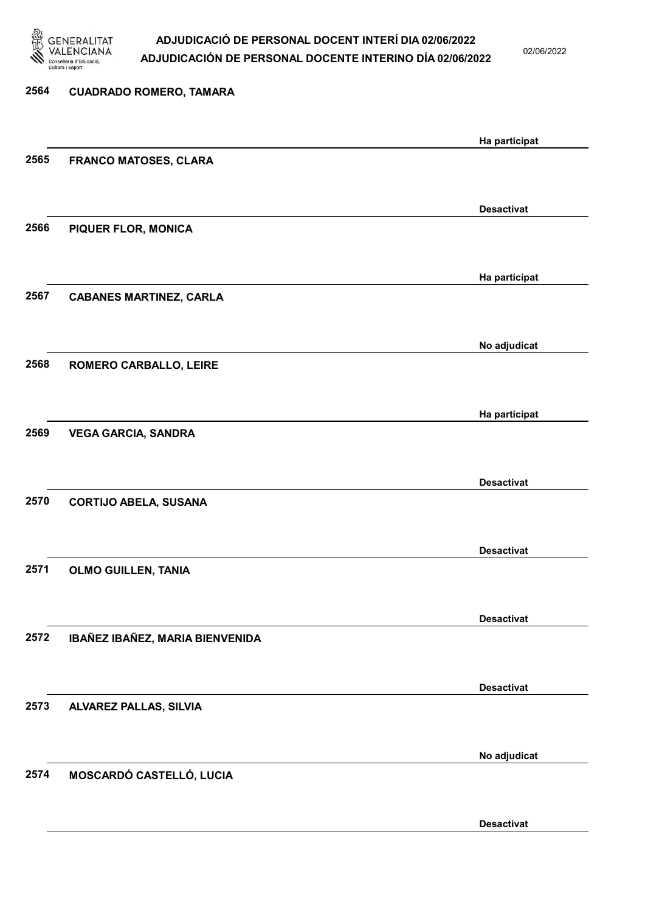| Nº | Nom | Estat |
| --- | --- | --- |
| 2564 | CUADRADO ROMERO, TAMARA | Ha participat |
| 2565 | FRANCO MATOSES, CLARA | Desactivat |
| 2566 | PIQUER FLOR, MONICA | Ha participat |
| 2567 | CABANES MARTINEZ, CARLA | No adjudicat |
| 2568 | ROMERO CARBALLO, LEIRE | Ha participat |
| 2569 | VEGA GARCIA, SANDRA | Desactivat |
| 2570 | CORTIJO ABELA, SUSANA | Desactivat |
| 2571 | OLMO GUILLEN, TANIA | Desactivat |
| 2572 | IBAÑEZ IBAÑEZ, MARIA BIENVENIDA | Desactivat |
| 2573 | ALVAREZ PALLAS, SILVIA | No adjudicat |
| 2574 | MOSCARDÓ CASTELLÓ, LUCIA | Desactivat |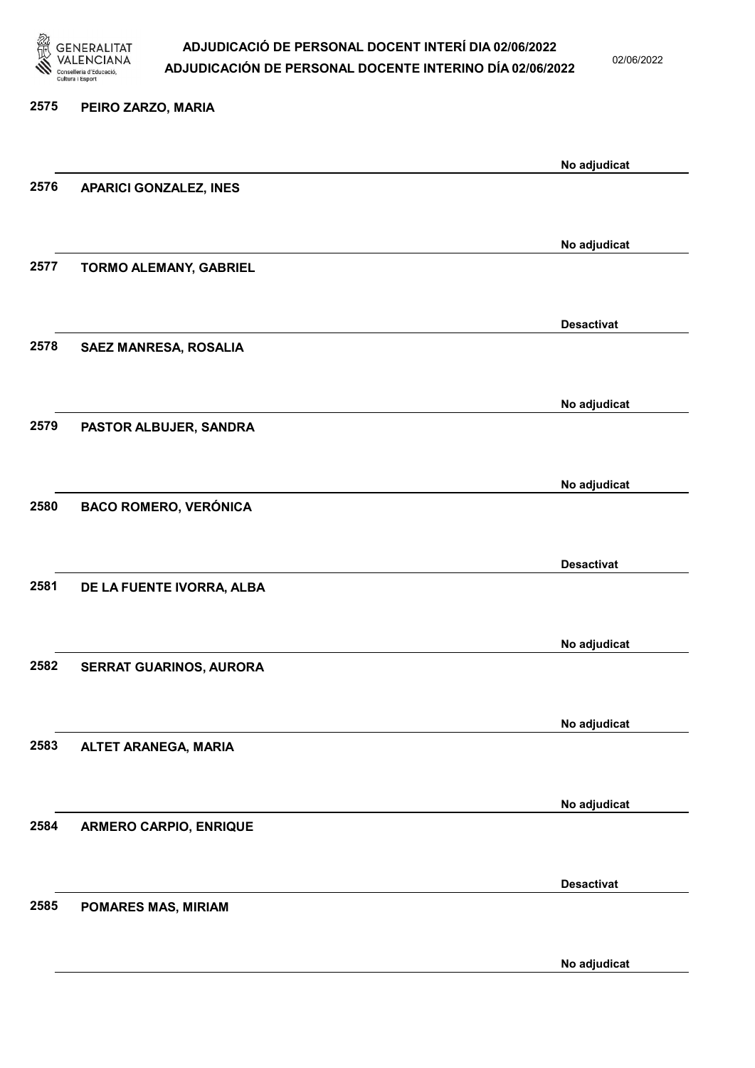2575 PEIRO ZARZO, MARIA

No adjudicat

2576 APARICI GONZALEZ, INES

No adjudicat

2577 TORMO ALEMANY, GABRIEL

Desactivat

2578 SAEZ MANRESA, ROSALIA

No adjudicat

2579 PASTOR ALBUJER, SANDRA

No adjudicat

2580 BACO ROMERO, VERÓNICA

Desactivat

2581 DE LA FUENTE IVORRA, ALBA

No adjudicat

2582 SERRAT GUARINOS, AURORA

No adjudicat

2583 ALTET ARANEGA, MARIA

No adjudicat

2584 ARMERO CARPIO, ENRIQUE

Desactivat

2585 POMARES MAS, MIRIAM

No adjudicat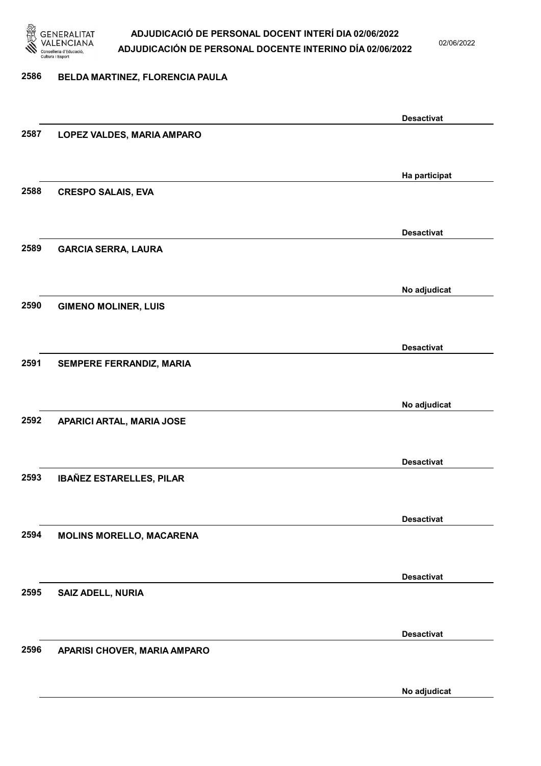| | | |
|---|---|---|
| 2586 | BELDA MARTINEZ, FLORENCIA PAULA | Desactivat |
| 2587 | LOPEZ VALDES, MARIA AMPARO | Ha participat |
| 2588 | CRESPO SALAIS, EVA | Desactivat |
| 2589 | GARCIA SERRA, LAURA | No adjudicat |
| 2590 | GIMENO MOLINER, LUIS | Desactivat |
| 2591 | SEMPERE FERRANDIZ, MARIA | No adjudicat |
| 2592 | APARICI ARTAL, MARIA JOSE | Desactivat |
| 2593 | IBAÑEZ ESTARELLES, PILAR | Desactivat |
| 2594 | MOLINS MORELLO, MACARENA | Desactivat |
| 2595 | SAIZ ADELL, NURIA | Desactivat |
| 2596 | APARISI CHOVER, MARIA AMPARO | No adjudicat |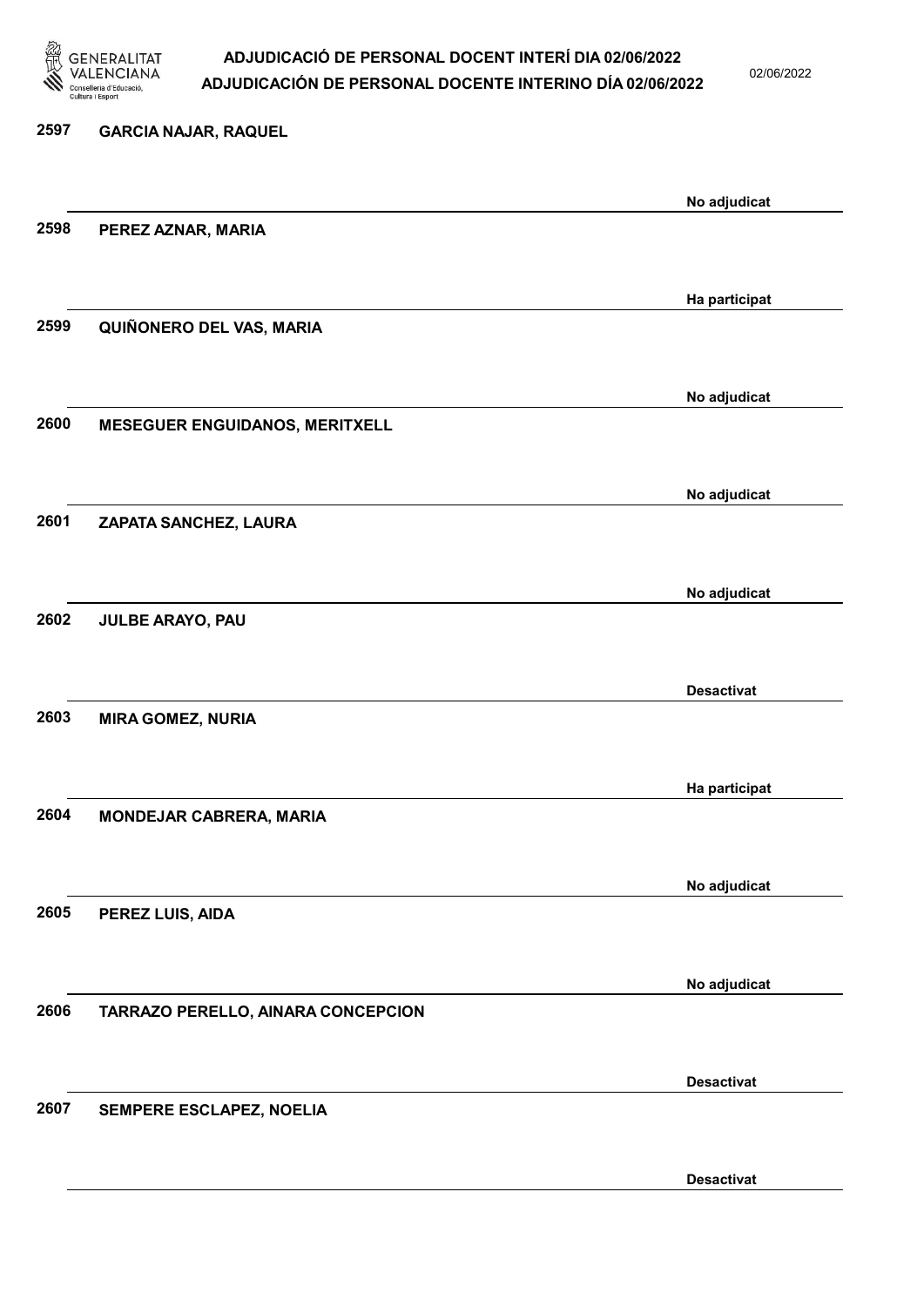| Núm. | Nom | Estat |
| --- | --- | --- |
| 2597 | GARCIA NAJAR, RAQUEL | No adjudicat |
| 2598 | PEREZ AZNAR, MARIA | Ha participat |
| 2599 | QUIÑONERO DEL VAS, MARIA | No adjudicat |
| 2600 | MESEGUER ENGUIDANOS, MERITXELL | No adjudicat |
| 2601 | ZAPATA SANCHEZ, LAURA | No adjudicat |
| 2602 | JULBE ARAYO, PAU | Desactivat |
| 2603 | MIRA GOMEZ, NURIA | Ha participat |
| 2604 | MONDEJAR CABRERA, MARIA | No adjudicat |
| 2605 | PEREZ LUIS, AIDA | No adjudicat |
| 2606 | TARRAZO PERELLO, AINARA CONCEPCION | Desactivat |
| 2607 | SEMPERE ESCLAPEZ, NOELIA | Desactivat |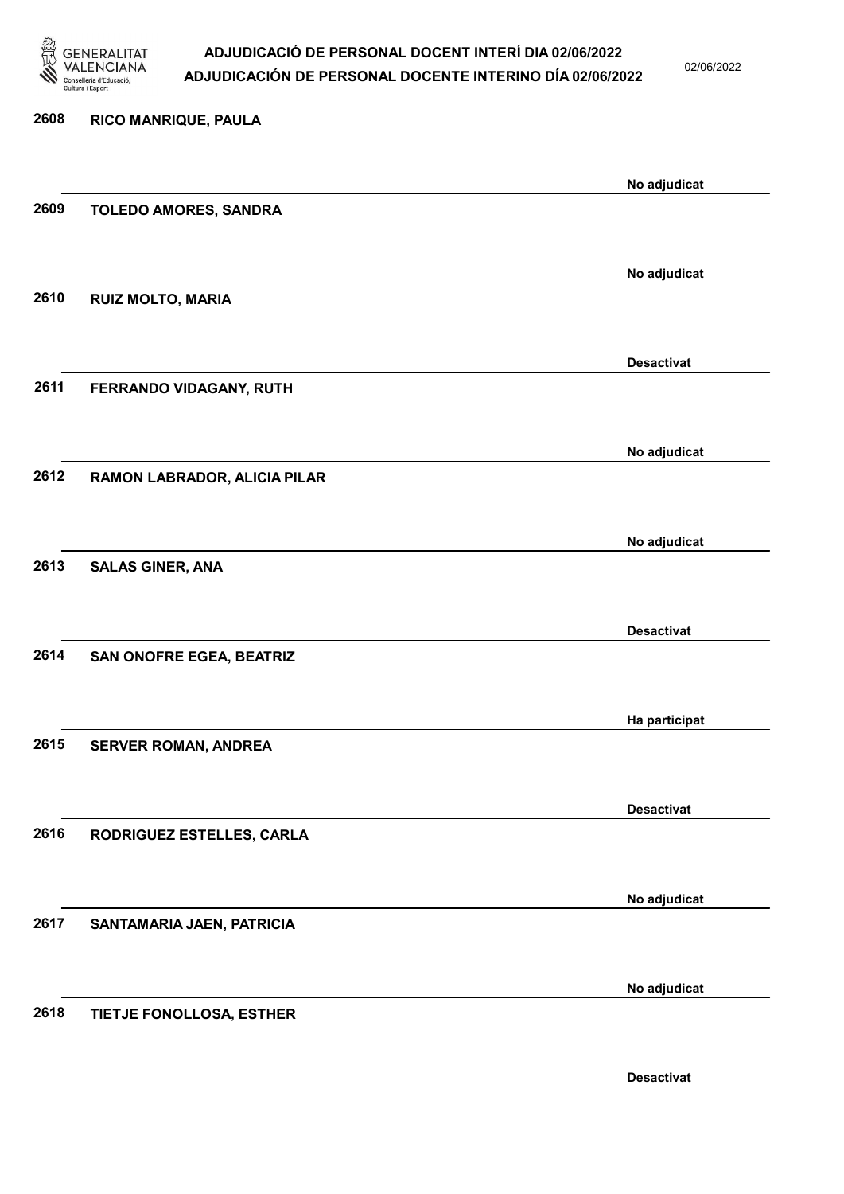| Núm. | Nom | Estat |
| --- | --- | --- |
| 2608 | RICO MANRIQUE, PAULA | No adjudicat |
| 2609 | TOLEDO AMORES, SANDRA | No adjudicat |
| 2610 | RUIZ MOLTO, MARIA | Desactivat |
| 2611 | FERRANDO VIDAGANY, RUTH | No adjudicat |
| 2612 | RAMON LABRADOR, ALICIA PILAR | No adjudicat |
| 2613 | SALAS GINER, ANA | Desactivat |
| 2614 | SAN ONOFRE EGEA, BEATRIZ | Ha participat |
| 2615 | SERVER ROMAN, ANDREA | Desactivat |
| 2616 | RODRIGUEZ ESTELLES, CARLA | No adjudicat |
| 2617 | SANTAMARIA JAEN, PATRICIA | No adjudicat |
| 2618 | TIETJE FONOLLOSA, ESTHER | Desactivat |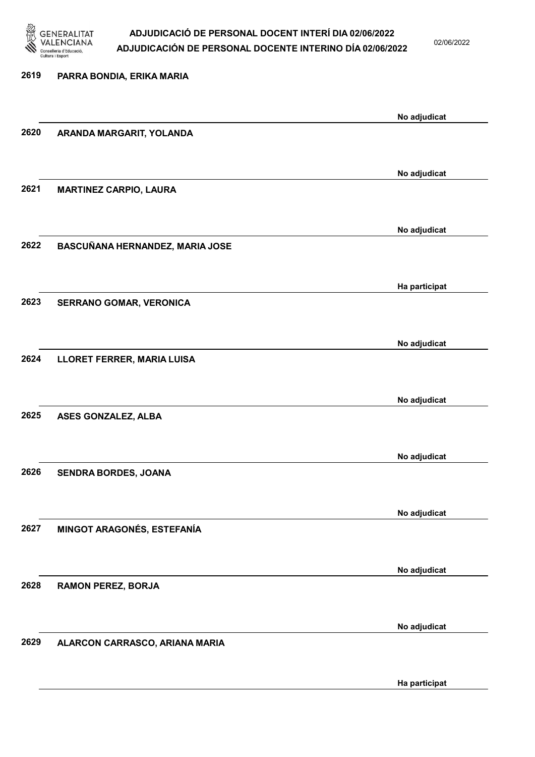| | | |
|---|---|---|
| 2619 | PARRA BONDIA, ERIKA MARIA | No adjudicat |
| 2620 | ARANDA MARGARIT, YOLANDA | No adjudicat |
| 2621 | MARTINEZ CARPIO, LAURA | No adjudicat |
| 2622 | BASCUÑANA HERNANDEZ, MARIA JOSE | Ha participat |
| 2623 | SERRANO GOMAR, VERONICA | No adjudicat |
| 2624 | LLORET FERRER, MARIA LUISA | No adjudicat |
| 2625 | ASES GONZALEZ, ALBA | No adjudicat |
| 2626 | SENDRA BORDES, JOANA | No adjudicat |
| 2627 | MINGOT ARAGONÉS, ESTEFANÍA | No adjudicat |
| 2628 | RAMON PEREZ, BORJA | No adjudicat |
| 2629 | ALARCON CARRASCO, ARIANA MARIA | Ha participat |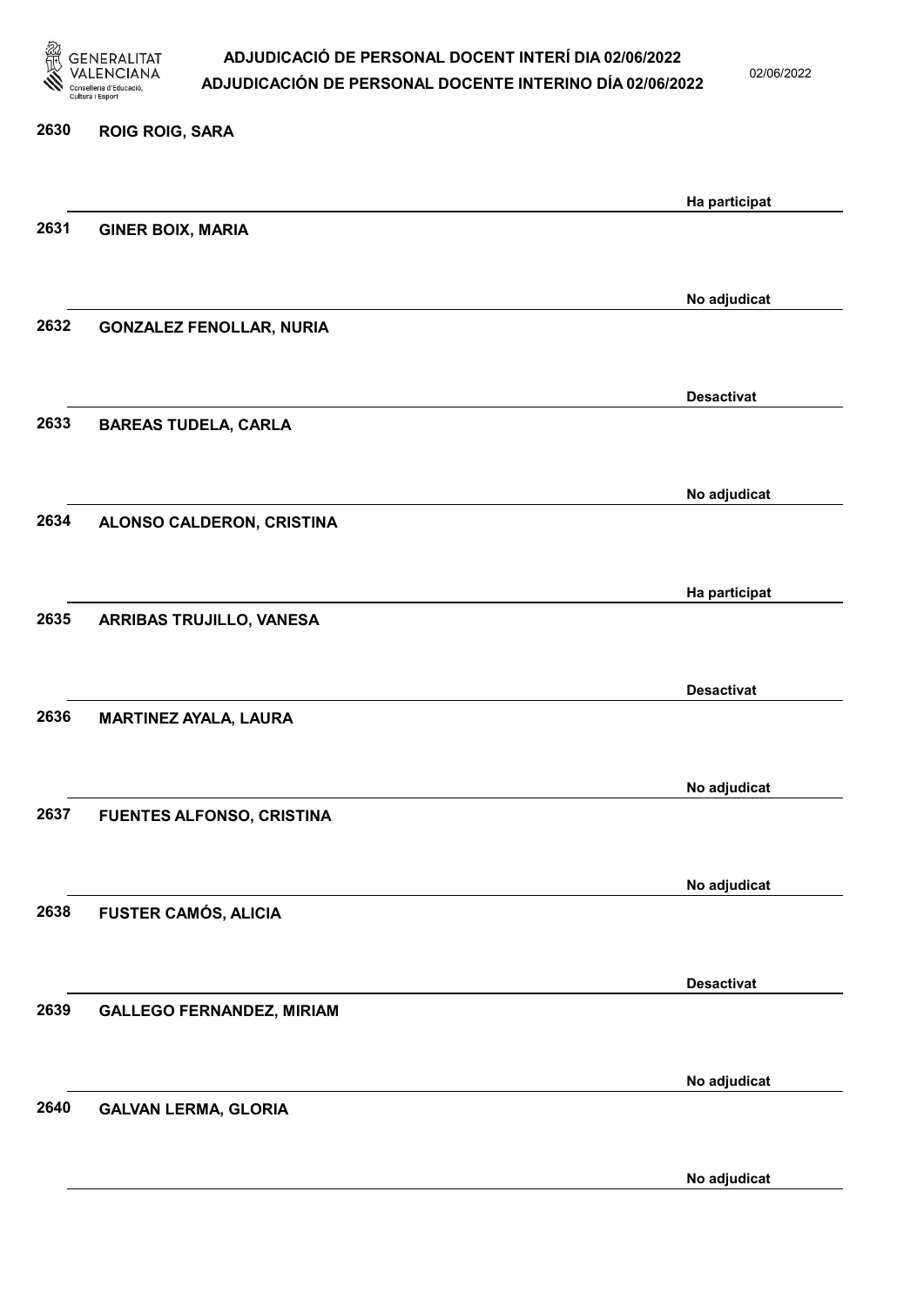| Núm. | Nom | Estat |
| --- | --- | --- |
| 2630 | ROIG ROIG, SARA | Ha participat |
| 2631 | GINER BOIX, MARIA | No adjudicat |
| 2632 | GONZALEZ FENOLLAR, NURIA | Desactivat |
| 2633 | BAREAS TUDELA, CARLA | No adjudicat |
| 2634 | ALONSO CALDERON, CRISTINA | Ha participat |
| 2635 | ARRIBAS TRUJILLO, VANESA | Desactivat |
| 2636 | MARTINEZ AYALA, LAURA | No adjudicat |
| 2637 | FUENTES ALFONSO, CRISTINA | No adjudicat |
| 2638 | FUSTER CAMÓS, ALICIA | Desactivat |
| 2639 | GALLEGO FERNANDEZ, MIRIAM | No adjudicat |
| 2640 | GALVAN LERMA, GLORIA | No adjudicat |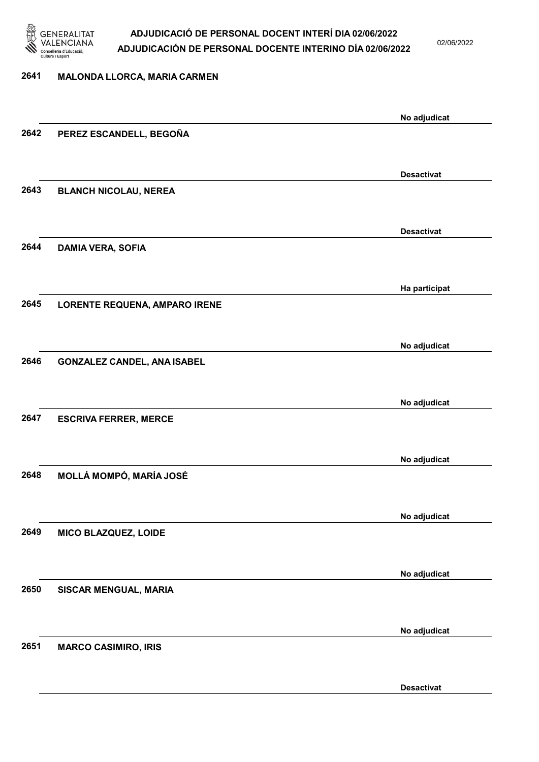| Núm. | Nom | Estat |
| --- | --- | --- |
| 2641 | MALONDA LLORCA, MARIA CARMEN | No adjudicat |
| 2642 | PEREZ ESCANDELL, BEGOÑA | Desactivat |
| 2643 | BLANCH NICOLAU, NEREA | Desactivat |
| 2644 | DAMIA VERA, SOFIA | Ha participat |
| 2645 | LORENTE REQUENA, AMPARO IRENE | No adjudicat |
| 2646 | GONZALEZ CANDEL, ANA ISABEL | No adjudicat |
| 2647 | ESCRIVA FERRER, MERCE | No adjudicat |
| 2648 | MOLLÁ MOMPÓ, MARÍA JOSÉ | No adjudicat |
| 2649 | MICO BLAZQUEZ, LOIDE | No adjudicat |
| 2650 | SISCAR MENGUAL, MARIA | No adjudicat |
| 2651 | MARCO CASIMIRO, IRIS | Desactivat |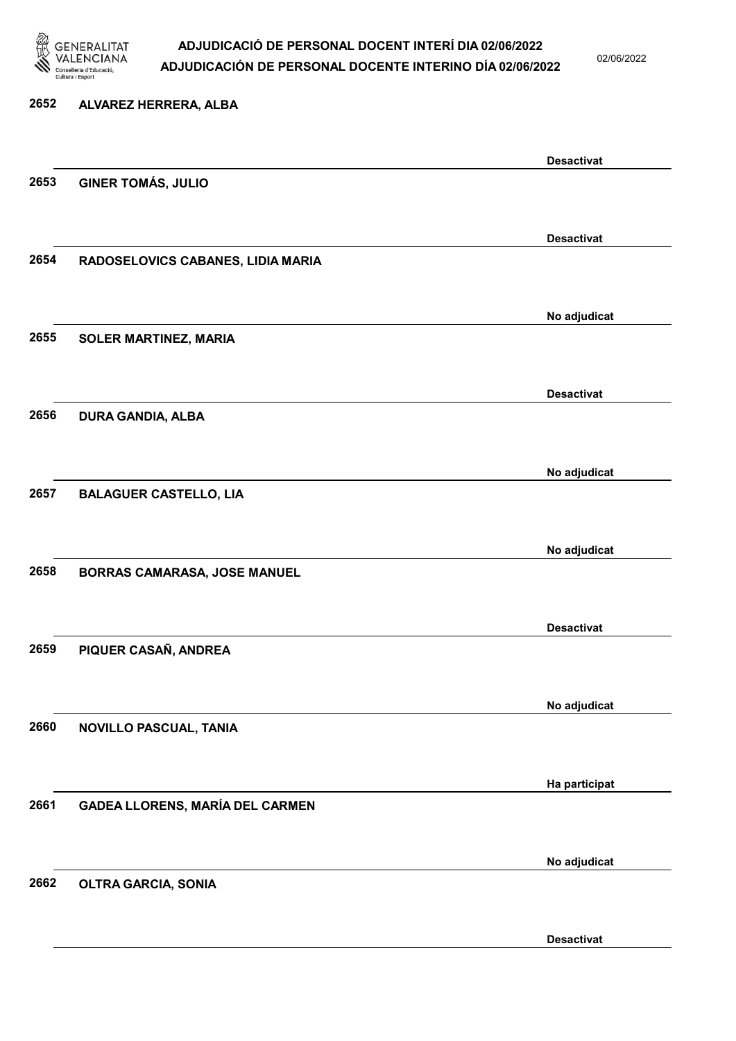| Núm. | Nom | Estat |
| --- | --- | --- |
| 2652 | ALVAREZ HERRERA, ALBA | Desactivat |
| 2653 | GINER TOMÁS, JULIO | Desactivat |
| 2654 | RADOSELOVICS CABANES, LIDIA MARIA | No adjudicat |
| 2655 | SOLER MARTINEZ, MARIA | Desactivat |
| 2656 | DURA GANDIA, ALBA | No adjudicat |
| 2657 | BALAGUER CASTELLO, LIA | No adjudicat |
| 2658 | BORRAS CAMARASA, JOSE MANUEL | Desactivat |
| 2659 | PIQUER CASAÑ, ANDREA | No adjudicat |
| 2660 | NOVILLO PASCUAL, TANIA | Ha participat |
| 2661 | GADEA LLORENS, MARÍA DEL CARMEN | No adjudicat |
| 2662 | OLTRA GARCIA, SONIA | Desactivat |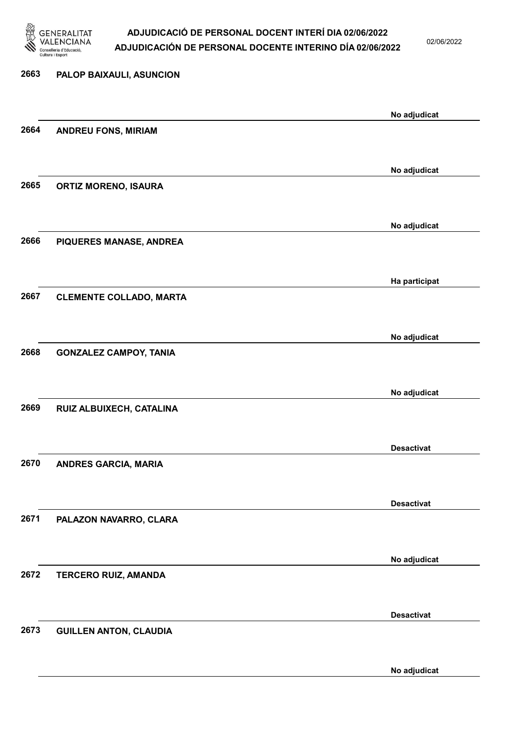| Nº | Nom | Estat |
|---|---|---|
| 2663 | PALOP BAIXAULI, ASUNCION | No adjudicat |
| 2664 | ANDREU FONS, MIRIAM | No adjudicat |
| 2665 | ORTIZ MORENO, ISAURA | No adjudicat |
| 2666 | PIQUERES MANASE, ANDREA | Ha participat |
| 2667 | CLEMENTE COLLADO, MARTA | No adjudicat |
| 2668 | GONZALEZ CAMPOY, TANIA | No adjudicat |
| 2669 | RUIZ ALBUIXECH, CATALINA | Desactivat |
| 2670 | ANDRES GARCIA, MARIA | Desactivat |
| 2671 | PALAZON NAVARRO, CLARA | No adjudicat |
| 2672 | TERCERO RUIZ, AMANDA | Desactivat |
| 2673 | GUILLEN ANTON, CLAUDIA | No adjudicat |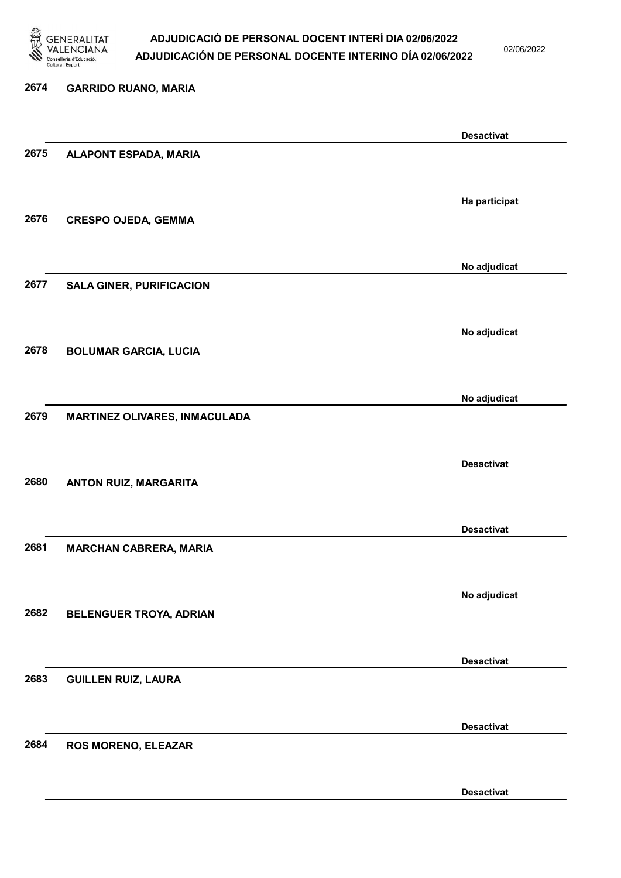| Nº | Nom | Estat |
|---|---|---|
| 2674 | GARRIDO RUANO, MARIA | Desactivat |
| 2675 | ALAPONT ESPADA, MARIA | Ha participat |
| 2676 | CRESPO OJEDA, GEMMA | No adjudicat |
| 2677 | SALA GINER, PURIFICACION | No adjudicat |
| 2678 | BOLUMAR GARCIA, LUCIA | No adjudicat |
| 2679 | MARTINEZ OLIVARES, INMACULADA | Desactivat |
| 2680 | ANTON RUIZ, MARGARITA | Desactivat |
| 2681 | MARCHAN CABRERA, MARIA | No adjudicat |
| 2682 | BELENGUER TROYA, ADRIAN | Desactivat |
| 2683 | GUILLEN RUIZ, LAURA | Desactivat |
| 2684 | ROS MORENO, ELEAZAR | Desactivat |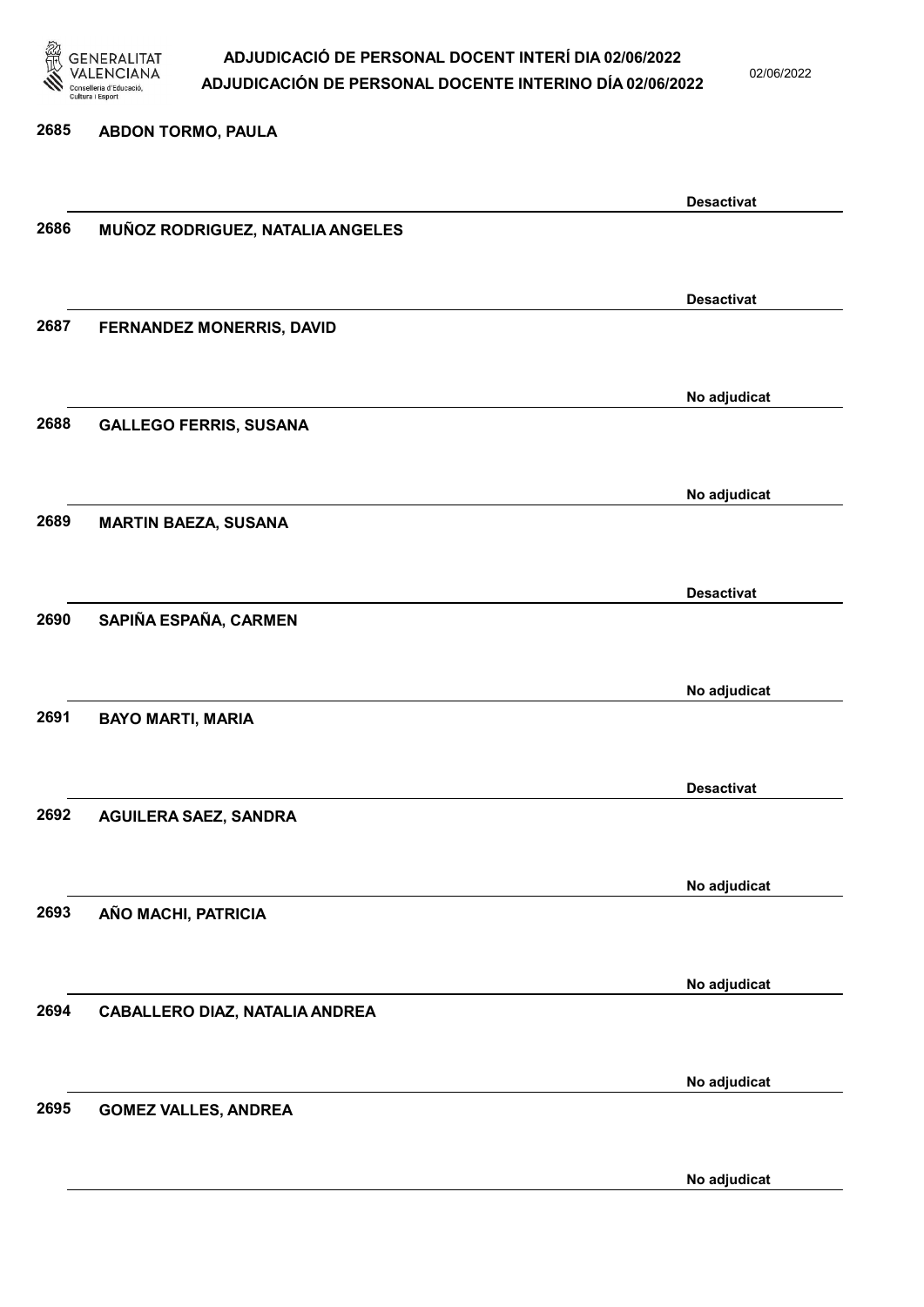2685 **ABDON TORMO, PAULA**

**Desactivat**

2686 **MUÑOZ RODRIGUEZ, NATALIA ANGELES**

**Desactivat**

2687 **FERNANDEZ MONERRIS, DAVID**

**No adjudicat**

2688 **GALLEGO FERRIS, SUSANA**

**No adjudicat**

2689 **MARTIN BAEZA, SUSANA**

**Desactivat**

2690 **SAPIÑA ESPAÑA, CARMEN**

**No adjudicat**

2691 **BAYO MARTI, MARIA**

**Desactivat**

2692 **AGUILERA SAEZ, SANDRA**

**No adjudicat**

2693 **AÑO MACHI, PATRICIA**

**No adjudicat**

2694 **CABALLERO DIAZ, NATALIA ANDREA**

**No adjudicat**

2695 **GOMEZ VALLES, ANDREA**

**No adjudicat**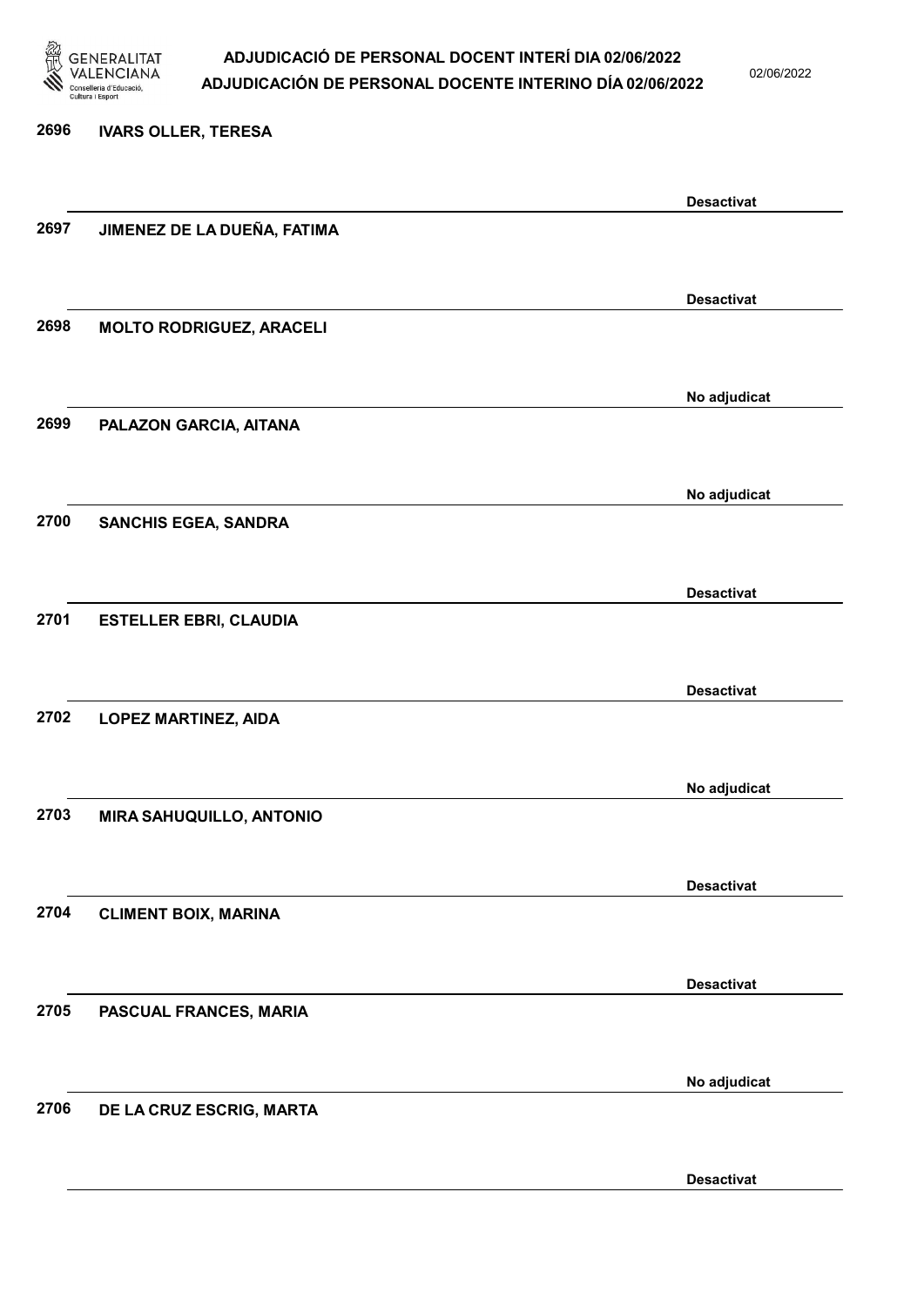2696 **IVARS OLLER, TERESA**

**Desactivat**

2697 **JIMENEZ DE LA DUEÑA, FATIMA**

**Desactivat**

2698 **MOLTO RODRIGUEZ, ARACELI**

**No adjudicat**

2699 **PALAZON GARCIA, AITANA**

**No adjudicat**

2700 **SANCHIS EGEA, SANDRA**

**Desactivat**

2701 **ESTELLER EBRI, CLAUDIA**

**Desactivat**

2702 **LOPEZ MARTINEZ, AIDA**

**No adjudicat**

2703 **MIRA SAHUQUILLO, ANTONIO**

**Desactivat**

2704 **CLIMENT BOIX, MARINA**

**Desactivat**

2705 **PASCUAL FRANCES, MARIA**

**No adjudicat**

2706 **DE LA CRUZ ESCRIG, MARTA**

**Desactivat**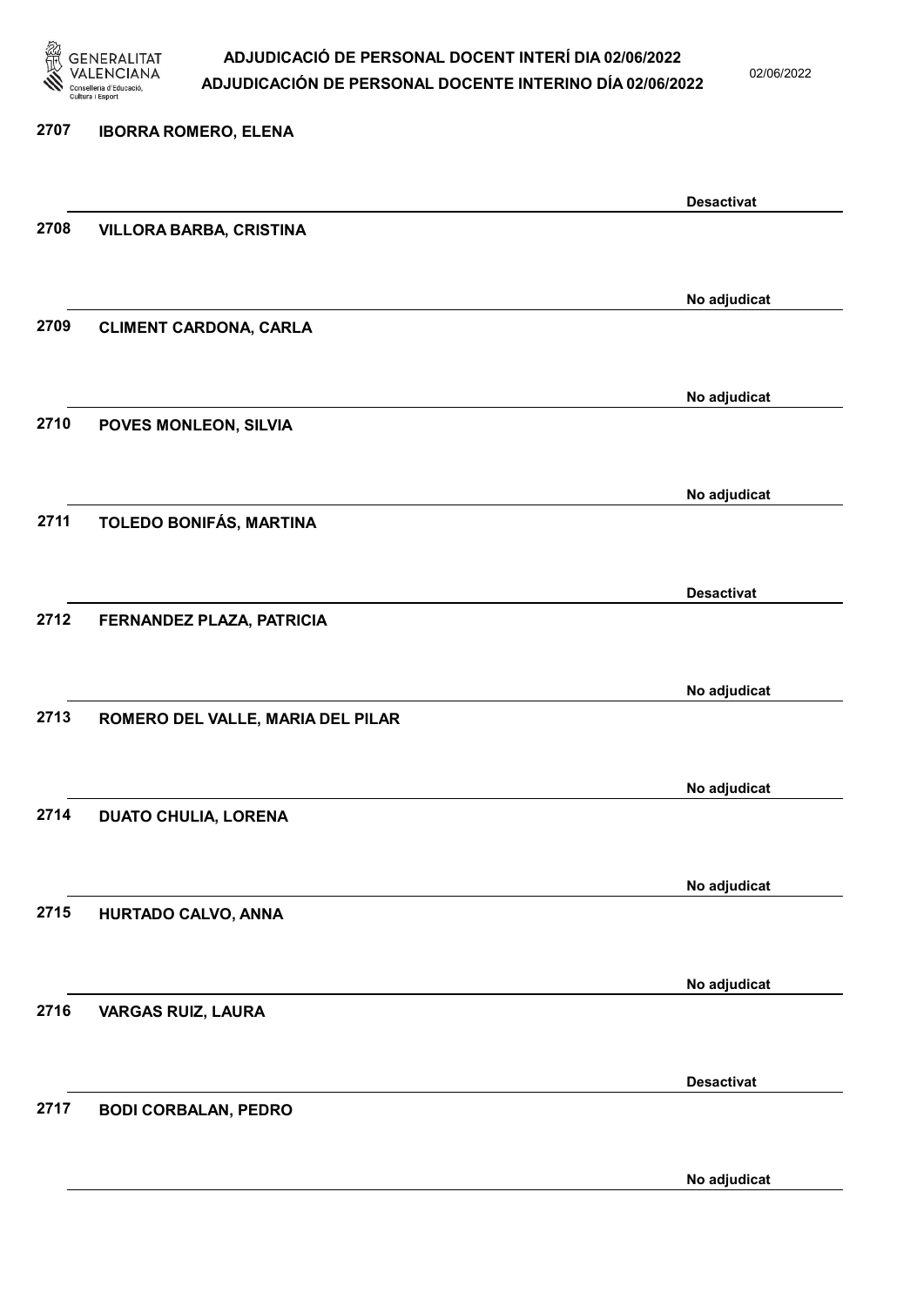| | | |
|---|---|---|
| 2707 | IBORRA ROMERO, ELENA | Desactivat |
| 2708 | VILLORA BARBA, CRISTINA | No adjudicat |
| 2709 | CLIMENT CARDONA, CARLA | No adjudicat |
| 2710 | POVES MONLEON, SILVIA | No adjudicat |
| 2711 | TOLEDO BONIFÁS, MARTINA | Desactivat |
| 2712 | FERNANDEZ PLAZA, PATRICIA | No adjudicat |
| 2713 | ROMERO DEL VALLE, MARIA DEL PILAR | No adjudicat |
| 2714 | DUATO CHULIA, LORENA | No adjudicat |
| 2715 | HURTADO CALVO, ANNA | No adjudicat |
| 2716 | VARGAS RUIZ, LAURA | Desactivat |
| 2717 | BODI CORBALAN, PEDRO | No adjudicat |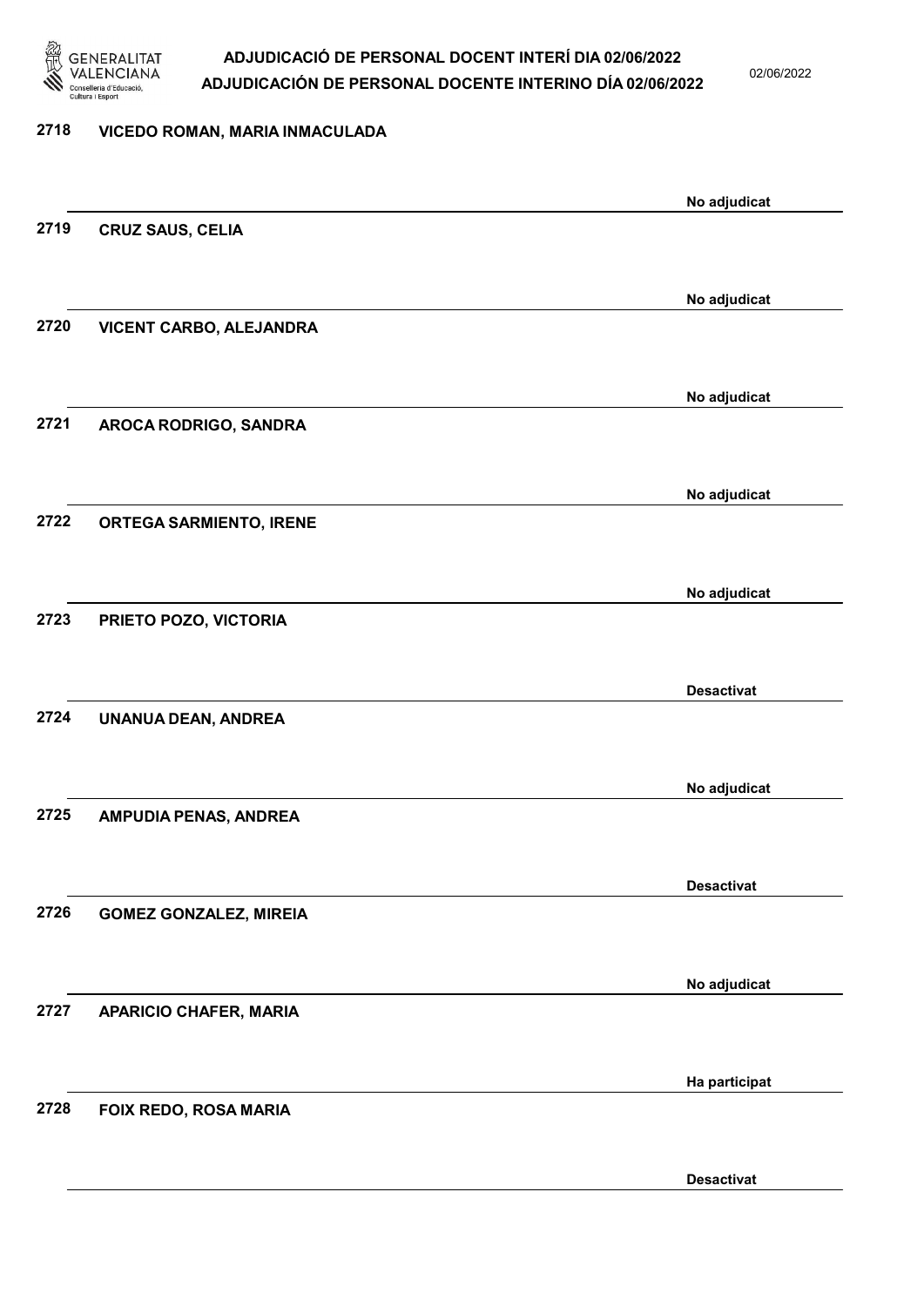| Núm. | Nom | Estat |
|---|---|---|
| 2718 | VICEDO ROMAN, MARIA INMACULADA | No adjudicat |
| 2719 | CRUZ SAUS, CELIA | No adjudicat |
| 2720 | VICENT CARBO, ALEJANDRA | No adjudicat |
| 2721 | AROCA RODRIGO, SANDRA | No adjudicat |
| 2722 | ORTEGA SARMIENTO, IRENE | No adjudicat |
| 2723 | PRIETO POZO, VICTORIA | Desactivat |
| 2724 | UNANUA DEAN, ANDREA | No adjudicat |
| 2725 | AMPUDIA PENAS, ANDREA | Desactivat |
| 2726 | GOMEZ GONZALEZ, MIREIA | No adjudicat |
| 2727 | APARICIO CHAFER, MARIA | Ha participat |
| 2728 | FOIX REDO, ROSA MARIA | Desactivat |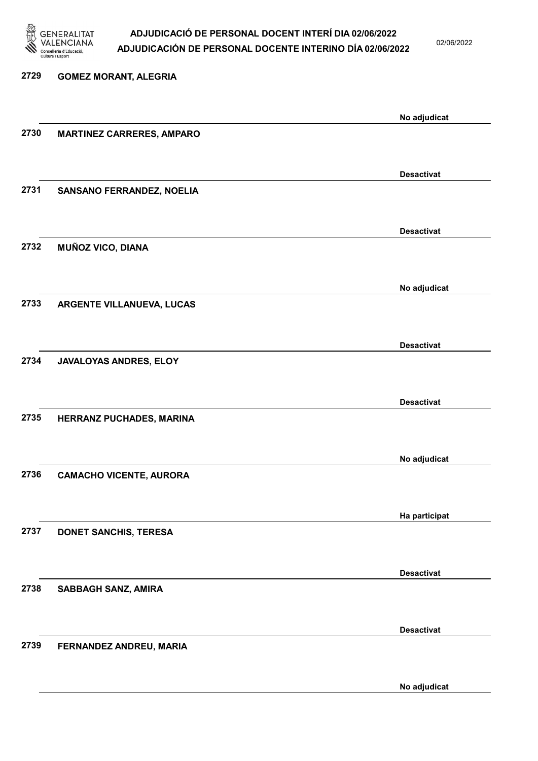2729 GOMEZ MORANT, ALEGRIA

No adjudicat

2730 MARTINEZ CARRERES, AMPARO

Desactivat

2731 SANSANO FERRANDEZ, NOELIA

Desactivat

2732 MUÑOZ VICO, DIANA

No adjudicat

2733 ARGENTE VILLANUEVA, LUCAS

Desactivat

2734 JAVALOYAS ANDRES, ELOY

Desactivat

2735 HERRANZ PUCHADES, MARINA

No adjudicat

2736 CAMACHO VICENTE, AURORA

Ha participat

2737 DONET SANCHIS, TERESA

Desactivat

2738 SABBAGH SANZ, AMIRA

Desactivat

2739 FERNANDEZ ANDREU, MARIA

No adjudicat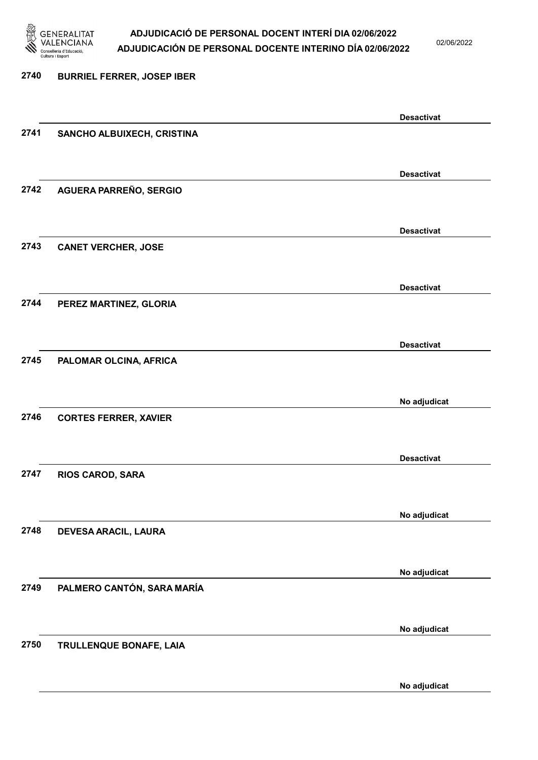| | | |
|---|---|---|
| 2740 | BURRIEL FERRER, JOSEP IBER | Desactivat |
| 2741 | SANCHO ALBUIXECH, CRISTINA | Desactivat |
| 2742 | AGUERA PARREÑO, SERGIO | Desactivat |
| 2743 | CANET VERCHER, JOSE | Desactivat |
| 2744 | PEREZ MARTINEZ, GLORIA | Desactivat |
| 2745 | PALOMAR OLCINA, AFRICA | No adjudicat |
| 2746 | CORTES FERRER, XAVIER | Desactivat |
| 2747 | RIOS CAROD, SARA | No adjudicat |
| 2748 | DEVESA ARACIL, LAURA | No adjudicat |
| 2749 | PALMERO CANTÓN, SARA MARÍA | No adjudicat |
| 2750 | TRULLENQUE BONAFE, LAIA | No adjudicat |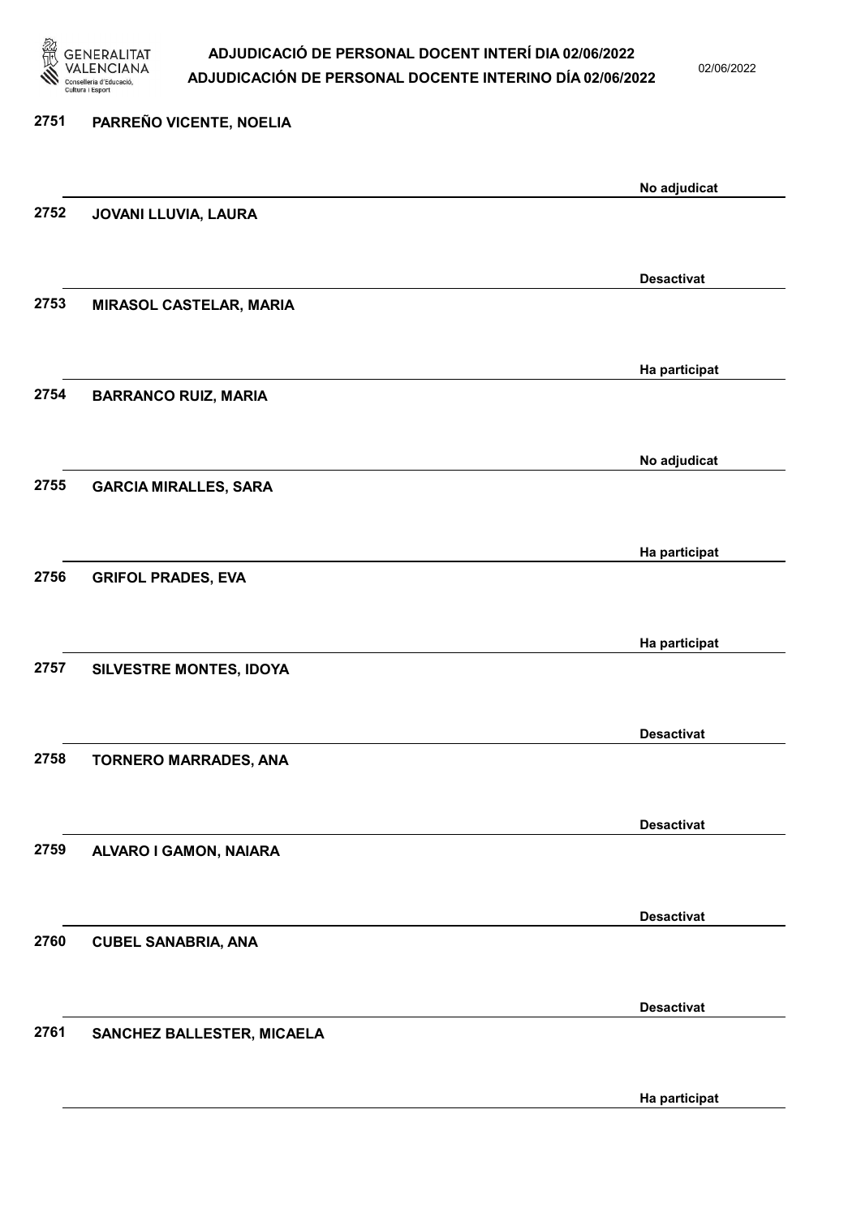| Nº | Nom | Estat |
| --- | --- | --- |
| 2751 | PARREÑO VICENTE, NOELIA | No adjudicat |
| 2752 | JOVANI LLUVIA, LAURA | Desactivat |
| 2753 | MIRASOL CASTELAR, MARIA | Ha participat |
| 2754 | BARRANCO RUIZ, MARIA | No adjudicat |
| 2755 | GARCIA MIRALLES, SARA | Ha participat |
| 2756 | GRIFOL PRADES, EVA | Ha participat |
| 2757 | SILVESTRE MONTES, IDOYA | Desactivat |
| 2758 | TORNERO MARRADES, ANA | Desactivat |
| 2759 | ALVARO I GAMON, NAIARA | Desactivat |
| 2760 | CUBEL SANABRIA, ANA | Desactivat |
| 2761 | SANCHEZ BALLESTER, MICAELA | Ha participat |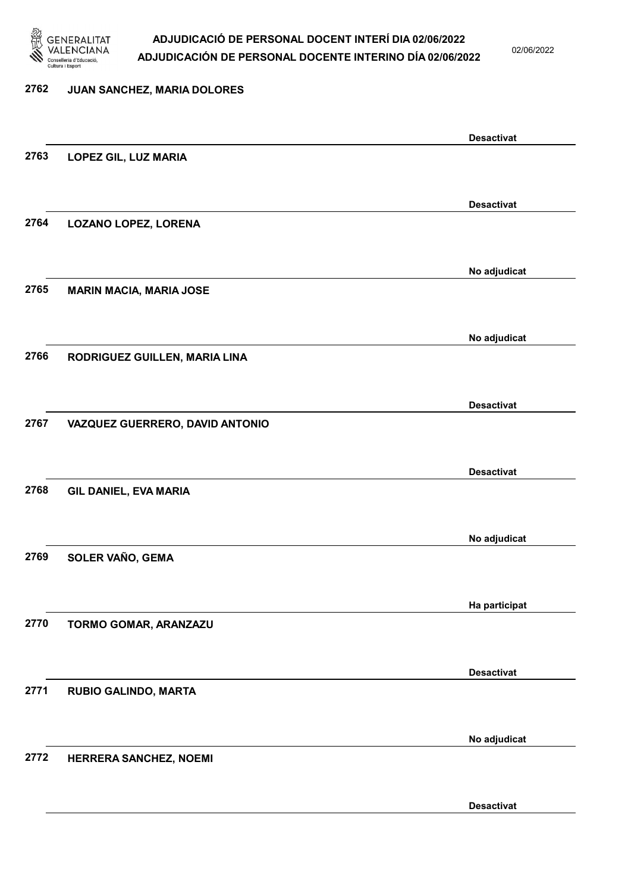2762 **JUAN SANCHEZ, MARIA DOLORES**

**Desactivat**

2763 **LOPEZ GIL, LUZ MARIA**

**Desactivat**

2764 **LOZANO LOPEZ, LORENA**

**No adjudicat**

2765 **MARIN MACIA, MARIA JOSE**

**No adjudicat**

2766 **RODRIGUEZ GUILLEN, MARIA LINA**

**Desactivat**

2767 **VAZQUEZ GUERRERO, DAVID ANTONIO**

**Desactivat**

2768 **GIL DANIEL, EVA MARIA**

**No adjudicat**

2769 **SOLER VAÑO, GEMA**

**Ha participat**

2770 **TORMO GOMAR, ARANZAZU**

**Desactivat**

2771 **RUBIO GALINDO, MARTA**

**No adjudicat**

2772 **HERRERA SANCHEZ, NOEMI**

**Desactivat**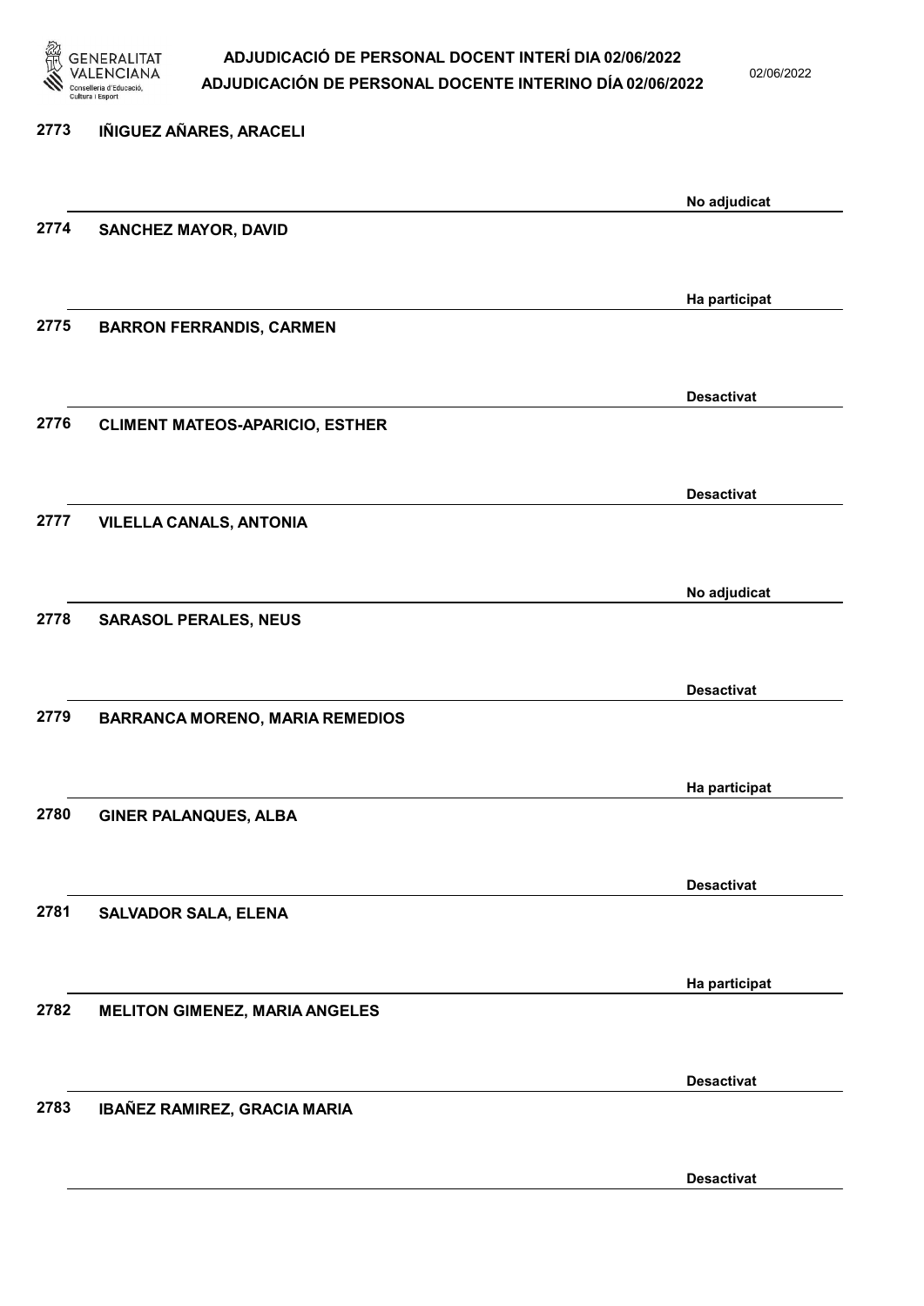2773 IÑIGUEZ AÑARES, ARACELI

No adjudicat

2774 SANCHEZ MAYOR, DAVID

Ha participat

2775 BARRON FERRANDIS, CARMEN

Desactivat

2776 CLIMENT MATEOS-APARICIO, ESTHER

Desactivat

2777 VILELLA CANALS, ANTONIA

No adjudicat

2778 SARASOL PERALES, NEUS

Desactivat

2779 BARRANCA MORENO, MARIA REMEDIOS

Ha participat

2780 GINER PALANQUES, ALBA

Desactivat

2781 SALVADOR SALA, ELENA

Ha participat

2782 MELITON GIMENEZ, MARIA ANGELES

Desactivat

2783 IBAÑEZ RAMIREZ, GRACIA MARIA

Desactivat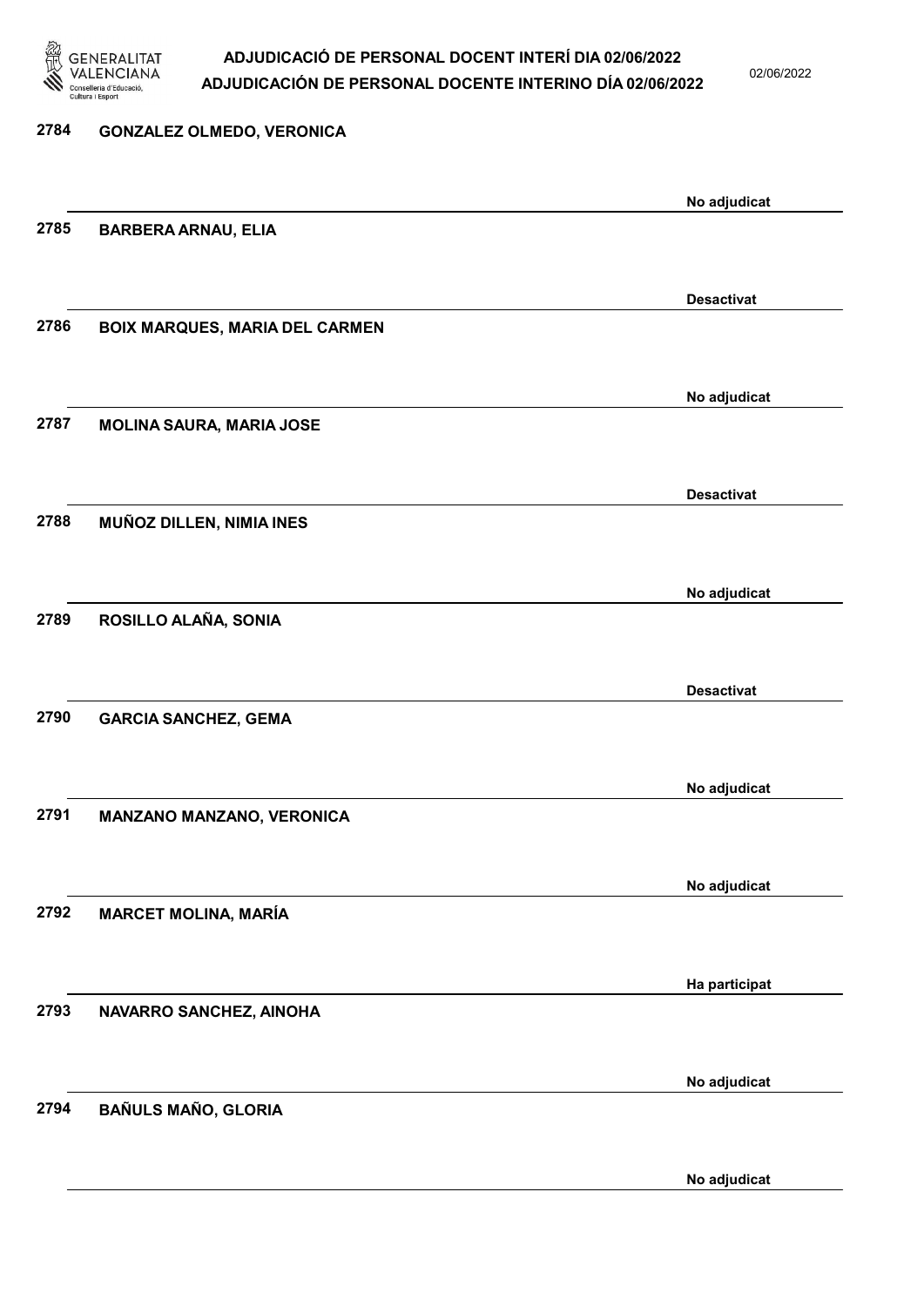2784 **GONZALEZ OLMEDO, VERONICA**

**No adjudicat**

2785 **BARBERA ARNAU, ELIA**

**Desactivat**

2786 **BOIX MARQUES, MARIA DEL CARMEN**

**No adjudicat**

2787 **MOLINA SAURA, MARIA JOSE**

**Desactivat**

2788 **MUÑOZ DILLEN, NIMIA INES**

**No adjudicat**

2789 **ROSILLO ALAÑA, SONIA**

**Desactivat**

2790 **GARCIA SANCHEZ, GEMA**

**No adjudicat**

2791 **MANZANO MANZANO, VERONICA**

**No adjudicat**

2792 **MARCET MOLINA, MARÍA**

**Ha participat**

2793 **NAVARRO SANCHEZ, AINOHA**

**No adjudicat**

2794 **BAÑULS MAÑO, GLORIA**

**No adjudicat**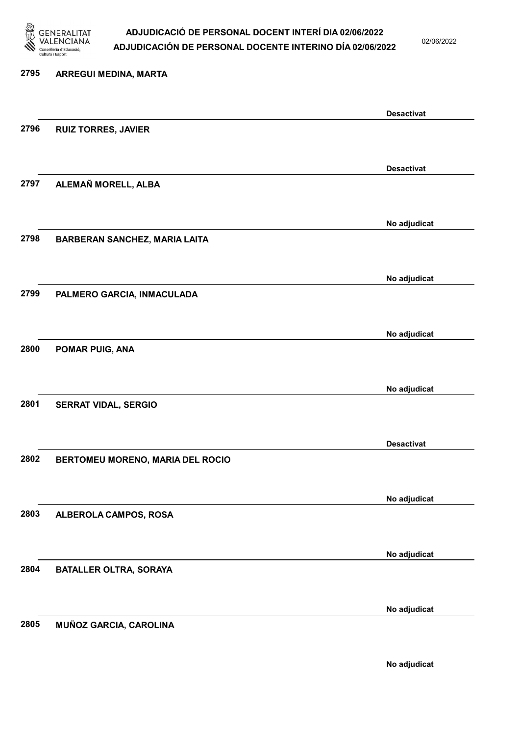2795 **ARREGUI MEDINA, MARTA**

**Desactivat**

2796 **RUIZ TORRES, JAVIER**

**Desactivat**

2797 **ALEMAÑ MORELL, ALBA**

**No adjudicat**

2798 **BARBERAN SANCHEZ, MARIA LAITA**

**No adjudicat**

2799 **PALMERO GARCIA, INMACULADA**

**No adjudicat**

2800 **POMAR PUIG, ANA**

**No adjudicat**

2801 **SERRAT VIDAL, SERGIO**

**Desactivat**

2802 **BERTOMEU MORENO, MARIA DEL ROCIO**

**No adjudicat**

2803 **ALBEROLA CAMPOS, ROSA**

**No adjudicat**

2804 **BATALLER OLTRA, SORAYA**

**No adjudicat**

2805 **MUÑOZ GARCIA, CAROLINA**

**No adjudicat**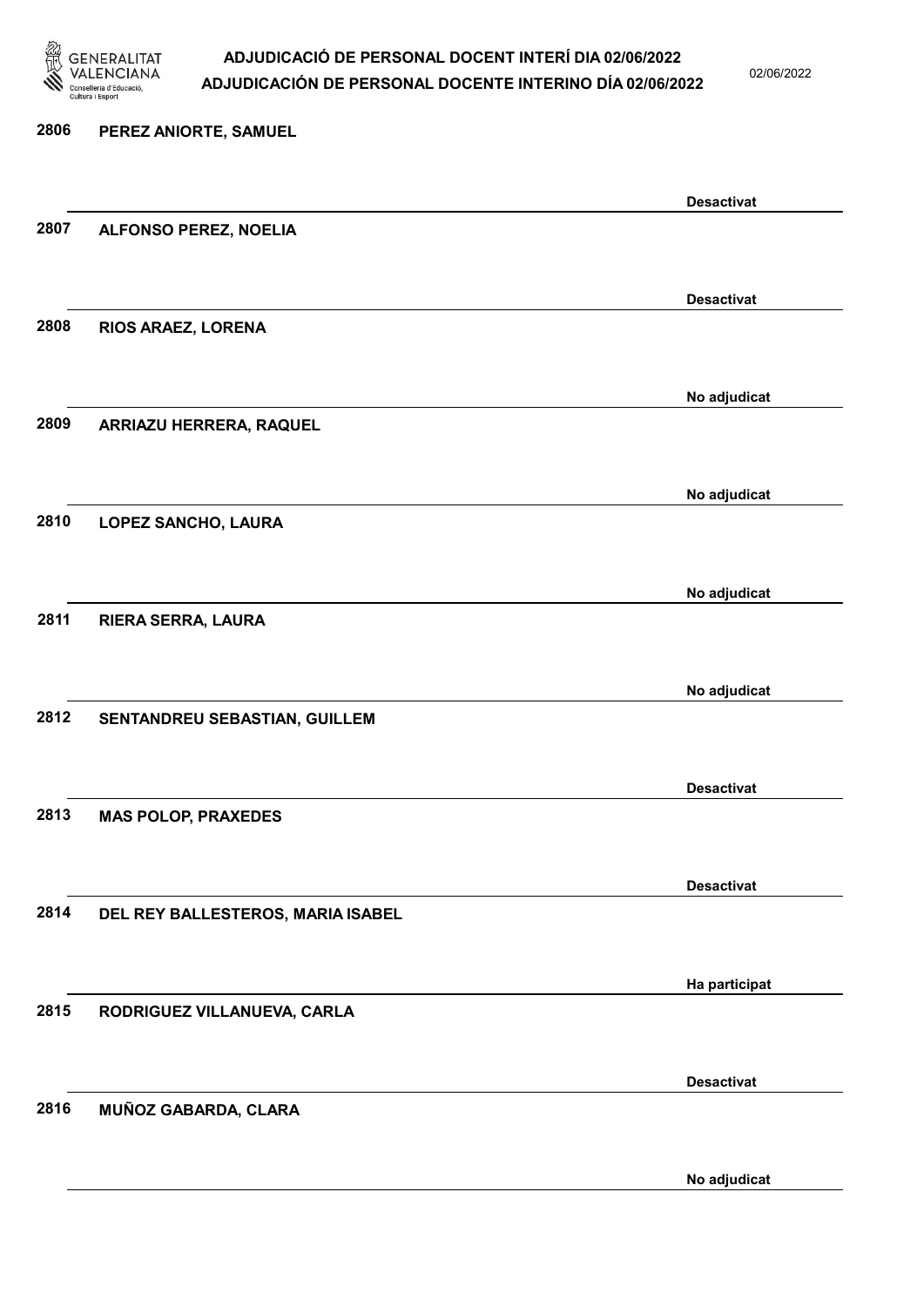| Núm. | Nom | Estat |
|---|---|---|
| 2806 | PEREZ ANIORTE, SAMUEL | Desactivat |
| 2807 | ALFONSO PEREZ, NOELIA | Desactivat |
| 2808 | RIOS ARAEZ, LORENA | No adjudicat |
| 2809 | ARRIAZU HERRERA, RAQUEL | No adjudicat |
| 2810 | LOPEZ SANCHO, LAURA | No adjudicat |
| 2811 | RIERA SERRA, LAURA | No adjudicat |
| 2812 | SENTANDREU SEBASTIAN, GUILLEM | Desactivat |
| 2813 | MAS POLOP, PRAXEDES | Desactivat |
| 2814 | DEL REY BALLESTEROS, MARIA ISABEL | Ha participat |
| 2815 | RODRIGUEZ VILLANUEVA, CARLA | Desactivat |
| 2816 | MUÑOZ GABARDA, CLARA | No adjudicat |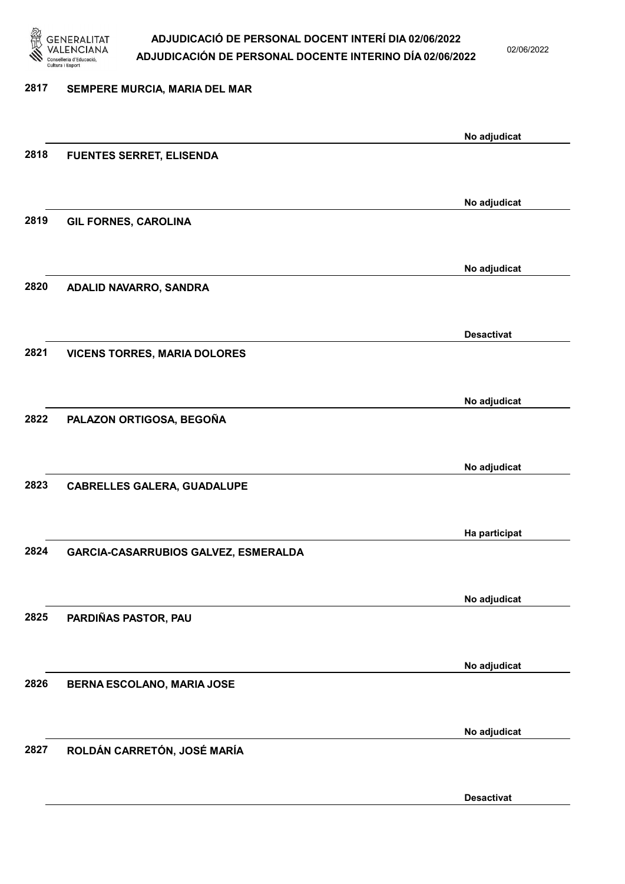2817 SEMPERE MURCIA, MARIA DEL MAR

No adjudicat

2818 FUENTES SERRET, ELISENDA

No adjudicat

2819 GIL FORNES, CAROLINA

No adjudicat

2820 ADALID NAVARRO, SANDRA

Desactivat

2821 VICENS TORRES, MARIA DOLORES

No adjudicat

2822 PALAZON ORTIGOSA, BEGOÑA

No adjudicat

2823 CABRELLES GALERA, GUADALUPE

Ha participat

2824 GARCIA-CASARRUBIOS GALVEZ, ESMERALDA

No adjudicat

2825 PARDIÑAS PASTOR, PAU

No adjudicat

2826 BERNA ESCOLANO, MARIA JOSE

No adjudicat

2827 ROLDÁN CARRETÓN, JOSÉ MARÍA

Desactivat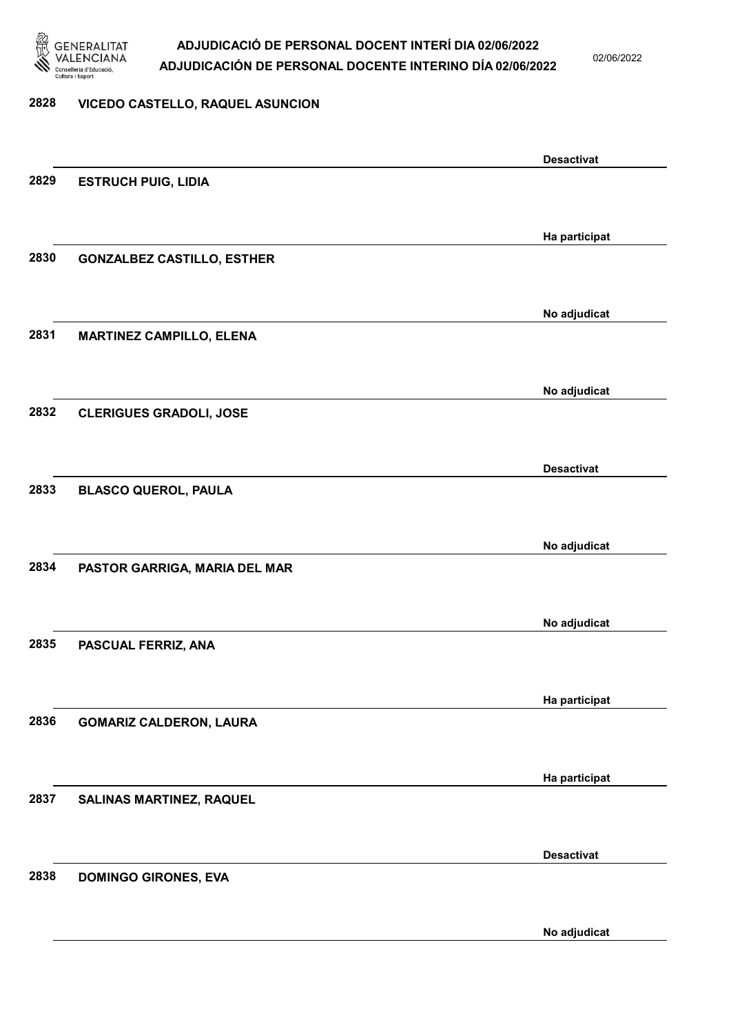2828 VICEDO CASTELLO, RAQUEL ASUNCION

Desactivat

2829 ESTRUCH PUIG, LIDIA

Ha participat

2830 GONZALBEZ CASTILLO, ESTHER

No adjudicat

2831 MARTINEZ CAMPILLO, ELENA

No adjudicat

2832 CLERIGUES GRADOLI, JOSE

Desactivat

2833 BLASCO QUEROL, PAULA

No adjudicat

2834 PASTOR GARRIGA, MARIA DEL MAR

No adjudicat

2835 PASCUAL FERRIZ, ANA

Ha participat

2836 GOMARIZ CALDERON, LAURA

Ha participat

2837 SALINAS MARTINEZ, RAQUEL

Desactivat

2838 DOMINGO GIRONES, EVA

No adjudicat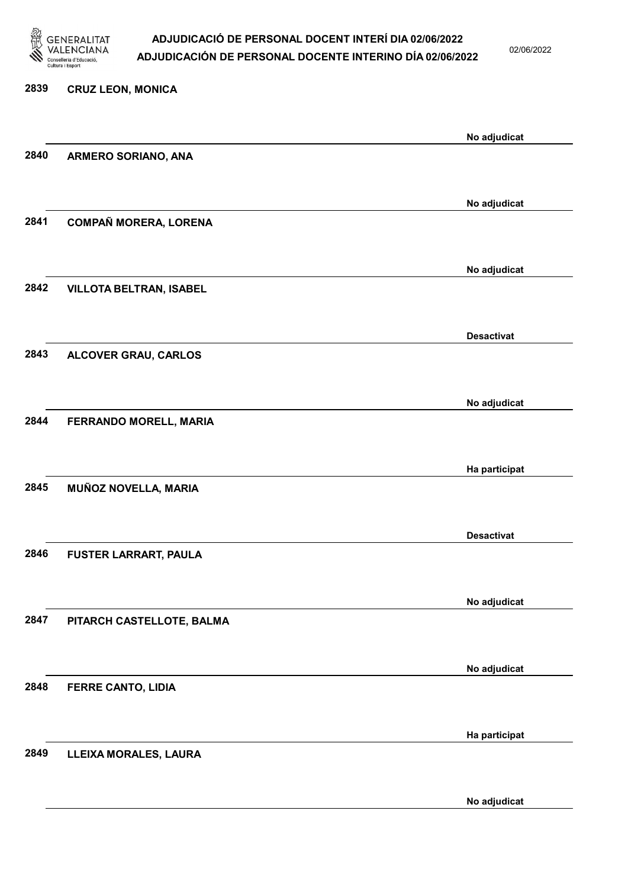2839 **CRUZ LEON, MONICA**

No adjudicat

2840 **ARMERO SORIANO, ANA**

No adjudicat

2841 **COMPAÑ MORERA, LORENA**

No adjudicat

2842 **VILLOTA BELTRAN, ISABEL**

Desactivat

2843 **ALCOVER GRAU, CARLOS**

No adjudicat

2844 **FERRANDO MORELL, MARIA**

Ha participat

2845 **MUÑOZ NOVELLA, MARIA**

Desactivat

2846 **FUSTER LARRART, PAULA**

No adjudicat

2847 **PITARCH CASTELLOTE, BALMA**

No adjudicat

2848 **FERRE CANTO, LIDIA**

Ha participat

2849 **LLEIXA MORALES, LAURA**

No adjudicat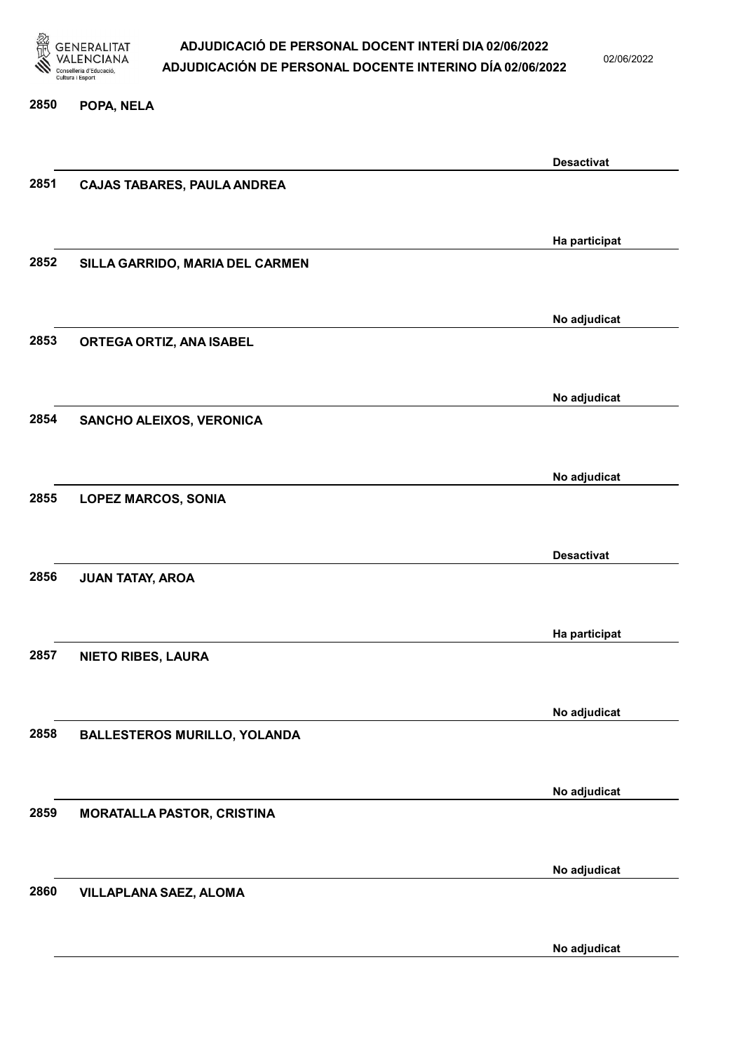| Núm. | Nom | Estat |
| --- | --- | --- |
| 2850 | POPA, NELA | Desactivat |
| 2851 | CAJAS TABARES, PAULA ANDREA | Ha participat |
| 2852 | SILLA GARRIDO, MARIA DEL CARMEN | No adjudicat |
| 2853 | ORTEGA ORTIZ, ANA ISABEL | No adjudicat |
| 2854 | SANCHO ALEIXOS, VERONICA | No adjudicat |
| 2855 | LOPEZ MARCOS, SONIA | Desactivat |
| 2856 | JUAN TATAY, AROA | Ha participat |
| 2857 | NIETO RIBES, LAURA | No adjudicat |
| 2858 | BALLESTEROS MURILLO, YOLANDA | No adjudicat |
| 2859 | MORATALLA PASTOR, CRISTINA | No adjudicat |
| 2860 | VILLAPLANA SAEZ, ALOMA | No adjudicat |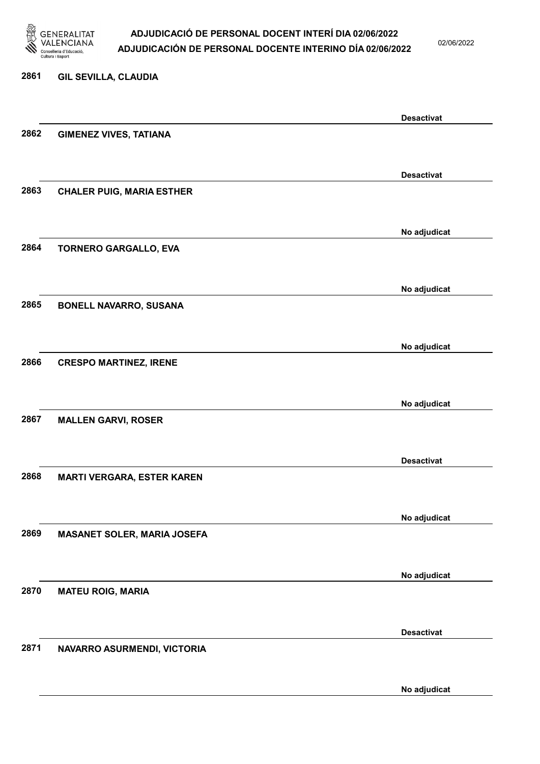| Núm. | Nom | Estat |
|---|---|---|
| 2861 | GIL SEVILLA, CLAUDIA | Desactivat |
| 2862 | GIMENEZ VIVES, TATIANA | Desactivat |
| 2863 | CHALER PUIG, MARIA ESTHER | No adjudicat |
| 2864 | TORNERO GARGALLO, EVA | No adjudicat |
| 2865 | BONELL NAVARRO, SUSANA | No adjudicat |
| 2866 | CRESPO MARTINEZ, IRENE | No adjudicat |
| 2867 | MALLEN GARVI, ROSER | Desactivat |
| 2868 | MARTI VERGARA, ESTER KAREN | No adjudicat |
| 2869 | MASANET SOLER, MARIA JOSEFA | No adjudicat |
| 2870 | MATEU ROIG, MARIA | Desactivat |
| 2871 | NAVARRO ASURMENDI, VICTORIA | No adjudicat |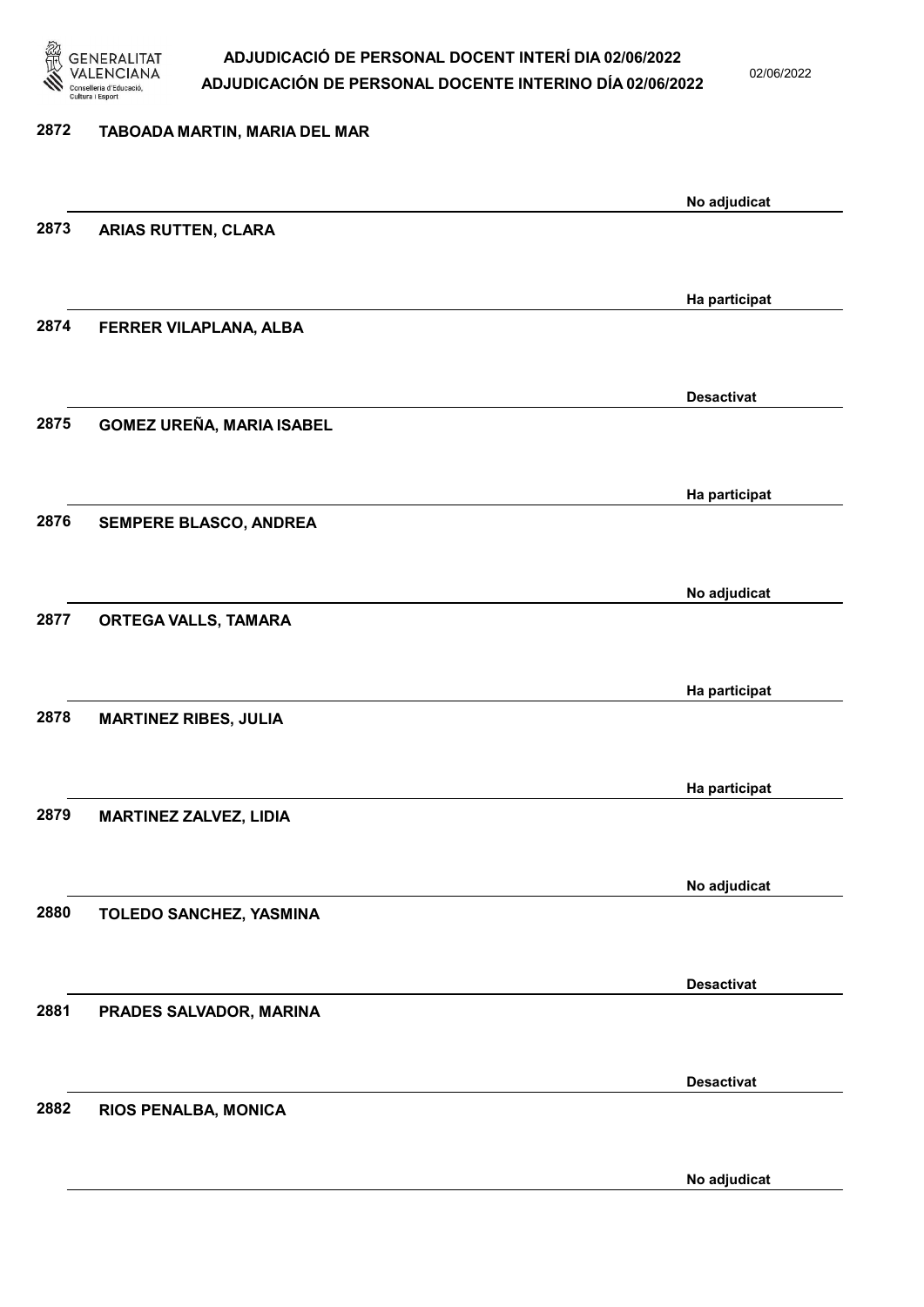2872 TABOADA MARTIN, MARIA DEL MAR

No adjudicat

2873 ARIAS RUTTEN, CLARA

Ha participat

2874 FERRER VILAPLANA, ALBA

Desactivat

2875 GOMEZ UREÑA, MARIA ISABEL

Ha participat

2876 SEMPERE BLASCO, ANDREA

No adjudicat

2877 ORTEGA VALLS, TAMARA

Ha participat

2878 MARTINEZ RIBES, JULIA

Ha participat

2879 MARTINEZ ZALVEZ, LIDIA

No adjudicat

2880 TOLEDO SANCHEZ, YASMINA

Desactivat

2881 PRADES SALVADOR, MARINA

Desactivat

2882 RIOS PENALBA, MONICA

No adjudicat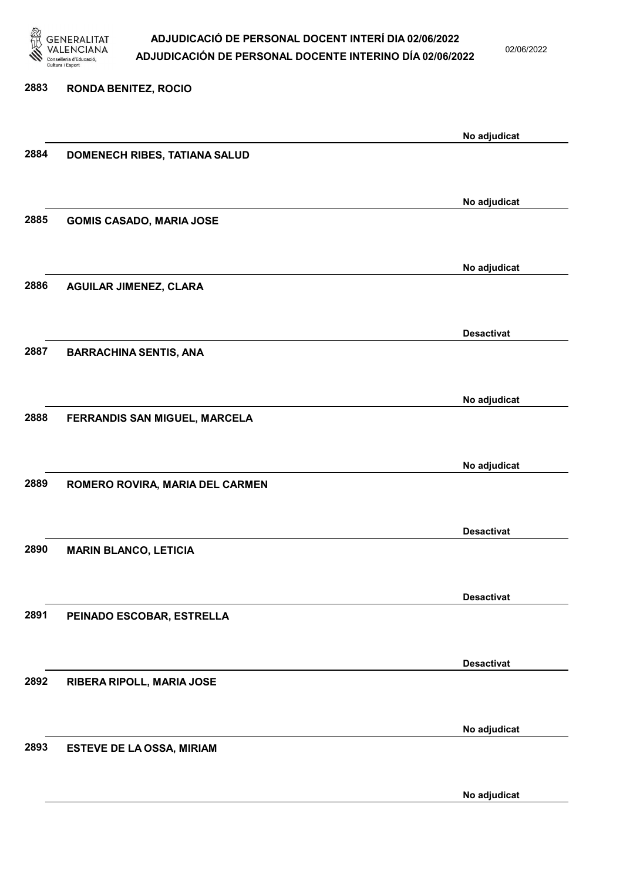2883 RONDA BENITEZ, ROCIO

No adjudicat

2884 DOMENECH RIBES, TATIANA SALUD

No adjudicat

2885 GOMIS CASADO, MARIA JOSE

No adjudicat

2886 AGUILAR JIMENEZ, CLARA

Desactivat

2887 BARRACHINA SENTIS, ANA

No adjudicat

2888 FERRANDIS SAN MIGUEL, MARCELA

No adjudicat

2889 ROMERO ROVIRA, MARIA DEL CARMEN

Desactivat

2890 MARIN BLANCO, LETICIA

Desactivat

2891 PEINADO ESCOBAR, ESTRELLA

Desactivat

2892 RIBERA RIPOLL, MARIA JOSE

No adjudicat

2893 ESTEVE DE LA OSSA, MIRIAM

No adjudicat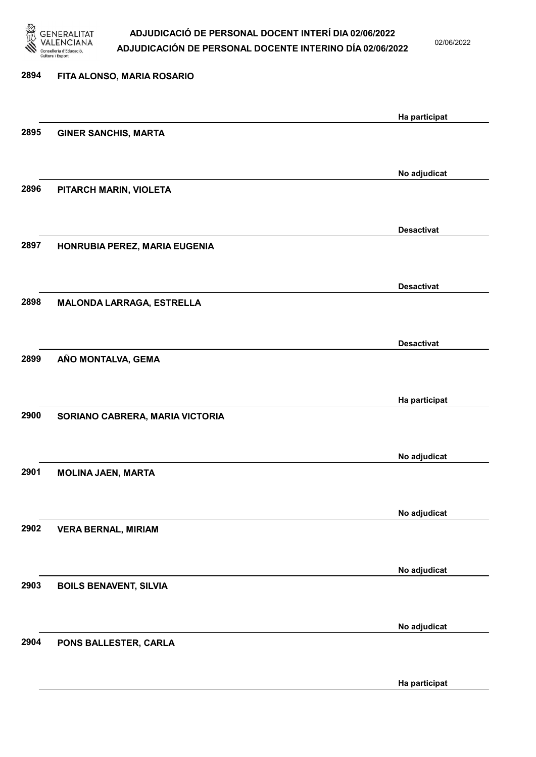| Núm. | Nom | Estat |
|---|---|---|
| 2894 | FITA ALONSO, MARIA ROSARIO | Ha participat |
| 2895 | GINER SANCHIS, MARTA | No adjudicat |
| 2896 | PITARCH MARIN, VIOLETA | Desactivat |
| 2897 | HONRUBIA PEREZ, MARIA EUGENIA | Desactivat |
| 2898 | MALONDA LARRAGA, ESTRELLA | Desactivat |
| 2899 | AÑO MONTALVA, GEMA | Ha participat |
| 2900 | SORIANO CABRERA, MARIA VICTORIA | No adjudicat |
| 2901 | MOLINA JAEN, MARTA | No adjudicat |
| 2902 | VERA BERNAL, MIRIAM | No adjudicat |
| 2903 | BOILS BENAVENT, SILVIA | No adjudicat |
| 2904 | PONS BALLESTER, CARLA | Ha participat |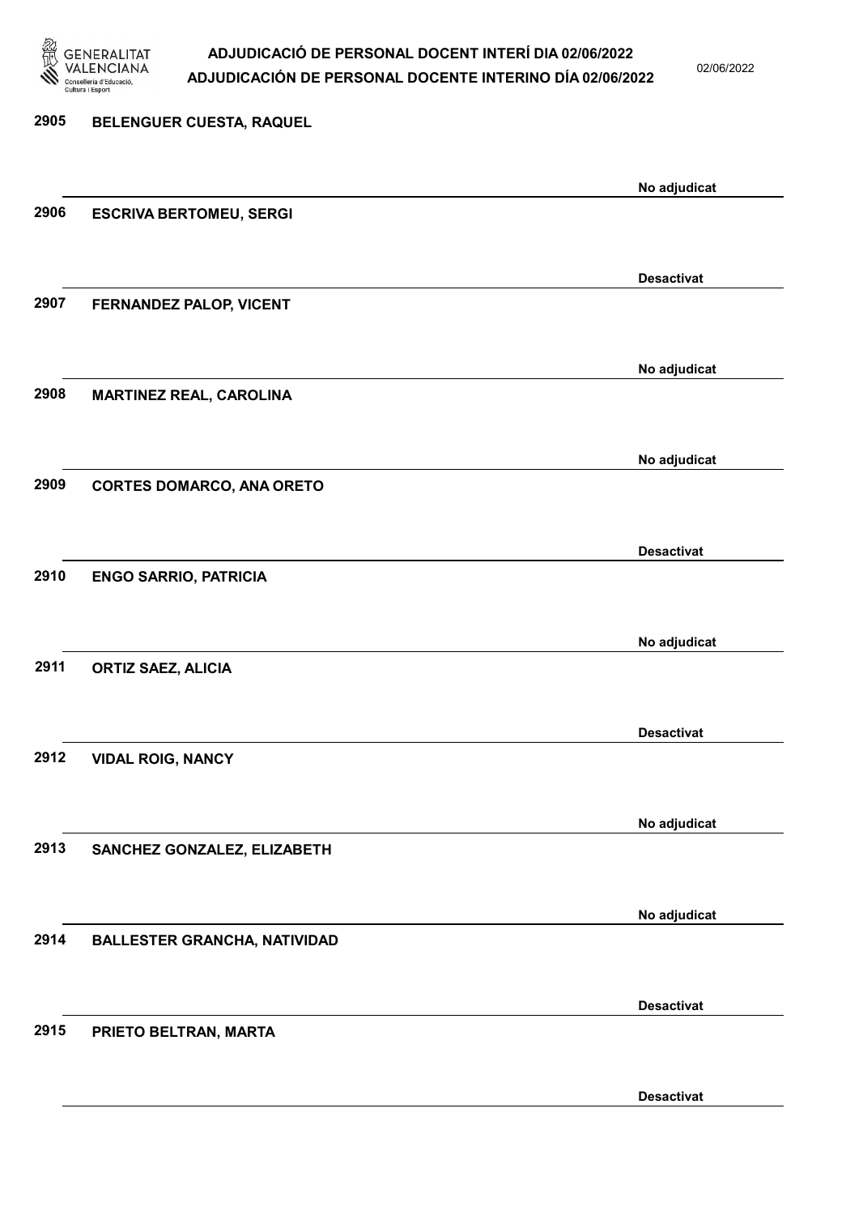2905 BELENGUER CUESTA, RAQUEL

No adjudicat

2906 ESCRIVA BERTOMEU, SERGI

Desactivat

2907 FERNANDEZ PALOP, VICENT

No adjudicat

2908 MARTINEZ REAL, CAROLINA

No adjudicat

2909 CORTES DOMARCO, ANA ORETO

Desactivat

2910 ENGO SARRIO, PATRICIA

No adjudicat

2911 ORTIZ SAEZ, ALICIA

Desactivat

2912 VIDAL ROIG, NANCY

No adjudicat

2913 SANCHEZ GONZALEZ, ELIZABETH

No adjudicat

2914 BALLESTER GRANCHA, NATIVIDAD

Desactivat

2915 PRIETO BELTRAN, MARTA

Desactivat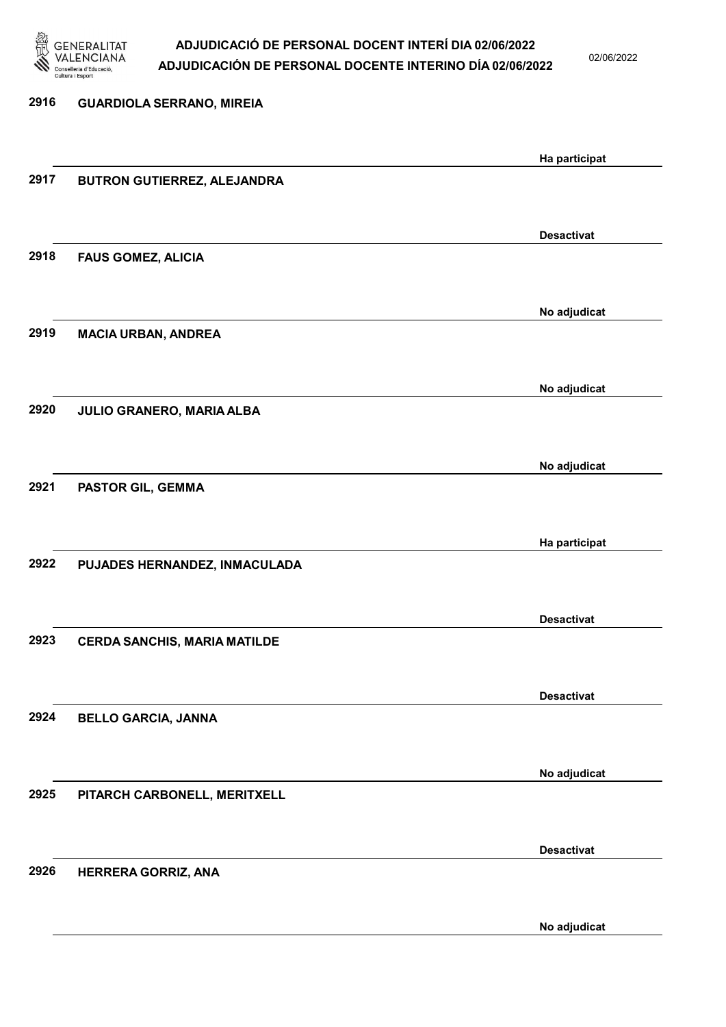2916 GUARDIOLA SERRANO, MIREIA

Ha participat

2917 BUTRON GUTIERREZ, ALEJANDRA

Desactivat

2918 FAUS GOMEZ, ALICIA

No adjudicat

2919 MACIA URBAN, ANDREA

No adjudicat

2920 JULIO GRANERO, MARIA ALBA

No adjudicat

2921 PASTOR GIL, GEMMA

Ha participat

2922 PUJADES HERNANDEZ, INMACULADA

Desactivat

2923 CERDA SANCHIS, MARIA MATILDE

Desactivat

2924 BELLO GARCIA, JANNA

No adjudicat

2925 PITARCH CARBONELL, MERITXELL

Desactivat

2926 HERRERA GORRIZ, ANA

No adjudicat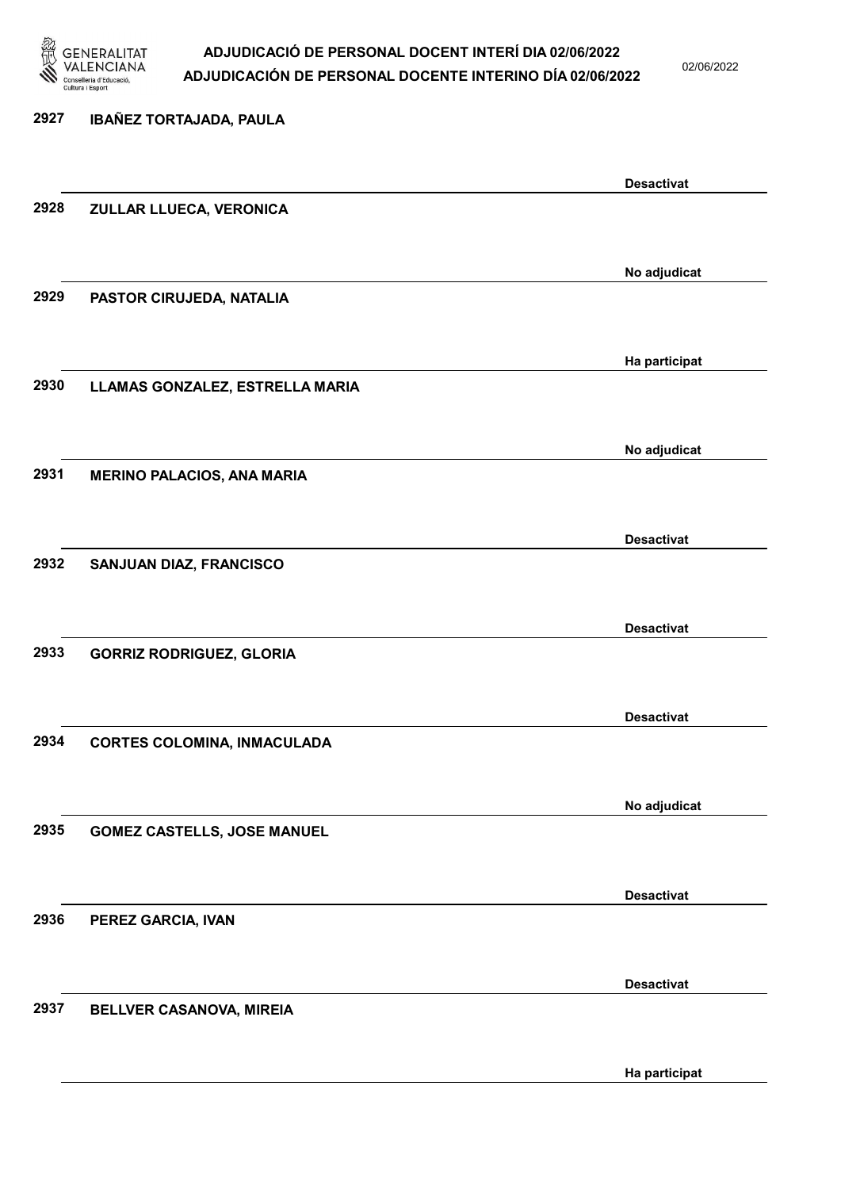2927 IBAÑEZ TORTAJADA, PAULA

Desactivat

2928 ZULLAR LLUECA, VERONICA

No adjudicat

2929 PASTOR CIRUJEDA, NATALIA

Ha participat

2930 LLAMAS GONZALEZ, ESTRELLA MARIA

No adjudicat

2931 MERINO PALACIOS, ANA MARIA

Desactivat

2932 SANJUAN DIAZ, FRANCISCO

Desactivat

2933 GORRIZ RODRIGUEZ, GLORIA

Desactivat

2934 CORTES COLOMINA, INMACULADA

No adjudicat

2935 GOMEZ CASTELLS, JOSE MANUEL

Desactivat

2936 PEREZ GARCIA, IVAN

Desactivat

2937 BELLVER CASANOVA, MIREIA

Ha participat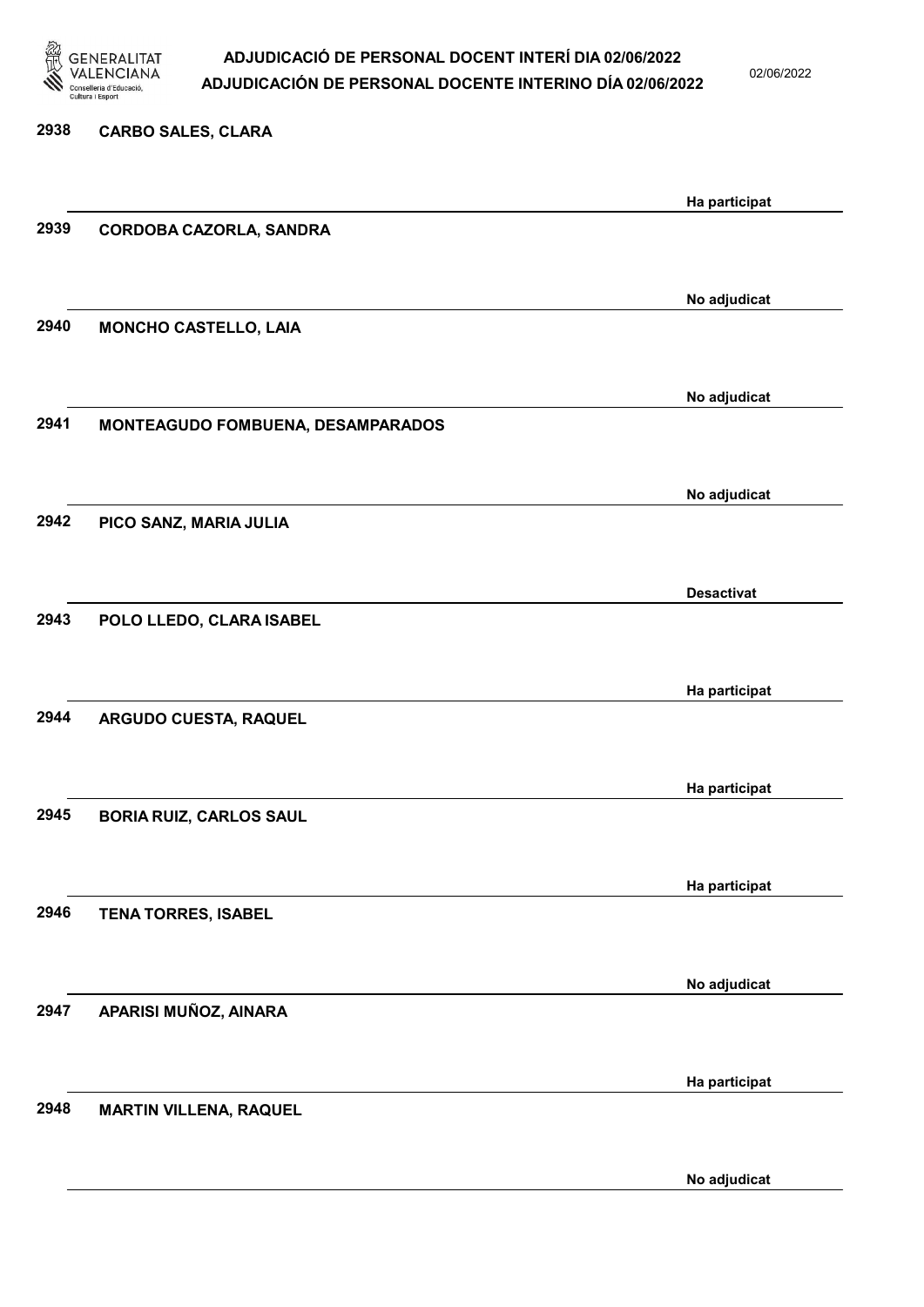| | | |
|---|---|---|
| 2938 | CARBO SALES, CLARA | Ha participat |
| 2939 | CORDOBA CAZORLA, SANDRA | No adjudicat |
| 2940 | MONCHO CASTELLO, LAIA | No adjudicat |
| 2941 | MONTEAGUDO FOMBUENA, DESAMPARADOS | No adjudicat |
| 2942 | PICO SANZ, MARIA JULIA | Desactivat |
| 2943 | POLO LLEDO, CLARA ISABEL | Ha participat |
| 2944 | ARGUDO CUESTA, RAQUEL | Ha participat |
| 2945 | BORIA RUIZ, CARLOS SAUL | Ha participat |
| 2946 | TENA TORRES, ISABEL | No adjudicat |
| 2947 | APARISI MUÑOZ, AINARA | Ha participat |
| 2948 | MARTIN VILLENA, RAQUEL | No adjudicat |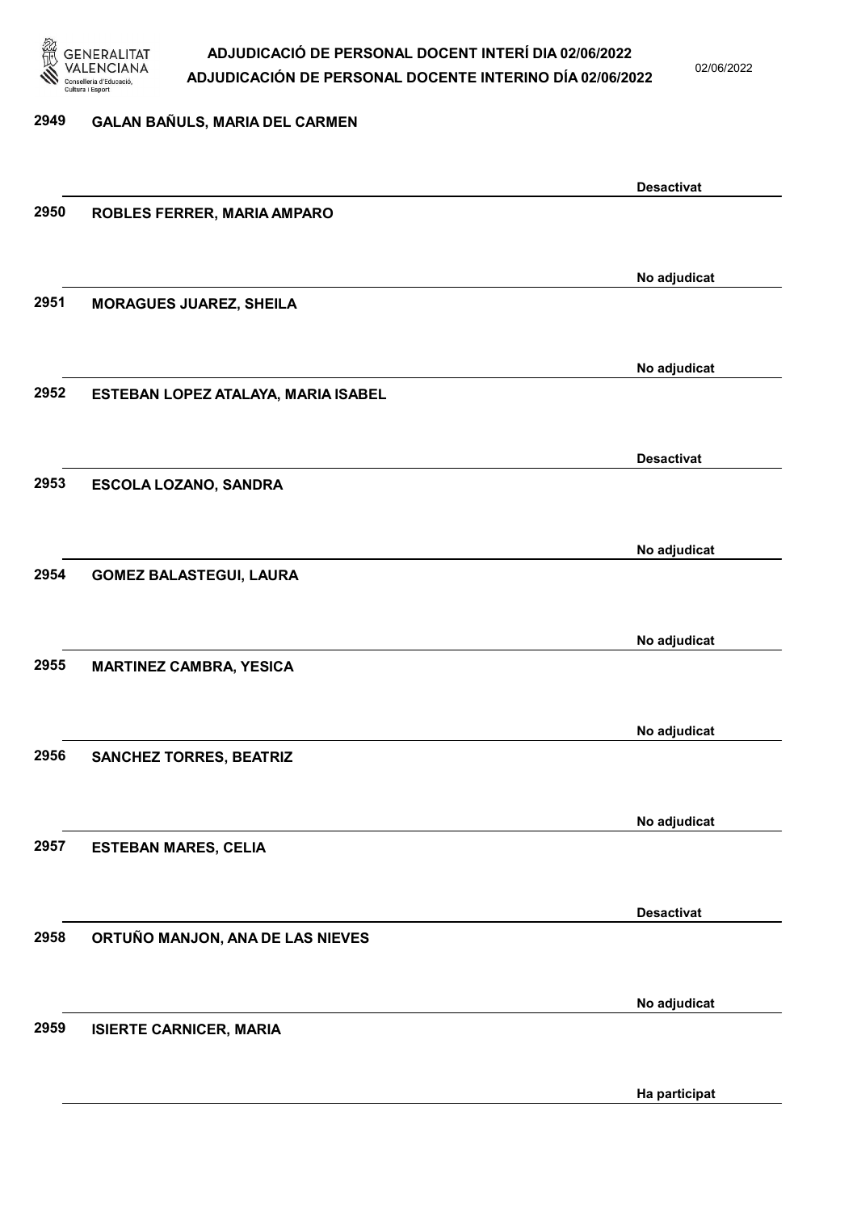| Núm. | Nom | Estat |
| --- | --- | --- |
| 2949 | GALAN BAÑULS, MARIA DEL CARMEN | Desactivat |
| 2950 | ROBLES FERRER, MARIA AMPARO | No adjudicat |
| 2951 | MORAGUES JUAREZ, SHEILA | No adjudicat |
| 2952 | ESTEBAN LOPEZ ATALAYA, MARIA ISABEL | Desactivat |
| 2953 | ESCOLA LOZANO, SANDRA | No adjudicat |
| 2954 | GOMEZ BALASTEGUI, LAURA | No adjudicat |
| 2955 | MARTINEZ CAMBRA, YESICA | No adjudicat |
| 2956 | SANCHEZ TORRES, BEATRIZ | No adjudicat |
| 2957 | ESTEBAN MARES, CELIA | Desactivat |
| 2958 | ORTUÑO MANJON, ANA DE LAS NIEVES | No adjudicat |
| 2959 | ISIERTE CARNICER, MARIA | Ha participat |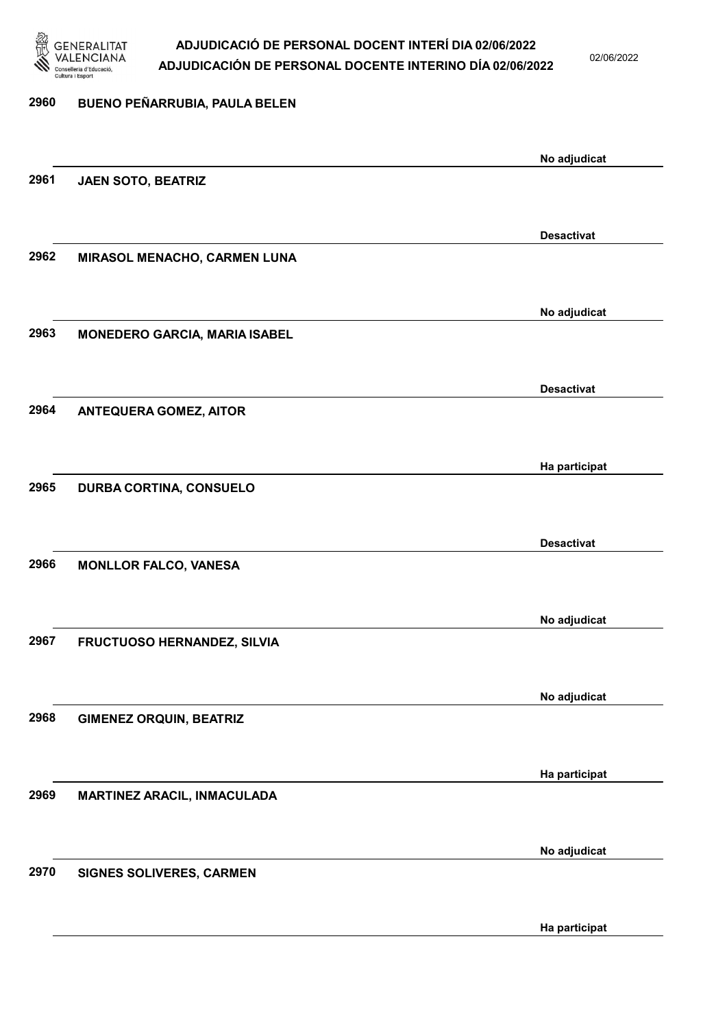| Núm. | Nom | Estat |
|---|---|---|
| 2960 | BUENO PEÑARRUBIA, PAULA BELEN | No adjudicat |
| 2961 | JAEN SOTO, BEATRIZ | Desactivat |
| 2962 | MIRASOL MENACHO, CARMEN LUNA | No adjudicat |
| 2963 | MONEDERO GARCIA, MARIA ISABEL | Desactivat |
| 2964 | ANTEQUERA GOMEZ, AITOR | Ha participat |
| 2965 | DURBA CORTINA, CONSUELO | Desactivat |
| 2966 | MONLLOR FALCO, VANESA | No adjudicat |
| 2967 | FRUCTUOSO HERNANDEZ, SILVIA | No adjudicat |
| 2968 | GIMENEZ ORQUIN, BEATRIZ | Ha participat |
| 2969 | MARTINEZ ARACIL, INMACULADA | No adjudicat |
| 2970 | SIGNES SOLIVERES, CARMEN | Ha participat |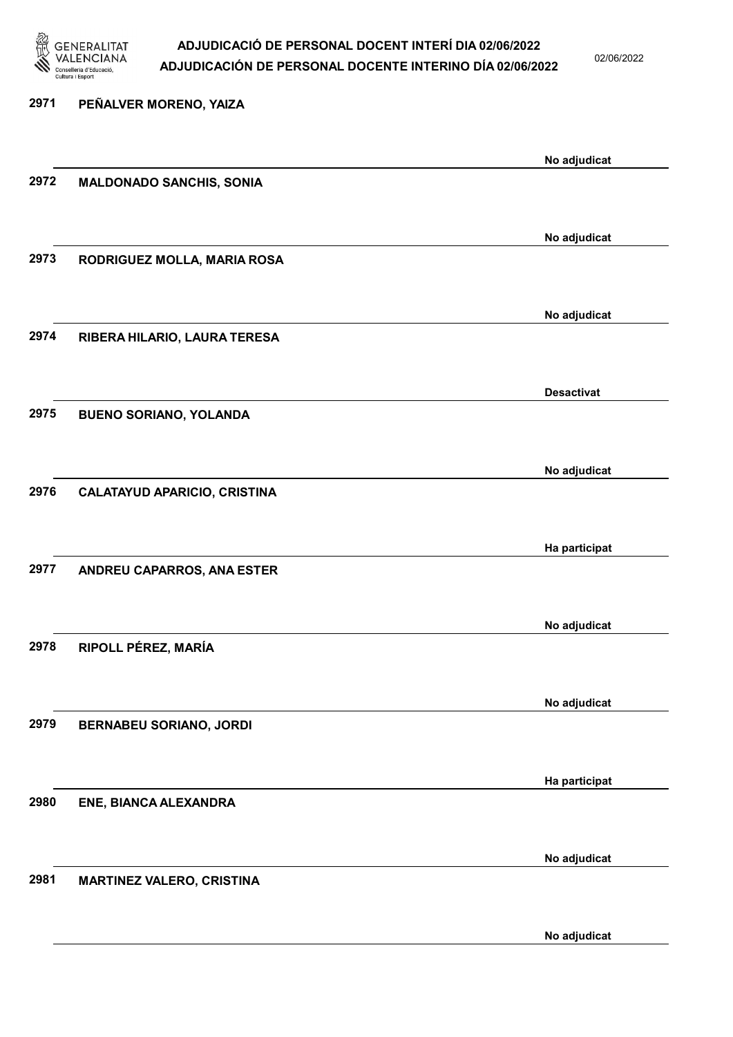2971 **PEÑALVER MORENO, YAIZA**

No adjudicat

2972 **MALDONADO SANCHIS, SONIA**

No adjudicat

2973 **RODRIGUEZ MOLLA, MARIA ROSA**

No adjudicat

2974 **RIBERA HILARIO, LAURA TERESA**

Desactivat

2975 **BUENO SORIANO, YOLANDA**

No adjudicat

2976 **CALATAYUD APARICIO, CRISTINA**

Ha participat

2977 **ANDREU CAPARROS, ANA ESTER**

No adjudicat

2978 **RIPOLL PÉREZ, MARÍA**

No adjudicat

2979 **BERNABEU SORIANO, JORDI**

Ha participat

2980 **ENE, BIANCA ALEXANDRA**

No adjudicat

2981 **MARTINEZ VALERO, CRISTINA**

No adjudicat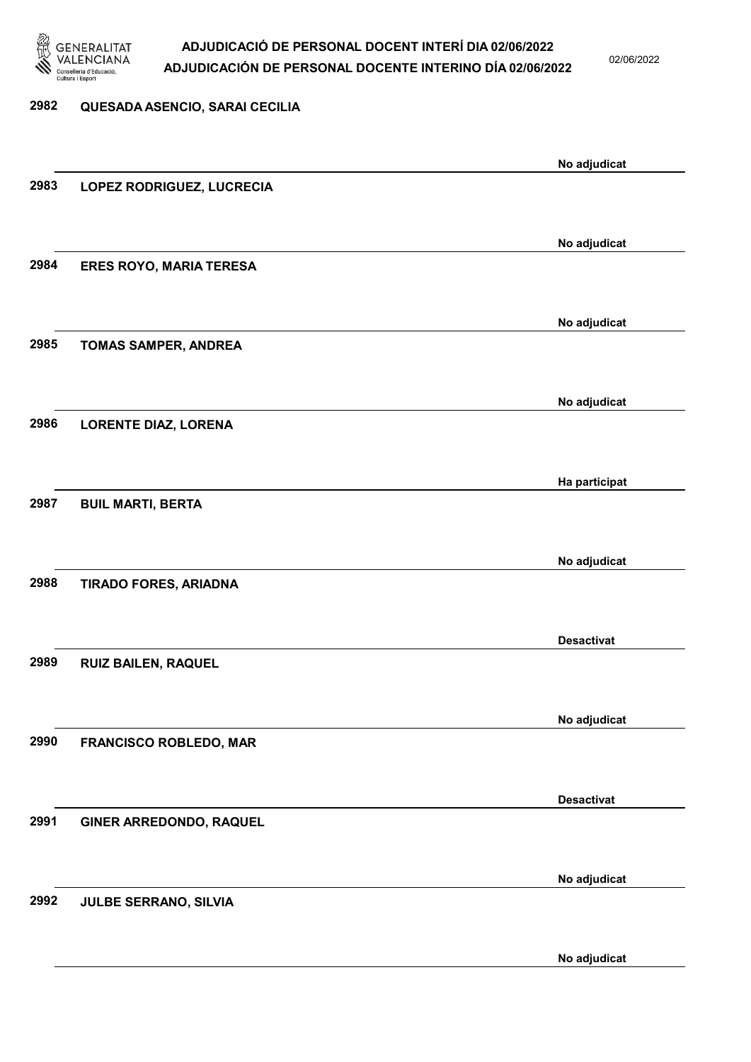2982 QUESADA ASENCIO, SARAI CECILIA

No adjudicat

2983 LOPEZ RODRIGUEZ, LUCRECIA

No adjudicat

2984 ERES ROYO, MARIA TERESA

No adjudicat

2985 TOMAS SAMPER, ANDREA

No adjudicat

2986 LORENTE DIAZ, LORENA

Ha participat

2987 BUIL MARTI, BERTA

No adjudicat

2988 TIRADO FORES, ARIADNA

Desactivat

2989 RUIZ BAILEN, RAQUEL

No adjudicat

2990 FRANCISCO ROBLEDO, MAR

Desactivat

2991 GINER ARREDONDO, RAQUEL

No adjudicat

2992 JULBE SERRANO, SILVIA

No adjudicat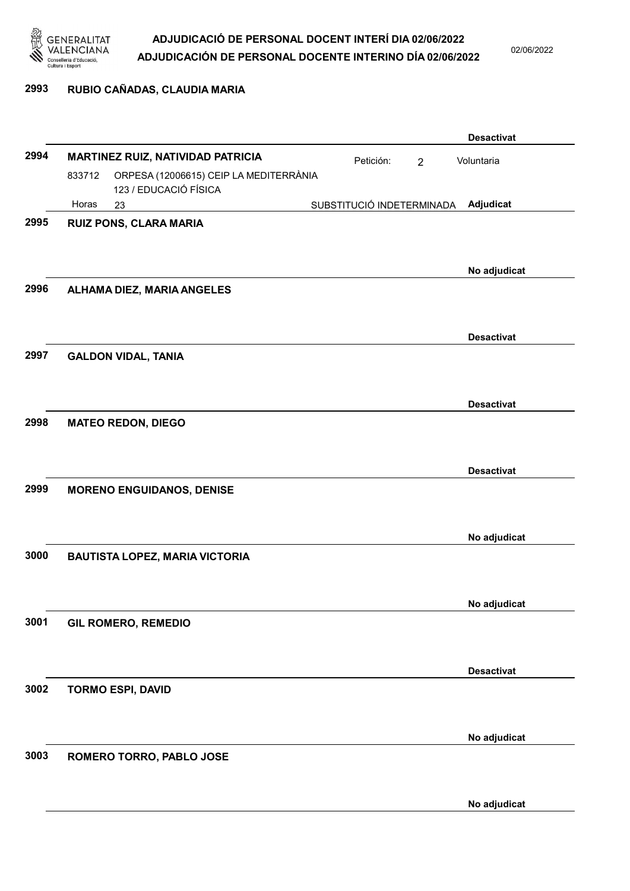2993 **RUBIO CAÑADAS, CLAUDIA MARIA**

**Desactivat**

2994 **MARTINEZ RUIZ, NATIVIDAD PATRICIA** Petición: 2 Voluntaria

833712 ORPESA (12006615) CEIP LA MEDITERRÀNIA
123 / EDUCACIÓ FÍSICA
Horas 23 SUBSTITUCIÓ INDETERMINADA **Adjudicat**

2995 **RUIZ PONS, CLARA MARIA**

**No adjudicat**

2996 **ALHAMA DIEZ, MARIA ANGELES**

**Desactivat**

2997 **GALDON VIDAL, TANIA**

**Desactivat**

2998 **MATEO REDON, DIEGO**

**Desactivat**

2999 **MORENO ENGUIDANOS, DENISE**

**No adjudicat**

3000 **BAUTISTA LOPEZ, MARIA VICTORIA**

**No adjudicat**

3001 **GIL ROMERO, REMEDIO**

**Desactivat**

3002 **TORMO ESPI, DAVID**

**No adjudicat**

3003 **ROMERO TORRO, PABLO JOSE**

**No adjudicat**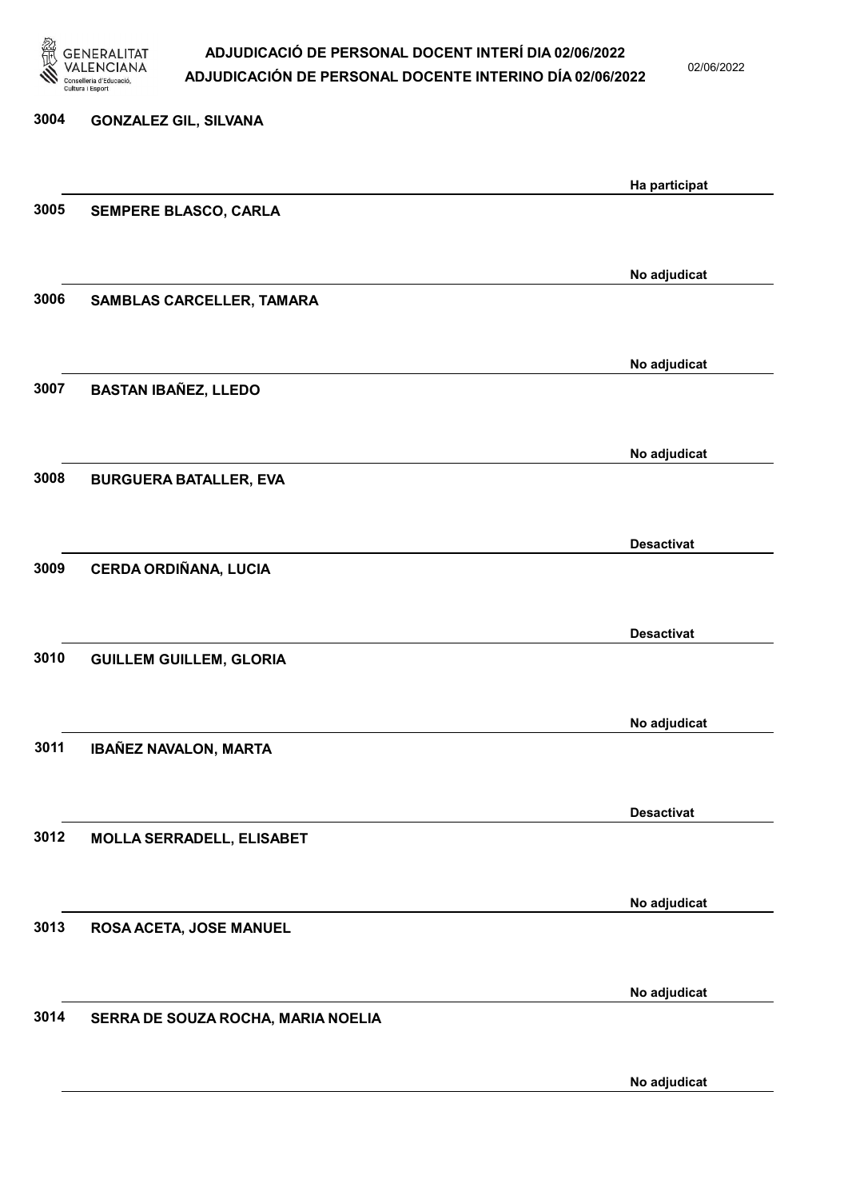3004 GONZALEZ GIL, SILVANA

Ha participat

3005 SEMPERE BLASCO, CARLA

No adjudicat

3006 SAMBLAS CARCELLER, TAMARA

No adjudicat

3007 BASTAN IBAÑEZ, LLEDO

No adjudicat

3008 BURGUERA BATALLER, EVA

Desactivat

3009 CERDA ORDIÑANA, LUCIA

Desactivat

3010 GUILLEM GUILLEM, GLORIA

No adjudicat

3011 IBAÑEZ NAVALON, MARTA

Desactivat

3012 MOLLA SERRADELL, ELISABET

No adjudicat

3013 ROSA ACETA, JOSE MANUEL

No adjudicat

3014 SERRA DE SOUZA ROCHA, MARIA NOELIA

No adjudicat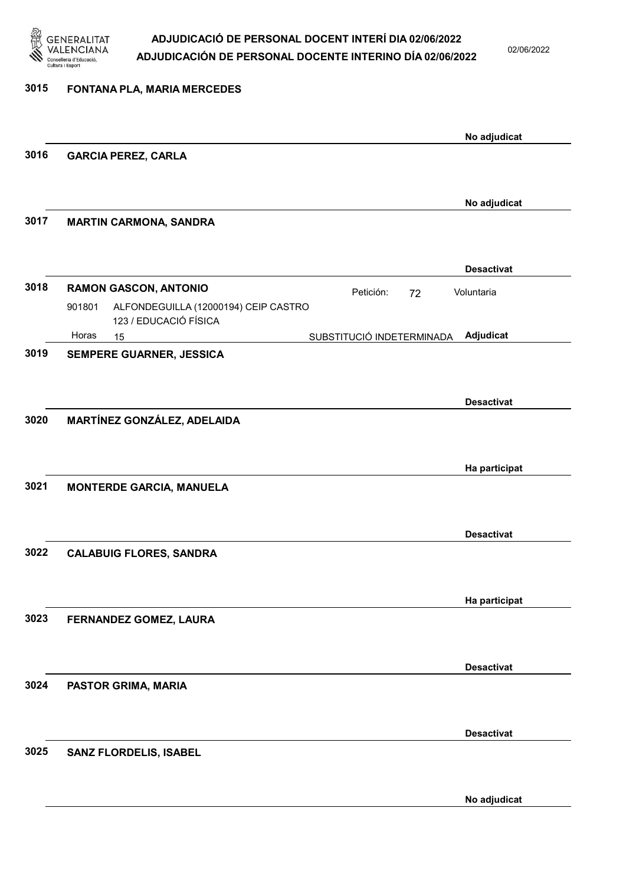**3015** **FONTANA PLA, MARIA MERCEDES**

No adjudicat

**3016** **GARCIA PEREZ, CARLA**

No adjudicat

**3017** **MARTIN CARMONA, SANDRA**

Desactivat

**3018** **RAMON GASCON, ANTONIO**

Petición: 72 — Voluntaria

901801 ALFONDEGUILLA (12000194) CEIP CASTRO
123 / EDUCACIÓ FÍSICA

Horas 15 — SUBSTITUCIÓ INDETERMINADA — **Adjudicat**

**3019** **SEMPERE GUARNER, JESSICA**

Desactivat

**3020** **MARTÍNEZ GONZÁLEZ, ADELAIDA**

Ha participat

**3021** **MONTERDE GARCIA, MANUELA**

Desactivat

**3022** **CALABUIG FLORES, SANDRA**

Ha participat

**3023** **FERNANDEZ GOMEZ, LAURA**

Desactivat

**3024** **PASTOR GRIMA, MARIA**

Desactivat

**3025** **SANZ FLORDELIS, ISABEL**

No adjudicat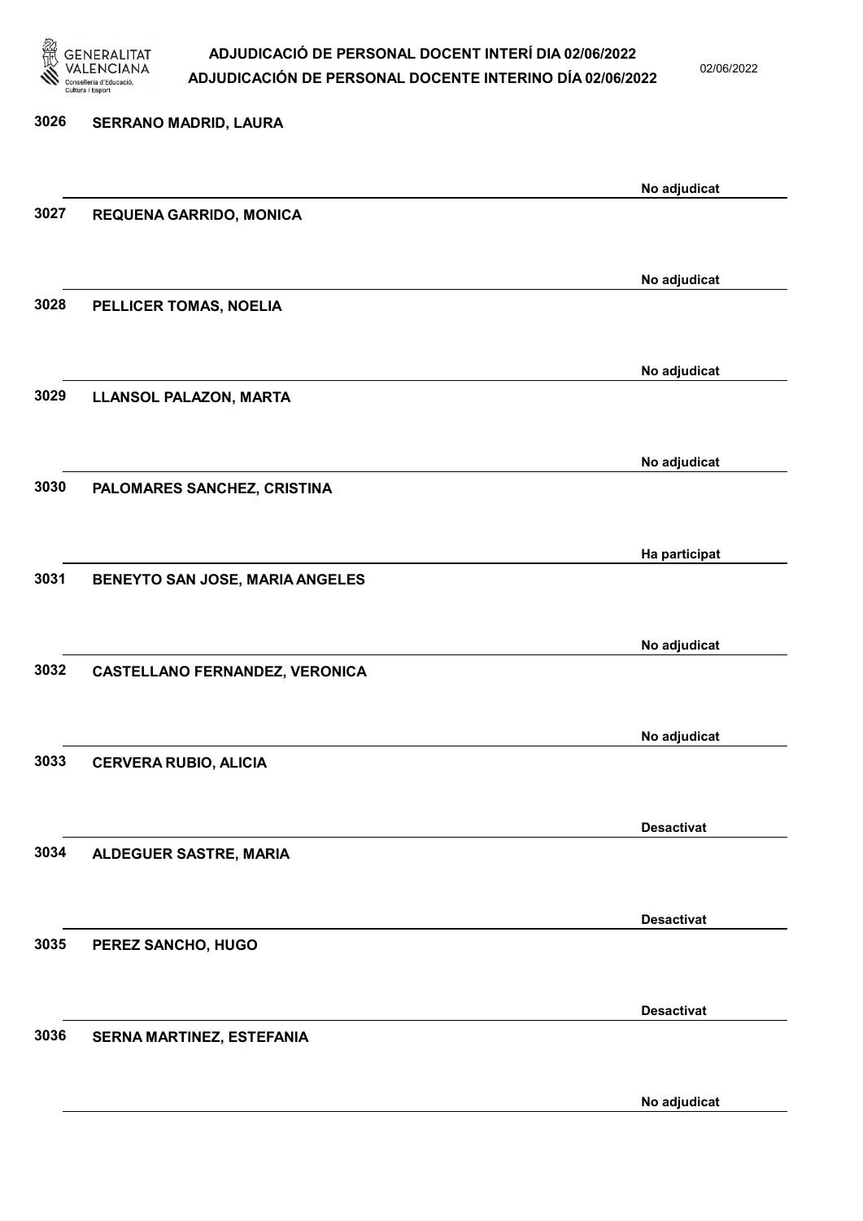| | | |
|---|---|---|
| 3026 | SERRANO MADRID, LAURA | No adjudicat |
| 3027 | REQUENA GARRIDO, MONICA | No adjudicat |
| 3028 | PELLICER TOMAS, NOELIA | No adjudicat |
| 3029 | LLANSOL PALAZON, MARTA | No adjudicat |
| 3030 | PALOMARES SANCHEZ, CRISTINA | Ha participat |
| 3031 | BENEYTO SAN JOSE, MARIA ANGELES | No adjudicat |
| 3032 | CASTELLANO FERNANDEZ, VERONICA | No adjudicat |
| 3033 | CERVERA RUBIO, ALICIA | Desactivat |
| 3034 | ALDEGUER SASTRE, MARIA | Desactivat |
| 3035 | PEREZ SANCHO, HUGO | Desactivat |
| 3036 | SERNA MARTINEZ, ESTEFANIA | No adjudicat |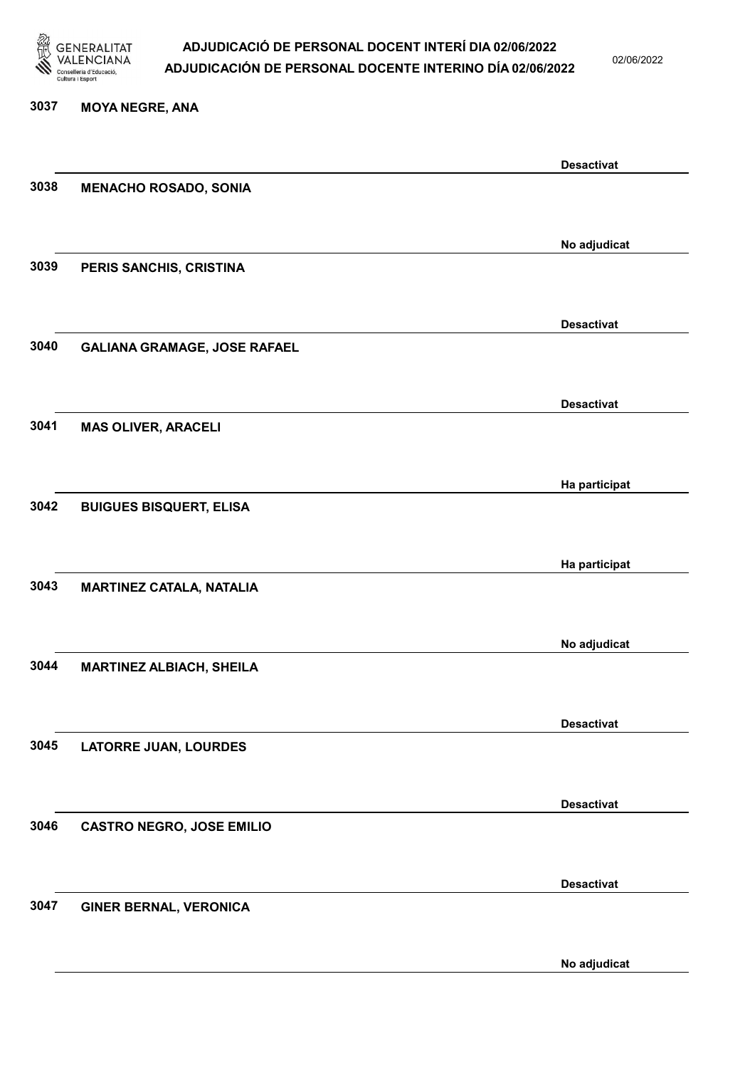3037 MOYA NEGRE, ANA

Desactivat

3038 MENACHO ROSADO, SONIA

No adjudicat

3039 PERIS SANCHIS, CRISTINA

Desactivat

3040 GALIANA GRAMAGE, JOSE RAFAEL

Desactivat

3041 MAS OLIVER, ARACELI

Ha participat

3042 BUIGUES BISQUERT, ELISA

Ha participat

3043 MARTINEZ CATALA, NATALIA

No adjudicat

3044 MARTINEZ ALBIACH, SHEILA

Desactivat

3045 LATORRE JUAN, LOURDES

Desactivat

3046 CASTRO NEGRO, JOSE EMILIO

Desactivat

3047 GINER BERNAL, VERONICA

No adjudicat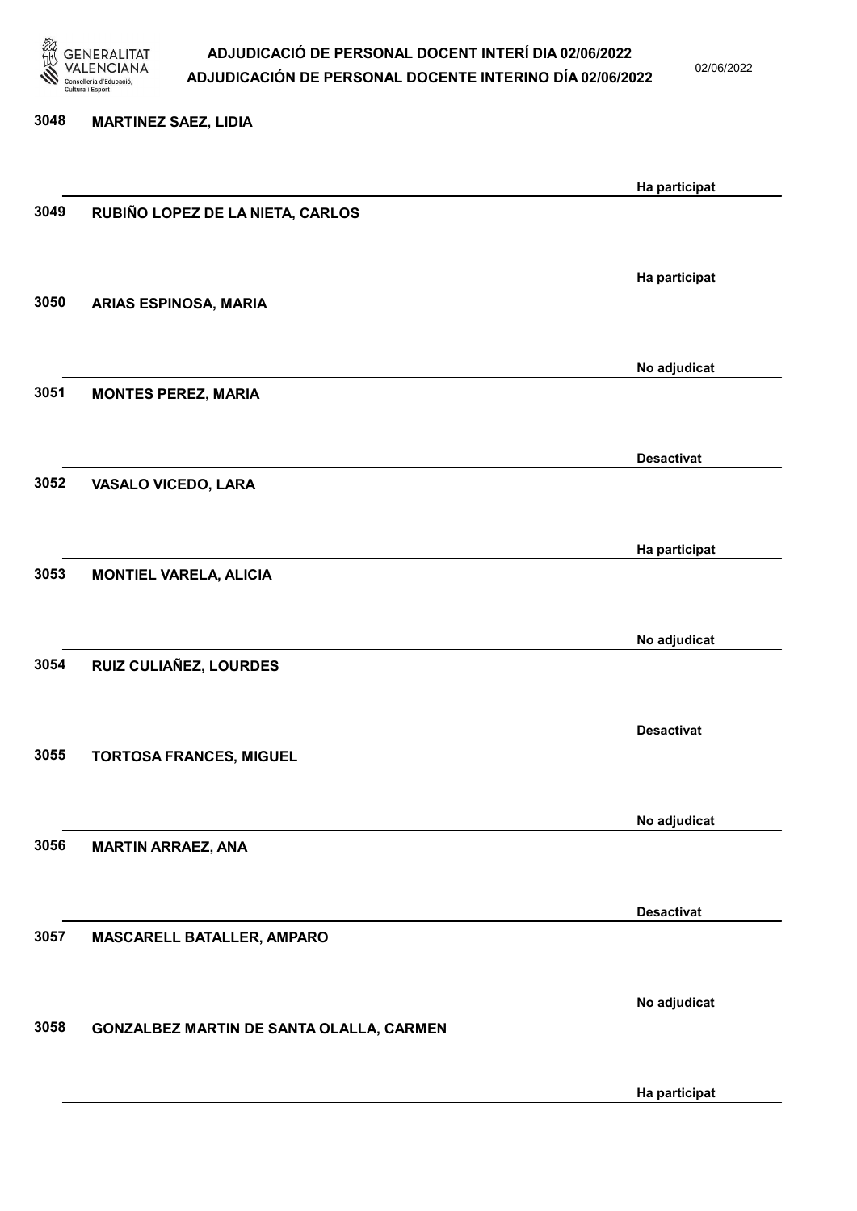3048 MARTINEZ SAEZ, LIDIA

Ha participat

3049 RUBIÑO LOPEZ DE LA NIETA, CARLOS

Ha participat

3050 ARIAS ESPINOSA, MARIA

No adjudicat

3051 MONTES PEREZ, MARIA

Desactivat

3052 VASALO VICEDO, LARA

Ha participat

3053 MONTIEL VARELA, ALICIA

No adjudicat

3054 RUIZ CULIAÑEZ, LOURDES

Desactivat

3055 TORTOSA FRANCES, MIGUEL

No adjudicat

3056 MARTIN ARRAEZ, ANA

Desactivat

3057 MASCARELL BATALLER, AMPARO

No adjudicat

3058 GONZALBEZ MARTIN DE SANTA OLALLA, CARMEN

Ha participat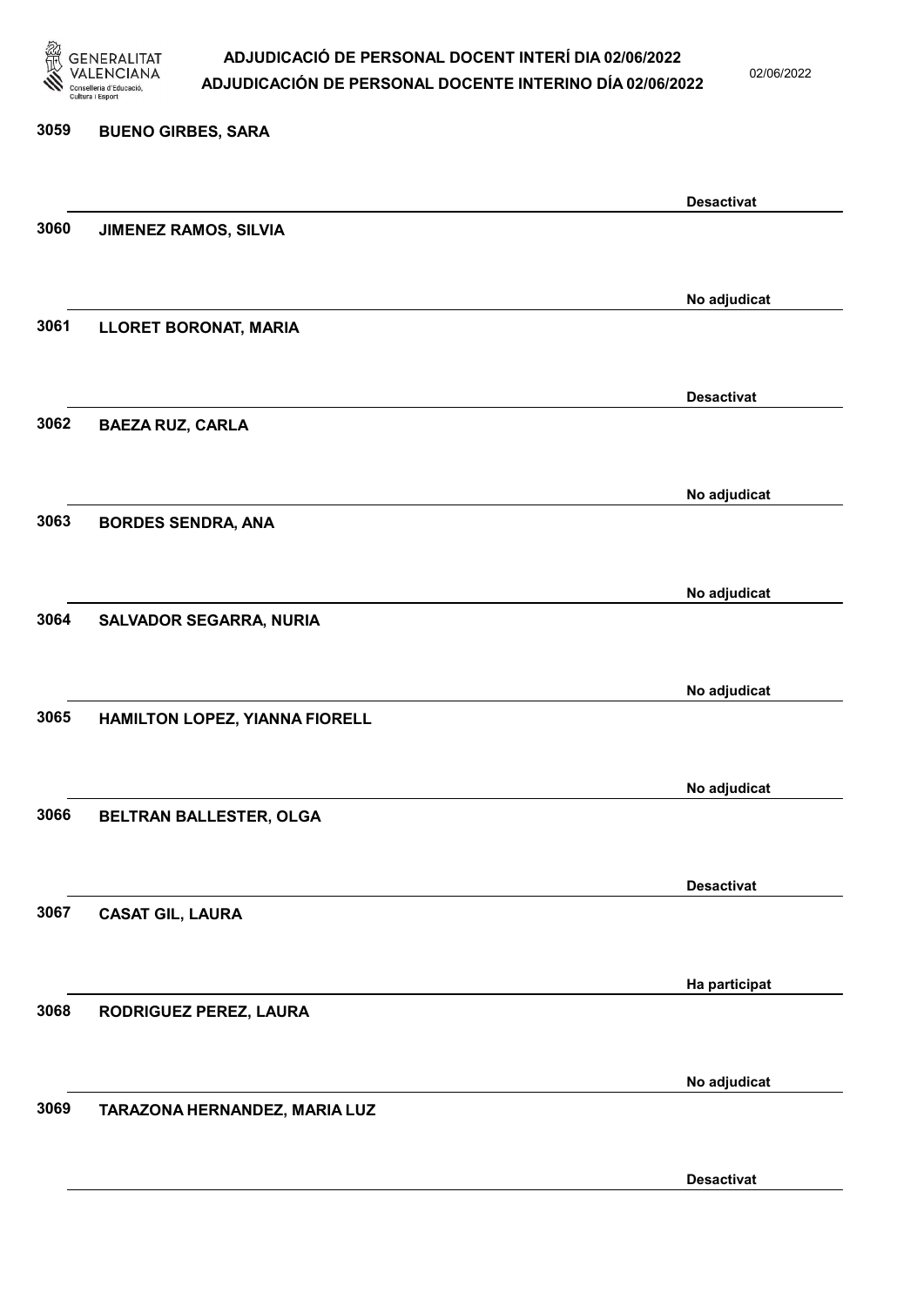3059 **BUENO GIRBES, SARA**

**Desactivat**

3060 **JIMENEZ RAMOS, SILVIA**

**No adjudicat**

3061 **LLORET BORONAT, MARIA**

**Desactivat**

3062 **BAEZA RUZ, CARLA**

**No adjudicat**

3063 **BORDES SENDRA, ANA**

**No adjudicat**

3064 **SALVADOR SEGARRA, NURIA**

**No adjudicat**

3065 **HAMILTON LOPEZ, YIANNA FIORELL**

**No adjudicat**

3066 **BELTRAN BALLESTER, OLGA**

**Desactivat**

3067 **CASAT GIL, LAURA**

**Ha participat**

3068 **RODRIGUEZ PEREZ, LAURA**

**No adjudicat**

3069 **TARAZONA HERNANDEZ, MARIA LUZ**

**Desactivat**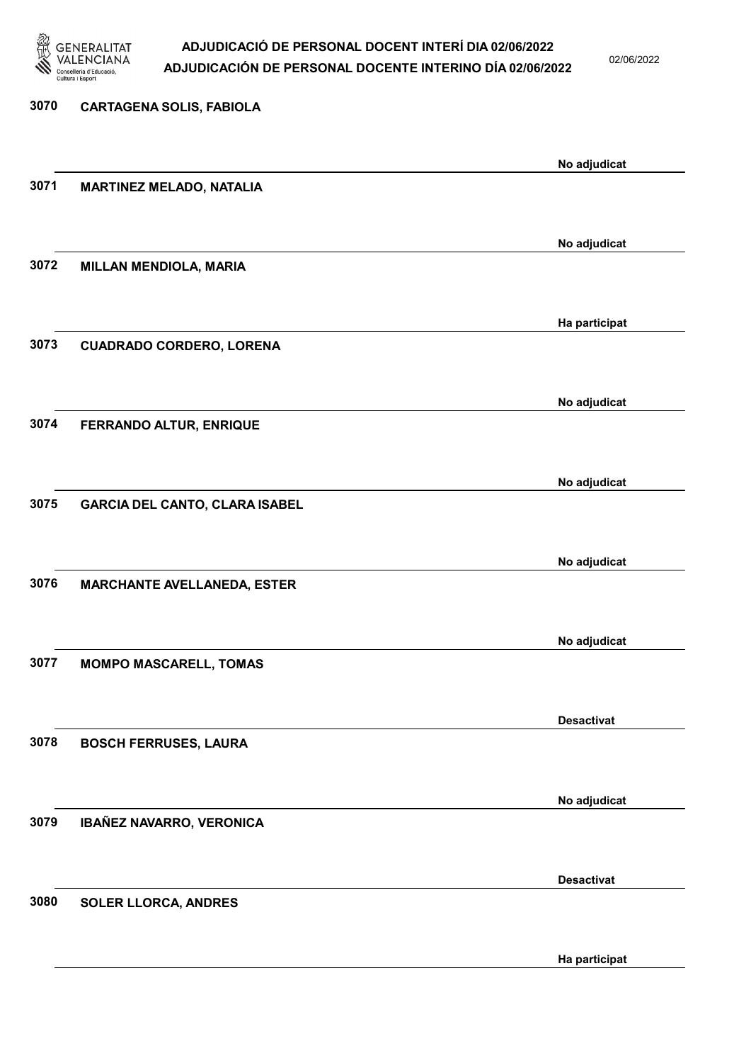3070 **CARTAGENA SOLIS, FABIOLA**

No adjudicat

3071 **MARTINEZ MELADO, NATALIA**

No adjudicat

3072 **MILLAN MENDIOLA, MARIA**

Ha participat

3073 **CUADRADO CORDERO, LORENA**

No adjudicat

3074 **FERRANDO ALTUR, ENRIQUE**

No adjudicat

3075 **GARCIA DEL CANTO, CLARA ISABEL**

No adjudicat

3076 **MARCHANTE AVELLANEDA, ESTER**

No adjudicat

3077 **MOMPO MASCARELL, TOMAS**

Desactivat

3078 **BOSCH FERRUSES, LAURA**

No adjudicat

3079 **IBAÑEZ NAVARRO, VERONICA**

Desactivat

3080 **SOLER LLORCA, ANDRES**

Ha participat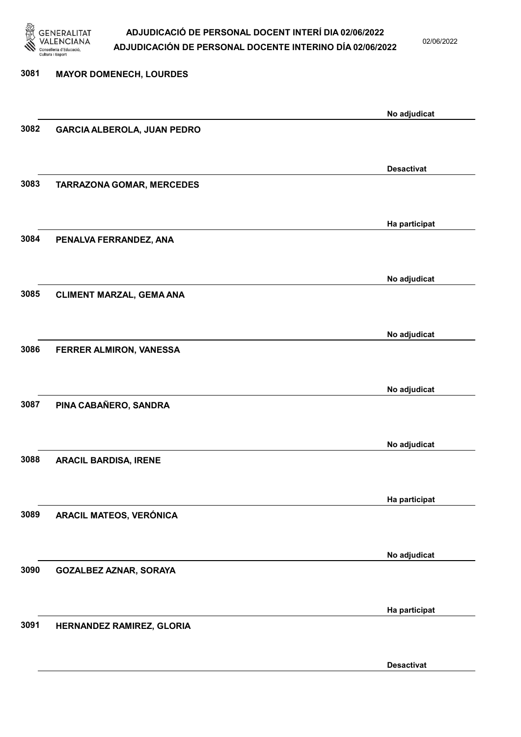3081 MAYOR DOMENECH, LOURDES

No adjudicat

3082 GARCIA ALBEROLA, JUAN PEDRO

Desactivat

3083 TARRAZONA GOMAR, MERCEDES

Ha participat

3084 PENALVA FERRANDEZ, ANA

No adjudicat

3085 CLIMENT MARZAL, GEMA ANA

No adjudicat

3086 FERRER ALMIRON, VANESSA

No adjudicat

3087 PINA CABAÑERO, SANDRA

No adjudicat

3088 ARACIL BARDISA, IRENE

Ha participat

3089 ARACIL MATEOS, VERÓNICA

No adjudicat

3090 GOZALBEZ AZNAR, SORAYA

Ha participat

3091 HERNANDEZ RAMIREZ, GLORIA

Desactivat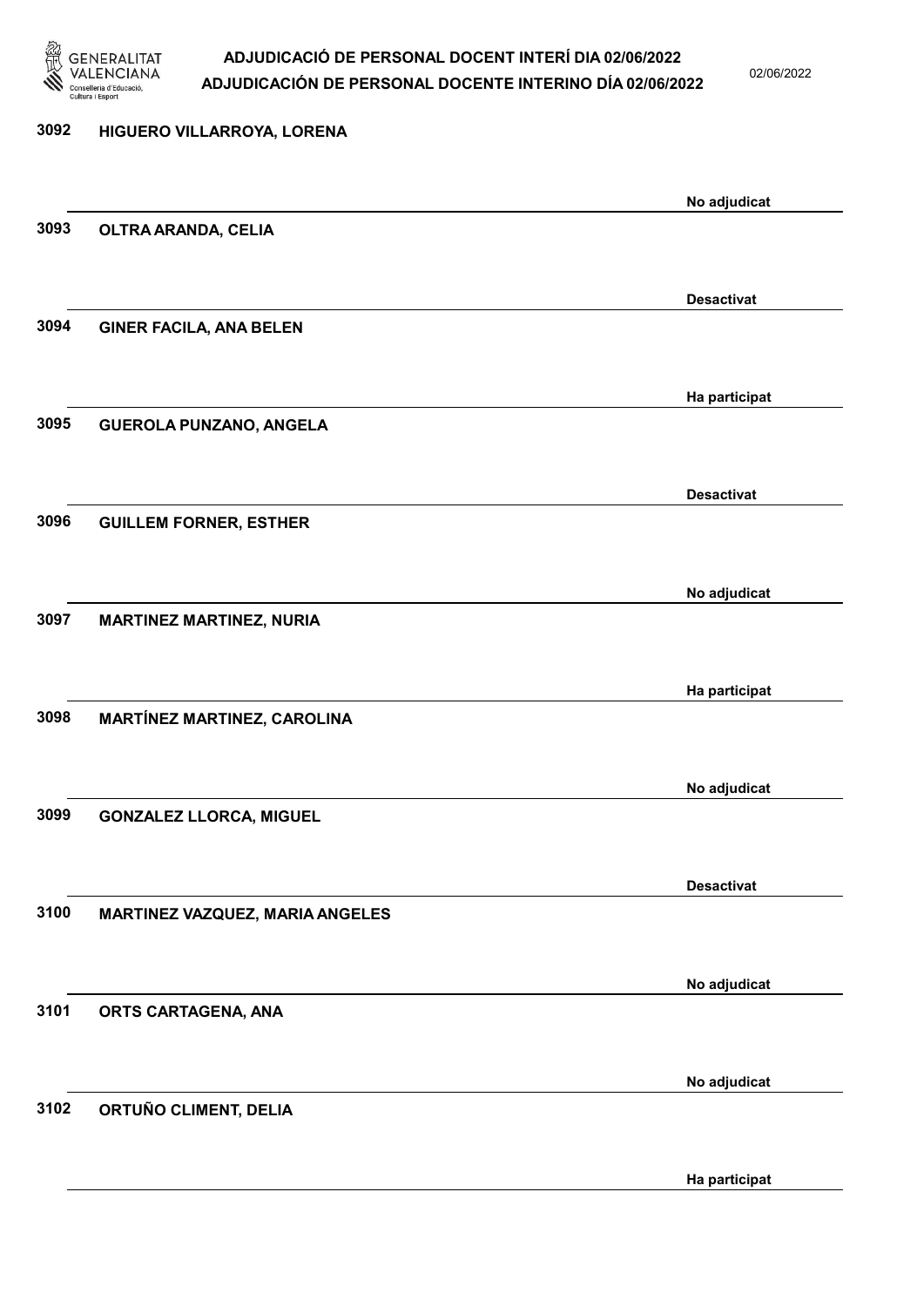| | | |
|---|---|---|
| 3092 | HIGUERO VILLARROYA, LORENA | No adjudicat |
| 3093 | OLTRA ARANDA, CELIA | Desactivat |
| 3094 | GINER FACILA, ANA BELEN | Ha participat |
| 3095 | GUEROLA PUNZANO, ANGELA | Desactivat |
| 3096 | GUILLEM FORNER, ESTHER | No adjudicat |
| 3097 | MARTINEZ MARTINEZ, NURIA | Ha participat |
| 3098 | MARTÍNEZ MARTINEZ, CAROLINA | No adjudicat |
| 3099 | GONZALEZ LLORCA, MIGUEL | Desactivat |
| 3100 | MARTINEZ VAZQUEZ, MARIA ANGELES | No adjudicat |
| 3101 | ORTS CARTAGENA, ANA | No adjudicat |
| 3102 | ORTUÑO CLIMENT, DELIA | Ha participat |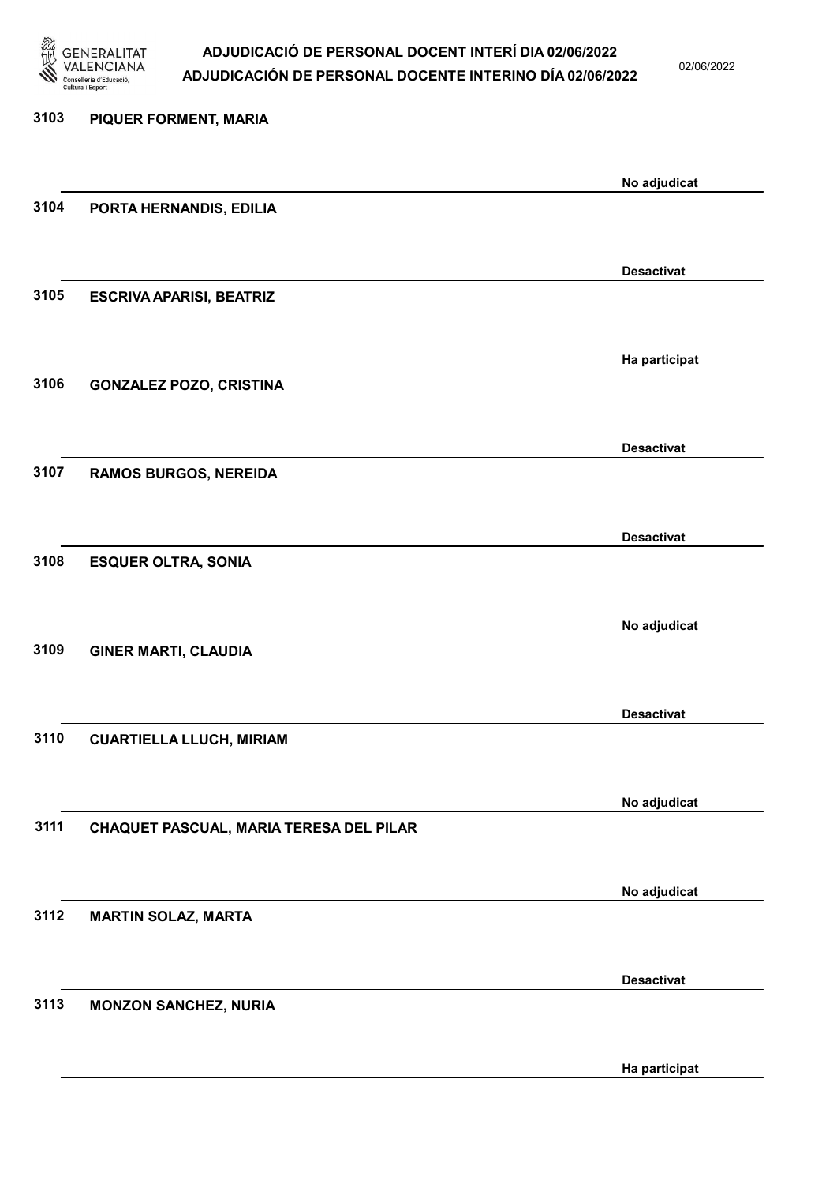3103 PIQUER FORMENT, MARIA

No adjudicat

3104 PORTA HERNANDIS, EDILIA

Desactivat

3105 ESCRIVA APARISI, BEATRIZ

Ha participat

3106 GONZALEZ POZO, CRISTINA

Desactivat

3107 RAMOS BURGOS, NEREIDA

Desactivat

3108 ESQUER OLTRA, SONIA

No adjudicat

3109 GINER MARTI, CLAUDIA

Desactivat

3110 CUARTIELLA LLUCH, MIRIAM

No adjudicat

3111 CHAQUET PASCUAL, MARIA TERESA DEL PILAR

No adjudicat

3112 MARTIN SOLAZ, MARTA

Desactivat

3113 MONZON SANCHEZ, NURIA

Ha participat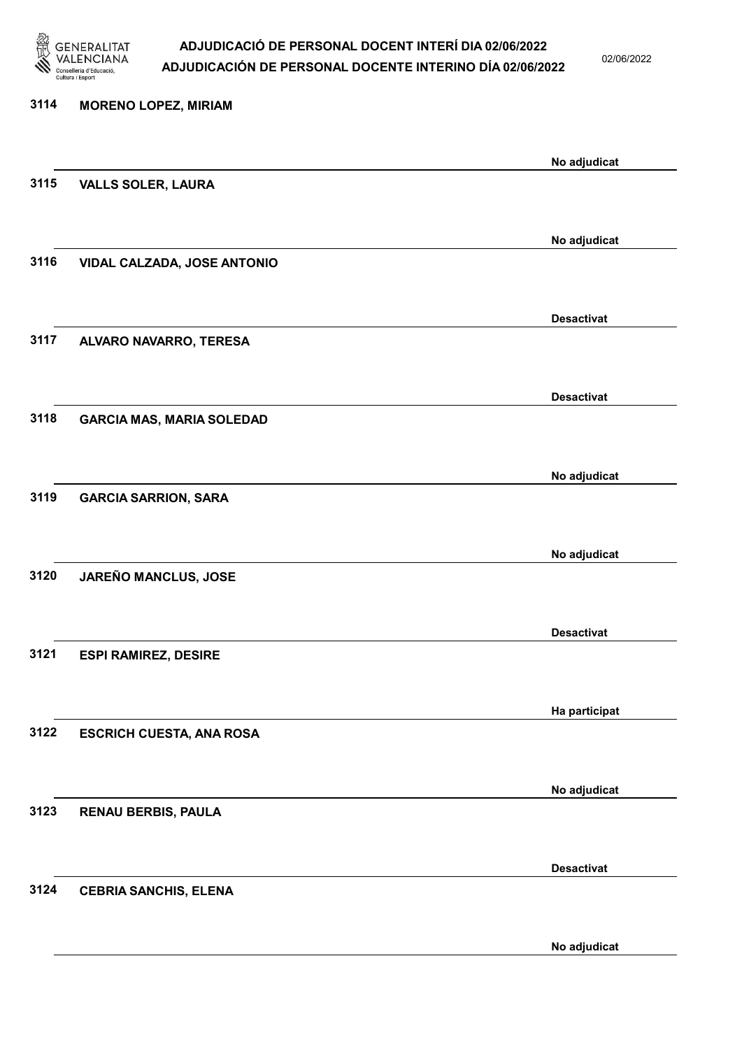3114 **MORENO LOPEZ, MIRIAM**

No adjudicat

3115 **VALLS SOLER, LAURA**

No adjudicat

3116 **VIDAL CALZADA, JOSE ANTONIO**

Desactivat

3117 **ALVARO NAVARRO, TERESA**

Desactivat

3118 **GARCIA MAS, MARIA SOLEDAD**

No adjudicat

3119 **GARCIA SARRION, SARA**

No adjudicat

3120 **JAREÑO MANCLUS, JOSE**

Desactivat

3121 **ESPI RAMIREZ, DESIRE**

Ha participat

3122 **ESCRICH CUESTA, ANA ROSA**

No adjudicat

3123 **RENAU BERBIS, PAULA**

Desactivat

3124 **CEBRIA SANCHIS, ELENA**

No adjudicat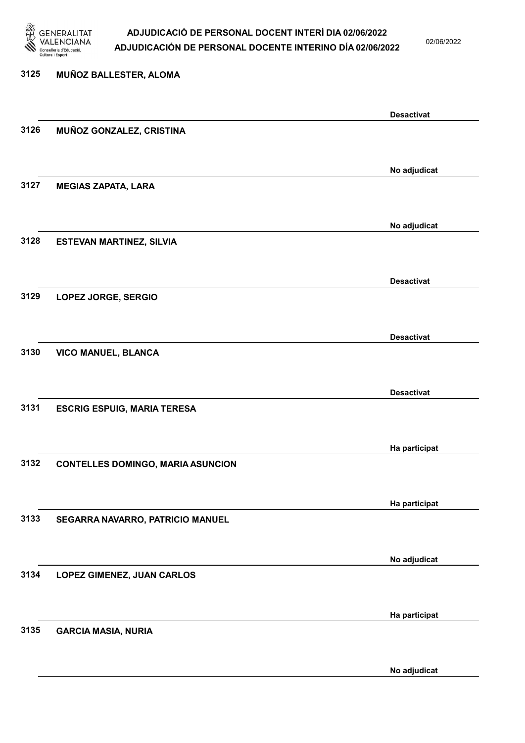| | | |
|---|---|---|
| 3125 | MUÑOZ BALLESTER, ALOMA | Desactivat |
| 3126 | MUÑOZ GONZALEZ, CRISTINA | No adjudicat |
| 3127 | MEGIAS ZAPATA, LARA | No adjudicat |
| 3128 | ESTEVAN MARTINEZ, SILVIA | Desactivat |
| 3129 | LOPEZ JORGE, SERGIO | Desactivat |
| 3130 | VICO MANUEL, BLANCA | Desactivat |
| 3131 | ESCRIG ESPUIG, MARIA TERESA | Ha participat |
| 3132 | CONTELLES DOMINGO, MARIA ASUNCION | Ha participat |
| 3133 | SEGARRA NAVARRO, PATRICIO MANUEL | No adjudicat |
| 3134 | LOPEZ GIMENEZ, JUAN CARLOS | Ha participat |
| 3135 | GARCIA MASIA, NURIA | No adjudicat |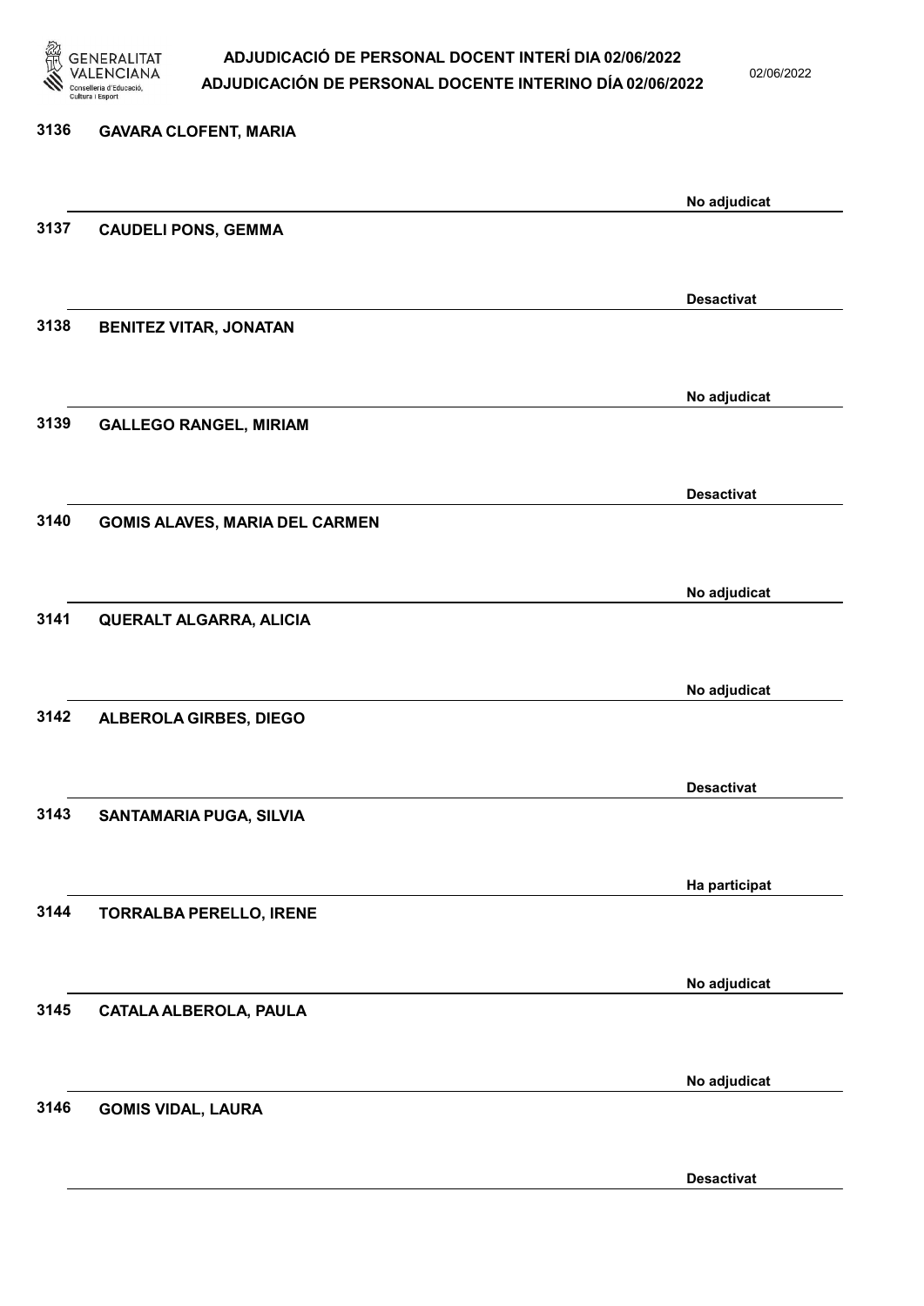| Núm. | Nom | Estat |
|---|---|---|
| 3136 | GAVARA CLOFENT, MARIA | No adjudicat |
| 3137 | CAUDELI PONS, GEMMA | Desactivat |
| 3138 | BENITEZ VITAR, JONATAN | No adjudicat |
| 3139 | GALLEGO RANGEL, MIRIAM | Desactivat |
| 3140 | GOMIS ALAVES, MARIA DEL CARMEN | No adjudicat |
| 3141 | QUERALT ALGARRA, ALICIA | No adjudicat |
| 3142 | ALBEROLA GIRBES, DIEGO | Desactivat |
| 3143 | SANTAMARIA PUGA, SILVIA | Ha participat |
| 3144 | TORRALBA PERELLO, IRENE | No adjudicat |
| 3145 | CATALA ALBEROLA, PAULA | No adjudicat |
| 3146 | GOMIS VIDAL, LAURA | Desactivat |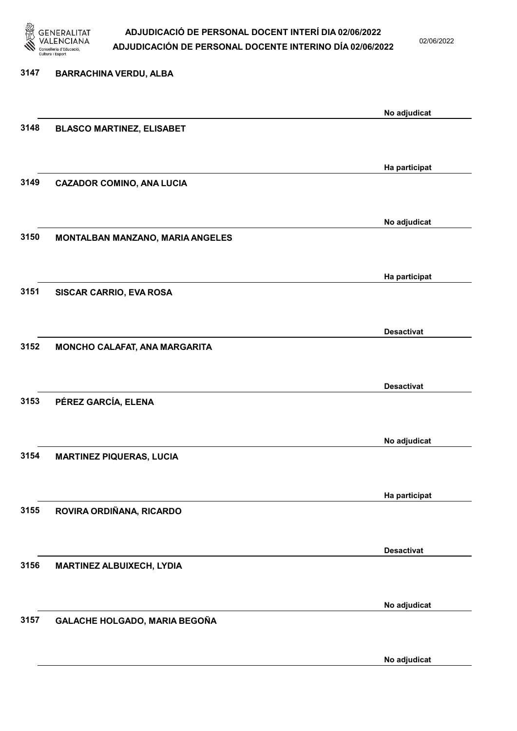| Núm. | Nom | Estat |
|---|---|---|
| 3147 | BARRACHINA VERDU, ALBA | No adjudicat |
| 3148 | BLASCO MARTINEZ, ELISABET | Ha participat |
| 3149 | CAZADOR COMINO, ANA LUCIA | No adjudicat |
| 3150 | MONTALBAN MANZANO, MARIA ANGELES | Ha participat |
| 3151 | SISCAR CARRIO, EVA ROSA | Desactivat |
| 3152 | MONCHO CALAFAT, ANA MARGARITA | Desactivat |
| 3153 | PÉREZ GARCÍA, ELENA | No adjudicat |
| 3154 | MARTINEZ PIQUERAS, LUCIA | Ha participat |
| 3155 | ROVIRA ORDIÑANA, RICARDO | Desactivat |
| 3156 | MARTINEZ ALBUIXECH, LYDIA | No adjudicat |
| 3157 | GALACHE HOLGADO, MARIA BEGOÑA | No adjudicat |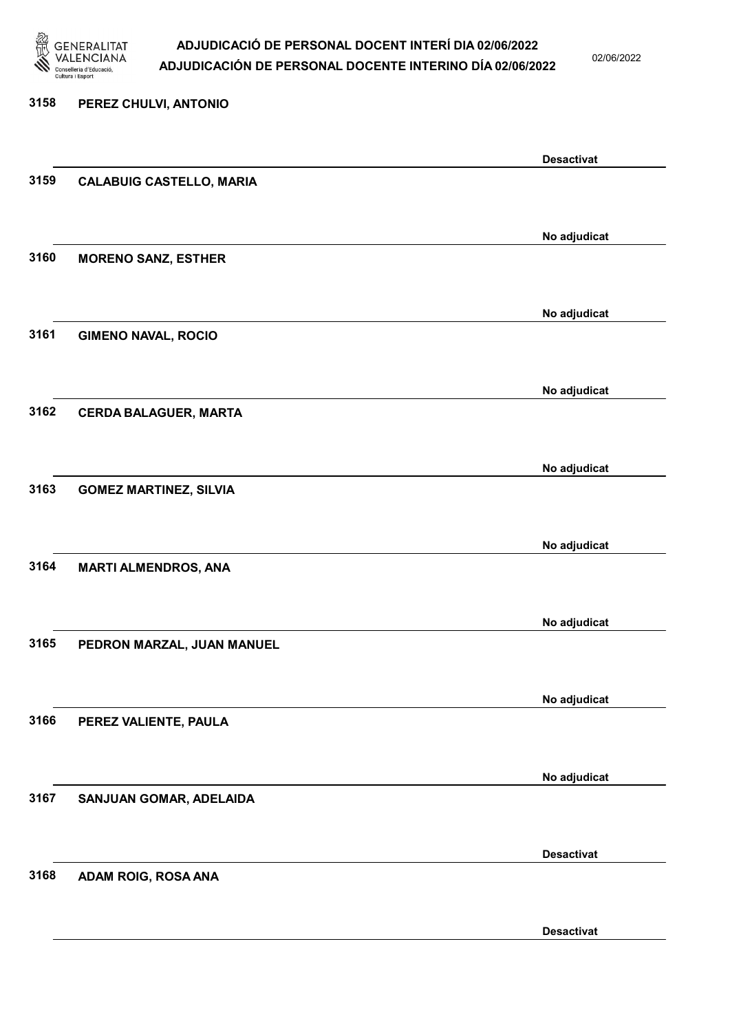| | | |
|---|---|---|
| 3158 | PEREZ CHULVI, ANTONIO | Desactivat |
| 3159 | CALABUIG CASTELLO, MARIA | No adjudicat |
| 3160 | MORENO SANZ, ESTHER | No adjudicat |
| 3161 | GIMENO NAVAL, ROCIO | No adjudicat |
| 3162 | CERDA BALAGUER, MARTA | No adjudicat |
| 3163 | GOMEZ MARTINEZ, SILVIA | No adjudicat |
| 3164 | MARTI ALMENDROS, ANA | No adjudicat |
| 3165 | PEDRON MARZAL, JUAN MANUEL | No adjudicat |
| 3166 | PEREZ VALIENTE, PAULA | No adjudicat |
| 3167 | SANJUAN GOMAR, ADELAIDA | Desactivat |
| 3168 | ADAM ROIG, ROSA ANA | Desactivat |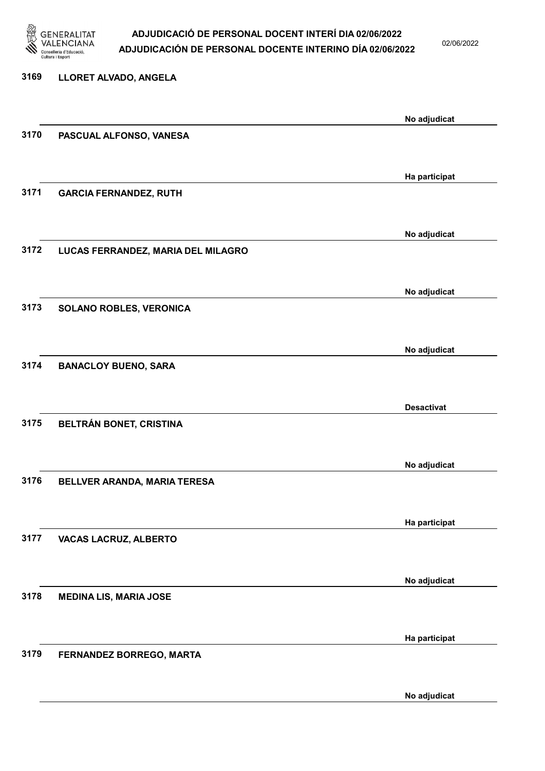3169 LLORET ALVADO, ANGELA

No adjudicat

3170 PASCUAL ALFONSO, VANESA

Ha participat

3171 GARCIA FERNANDEZ, RUTH

No adjudicat

3172 LUCAS FERRANDEZ, MARIA DEL MILAGRO

No adjudicat

3173 SOLANO ROBLES, VERONICA

No adjudicat

3174 BANACLOY BUENO, SARA

Desactivat

3175 BELTRÁN BONET, CRISTINA

No adjudicat

3176 BELLVER ARANDA, MARIA TERESA

Ha participat

3177 VACAS LACRUZ, ALBERTO

No adjudicat

3178 MEDINA LIS, MARIA JOSE

Ha participat

3179 FERNANDEZ BORREGO, MARTA

No adjudicat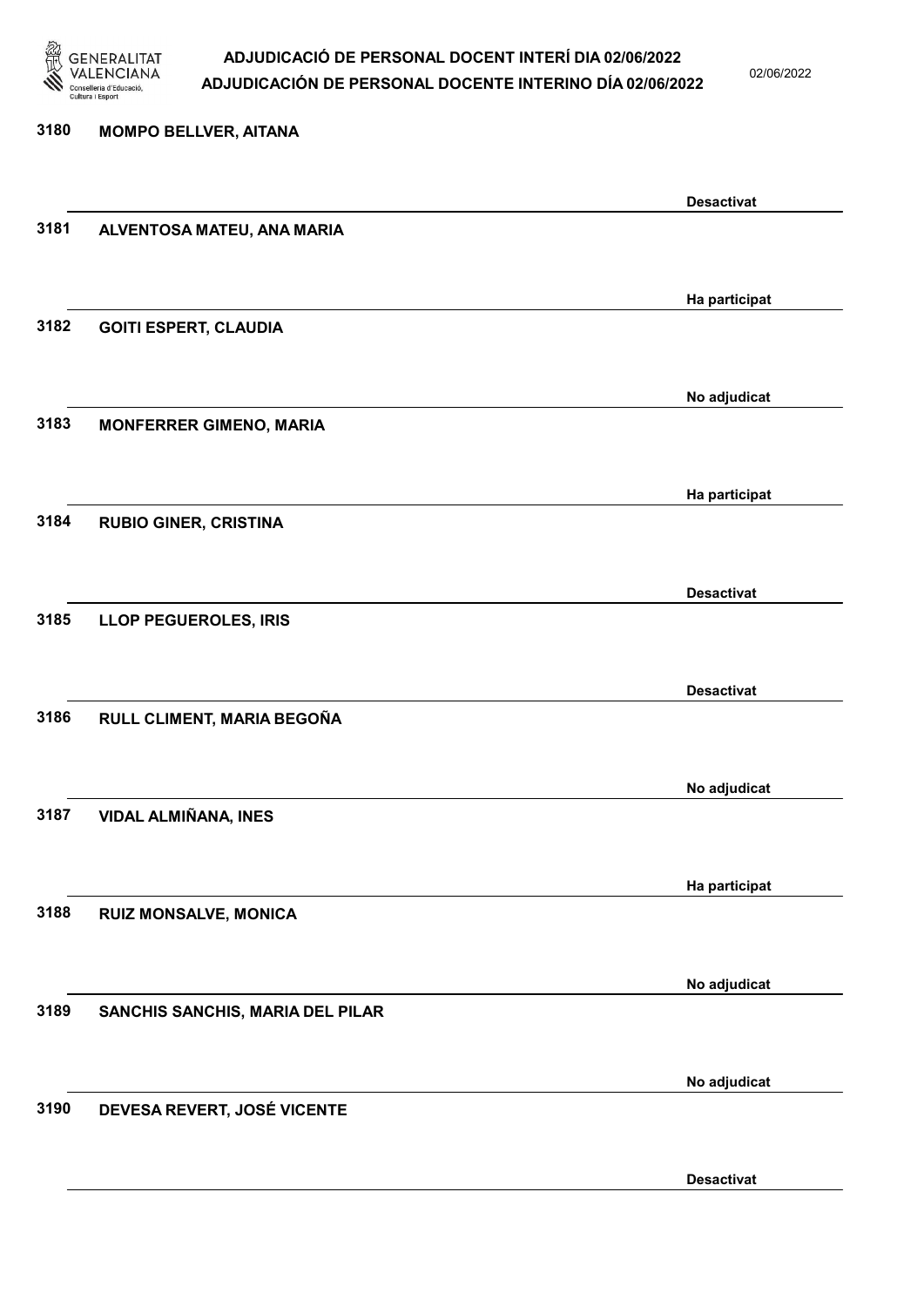3180 **MOMPO BELLVER, AITANA**

**Desactivat**

3181 **ALVENTOSA MATEU, ANA MARIA**

**Ha participat**

3182 **GOITI ESPERT, CLAUDIA**

**No adjudicat**

3183 **MONFERRER GIMENO, MARIA**

**Ha participat**

3184 **RUBIO GINER, CRISTINA**

**Desactivat**

3185 **LLOP PEGUEROLES, IRIS**

**Desactivat**

3186 **RULL CLIMENT, MARIA BEGOÑA**

**No adjudicat**

3187 **VIDAL ALMIÑANA, INES**

**Ha participat**

3188 **RUIZ MONSALVE, MONICA**

**No adjudicat**

3189 **SANCHIS SANCHIS, MARIA DEL PILAR**

**No adjudicat**

3190 **DEVESA REVERT, JOSÉ VICENTE**

**Desactivat**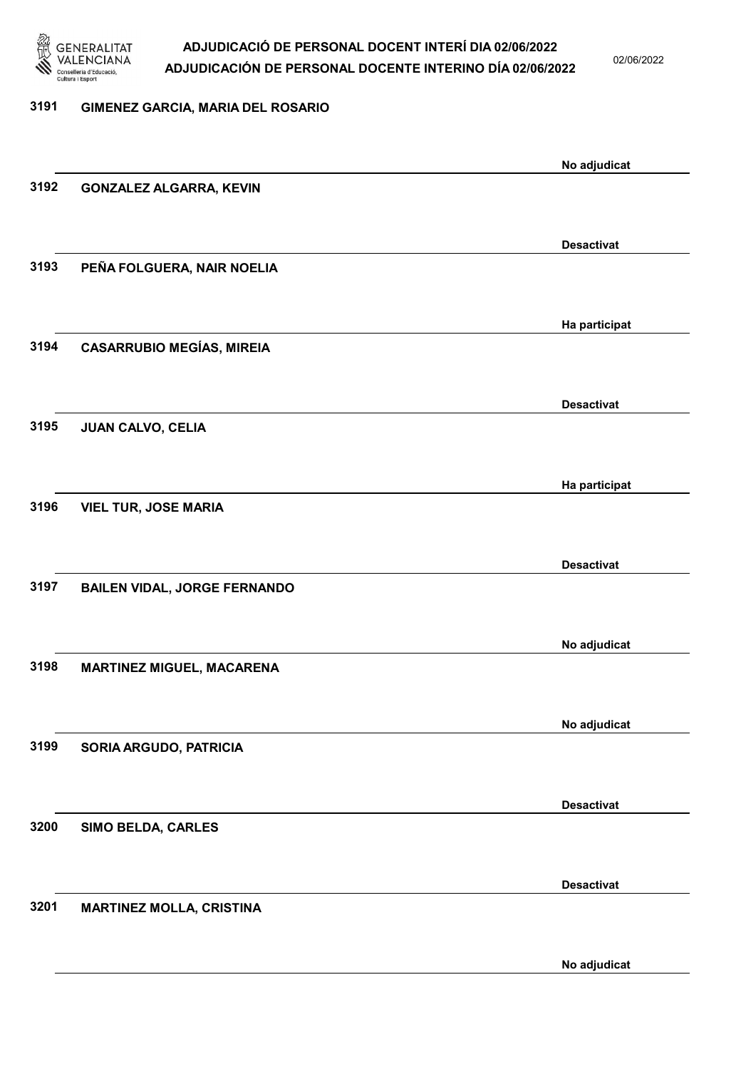| Núm. | Nom | Estat |
|---|---|---|
| 3191 | GIMENEZ GARCIA, MARIA DEL ROSARIO | No adjudicat |
| 3192 | GONZALEZ ALGARRA, KEVIN | Desactivat |
| 3193 | PEÑA FOLGUERA, NAIR NOELIA | Ha participat |
| 3194 | CASARRUBIO MEGÍAS, MIREIA | Desactivat |
| 3195 | JUAN CALVO, CELIA | Ha participat |
| 3196 | VIEL TUR, JOSE MARIA | Desactivat |
| 3197 | BAILEN VIDAL, JORGE FERNANDO | No adjudicat |
| 3198 | MARTINEZ MIGUEL, MACARENA | No adjudicat |
| 3199 | SORIA ARGUDO, PATRICIA | Desactivat |
| 3200 | SIMO BELDA, CARLES | Desactivat |
| 3201 | MARTINEZ MOLLA, CRISTINA | No adjudicat |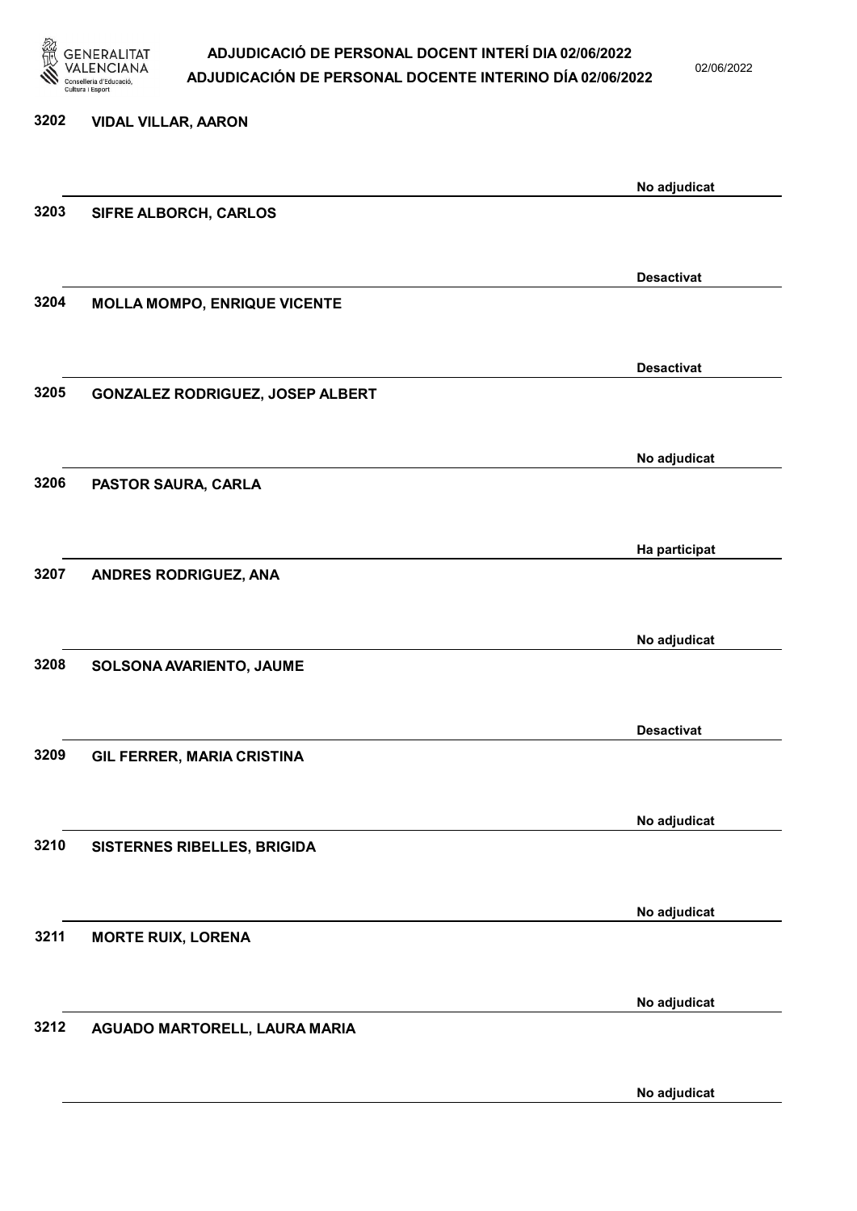| Núm. | Nom | Estat |
|---|---|---|
| 3202 | VIDAL VILLAR, AARON | No adjudicat |
| 3203 | SIFRE ALBORCH, CARLOS | Desactivat |
| 3204 | MOLLA MOMPO, ENRIQUE VICENTE | Desactivat |
| 3205 | GONZALEZ RODRIGUEZ, JOSEP ALBERT | No adjudicat |
| 3206 | PASTOR SAURA, CARLA | Ha participat |
| 3207 | ANDRES RODRIGUEZ, ANA | No adjudicat |
| 3208 | SOLSONA AVARIENTO, JAUME | Desactivat |
| 3209 | GIL FERRER, MARIA CRISTINA | No adjudicat |
| 3210 | SISTERNES RIBELLES, BRIGIDA | No adjudicat |
| 3211 | MORTE RUIX, LORENA | No adjudicat |
| 3212 | AGUADO MARTORELL, LAURA MARIA | No adjudicat |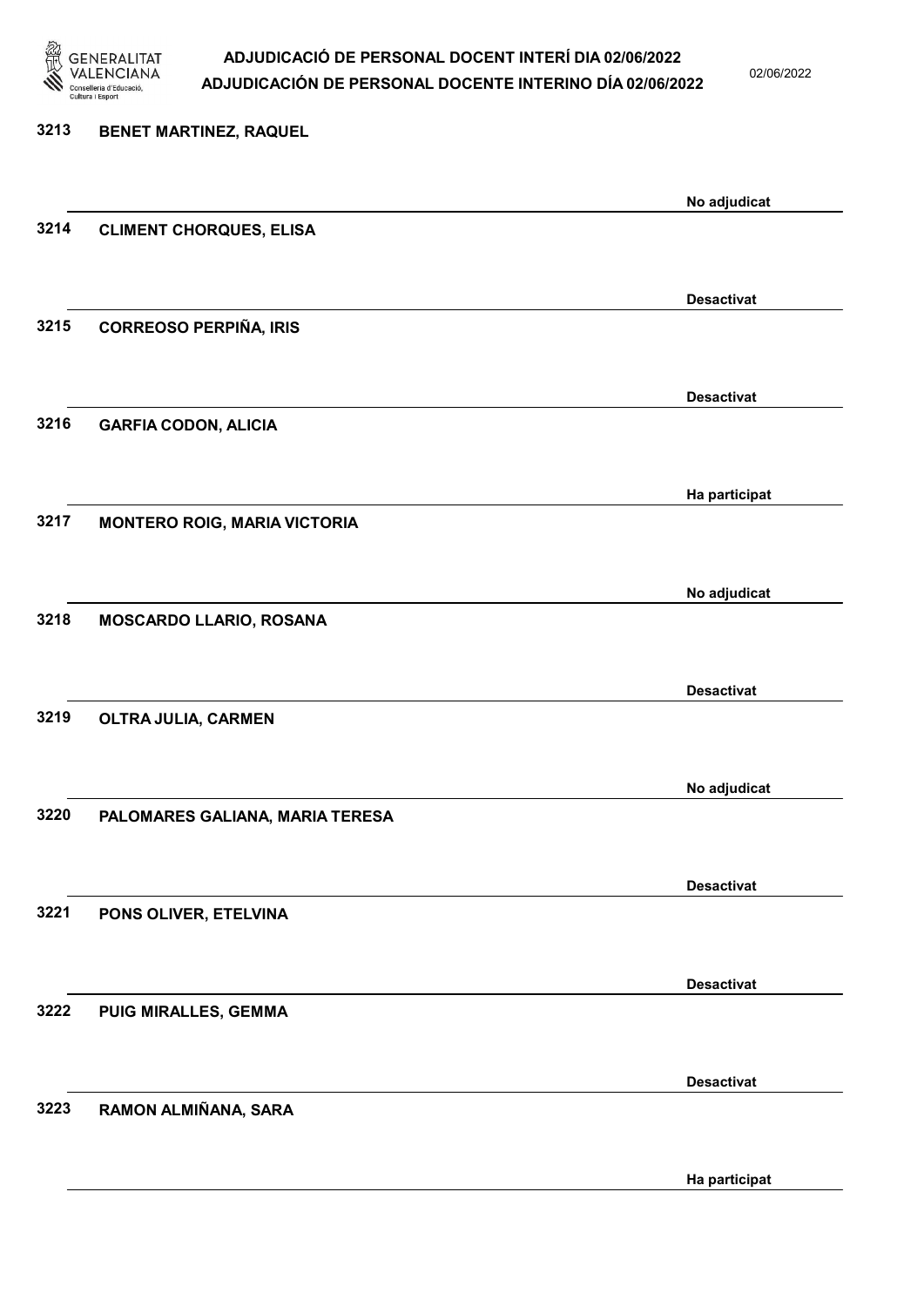| | | |
|---|---|---|
| 3213 | BENET MARTINEZ, RAQUEL | No adjudicat |
| 3214 | CLIMENT CHORQUES, ELISA | Desactivat |
| 3215 | CORREOSO PERPIÑA, IRIS | Desactivat |
| 3216 | GARFIA CODON, ALICIA | Ha participat |
| 3217 | MONTERO ROIG, MARIA VICTORIA | No adjudicat |
| 3218 | MOSCARDO LLARIO, ROSANA | Desactivat |
| 3219 | OLTRA JULIA, CARMEN | No adjudicat |
| 3220 | PALOMARES GALIANA, MARIA TERESA | Desactivat |
| 3221 | PONS OLIVER, ETELVINA | Desactivat |
| 3222 | PUIG MIRALLES, GEMMA | Desactivat |
| 3223 | RAMON ALMIÑANA, SARA | Ha participat |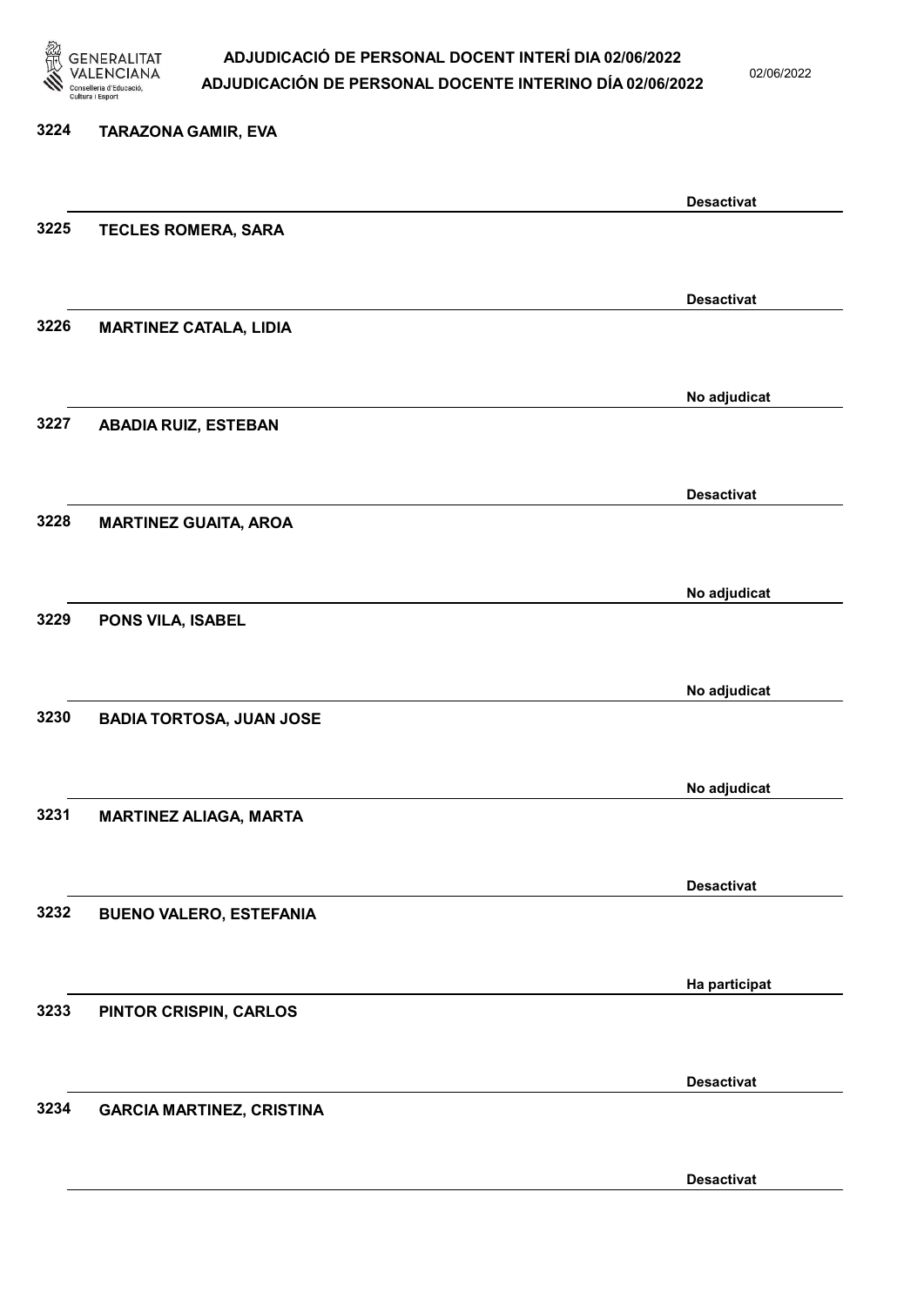3224 **TARAZONA GAMIR, EVA**

**Desactivat**

3225 **TECLES ROMERA, SARA**

**Desactivat**

3226 **MARTINEZ CATALA, LIDIA**

**No adjudicat**

3227 **ABADIA RUIZ, ESTEBAN**

**Desactivat**

3228 **MARTINEZ GUAITA, AROA**

**No adjudicat**

3229 **PONS VILA, ISABEL**

**No adjudicat**

3230 **BADIA TORTOSA, JUAN JOSE**

**No adjudicat**

3231 **MARTINEZ ALIAGA, MARTA**

**Desactivat**

3232 **BUENO VALERO, ESTEFANIA**

**Ha participat**

3233 **PINTOR CRISPIN, CARLOS**

**Desactivat**

3234 **GARCIA MARTINEZ, CRISTINA**

**Desactivat**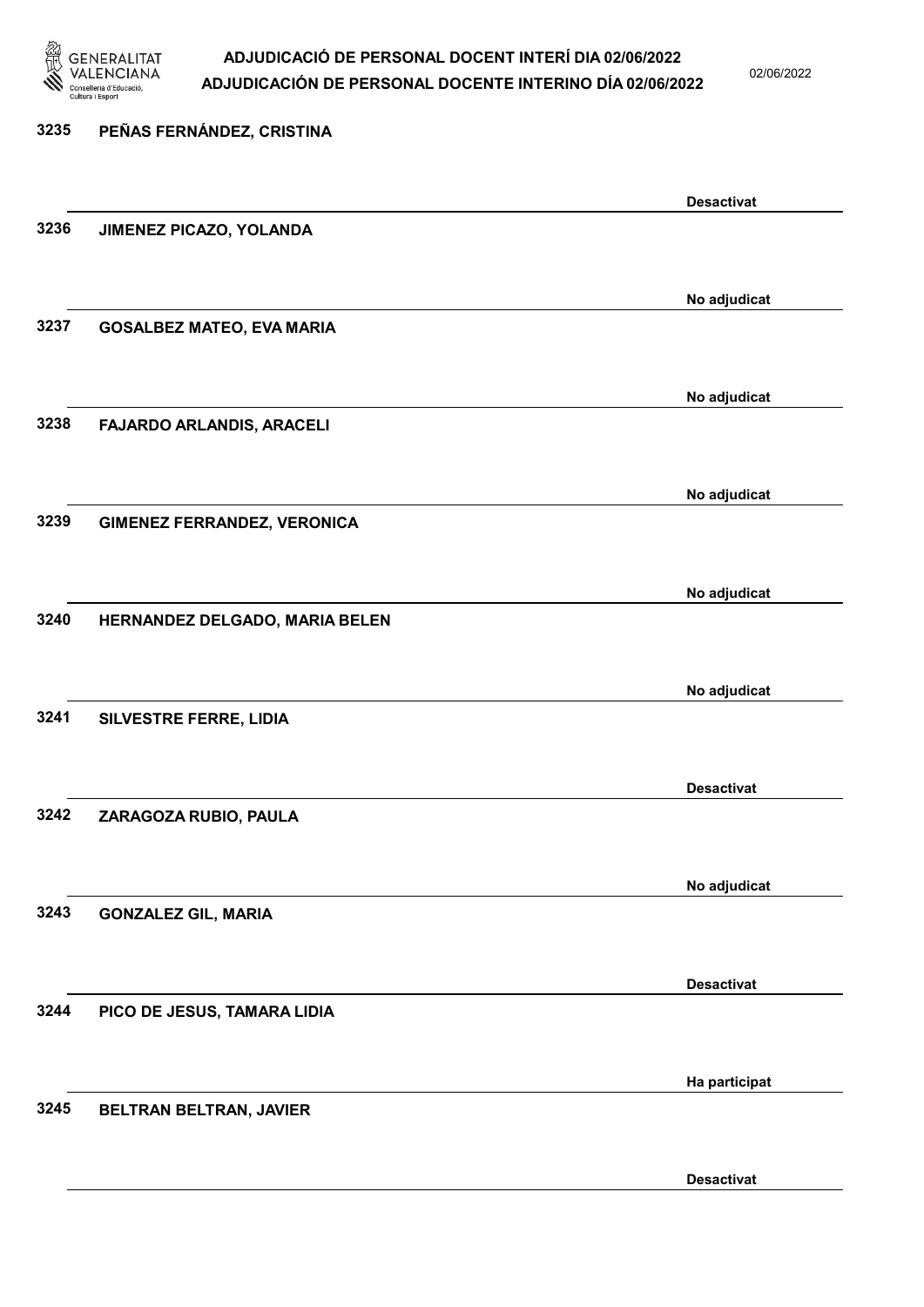| | | |
|---|---|---|
| 3235 | PEÑAS FERNÁNDEZ, CRISTINA | Desactivat |
| 3236 | JIMENEZ PICAZO, YOLANDA | No adjudicat |
| 3237 | GOSALBEZ MATEO, EVA MARIA | No adjudicat |
| 3238 | FAJARDO ARLANDIS, ARACELI | No adjudicat |
| 3239 | GIMENEZ FERRANDEZ, VERONICA | No adjudicat |
| 3240 | HERNANDEZ DELGADO, MARIA BELEN | No adjudicat |
| 3241 | SILVESTRE FERRE, LIDIA | Desactivat |
| 3242 | ZARAGOZA RUBIO, PAULA | No adjudicat |
| 3243 | GONZALEZ GIL, MARIA | Desactivat |
| 3244 | PICO DE JESUS, TAMARA LIDIA | Ha participat |
| 3245 | BELTRAN BELTRAN, JAVIER | Desactivat |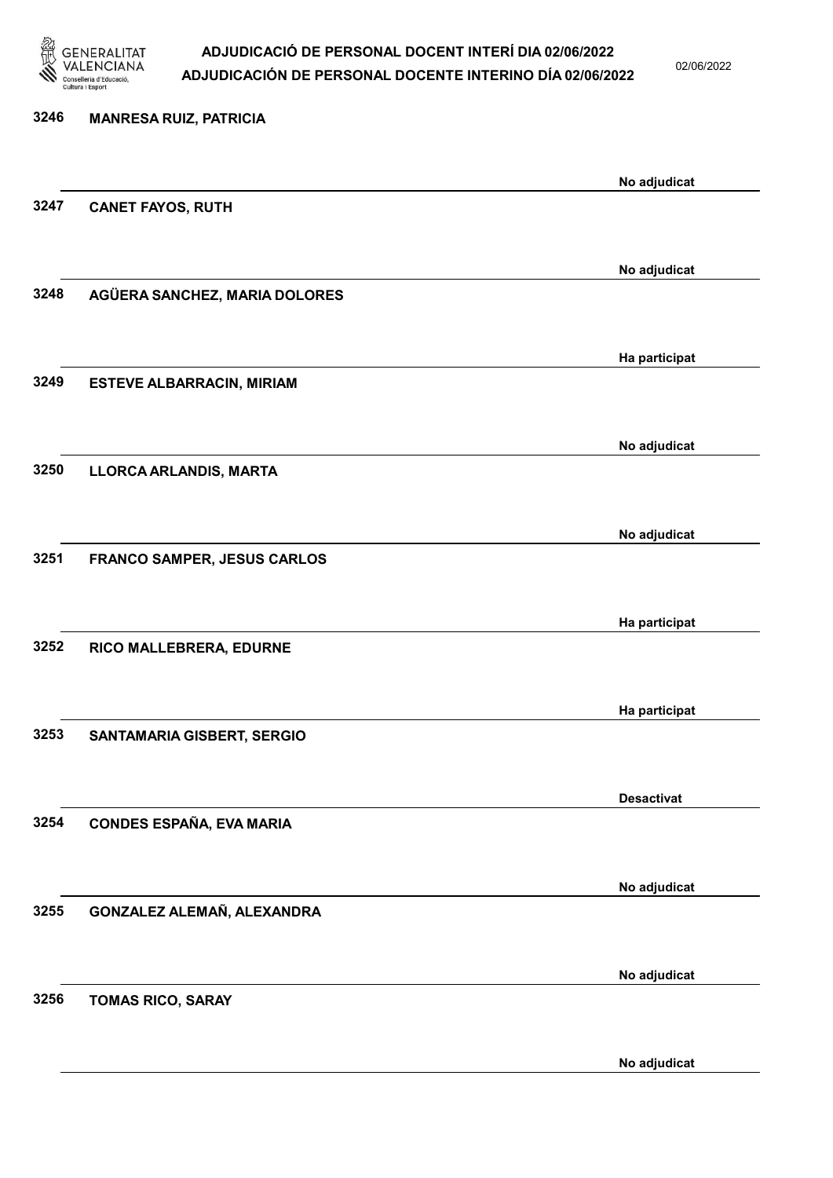3246 **MANRESA RUIZ, PATRICIA**

No adjudicat

3247 **CANET FAYOS, RUTH**

No adjudicat

3248 **AGÜERA SANCHEZ, MARIA DOLORES**

Ha participat

3249 **ESTEVE ALBARRACIN, MIRIAM**

No adjudicat

3250 **LLORCA ARLANDIS, MARTA**

No adjudicat

3251 **FRANCO SAMPER, JESUS CARLOS**

Ha participat

3252 **RICO MALLEBRERA, EDURNE**

Ha participat

3253 **SANTAMARIA GISBERT, SERGIO**

Desactivat

3254 **CONDES ESPAÑA, EVA MARIA**

No adjudicat

3255 **GONZALEZ ALEMAÑ, ALEXANDRA**

No adjudicat

3256 **TOMAS RICO, SARAY**

No adjudicat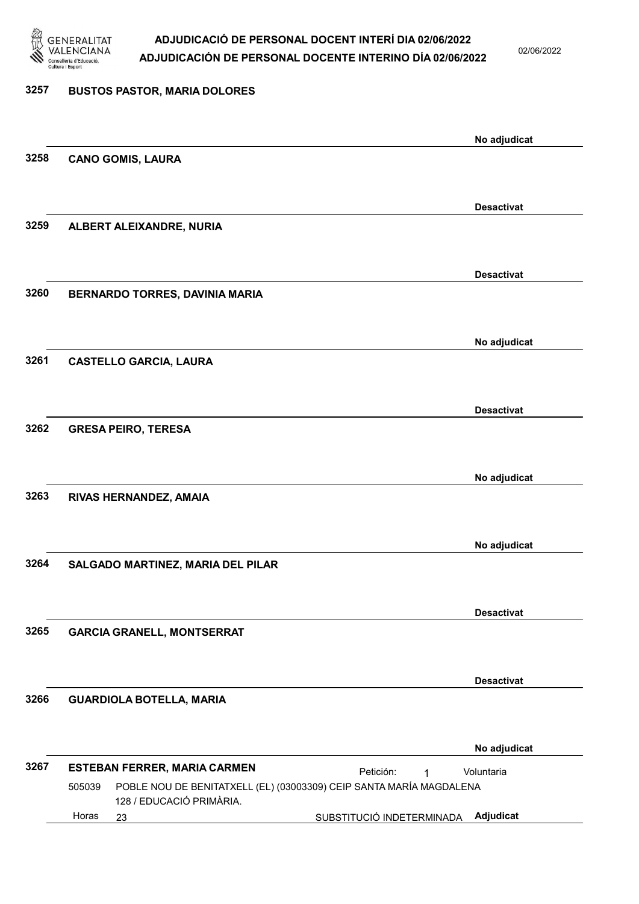**3257** **BUSTOS PASTOR, MARIA DOLORES**

No adjudicat

**3258** **CANO GOMIS, LAURA**

Desactivat

**3259** **ALBERT ALEIXANDRE, NURIA**

Desactivat

**3260** **BERNARDO TORRES, DAVINIA MARIA**

No adjudicat

**3261** **CASTELLO GARCIA, LAURA**

Desactivat

**3262** **GRESA PEIRO, TERESA**

No adjudicat

**3263** **RIVAS HERNANDEZ, AMAIA**

No adjudicat

**3264** **SALGADO MARTINEZ, MARIA DEL PILAR**

Desactivat

**3265** **GARCIA GRANELL, MONTSERRAT**

Desactivat

**3266** **GUARDIOLA BOTELLA, MARIA**

No adjudicat

**3267** **ESTEBAN FERRER, MARIA CARMEN** — Petición: 1 — Voluntaria

505039 POBLE NOU DE BENITATXELL (EL) (03003309) CEIP SANTA MARÍA MAGDALENA
128 / EDUCACIÓ PRIMÀRIA.

Horas 23 — SUBSTITUCIÓ INDETERMINADA — **Adjudicat**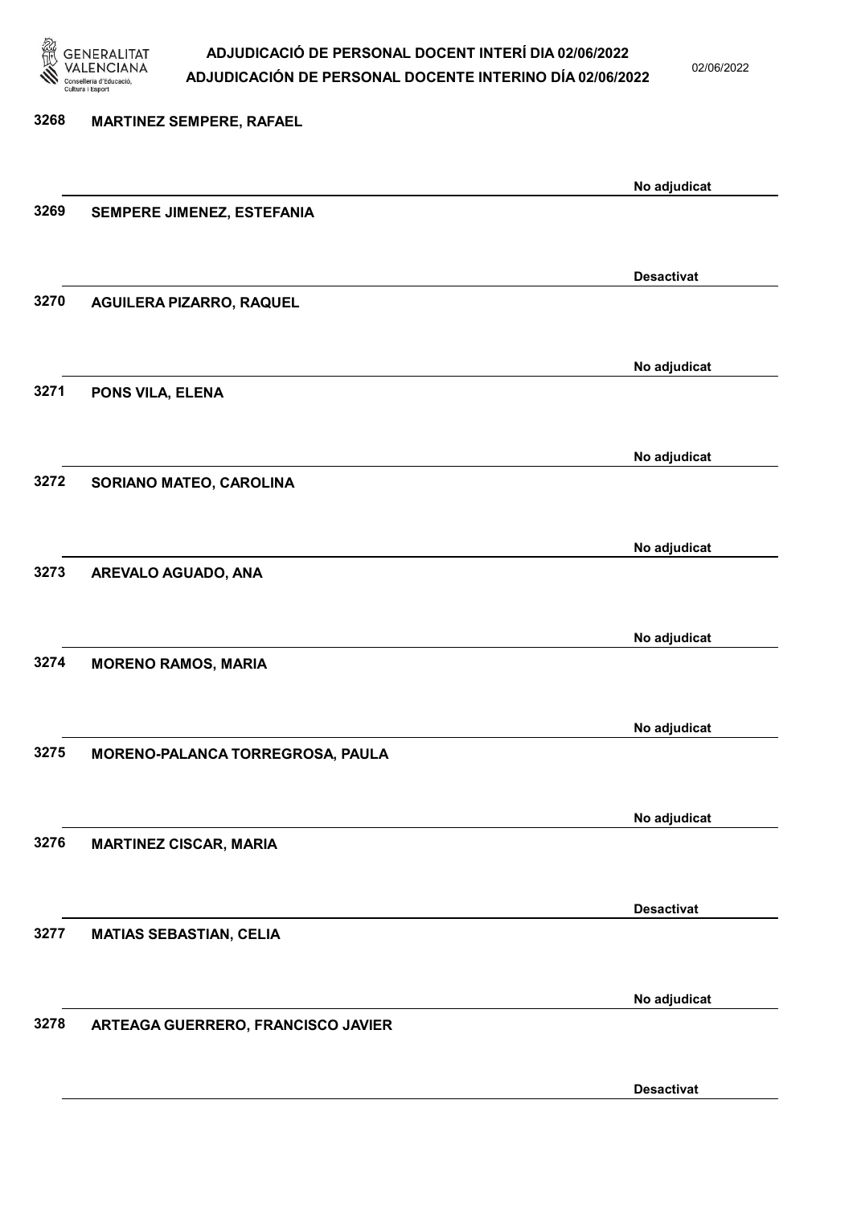3268 **MARTINEZ SEMPERE, RAFAEL**

No adjudicat

3269 **SEMPERE JIMENEZ, ESTEFANIA**

Desactivat

3270 **AGUILERA PIZARRO, RAQUEL**

No adjudicat

3271 **PONS VILA, ELENA**

No adjudicat

3272 **SORIANO MATEO, CAROLINA**

No adjudicat

3273 **AREVALO AGUADO, ANA**

No adjudicat

3274 **MORENO RAMOS, MARIA**

No adjudicat

3275 **MORENO-PALANCA TORREGROSA, PAULA**

No adjudicat

3276 **MARTINEZ CISCAR, MARIA**

Desactivat

3277 **MATIAS SEBASTIAN, CELIA**

No adjudicat

3278 **ARTEAGA GUERRERO, FRANCISCO JAVIER**

Desactivat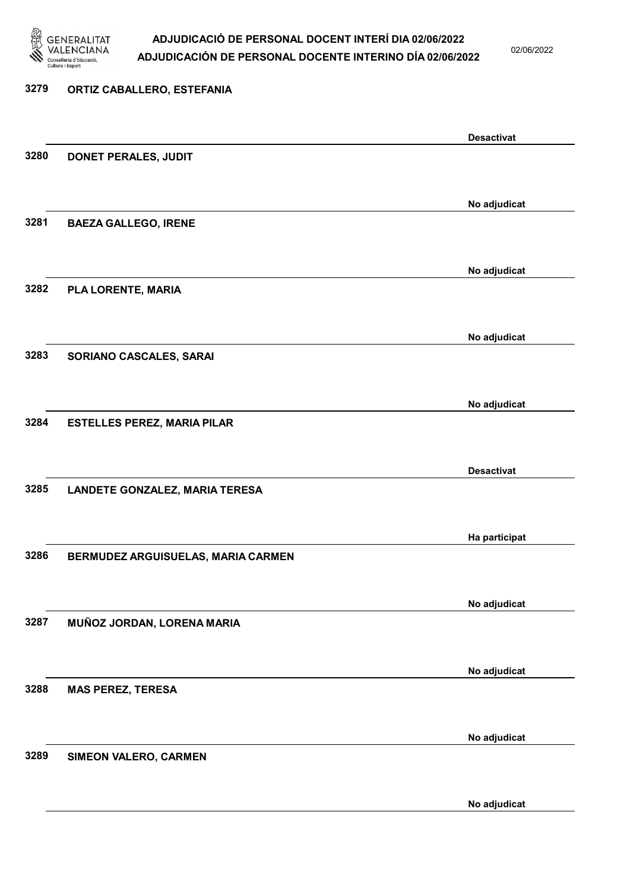3279 ORTIZ CABALLERO, ESTEFANIA

Desactivat

3280 DONET PERALES, JUDIT

No adjudicat

3281 BAEZA GALLEGO, IRENE

No adjudicat

3282 PLA LORENTE, MARIA

No adjudicat

3283 SORIANO CASCALES, SARAI

No adjudicat

3284 ESTELLES PEREZ, MARIA PILAR

Desactivat

3285 LANDETE GONZALEZ, MARIA TERESA

Ha participat

3286 BERMUDEZ ARGUISUELAS, MARIA CARMEN

No adjudicat

3287 MUÑOZ JORDAN, LORENA MARIA

No adjudicat

3288 MAS PEREZ, TERESA

No adjudicat

3289 SIMEON VALERO, CARMEN

No adjudicat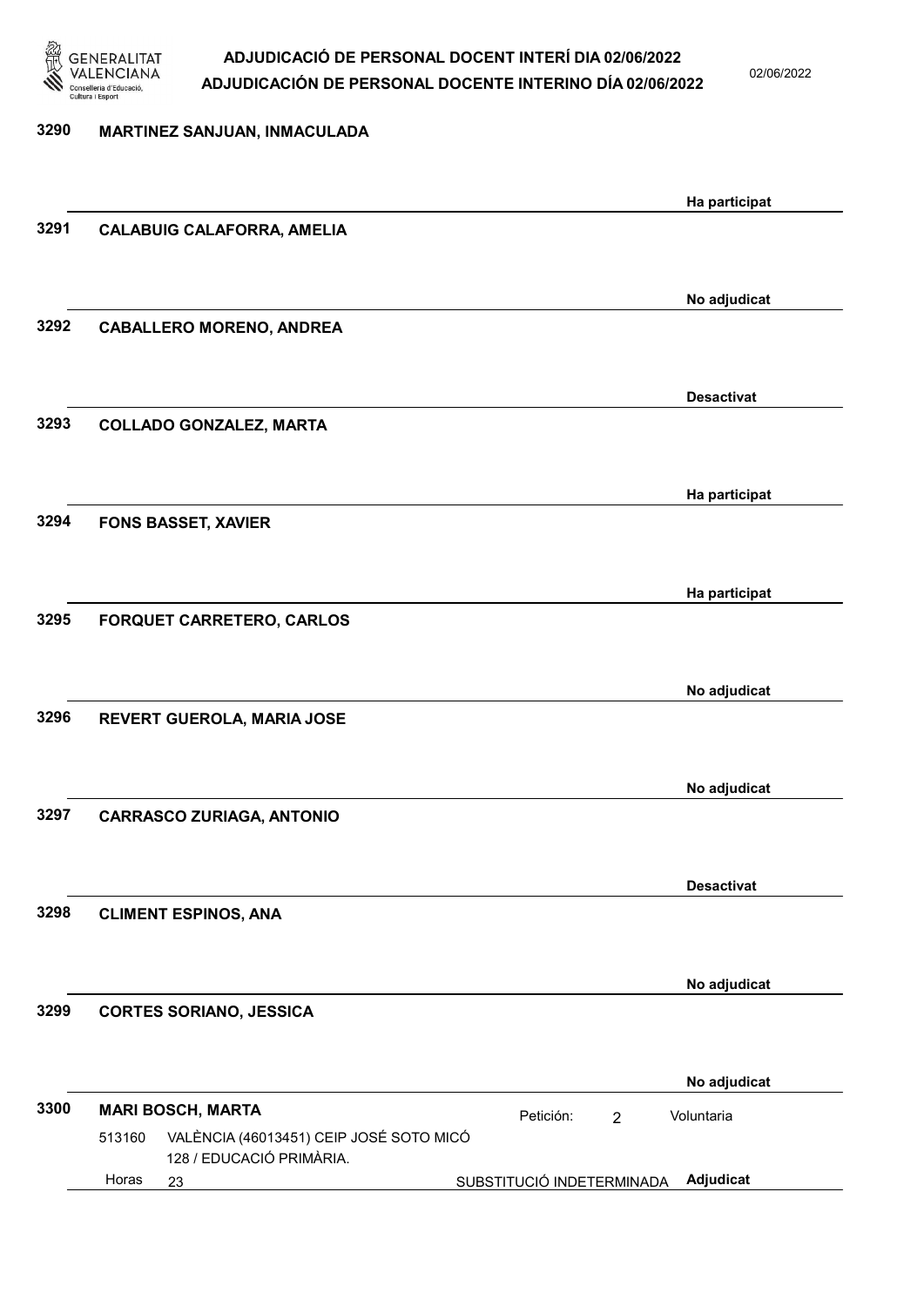**3290** **MARTINEZ SANJUAN, INMACULADA**

Ha participat

**3291** **CALABUIG CALAFORRA, AMELIA**

No adjudicat

**3292** **CABALLERO MORENO, ANDREA**

Desactivat

**3293** **COLLADO GONZALEZ, MARTA**

Ha participat

**3294** **FONS BASSET, XAVIER**

Ha participat

**3295** **FORQUET CARRETERO, CARLOS**

No adjudicat

**3296** **REVERT GUEROLA, MARIA JOSE**

No adjudicat

**3297** **CARRASCO ZURIAGA, ANTONIO**

Desactivat

**3298** **CLIMENT ESPINOS, ANA**

No adjudicat

**3299** **CORTES SORIANO, JESSICA**

No adjudicat

**3300** **MARI BOSCH, MARTA** Petición: 2 Voluntaria

513160 VALÈNCIA (46013451) CEIP JOSÉ SOTO MICÓ
128 / EDUCACIÓ PRIMÀRIA.

Horas 23 SUBSTITUCIÓ INDETERMINADA **Adjudicat**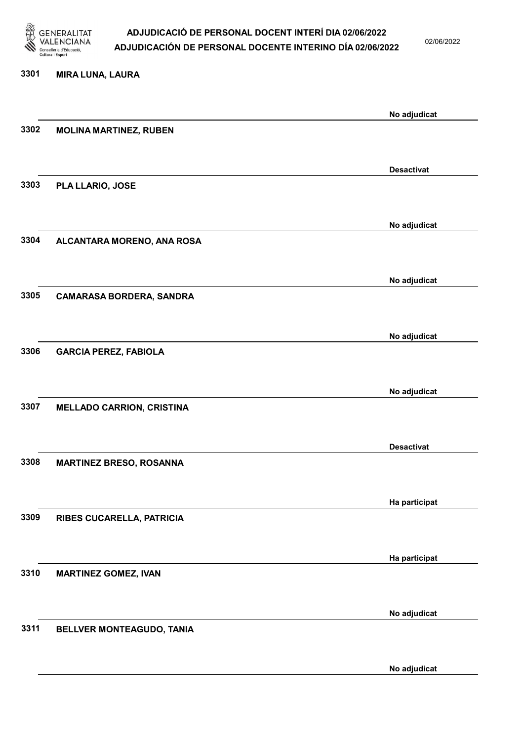| Núm. | Nom | Estat |
|---|---|---|
| 3301 | MIRA LUNA, LAURA | No adjudicat |
| 3302 | MOLINA MARTINEZ, RUBEN | Desactivat |
| 3303 | PLA LLARIO, JOSE | No adjudicat |
| 3304 | ALCANTARA MORENO, ANA ROSA | No adjudicat |
| 3305 | CAMARASA BORDERA, SANDRA | No adjudicat |
| 3306 | GARCIA PEREZ, FABIOLA | No adjudicat |
| 3307 | MELLADO CARRION, CRISTINA | Desactivat |
| 3308 | MARTINEZ BRESO, ROSANNA | Ha participat |
| 3309 | RIBES CUCARELLA, PATRICIA | Ha participat |
| 3310 | MARTINEZ GOMEZ, IVAN | No adjudicat |
| 3311 | BELLVER MONTEAGUDO, TANIA | No adjudicat |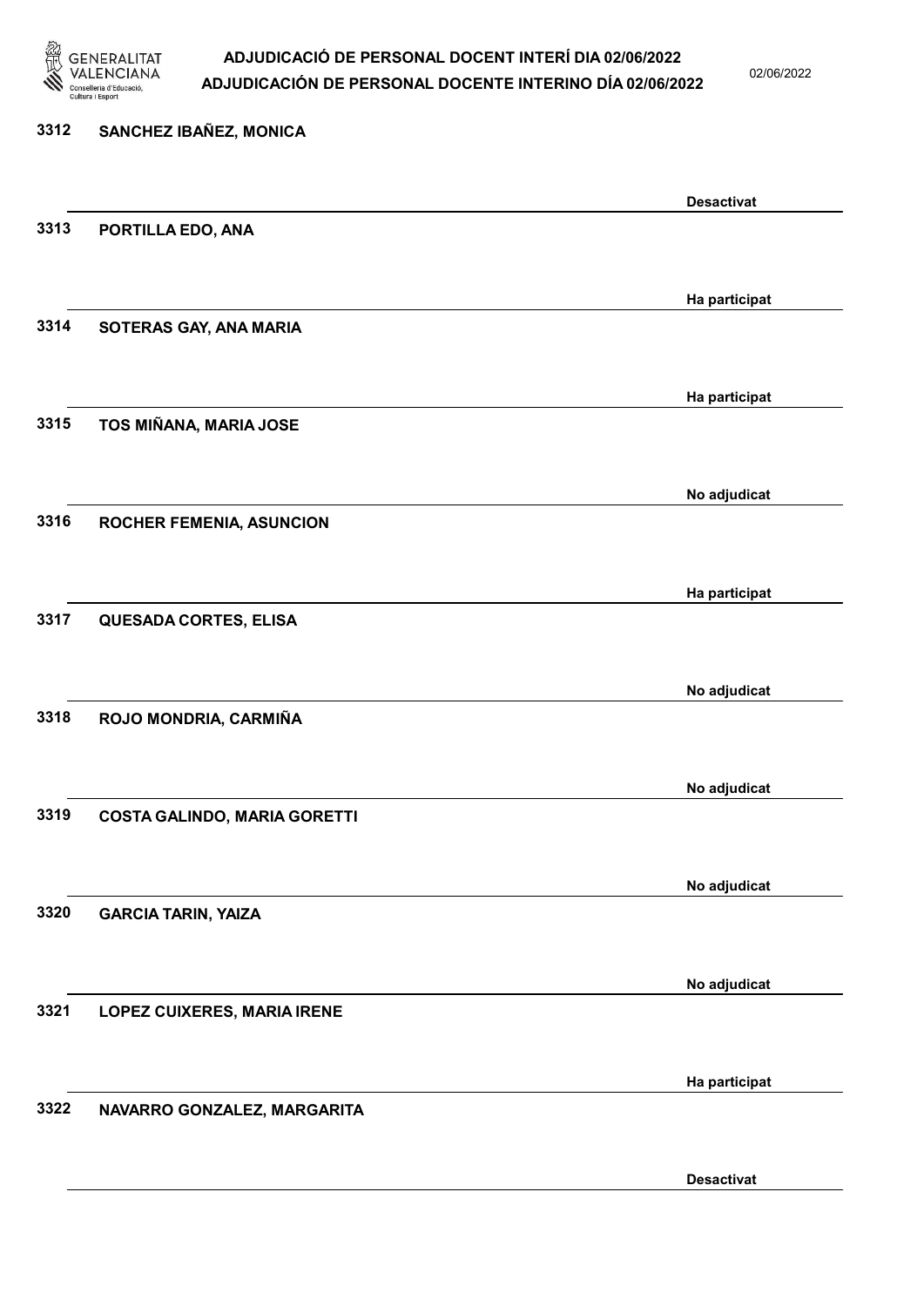| Nº | Nom | Estat |
|---|---|---|
| 3312 | SANCHEZ IBAÑEZ, MONICA | Desactivat |
| 3313 | PORTILLA EDO, ANA | Ha participat |
| 3314 | SOTERAS GAY, ANA MARIA | Ha participat |
| 3315 | TOS MIÑANA, MARIA JOSE | No adjudicat |
| 3316 | ROCHER FEMENIA, ASUNCION | Ha participat |
| 3317 | QUESADA CORTES, ELISA | No adjudicat |
| 3318 | ROJO MONDRIA, CARMIÑA | No adjudicat |
| 3319 | COSTA GALINDO, MARIA GORETTI | No adjudicat |
| 3320 | GARCIA TARIN, YAIZA | No adjudicat |
| 3321 | LOPEZ CUIXERES, MARIA IRENE | Ha participat |
| 3322 | NAVARRO GONZALEZ, MARGARITA | Desactivat |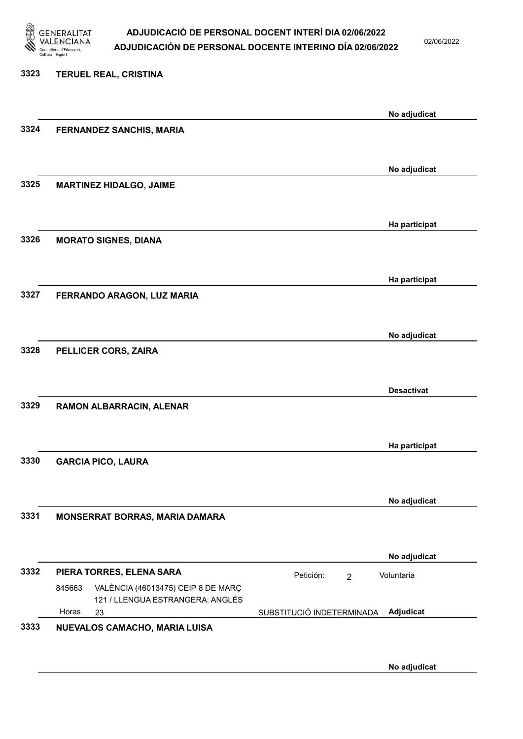**3323 TERUEL REAL, CRISTINA**

No adjudicat

**3324 FERNANDEZ SANCHIS, MARIA**

No adjudicat

**3325 MARTINEZ HIDALGO, JAIME**

Ha participat

**3326 MORATO SIGNES, DIANA**

Ha participat

**3327 FERRANDO ARAGON, LUZ MARIA**

No adjudicat

**3328 PELLICER CORS, ZAIRA**

Desactivat

**3329 RAMON ALBARRACIN, ALENAR**

Ha participat

**3330 GARCIA PICO, LAURA**

No adjudicat

**3331 MONSERRAT BORRAS, MARIA DAMARA**

No adjudicat

**3332 PIERA TORRES, ELENA SARA**

Petición: 2 Voluntaria

845663 VALÈNCIA (46013475) CEIP 8 DE MARÇ
121 / LLENGUA ESTRANGERA: ANGLÉS
Horas 23 SUBSTITUCIÓ INDETERMINADA **Adjudicat**

**3333 NUEVALOS CAMACHO, MARIA LUISA**

No adjudicat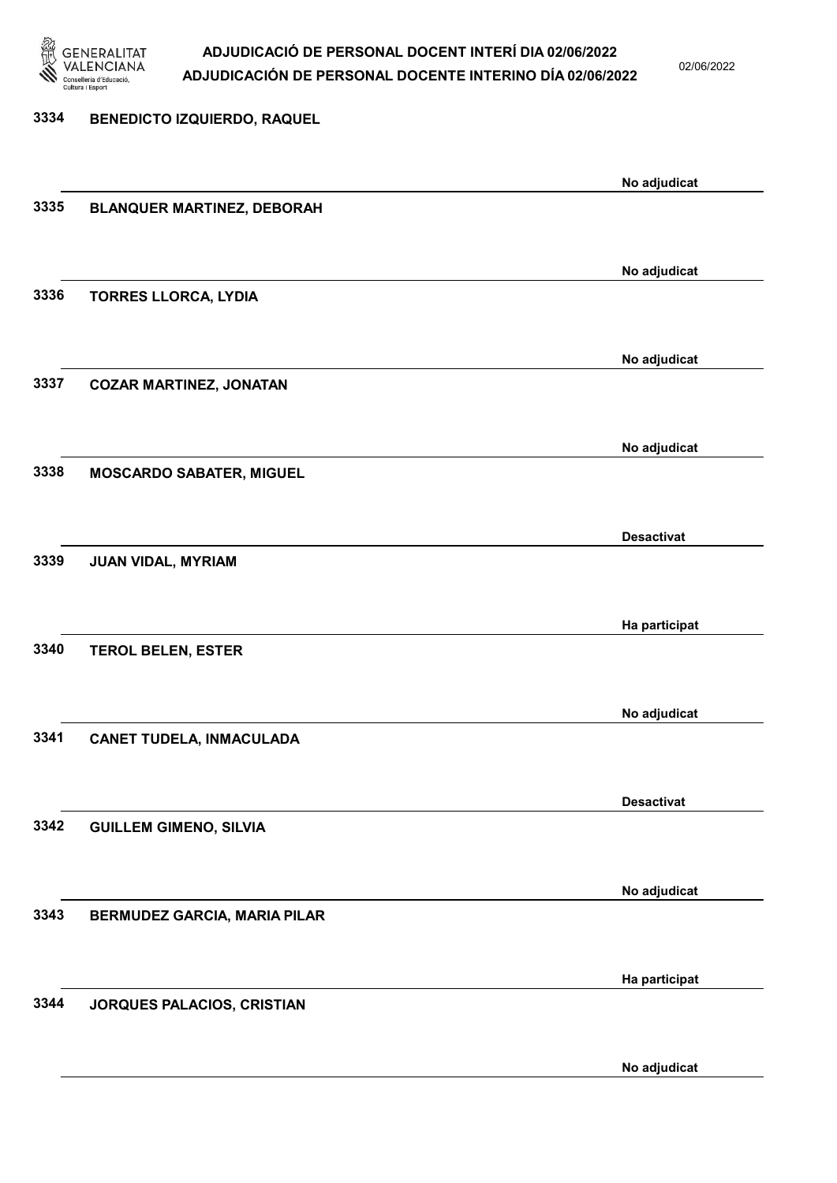3334 BENEDICTO IZQUIERDO, RAQUEL

No adjudicat

3335 BLANQUER MARTINEZ, DEBORAH

No adjudicat

3336 TORRES LLORCA, LYDIA

No adjudicat

3337 COZAR MARTINEZ, JONATAN

No adjudicat

3338 MOSCARDO SABATER, MIGUEL

Desactivat

3339 JUAN VIDAL, MYRIAM

Ha participat

3340 TEROL BELEN, ESTER

No adjudicat

3341 CANET TUDELA, INMACULADA

Desactivat

3342 GUILLEM GIMENO, SILVIA

No adjudicat

3343 BERMUDEZ GARCIA, MARIA PILAR

Ha participat

3344 JORQUES PALACIOS, CRISTIAN

No adjudicat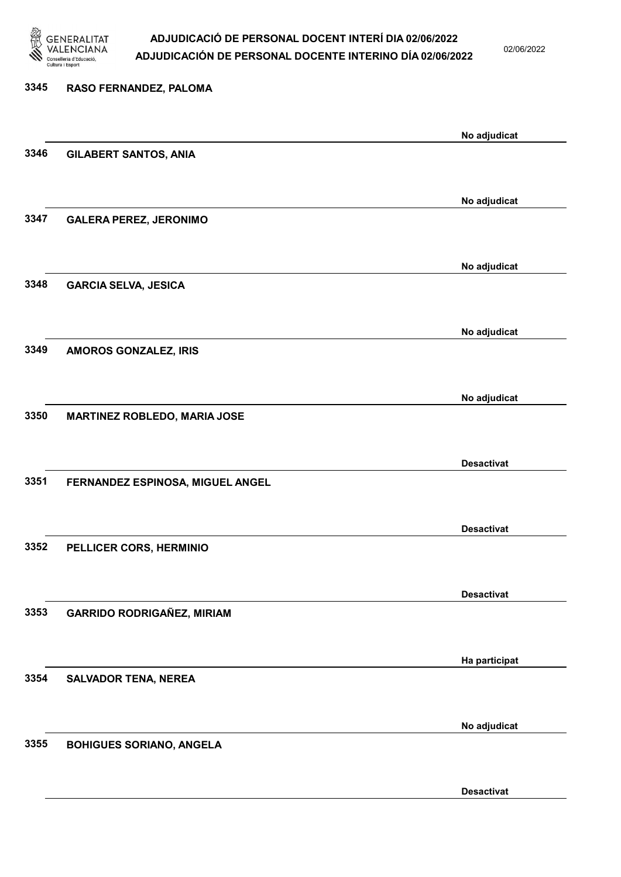3345 RASO FERNANDEZ, PALOMA

No adjudicat

3346 GILABERT SANTOS, ANIA

No adjudicat

3347 GALERA PEREZ, JERONIMO

No adjudicat

3348 GARCIA SELVA, JESICA

No adjudicat

3349 AMOROS GONZALEZ, IRIS

No adjudicat

3350 MARTINEZ ROBLEDO, MARIA JOSE

Desactivat

3351 FERNANDEZ ESPINOSA, MIGUEL ANGEL

Desactivat

3352 PELLICER CORS, HERMINIO

Desactivat

3353 GARRIDO RODRIGAÑEZ, MIRIAM

Ha participat

3354 SALVADOR TENA, NEREA

No adjudicat

3355 BOHIGUES SORIANO, ANGELA

Desactivat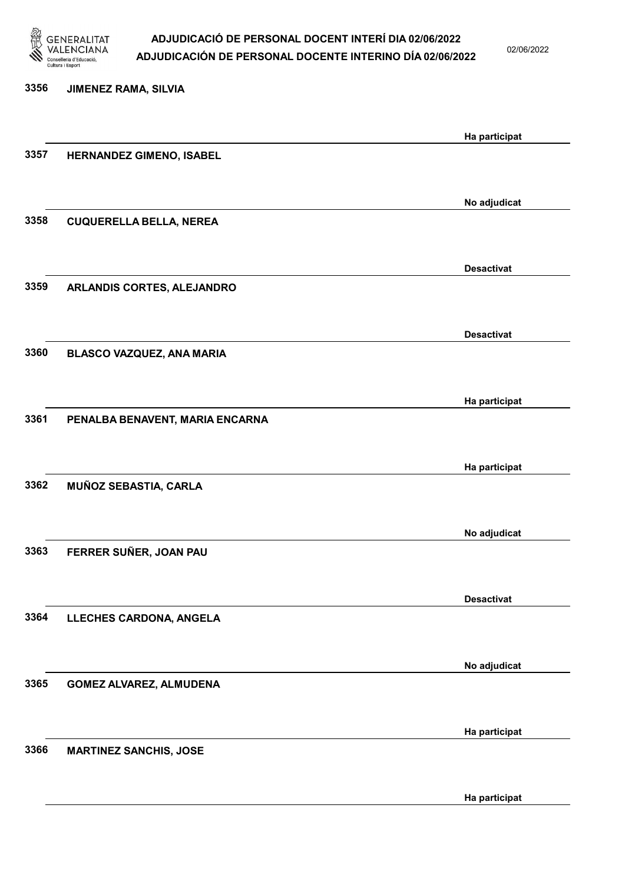| Núm. | Nom | Estat |
|---|---|---|
| 3356 | JIMENEZ RAMA, SILVIA | Ha participat |
| 3357 | HERNANDEZ GIMENO, ISABEL | No adjudicat |
| 3358 | CUQUERELLA BELLA, NEREA | Desactivat |
| 3359 | ARLANDIS CORTES, ALEJANDRO | Desactivat |
| 3360 | BLASCO VAZQUEZ, ANA MARIA | Ha participat |
| 3361 | PENALBA BENAVENT, MARIA ENCARNA | Ha participat |
| 3362 | MUÑOZ SEBASTIA, CARLA | No adjudicat |
| 3363 | FERRER SUÑER, JOAN PAU | Desactivat |
| 3364 | LLECHES CARDONA, ANGELA | No adjudicat |
| 3365 | GOMEZ ALVAREZ, ALMUDENA | Ha participat |
| 3366 | MARTINEZ SANCHIS, JOSE | Ha participat |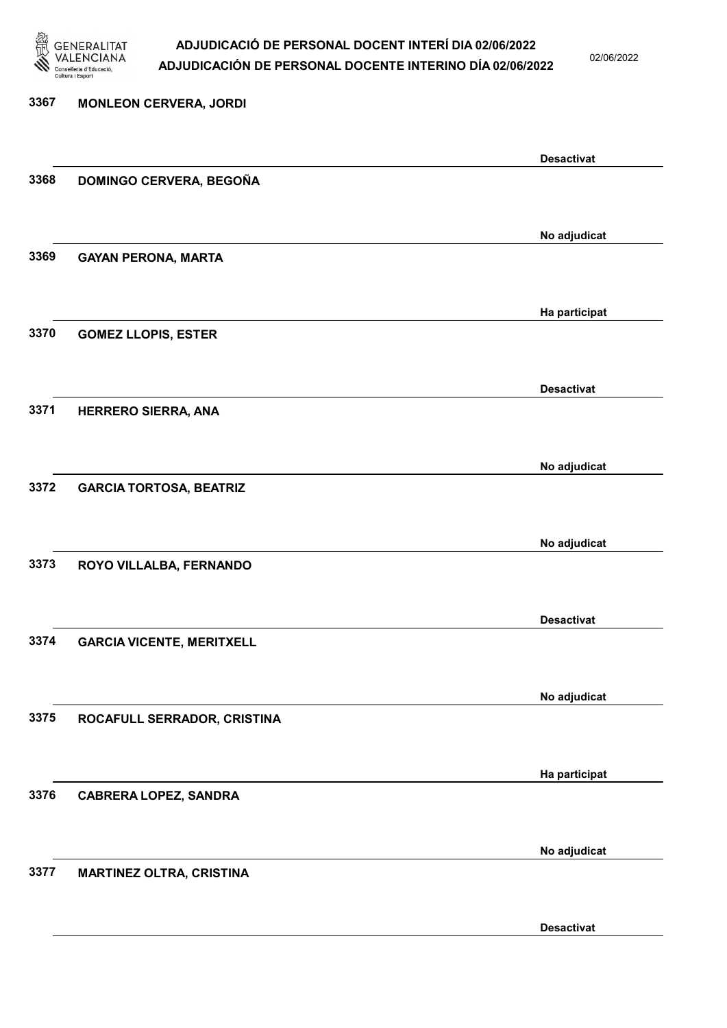| | | |
|---|---|---|
| 3367 | MONLEON CERVERA, JORDI | Desactivat |
| 3368 | DOMINGO CERVERA, BEGOÑA | No adjudicat |
| 3369 | GAYAN PERONA, MARTA | Ha participat |
| 3370 | GOMEZ LLOPIS, ESTER | Desactivat |
| 3371 | HERRERO SIERRA, ANA | No adjudicat |
| 3372 | GARCIA TORTOSA, BEATRIZ | No adjudicat |
| 3373 | ROYO VILLALBA, FERNANDO | Desactivat |
| 3374 | GARCIA VICENTE, MERITXELL | No adjudicat |
| 3375 | ROCAFULL SERRADOR, CRISTINA | Ha participat |
| 3376 | CABRERA LOPEZ, SANDRA | No adjudicat |
| 3377 | MARTINEZ OLTRA, CRISTINA | Desactivat |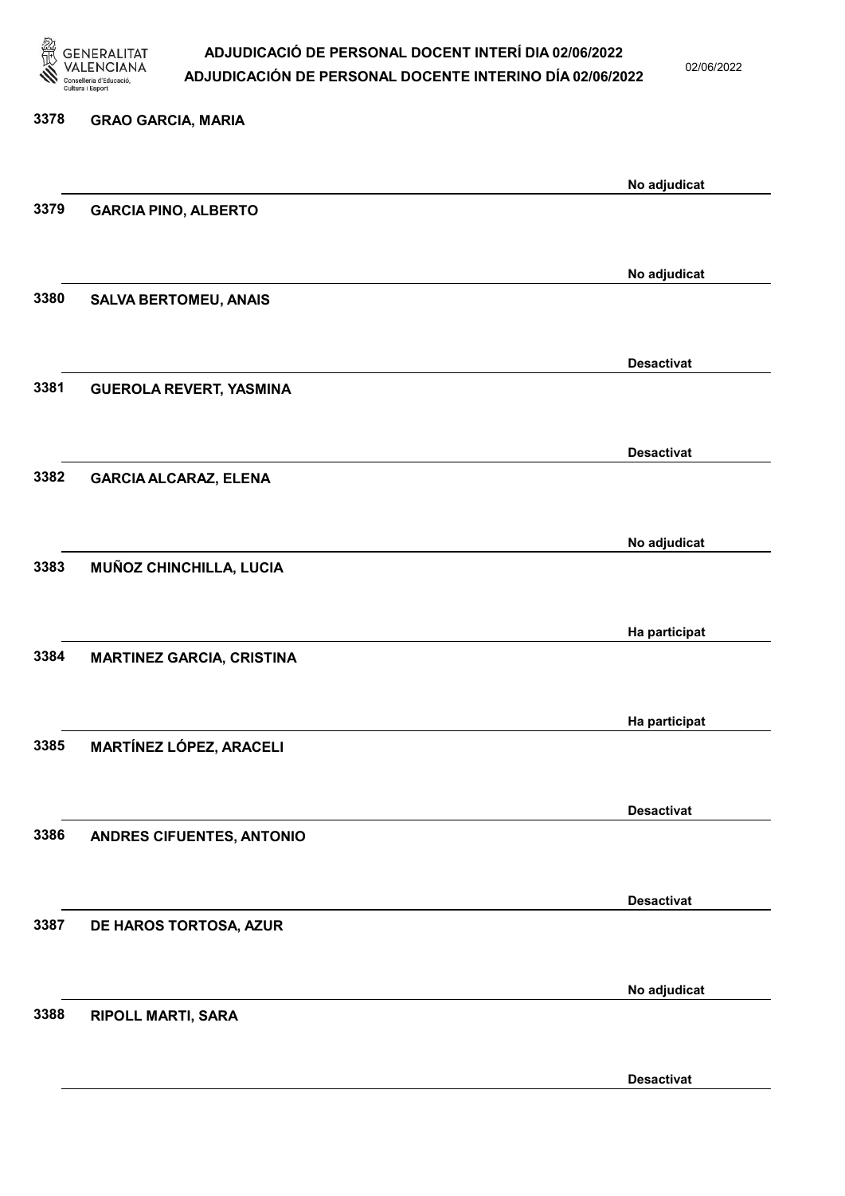3378 **GRAO GARCIA, MARIA**

No adjudicat

3379 **GARCIA PINO, ALBERTO**

No adjudicat

3380 **SALVA BERTOMEU, ANAIS**

Desactivat

3381 **GUEROLA REVERT, YASMINA**

Desactivat

3382 **GARCIA ALCARAZ, ELENA**

No adjudicat

3383 **MUÑOZ CHINCHILLA, LUCIA**

Ha participat

3384 **MARTINEZ GARCIA, CRISTINA**

Ha participat

3385 **MARTÍNEZ LÓPEZ, ARACELI**

Desactivat

3386 **ANDRES CIFUENTES, ANTONIO**

Desactivat

3387 **DE HAROS TORTOSA, AZUR**

No adjudicat

3388 **RIPOLL MARTI, SARA**

Desactivat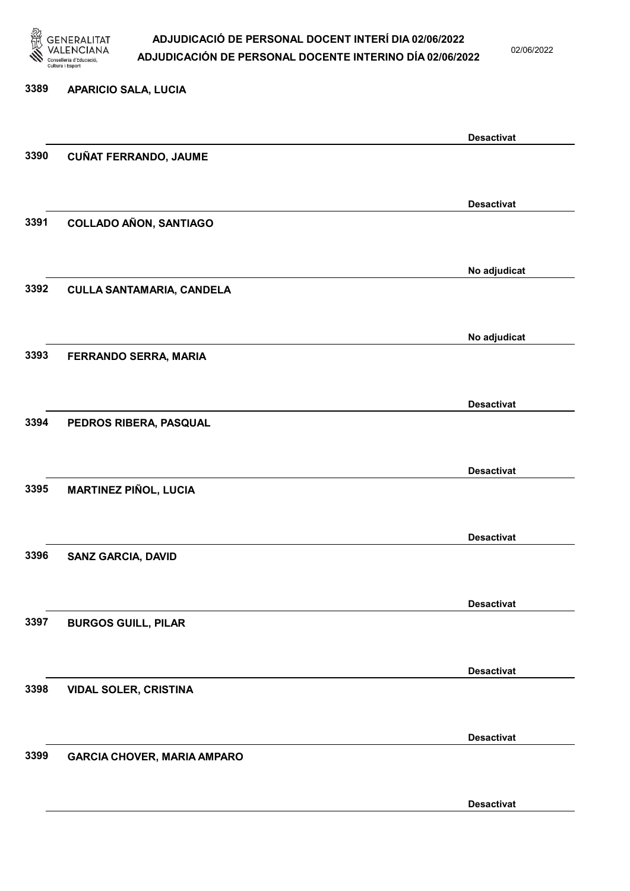3389 APARICIO SALA, LUCIA

Desactivat

3390 CUÑAT FERRANDO, JAUME

Desactivat

3391 COLLADO AÑON, SANTIAGO

No adjudicat

3392 CULLA SANTAMARIA, CANDELA

No adjudicat

3393 FERRANDO SERRA, MARIA

Desactivat

3394 PEDROS RIBERA, PASQUAL

Desactivat

3395 MARTINEZ PIÑOL, LUCIA

Desactivat

3396 SANZ GARCIA, DAVID

Desactivat

3397 BURGOS GUILL, PILAR

Desactivat

3398 VIDAL SOLER, CRISTINA

Desactivat

3399 GARCIA CHOVER, MARIA AMPARO

Desactivat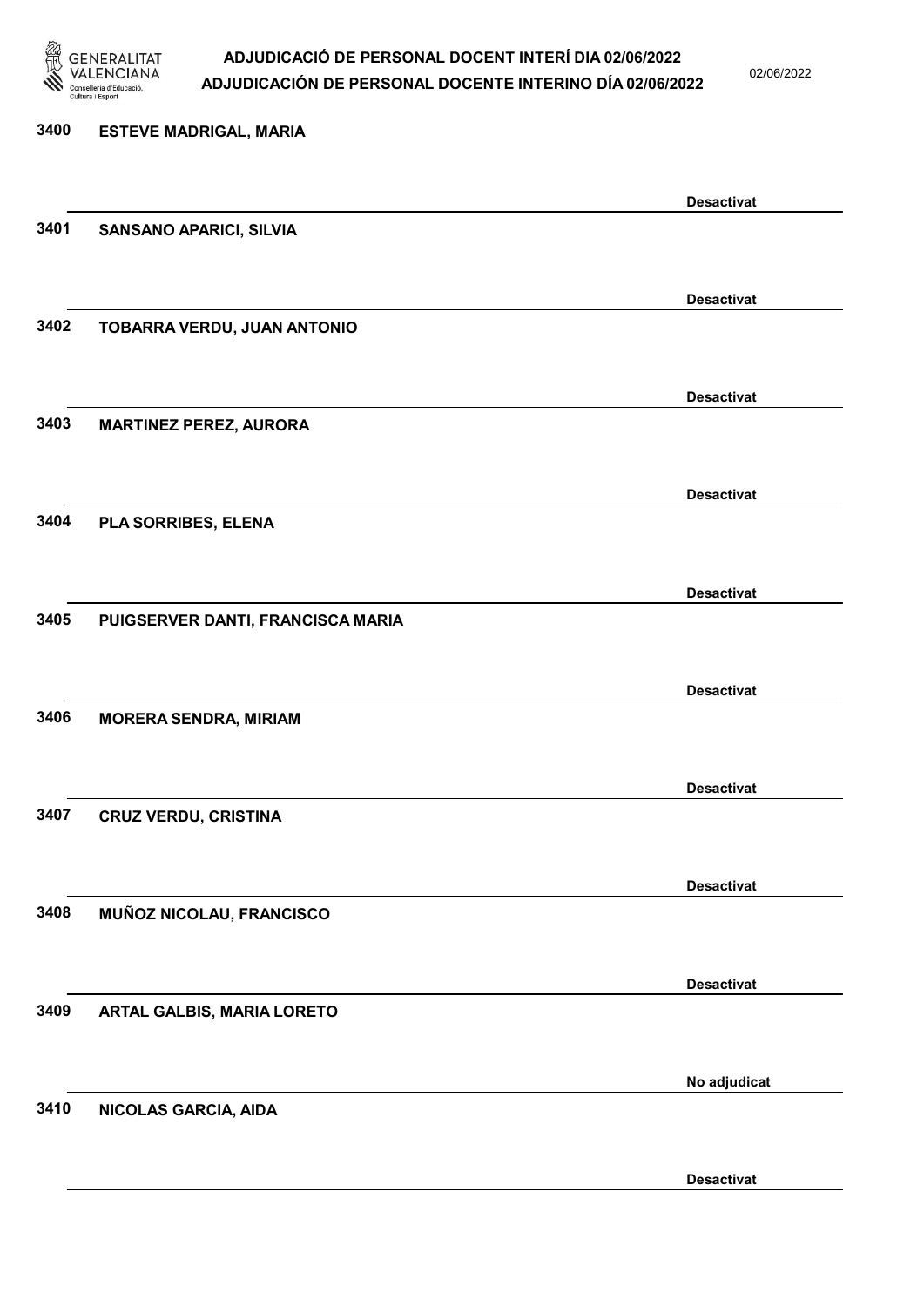3400 **ESTEVE MADRIGAL, MARIA**

**Desactivat**

3401 **SANSANO APARICI, SILVIA**

**Desactivat**

3402 **TOBARRA VERDU, JUAN ANTONIO**

**Desactivat**

3403 **MARTINEZ PEREZ, AURORA**

**Desactivat**

3404 **PLA SORRIBES, ELENA**

**Desactivat**

3405 **PUIGSERVER DANTI, FRANCISCA MARIA**

**Desactivat**

3406 **MORERA SENDRA, MIRIAM**

**Desactivat**

3407 **CRUZ VERDU, CRISTINA**

**Desactivat**

3408 **MUÑOZ NICOLAU, FRANCISCO**

**Desactivat**

3409 **ARTAL GALBIS, MARIA LORETO**

**No adjudicat**

3410 **NICOLAS GARCIA, AIDA**

**Desactivat**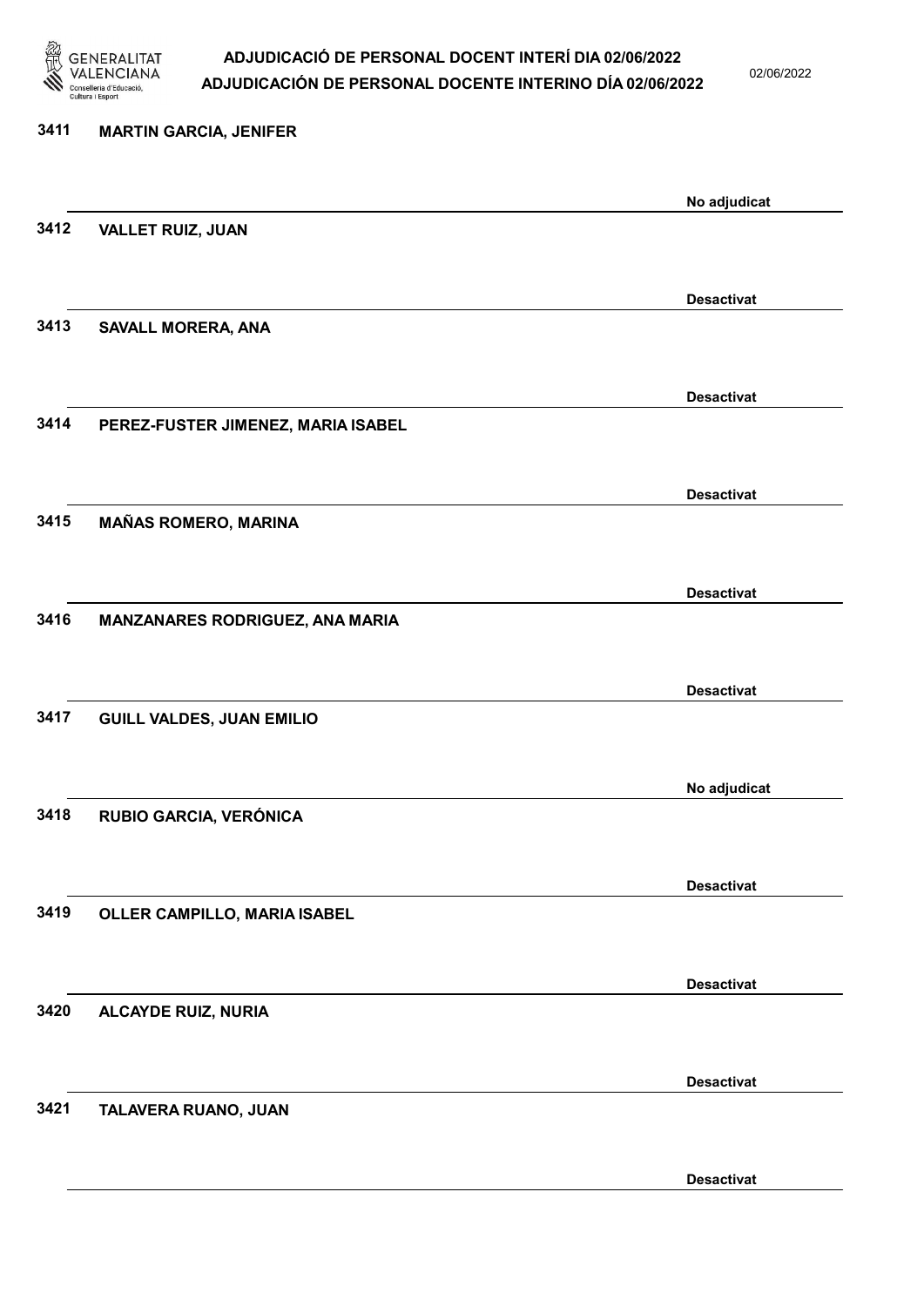3411 **MARTIN GARCIA, JENIFER**

No adjudicat

3412 **VALLET RUIZ, JUAN**

Desactivat

3413 **SAVALL MORERA, ANA**

Desactivat

3414 **PEREZ-FUSTER JIMENEZ, MARIA ISABEL**

Desactivat

3415 **MAÑAS ROMERO, MARINA**

Desactivat

3416 **MANZANARES RODRIGUEZ, ANA MARIA**

Desactivat

3417 **GUILL VALDES, JUAN EMILIO**

No adjudicat

3418 **RUBIO GARCIA, VERÓNICA**

Desactivat

3419 **OLLER CAMPILLO, MARIA ISABEL**

Desactivat

3420 **ALCAYDE RUIZ, NURIA**

Desactivat

3421 **TALAVERA RUANO, JUAN**

Desactivat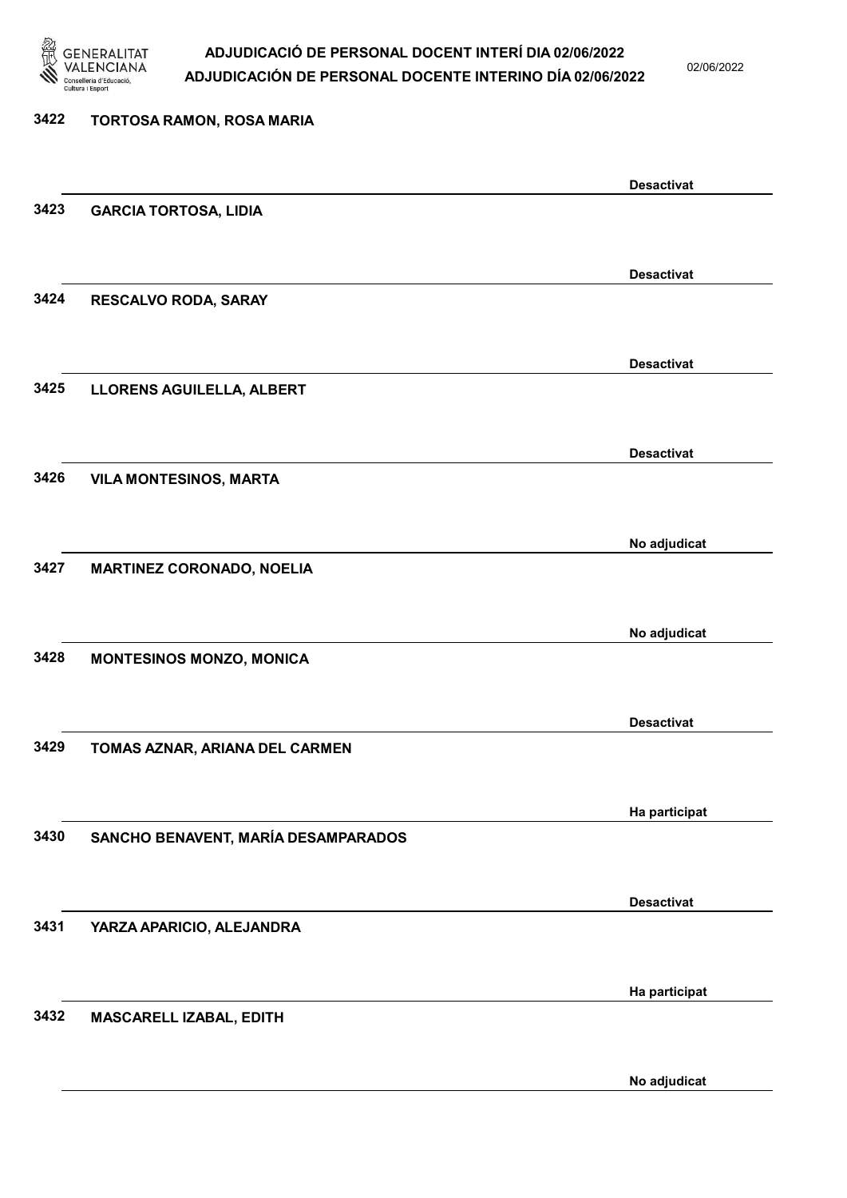| Núm. | Nom | Estat |
| --- | --- | --- |
| 3422 | TORTOSA RAMON, ROSA MARIA | Desactivat |
| 3423 | GARCIA TORTOSA, LIDIA | Desactivat |
| 3424 | RESCALVO RODA, SARAY | Desactivat |
| 3425 | LLORENS AGUILELLA, ALBERT | Desactivat |
| 3426 | VILA MONTESINOS, MARTA | No adjudicat |
| 3427 | MARTINEZ CORONADO, NOELIA | No adjudicat |
| 3428 | MONTESINOS MONZO, MONICA | Desactivat |
| 3429 | TOMAS AZNAR, ARIANA DEL CARMEN | Ha participat |
| 3430 | SANCHO BENAVENT, MARÍA DESAMPARADOS | Desactivat |
| 3431 | YARZA APARICIO, ALEJANDRA | Ha participat |
| 3432 | MASCARELL IZABAL, EDITH | No adjudicat |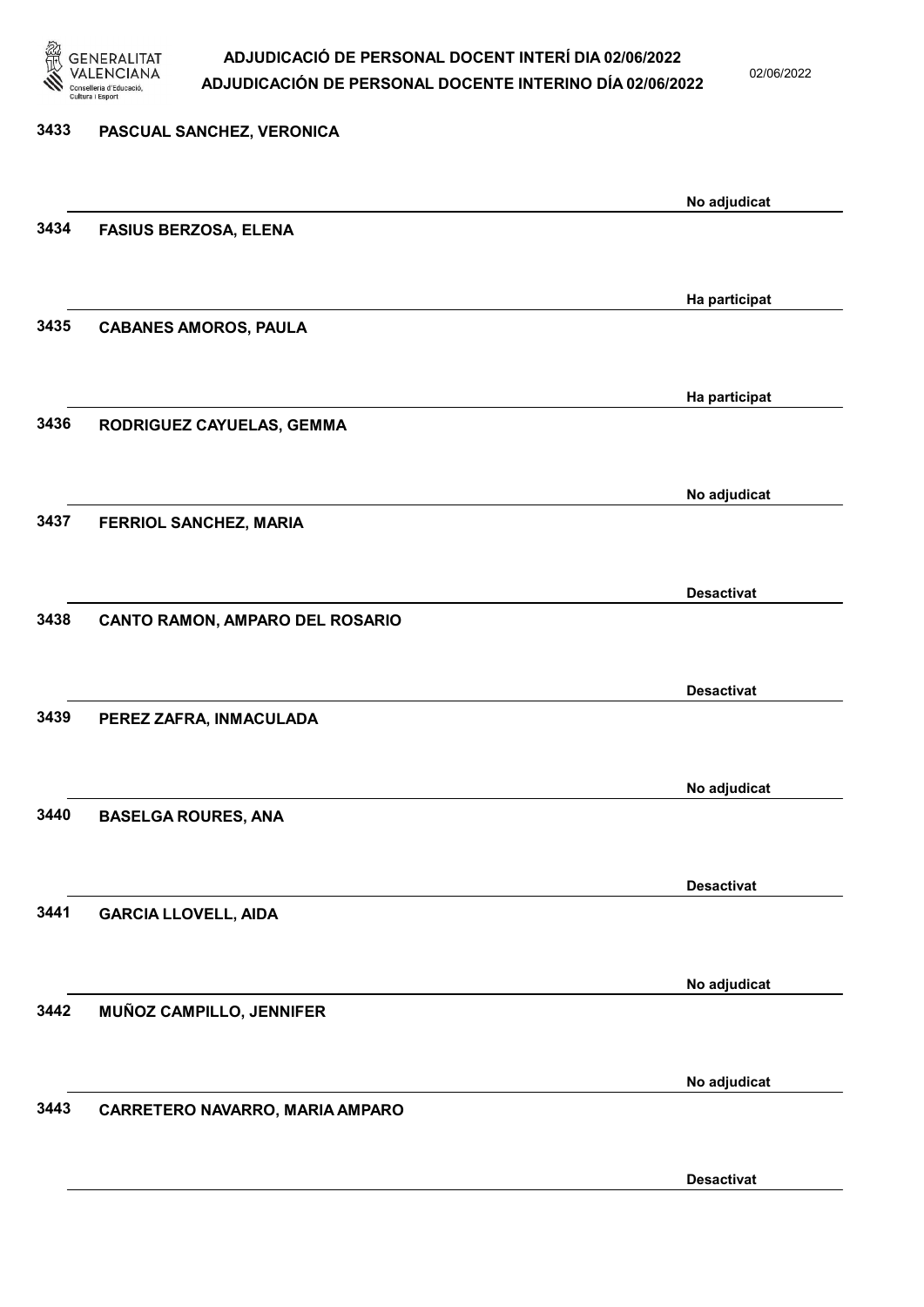3433 **PASCUAL SANCHEZ, VERONICA**

No adjudicat

3434 **FASIUS BERZOSA, ELENA**

Ha participat

3435 **CABANES AMOROS, PAULA**

Ha participat

3436 **RODRIGUEZ CAYUELAS, GEMMA**

No adjudicat

3437 **FERRIOL SANCHEZ, MARIA**

Desactivat

3438 **CANTO RAMON, AMPARO DEL ROSARIO**

Desactivat

3439 **PEREZ ZAFRA, INMACULADA**

No adjudicat

3440 **BASELGA ROURES, ANA**

Desactivat

3441 **GARCIA LLOVELL, AIDA**

No adjudicat

3442 **MUÑOZ CAMPILLO, JENNIFER**

No adjudicat

3443 **CARRETERO NAVARRO, MARIA AMPARO**

Desactivat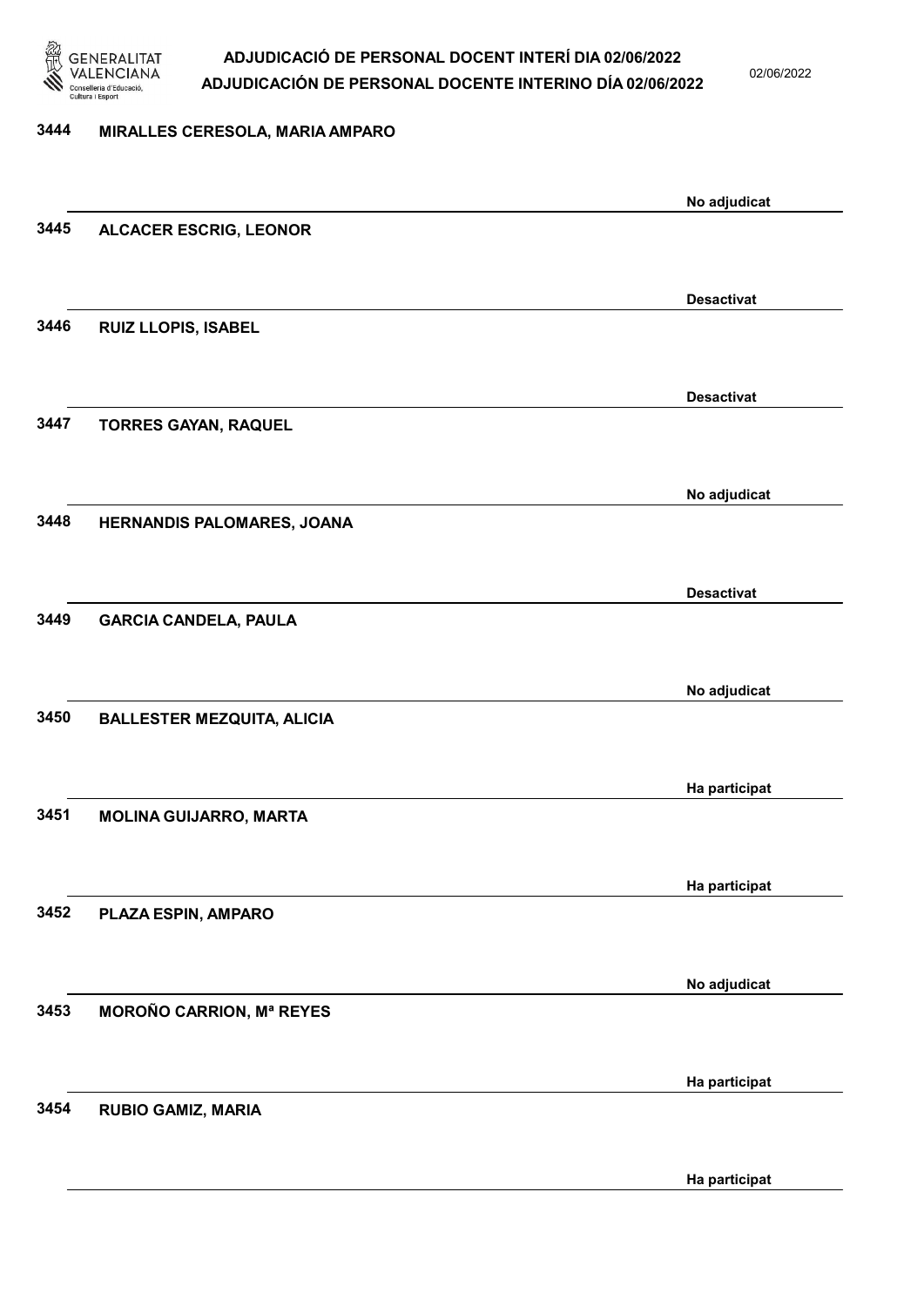| | | |
|---|---|---|
| 3444 | MIRALLES CERESOLA, MARIA AMPARO | No adjudicat |
| 3445 | ALCACER ESCRIG, LEONOR | Desactivat |
| 3446 | RUIZ LLOPIS, ISABEL | Desactivat |
| 3447 | TORRES GAYAN, RAQUEL | No adjudicat |
| 3448 | HERNANDIS PALOMARES, JOANA | Desactivat |
| 3449 | GARCIA CANDELA, PAULA | No adjudicat |
| 3450 | BALLESTER MEZQUITA, ALICIA | Ha participat |
| 3451 | MOLINA GUIJARRO, MARTA | Ha participat |
| 3452 | PLAZA ESPIN, AMPARO | No adjudicat |
| 3453 | MOROÑO CARRION, Mª REYES | Ha participat |
| 3454 | RUBIO GAMIZ, MARIA | Ha participat |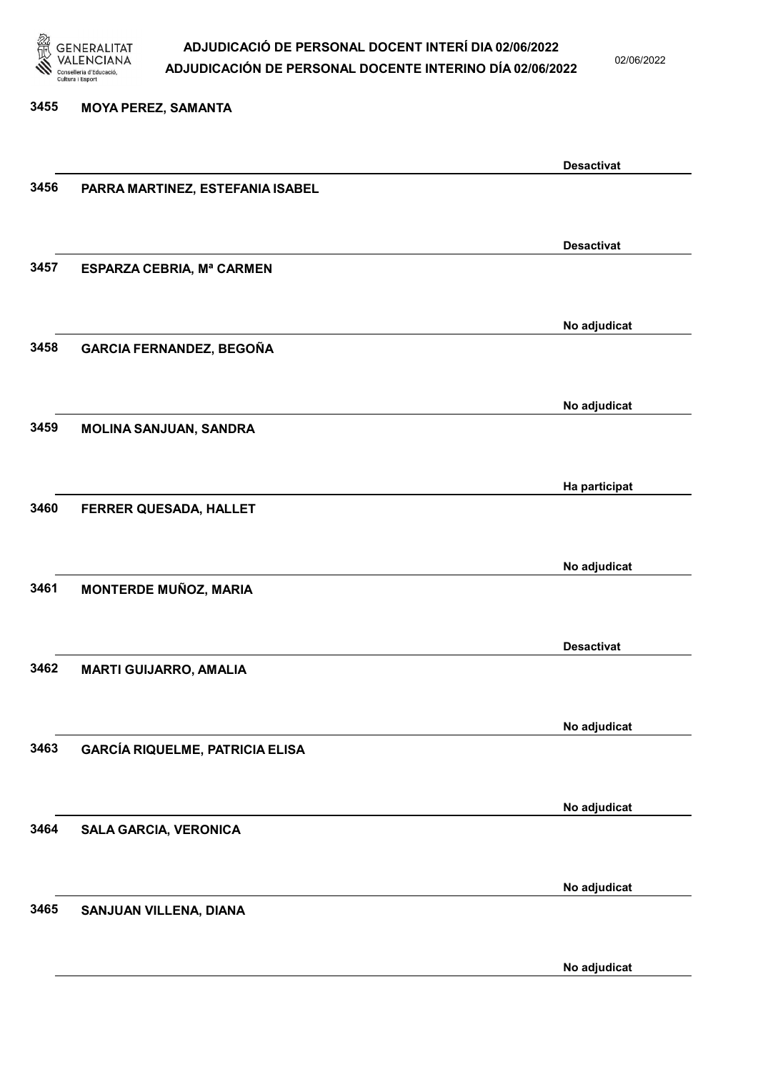| Nº | Nom | Estat |
| --- | --- | --- |
| 3455 | MOYA PEREZ, SAMANTA | Desactivat |
| 3456 | PARRA MARTINEZ, ESTEFANIA ISABEL | Desactivat |
| 3457 | ESPARZA CEBRIA, Mª CARMEN | No adjudicat |
| 3458 | GARCIA FERNANDEZ, BEGOÑA | No adjudicat |
| 3459 | MOLINA SANJUAN, SANDRA | Ha participat |
| 3460 | FERRER QUESADA, HALLET | No adjudicat |
| 3461 | MONTERDE MUÑOZ, MARIA | Desactivat |
| 3462 | MARTI GUIJARRO, AMALIA | No adjudicat |
| 3463 | GARCÍA RIQUELME, PATRICIA ELISA | No adjudicat |
| 3464 | SALA GARCIA, VERONICA | No adjudicat |
| 3465 | SANJUAN VILLENA, DIANA | No adjudicat |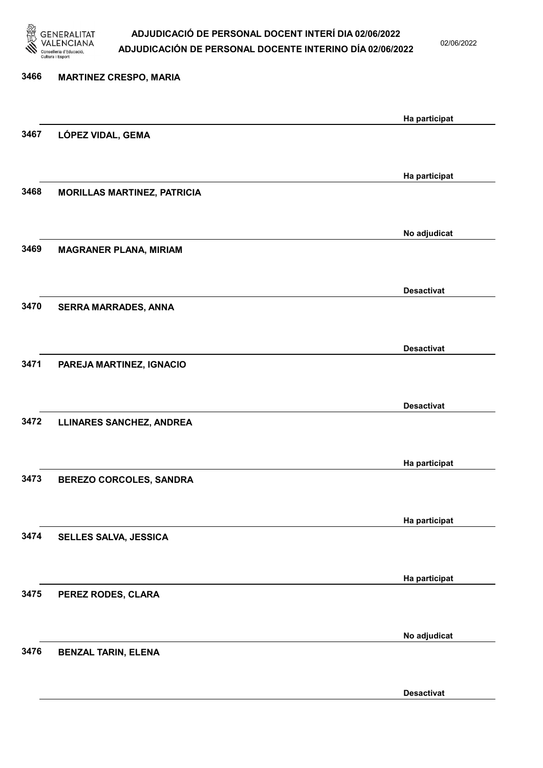| Núm. | Nom | Estat |
|---|---|---|
| 3466 | MARTINEZ CRESPO, MARIA | Ha participat |
| 3467 | LÓPEZ VIDAL, GEMA | Ha participat |
| 3468 | MORILLAS MARTINEZ, PATRICIA | No adjudicat |
| 3469 | MAGRANER PLANA, MIRIAM | Desactivat |
| 3470 | SERRA MARRADES, ANNA | Desactivat |
| 3471 | PAREJA MARTINEZ, IGNACIO | Desactivat |
| 3472 | LLINARES SANCHEZ, ANDREA | Ha participat |
| 3473 | BEREZO CORCOLES, SANDRA | Ha participat |
| 3474 | SELLES SALVA, JESSICA | Ha participat |
| 3475 | PEREZ RODES, CLARA | No adjudicat |
| 3476 | BENZAL TARIN, ELENA | Desactivat |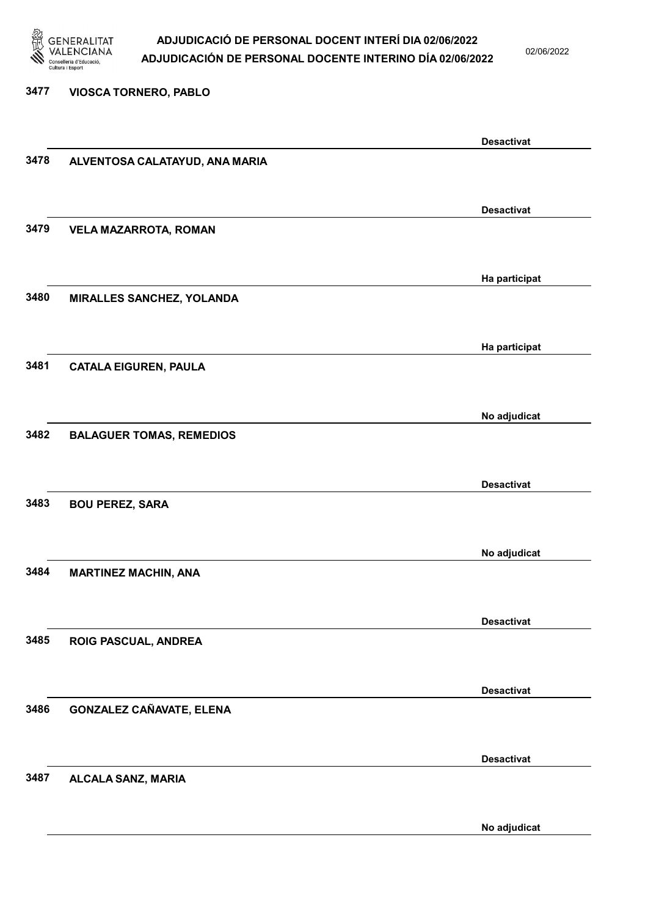3477 VIOSCA TORNERO, PABLO

Desactivat

3478 ALVENTOSA CALATAYUD, ANA MARIA

Desactivat

3479 VELA MAZARROTA, ROMAN

Ha participat

3480 MIRALLES SANCHEZ, YOLANDA

Ha participat

3481 CATALA EIGUREN, PAULA

No adjudicat

3482 BALAGUER TOMAS, REMEDIOS

Desactivat

3483 BOU PEREZ, SARA

No adjudicat

3484 MARTINEZ MACHIN, ANA

Desactivat

3485 ROIG PASCUAL, ANDREA

Desactivat

3486 GONZALEZ CAÑAVATE, ELENA

Desactivat

3487 ALCALA SANZ, MARIA

No adjudicat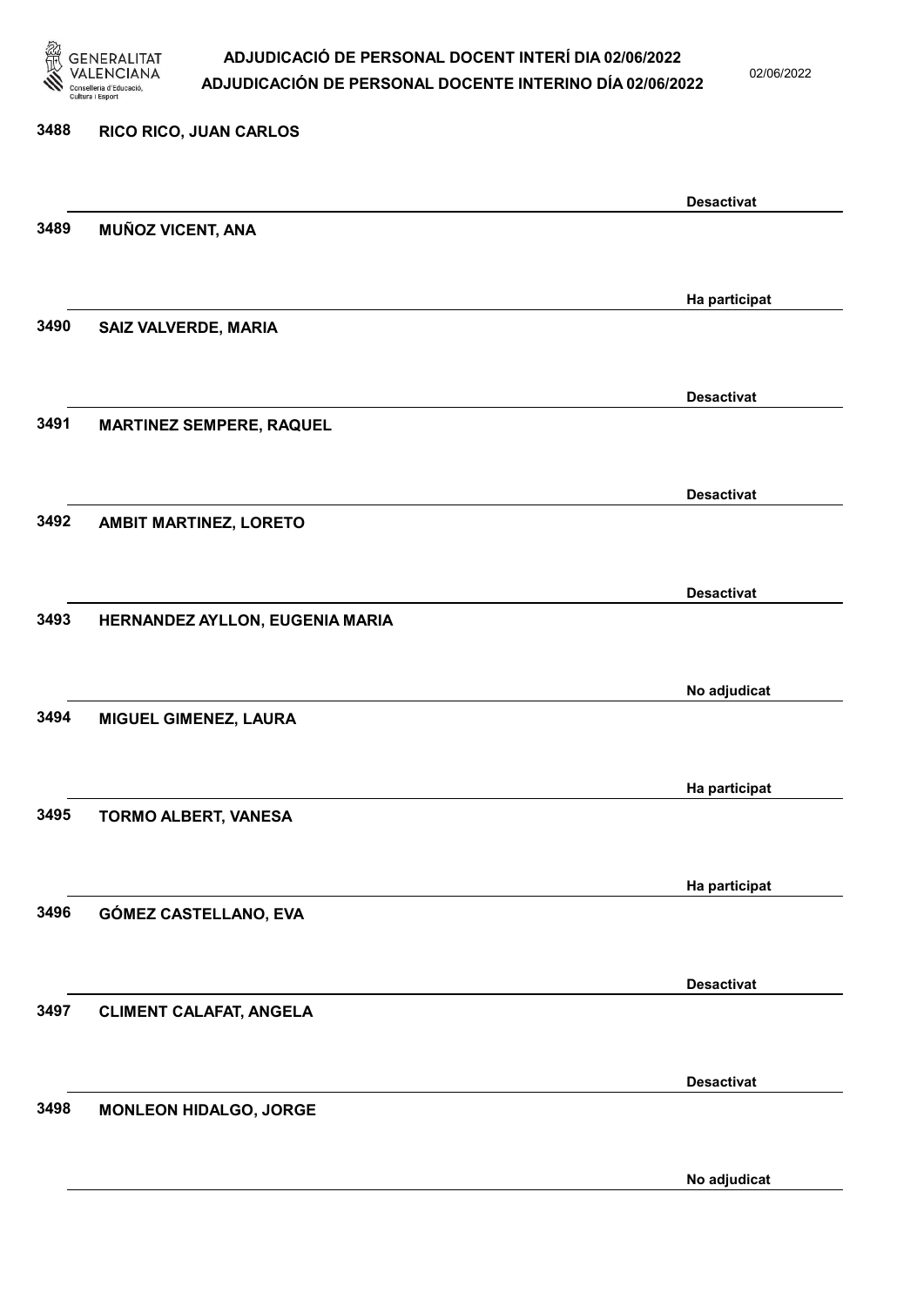3488 **RICO RICO, JUAN CARLOS**

Desactivat

3489 **MUÑOZ VICENT, ANA**

Ha participat

3490 **SAIZ VALVERDE, MARIA**

Desactivat

3491 **MARTINEZ SEMPERE, RAQUEL**

Desactivat

3492 **AMBIT MARTINEZ, LORETO**

Desactivat

3493 **HERNANDEZ AYLLON, EUGENIA MARIA**

No adjudicat

3494 **MIGUEL GIMENEZ, LAURA**

Ha participat

3495 **TORMO ALBERT, VANESA**

Ha participat

3496 **GÓMEZ CASTELLANO, EVA**

Desactivat

3497 **CLIMENT CALAFAT, ANGELA**

Desactivat

3498 **MONLEON HIDALGO, JORGE**

No adjudicat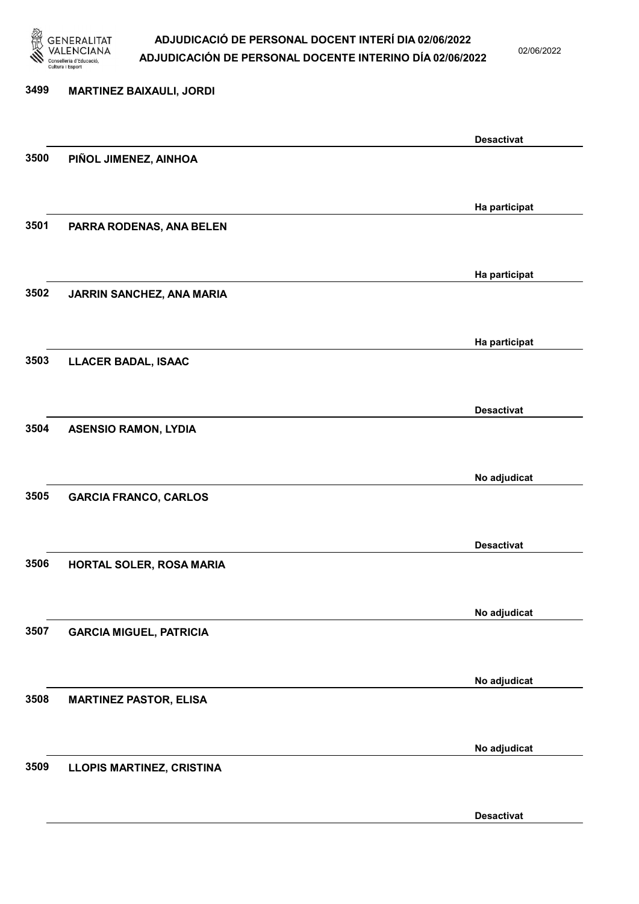3499 MARTINEZ BAIXAULI, JORDI

Desactivat

3500 PIÑOL JIMENEZ, AINHOA

Ha participat

3501 PARRA RODENAS, ANA BELEN

Ha participat

3502 JARRIN SANCHEZ, ANA MARIA

Ha participat

3503 LLACER BADAL, ISAAC

Desactivat

3504 ASENSIO RAMON, LYDIA

No adjudicat

3505 GARCIA FRANCO, CARLOS

Desactivat

3506 HORTAL SOLER, ROSA MARIA

No adjudicat

3507 GARCIA MIGUEL, PATRICIA

No adjudicat

3508 MARTINEZ PASTOR, ELISA

No adjudicat

3509 LLOPIS MARTINEZ, CRISTINA

Desactivat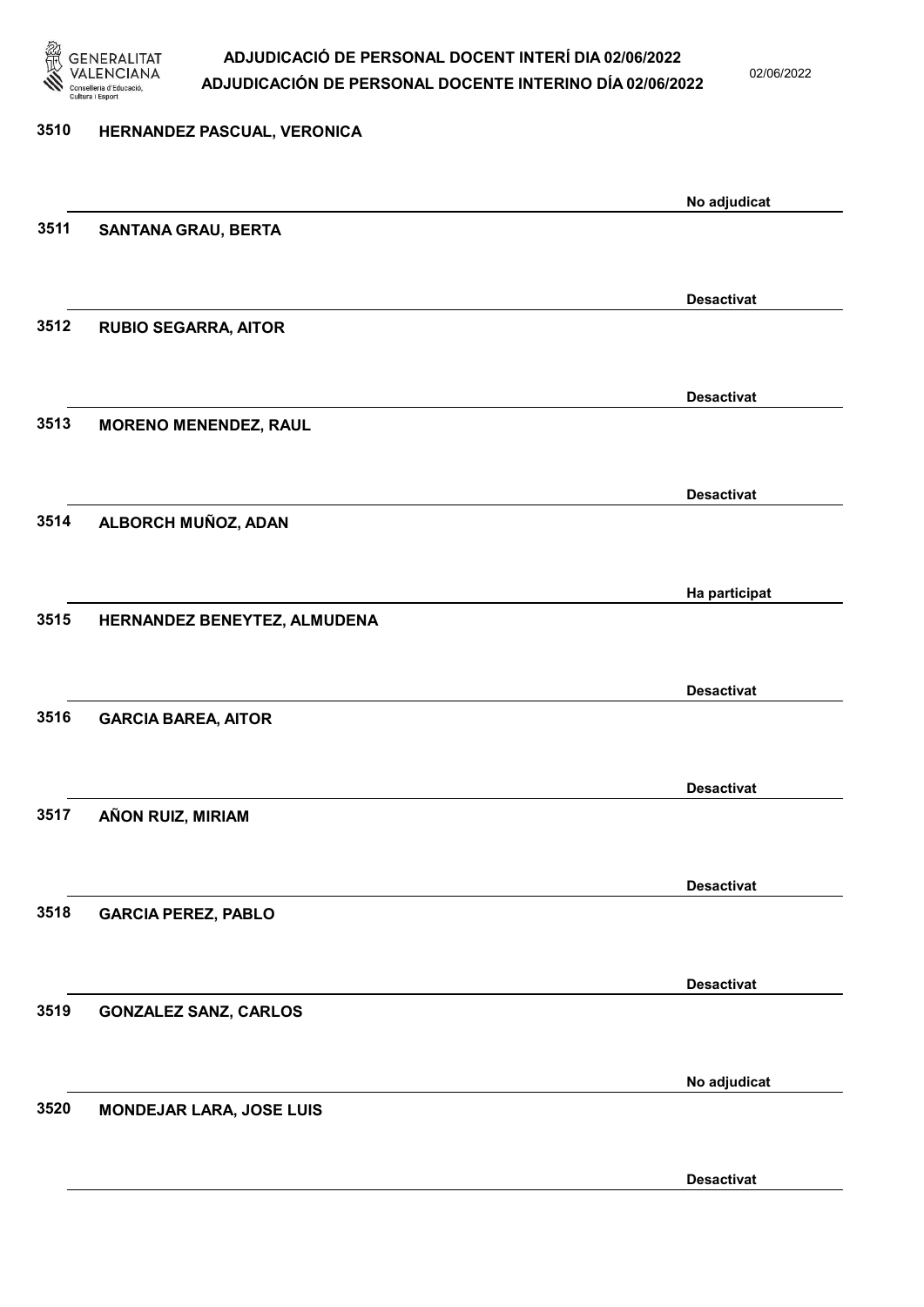3510 **HERNANDEZ PASCUAL, VERONICA**

No adjudicat

3511 **SANTANA GRAU, BERTA**

Desactivat

3512 **RUBIO SEGARRA, AITOR**

Desactivat

3513 **MORENO MENENDEZ, RAUL**

Desactivat

3514 **ALBORCH MUÑOZ, ADAN**

Ha participat

3515 **HERNANDEZ BENEYTEZ, ALMUDENA**

Desactivat

3516 **GARCIA BAREA, AITOR**

Desactivat

3517 **AÑON RUIZ, MIRIAM**

Desactivat

3518 **GARCIA PEREZ, PABLO**

Desactivat

3519 **GONZALEZ SANZ, CARLOS**

No adjudicat

3520 **MONDEJAR LARA, JOSE LUIS**

Desactivat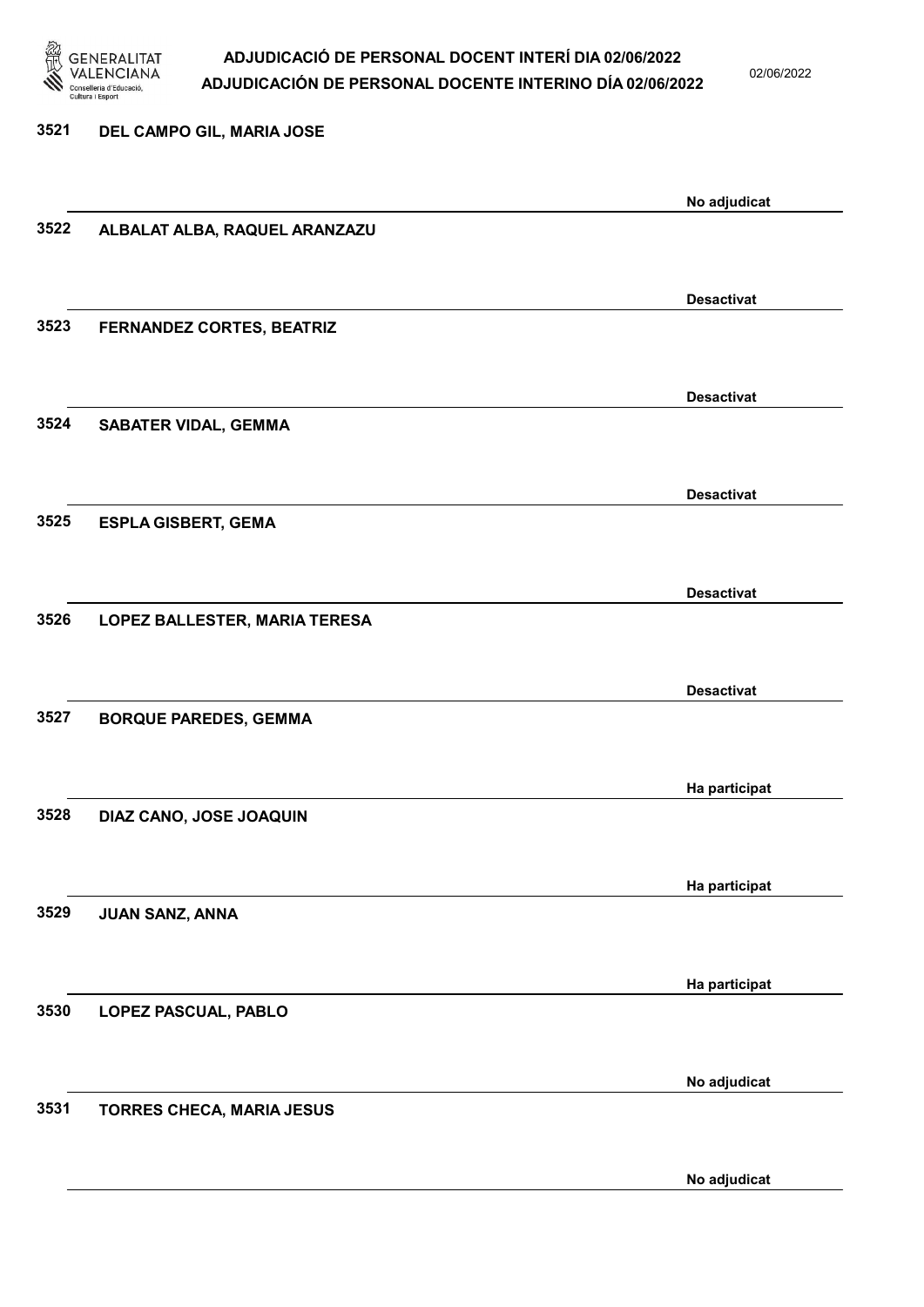| Núm. | Nom | Estat |
| --- | --- | --- |
| 3521 | DEL CAMPO GIL, MARIA JOSE | No adjudicat |
| 3522 | ALBALAT ALBA, RAQUEL ARANZAZU | Desactivat |
| 3523 | FERNANDEZ CORTES, BEATRIZ | Desactivat |
| 3524 | SABATER VIDAL, GEMMA | Desactivat |
| 3525 | ESPLA GISBERT, GEMA | Desactivat |
| 3526 | LOPEZ BALLESTER, MARIA TERESA | Desactivat |
| 3527 | BORQUE PAREDES, GEMMA | Ha participat |
| 3528 | DIAZ CANO, JOSE JOAQUIN | Ha participat |
| 3529 | JUAN SANZ, ANNA | Ha participat |
| 3530 | LOPEZ PASCUAL, PABLO | No adjudicat |
| 3531 | TORRES CHECA, MARIA JESUS | No adjudicat |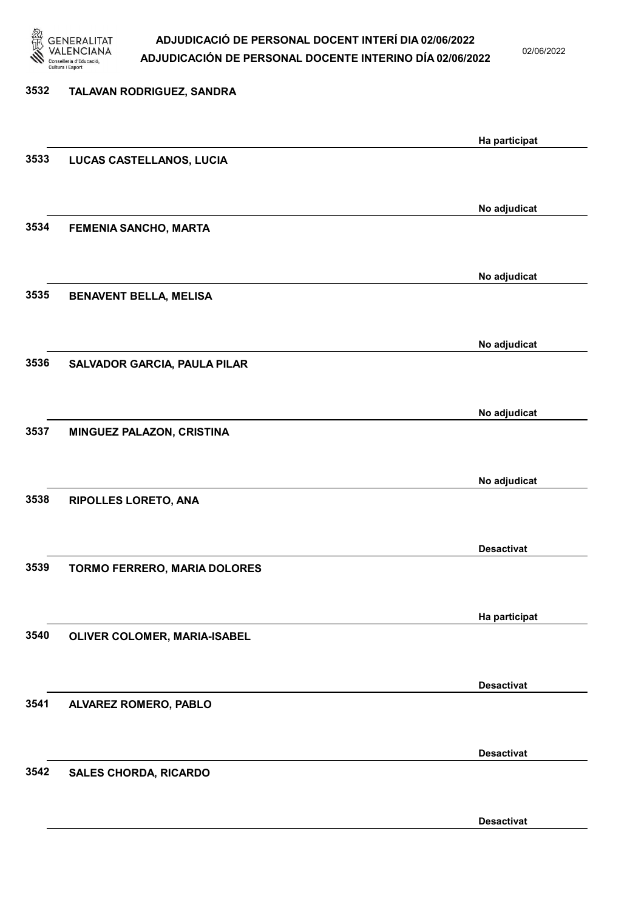3532 TALAVAN RODRIGUEZ, SANDRA

Ha participat

3533 LUCAS CASTELLANOS, LUCIA

No adjudicat

3534 FEMENIA SANCHO, MARTA

No adjudicat

3535 BENAVENT BELLA, MELISA

No adjudicat

3536 SALVADOR GARCIA, PAULA PILAR

No adjudicat

3537 MINGUEZ PALAZON, CRISTINA

No adjudicat

3538 RIPOLLES LORETO, ANA

Desactivat

3539 TORMO FERRERO, MARIA DOLORES

Ha participat

3540 OLIVER COLOMER, MARIA-ISABEL

Desactivat

3541 ALVAREZ ROMERO, PABLO

Desactivat

3542 SALES CHORDA, RICARDO

Desactivat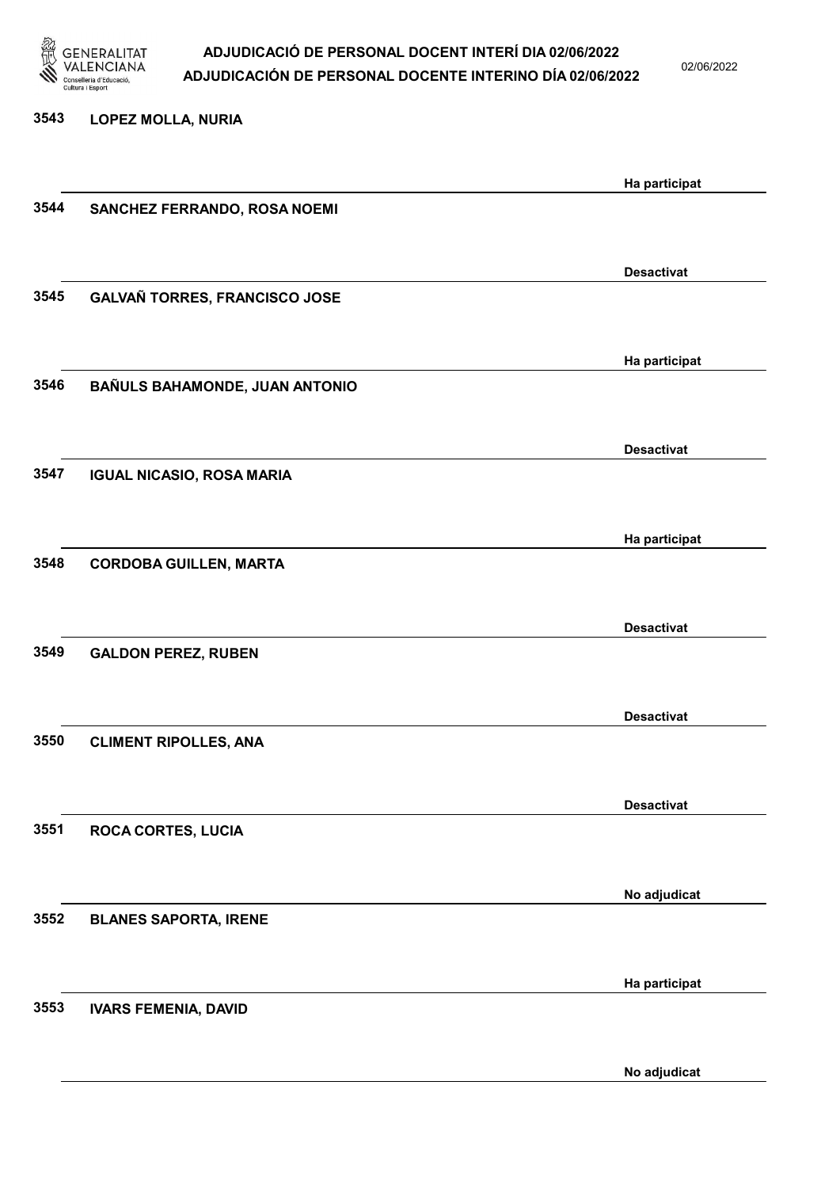| Núm. | Nom | Estat |
|---|---|---|
| 3543 | LOPEZ MOLLA, NURIA | Ha participat |
| 3544 | SANCHEZ FERRANDO, ROSA NOEMI | Desactivat |
| 3545 | GALVAÑ TORRES, FRANCISCO JOSE | Ha participat |
| 3546 | BAÑULS BAHAMONDE, JUAN ANTONIO | Desactivat |
| 3547 | IGUAL NICASIO, ROSA MARIA | Ha participat |
| 3548 | CORDOBA GUILLEN, MARTA | Desactivat |
| 3549 | GALDON PEREZ, RUBEN | Desactivat |
| 3550 | CLIMENT RIPOLLES, ANA | Desactivat |
| 3551 | ROCA CORTES, LUCIA | No adjudicat |
| 3552 | BLANES SAPORTA, IRENE | Ha participat |
| 3553 | IVARS FEMENIA, DAVID | No adjudicat |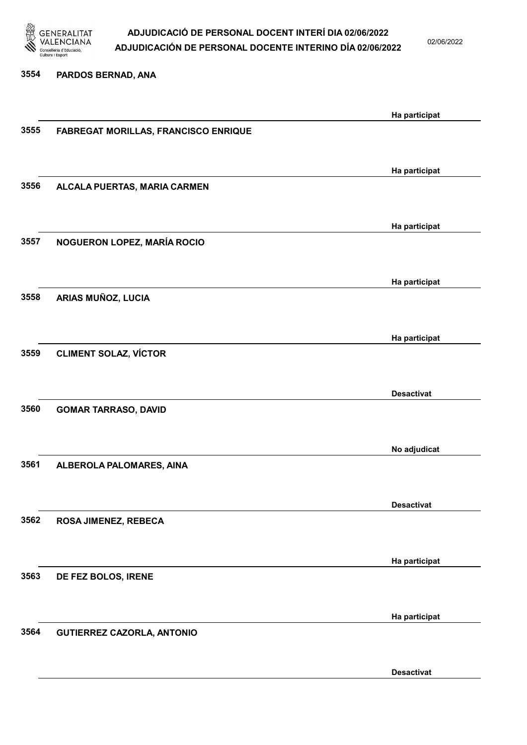| Núm. | Nom | Estat |
|---|---|---|
| 3554 | PARDOS BERNAD, ANA | Ha participat |
| 3555 | FABREGAT MORILLAS, FRANCISCO ENRIQUE | Ha participat |
| 3556 | ALCALA PUERTAS, MARIA CARMEN | Ha participat |
| 3557 | NOGUERON LOPEZ, MARÍA ROCIO | Ha participat |
| 3558 | ARIAS MUÑOZ, LUCIA | Ha participat |
| 3559 | CLIMENT SOLAZ, VÍCTOR | Desactivat |
| 3560 | GOMAR TARRASO, DAVID | No adjudicat |
| 3561 | ALBEROLA PALOMARES, AINA | Desactivat |
| 3562 | ROSA JIMENEZ, REBECA | Ha participat |
| 3563 | DE FEZ BOLOS, IRENE | Ha participat |
| 3564 | GUTIERREZ CAZORLA, ANTONIO | Desactivat |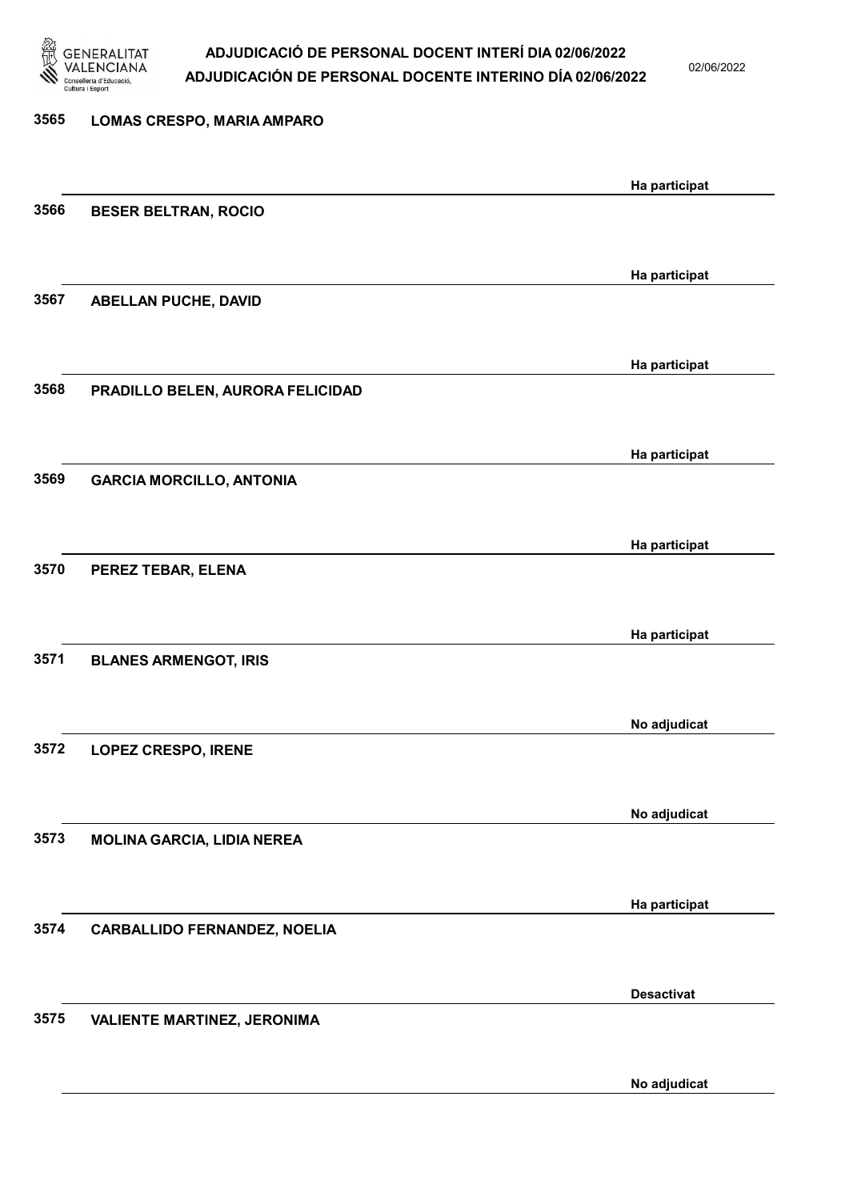| Nº | Nom | Estat |
|---|---|---|
| 3565 | LOMAS CRESPO, MARIA AMPARO | Ha participat |
| 3566 | BESER BELTRAN, ROCIO | Ha participat |
| 3567 | ABELLAN PUCHE, DAVID | Ha participat |
| 3568 | PRADILLO BELEN, AURORA FELICIDAD | Ha participat |
| 3569 | GARCIA MORCILLO, ANTONIA | Ha participat |
| 3570 | PEREZ TEBAR, ELENA | Ha participat |
| 3571 | BLANES ARMENGOT, IRIS | No adjudicat |
| 3572 | LOPEZ CRESPO, IRENE | No adjudicat |
| 3573 | MOLINA GARCIA, LIDIA NEREA | Ha participat |
| 3574 | CARBALLIDO FERNANDEZ, NOELIA | Desactivat |
| 3575 | VALIENTE MARTINEZ, JERONIMA | No adjudicat |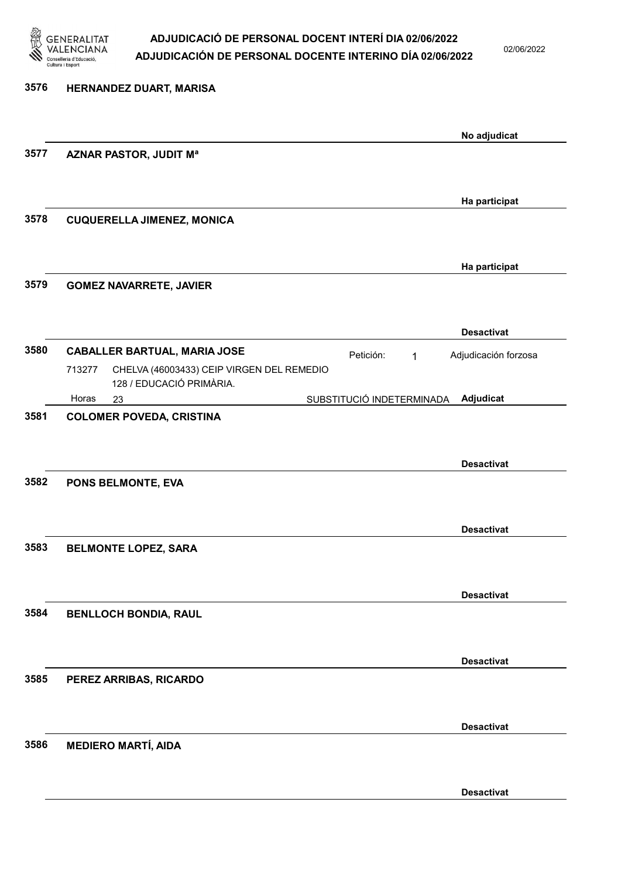**3576 HERNANDEZ DUART, MARISA**

No adjudicat

**3577 AZNAR PASTOR, JUDIT Mª**

Ha participat

**3578 CUQUERELLA JIMENEZ, MONICA**

Ha participat

**3579 GOMEZ NAVARRETE, JAVIER**

Desactivat

**3580 CABALLER BARTUAL, MARIA JOSE**

Petición: 1 — Adjudicación forzosa

713277 CHELVA (46003433) CEIP VIRGEN DEL REMEDIO 128 / EDUCACIÓ PRIMÀRIA.

Horas 23 — SUBSTITUCIÓ INDETERMINADA — **Adjudicat**

**3581 COLOMER POVEDA, CRISTINA**

Desactivat

**3582 PONS BELMONTE, EVA**

Desactivat

**3583 BELMONTE LOPEZ, SARA**

Desactivat

**3584 BENLLOCH BONDIA, RAUL**

Desactivat

**3585 PEREZ ARRIBAS, RICARDO**

Desactivat

**3586 MEDIERO MARTÍ, AIDA**

Desactivat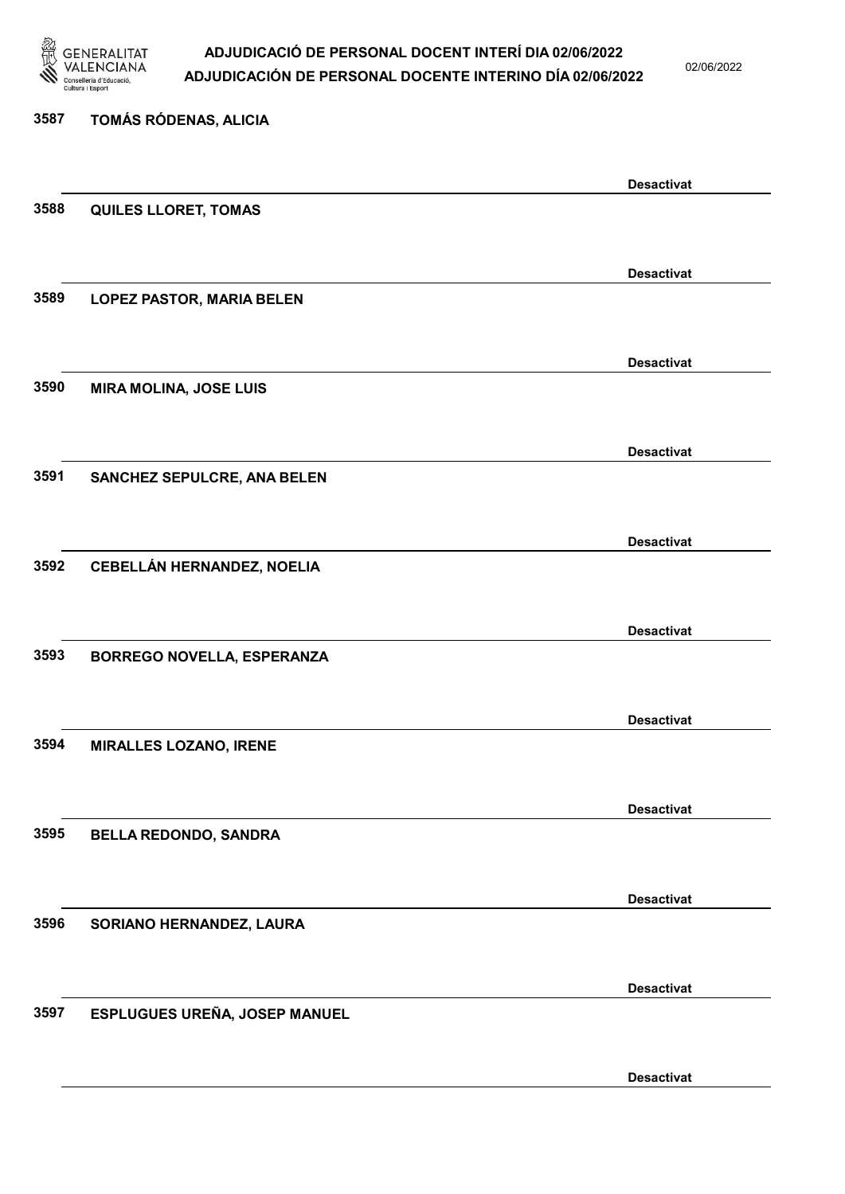3587 TOMÁS RÓDENAS, ALICIA

Desactivat

3588 QUILES LLORET, TOMAS

Desactivat

3589 LOPEZ PASTOR, MARIA BELEN

Desactivat

3590 MIRA MOLINA, JOSE LUIS

Desactivat

3591 SANCHEZ SEPULCRE, ANA BELEN

Desactivat

3592 CEBELLÁN HERNANDEZ, NOELIA

Desactivat

3593 BORREGO NOVELLA, ESPERANZA

Desactivat

3594 MIRALLES LOZANO, IRENE

Desactivat

3595 BELLA REDONDO, SANDRA

Desactivat

3596 SORIANO HERNANDEZ, LAURA

Desactivat

3597 ESPLUGUES UREÑA, JOSEP MANUEL

Desactivat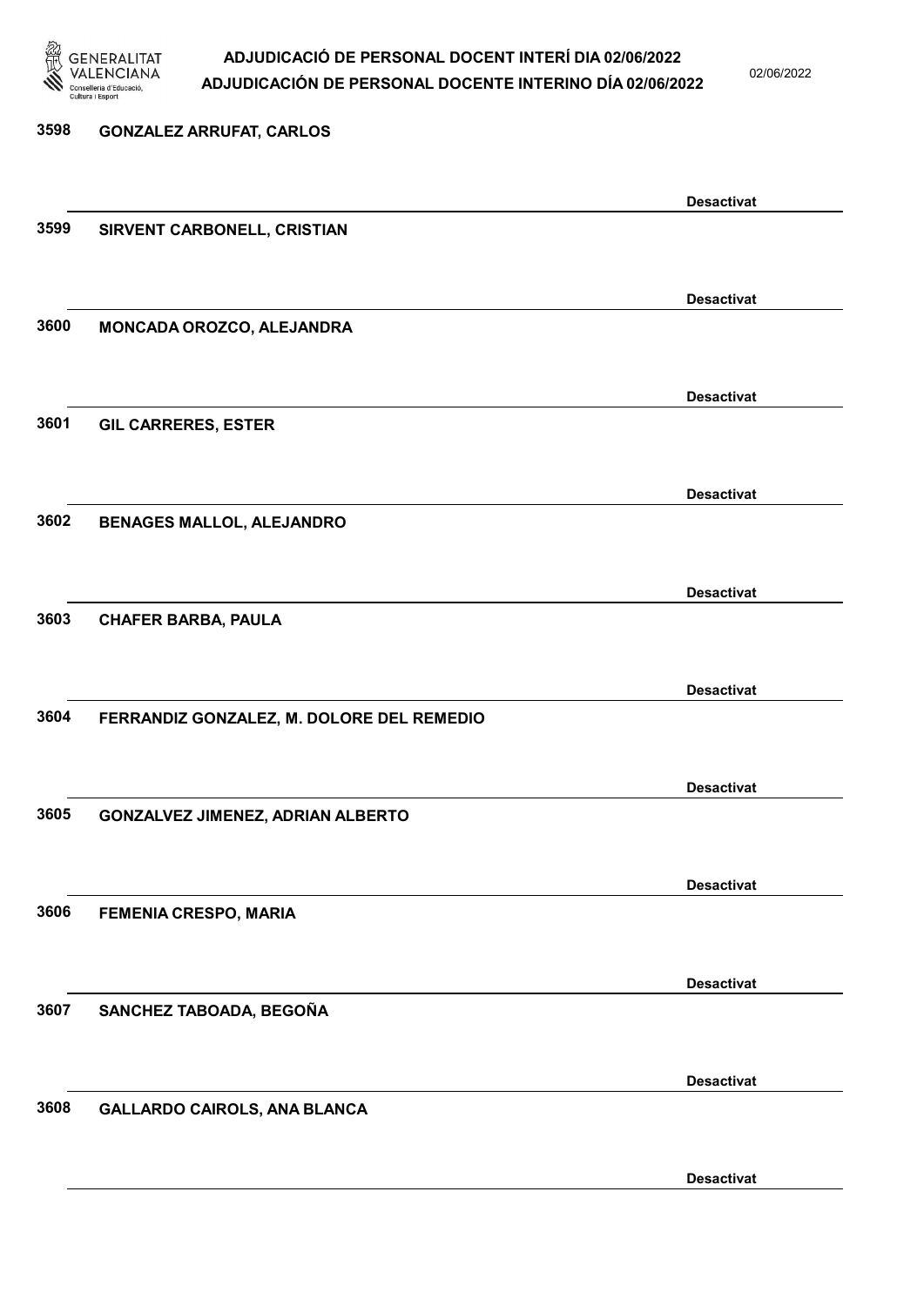3598 GONZALEZ ARRUFAT, CARLOS

Desactivat

3599 SIRVENT CARBONELL, CRISTIAN

Desactivat

3600 MONCADA OROZCO, ALEJANDRA

Desactivat

3601 GIL CARRERES, ESTER

Desactivat

3602 BENAGES MALLOL, ALEJANDRO

Desactivat

3603 CHAFER BARBA, PAULA

Desactivat

3604 FERRANDIZ GONZALEZ, M. DOLORE DEL REMEDIO

Desactivat

3605 GONZALVEZ JIMENEZ, ADRIAN ALBERTO

Desactivat

3606 FEMENIA CRESPO, MARIA

Desactivat

3607 SANCHEZ TABOADA, BEGOÑA

Desactivat

3608 GALLARDO CAIROLS, ANA BLANCA

Desactivat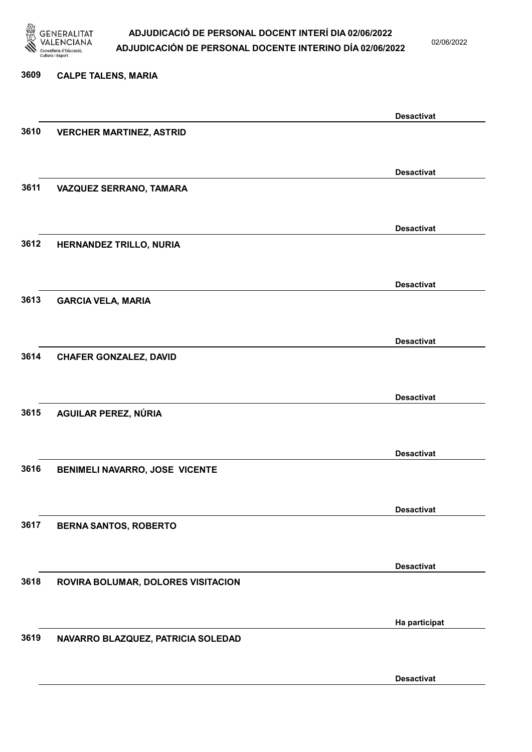3609 **CALPE TALENS, MARIA**

**Desactivat**

3610 **VERCHER MARTINEZ, ASTRID**

**Desactivat**

3611 **VAZQUEZ SERRANO, TAMARA**

**Desactivat**

3612 **HERNANDEZ TRILLO, NURIA**

**Desactivat**

3613 **GARCIA VELA, MARIA**

**Desactivat**

3614 **CHAFER GONZALEZ, DAVID**

**Desactivat**

3615 **AGUILAR PEREZ, NÚRIA**

**Desactivat**

3616 **BENIMELI NAVARRO, JOSE VICENTE**

**Desactivat**

3617 **BERNA SANTOS, ROBERTO**

**Desactivat**

3618 **ROVIRA BOLUMAR, DOLORES VISITACION**

**Ha participat**

3619 **NAVARRO BLAZQUEZ, PATRICIA SOLEDAD**

**Desactivat**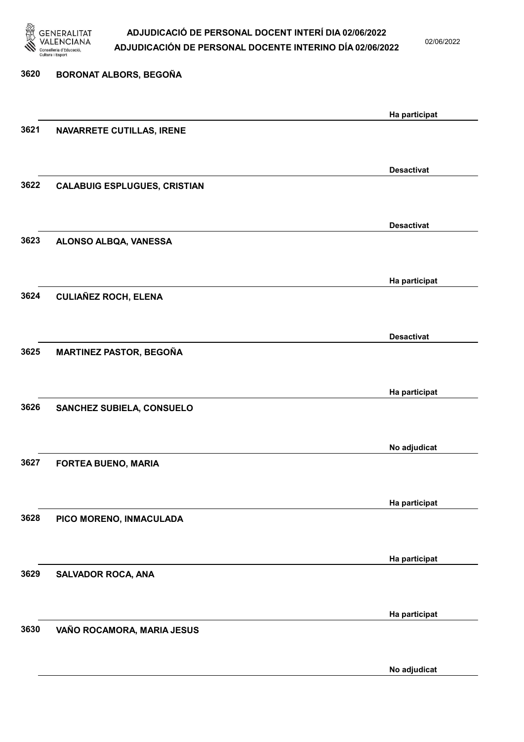| Núm. | Nom | Estat |
| --- | --- | --- |
| 3620 | BORONAT ALBORS, BEGOÑA | Ha participat |
| 3621 | NAVARRETE CUTILLAS, IRENE | Desactivat |
| 3622 | CALABUIG ESPLUGUES, CRISTIAN | Desactivat |
| 3623 | ALONSO ALBQA, VANESSA | Ha participat |
| 3624 | CULIAÑEZ ROCH, ELENA | Desactivat |
| 3625 | MARTINEZ PASTOR, BEGOÑA | Ha participat |
| 3626 | SANCHEZ SUBIELA, CONSUELO | No adjudicat |
| 3627 | FORTEA BUENO, MARIA | Ha participat |
| 3628 | PICO MORENO, INMACULADA | Ha participat |
| 3629 | SALVADOR ROCA, ANA | Ha participat |
| 3630 | VAÑO ROCAMORA, MARIA JESUS | No adjudicat |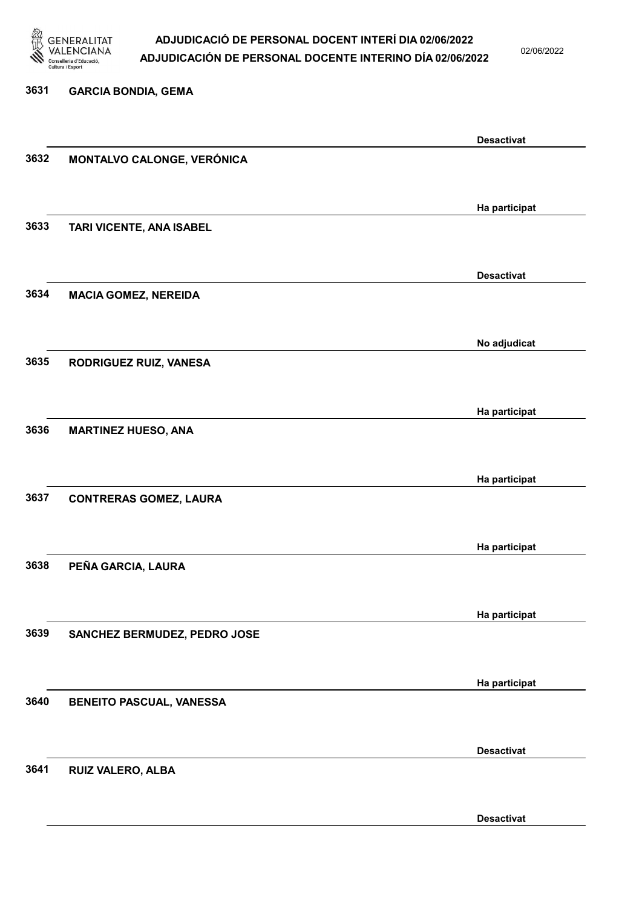| Núm. | Nom | Estat |
| --- | --- | --- |
| 3631 | GARCIA BONDIA, GEMA | Desactivat |
| 3632 | MONTALVO CALONGE, VERÓNICA | Ha participat |
| 3633 | TARI VICENTE, ANA ISABEL | Desactivat |
| 3634 | MACIA GOMEZ, NEREIDA | No adjudicat |
| 3635 | RODRIGUEZ RUIZ, VANESA | Ha participat |
| 3636 | MARTINEZ HUESO, ANA | Ha participat |
| 3637 | CONTRERAS GOMEZ, LAURA | Ha participat |
| 3638 | PEÑA GARCIA, LAURA | Ha participat |
| 3639 | SANCHEZ BERMUDEZ, PEDRO JOSE | Ha participat |
| 3640 | BENEITO PASCUAL, VANESSA | Desactivat |
| 3641 | RUIZ VALERO, ALBA | Desactivat |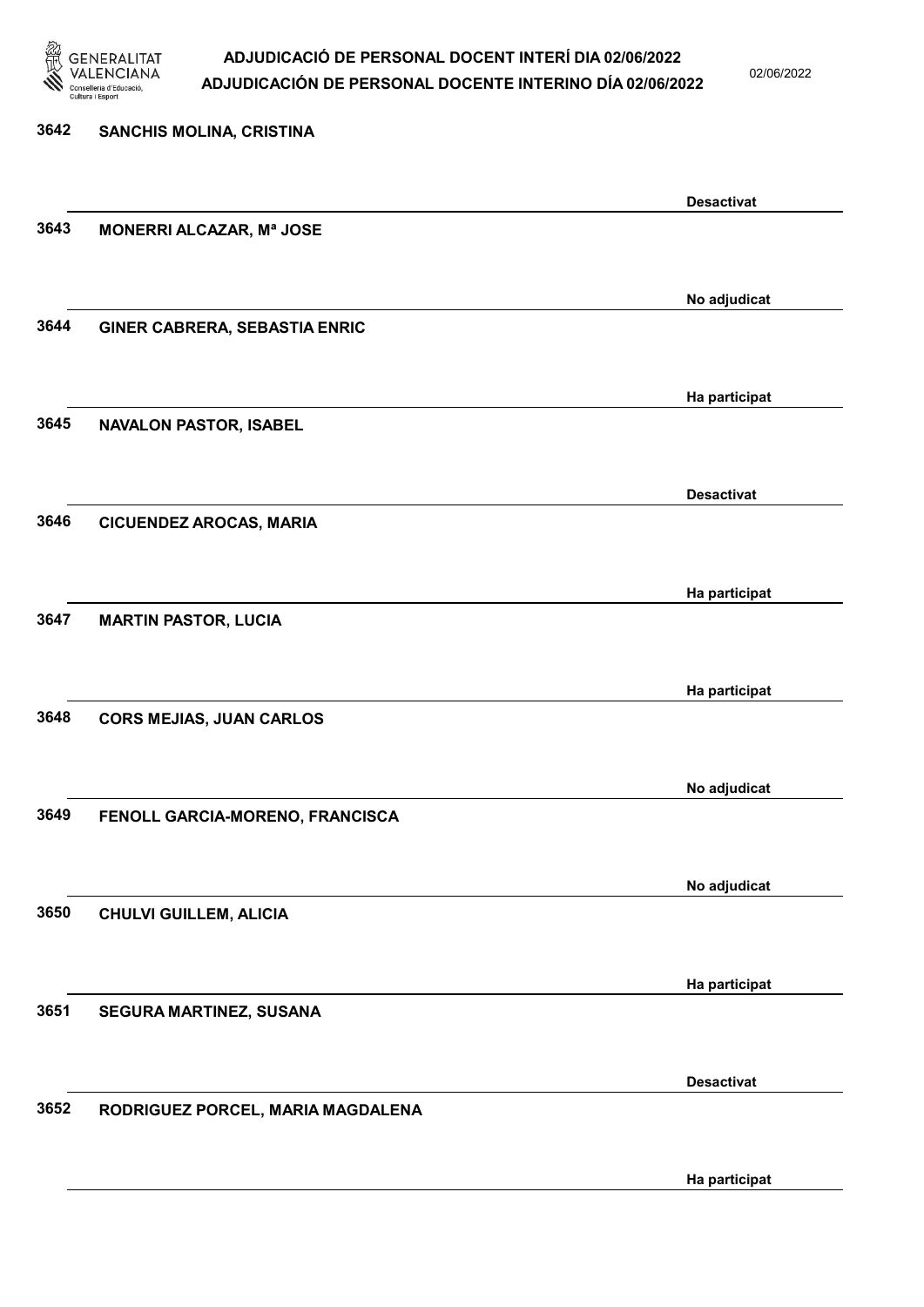| Núm. | Nom | Estat |
| --- | --- | --- |
| 3642 | SANCHIS MOLINA, CRISTINA | Desactivat |
| 3643 | MONERRI ALCAZAR, Mª JOSE | No adjudicat |
| 3644 | GINER CABRERA, SEBASTIA ENRIC | Ha participat |
| 3645 | NAVALON PASTOR, ISABEL | Desactivat |
| 3646 | CICUENDEZ AROCAS, MARIA | Ha participat |
| 3647 | MARTIN PASTOR, LUCIA | Ha participat |
| 3648 | CORS MEJIAS, JUAN CARLOS | No adjudicat |
| 3649 | FENOLL GARCIA-MORENO, FRANCISCA | No adjudicat |
| 3650 | CHULVI GUILLEM, ALICIA | Ha participat |
| 3651 | SEGURA MARTINEZ, SUSANA | Desactivat |
| 3652 | RODRIGUEZ PORCEL, MARIA MAGDALENA | Ha participat |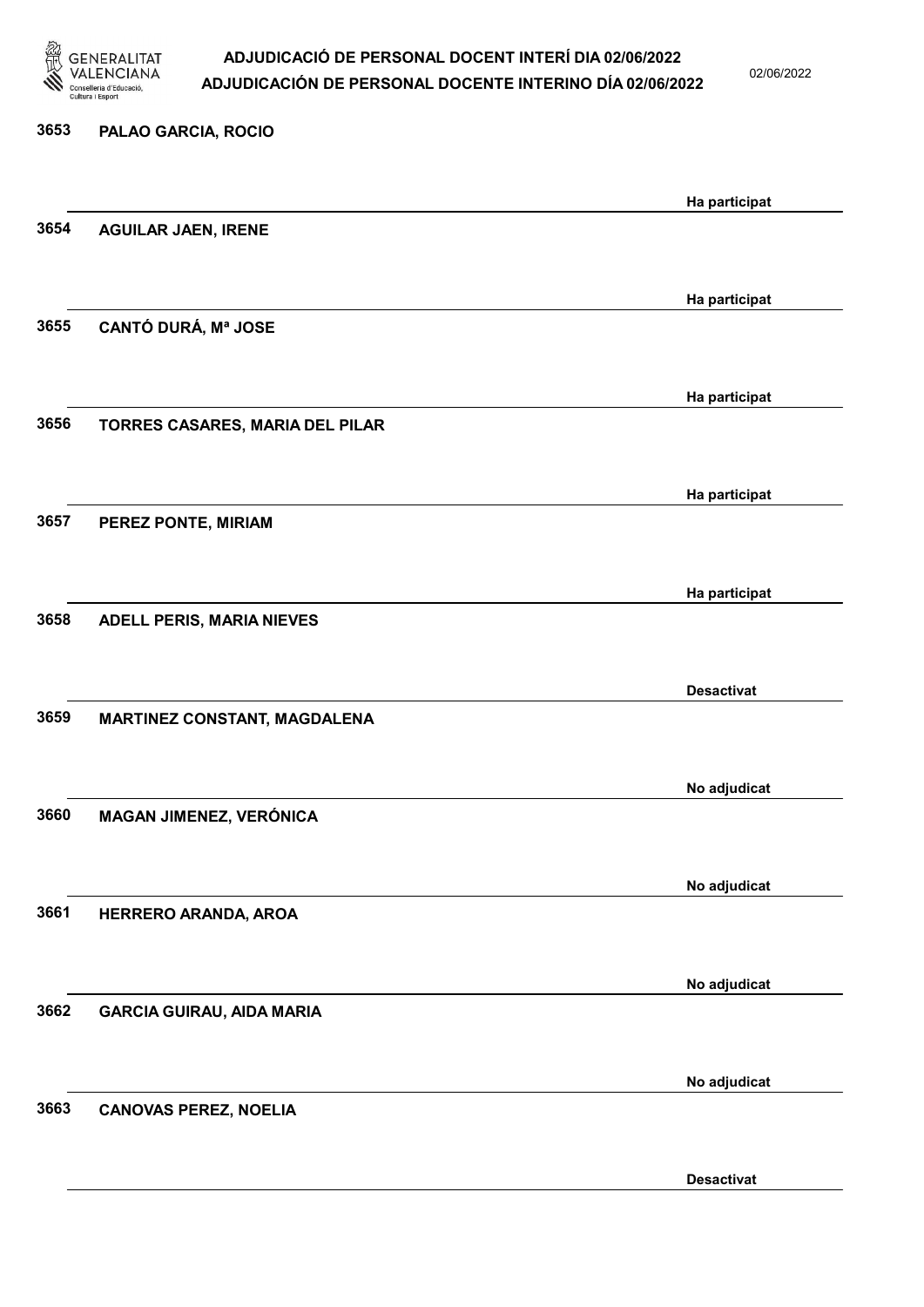| Núm. | Nom | Estat |
|---|---|---|
| 3653 | PALAO GARCIA, ROCIO | Ha participat |
| 3654 | AGUILAR JAEN, IRENE | Ha participat |
| 3655 | CANTÓ DURÁ, Mª JOSE | Ha participat |
| 3656 | TORRES CASARES, MARIA DEL PILAR | Ha participat |
| 3657 | PEREZ PONTE, MIRIAM | Ha participat |
| 3658 | ADELL PERIS, MARIA NIEVES | Desactivat |
| 3659 | MARTINEZ CONSTANT, MAGDALENA | No adjudicat |
| 3660 | MAGAN JIMENEZ, VERÓNICA | No adjudicat |
| 3661 | HERRERO ARANDA, AROA | No adjudicat |
| 3662 | GARCIA GUIRAU, AIDA MARIA | No adjudicat |
| 3663 | CANOVAS PEREZ, NOELIA | Desactivat |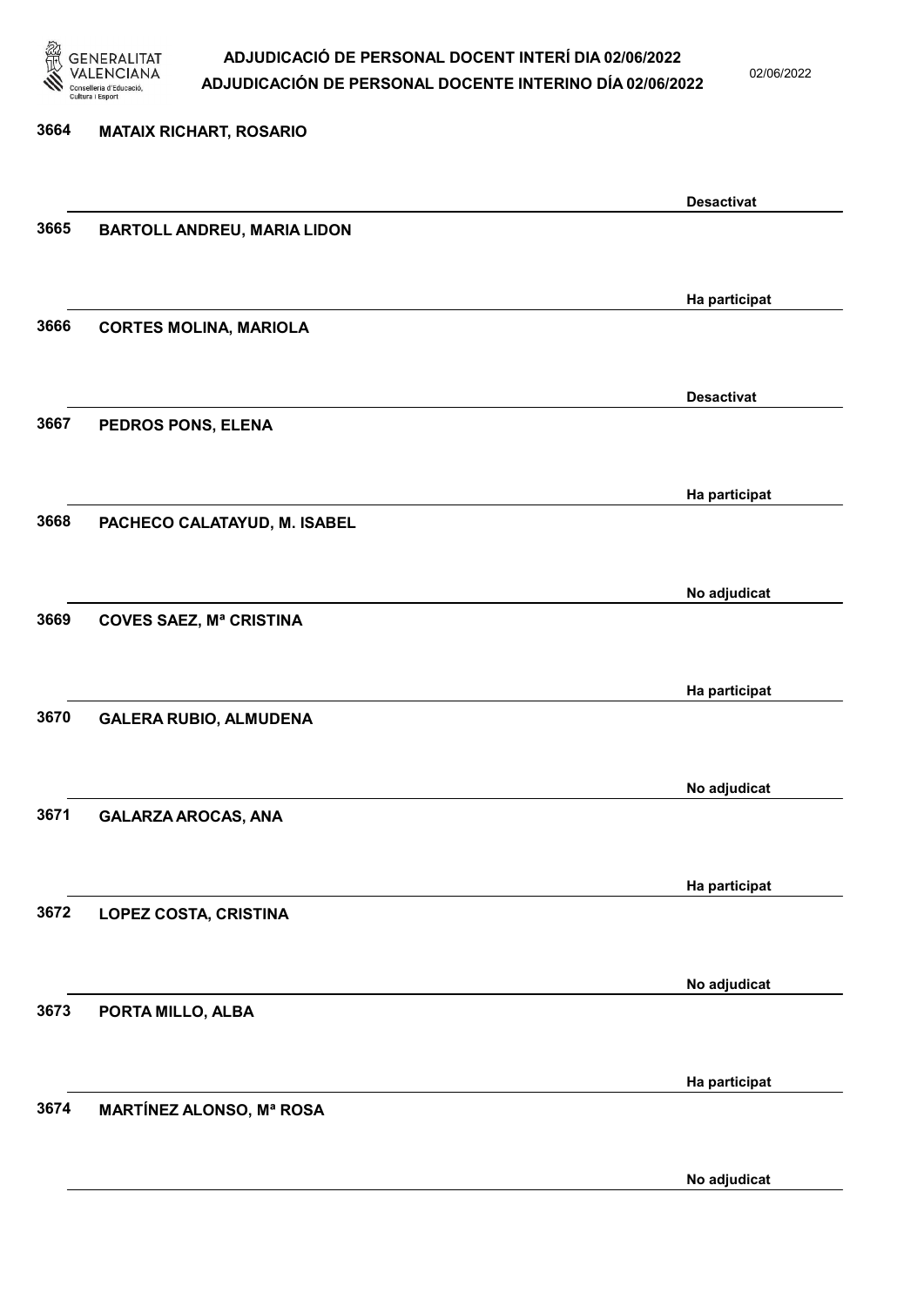3664 **MATAIX RICHART, ROSARIO**

**Desactivat**

3665 **BARTOLL ANDREU, MARIA LIDON**

**Ha participat**

3666 **CORTES MOLINA, MARIOLA**

**Desactivat**

3667 **PEDROS PONS, ELENA**

**Ha participat**

3668 **PACHECO CALATAYUD, M. ISABEL**

**No adjudicat**

3669 **COVES SAEZ, Mª CRISTINA**

**Ha participat**

3670 **GALERA RUBIO, ALMUDENA**

**No adjudicat**

3671 **GALARZA AROCAS, ANA**

**Ha participat**

3672 **LOPEZ COSTA, CRISTINA**

**No adjudicat**

3673 **PORTA MILLO, ALBA**

**Ha participat**

3674 **MARTÍNEZ ALONSO, Mª ROSA**

**No adjudicat**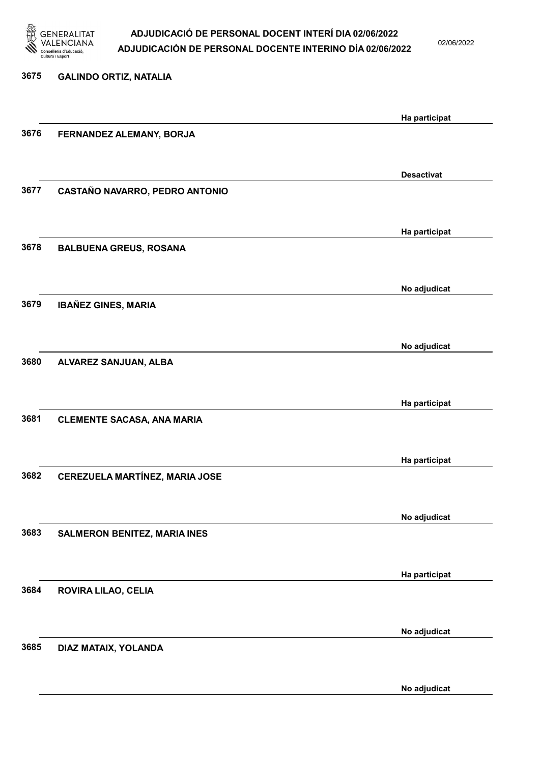3675 **GALINDO ORTIZ, NATALIA**

Ha participat

3676 **FERNANDEZ ALEMANY, BORJA**

Desactivat

3677 **CASTAÑO NAVARRO, PEDRO ANTONIO**

Ha participat

3678 **BALBUENA GREUS, ROSANA**

No adjudicat

3679 **IBAÑEZ GINES, MARIA**

No adjudicat

3680 **ALVAREZ SANJUAN, ALBA**

Ha participat

3681 **CLEMENTE SACASA, ANA MARIA**

Ha participat

3682 **CEREZUELA MARTÍNEZ, MARIA JOSE**

No adjudicat

3683 **SALMERON BENITEZ, MARIA INES**

Ha participat

3684 **ROVIRA LILAO, CELIA**

No adjudicat

3685 **DIAZ MATAIX, YOLANDA**

No adjudicat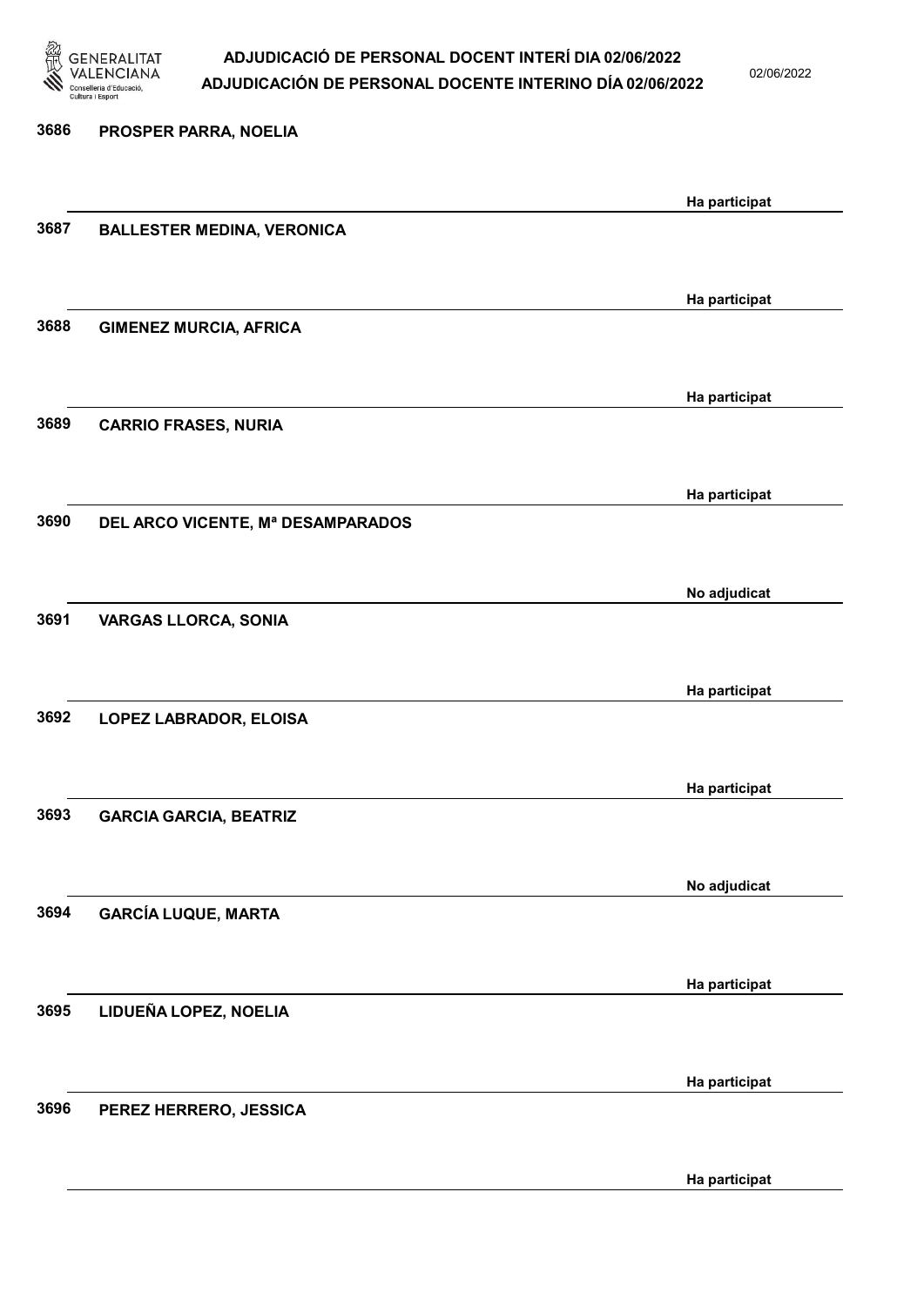| | | |
|---|---|---|
| 3686 | PROSPER PARRA, NOELIA | Ha participat |
| 3687 | BALLESTER MEDINA, VERONICA | Ha participat |
| 3688 | GIMENEZ MURCIA, AFRICA | Ha participat |
| 3689 | CARRIO FRASES, NURIA | Ha participat |
| 3690 | DEL ARCO VICENTE, Mª DESAMPARADOS | No adjudicat |
| 3691 | VARGAS LLORCA, SONIA | Ha participat |
| 3692 | LOPEZ LABRADOR, ELOISA | Ha participat |
| 3693 | GARCIA GARCIA, BEATRIZ | No adjudicat |
| 3694 | GARCÍA LUQUE, MARTA | Ha participat |
| 3695 | LIDUEÑA LOPEZ, NOELIA | Ha participat |
| 3696 | PEREZ HERRERO, JESSICA | Ha participat |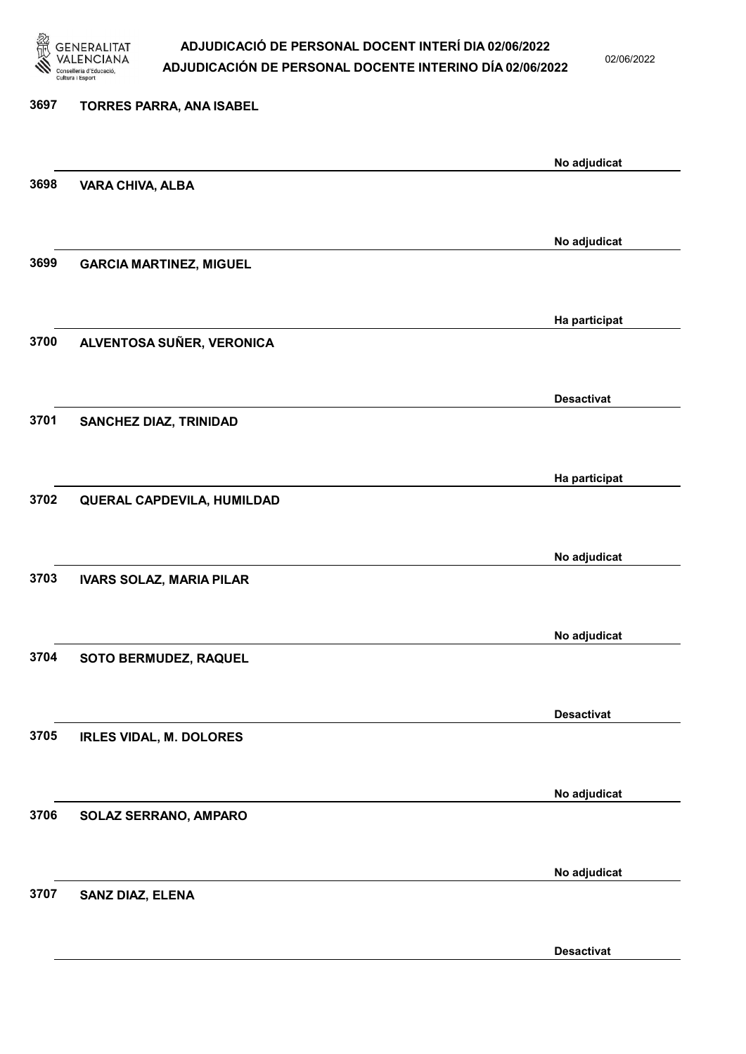| Núm. | Nom | Estat |
|---|---|---|
| 3697 | TORRES PARRA, ANA ISABEL | No adjudicat |
| 3698 | VARA CHIVA, ALBA | No adjudicat |
| 3699 | GARCIA MARTINEZ, MIGUEL | Ha participat |
| 3700 | ALVENTOSA SUÑER, VERONICA | Desactivat |
| 3701 | SANCHEZ DIAZ, TRINIDAD | Ha participat |
| 3702 | QUERAL CAPDEVILA, HUMILDAD | No adjudicat |
| 3703 | IVARS SOLAZ, MARIA PILAR | No adjudicat |
| 3704 | SOTO BERMUDEZ, RAQUEL | Desactivat |
| 3705 | IRLES VIDAL, M. DOLORES | No adjudicat |
| 3706 | SOLAZ SERRANO, AMPARO | No adjudicat |
| 3707 | SANZ DIAZ, ELENA | Desactivat |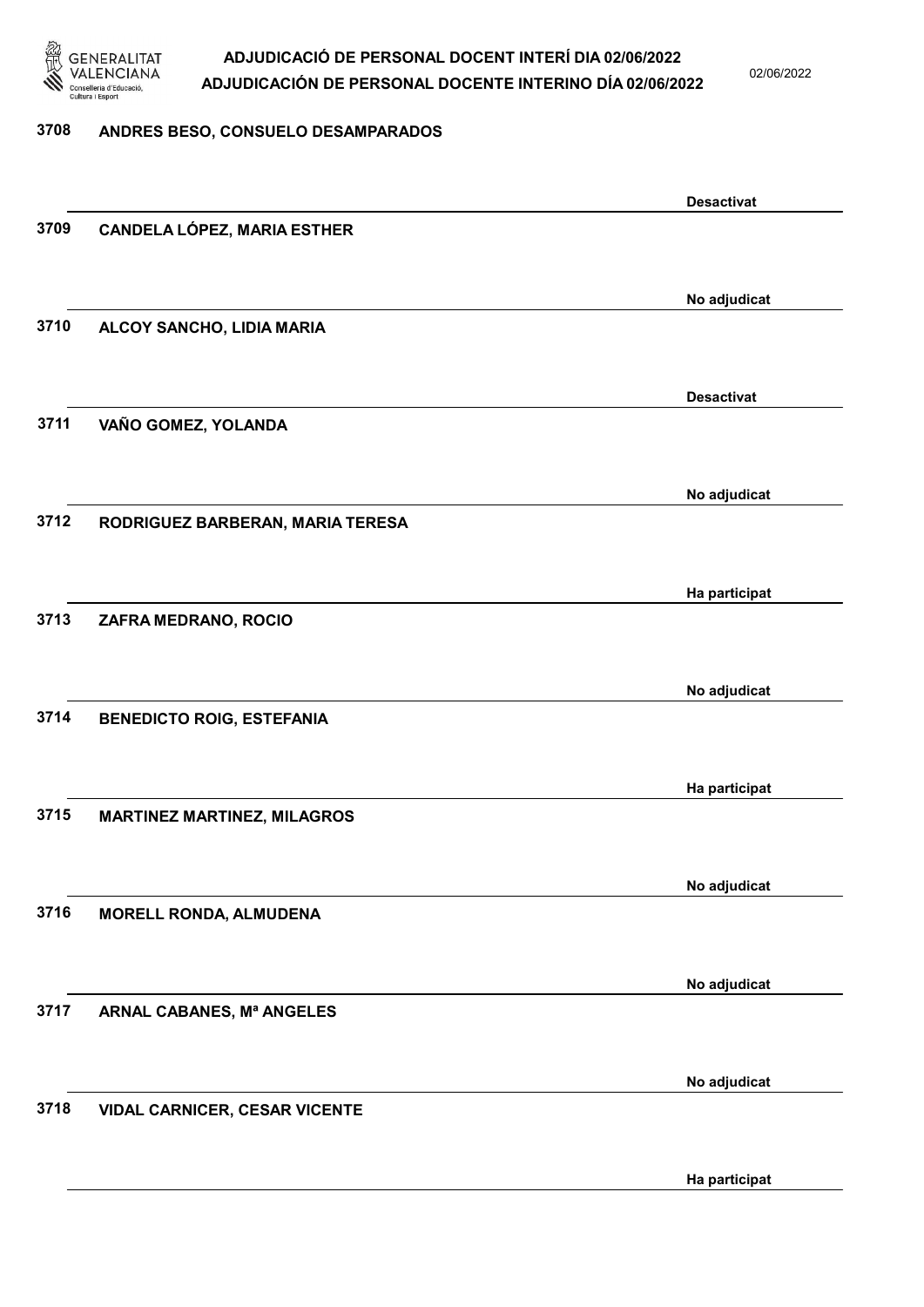3708 ANDRES BESO, CONSUELO DESAMPARADOS

Desactivat

3709 CANDELA LÓPEZ, MARIA ESTHER

No adjudicat

3710 ALCOY SANCHO, LIDIA MARIA

Desactivat

3711 VAÑO GOMEZ, YOLANDA

No adjudicat

3712 RODRIGUEZ BARBERAN, MARIA TERESA

Ha participat

3713 ZAFRA MEDRANO, ROCIO

No adjudicat

3714 BENEDICTO ROIG, ESTEFANIA

Ha participat

3715 MARTINEZ MARTINEZ, MILAGROS

No adjudicat

3716 MORELL RONDA, ALMUDENA

No adjudicat

3717 ARNAL CABANES, Mª ANGELES

No adjudicat

3718 VIDAL CARNICER, CESAR VICENTE

Ha participat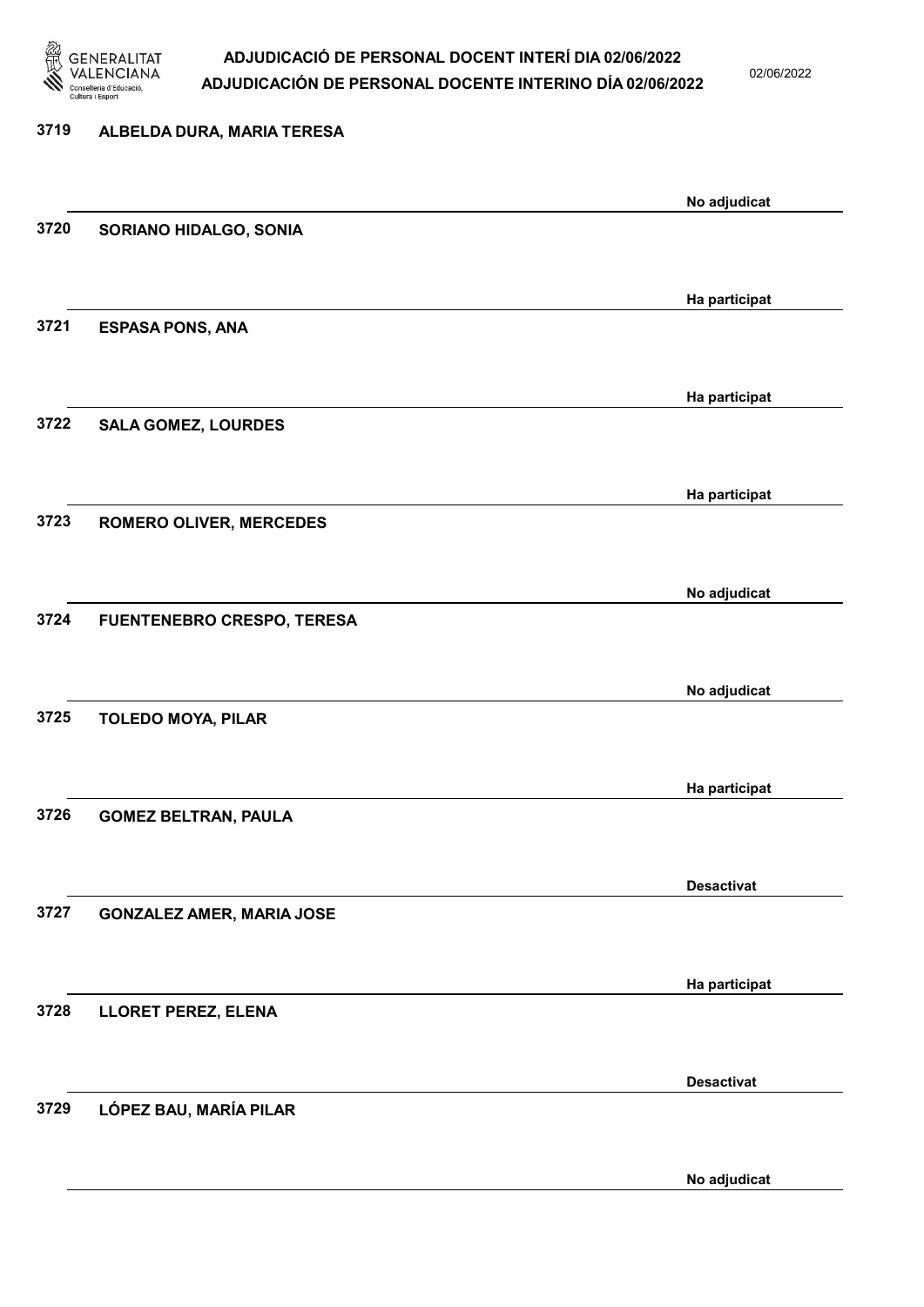3719 **ALBELDA DURA, MARIA TERESA**

**No adjudicat**

3720 **SORIANO HIDALGO, SONIA**

**Ha participat**

3721 **ESPASA PONS, ANA**

**Ha participat**

3722 **SALA GOMEZ, LOURDES**

**Ha participat**

3723 **ROMERO OLIVER, MERCEDES**

**No adjudicat**

3724 **FUENTENEBRO CRESPO, TERESA**

**No adjudicat**

3725 **TOLEDO MOYA, PILAR**

**Ha participat**

3726 **GOMEZ BELTRAN, PAULA**

**Desactivat**

3727 **GONZALEZ AMER, MARIA JOSE**

**Ha participat**

3728 **LLORET PEREZ, ELENA**

**Desactivat**

3729 **LÓPEZ BAU, MARÍA PILAR**

**No adjudicat**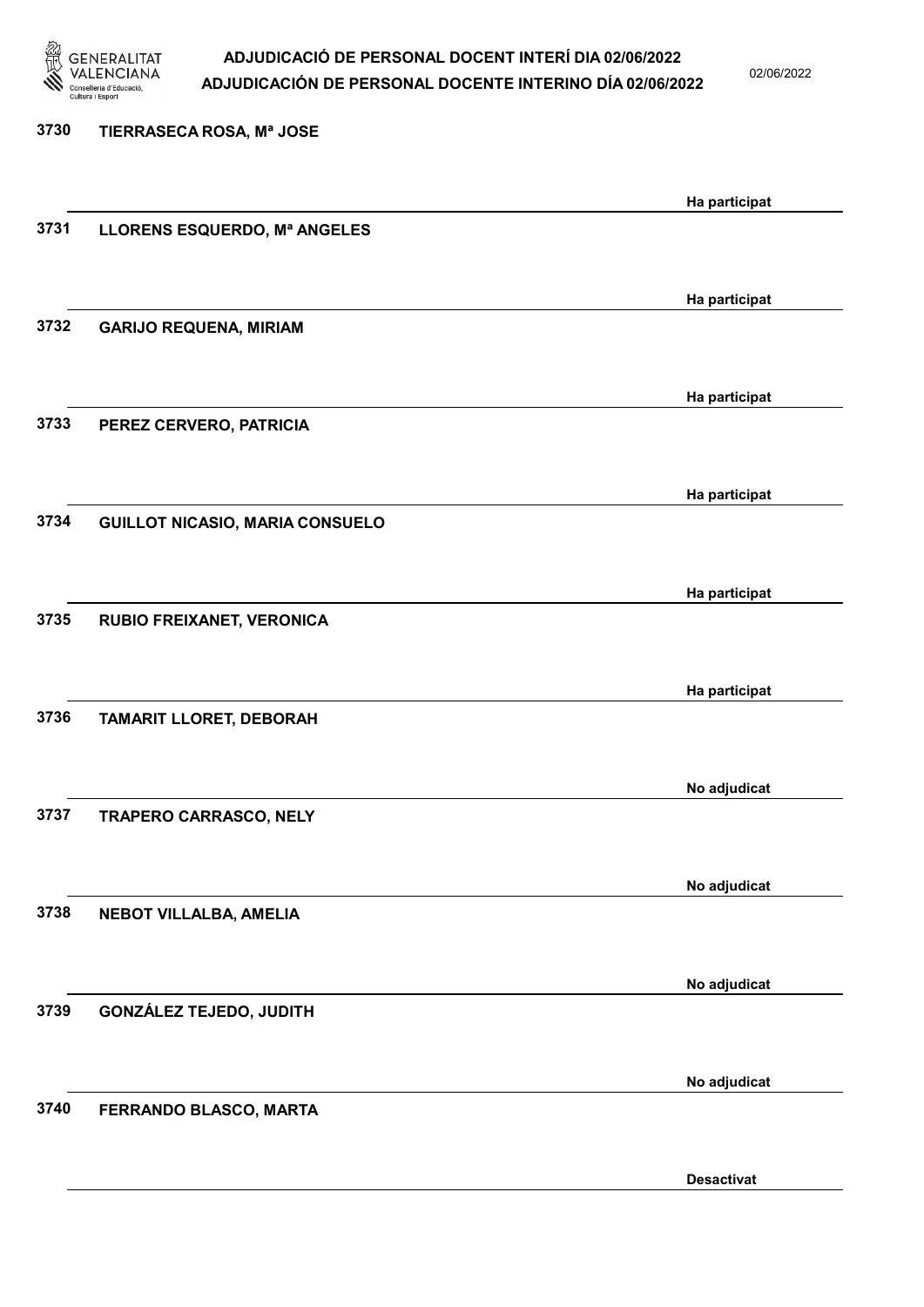| Núm. | Nom | Estat |
|---|---|---|
| 3730 | TIERRASECA ROSA, Mª JOSE | Ha participat |
| 3731 | LLORENS ESQUERDO, Mª ANGELES | Ha participat |
| 3732 | GARIJO REQUENA, MIRIAM | Ha participat |
| 3733 | PEREZ CERVERO, PATRICIA | Ha participat |
| 3734 | GUILLOT NICASIO, MARIA CONSUELO | Ha participat |
| 3735 | RUBIO FREIXANET, VERONICA | Ha participat |
| 3736 | TAMARIT LLORET, DEBORAH | No adjudicat |
| 3737 | TRAPERO CARRASCO, NELY | No adjudicat |
| 3738 | NEBOT VILLALBA, AMELIA | No adjudicat |
| 3739 | GONZÁLEZ TEJEDO, JUDITH | No adjudicat |
| 3740 | FERRANDO BLASCO, MARTA | Desactivat |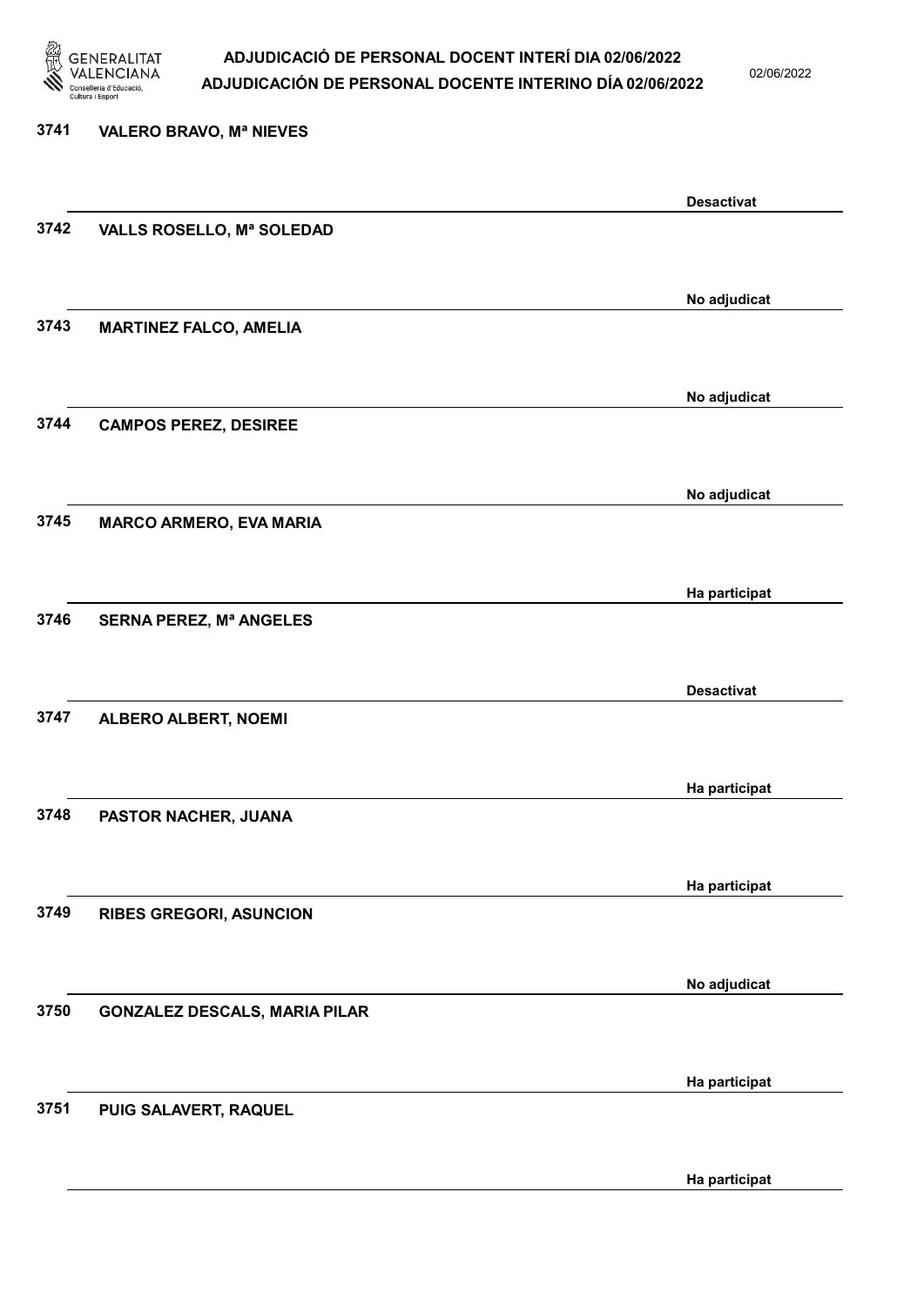3741 VALERO BRAVO, Mª NIEVES

Desactivat

3742 VALLS ROSELLO, Mª SOLEDAD

No adjudicat

3743 MARTINEZ FALCO, AMELIA

No adjudicat

3744 CAMPOS PEREZ, DESIREE

No adjudicat

3745 MARCO ARMERO, EVA MARIA

Ha participat

3746 SERNA PEREZ, Mª ANGELES

Desactivat

3747 ALBERO ALBERT, NOEMI

Ha participat

3748 PASTOR NACHER, JUANA

Ha participat

3749 RIBES GREGORI, ASUNCION

No adjudicat

3750 GONZALEZ DESCALS, MARIA PILAR

Ha participat

3751 PUIG SALAVERT, RAQUEL

Ha participat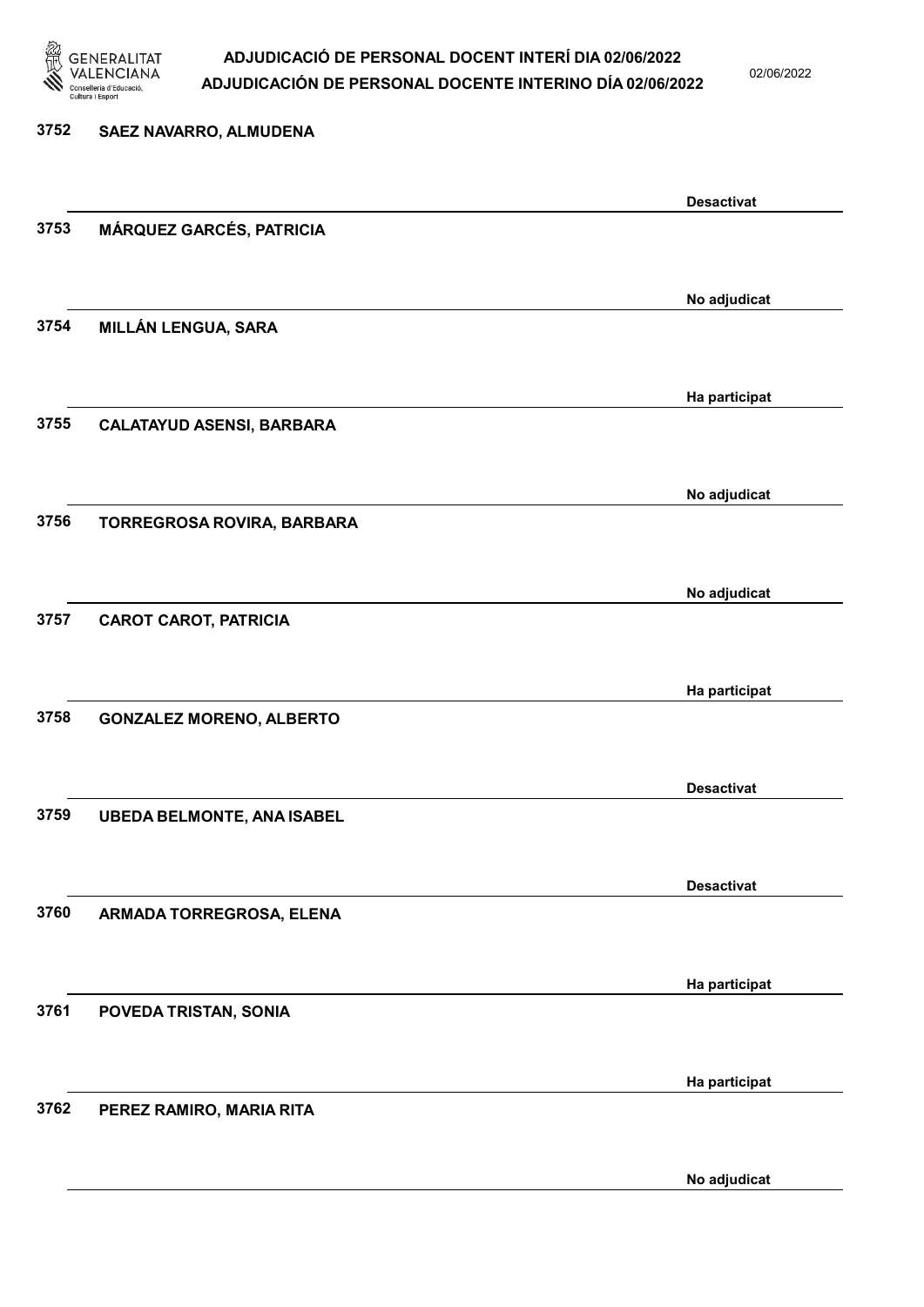| Núm. | Nom | Estat |
| --- | --- | --- |
| 3752 | SAEZ NAVARRO, ALMUDENA | Desactivat |
| 3753 | MÁRQUEZ GARCÉS, PATRICIA | No adjudicat |
| 3754 | MILLÁN LENGUA, SARA | Ha participat |
| 3755 | CALATAYUD ASENSI, BARBARA | No adjudicat |
| 3756 | TORREGROSA ROVIRA, BARBARA | No adjudicat |
| 3757 | CAROT CAROT, PATRICIA | Ha participat |
| 3758 | GONZALEZ MORENO, ALBERTO | Desactivat |
| 3759 | UBEDA BELMONTE, ANA ISABEL | Desactivat |
| 3760 | ARMADA TORREGROSA, ELENA | Ha participat |
| 3761 | POVEDA TRISTAN, SONIA | Ha participat |
| 3762 | PEREZ RAMIRO, MARIA RITA | No adjudicat |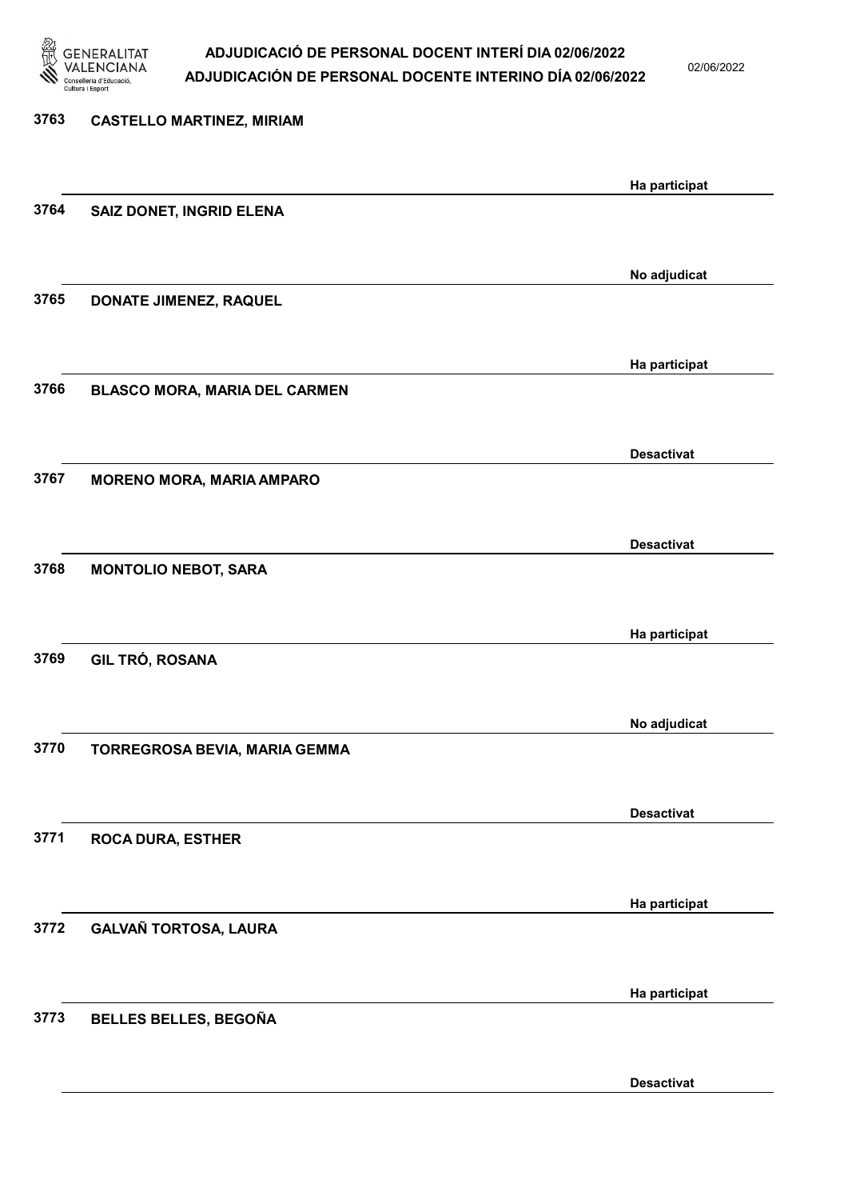| Nº | Nom | Estat |
|---|---|---|
| 3763 | CASTELLO MARTINEZ, MIRIAM | Ha participat |
| 3764 | SAIZ DONET, INGRID ELENA | No adjudicat |
| 3765 | DONATE JIMENEZ, RAQUEL | Ha participat |
| 3766 | BLASCO MORA, MARIA DEL CARMEN | Desactivat |
| 3767 | MORENO MORA, MARIA AMPARO | Desactivat |
| 3768 | MONTOLIO NEBOT, SARA | Ha participat |
| 3769 | GIL TRÓ, ROSANA | No adjudicat |
| 3770 | TORREGROSA BEVIA, MARIA GEMMA | Desactivat |
| 3771 | ROCA DURA, ESTHER | Ha participat |
| 3772 | GALVAÑ TORTOSA, LAURA | Ha participat |
| 3773 | BELLES BELLES, BEGOÑA | Desactivat |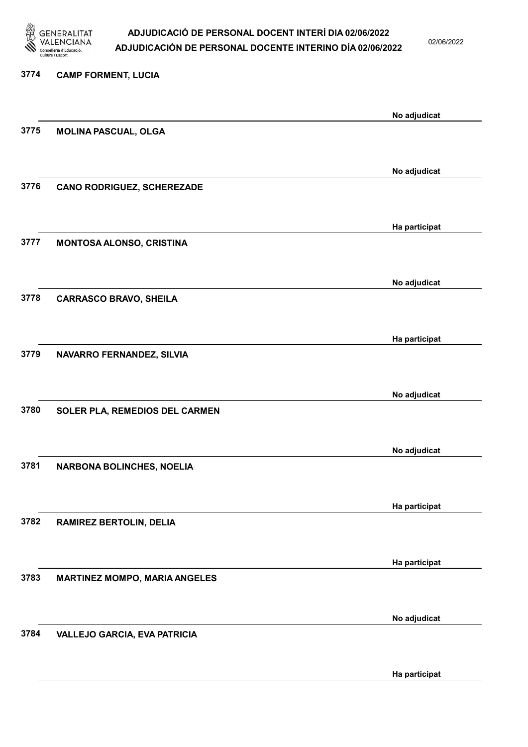3774 **CAMP FORMENT, LUCIA**

No adjudicat

3775 **MOLINA PASCUAL, OLGA**

No adjudicat

3776 **CANO RODRIGUEZ, SCHEREZADE**

Ha participat

3777 **MONTOSA ALONSO, CRISTINA**

No adjudicat

3778 **CARRASCO BRAVO, SHEILA**

Ha participat

3779 **NAVARRO FERNANDEZ, SILVIA**

No adjudicat

3780 **SOLER PLA, REMEDIOS DEL CARMEN**

No adjudicat

3781 **NARBONA BOLINCHES, NOELIA**

Ha participat

3782 **RAMIREZ BERTOLIN, DELIA**

Ha participat

3783 **MARTINEZ MOMPO, MARIA ANGELES**

No adjudicat

3784 **VALLEJO GARCIA, EVA PATRICIA**

Ha participat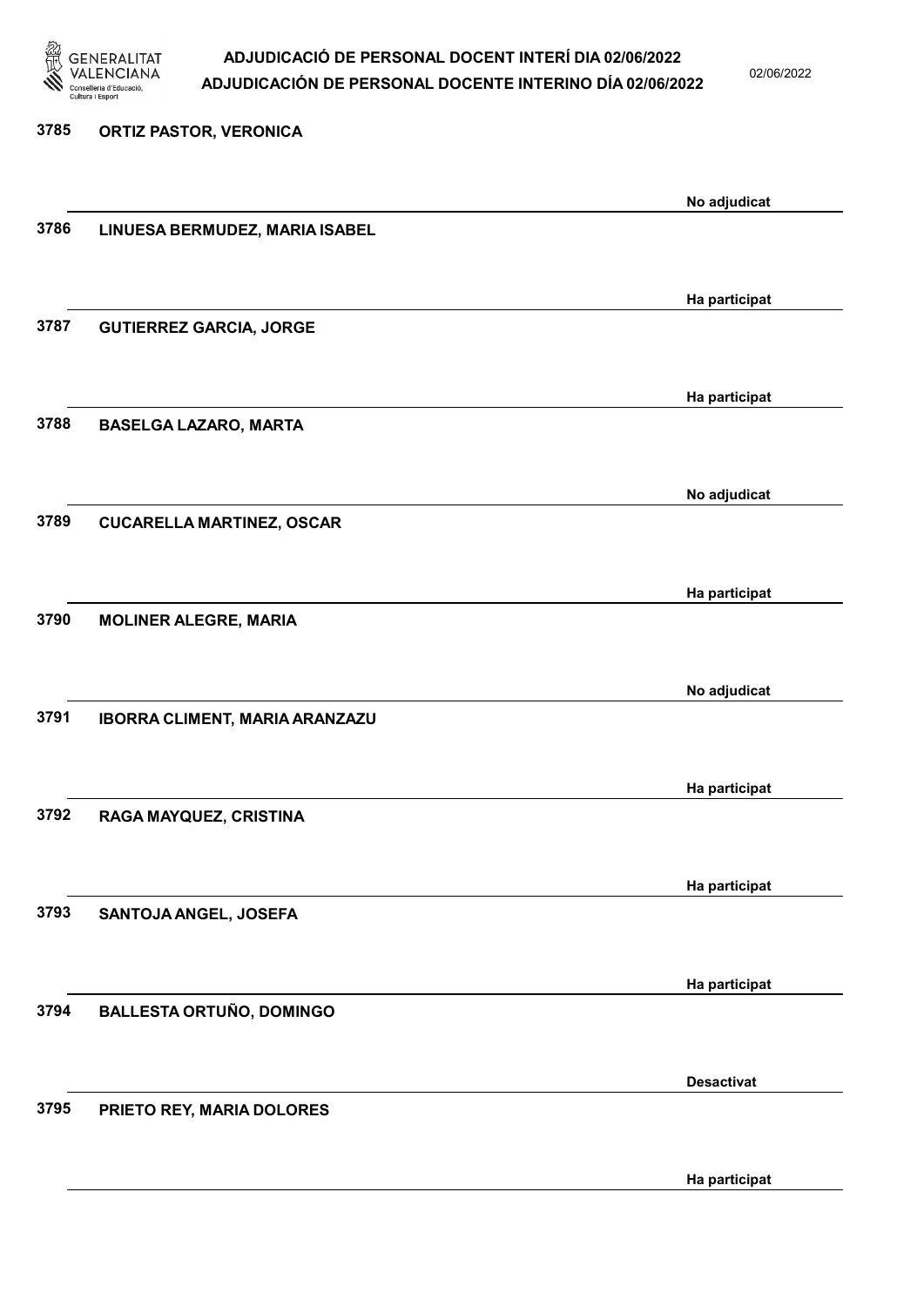| | | |
|---|---|---|
| 3785 | ORTIZ PASTOR, VERONICA | No adjudicat |
| 3786 | LINUESA BERMUDEZ, MARIA ISABEL | Ha participat |
| 3787 | GUTIERREZ GARCIA, JORGE | Ha participat |
| 3788 | BASELGA LAZARO, MARTA | No adjudicat |
| 3789 | CUCARELLA MARTINEZ, OSCAR | Ha participat |
| 3790 | MOLINER ALEGRE, MARIA | No adjudicat |
| 3791 | IBORRA CLIMENT, MARIA ARANZAZU | Ha participat |
| 3792 | RAGA MAYQUEZ, CRISTINA | Ha participat |
| 3793 | SANTOJA ANGEL, JOSEFA | Ha participat |
| 3794 | BALLESTA ORTUÑO, DOMINGO | Desactivat |
| 3795 | PRIETO REY, MARIA DOLORES | Ha participat |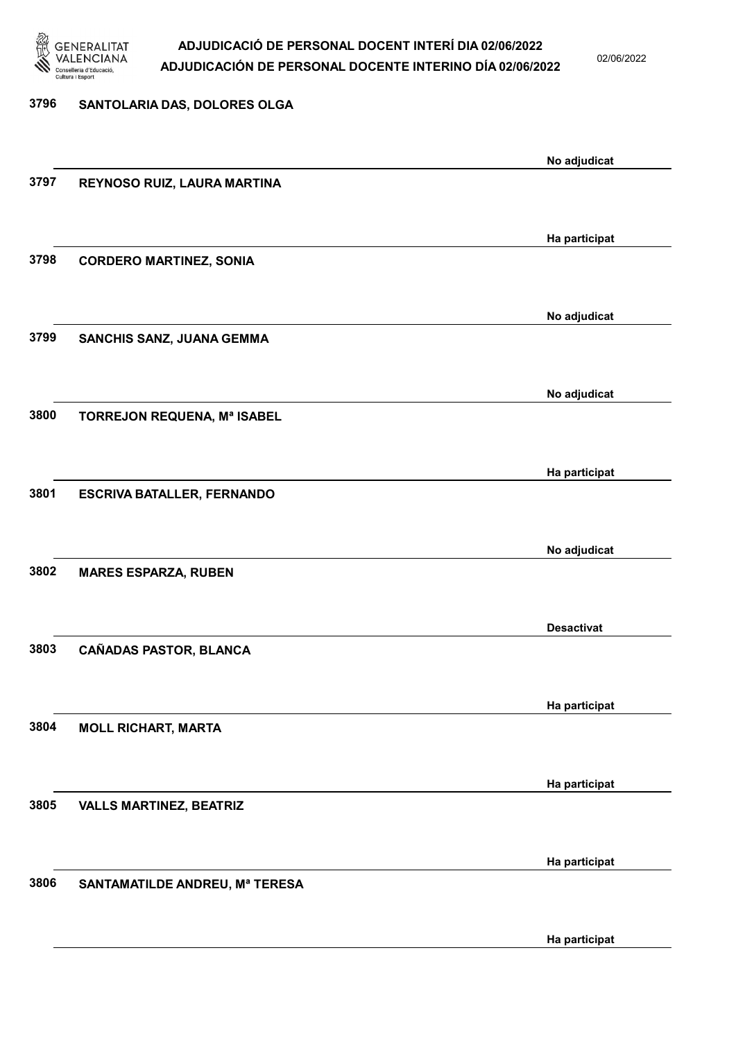| | | |
|---|---|---|
| 3796 | SANTOLARIA DAS, DOLORES OLGA | No adjudicat |
| 3797 | REYNOSO RUIZ, LAURA MARTINA | Ha participat |
| 3798 | CORDERO MARTINEZ, SONIA | No adjudicat |
| 3799 | SANCHIS SANZ, JUANA GEMMA | No adjudicat |
| 3800 | TORREJON REQUENA, Mª ISABEL | Ha participat |
| 3801 | ESCRIVA BATALLER, FERNANDO | No adjudicat |
| 3802 | MARES ESPARZA, RUBEN | Desactivat |
| 3803 | CAÑADAS PASTOR, BLANCA | Ha participat |
| 3804 | MOLL RICHART, MARTA | Ha participat |
| 3805 | VALLS MARTINEZ, BEATRIZ | Ha participat |
| 3806 | SANTAMATILDE ANDREU, Mª TERESA | Ha participat |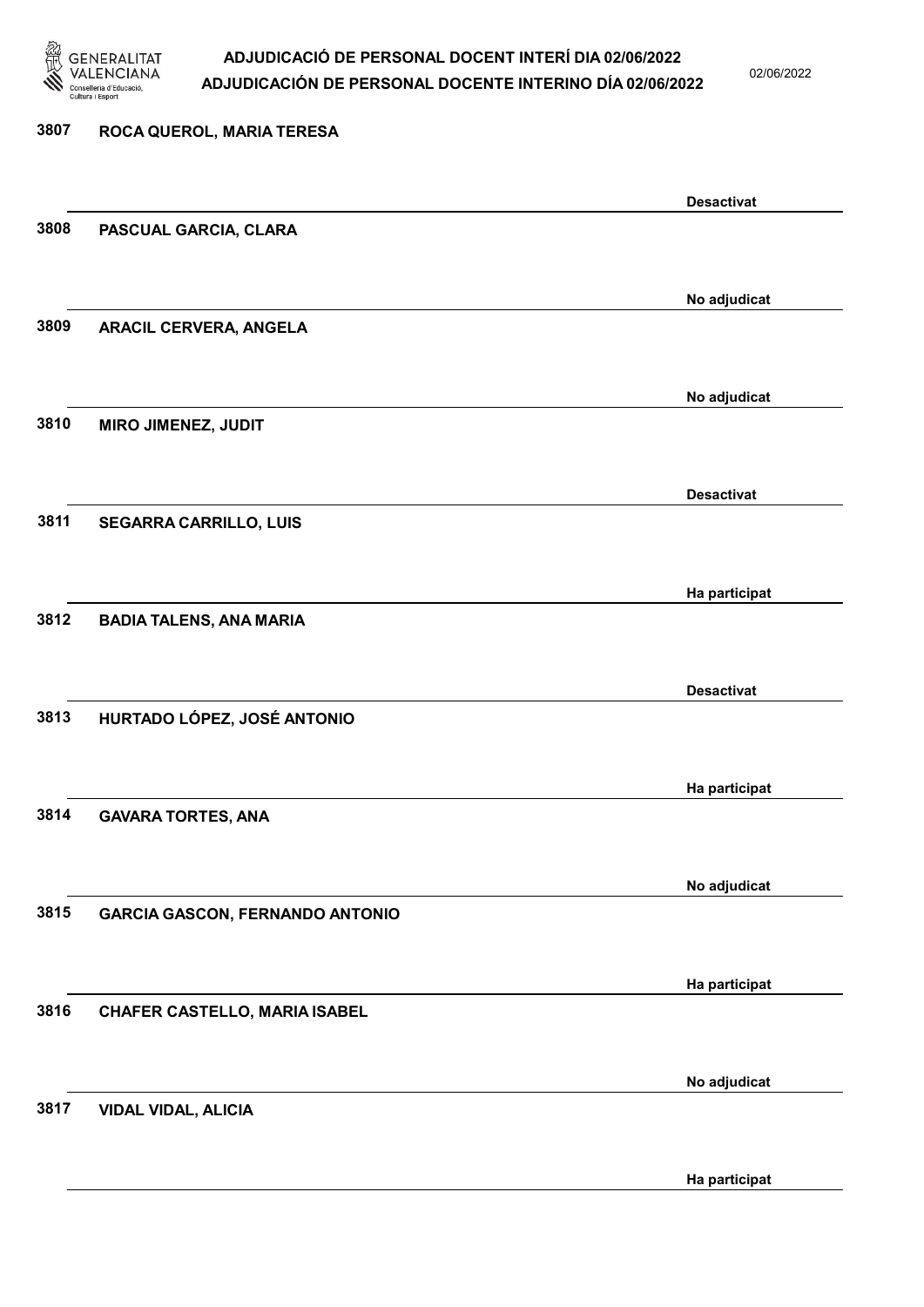| Núm. | Nom | Estat |
|---|---|---|
| 3807 | ROCA QUEROL, MARIA TERESA | Desactivat |
| 3808 | PASCUAL GARCIA, CLARA | No adjudicat |
| 3809 | ARACIL CERVERA, ANGELA | No adjudicat |
| 3810 | MIRO JIMENEZ, JUDIT | Desactivat |
| 3811 | SEGARRA CARRILLO, LUIS | Ha participat |
| 3812 | BADIA TALENS, ANA MARIA | Desactivat |
| 3813 | HURTADO LÓPEZ, JOSÉ ANTONIO | Ha participat |
| 3814 | GAVARA TORTES, ANA | No adjudicat |
| 3815 | GARCIA GASCON, FERNANDO ANTONIO | Ha participat |
| 3816 | CHAFER CASTELLO, MARIA ISABEL | No adjudicat |
| 3817 | VIDAL VIDAL, ALICIA | Ha participat |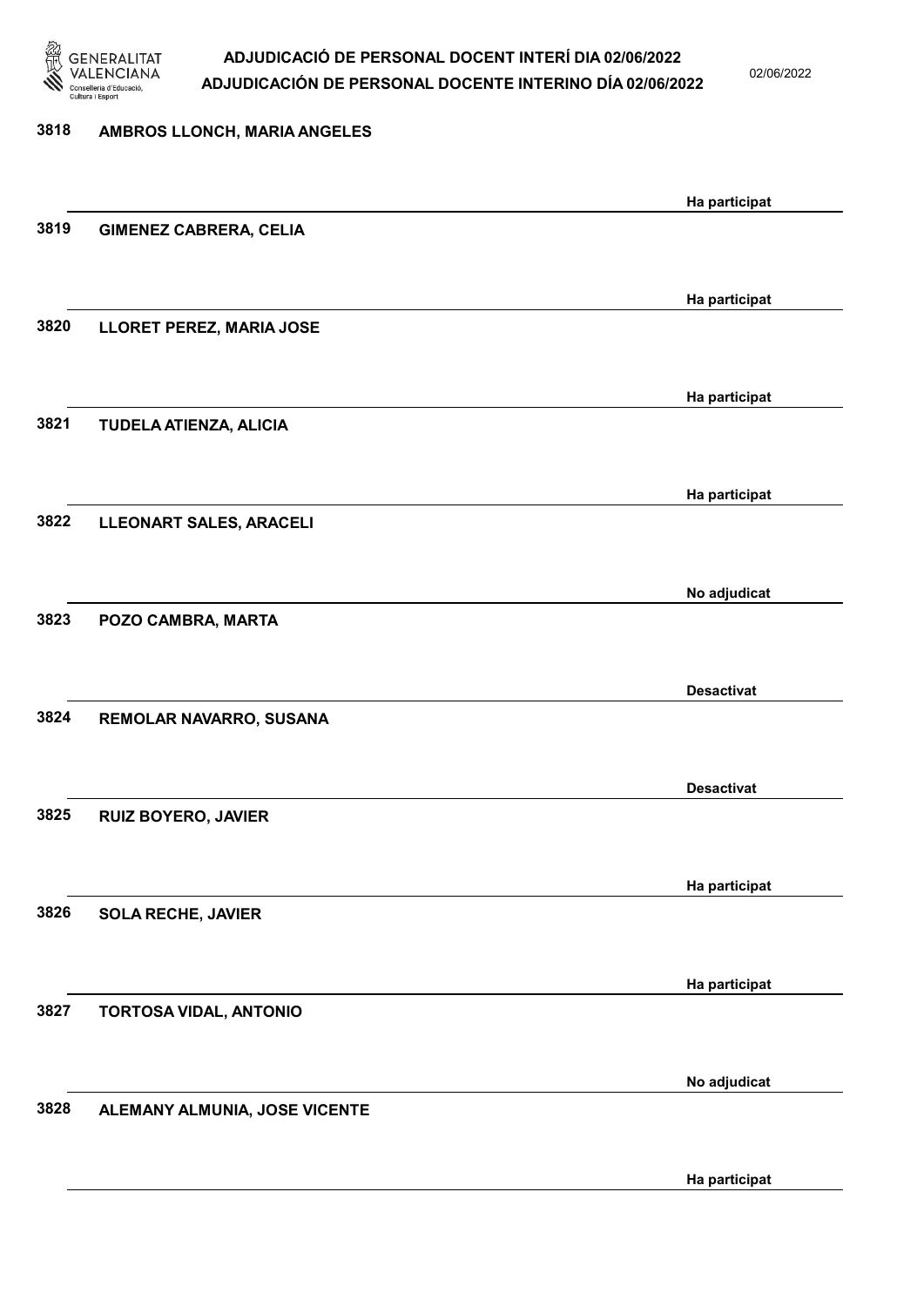| Núm. | Nom | Estat |
| --- | --- | --- |
| 3818 | AMBROS LLONCH, MARIA ANGELES | Ha participat |
| 3819 | GIMENEZ CABRERA, CELIA | Ha participat |
| 3820 | LLORET PEREZ, MARIA JOSE | Ha participat |
| 3821 | TUDELA ATIENZA, ALICIA | Ha participat |
| 3822 | LLEONART SALES, ARACELI | No adjudicat |
| 3823 | POZO CAMBRA, MARTA | Desactivat |
| 3824 | REMOLAR NAVARRO, SUSANA | Desactivat |
| 3825 | RUIZ BOYERO, JAVIER | Ha participat |
| 3826 | SOLA RECHE, JAVIER | Ha participat |
| 3827 | TORTOSA VIDAL, ANTONIO | No adjudicat |
| 3828 | ALEMANY ALMUNIA, JOSE VICENTE | Ha participat |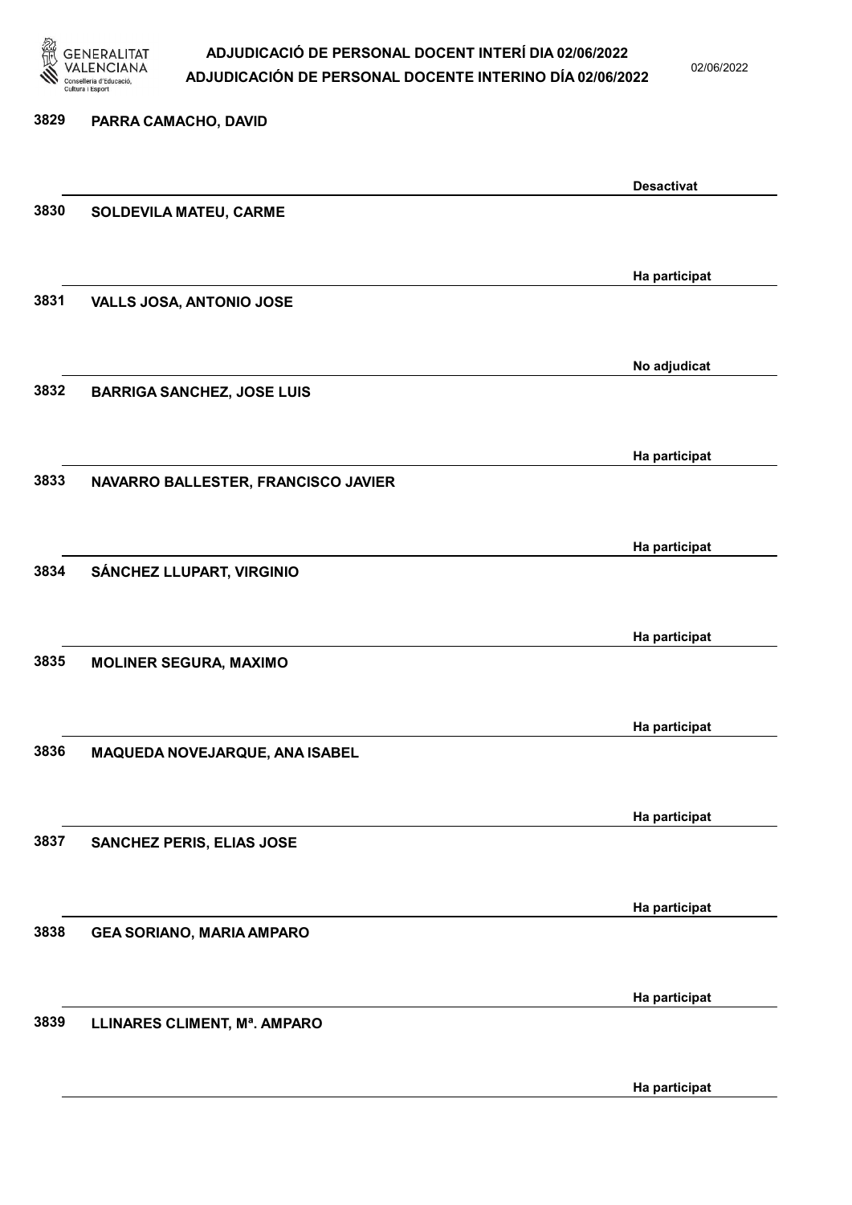| Nº | Nom | Estat |
| --- | --- | --- |
| 3829 | PARRA CAMACHO, DAVID | Desactivat |
| 3830 | SOLDEVILA MATEU, CARME | Ha participat |
| 3831 | VALLS JOSA, ANTONIO JOSE | No adjudicat |
| 3832 | BARRIGA SANCHEZ, JOSE LUIS | Ha participat |
| 3833 | NAVARRO BALLESTER, FRANCISCO JAVIER | Ha participat |
| 3834 | SÁNCHEZ LLUPART, VIRGINIO | Ha participat |
| 3835 | MOLINER SEGURA, MAXIMO | Ha participat |
| 3836 | MAQUEDA NOVEJARQUE, ANA ISABEL | Ha participat |
| 3837 | SANCHEZ PERIS, ELIAS JOSE | Ha participat |
| 3838 | GEA SORIANO, MARIA AMPARO | Ha participat |
| 3839 | LLINARES CLIMENT, Mª. AMPARO | Ha participat |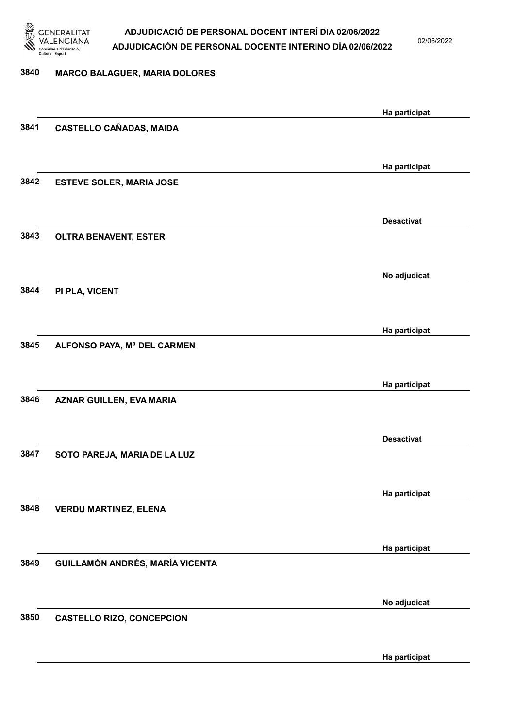| Núm. | Nom | Estat |
| --- | --- | --- |
| 3840 | MARCO BALAGUER, MARIA DOLORES | Ha participat |
| 3841 | CASTELLO CAÑADAS, MAIDA | Ha participat |
| 3842 | ESTEVE SOLER, MARIA JOSE | Desactivat |
| 3843 | OLTRA BENAVENT, ESTER | No adjudicat |
| 3844 | PI PLA, VICENT | Ha participat |
| 3845 | ALFONSO PAYA, Mª DEL CARMEN | Ha participat |
| 3846 | AZNAR GUILLEN, EVA MARIA | Desactivat |
| 3847 | SOTO PAREJA, MARIA DE LA LUZ | Ha participat |
| 3848 | VERDU MARTINEZ, ELENA | Ha participat |
| 3849 | GUILLAMÓN ANDRÉS, MARÍA VICENTA | No adjudicat |
| 3850 | CASTELLO RIZO, CONCEPCION | Ha participat |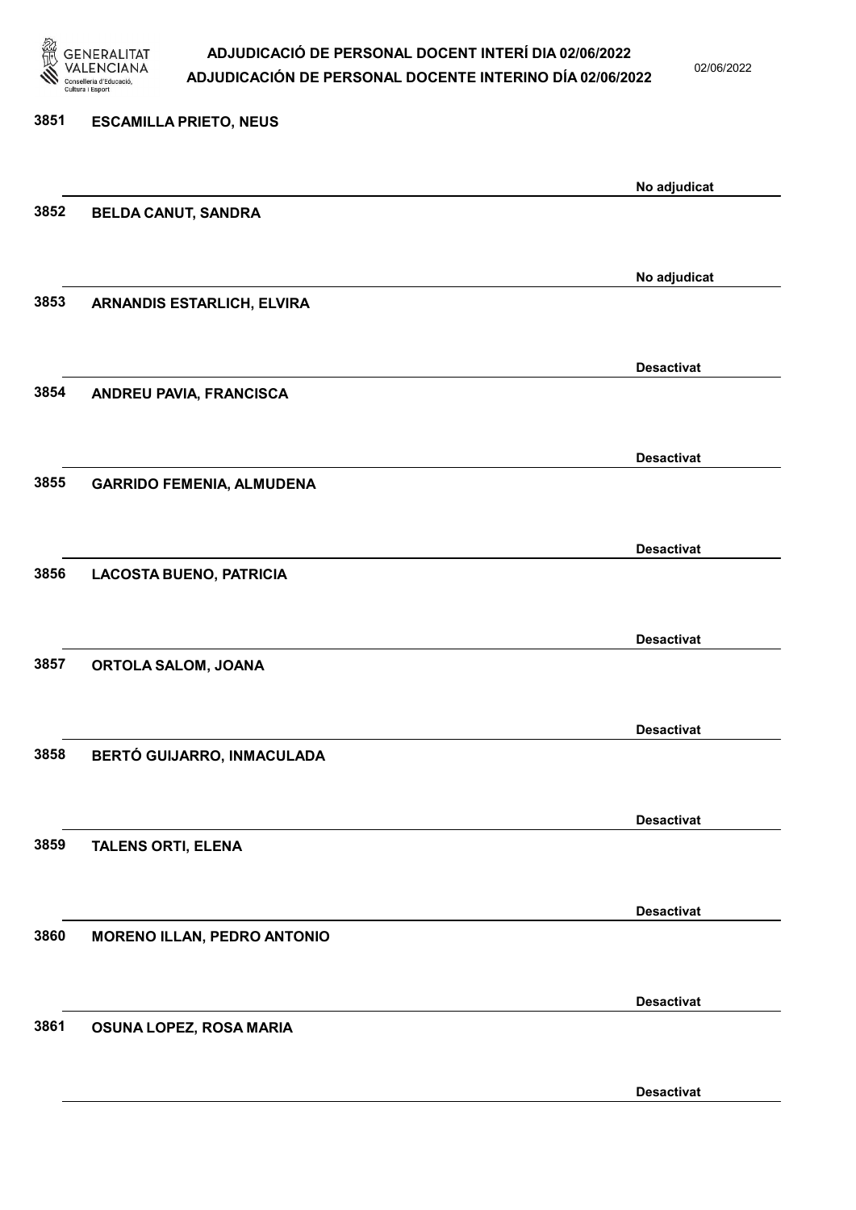3851 **ESCAMILLA PRIETO, NEUS**

No adjudicat

3852 **BELDA CANUT, SANDRA**

No adjudicat

3853 **ARNANDIS ESTARLICH, ELVIRA**

Desactivat

3854 **ANDREU PAVIA, FRANCISCA**

Desactivat

3855 **GARRIDO FEMENIA, ALMUDENA**

Desactivat

3856 **LACOSTA BUENO, PATRICIA**

Desactivat

3857 **ORTOLA SALOM, JOANA**

Desactivat

3858 **BERTÓ GUIJARRO, INMACULADA**

Desactivat

3859 **TALENS ORTI, ELENA**

Desactivat

3860 **MORENO ILLAN, PEDRO ANTONIO**

Desactivat

3861 **OSUNA LOPEZ, ROSA MARIA**

Desactivat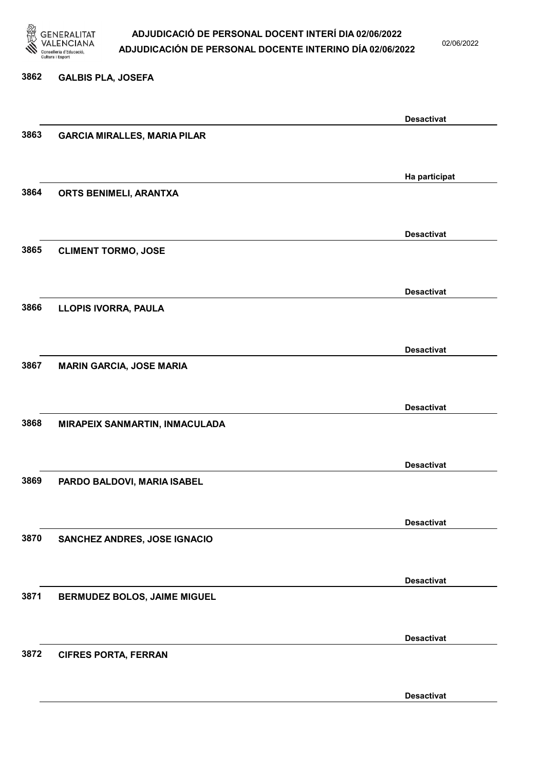| Núm. | Nom | Estat |
| --- | --- | --- |
| 3862 | GALBIS PLA, JOSEFA | Desactivat |
| 3863 | GARCIA MIRALLES, MARIA PILAR | Ha participat |
| 3864 | ORTS BENIMELI, ARANTXA | Desactivat |
| 3865 | CLIMENT TORMO, JOSE | Desactivat |
| 3866 | LLOPIS IVORRA, PAULA | Desactivat |
| 3867 | MARIN GARCIA, JOSE MARIA | Desactivat |
| 3868 | MIRAPEIX SANMARTIN, INMACULADA | Desactivat |
| 3869 | PARDO BALDOVI, MARIA ISABEL | Desactivat |
| 3870 | SANCHEZ ANDRES, JOSE IGNACIO | Desactivat |
| 3871 | BERMUDEZ BOLOS, JAIME MIGUEL | Desactivat |
| 3872 | CIFRES PORTA, FERRAN | Desactivat |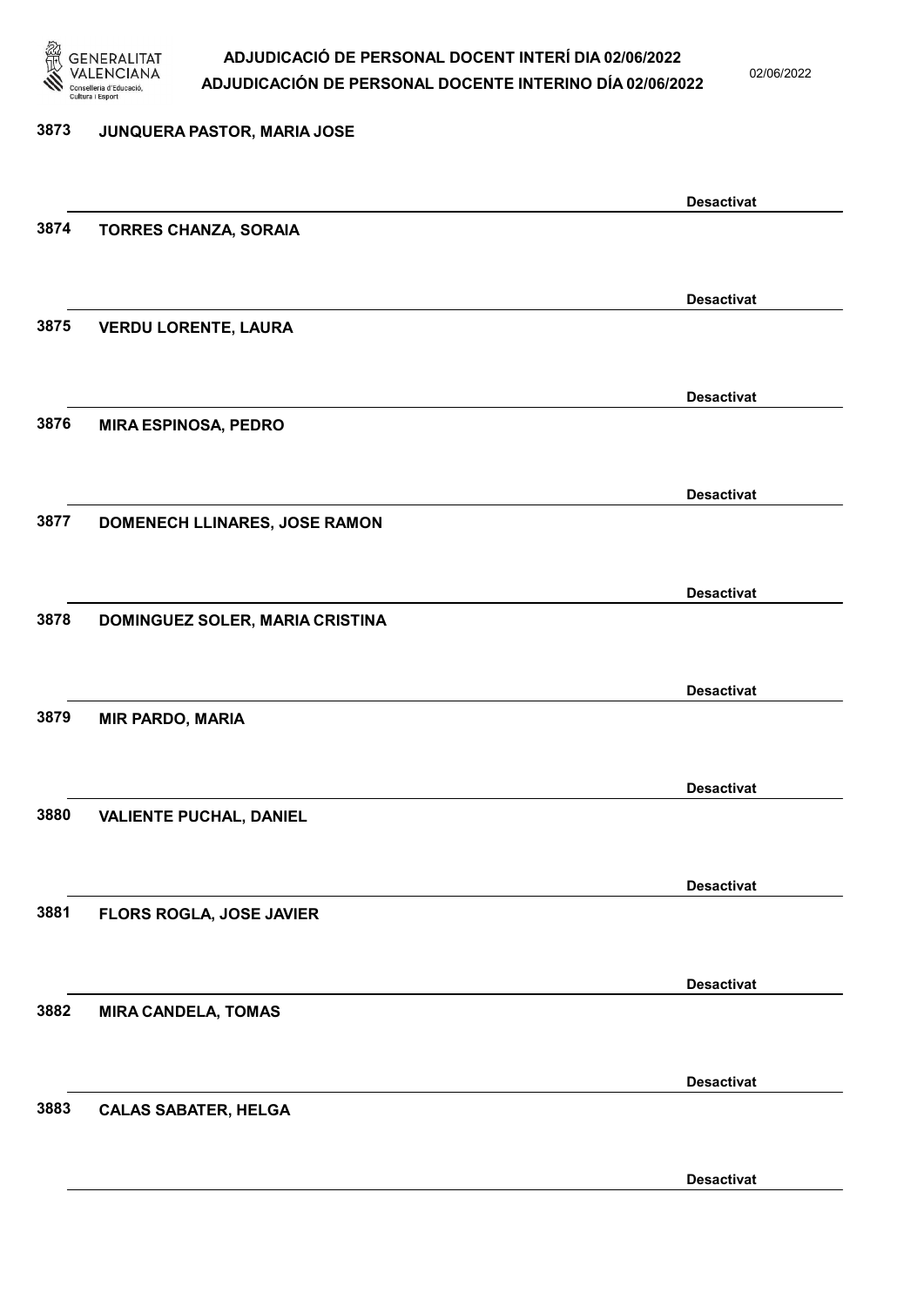3873 JUNQUERA PASTOR, MARIA JOSE

Desactivat

3874 TORRES CHANZA, SORAIA

Desactivat

3875 VERDU LORENTE, LAURA

Desactivat

3876 MIRA ESPINOSA, PEDRO

Desactivat

3877 DOMENECH LLINARES, JOSE RAMON

Desactivat

3878 DOMINGUEZ SOLER, MARIA CRISTINA

Desactivat

3879 MIR PARDO, MARIA

Desactivat

3880 VALIENTE PUCHAL, DANIEL

Desactivat

3881 FLORS ROGLA, JOSE JAVIER

Desactivat

3882 MIRA CANDELA, TOMAS

Desactivat

3883 CALAS SABATER, HELGA

Desactivat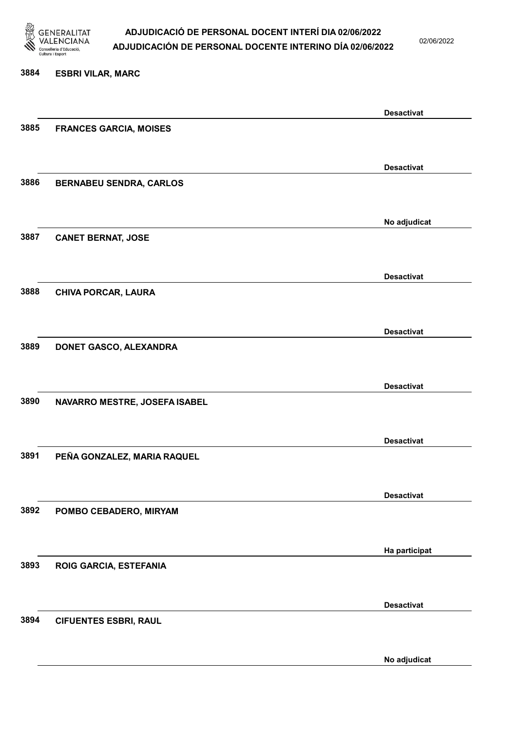3884 **ESBRI VILAR, MARC**

**Desactivat**

3885 **FRANCES GARCIA, MOISES**

**Desactivat**

3886 **BERNABEU SENDRA, CARLOS**

**No adjudicat**

3887 **CANET BERNAT, JOSE**

**Desactivat**

3888 **CHIVA PORCAR, LAURA**

**Desactivat**

3889 **DONET GASCO, ALEXANDRA**

**Desactivat**

3890 **NAVARRO MESTRE, JOSEFA ISABEL**

**Desactivat**

3891 **PEÑA GONZALEZ, MARIA RAQUEL**

**Desactivat**

3892 **POMBO CEBADERO, MIRYAM**

**Ha participat**

3893 **ROIG GARCIA, ESTEFANIA**

**Desactivat**

3894 **CIFUENTES ESBRI, RAUL**

**No adjudicat**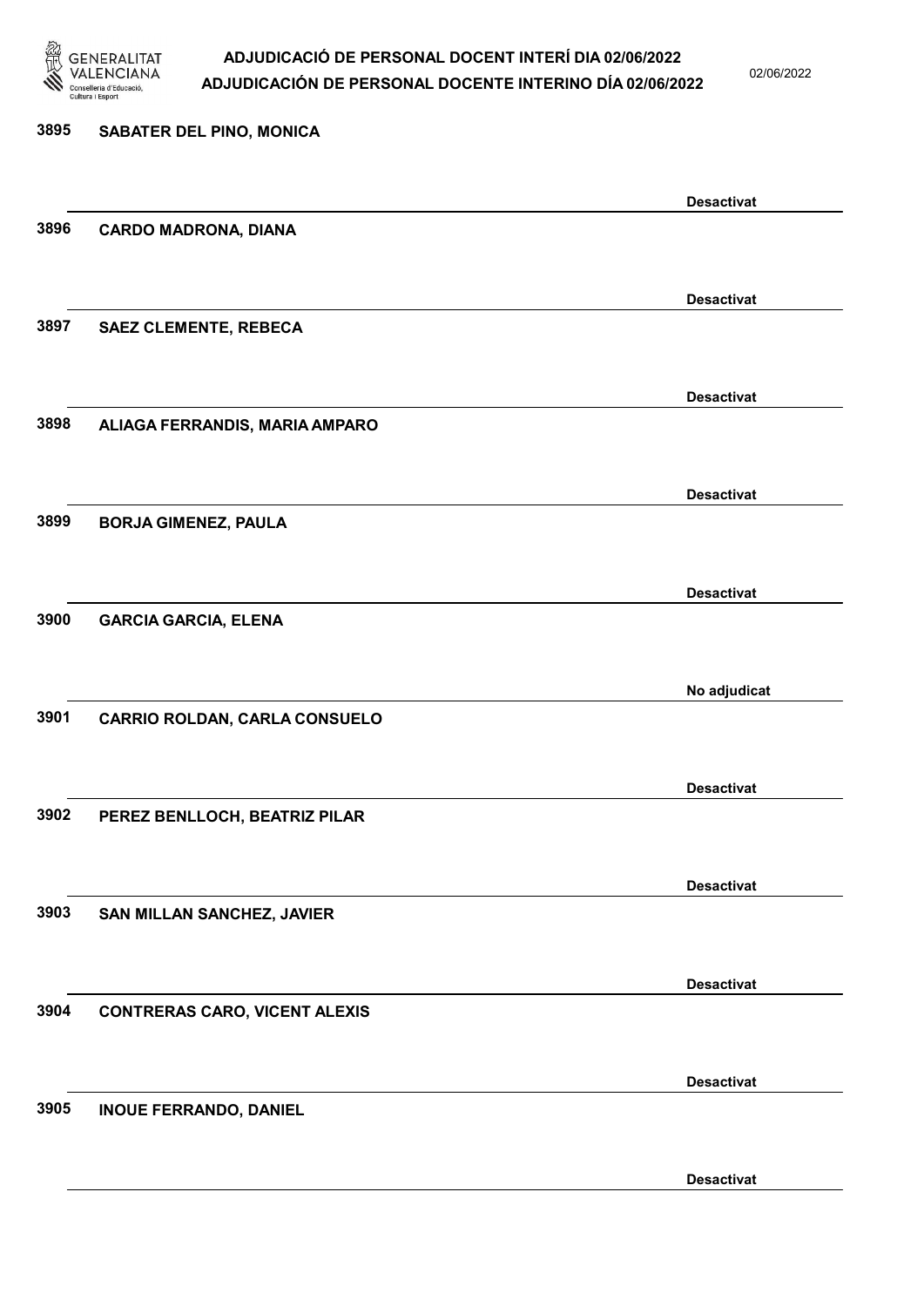3895 **SABATER DEL PINO, MONICA**

**Desactivat**

3896 **CARDO MADRONA, DIANA**

**Desactivat**

3897 **SAEZ CLEMENTE, REBECA**

**Desactivat**

3898 **ALIAGA FERRANDIS, MARIA AMPARO**

**Desactivat**

3899 **BORJA GIMENEZ, PAULA**

**Desactivat**

3900 **GARCIA GARCIA, ELENA**

**No adjudicat**

3901 **CARRIO ROLDAN, CARLA CONSUELO**

**Desactivat**

3902 **PEREZ BENLLOCH, BEATRIZ PILAR**

**Desactivat**

3903 **SAN MILLAN SANCHEZ, JAVIER**

**Desactivat**

3904 **CONTRERAS CARO, VICENT ALEXIS**

**Desactivat**

3905 **INOUE FERRANDO, DANIEL**

**Desactivat**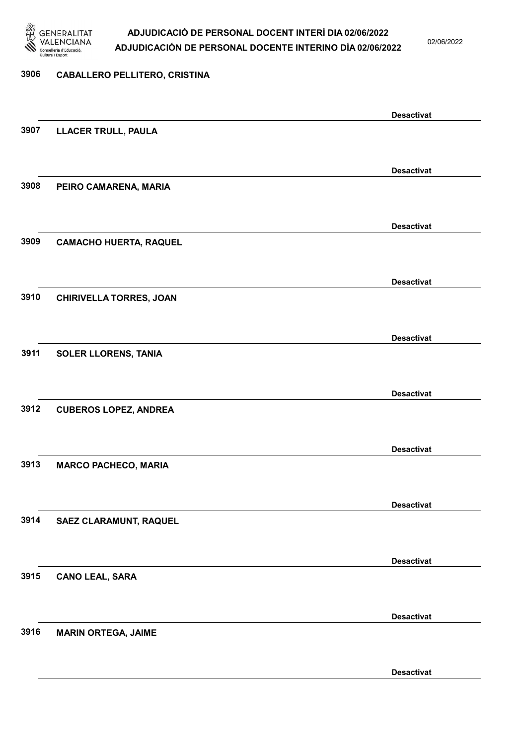3906 **CABALLERO PELLITERO, CRISTINA**

**Desactivat**

3907 **LLACER TRULL, PAULA**

**Desactivat**

3908 **PEIRO CAMARENA, MARIA**

**Desactivat**

3909 **CAMACHO HUERTA, RAQUEL**

**Desactivat**

3910 **CHIRIVELLA TORRES, JOAN**

**Desactivat**

3911 **SOLER LLORENS, TANIA**

**Desactivat**

3912 **CUBEROS LOPEZ, ANDREA**

**Desactivat**

3913 **MARCO PACHECO, MARIA**

**Desactivat**

3914 **SAEZ CLARAMUNT, RAQUEL**

**Desactivat**

3915 **CANO LEAL, SARA**

**Desactivat**

3916 **MARIN ORTEGA, JAIME**

**Desactivat**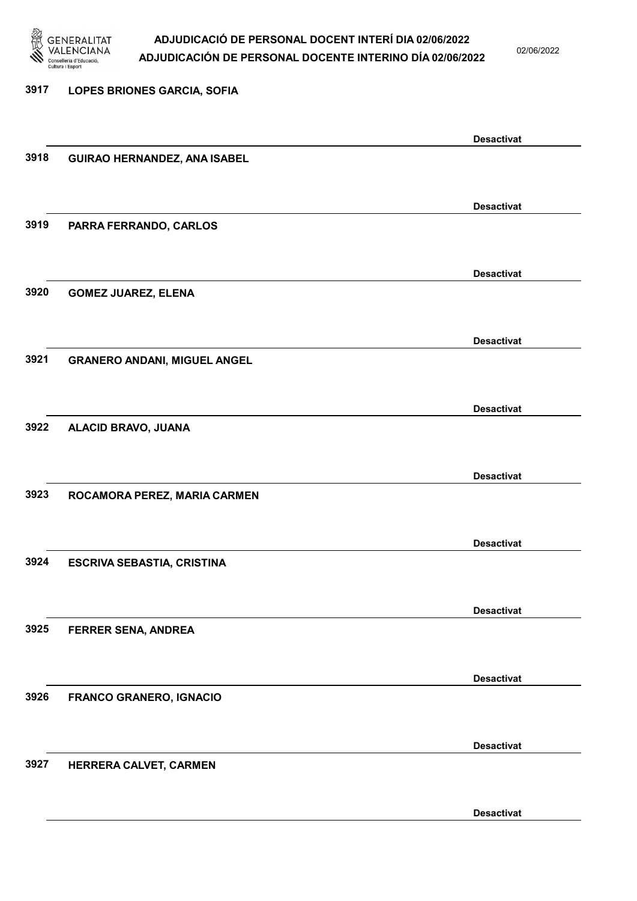3917 LOPES BRIONES GARCIA, SOFIA

Desactivat

3918 GUIRAO HERNANDEZ, ANA ISABEL

Desactivat

3919 PARRA FERRANDO, CARLOS

Desactivat

3920 GOMEZ JUAREZ, ELENA

Desactivat

3921 GRANERO ANDANI, MIGUEL ANGEL

Desactivat

3922 ALACID BRAVO, JUANA

Desactivat

3923 ROCAMORA PEREZ, MARIA CARMEN

Desactivat

3924 ESCRIVA SEBASTIA, CRISTINA

Desactivat

3925 FERRER SENA, ANDREA

Desactivat

3926 FRANCO GRANERO, IGNACIO

Desactivat

3927 HERRERA CALVET, CARMEN

Desactivat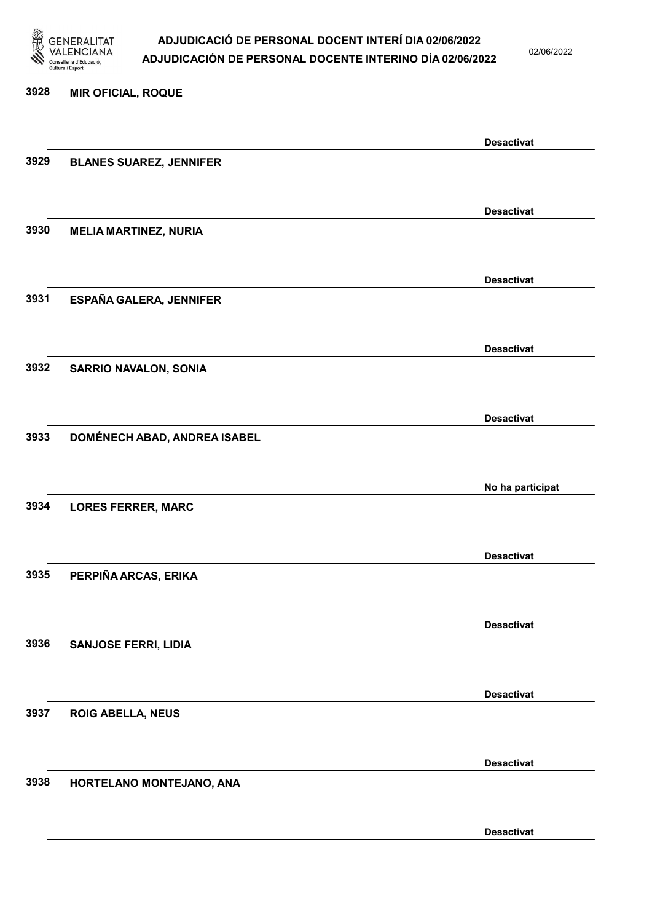| Núm. | Nom | Estat |
|---|---|---|
| 3928 | MIR OFICIAL, ROQUE | Desactivat |
| 3929 | BLANES SUAREZ, JENNIFER | Desactivat |
| 3930 | MELIA MARTINEZ, NURIA | Desactivat |
| 3931 | ESPAÑA GALERA, JENNIFER | Desactivat |
| 3932 | SARRIO NAVALON, SONIA | Desactivat |
| 3933 | DOMÉNECH ABAD, ANDREA ISABEL | No ha participat |
| 3934 | LORES FERRER, MARC | Desactivat |
| 3935 | PERPIÑA ARCAS, ERIKA | Desactivat |
| 3936 | SANJOSE FERRI, LIDIA | Desactivat |
| 3937 | ROIG ABELLA, NEUS | Desactivat |
| 3938 | HORTELANO MONTEJANO, ANA | Desactivat |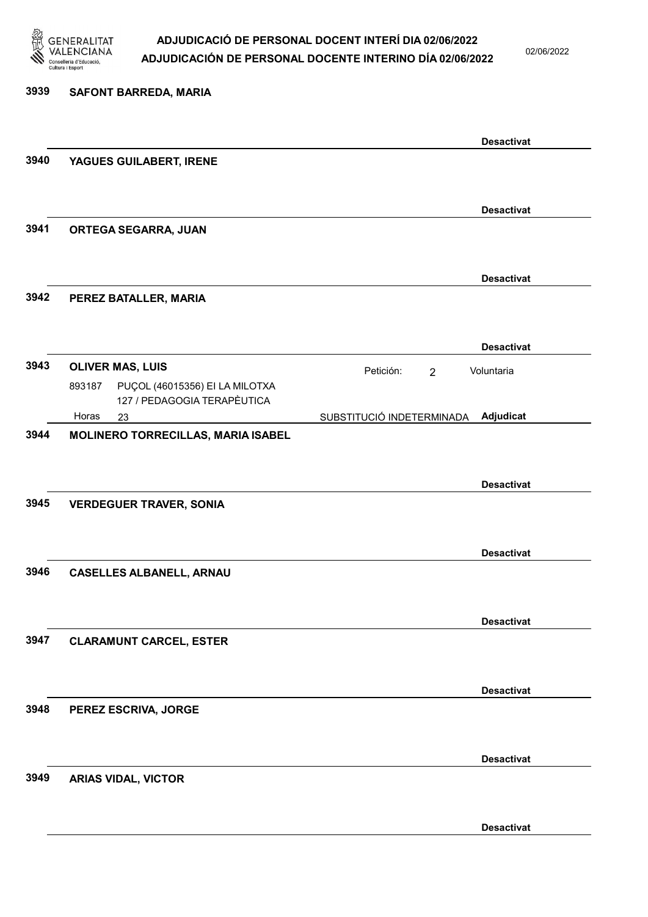**3939** **SAFONT BARREDA, MARIA**

**Desactivat**

**3940** **YAGUES GUILABERT, IRENE**

**Desactivat**

**3941** **ORTEGA SEGARRA, JUAN**

**Desactivat**

**3942** **PEREZ BATALLER, MARIA**

**Desactivat**

**3943** **OLIVER MAS, LUIS**

Petición: 2 Voluntaria

893187 PUÇOL (46015356) EI LA MILOTXA
127 / PEDAGOGIA TERAPÈUTICA

Horas 23 SUBSTITUCIÓ INDETERMINADA **Adjudicat**

**3944** **MOLINERO TORRECILLAS, MARIA ISABEL**

**Desactivat**

**3945** **VERDEGUER TRAVER, SONIA**

**Desactivat**

**3946** **CASELLES ALBANELL, ARNAU**

**Desactivat**

**3947** **CLARAMUNT CARCEL, ESTER**

**Desactivat**

**3948** **PEREZ ESCRIVA, JORGE**

**Desactivat**

**3949** **ARIAS VIDAL, VICTOR**

**Desactivat**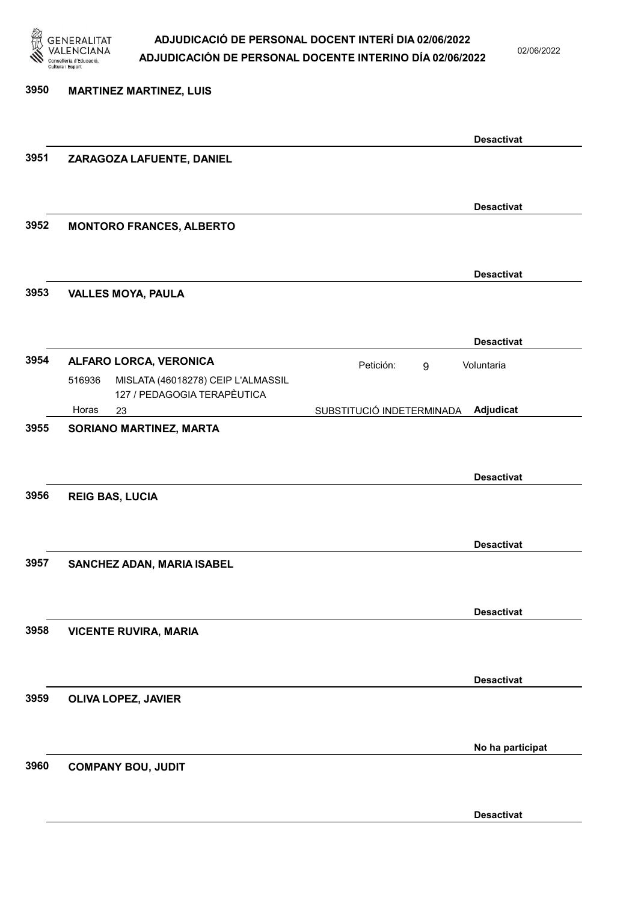3950 **MARTINEZ MARTINEZ, LUIS**

**Desactivat**

3951 **ZARAGOZA LAFUENTE, DANIEL**

**Desactivat**

3952 **MONTORO FRANCES, ALBERTO**

**Desactivat**

3953 **VALLES MOYA, PAULA**

**Desactivat**

3954 **ALFARO LORCA, VERONICA** Petición: 9 Voluntaria

516936 MISLATA (46018278) CEIP L'ALMASSIL
127 / PEDAGOGIA TERAPÈUTICA

Horas 23 SUBSTITUCIÓ INDETERMINADA **Adjudicat**

3955 **SORIANO MARTINEZ, MARTA**

**Desactivat**

3956 **REIG BAS, LUCIA**

**Desactivat**

3957 **SANCHEZ ADAN, MARIA ISABEL**

**Desactivat**

3958 **VICENTE RUVIRA, MARIA**

**Desactivat**

3959 **OLIVA LOPEZ, JAVIER**

**No ha participat**

3960 **COMPANY BOU, JUDIT**

**Desactivat**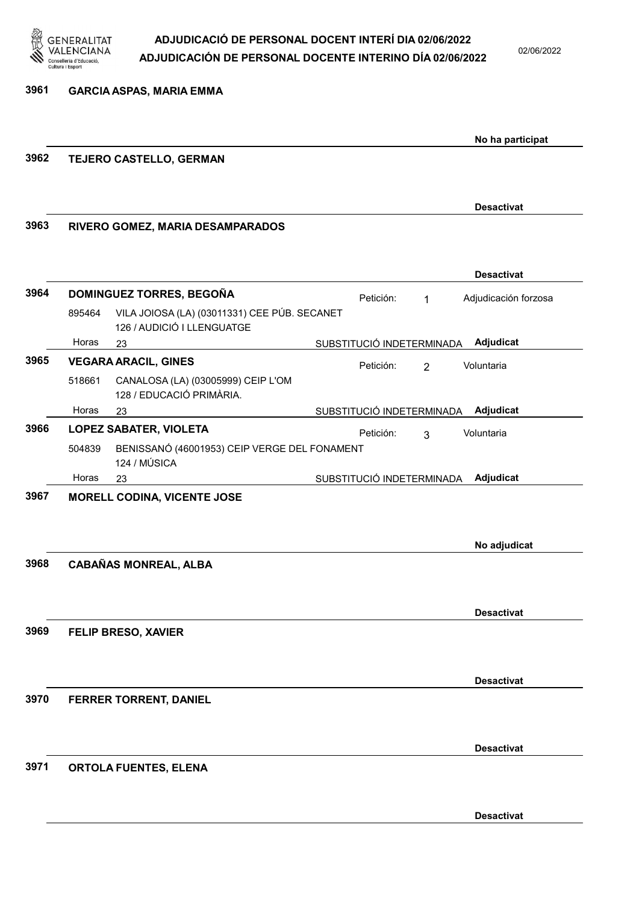**3961 GARCIA ASPAS, MARIA EMMA**

No ha participat

**3962 TEJERO CASTELLO, GERMAN**

Desactivat

**3963 RIVERO GOMEZ, MARIA DESAMPARADOS**

Desactivat

**3964 DOMINGUEZ TORRES, BEGOÑA** — Petición: 1 — Adjudicación forzosa

895464 VILA JOIOSA (LA) (03011331) CEE PÚB. SECANET
126 / AUDICIÓ I LLENGUATGE

Horas 23 — SUBSTITUCIÓ INDETERMINADA — **Adjudicat**

**3965 VEGARA ARACIL, GINES** — Petición: 2 — Voluntaria

518661 CANALOSA (LA) (03005999) CEIP L'OM
128 / EDUCACIÓ PRIMÀRIA.

Horas 23 — SUBSTITUCIÓ INDETERMINADA — **Adjudicat**

**3966 LOPEZ SABATER, VIOLETA** — Petición: 3 — Voluntaria

504839 BENISSANÓ (46001953) CEIP VERGE DEL FONAMENT
124 / MÚSICA

Horas 23 — SUBSTITUCIÓ INDETERMINADA — **Adjudicat**

**3967 MORELL CODINA, VICENTE JOSE**

No adjudicat

**3968 CABAÑAS MONREAL, ALBA**

Desactivat

**3969 FELIP BRESO, XAVIER**

Desactivat

**3970 FERRER TORRENT, DANIEL**

Desactivat

**3971 ORTOLA FUENTES, ELENA**

Desactivat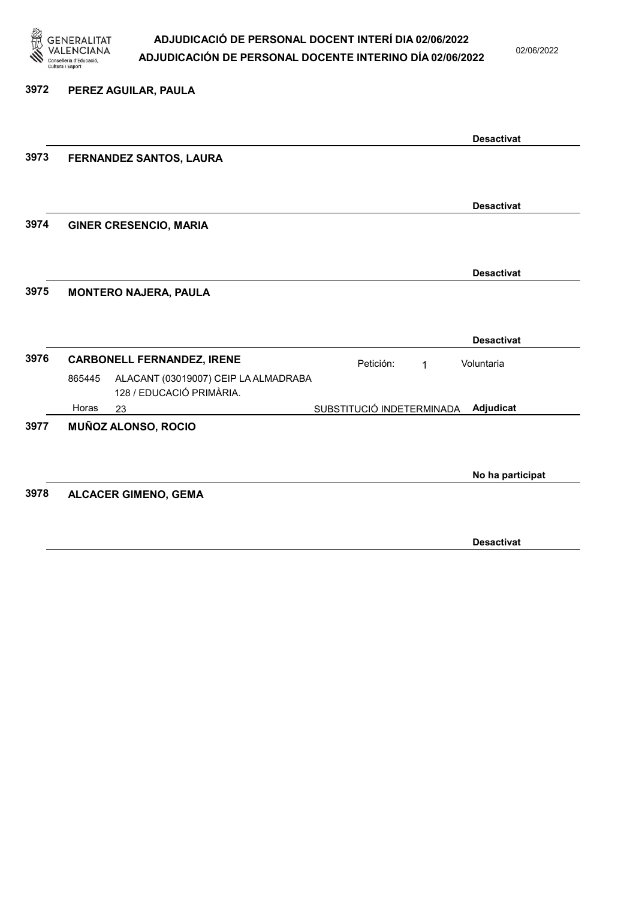**3972 PEREZ AGUILAR, PAULA**

**Desactivat**

**3973 FERNANDEZ SANTOS, LAURA**

**Desactivat**

**3974 GINER CRESENCIO, MARIA**

**Desactivat**

**3975 MONTERO NAJERA, PAULA**

**Desactivat**

**3976 CARBONELL FERNANDEZ, IRENE** — Petición: 1 — Voluntaria

865445 ALACANT (03019007) CEIP LA ALMADRABA
128 / EDUCACIÓ PRIMÀRIA.

Horas 23 — SUBSTITUCIÓ INDETERMINADA — **Adjudicat**

**3977 MUÑOZ ALONSO, ROCIO**

**No ha participat**

**3978 ALCACER GIMENO, GEMA**

**Desactivat**